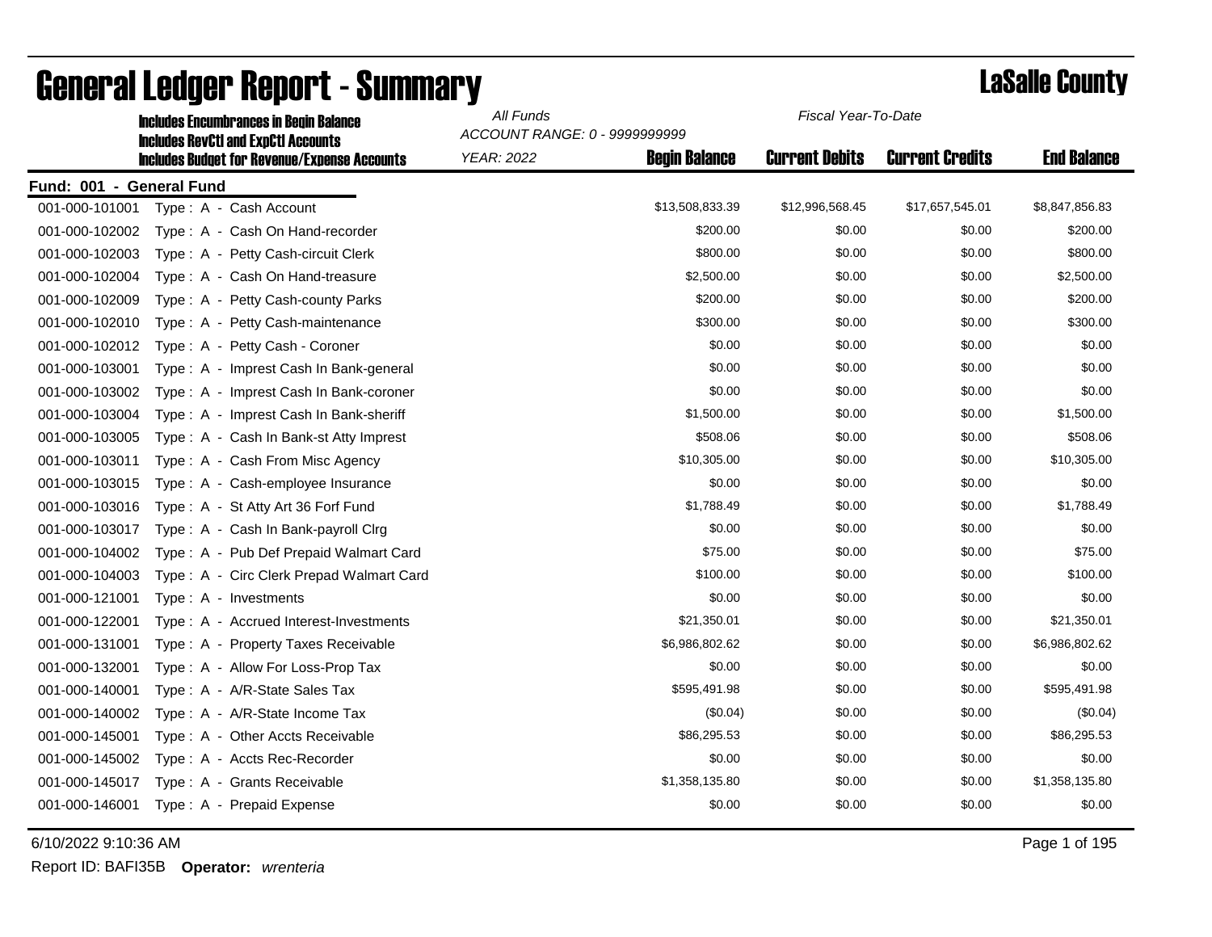# General Ledger Report - Summary

# LaSalle County

**Includes Encumbrances in Begin Balance**
**Includes RevCtl and ExpCtl Accounts**
**Includes Budget for Revenue/Expense Accounts**

*All Funds*
*ACCOUNT RANGE: 0 - 9999999999*
*YEAR: 2022*

*Fiscal Year-To-Date*

## Fund: 001 - General Fund

| Account | Description | Begin Balance | Current Debits | Current Credits | End Balance |
|---|---|---|---|---|---|
| 001-000-101001 | Type : A - Cash Account | $13,508,833.39 | $12,996,568.45 | $17,657,545.01 | $8,847,856.83 |
| 001-000-102002 | Type : A - Cash On Hand-recorder | $200.00 | $0.00 | $0.00 | $200.00 |
| 001-000-102003 | Type : A - Petty Cash-circuit Clerk | $800.00 | $0.00 | $0.00 | $800.00 |
| 001-000-102004 | Type : A - Cash On Hand-treasure | $2,500.00 | $0.00 | $0.00 | $2,500.00 |
| 001-000-102009 | Type : A - Petty Cash-county Parks | $200.00 | $0.00 | $0.00 | $200.00 |
| 001-000-102010 | Type : A - Petty Cash-maintenance | $300.00 | $0.00 | $0.00 | $300.00 |
| 001-000-102012 | Type : A - Petty Cash - Coroner | $0.00 | $0.00 | $0.00 | $0.00 |
| 001-000-103001 | Type : A - Imprest Cash In Bank-general | $0.00 | $0.00 | $0.00 | $0.00 |
| 001-000-103002 | Type : A - Imprest Cash In Bank-coroner | $0.00 | $0.00 | $0.00 | $0.00 |
| 001-000-103004 | Type : A - Imprest Cash In Bank-sheriff | $1,500.00 | $0.00 | $0.00 | $1,500.00 |
| 001-000-103005 | Type : A - Cash In Bank-st Atty Imprest | $508.06 | $0.00 | $0.00 | $508.06 |
| 001-000-103011 | Type : A - Cash From Misc Agency | $10,305.00 | $0.00 | $0.00 | $10,305.00 |
| 001-000-103015 | Type : A - Cash-employee Insurance | $0.00 | $0.00 | $0.00 | $0.00 |
| 001-000-103016 | Type : A - St Atty Art 36 Forf Fund | $1,788.49 | $0.00 | $0.00 | $1,788.49 |
| 001-000-103017 | Type : A - Cash In Bank-payroll Clrg | $0.00 | $0.00 | $0.00 | $0.00 |
| 001-000-104002 | Type : A - Pub Def Prepaid Walmart Card | $75.00 | $0.00 | $0.00 | $75.00 |
| 001-000-104003 | Type : A - Circ Clerk Prepad Walmart Card | $100.00 | $0.00 | $0.00 | $100.00 |
| 001-000-121001 | Type : A - Investments | $0.00 | $0.00 | $0.00 | $0.00 |
| 001-000-122001 | Type : A - Accrued Interest-Investments | $21,350.01 | $0.00 | $0.00 | $21,350.01 |
| 001-000-131001 | Type : A - Property Taxes Receivable | $6,986,802.62 | $0.00 | $0.00 | $6,986,802.62 |
| 001-000-132001 | Type : A - Allow For Loss-Prop Tax | $0.00 | $0.00 | $0.00 | $0.00 |
| 001-000-140001 | Type : A - A/R-State Sales Tax | $595,491.98 | $0.00 | $0.00 | $595,491.98 |
| 001-000-140002 | Type : A - A/R-State Income Tax | ($0.04) | $0.00 | $0.00 | ($0.04) |
| 001-000-145001 | Type : A - Other Accts Receivable | $86,295.53 | $0.00 | $0.00 | $86,295.53 |
| 001-000-145002 | Type : A - Accts Rec-Recorder | $0.00 | $0.00 | $0.00 | $0.00 |
| 001-000-145017 | Type : A - Grants Receivable | $1,358,135.80 | $0.00 | $0.00 | $1,358,135.80 |
| 001-000-146001 | Type : A - Prepaid Expense | $0.00 | $0.00 | $0.00 | $0.00 |

6/10/2022 9:10:36 AM

Report ID: BAFI35B **Operator:** *wrenteria*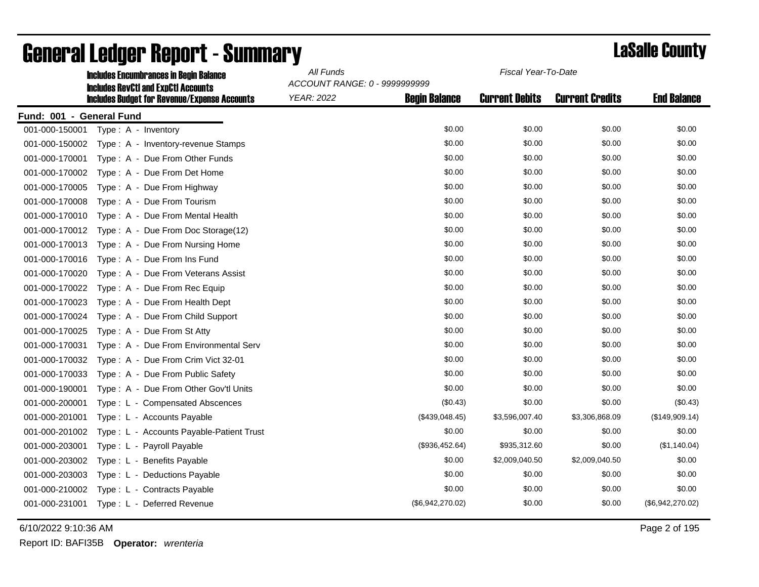# General Ledger Report - Summary

## LaSalle County

**Includes Encumbrances in Begin Balance**
**Includes RevCtl and ExpCtl Accounts**
**Includes Budget for Revenue/Expense Accounts**

*All Funds*
*ACCOUNT RANGE: 0 - 9999999999*
*YEAR: 2022*
*Fiscal Year-To-Date*

**Fund: 001 - General Fund**

| Account | Description | Begin Balance | Current Debits | Current Credits | End Balance |
|---|---|---|---|---|---|
| 001-000-150001 | Type : A - Inventory | $0.00 | $0.00 | $0.00 | $0.00 |
| 001-000-150002 | Type : A - Inventory-revenue Stamps | $0.00 | $0.00 | $0.00 | $0.00 |
| 001-000-170001 | Type : A - Due From Other Funds | $0.00 | $0.00 | $0.00 | $0.00 |
| 001-000-170002 | Type : A - Due From Det Home | $0.00 | $0.00 | $0.00 | $0.00 |
| 001-000-170005 | Type : A - Due From Highway | $0.00 | $0.00 | $0.00 | $0.00 |
| 001-000-170008 | Type : A - Due From Tourism | $0.00 | $0.00 | $0.00 | $0.00 |
| 001-000-170010 | Type : A - Due From Mental Health | $0.00 | $0.00 | $0.00 | $0.00 |
| 001-000-170012 | Type : A - Due From Doc Storage(12) | $0.00 | $0.00 | $0.00 | $0.00 |
| 001-000-170013 | Type : A - Due From Nursing Home | $0.00 | $0.00 | $0.00 | $0.00 |
| 001-000-170016 | Type : A - Due From Ins Fund | $0.00 | $0.00 | $0.00 | $0.00 |
| 001-000-170020 | Type : A - Due From Veterans Assist | $0.00 | $0.00 | $0.00 | $0.00 |
| 001-000-170022 | Type : A - Due From Rec Equip | $0.00 | $0.00 | $0.00 | $0.00 |
| 001-000-170023 | Type : A - Due From Health Dept | $0.00 | $0.00 | $0.00 | $0.00 |
| 001-000-170024 | Type : A - Due From Child Support | $0.00 | $0.00 | $0.00 | $0.00 |
| 001-000-170025 | Type : A - Due From St Atty | $0.00 | $0.00 | $0.00 | $0.00 |
| 001-000-170031 | Type : A - Due From Environmental Serv | $0.00 | $0.00 | $0.00 | $0.00 |
| 001-000-170032 | Type : A - Due From Crim Vict 32-01 | $0.00 | $0.00 | $0.00 | $0.00 |
| 001-000-170033 | Type : A - Due From Public Safety | $0.00 | $0.00 | $0.00 | $0.00 |
| 001-000-190001 | Type : A - Due From Other Gov'tl Units | $0.00 | $0.00 | $0.00 | $0.00 |
| 001-000-200001 | Type : L - Compensated Abscences | ($0.43) | $0.00 | $0.00 | ($0.43) |
| 001-000-201001 | Type : L - Accounts Payable | ($439,048.45) | $3,596,007.40 | $3,306,868.09 | ($149,909.14) |
| 001-000-201002 | Type : L - Accounts Payable-Patient Trust | $0.00 | $0.00 | $0.00 | $0.00 |
| 001-000-203001 | Type : L - Payroll Payable | ($936,452.64) | $935,312.60 | $0.00 | ($1,140.04) |
| 001-000-203002 | Type : L - Benefits Payable | $0.00 | $2,009,040.50 | $2,009,040.50 | $0.00 |
| 001-000-203003 | Type : L - Deductions Payable | $0.00 | $0.00 | $0.00 | $0.00 |
| 001-000-210002 | Type : L - Contracts Payable | $0.00 | $0.00 | $0.00 | $0.00 |
| 001-000-231001 | Type : L - Deferred Revenue | ($6,942,270.02) | $0.00 | $0.00 | ($6,942,270.02) |

6/10/2022 9:10:36 AM

Report ID: BAFI35B **Operator:** *wrenteria*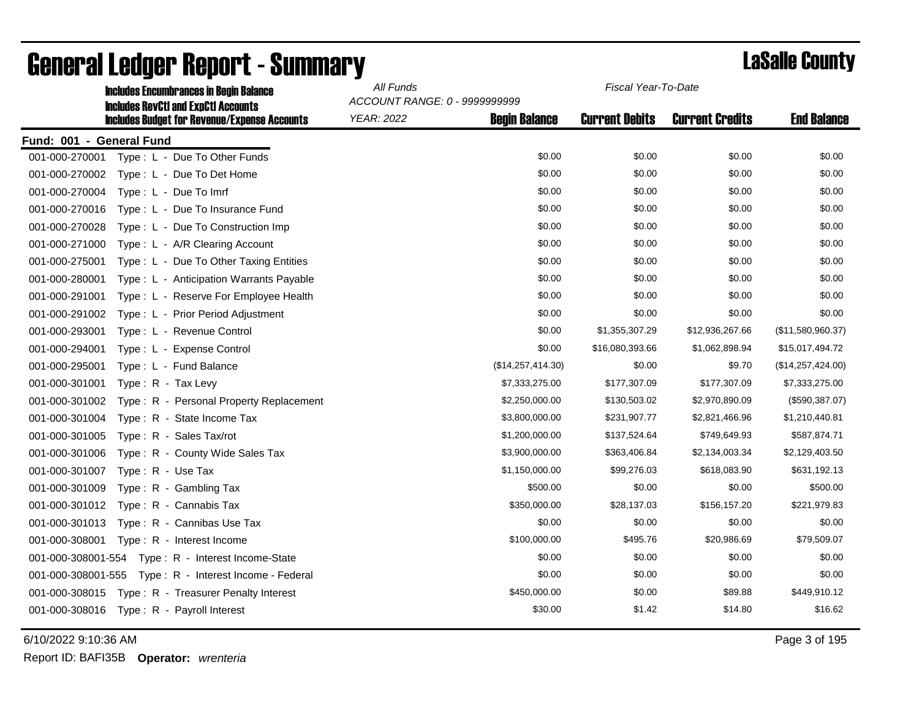# General Ledger Report - Summary

## LaSalle County

**Includes Encumbrances in Begin Balance**
**Includes RevCtl and ExpCtl Accounts**
**Includes Budget for Revenue/Expense Accounts**

All Funds
ACCOUNT RANGE: 0 - 9999999999
YEAR: 2022

Fiscal Year-To-Date

| Account | Description | Begin Balance | Current Debits | Current Credits | End Balance |
|---|---|---|---|---|---|
| **Fund: 001 - General Fund** | | | | | |
| 001-000-270001 | Type : L - Due To Other Funds | $0.00 | $0.00 | $0.00 | $0.00 |
| 001-000-270002 | Type : L - Due To Det Home | $0.00 | $0.00 | $0.00 | $0.00 |
| 001-000-270004 | Type : L - Due To Imrf | $0.00 | $0.00 | $0.00 | $0.00 |
| 001-000-270016 | Type : L - Due To Insurance Fund | $0.00 | $0.00 | $0.00 | $0.00 |
| 001-000-270028 | Type : L - Due To Construction Imp | $0.00 | $0.00 | $0.00 | $0.00 |
| 001-000-271000 | Type : L - A/R Clearing Account | $0.00 | $0.00 | $0.00 | $0.00 |
| 001-000-275001 | Type : L - Due To Other Taxing Entities | $0.00 | $0.00 | $0.00 | $0.00 |
| 001-000-280001 | Type : L - Anticipation Warrants Payable | $0.00 | $0.00 | $0.00 | $0.00 |
| 001-000-291001 | Type : L - Reserve For Employee Health | $0.00 | $0.00 | $0.00 | $0.00 |
| 001-000-291002 | Type : L - Prior Period Adjustment | $0.00 | $0.00 | $0.00 | $0.00 |
| 001-000-293001 | Type : L - Revenue Control | $0.00 | $1,355,307.29 | $12,936,267.66 | ($11,580,960.37) |
| 001-000-294001 | Type : L - Expense Control | $0.00 | $16,080,393.66 | $1,062,898.94 | $15,017,494.72 |
| 001-000-295001 | Type : L - Fund Balance | ($14,257,414.30) | $0.00 | $9.70 | ($14,257,424.00) |
| 001-000-301001 | Type : R - Tax Levy | $7,333,275.00 | $177,307.09 | $177,307.09 | $7,333,275.00 |
| 001-000-301002 | Type : R - Personal Property Replacement | $2,250,000.00 | $130,503.02 | $2,970,890.09 | ($590,387.07) |
| 001-000-301004 | Type : R - State Income Tax | $3,800,000.00 | $231,907.77 | $2,821,466.96 | $1,210,440.81 |
| 001-000-301005 | Type : R - Sales Tax/rot | $1,200,000.00 | $137,524.64 | $749,649.93 | $587,874.71 |
| 001-000-301006 | Type : R - County Wide Sales Tax | $3,900,000.00 | $363,406.84 | $2,134,003.34 | $2,129,403.50 |
| 001-000-301007 | Type : R - Use Tax | $1,150,000.00 | $99,276.03 | $618,083.90 | $631,192.13 |
| 001-000-301009 | Type : R - Gambling Tax | $500.00 | $0.00 | $0.00 | $500.00 |
| 001-000-301012 | Type : R - Cannabis Tax | $350,000.00 | $28,137.03 | $156,157.20 | $221,979.83 |
| 001-000-301013 | Type : R - Cannibas Use Tax | $0.00 | $0.00 | $0.00 | $0.00 |
| 001-000-308001 | Type : R - Interest Income | $100,000.00 | $495.76 | $20,986.69 | $79,509.07 |
| 001-000-308001-554 | Type : R - Interest Income-State | $0.00 | $0.00 | $0.00 | $0.00 |
| 001-000-308001-555 | Type : R - Interest Income - Federal | $0.00 | $0.00 | $0.00 | $0.00 |
| 001-000-308015 | Type : R - Treasurer Penalty Interest | $450,000.00 | $0.00 | $89.88 | $449,910.12 |
| 001-000-308016 | Type : R - Payroll Interest | $30.00 | $1.42 | $14.80 | $16.62 |

6/10/2022 9:10:36 AM

Report ID: BAFI35B **Operator:** *wrenteria*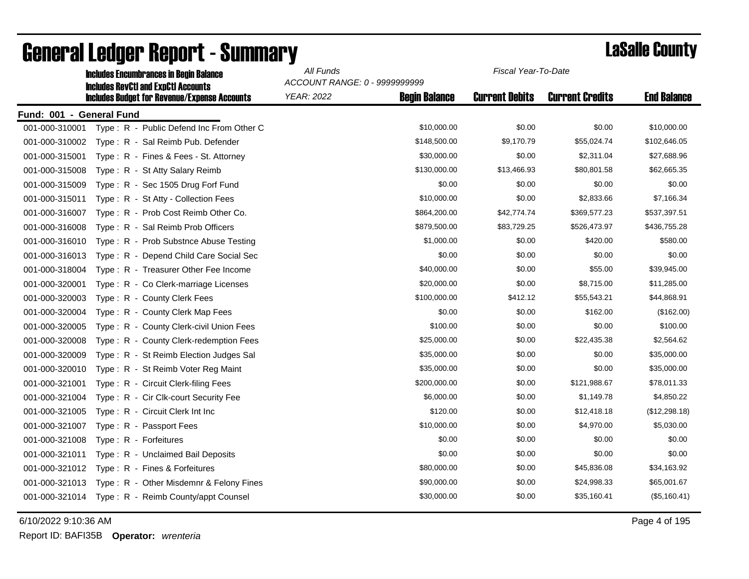# General Ledger Report - Summary

## LaSalle County

Includes Encumbrances in Begin Balance
Includes RevCtl and ExpCtl Accounts
Includes Budget for Revenue/Expense Accounts

*All Funds*
*ACCOUNT RANGE: 0 - 9999999999*
*YEAR: 2022*

*Fiscal Year-To-Date*

**Fund: 001 - General Fund**

| | | Begin Balance | Current Debits | Current Credits | End Balance |
|---|---|---|---|---|---|
| 001-000-310001 | Type : R - Public Defend Inc From Other C | $10,000.00 | $0.00 | $0.00 | $10,000.00 |
| 001-000-310002 | Type : R - Sal Reimb Pub. Defender | $148,500.00 | $9,170.79 | $55,024.74 | $102,646.05 |
| 001-000-315001 | Type : R - Fines & Fees - St. Attorney | $30,000.00 | $0.00 | $2,311.04 | $27,688.96 |
| 001-000-315008 | Type : R - St Atty Salary Reimb | $130,000.00 | $13,466.93 | $80,801.58 | $62,665.35 |
| 001-000-315009 | Type : R - Sec 1505 Drug Forf Fund | $0.00 | $0.00 | $0.00 | $0.00 |
| 001-000-315011 | Type : R - St Atty - Collection Fees | $10,000.00 | $0.00 | $2,833.66 | $7,166.34 |
| 001-000-316007 | Type : R - Prob Cost Reimb Other Co. | $864,200.00 | $42,774.74 | $369,577.23 | $537,397.51 |
| 001-000-316008 | Type : R - Sal Reimb Prob Officers | $879,500.00 | $83,729.25 | $526,473.97 | $436,755.28 |
| 001-000-316010 | Type : R - Prob Substnce Abuse Testing | $1,000.00 | $0.00 | $420.00 | $580.00 |
| 001-000-316013 | Type : R - Depend Child Care Social Sec | $0.00 | $0.00 | $0.00 | $0.00 |
| 001-000-318004 | Type : R - Treasurer Other Fee Income | $40,000.00 | $0.00 | $55.00 | $39,945.00 |
| 001-000-320001 | Type : R - Co Clerk-marriage Licenses | $20,000.00 | $0.00 | $8,715.00 | $11,285.00 |
| 001-000-320003 | Type : R - County Clerk Fees | $100,000.00 | $412.12 | $55,543.21 | $44,868.91 |
| 001-000-320004 | Type : R - County Clerk Map Fees | $0.00 | $0.00 | $162.00 | ($162.00) |
| 001-000-320005 | Type : R - County Clerk-civil Union Fees | $100.00 | $0.00 | $0.00 | $100.00 |
| 001-000-320008 | Type : R - County Clerk-redemption Fees | $25,000.00 | $0.00 | $22,435.38 | $2,564.62 |
| 001-000-320009 | Type : R - St Reimb Election Judges Sal | $35,000.00 | $0.00 | $0.00 | $35,000.00 |
| 001-000-320010 | Type : R - St Reimb Voter Reg Maint | $35,000.00 | $0.00 | $0.00 | $35,000.00 |
| 001-000-321001 | Type : R - Circuit Clerk-filing Fees | $200,000.00 | $0.00 | $121,988.67 | $78,011.33 |
| 001-000-321004 | Type : R - Cir Clk-court Security Fee | $6,000.00 | $0.00 | $1,149.78 | $4,850.22 |
| 001-000-321005 | Type : R - Circuit Clerk Int Inc | $120.00 | $0.00 | $12,418.18 | ($12,298.18) |
| 001-000-321007 | Type : R - Passport Fees | $10,000.00 | $0.00 | $4,970.00 | $5,030.00 |
| 001-000-321008 | Type : R - Forfeitures | $0.00 | $0.00 | $0.00 | $0.00 |
| 001-000-321011 | Type : R - Unclaimed Bail Deposits | $0.00 | $0.00 | $0.00 | $0.00 |
| 001-000-321012 | Type : R - Fines & Forfeitures | $80,000.00 | $0.00 | $45,836.08 | $34,163.92 |
| 001-000-321013 | Type : R - Other Misdemnr & Felony Fines | $90,000.00 | $0.00 | $24,998.33 | $65,001.67 |
| 001-000-321014 | Type : R - Reimb County/appt Counsel | $30,000.00 | $0.00 | $35,160.41 | ($5,160.41) |

6/10/2022 9:10:36 AM

Report ID: BAFI35B **Operator:** *wrenteria*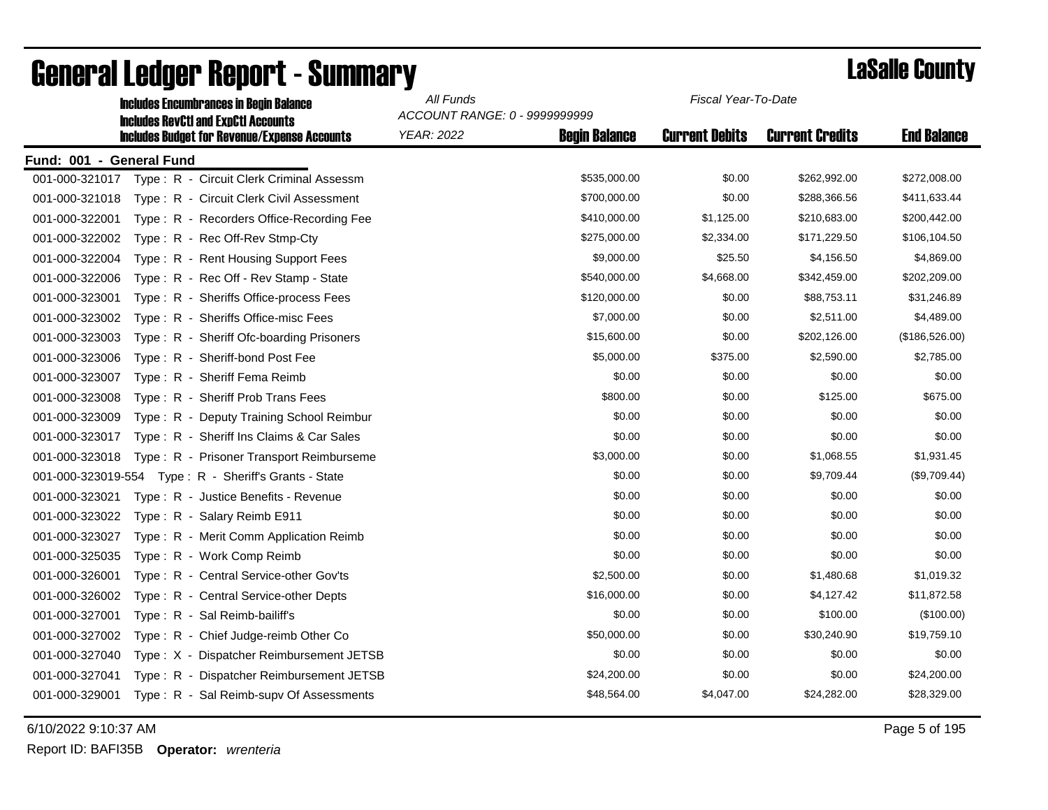# General Ledger Report - Summary

# LaSalle County

**Includes Encumbrances in Begin Balance**
**Includes RevCtl and ExpCtl Accounts**
**Includes Budget for Revenue/Expense Accounts**

*All Funds*
*ACCOUNT RANGE: 0 - 9999999999*
*YEAR: 2022*
*Fiscal Year-To-Date*

## Fund: 001 - General Fund

| Account | Description | Begin Balance | Current Debits | Current Credits | End Balance |
|---|---|---|---|---|---|
| 001-000-321017 | Type : R - Circuit Clerk Criminal Assessm | $535,000.00 | $0.00 | $262,992.00 | $272,008.00 |
| 001-000-321018 | Type : R - Circuit Clerk Civil Assessment | $700,000.00 | $0.00 | $288,366.56 | $411,633.44 |
| 001-000-322001 | Type : R - Recorders Office-Recording Fee | $410,000.00 | $1,125.00 | $210,683.00 | $200,442.00 |
| 001-000-322002 | Type : R - Rec Off-Rev Stmp-Cty | $275,000.00 | $2,334.00 | $171,229.50 | $106,104.50 |
| 001-000-322004 | Type : R - Rent Housing Support Fees | $9,000.00 | $25.50 | $4,156.50 | $4,869.00 |
| 001-000-322006 | Type : R - Rec Off - Rev Stamp - State | $540,000.00 | $4,668.00 | $342,459.00 | $202,209.00 |
| 001-000-323001 | Type : R - Sheriffs Office-process Fees | $120,000.00 | $0.00 | $88,753.11 | $31,246.89 |
| 001-000-323002 | Type : R - Sheriffs Office-misc Fees | $7,000.00 | $0.00 | $2,511.00 | $4,489.00 |
| 001-000-323003 | Type : R - Sheriff Ofc-boarding Prisoners | $15,600.00 | $0.00 | $202,126.00 | ($186,526.00) |
| 001-000-323006 | Type : R - Sheriff-bond Post Fee | $5,000.00 | $375.00 | $2,590.00 | $2,785.00 |
| 001-000-323007 | Type : R - Sheriff Fema Reimb | $0.00 | $0.00 | $0.00 | $0.00 |
| 001-000-323008 | Type : R - Sheriff Prob Trans Fees | $800.00 | $0.00 | $125.00 | $675.00 |
| 001-000-323009 | Type : R - Deputy Training School Reimbur | $0.00 | $0.00 | $0.00 | $0.00 |
| 001-000-323017 | Type : R - Sheriff Ins Claims & Car Sales | $0.00 | $0.00 | $0.00 | $0.00 |
| 001-000-323018 | Type : R - Prisoner Transport Reimburseme | $3,000.00 | $0.00 | $1,068.55 | $1,931.45 |
| 001-000-323019-554 | Type : R - Sheriff's Grants - State | $0.00 | $0.00 | $9,709.44 | ($9,709.44) |
| 001-000-323021 | Type : R - Justice Benefits - Revenue | $0.00 | $0.00 | $0.00 | $0.00 |
| 001-000-323022 | Type : R - Salary Reimb E911 | $0.00 | $0.00 | $0.00 | $0.00 |
| 001-000-323027 | Type : R - Merit Comm Application Reimb | $0.00 | $0.00 | $0.00 | $0.00 |
| 001-000-325035 | Type : R - Work Comp Reimb | $0.00 | $0.00 | $0.00 | $0.00 |
| 001-000-326001 | Type : R - Central Service-other Gov'ts | $2,500.00 | $0.00 | $1,480.68 | $1,019.32 |
| 001-000-326002 | Type : R - Central Service-other Depts | $16,000.00 | $0.00 | $4,127.42 | $11,872.58 |
| 001-000-327001 | Type : R - Sal Reimb-bailiff's | $0.00 | $0.00 | $100.00 | ($100.00) |
| 001-000-327002 | Type : R - Chief Judge-reimb Other Co | $50,000.00 | $0.00 | $30,240.90 | $19,759.10 |
| 001-000-327040 | Type : X - Dispatcher Reimbursement JETSB | $0.00 | $0.00 | $0.00 | $0.00 |
| 001-000-327041 | Type : R - Dispatcher Reimbursement JETSB | $24,200.00 | $0.00 | $0.00 | $24,200.00 |
| 001-000-329001 | Type : R - Sal Reimb-supv Of Assessments | $48,564.00 | $4,047.00 | $24,282.00 | $28,329.00 |

6/10/2022 9:10:37 AM

Report ID: BAFI35B **Operator:** *wrenteria*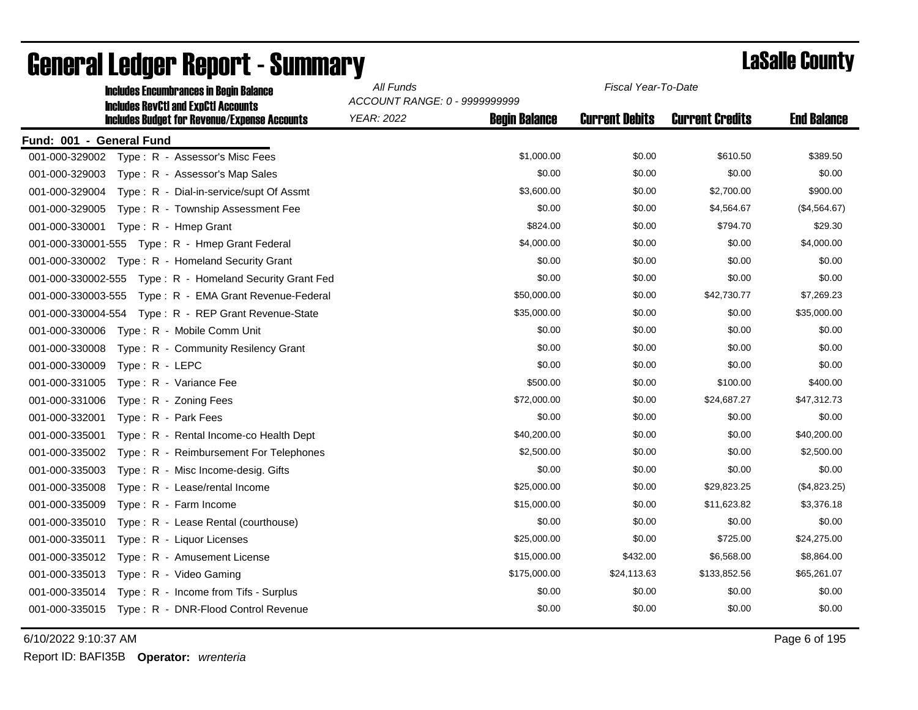# General Ledger Report - Summary

**LaSalle County**

Includes Encumbrances in Begin Balance
Includes RevCtl and ExpCtl Accounts
Includes Budget for Revenue/Expense Accounts

*All Funds*
*ACCOUNT RANGE: 0 - 9999999999*
*YEAR: 2022*

*Fiscal Year-To-Date*

| Account | Begin Balance | Current Debits | Current Credits | End Balance |
|---|---|---|---|---|
| **Fund: 001 - General Fund** | | | | |
| 001-000-329002 Type : R - Assessor's Misc Fees | $1,000.00 | $0.00 | $610.50 | $389.50 |
| 001-000-329003 Type : R - Assessor's Map Sales | $0.00 | $0.00 | $0.00 | $0.00 |
| 001-000-329004 Type : R - Dial-in-service/supt Of Assmt | $3,600.00 | $0.00 | $2,700.00 | $900.00 |
| 001-000-329005 Type : R - Township Assessment Fee | $0.00 | $0.00 | $4,564.67 | ($4,564.67) |
| 001-000-330001 Type : R - Hmep Grant | $824.00 | $0.00 | $794.70 | $29.30 |
| 001-000-330001-555 Type : R - Hmep Grant Federal | $4,000.00 | $0.00 | $0.00 | $4,000.00 |
| 001-000-330002 Type : R - Homeland Security Grant | $0.00 | $0.00 | $0.00 | $0.00 |
| 001-000-330002-555 Type : R - Homeland Security Grant Fed | $0.00 | $0.00 | $0.00 | $0.00 |
| 001-000-330003-555 Type : R - EMA Grant Revenue-Federal | $50,000.00 | $0.00 | $42,730.77 | $7,269.23 |
| 001-000-330004-554 Type : R - REP Grant Revenue-State | $35,000.00 | $0.00 | $0.00 | $35,000.00 |
| 001-000-330006 Type : R - Mobile Comm Unit | $0.00 | $0.00 | $0.00 | $0.00 |
| 001-000-330008 Type : R - Community Resiliency Grant | $0.00 | $0.00 | $0.00 | $0.00 |
| 001-000-330009 Type : R - LEPC | $0.00 | $0.00 | $0.00 | $0.00 |
| 001-000-331005 Type : R - Variance Fee | $500.00 | $0.00 | $100.00 | $400.00 |
| 001-000-331006 Type : R - Zoning Fees | $72,000.00 | $0.00 | $24,687.27 | $47,312.73 |
| 001-000-332001 Type : R - Park Fees | $0.00 | $0.00 | $0.00 | $0.00 |
| 001-000-335001 Type : R - Rental Income-co Health Dept | $40,200.00 | $0.00 | $0.00 | $40,200.00 |
| 001-000-335002 Type : R - Reimbursement For Telephones | $2,500.00 | $0.00 | $0.00 | $2,500.00 |
| 001-000-335003 Type : R - Misc Income-desig. Gifts | $0.00 | $0.00 | $0.00 | $0.00 |
| 001-000-335008 Type : R - Lease/rental Income | $25,000.00 | $0.00 | $29,823.25 | ($4,823.25) |
| 001-000-335009 Type : R - Farm Income | $15,000.00 | $0.00 | $11,623.82 | $3,376.18 |
| 001-000-335010 Type : R - Lease Rental (courthouse) | $0.00 | $0.00 | $0.00 | $0.00 |
| 001-000-335011 Type : R - Liquor Licenses | $25,000.00 | $0.00 | $725.00 | $24,275.00 |
| 001-000-335012 Type : R - Amusement License | $15,000.00 | $432.00 | $6,568.00 | $8,864.00 |
| 001-000-335013 Type : R - Video Gaming | $175,000.00 | $24,113.63 | $133,852.56 | $65,261.07 |
| 001-000-335014 Type : R - Income from Tifs - Surplus | $0.00 | $0.00 | $0.00 | $0.00 |
| 001-000-335015 Type : R - DNR-Flood Control Revenue | $0.00 | $0.00 | $0.00 | $0.00 |

6/10/2022 9:10:37 AM

Report ID: BAFI35B **Operator:** *wrenteria*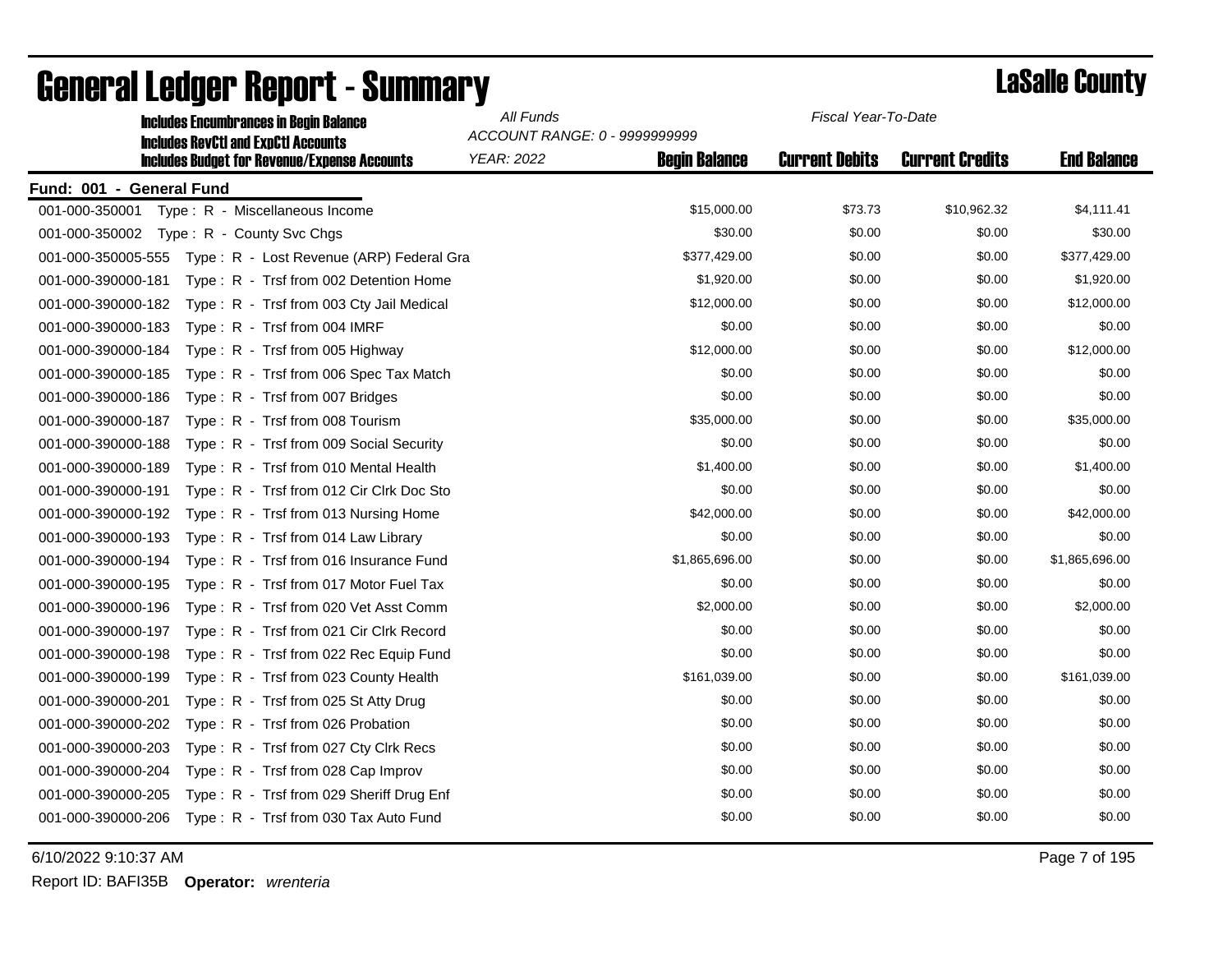# General Ledger Report - Summary

**LaSalle County**

Includes Encumbrances in Begin Balance
Includes RevCtl and ExpCtl Accounts
Includes Budget for Revenue/Expense Accounts

*All Funds*
*ACCOUNT RANGE: 0 - 9999999999*
*YEAR: 2022*

*Fiscal Year-To-Date*

## Fund: 001 - General Fund

| Account | Description | Begin Balance | Current Debits | Current Credits | End Balance |
|---|---|---|---|---|---|
| 001-000-350001 | Type : R - Miscellaneous Income | $15,000.00 | $73.73 | $10,962.32 | $4,111.41 |
| 001-000-350002 | Type : R - County Svc Chgs | $30.00 | $0.00 | $0.00 | $30.00 |
| 001-000-350005-555 | Type : R - Lost Revenue (ARP) Federal Gra | $377,429.00 | $0.00 | $0.00 | $377,429.00 |
| 001-000-390000-181 | Type : R - Trsf from 002 Detention Home | $1,920.00 | $0.00 | $0.00 | $1,920.00 |
| 001-000-390000-182 | Type : R - Trsf from 003 Cty Jail Medical | $12,000.00 | $0.00 | $0.00 | $12,000.00 |
| 001-000-390000-183 | Type : R - Trsf from 004 IMRF | $0.00 | $0.00 | $0.00 | $0.00 |
| 001-000-390000-184 | Type : R - Trsf from 005 Highway | $12,000.00 | $0.00 | $0.00 | $12,000.00 |
| 001-000-390000-185 | Type : R - Trsf from 006 Spec Tax Match | $0.00 | $0.00 | $0.00 | $0.00 |
| 001-000-390000-186 | Type : R - Trsf from 007 Bridges | $0.00 | $0.00 | $0.00 | $0.00 |
| 001-000-390000-187 | Type : R - Trsf from 008 Tourism | $35,000.00 | $0.00 | $0.00 | $35,000.00 |
| 001-000-390000-188 | Type : R - Trsf from 009 Social Security | $0.00 | $0.00 | $0.00 | $0.00 |
| 001-000-390000-189 | Type : R - Trsf from 010 Mental Health | $1,400.00 | $0.00 | $0.00 | $1,400.00 |
| 001-000-390000-191 | Type : R - Trsf from 012 Cir Clrk Doc Sto | $0.00 | $0.00 | $0.00 | $0.00 |
| 001-000-390000-192 | Type : R - Trsf from 013 Nursing Home | $42,000.00 | $0.00 | $0.00 | $42,000.00 |
| 001-000-390000-193 | Type : R - Trsf from 014 Law Library | $0.00 | $0.00 | $0.00 | $0.00 |
| 001-000-390000-194 | Type : R - Trsf from 016 Insurance Fund | $1,865,696.00 | $0.00 | $0.00 | $1,865,696.00 |
| 001-000-390000-195 | Type : R - Trsf from 017 Motor Fuel Tax | $0.00 | $0.00 | $0.00 | $0.00 |
| 001-000-390000-196 | Type : R - Trsf from 020 Vet Asst Comm | $2,000.00 | $0.00 | $0.00 | $2,000.00 |
| 001-000-390000-197 | Type : R - Trsf from 021 Cir Clrk Record | $0.00 | $0.00 | $0.00 | $0.00 |
| 001-000-390000-198 | Type : R - Trsf from 022 Rec Equip Fund | $0.00 | $0.00 | $0.00 | $0.00 |
| 001-000-390000-199 | Type : R - Trsf from 023 County Health | $161,039.00 | $0.00 | $0.00 | $161,039.00 |
| 001-000-390000-201 | Type : R - Trsf from 025 St Atty Drug | $0.00 | $0.00 | $0.00 | $0.00 |
| 001-000-390000-202 | Type : R - Trsf from 026 Probation | $0.00 | $0.00 | $0.00 | $0.00 |
| 001-000-390000-203 | Type : R - Trsf from 027 Cty Clrk Recs | $0.00 | $0.00 | $0.00 | $0.00 |
| 001-000-390000-204 | Type : R - Trsf from 028 Cap Improv | $0.00 | $0.00 | $0.00 | $0.00 |
| 001-000-390000-205 | Type : R - Trsf from 029 Sheriff Drug Enf | $0.00 | $0.00 | $0.00 | $0.00 |
| 001-000-390000-206 | Type : R - Trsf from 030 Tax Auto Fund | $0.00 | $0.00 | $0.00 | $0.00 |

6/10/2022 9:10:37 AM

Report ID: BAFI35B **Operator:** *wrenteria*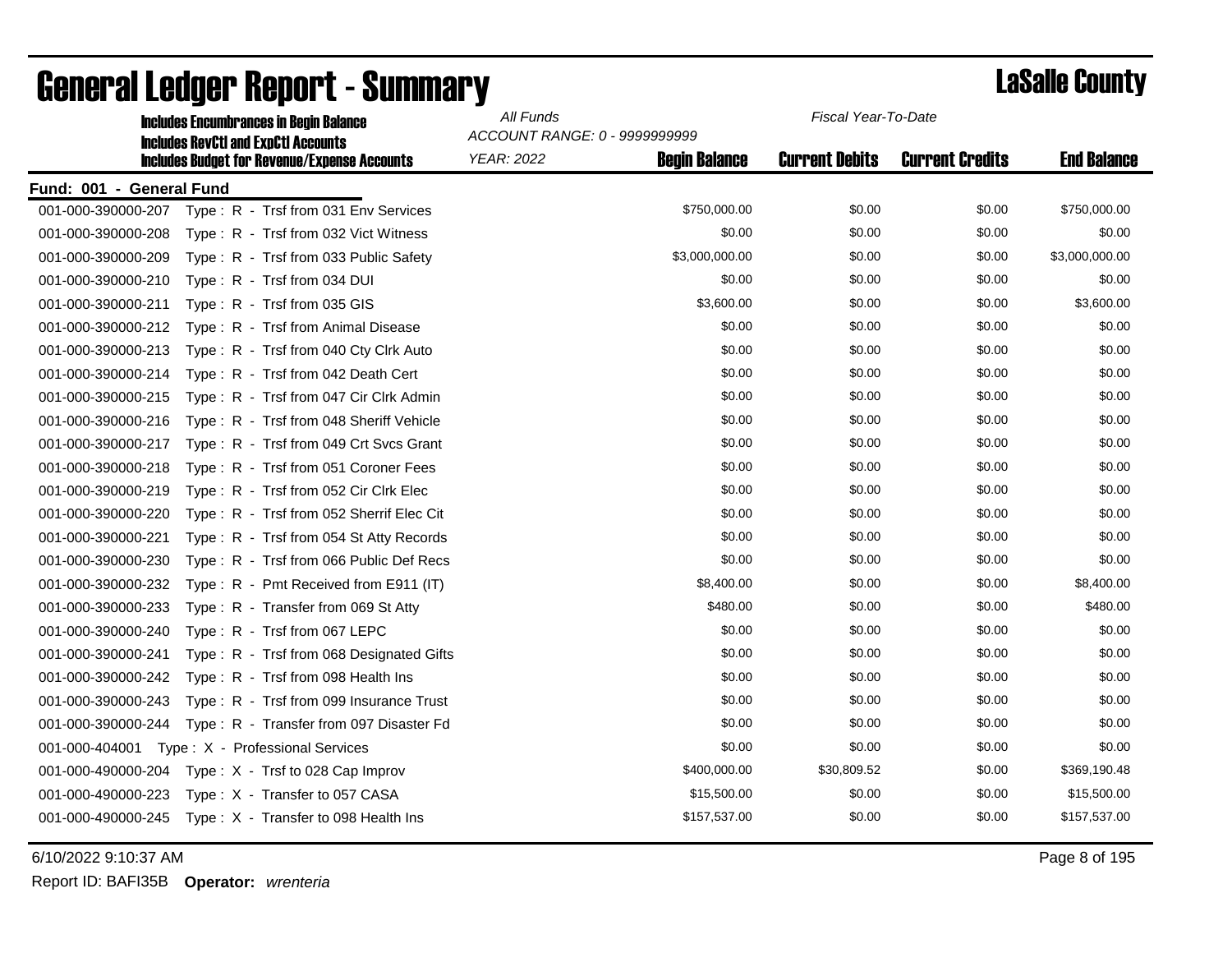# General Ledger Report - Summary

**LaSalle County**

Includes Encumbrances in Begin Balance
Includes RevCtl and ExpCtl Accounts
Includes Budget for Revenue/Expense Accounts

*All Funds*
*ACCOUNT RANGE: 0 - 9999999999*
*YEAR: 2022*

*Fiscal Year-To-Date*

| | | Begin Balance | Current Debits | Current Credits | End Balance |
|---|---|---|---|---|---|
| **Fund: 001 - General Fund** | | | | | |
| 001-000-390000-207 | Type : R - Trsf from 031 Env Services | $750,000.00 | $0.00 | $0.00 | $750,000.00 |
| 001-000-390000-208 | Type : R - Trsf from 032 Vict Witness | $0.00 | $0.00 | $0.00 | $0.00 |
| 001-000-390000-209 | Type : R - Trsf from 033 Public Safety | $3,000,000.00 | $0.00 | $0.00 | $3,000,000.00 |
| 001-000-390000-210 | Type : R - Trsf from 034 DUI | $0.00 | $0.00 | $0.00 | $0.00 |
| 001-000-390000-211 | Type : R - Trsf from 035 GIS | $3,600.00 | $0.00 | $0.00 | $3,600.00 |
| 001-000-390000-212 | Type : R - Trsf from Animal Disease | $0.00 | $0.00 | $0.00 | $0.00 |
| 001-000-390000-213 | Type : R - Trsf from 040 Cty Clrk Auto | $0.00 | $0.00 | $0.00 | $0.00 |
| 001-000-390000-214 | Type : R - Trsf from 042 Death Cert | $0.00 | $0.00 | $0.00 | $0.00 |
| 001-000-390000-215 | Type : R - Trsf from 047 Cir Clrk Admin | $0.00 | $0.00 | $0.00 | $0.00 |
| 001-000-390000-216 | Type : R - Trsf from 048 Sheriff Vehicle | $0.00 | $0.00 | $0.00 | $0.00 |
| 001-000-390000-217 | Type : R - Trsf from 049 Crt Svcs Grant | $0.00 | $0.00 | $0.00 | $0.00 |
| 001-000-390000-218 | Type : R - Trsf from 051 Coroner Fees | $0.00 | $0.00 | $0.00 | $0.00 |
| 001-000-390000-219 | Type : R - Trsf from 052 Cir Clrk Elec | $0.00 | $0.00 | $0.00 | $0.00 |
| 001-000-390000-220 | Type : R - Trsf from 052 Sherrif Elec Cit | $0.00 | $0.00 | $0.00 | $0.00 |
| 001-000-390000-221 | Type : R - Trsf from 054 St Atty Records | $0.00 | $0.00 | $0.00 | $0.00 |
| 001-000-390000-230 | Type : R - Trsf from 066 Public Def Recs | $0.00 | $0.00 | $0.00 | $0.00 |
| 001-000-390000-232 | Type : R - Pmt Received from E911 (IT) | $8,400.00 | $0.00 | $0.00 | $8,400.00 |
| 001-000-390000-233 | Type : R - Transfer from 069 St Atty | $480.00 | $0.00 | $0.00 | $480.00 |
| 001-000-390000-240 | Type : R - Trsf from 067 LEPC | $0.00 | $0.00 | $0.00 | $0.00 |
| 001-000-390000-241 | Type : R - Trsf from 068 Designated Gifts | $0.00 | $0.00 | $0.00 | $0.00 |
| 001-000-390000-242 | Type : R - Trsf from 098 Health Ins | $0.00 | $0.00 | $0.00 | $0.00 |
| 001-000-390000-243 | Type : R - Trsf from 099 Insurance Trust | $0.00 | $0.00 | $0.00 | $0.00 |
| 001-000-390000-244 | Type : R - Transfer from 097 Disaster Fd | $0.00 | $0.00 | $0.00 | $0.00 |
| 001-000-404001 | Type : X - Professional Services | $0.00 | $0.00 | $0.00 | $0.00 |
| 001-000-490000-204 | Type : X - Trsf to 028 Cap Improv | $400,000.00 | $30,809.52 | $0.00 | $369,190.48 |
| 001-000-490000-223 | Type : X - Transfer to 057 CASA | $15,500.00 | $0.00 | $0.00 | $15,500.00 |
| 001-000-490000-245 | Type : X - Transfer to 098 Health Ins | $157,537.00 | $0.00 | $0.00 | $157,537.00 |

6/10/2022 9:10:37 AM

Report ID: BAFI35B **Operator:** *wrenteria*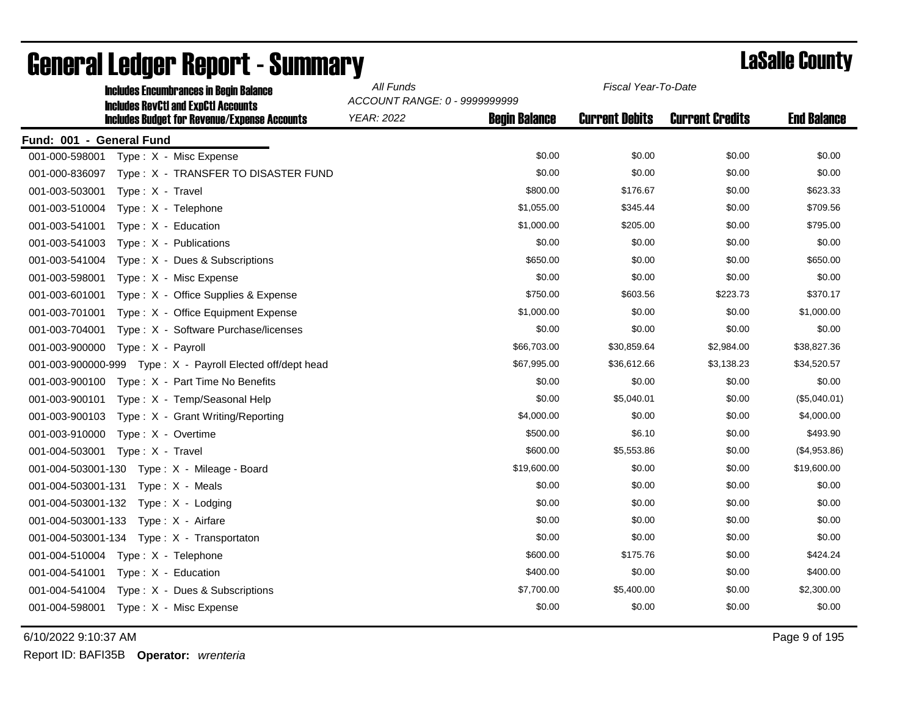# General Ledger Report - Summary

## LaSalle County

**Includes Encumbrances in Begin Balance**
**Includes RevCtl and ExpCtl Accounts**
**Includes Budget for Revenue/Expense Accounts**

*All Funds*
*ACCOUNT RANGE: 0 - 9999999999*
*YEAR: 2022*

*Fiscal Year-To-Date*

**Fund: 001 - General Fund**

| Account | Begin Balance | Current Debits | Current Credits | End Balance |
|---|---|---|---|---|
| 001-000-598001 Type : X - Misc Expense | $0.00 | $0.00 | $0.00 | $0.00 |
| 001-000-836097 Type : X - TRANSFER TO DISASTER FUND | $0.00 | $0.00 | $0.00 | $0.00 |
| 001-003-503001 Type : X - Travel | $800.00 | $176.67 | $0.00 | $623.33 |
| 001-003-510004 Type : X - Telephone | $1,055.00 | $345.44 | $0.00 | $709.56 |
| 001-003-541001 Type : X - Education | $1,000.00 | $205.00 | $0.00 | $795.00 |
| 001-003-541003 Type : X - Publications | $0.00 | $0.00 | $0.00 | $0.00 |
| 001-003-541004 Type : X - Dues & Subscriptions | $650.00 | $0.00 | $0.00 | $650.00 |
| 001-003-598001 Type : X - Misc Expense | $0.00 | $0.00 | $0.00 | $0.00 |
| 001-003-601001 Type : X - Office Supplies & Expense | $750.00 | $603.56 | $223.73 | $370.17 |
| 001-003-701001 Type : X - Office Equipment Expense | $1,000.00 | $0.00 | $0.00 | $1,000.00 |
| 001-003-704001 Type : X - Software Purchase/licenses | $0.00 | $0.00 | $0.00 | $0.00 |
| 001-003-900000 Type : X - Payroll | $66,703.00 | $30,859.64 | $2,984.00 | $38,827.36 |
| 001-003-900000-999 Type : X - Payroll Elected off/dept head | $67,995.00 | $36,612.66 | $3,138.23 | $34,520.57 |
| 001-003-900100 Type : X - Part Time No Benefits | $0.00 | $0.00 | $0.00 | $0.00 |
| 001-003-900101 Type : X - Temp/Seasonal Help | $0.00 | $5,040.01 | $0.00 | ($5,040.01) |
| 001-003-900103 Type : X - Grant Writing/Reporting | $4,000.00 | $0.00 | $0.00 | $4,000.00 |
| 001-003-910000 Type : X - Overtime | $500.00 | $6.10 | $0.00 | $493.90 |
| 001-004-503001 Type : X - Travel | $600.00 | $5,553.86 | $0.00 | ($4,953.86) |
| 001-004-503001-130 Type : X - Mileage - Board | $19,600.00 | $0.00 | $0.00 | $19,600.00 |
| 001-004-503001-131 Type : X - Meals | $0.00 | $0.00 | $0.00 | $0.00 |
| 001-004-503001-132 Type : X - Lodging | $0.00 | $0.00 | $0.00 | $0.00 |
| 001-004-503001-133 Type : X - Airfare | $0.00 | $0.00 | $0.00 | $0.00 |
| 001-004-503001-134 Type : X - Transportaton | $0.00 | $0.00 | $0.00 | $0.00 |
| 001-004-510004 Type : X - Telephone | $600.00 | $175.76 | $0.00 | $424.24 |
| 001-004-541001 Type : X - Education | $400.00 | $0.00 | $0.00 | $400.00 |
| 001-004-541004 Type : X - Dues & Subscriptions | $7,700.00 | $5,400.00 | $0.00 | $2,300.00 |
| 001-004-598001 Type : X - Misc Expense | $0.00 | $0.00 | $0.00 | $0.00 |

6/10/2022 9:10:37 AM

Report ID: BAFI35B **Operator:** *wrenteria*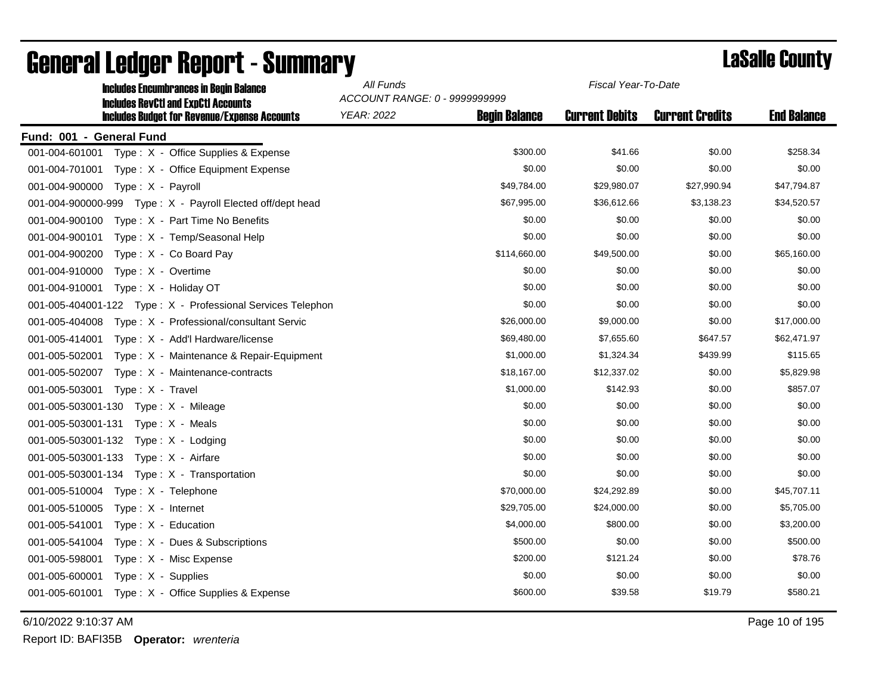# General Ledger Report - Summary

## LaSalle County

Includes Encumbrances in Begin Balance
Includes RevCtl and ExpCtl Accounts
Includes Budget for Revenue/Expense Accounts

*All Funds*
*ACCOUNT RANGE: 0 - 9999999999*
*YEAR: 2022*

*Fiscal Year-To-Date*

| | Begin Balance | Current Debits | Current Credits | End Balance |
|---|---|---|---|---|
| **Fund: 001 - General Fund** | | | | |
| 001-004-601001 Type : X - Office Supplies & Expense | $300.00 | $41.66 | $0.00 | $258.34 |
| 001-004-701001 Type : X - Office Equipment Expense | $0.00 | $0.00 | $0.00 | $0.00 |
| 001-004-900000 Type : X - Payroll | $49,784.00 | $29,980.07 | $27,990.94 | $47,794.87 |
| 001-004-900000-999 Type : X - Payroll Elected off/dept head | $67,995.00 | $36,612.66 | $3,138.23 | $34,520.57 |
| 001-004-900100 Type : X - Part Time No Benefits | $0.00 | $0.00 | $0.00 | $0.00 |
| 001-004-900101 Type : X - Temp/Seasonal Help | $0.00 | $0.00 | $0.00 | $0.00 |
| 001-004-900200 Type : X - Co Board Pay | $114,660.00 | $49,500.00 | $0.00 | $65,160.00 |
| 001-004-910000 Type : X - Overtime | $0.00 | $0.00 | $0.00 | $0.00 |
| 001-004-910001 Type : X - Holiday OT | $0.00 | $0.00 | $0.00 | $0.00 |
| 001-005-404001-122 Type : X - Professional Services Telephon | $0.00 | $0.00 | $0.00 | $0.00 |
| 001-005-404008 Type : X - Professional/consultant Servic | $26,000.00 | $9,000.00 | $0.00 | $17,000.00 |
| 001-005-414001 Type : X - Add'l Hardware/license | $69,480.00 | $7,655.60 | $647.57 | $62,471.97 |
| 001-005-502001 Type : X - Maintenance & Repair-Equipment | $1,000.00 | $1,324.34 | $439.99 | $115.65 |
| 001-005-502007 Type : X - Maintenance-contracts | $18,167.00 | $12,337.02 | $0.00 | $5,829.98 |
| 001-005-503001 Type : X - Travel | $1,000.00 | $142.93 | $0.00 | $857.07 |
| 001-005-503001-130 Type : X - Mileage | $0.00 | $0.00 | $0.00 | $0.00 |
| 001-005-503001-131 Type : X - Meals | $0.00 | $0.00 | $0.00 | $0.00 |
| 001-005-503001-132 Type : X - Lodging | $0.00 | $0.00 | $0.00 | $0.00 |
| 001-005-503001-133 Type : X - Airfare | $0.00 | $0.00 | $0.00 | $0.00 |
| 001-005-503001-134 Type : X - Transportation | $0.00 | $0.00 | $0.00 | $0.00 |
| 001-005-510004 Type : X - Telephone | $70,000.00 | $24,292.89 | $0.00 | $45,707.11 |
| 001-005-510005 Type : X - Internet | $29,705.00 | $24,000.00 | $0.00 | $5,705.00 |
| 001-005-541001 Type : X - Education | $4,000.00 | $800.00 | $0.00 | $3,200.00 |
| 001-005-541004 Type : X - Dues & Subscriptions | $500.00 | $0.00 | $0.00 | $500.00 |
| 001-005-598001 Type : X - Misc Expense | $200.00 | $121.24 | $0.00 | $78.76 |
| 001-005-600001 Type : X - Supplies | $0.00 | $0.00 | $0.00 | $0.00 |
| 001-005-601001 Type : X - Office Supplies & Expense | $600.00 | $39.58 | $19.79 | $580.21 |

6/10/2022 9:10:37 AM

Report ID: BAFI35B **Operator:** *wrenteria*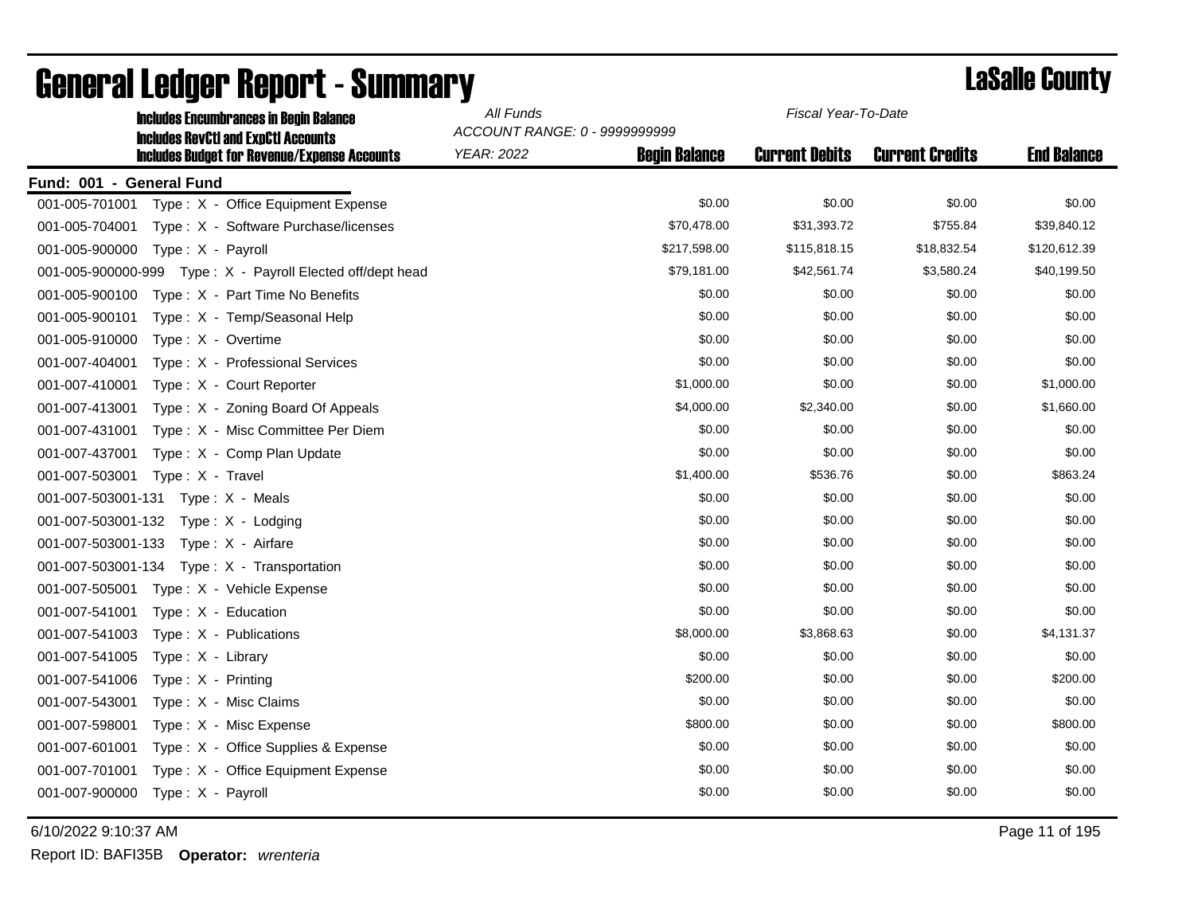# General Ledger Report - Summary

# LaSalle County

**Includes Encumbrances in Begin Balance**
**Includes RevCtl and ExpCtl Accounts**
**Includes Budget for Revenue/Expense Accounts**

*All Funds*
*ACCOUNT RANGE: 0 - 9999999999*
*YEAR: 2022*

*Fiscal Year-To-Date*

| | Begin Balance | Current Debits | Current Credits | End Balance |
|---|---|---|---|---|
| **Fund: 001 - General Fund** | | | | |
| 001-005-701001 Type : X - Office Equipment Expense | $0.00 | $0.00 | $0.00 | $0.00 |
| 001-005-704001 Type : X - Software Purchase/licenses | $70,478.00 | $31,393.72 | $755.84 | $39,840.12 |
| 001-005-900000 Type : X - Payroll | $217,598.00 | $115,818.15 | $18,832.54 | $120,612.39 |
| 001-005-900000-999 Type : X - Payroll Elected off/dept head | $79,181.00 | $42,561.74 | $3,580.24 | $40,199.50 |
| 001-005-900100 Type : X - Part Time No Benefits | $0.00 | $0.00 | $0.00 | $0.00 |
| 001-005-900101 Type : X - Temp/Seasonal Help | $0.00 | $0.00 | $0.00 | $0.00 |
| 001-005-910000 Type : X - Overtime | $0.00 | $0.00 | $0.00 | $0.00 |
| 001-007-404001 Type : X - Professional Services | $0.00 | $0.00 | $0.00 | $0.00 |
| 001-007-410001 Type : X - Court Reporter | $1,000.00 | $0.00 | $0.00 | $1,000.00 |
| 001-007-413001 Type : X - Zoning Board Of Appeals | $4,000.00 | $2,340.00 | $0.00 | $1,660.00 |
| 001-007-431001 Type : X - Misc Committee Per Diem | $0.00 | $0.00 | $0.00 | $0.00 |
| 001-007-437001 Type : X - Comp Plan Update | $0.00 | $0.00 | $0.00 | $0.00 |
| 001-007-503001 Type : X - Travel | $1,400.00 | $536.76 | $0.00 | $863.24 |
| 001-007-503001-131 Type : X - Meals | $0.00 | $0.00 | $0.00 | $0.00 |
| 001-007-503001-132 Type : X - Lodging | $0.00 | $0.00 | $0.00 | $0.00 |
| 001-007-503001-133 Type : X - Airfare | $0.00 | $0.00 | $0.00 | $0.00 |
| 001-007-503001-134 Type : X - Transportation | $0.00 | $0.00 | $0.00 | $0.00 |
| 001-007-505001 Type : X - Vehicle Expense | $0.00 | $0.00 | $0.00 | $0.00 |
| 001-007-541001 Type : X - Education | $0.00 | $0.00 | $0.00 | $0.00 |
| 001-007-541003 Type : X - Publications | $8,000.00 | $3,868.63 | $0.00 | $4,131.37 |
| 001-007-541005 Type : X - Library | $0.00 | $0.00 | $0.00 | $0.00 |
| 001-007-541006 Type : X - Printing | $200.00 | $0.00 | $0.00 | $200.00 |
| 001-007-543001 Type : X - Misc Claims | $0.00 | $0.00 | $0.00 | $0.00 |
| 001-007-598001 Type : X - Misc Expense | $800.00 | $0.00 | $0.00 | $800.00 |
| 001-007-601001 Type : X - Office Supplies & Expense | $0.00 | $0.00 | $0.00 | $0.00 |
| 001-007-701001 Type : X - Office Equipment Expense | $0.00 | $0.00 | $0.00 | $0.00 |
| 001-007-900000 Type : X - Payroll | $0.00 | $0.00 | $0.00 | $0.00 |

6/10/2022 9:10:37 AM

Report ID: BAFI35B **Operator:** *wrenteria*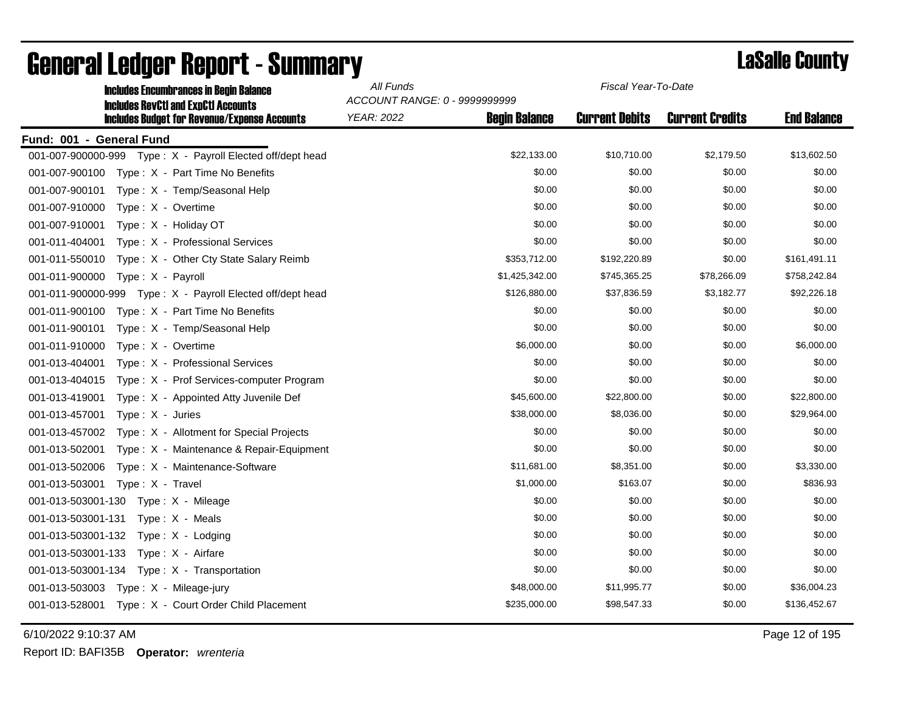# General Ledger Report - Summary

**LaSalle County**

Includes Encumbrances in Begin Balance
Includes RevCtl and ExpCtl Accounts
Includes Budget for Revenue/Expense Accounts

*All Funds*
*ACCOUNT RANGE: 0 - 9999999999*
*YEAR: 2022*

*Fiscal Year-To-Date*

**Fund: 001 - General Fund**

| Account | Begin Balance | Current Debits | Current Credits | End Balance |
|---|---|---|---|---|
| 001-007-900000-999 Type : X - Payroll Elected off/dept head | $22,133.00 | $10,710.00 | $2,179.50 | $13,602.50 |
| 001-007-900100 Type : X - Part Time No Benefits | $0.00 | $0.00 | $0.00 | $0.00 |
| 001-007-900101 Type : X - Temp/Seasonal Help | $0.00 | $0.00 | $0.00 | $0.00 |
| 001-007-910000 Type : X - Overtime | $0.00 | $0.00 | $0.00 | $0.00 |
| 001-007-910001 Type : X - Holiday OT | $0.00 | $0.00 | $0.00 | $0.00 |
| 001-011-404001 Type : X - Professional Services | $0.00 | $0.00 | $0.00 | $0.00 |
| 001-011-550010 Type : X - Other Cty State Salary Reimb | $353,712.00 | $192,220.89 | $0.00 | $161,491.11 |
| 001-011-900000 Type : X - Payroll | $1,425,342.00 | $745,365.25 | $78,266.09 | $758,242.84 |
| 001-011-900000-999 Type : X - Payroll Elected off/dept head | $126,880.00 | $37,836.59 | $3,182.77 | $92,226.18 |
| 001-011-900100 Type : X - Part Time No Benefits | $0.00 | $0.00 | $0.00 | $0.00 |
| 001-011-900101 Type : X - Temp/Seasonal Help | $0.00 | $0.00 | $0.00 | $0.00 |
| 001-011-910000 Type : X - Overtime | $6,000.00 | $0.00 | $0.00 | $6,000.00 |
| 001-013-404001 Type : X - Professional Services | $0.00 | $0.00 | $0.00 | $0.00 |
| 001-013-404015 Type : X - Prof Services-computer Program | $0.00 | $0.00 | $0.00 | $0.00 |
| 001-013-419001 Type : X - Appointed Atty Juvenile Def | $45,600.00 | $22,800.00 | $0.00 | $22,800.00 |
| 001-013-457001 Type : X - Juries | $38,000.00 | $8,036.00 | $0.00 | $29,964.00 |
| 001-013-457002 Type : X - Allotment for Special Projects | $0.00 | $0.00 | $0.00 | $0.00 |
| 001-013-502001 Type : X - Maintenance & Repair-Equipment | $0.00 | $0.00 | $0.00 | $0.00 |
| 001-013-502006 Type : X - Maintenance-Software | $11,681.00 | $8,351.00 | $0.00 | $3,330.00 |
| 001-013-503001 Type : X - Travel | $1,000.00 | $163.07 | $0.00 | $836.93 |
| 001-013-503001-130 Type : X - Mileage | $0.00 | $0.00 | $0.00 | $0.00 |
| 001-013-503001-131 Type : X - Meals | $0.00 | $0.00 | $0.00 | $0.00 |
| 001-013-503001-132 Type : X - Lodging | $0.00 | $0.00 | $0.00 | $0.00 |
| 001-013-503001-133 Type : X - Airfare | $0.00 | $0.00 | $0.00 | $0.00 |
| 001-013-503001-134 Type : X - Transportation | $0.00 | $0.00 | $0.00 | $0.00 |
| 001-013-503003 Type : X - Mileage-jury | $48,000.00 | $11,995.77 | $0.00 | $36,004.23 |
| 001-013-528001 Type : X - Court Order Child Placement | $235,000.00 | $98,547.33 | $0.00 | $136,452.67 |

6/10/2022 9:10:37 AM

Report ID: BAFI35B **Operator:** *wrenteria*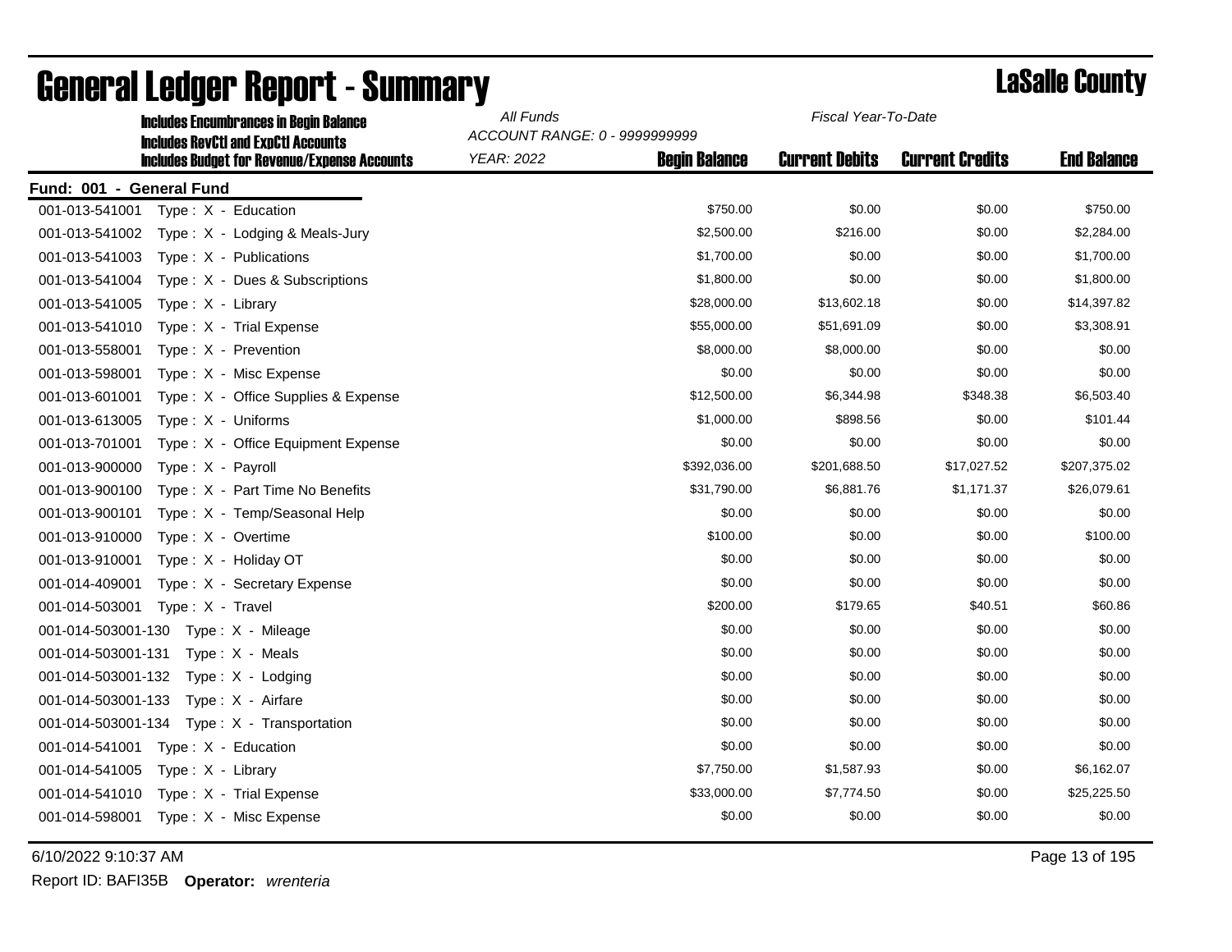# General Ledger Report - Summary

# LaSalle County

Includes Encumbrances in Begin Balance
Includes RevCtl and ExpCtl Accounts
Includes Budget for Revenue/Expense Accounts

All Funds
ACCOUNT RANGE: 0 - 9999999999
YEAR: 2022

Fiscal Year-To-Date

**Fund: 001 - General Fund**

| Account | Begin Balance | Current Debits | Current Credits | End Balance |
|---|---|---|---|---|
| 001-013-541001 Type : X - Education | $750.00 | $0.00 | $0.00 | $750.00 |
| 001-013-541002 Type : X - Lodging & Meals-Jury | $2,500.00 | $216.00 | $0.00 | $2,284.00 |
| 001-013-541003 Type : X - Publications | $1,700.00 | $0.00 | $0.00 | $1,700.00 |
| 001-013-541004 Type : X - Dues & Subscriptions | $1,800.00 | $0.00 | $0.00 | $1,800.00 |
| 001-013-541005 Type : X - Library | $28,000.00 | $13,602.18 | $0.00 | $14,397.82 |
| 001-013-541010 Type : X - Trial Expense | $55,000.00 | $51,691.09 | $0.00 | $3,308.91 |
| 001-013-558001 Type : X - Prevention | $8,000.00 | $8,000.00 | $0.00 | $0.00 |
| 001-013-598001 Type : X - Misc Expense | $0.00 | $0.00 | $0.00 | $0.00 |
| 001-013-601001 Type : X - Office Supplies & Expense | $12,500.00 | $6,344.98 | $348.38 | $6,503.40 |
| 001-013-613005 Type : X - Uniforms | $1,000.00 | $898.56 | $0.00 | $101.44 |
| 001-013-701001 Type : X - Office Equipment Expense | $0.00 | $0.00 | $0.00 | $0.00 |
| 001-013-900000 Type : X - Payroll | $392,036.00 | $201,688.50 | $17,027.52 | $207,375.02 |
| 001-013-900100 Type : X - Part Time No Benefits | $31,790.00 | $6,881.76 | $1,171.37 | $26,079.61 |
| 001-013-900101 Type : X - Temp/Seasonal Help | $0.00 | $0.00 | $0.00 | $0.00 |
| 001-013-910000 Type : X - Overtime | $100.00 | $0.00 | $0.00 | $100.00 |
| 001-013-910001 Type : X - Holiday OT | $0.00 | $0.00 | $0.00 | $0.00 |
| 001-014-409001 Type : X - Secretary Expense | $0.00 | $0.00 | $0.00 | $0.00 |
| 001-014-503001 Type : X - Travel | $200.00 | $179.65 | $40.51 | $60.86 |
| 001-014-503001-130 Type : X - Mileage | $0.00 | $0.00 | $0.00 | $0.00 |
| 001-014-503001-131 Type : X - Meals | $0.00 | $0.00 | $0.00 | $0.00 |
| 001-014-503001-132 Type : X - Lodging | $0.00 | $0.00 | $0.00 | $0.00 |
| 001-014-503001-133 Type : X - Airfare | $0.00 | $0.00 | $0.00 | $0.00 |
| 001-014-503001-134 Type : X - Transportation | $0.00 | $0.00 | $0.00 | $0.00 |
| 001-014-541001 Type : X - Education | $0.00 | $0.00 | $0.00 | $0.00 |
| 001-014-541005 Type : X - Library | $7,750.00 | $1,587.93 | $0.00 | $6,162.07 |
| 001-014-541010 Type : X - Trial Expense | $33,000.00 | $7,774.50 | $0.00 | $25,225.50 |
| 001-014-598001 Type : X - Misc Expense | $0.00 | $0.00 | $0.00 | $0.00 |

6/10/2022 9:10:37 AM

Report ID: BAFI35B **Operator:** *wrenteria*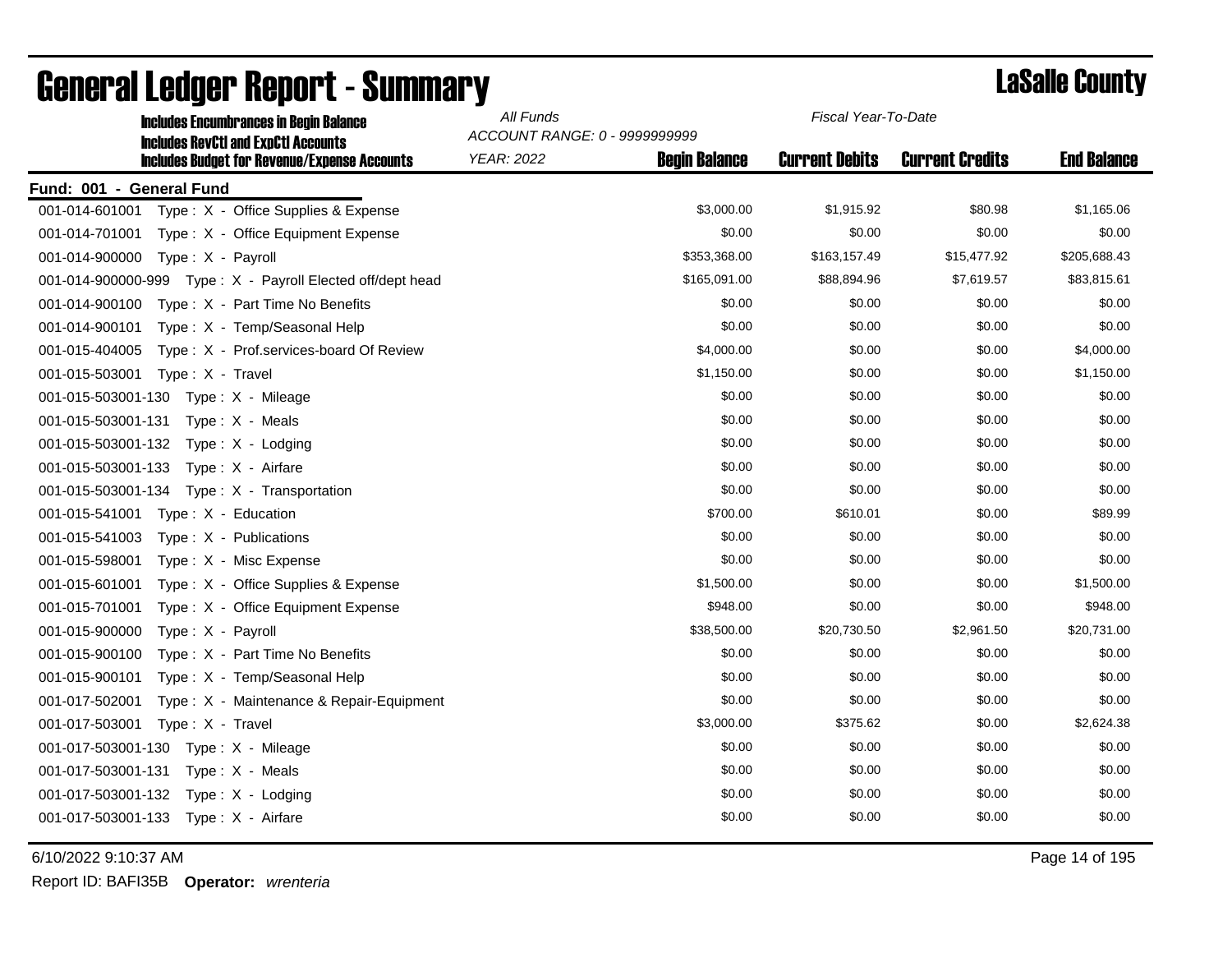# General Ledger Report - Summary

## LaSalle County

**Includes Encumbrances in Begin Balance**
**Includes RevCtl and ExpCtl Accounts**
**Includes Budget for Revenue/Expense Accounts**

All Funds
ACCOUNT RANGE: 0 - 9999999999
YEAR: 2022

Fiscal Year-To-Date

**Fund: 001 - General Fund**

| Account | Begin Balance | Current Debits | Current Credits | End Balance |
|---|---|---|---|---|
| 001-014-601001 Type : X - Office Supplies & Expense | $3,000.00 | $1,915.92 | $80.98 | $1,165.06 |
| 001-014-701001 Type : X - Office Equipment Expense | $0.00 | $0.00 | $0.00 | $0.00 |
| 001-014-900000 Type : X - Payroll | $353,368.00 | $163,157.49 | $15,477.92 | $205,688.43 |
| 001-014-900000-999 Type : X - Payroll Elected off/dept head | $165,091.00 | $88,894.96 | $7,619.57 | $83,815.61 |
| 001-014-900100 Type : X - Part Time No Benefits | $0.00 | $0.00 | $0.00 | $0.00 |
| 001-014-900101 Type : X - Temp/Seasonal Help | $0.00 | $0.00 | $0.00 | $0.00 |
| 001-015-404005 Type : X - Prof.services-board Of Review | $4,000.00 | $0.00 | $0.00 | $4,000.00 |
| 001-015-503001 Type : X - Travel | $1,150.00 | $0.00 | $0.00 | $1,150.00 |
| 001-015-503001-130 Type : X - Mileage | $0.00 | $0.00 | $0.00 | $0.00 |
| 001-015-503001-131 Type : X - Meals | $0.00 | $0.00 | $0.00 | $0.00 |
| 001-015-503001-132 Type : X - Lodging | $0.00 | $0.00 | $0.00 | $0.00 |
| 001-015-503001-133 Type : X - Airfare | $0.00 | $0.00 | $0.00 | $0.00 |
| 001-015-503001-134 Type : X - Transportation | $0.00 | $0.00 | $0.00 | $0.00 |
| 001-015-541001 Type : X - Education | $700.00 | $610.01 | $0.00 | $89.99 |
| 001-015-541003 Type : X - Publications | $0.00 | $0.00 | $0.00 | $0.00 |
| 001-015-598001 Type : X - Misc Expense | $0.00 | $0.00 | $0.00 | $0.00 |
| 001-015-601001 Type : X - Office Supplies & Expense | $1,500.00 | $0.00 | $0.00 | $1,500.00 |
| 001-015-701001 Type : X - Office Equipment Expense | $948.00 | $0.00 | $0.00 | $948.00 |
| 001-015-900000 Type : X - Payroll | $38,500.00 | $20,730.50 | $2,961.50 | $20,731.00 |
| 001-015-900100 Type : X - Part Time No Benefits | $0.00 | $0.00 | $0.00 | $0.00 |
| 001-015-900101 Type : X - Temp/Seasonal Help | $0.00 | $0.00 | $0.00 | $0.00 |
| 001-017-502001 Type : X - Maintenance & Repair-Equipment | $0.00 | $0.00 | $0.00 | $0.00 |
| 001-017-503001 Type : X - Travel | $3,000.00 | $375.62 | $0.00 | $2,624.38 |
| 001-017-503001-130 Type : X - Mileage | $0.00 | $0.00 | $0.00 | $0.00 |
| 001-017-503001-131 Type : X - Meals | $0.00 | $0.00 | $0.00 | $0.00 |
| 001-017-503001-132 Type : X - Lodging | $0.00 | $0.00 | $0.00 | $0.00 |
| 001-017-503001-133 Type : X - Airfare | $0.00 | $0.00 | $0.00 | $0.00 |

6/10/2022 9:10:37 AM

Report ID: BAFI35B **Operator:** *wrenteria*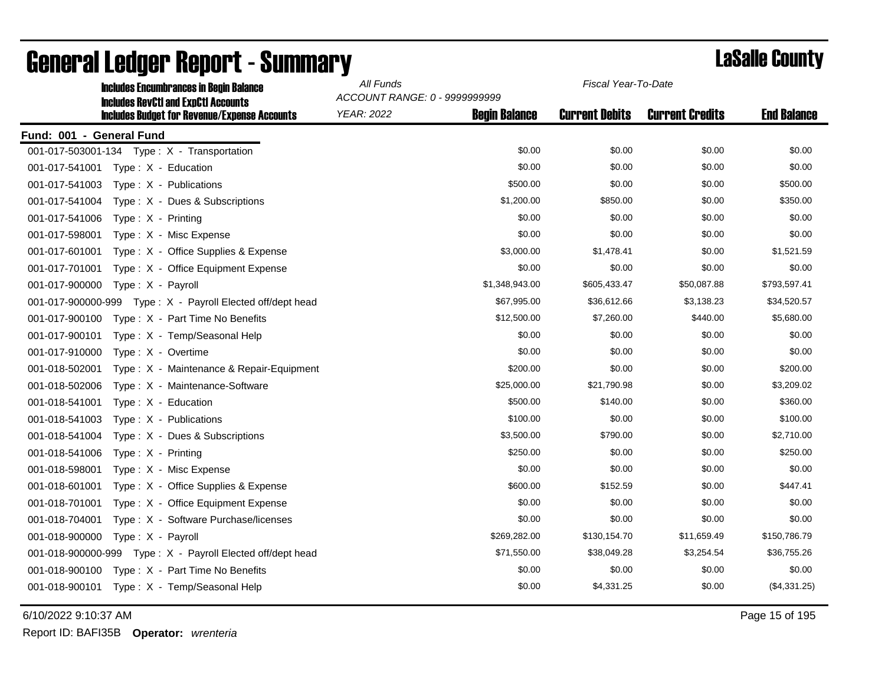# General Ledger Report - Summary

# LaSalle County

Includes Encumbrances in Begin Balance
Includes RevCtl and ExpCtl Accounts
Includes Budget for Revenue/Expense Accounts

All Funds
ACCOUNT RANGE: 0 - 9999999999
YEAR: 2022

Fiscal Year-To-Date

## Fund: 001 - General Fund

| Account | Begin Balance | Current Debits | Current Credits | End Balance |
|---|---|---|---|---|
| 001-017-503001-134 Type : X - Transportation | $0.00 | $0.00 | $0.00 | $0.00 |
| 001-017-541001 Type : X - Education | $0.00 | $0.00 | $0.00 | $0.00 |
| 001-017-541003 Type : X - Publications | $500.00 | $0.00 | $0.00 | $500.00 |
| 001-017-541004 Type : X - Dues & Subscriptions | $1,200.00 | $850.00 | $0.00 | $350.00 |
| 001-017-541006 Type : X - Printing | $0.00 | $0.00 | $0.00 | $0.00 |
| 001-017-598001 Type : X - Misc Expense | $0.00 | $0.00 | $0.00 | $0.00 |
| 001-017-601001 Type : X - Office Supplies & Expense | $3,000.00 | $1,478.41 | $0.00 | $1,521.59 |
| 001-017-701001 Type : X - Office Equipment Expense | $0.00 | $0.00 | $0.00 | $0.00 |
| 001-017-900000 Type : X - Payroll | $1,348,943.00 | $605,433.47 | $50,087.88 | $793,597.41 |
| 001-017-900000-999 Type : X - Payroll Elected off/dept head | $67,995.00 | $36,612.66 | $3,138.23 | $34,520.57 |
| 001-017-900100 Type : X - Part Time No Benefits | $12,500.00 | $7,260.00 | $440.00 | $5,680.00 |
| 001-017-900101 Type : X - Temp/Seasonal Help | $0.00 | $0.00 | $0.00 | $0.00 |
| 001-017-910000 Type : X - Overtime | $0.00 | $0.00 | $0.00 | $0.00 |
| 001-018-502001 Type : X - Maintenance & Repair-Equipment | $200.00 | $0.00 | $0.00 | $200.00 |
| 001-018-502006 Type : X - Maintenance-Software | $25,000.00 | $21,790.98 | $0.00 | $3,209.02 |
| 001-018-541001 Type : X - Education | $500.00 | $140.00 | $0.00 | $360.00 |
| 001-018-541003 Type : X - Publications | $100.00 | $0.00 | $0.00 | $100.00 |
| 001-018-541004 Type : X - Dues & Subscriptions | $3,500.00 | $790.00 | $0.00 | $2,710.00 |
| 001-018-541006 Type : X - Printing | $250.00 | $0.00 | $0.00 | $250.00 |
| 001-018-598001 Type : X - Misc Expense | $0.00 | $0.00 | $0.00 | $0.00 |
| 001-018-601001 Type : X - Office Supplies & Expense | $600.00 | $152.59 | $0.00 | $447.41 |
| 001-018-701001 Type : X - Office Equipment Expense | $0.00 | $0.00 | $0.00 | $0.00 |
| 001-018-704001 Type : X - Software Purchase/licenses | $0.00 | $0.00 | $0.00 | $0.00 |
| 001-018-900000 Type : X - Payroll | $269,282.00 | $130,154.70 | $11,659.49 | $150,786.79 |
| 001-018-900000-999 Type : X - Payroll Elected off/dept head | $71,550.00 | $38,049.28 | $3,254.54 | $36,755.26 |
| 001-018-900100 Type : X - Part Time No Benefits | $0.00 | $0.00 | $0.00 | $0.00 |
| 001-018-900101 Type : X - Temp/Seasonal Help | $0.00 | $4,331.25 | $0.00 | ($4,331.25) |

6/10/2022 9:10:37 AM

Report ID: BAFI35B **Operator:** *wrenteria*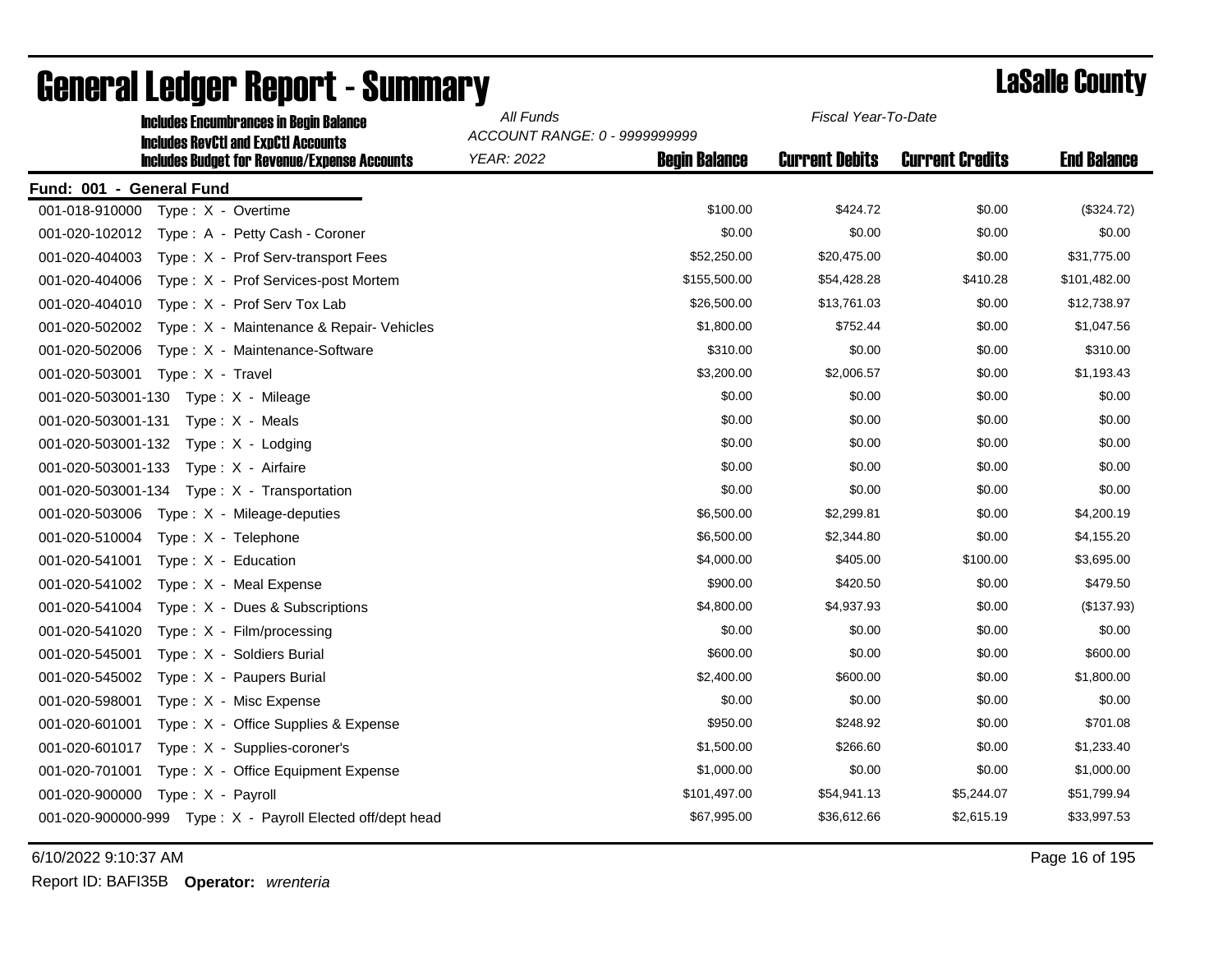# General Ledger Report - Summary

## LaSalle County

Includes Encumbrances in Begin Balance
Includes RevCtl and ExpCtl Accounts
Includes Budget for Revenue/Expense Accounts

*All Funds*
*ACCOUNT RANGE: 0 - 9999999999*
*YEAR: 2022*

*Fiscal Year-To-Date*

| Account | Begin Balance | Current Debits | Current Credits | End Balance |
|---|---|---|---|---|
| **Fund: 001 - General Fund** | | | | |
| 001-018-910000 Type : X - Overtime | $100.00 | $424.72 | $0.00 | ($324.72) |
| 001-020-102012 Type : A - Petty Cash - Coroner | $0.00 | $0.00 | $0.00 | $0.00 |
| 001-020-404003 Type : X - Prof Serv-transport Fees | $52,250.00 | $20,475.00 | $0.00 | $31,775.00 |
| 001-020-404006 Type : X - Prof Services-post Mortem | $155,500.00 | $54,428.28 | $410.28 | $101,482.00 |
| 001-020-404010 Type : X - Prof Serv Tox Lab | $26,500.00 | $13,761.03 | $0.00 | $12,738.97 |
| 001-020-502002 Type : X - Maintenance & Repair- Vehicles | $1,800.00 | $752.44 | $0.00 | $1,047.56 |
| 001-020-502006 Type : X - Maintenance-Software | $310.00 | $0.00 | $0.00 | $310.00 |
| 001-020-503001 Type : X - Travel | $3,200.00 | $2,006.57 | $0.00 | $1,193.43 |
| 001-020-503001-130 Type : X - Mileage | $0.00 | $0.00 | $0.00 | $0.00 |
| 001-020-503001-131 Type : X - Meals | $0.00 | $0.00 | $0.00 | $0.00 |
| 001-020-503001-132 Type : X - Lodging | $0.00 | $0.00 | $0.00 | $0.00 |
| 001-020-503001-133 Type : X - Airfaire | $0.00 | $0.00 | $0.00 | $0.00 |
| 001-020-503001-134 Type : X - Transportation | $0.00 | $0.00 | $0.00 | $0.00 |
| 001-020-503006 Type : X - Mileage-deputies | $6,500.00 | $2,299.81 | $0.00 | $4,200.19 |
| 001-020-510004 Type : X - Telephone | $6,500.00 | $2,344.80 | $0.00 | $4,155.20 |
| 001-020-541001 Type : X - Education | $4,000.00 | $405.00 | $100.00 | $3,695.00 |
| 001-020-541002 Type : X - Meal Expense | $900.00 | $420.50 | $0.00 | $479.50 |
| 001-020-541004 Type : X - Dues & Subscriptions | $4,800.00 | $4,937.93 | $0.00 | ($137.93) |
| 001-020-541020 Type : X - Film/processing | $0.00 | $0.00 | $0.00 | $0.00 |
| 001-020-545001 Type : X - Soldiers Burial | $600.00 | $0.00 | $0.00 | $600.00 |
| 001-020-545002 Type : X - Paupers Burial | $2,400.00 | $600.00 | $0.00 | $1,800.00 |
| 001-020-598001 Type : X - Misc Expense | $0.00 | $0.00 | $0.00 | $0.00 |
| 001-020-601001 Type : X - Office Supplies & Expense | $950.00 | $248.92 | $0.00 | $701.08 |
| 001-020-601017 Type : X - Supplies-coroner's | $1,500.00 | $266.60 | $0.00 | $1,233.40 |
| 001-020-701001 Type : X - Office Equipment Expense | $1,000.00 | $0.00 | $0.00 | $1,000.00 |
| 001-020-900000 Type : X - Payroll | $101,497.00 | $54,941.13 | $5,244.07 | $51,799.94 |
| 001-020-900000-999 Type : X - Payroll Elected off/dept head | $67,995.00 | $36,612.66 | $2,615.19 | $33,997.53 |

6/10/2022 9:10:37 AM

Report ID: BAFI35B **Operator:** *wrenteria*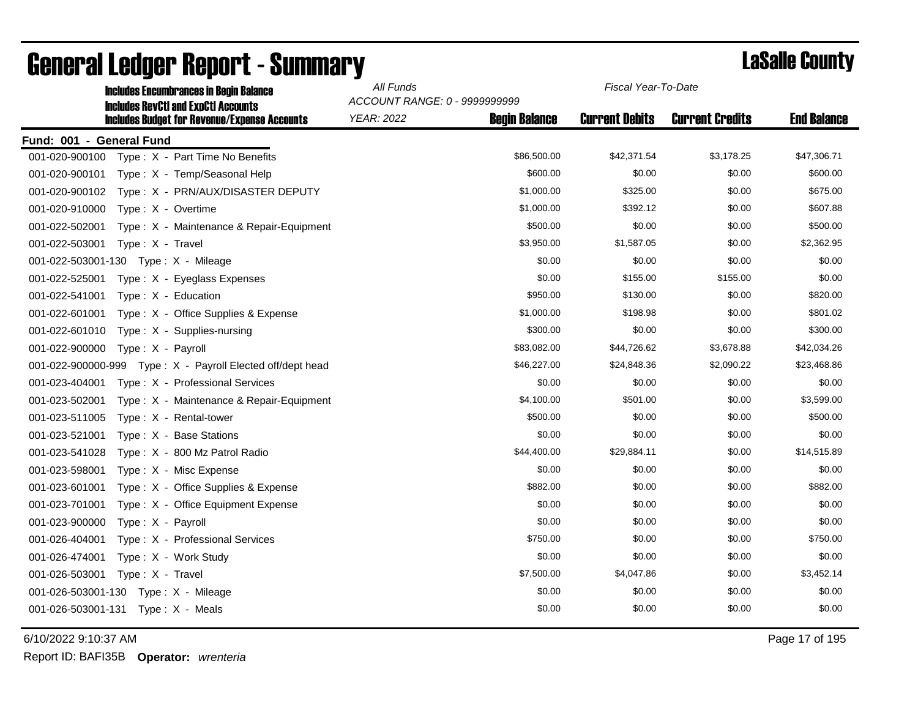# General Ledger Report - Summary

## LaSalle County

**Includes Encumbrances in Begin Balance**
**Includes RevCtl and ExpCtl Accounts**
**Includes Budget for Revenue/Expense Accounts**

*All Funds*
*ACCOUNT RANGE: 0 - 9999999999*
*YEAR: 2022*
*Fiscal Year-To-Date*

**Fund: 001 - General Fund**

| Account | Begin Balance | Current Debits | Current Credits | End Balance |
|---|---|---|---|---|
| 001-020-900100 Type : X - Part Time No Benefits | $86,500.00 | $42,371.54 | $3,178.25 | $47,306.71 |
| 001-020-900101 Type : X - Temp/Seasonal Help | $600.00 | $0.00 | $0.00 | $600.00 |
| 001-020-900102 Type : X - PRN/AUX/DISASTER DEPUTY | $1,000.00 | $325.00 | $0.00 | $675.00 |
| 001-020-910000 Type : X - Overtime | $1,000.00 | $392.12 | $0.00 | $607.88 |
| 001-022-502001 Type : X - Maintenance & Repair-Equipment | $500.00 | $0.00 | $0.00 | $500.00 |
| 001-022-503001 Type : X - Travel | $3,950.00 | $1,587.05 | $0.00 | $2,362.95 |
| 001-022-503001-130 Type : X - Mileage | $0.00 | $0.00 | $0.00 | $0.00 |
| 001-022-525001 Type : X - Eyeglass Expenses | $0.00 | $155.00 | $155.00 | $0.00 |
| 001-022-541001 Type : X - Education | $950.00 | $130.00 | $0.00 | $820.00 |
| 001-022-601001 Type : X - Office Supplies & Expense | $1,000.00 | $198.98 | $0.00 | $801.02 |
| 001-022-601010 Type : X - Supplies-nursing | $300.00 | $0.00 | $0.00 | $300.00 |
| 001-022-900000 Type : X - Payroll | $83,082.00 | $44,726.62 | $3,678.88 | $42,034.26 |
| 001-022-900000-999 Type : X - Payroll Elected off/dept head | $46,227.00 | $24,848.36 | $2,090.22 | $23,468.86 |
| 001-023-404001 Type : X - Professional Services | $0.00 | $0.00 | $0.00 | $0.00 |
| 001-023-502001 Type : X - Maintenance & Repair-Equipment | $4,100.00 | $501.00 | $0.00 | $3,599.00 |
| 001-023-511005 Type : X - Rental-tower | $500.00 | $0.00 | $0.00 | $500.00 |
| 001-023-521001 Type : X - Base Stations | $0.00 | $0.00 | $0.00 | $0.00 |
| 001-023-541028 Type : X - 800 Mz Patrol Radio | $44,400.00 | $29,884.11 | $0.00 | $14,515.89 |
| 001-023-598001 Type : X - Misc Expense | $0.00 | $0.00 | $0.00 | $0.00 |
| 001-023-601001 Type : X - Office Supplies & Expense | $882.00 | $0.00 | $0.00 | $882.00 |
| 001-023-701001 Type : X - Office Equipment Expense | $0.00 | $0.00 | $0.00 | $0.00 |
| 001-023-900000 Type : X - Payroll | $0.00 | $0.00 | $0.00 | $0.00 |
| 001-026-404001 Type : X - Professional Services | $750.00 | $0.00 | $0.00 | $750.00 |
| 001-026-474001 Type : X - Work Study | $0.00 | $0.00 | $0.00 | $0.00 |
| 001-026-503001 Type : X - Travel | $7,500.00 | $4,047.86 | $0.00 | $3,452.14 |
| 001-026-503001-130 Type : X - Mileage | $0.00 | $0.00 | $0.00 | $0.00 |
| 001-026-503001-131 Type : X - Meals | $0.00 | $0.00 | $0.00 | $0.00 |

6/10/2022 9:10:37 AM

Report ID: BAFI35B **Operator:** *wrenteria*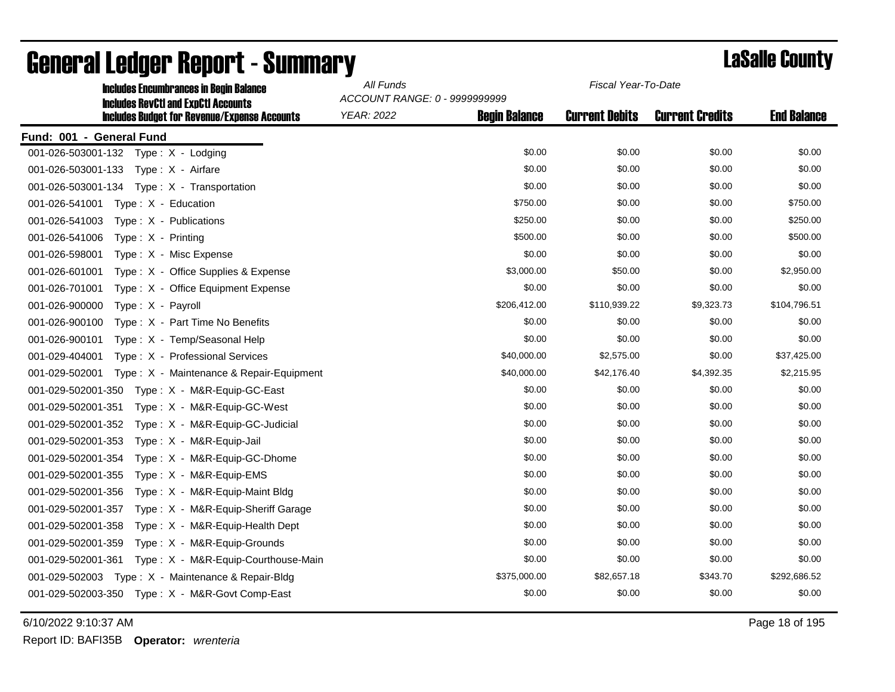# General Ledger Report - Summary

## LaSalle County

Includes Encumbrances in Begin Balance
Includes RevCtl and ExpCtl Accounts
Includes Budget for Revenue/Expense Accounts

All Funds
ACCOUNT RANGE: 0 - 9999999999
YEAR: 2022

Fiscal Year-To-Date

| | Begin Balance | Current Debits | Current Credits | End Balance |
|---|---|---|---|---|
| **Fund: 001 - General Fund** | | | | |
| 001-026-503001-132 Type : X - Lodging | $0.00 | $0.00 | $0.00 | $0.00 |
| 001-026-503001-133 Type : X - Airfare | $0.00 | $0.00 | $0.00 | $0.00 |
| 001-026-503001-134 Type : X - Transportation | $0.00 | $0.00 | $0.00 | $0.00 |
| 001-026-541001 Type : X - Education | $750.00 | $0.00 | $0.00 | $750.00 |
| 001-026-541003 Type : X - Publications | $250.00 | $0.00 | $0.00 | $250.00 |
| 001-026-541006 Type : X - Printing | $500.00 | $0.00 | $0.00 | $500.00 |
| 001-026-598001 Type : X - Misc Expense | $0.00 | $0.00 | $0.00 | $0.00 |
| 001-026-601001 Type : X - Office Supplies & Expense | $3,000.00 | $50.00 | $0.00 | $2,950.00 |
| 001-026-701001 Type : X - Office Equipment Expense | $0.00 | $0.00 | $0.00 | $0.00 |
| 001-026-900000 Type : X - Payroll | $206,412.00 | $110,939.22 | $9,323.73 | $104,796.51 |
| 001-026-900100 Type : X - Part Time No Benefits | $0.00 | $0.00 | $0.00 | $0.00 |
| 001-026-900101 Type : X - Temp/Seasonal Help | $0.00 | $0.00 | $0.00 | $0.00 |
| 001-029-404001 Type : X - Professional Services | $40,000.00 | $2,575.00 | $0.00 | $37,425.00 |
| 001-029-502001 Type : X - Maintenance & Repair-Equipment | $40,000.00 | $42,176.40 | $4,392.35 | $2,215.95 |
| 001-029-502001-350 Type : X - M&R-Equip-GC-East | $0.00 | $0.00 | $0.00 | $0.00 |
| 001-029-502001-351 Type : X - M&R-Equip-GC-West | $0.00 | $0.00 | $0.00 | $0.00 |
| 001-029-502001-352 Type : X - M&R-Equip-GC-Judicial | $0.00 | $0.00 | $0.00 | $0.00 |
| 001-029-502001-353 Type : X - M&R-Equip-Jail | $0.00 | $0.00 | $0.00 | $0.00 |
| 001-029-502001-354 Type : X - M&R-Equip-GC-Dhome | $0.00 | $0.00 | $0.00 | $0.00 |
| 001-029-502001-355 Type : X - M&R-Equip-EMS | $0.00 | $0.00 | $0.00 | $0.00 |
| 001-029-502001-356 Type : X - M&R-Equip-Maint Bldg | $0.00 | $0.00 | $0.00 | $0.00 |
| 001-029-502001-357 Type : X - M&R-Equip-Sheriff Garage | $0.00 | $0.00 | $0.00 | $0.00 |
| 001-029-502001-358 Type : X - M&R-Equip-Health Dept | $0.00 | $0.00 | $0.00 | $0.00 |
| 001-029-502001-359 Type : X - M&R-Equip-Grounds | $0.00 | $0.00 | $0.00 | $0.00 |
| 001-029-502001-361 Type : X - M&R-Equip-Courthouse-Main | $0.00 | $0.00 | $0.00 | $0.00 |
| 001-029-502003 Type : X - Maintenance & Repair-Bldg | $375,000.00 | $82,657.18 | $343.70 | $292,686.52 |
| 001-029-502003-350 Type : X - M&R-Govt Comp-East | $0.00 | $0.00 | $0.00 | $0.00 |

6/10/2022 9:10:37 AM

Report ID: BAFI35B **Operator:** *wrenteria*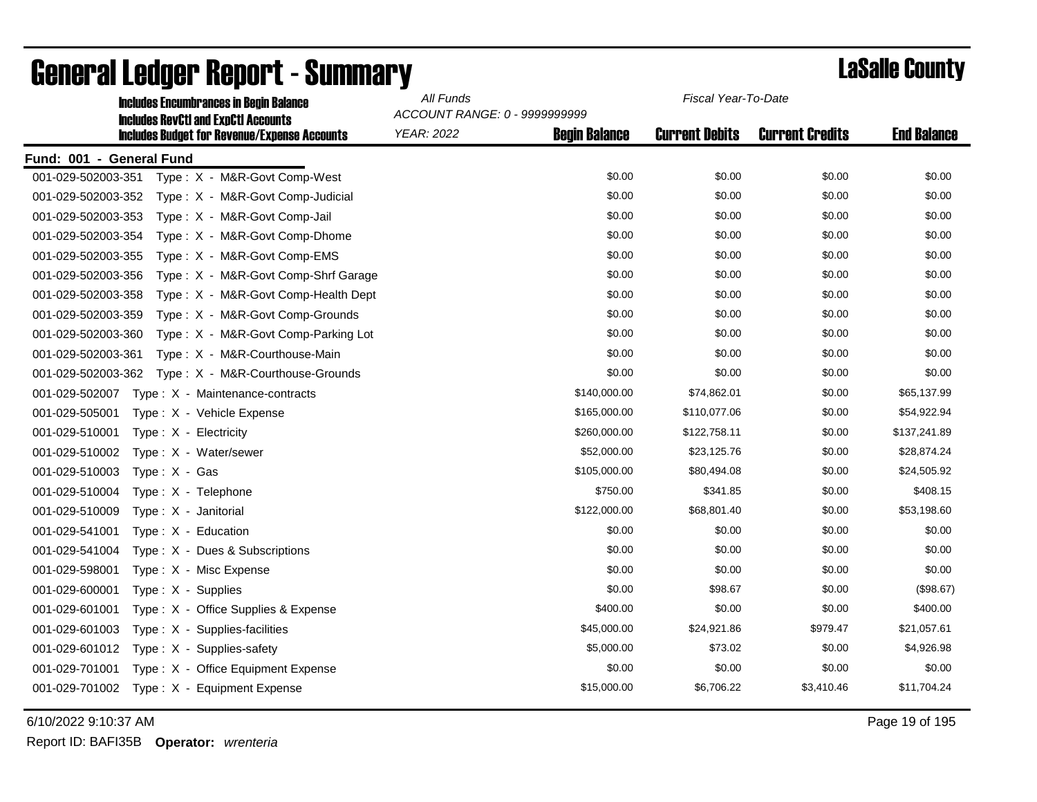# General Ledger Report - Summary

## LaSalle County

Includes Encumbrances in Begin Balance
Includes RevCtl and ExpCtl Accounts
Includes Budget for Revenue/Expense Accounts

All Funds
ACCOUNT RANGE: 0 - 9999999999
YEAR: 2022

Fiscal Year-To-Date

**Fund: 001 - General Fund**

| Account | Description | Begin Balance | Current Debits | Current Credits | End Balance |
|---|---|---|---|---|---|
| 001-029-502003-351 | Type : X - M&R-Govt Comp-West | $0.00 | $0.00 | $0.00 | $0.00 |
| 001-029-502003-352 | Type : X - M&R-Govt Comp-Judicial | $0.00 | $0.00 | $0.00 | $0.00 |
| 001-029-502003-353 | Type : X - M&R-Govt Comp-Jail | $0.00 | $0.00 | $0.00 | $0.00 |
| 001-029-502003-354 | Type : X - M&R-Govt Comp-Dhome | $0.00 | $0.00 | $0.00 | $0.00 |
| 001-029-502003-355 | Type : X - M&R-Govt Comp-EMS | $0.00 | $0.00 | $0.00 | $0.00 |
| 001-029-502003-356 | Type : X - M&R-Govt Comp-Shrf Garage | $0.00 | $0.00 | $0.00 | $0.00 |
| 001-029-502003-358 | Type : X - M&R-Govt Comp-Health Dept | $0.00 | $0.00 | $0.00 | $0.00 |
| 001-029-502003-359 | Type : X - M&R-Govt Comp-Grounds | $0.00 | $0.00 | $0.00 | $0.00 |
| 001-029-502003-360 | Type : X - M&R-Govt Comp-Parking Lot | $0.00 | $0.00 | $0.00 | $0.00 |
| 001-029-502003-361 | Type : X - M&R-Courthouse-Main | $0.00 | $0.00 | $0.00 | $0.00 |
| 001-029-502003-362 | Type : X - M&R-Courthouse-Grounds | $0.00 | $0.00 | $0.00 | $0.00 |
| 001-029-502007 | Type : X - Maintenance-contracts | $140,000.00 | $74,862.01 | $0.00 | $65,137.99 |
| 001-029-505001 | Type : X - Vehicle Expense | $165,000.00 | $110,077.06 | $0.00 | $54,922.94 |
| 001-029-510001 | Type : X - Electricity | $260,000.00 | $122,758.11 | $0.00 | $137,241.89 |
| 001-029-510002 | Type : X - Water/sewer | $52,000.00 | $23,125.76 | $0.00 | $28,874.24 |
| 001-029-510003 | Type : X - Gas | $105,000.00 | $80,494.08 | $0.00 | $24,505.92 |
| 001-029-510004 | Type : X - Telephone | $750.00 | $341.85 | $0.00 | $408.15 |
| 001-029-510009 | Type : X - Janitorial | $122,000.00 | $68,801.40 | $0.00 | $53,198.60 |
| 001-029-541001 | Type : X - Education | $0.00 | $0.00 | $0.00 | $0.00 |
| 001-029-541004 | Type : X - Dues & Subscriptions | $0.00 | $0.00 | $0.00 | $0.00 |
| 001-029-598001 | Type : X - Misc Expense | $0.00 | $0.00 | $0.00 | $0.00 |
| 001-029-600001 | Type : X - Supplies | $0.00 | $98.67 | $0.00 | ($98.67) |
| 001-029-601001 | Type : X - Office Supplies & Expense | $400.00 | $0.00 | $0.00 | $400.00 |
| 001-029-601003 | Type : X - Supplies-facilities | $45,000.00 | $24,921.86 | $979.47 | $21,057.61 |
| 001-029-601012 | Type : X - Supplies-safety | $5,000.00 | $73.02 | $0.00 | $4,926.98 |
| 001-029-701001 | Type : X - Office Equipment Expense | $0.00 | $0.00 | $0.00 | $0.00 |
| 001-029-701002 | Type : X - Equipment Expense | $15,000.00 | $6,706.22 | $3,410.46 | $11,704.24 |

6/10/2022 9:10:37 AM

Report ID: BAFI35B **Operator:** *wrenteria*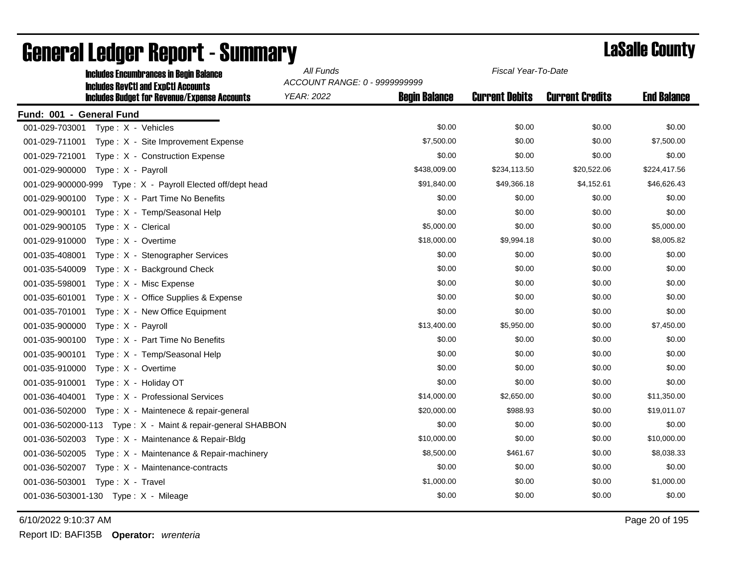# General Ledger Report - Summary

## LaSalle County

Includes Encumbrances in Begin Balance
Includes RevCtl and ExpCtl Accounts
Includes Budget for Revenue/Expense Accounts

All Funds
ACCOUNT RANGE: 0 - 9999999999
YEAR: 2022

Fiscal Year-To-Date

| Account | | Begin Balance | Current Debits | Current Credits | End Balance |
|---|---|---|---|---|---|
| **Fund: 001 - General Fund** | | | | | |
| 001-029-703001 | Type : X - Vehicles | $0.00 | $0.00 | $0.00 | $0.00 |
| 001-029-711001 | Type : X - Site Improvement Expense | $7,500.00 | $0.00 | $0.00 | $7,500.00 |
| 001-029-721001 | Type : X - Construction Expense | $0.00 | $0.00 | $0.00 | $0.00 |
| 001-029-900000 | Type : X - Payroll | $438,009.00 | $234,113.50 | $20,522.06 | $224,417.56 |
| 001-029-900000-999 | Type : X - Payroll Elected off/dept head | $91,840.00 | $49,366.18 | $4,152.61 | $46,626.43 |
| 001-029-900100 | Type : X - Part Time No Benefits | $0.00 | $0.00 | $0.00 | $0.00 |
| 001-029-900101 | Type : X - Temp/Seasonal Help | $0.00 | $0.00 | $0.00 | $0.00 |
| 001-029-900105 | Type : X - Clerical | $5,000.00 | $0.00 | $0.00 | $5,000.00 |
| 001-029-910000 | Type : X - Overtime | $18,000.00 | $9,994.18 | $0.00 | $8,005.82 |
| 001-035-408001 | Type : X - Stenographer Services | $0.00 | $0.00 | $0.00 | $0.00 |
| 001-035-540009 | Type : X - Background Check | $0.00 | $0.00 | $0.00 | $0.00 |
| 001-035-598001 | Type : X - Misc Expense | $0.00 | $0.00 | $0.00 | $0.00 |
| 001-035-601001 | Type : X - Office Supplies & Expense | $0.00 | $0.00 | $0.00 | $0.00 |
| 001-035-701001 | Type : X - New Office Equipment | $0.00 | $0.00 | $0.00 | $0.00 |
| 001-035-900000 | Type : X - Payroll | $13,400.00 | $5,950.00 | $0.00 | $7,450.00 |
| 001-035-900100 | Type : X - Part Time No Benefits | $0.00 | $0.00 | $0.00 | $0.00 |
| 001-035-900101 | Type : X - Temp/Seasonal Help | $0.00 | $0.00 | $0.00 | $0.00 |
| 001-035-910000 | Type : X - Overtime | $0.00 | $0.00 | $0.00 | $0.00 |
| 001-035-910001 | Type : X - Holiday OT | $0.00 | $0.00 | $0.00 | $0.00 |
| 001-036-404001 | Type : X - Professional Services | $14,000.00 | $2,650.00 | $0.00 | $11,350.00 |
| 001-036-502000 | Type : X - Maintenece & repair-general | $20,000.00 | $988.93 | $0.00 | $19,011.07 |
| 001-036-502000-113 | Type : X - Maint & repair-general SHABBON | $0.00 | $0.00 | $0.00 | $0.00 |
| 001-036-502003 | Type : X - Maintenance & Repair-Bldg | $10,000.00 | $0.00 | $0.00 | $10,000.00 |
| 001-036-502005 | Type : X - Maintenance & Repair-machinery | $8,500.00 | $461.67 | $0.00 | $8,038.33 |
| 001-036-502007 | Type : X - Maintenance-contracts | $0.00 | $0.00 | $0.00 | $0.00 |
| 001-036-503001 | Type : X - Travel | $1,000.00 | $0.00 | $0.00 | $1,000.00 |
| 001-036-503001-130 | Type : X - Mileage | $0.00 | $0.00 | $0.00 | $0.00 |

6/10/2022 9:10:37 AM

Report ID: BAFI35B **Operator:** *wrenteria*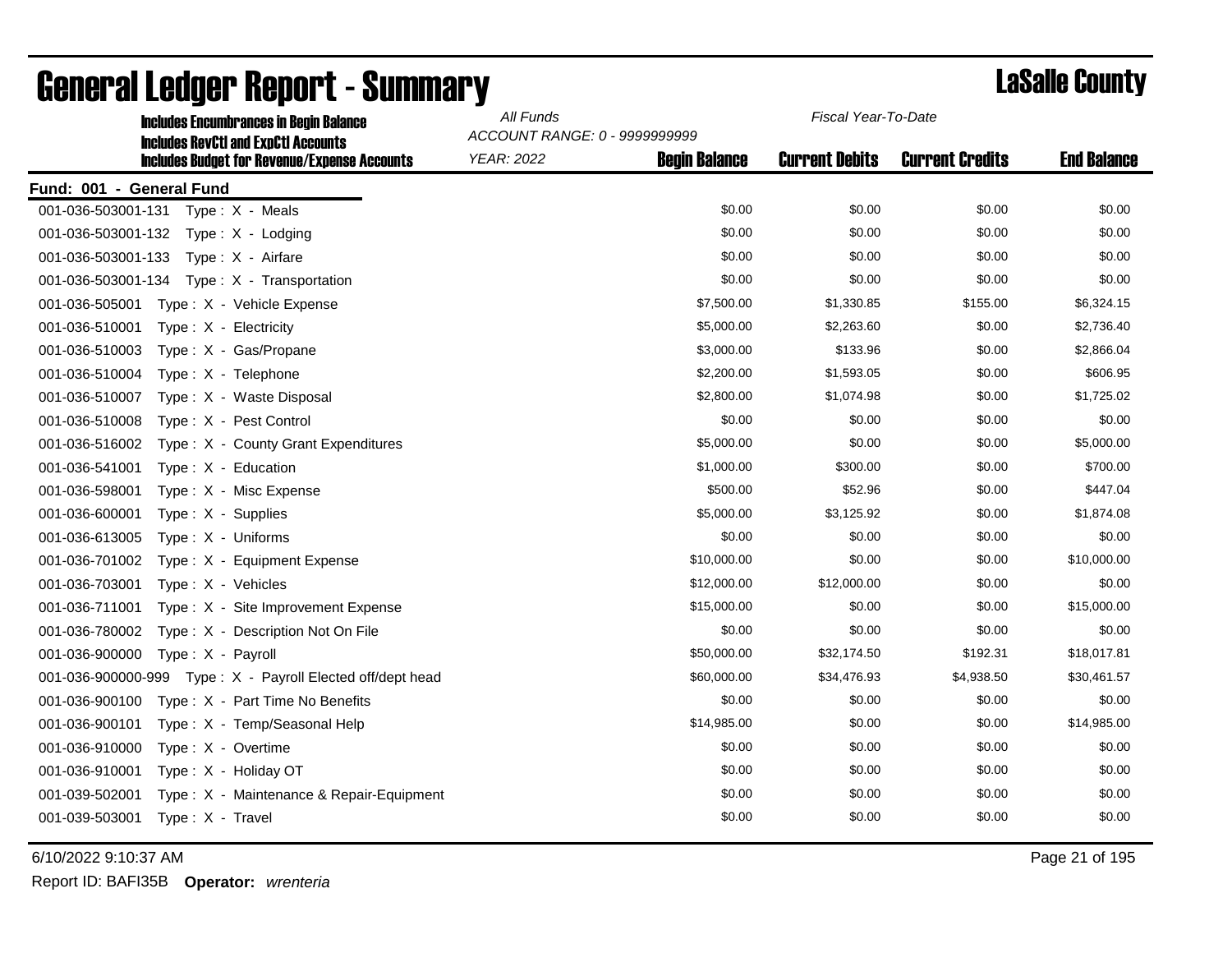# General Ledger Report - Summary

# LaSalle County

**Includes Encumbrances in Begin Balance**
**Includes RevCtl and ExpCtl Accounts**
**Includes Budget for Revenue/Expense Accounts**

*All Funds*
*ACCOUNT RANGE: 0 - 9999999999*
*YEAR: 2022*

*Fiscal Year-To-Date*

| | Begin Balance | Current Debits | Current Credits | End Balance |
|---|---|---|---|---|
| **Fund: 001 - General Fund** | | | | |
| 001-036-503001-131 Type : X - Meals | $0.00 | $0.00 | $0.00 | $0.00 |
| 001-036-503001-132 Type : X - Lodging | $0.00 | $0.00 | $0.00 | $0.00 |
| 001-036-503001-133 Type : X - Airfare | $0.00 | $0.00 | $0.00 | $0.00 |
| 001-036-503001-134 Type : X - Transportation | $0.00 | $0.00 | $0.00 | $0.00 |
| 001-036-505001 Type : X - Vehicle Expense | $7,500.00 | $1,330.85 | $155.00 | $6,324.15 |
| 001-036-510001 Type : X - Electricity | $5,000.00 | $2,263.60 | $0.00 | $2,736.40 |
| 001-036-510003 Type : X - Gas/Propane | $3,000.00 | $133.96 | $0.00 | $2,866.04 |
| 001-036-510004 Type : X - Telephone | $2,200.00 | $1,593.05 | $0.00 | $606.95 |
| 001-036-510007 Type : X - Waste Disposal | $2,800.00 | $1,074.98 | $0.00 | $1,725.02 |
| 001-036-510008 Type : X - Pest Control | $0.00 | $0.00 | $0.00 | $0.00 |
| 001-036-516002 Type : X - County Grant Expenditures | $5,000.00 | $0.00 | $0.00 | $5,000.00 |
| 001-036-541001 Type : X - Education | $1,000.00 | $300.00 | $0.00 | $700.00 |
| 001-036-598001 Type : X - Misc Expense | $500.00 | $52.96 | $0.00 | $447.04 |
| 001-036-600001 Type : X - Supplies | $5,000.00 | $3,125.92 | $0.00 | $1,874.08 |
| 001-036-613005 Type : X - Uniforms | $0.00 | $0.00 | $0.00 | $0.00 |
| 001-036-701002 Type : X - Equipment Expense | $10,000.00 | $0.00 | $0.00 | $10,000.00 |
| 001-036-703001 Type : X - Vehicles | $12,000.00 | $12,000.00 | $0.00 | $0.00 |
| 001-036-711001 Type : X - Site Improvement Expense | $15,000.00 | $0.00 | $0.00 | $15,000.00 |
| 001-036-780002 Type : X - Description Not On File | $0.00 | $0.00 | $0.00 | $0.00 |
| 001-036-900000 Type : X - Payroll | $50,000.00 | $32,174.50 | $192.31 | $18,017.81 |
| 001-036-900000-999 Type : X - Payroll Elected off/dept head | $60,000.00 | $34,476.93 | $4,938.50 | $30,461.57 |
| 001-036-900100 Type : X - Part Time No Benefits | $0.00 | $0.00 | $0.00 | $0.00 |
| 001-036-900101 Type : X - Temp/Seasonal Help | $14,985.00 | $0.00 | $0.00 | $14,985.00 |
| 001-036-910000 Type : X - Overtime | $0.00 | $0.00 | $0.00 | $0.00 |
| 001-036-910001 Type : X - Holiday OT | $0.00 | $0.00 | $0.00 | $0.00 |
| 001-039-502001 Type : X - Maintenance & Repair-Equipment | $0.00 | $0.00 | $0.00 | $0.00 |
| 001-039-503001 Type : X - Travel | $0.00 | $0.00 | $0.00 | $0.00 |

6/10/2022 9:10:37 AM

Report ID: BAFI35B **Operator:** *wrenteria*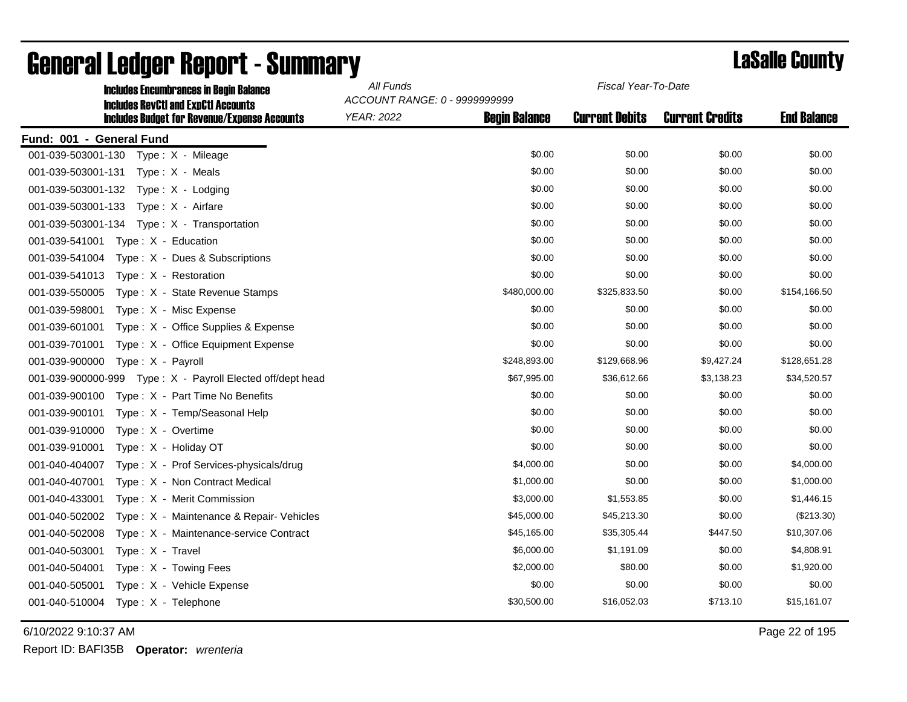# General Ledger Report - Summary

**LaSalle County**

Includes Encumbrances in Begin Balance
Includes RevCtl and ExpCtl Accounts
Includes Budget for Revenue/Expense Accounts

All Funds
ACCOUNT RANGE: 0 - 9999999999
YEAR: 2022

Fiscal Year-To-Date

| Account | Begin Balance | Current Debits | Current Credits | End Balance |
|---|---|---|---|---|
| **Fund: 001 - General Fund** | | | | |
| 001-039-503001-130 Type : X - Mileage | $0.00 | $0.00 | $0.00 | $0.00 |
| 001-039-503001-131 Type : X - Meals | $0.00 | $0.00 | $0.00 | $0.00 |
| 001-039-503001-132 Type : X - Lodging | $0.00 | $0.00 | $0.00 | $0.00 |
| 001-039-503001-133 Type : X - Airfare | $0.00 | $0.00 | $0.00 | $0.00 |
| 001-039-503001-134 Type : X - Transportation | $0.00 | $0.00 | $0.00 | $0.00 |
| 001-039-541001 Type : X - Education | $0.00 | $0.00 | $0.00 | $0.00 |
| 001-039-541004 Type : X - Dues & Subscriptions | $0.00 | $0.00 | $0.00 | $0.00 |
| 001-039-541013 Type : X - Restoration | $0.00 | $0.00 | $0.00 | $0.00 |
| 001-039-550005 Type : X - State Revenue Stamps | $480,000.00 | $325,833.50 | $0.00 | $154,166.50 |
| 001-039-598001 Type : X - Misc Expense | $0.00 | $0.00 | $0.00 | $0.00 |
| 001-039-601001 Type : X - Office Supplies & Expense | $0.00 | $0.00 | $0.00 | $0.00 |
| 001-039-701001 Type : X - Office Equipment Expense | $0.00 | $0.00 | $0.00 | $0.00 |
| 001-039-900000 Type : X - Payroll | $248,893.00 | $129,668.96 | $9,427.24 | $128,651.28 |
| 001-039-900000-999 Type : X - Payroll Elected off/dept head | $67,995.00 | $36,612.66 | $3,138.23 | $34,520.57 |
| 001-039-900100 Type : X - Part Time No Benefits | $0.00 | $0.00 | $0.00 | $0.00 |
| 001-039-900101 Type : X - Temp/Seasonal Help | $0.00 | $0.00 | $0.00 | $0.00 |
| 001-039-910000 Type : X - Overtime | $0.00 | $0.00 | $0.00 | $0.00 |
| 001-039-910001 Type : X - Holiday OT | $0.00 | $0.00 | $0.00 | $0.00 |
| 001-040-404007 Type : X - Prof Services-physicals/drug | $4,000.00 | $0.00 | $0.00 | $4,000.00 |
| 001-040-407001 Type : X - Non Contract Medical | $1,000.00 | $0.00 | $0.00 | $1,000.00 |
| 001-040-433001 Type : X - Merit Commission | $3,000.00 | $1,553.85 | $0.00 | $1,446.15 |
| 001-040-502002 Type : X - Maintenance & Repair- Vehicles | $45,000.00 | $45,213.30 | $0.00 | ($213.30) |
| 001-040-502008 Type : X - Maintenance-service Contract | $45,165.00 | $35,305.44 | $447.50 | $10,307.06 |
| 001-040-503001 Type : X - Travel | $6,000.00 | $1,191.09 | $0.00 | $4,808.91 |
| 001-040-504001 Type : X - Towing Fees | $2,000.00 | $80.00 | $0.00 | $1,920.00 |
| 001-040-505001 Type : X - Vehicle Expense | $0.00 | $0.00 | $0.00 | $0.00 |
| 001-040-510004 Type : X - Telephone | $30,500.00 | $16,052.03 | $713.10 | $15,161.07 |

6/10/2022 9:10:37 AM

Report ID: BAFI35B **Operator:** *wrenteria*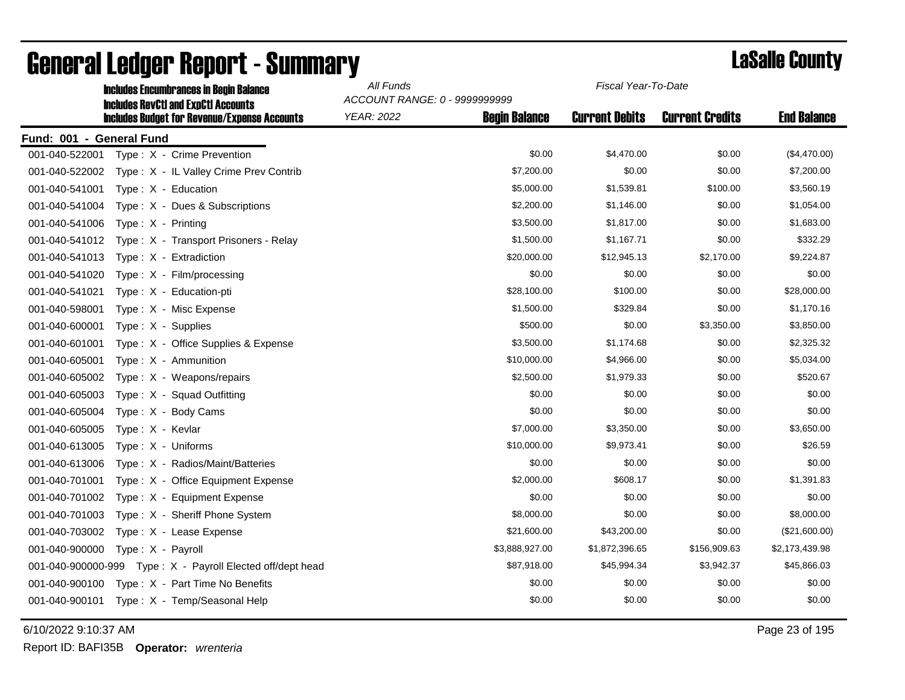# General Ledger Report - Summary

## LaSalle County

**Includes Encumbrances in Begin Balance**
**Includes RevCtl and ExpCtl Accounts**
**Includes Budget for Revenue/Expense Accounts**

*All Funds*
*ACCOUNT RANGE: 0 - 9999999999*
*YEAR: 2022*
*Fiscal Year-To-Date*

**Fund: 001 - General Fund**

| Account | Description | Begin Balance | Current Debits | Current Credits | End Balance |
|---|---|---|---|---|---|
| 001-040-522001 | Type : X - Crime Prevention | $0.00 | $4,470.00 | $0.00 | ($4,470.00) |
| 001-040-522002 | Type : X - IL Valley Crime Prev Contrib | $7,200.00 | $0.00 | $0.00 | $7,200.00 |
| 001-040-541001 | Type : X - Education | $5,000.00 | $1,539.81 | $100.00 | $3,560.19 |
| 001-040-541004 | Type : X - Dues & Subscriptions | $2,200.00 | $1,146.00 | $0.00 | $1,054.00 |
| 001-040-541006 | Type : X - Printing | $3,500.00 | $1,817.00 | $0.00 | $1,683.00 |
| 001-040-541012 | Type : X - Transport Prisoners - Relay | $1,500.00 | $1,167.71 | $0.00 | $332.29 |
| 001-040-541013 | Type : X - Extradiction | $20,000.00 | $12,945.13 | $2,170.00 | $9,224.87 |
| 001-040-541020 | Type : X - Film/processing | $0.00 | $0.00 | $0.00 | $0.00 |
| 001-040-541021 | Type : X - Education-pti | $28,100.00 | $100.00 | $0.00 | $28,000.00 |
| 001-040-598001 | Type : X - Misc Expense | $1,500.00 | $329.84 | $0.00 | $1,170.16 |
| 001-040-600001 | Type : X - Supplies | $500.00 | $0.00 | $3,350.00 | $3,850.00 |
| 001-040-601001 | Type : X - Office Supplies & Expense | $3,500.00 | $1,174.68 | $0.00 | $2,325.32 |
| 001-040-605001 | Type : X - Ammunition | $10,000.00 | $4,966.00 | $0.00 | $5,034.00 |
| 001-040-605002 | Type : X - Weapons/repairs | $2,500.00 | $1,979.33 | $0.00 | $520.67 |
| 001-040-605003 | Type : X - Squad Outfitting | $0.00 | $0.00 | $0.00 | $0.00 |
| 001-040-605004 | Type : X - Body Cams | $0.00 | $0.00 | $0.00 | $0.00 |
| 001-040-605005 | Type : X - Kevlar | $7,000.00 | $3,350.00 | $0.00 | $3,650.00 |
| 001-040-613005 | Type : X - Uniforms | $10,000.00 | $9,973.41 | $0.00 | $26.59 |
| 001-040-613006 | Type : X - Radios/Maint/Batteries | $0.00 | $0.00 | $0.00 | $0.00 |
| 001-040-701001 | Type : X - Office Equipment Expense | $2,000.00 | $608.17 | $0.00 | $1,391.83 |
| 001-040-701002 | Type : X - Equipment Expense | $0.00 | $0.00 | $0.00 | $0.00 |
| 001-040-701003 | Type : X - Sheriff Phone System | $8,000.00 | $0.00 | $0.00 | $8,000.00 |
| 001-040-703002 | Type : X - Lease Expense | $21,600.00 | $43,200.00 | $0.00 | ($21,600.00) |
| 001-040-900000 | Type : X - Payroll | $3,888,927.00 | $1,872,396.65 | $156,909.63 | $2,173,439.98 |
| 001-040-900000-999 | Type : X - Payroll Elected off/dept head | $87,918.00 | $45,994.34 | $3,942.37 | $45,866.03 |
| 001-040-900100 | Type : X - Part Time No Benefits | $0.00 | $0.00 | $0.00 | $0.00 |
| 001-040-900101 | Type : X - Temp/Seasonal Help | $0.00 | $0.00 | $0.00 | $0.00 |

6/10/2022 9:10:37 AM

Report ID: BAFI35B **Operator:** *wrenteria*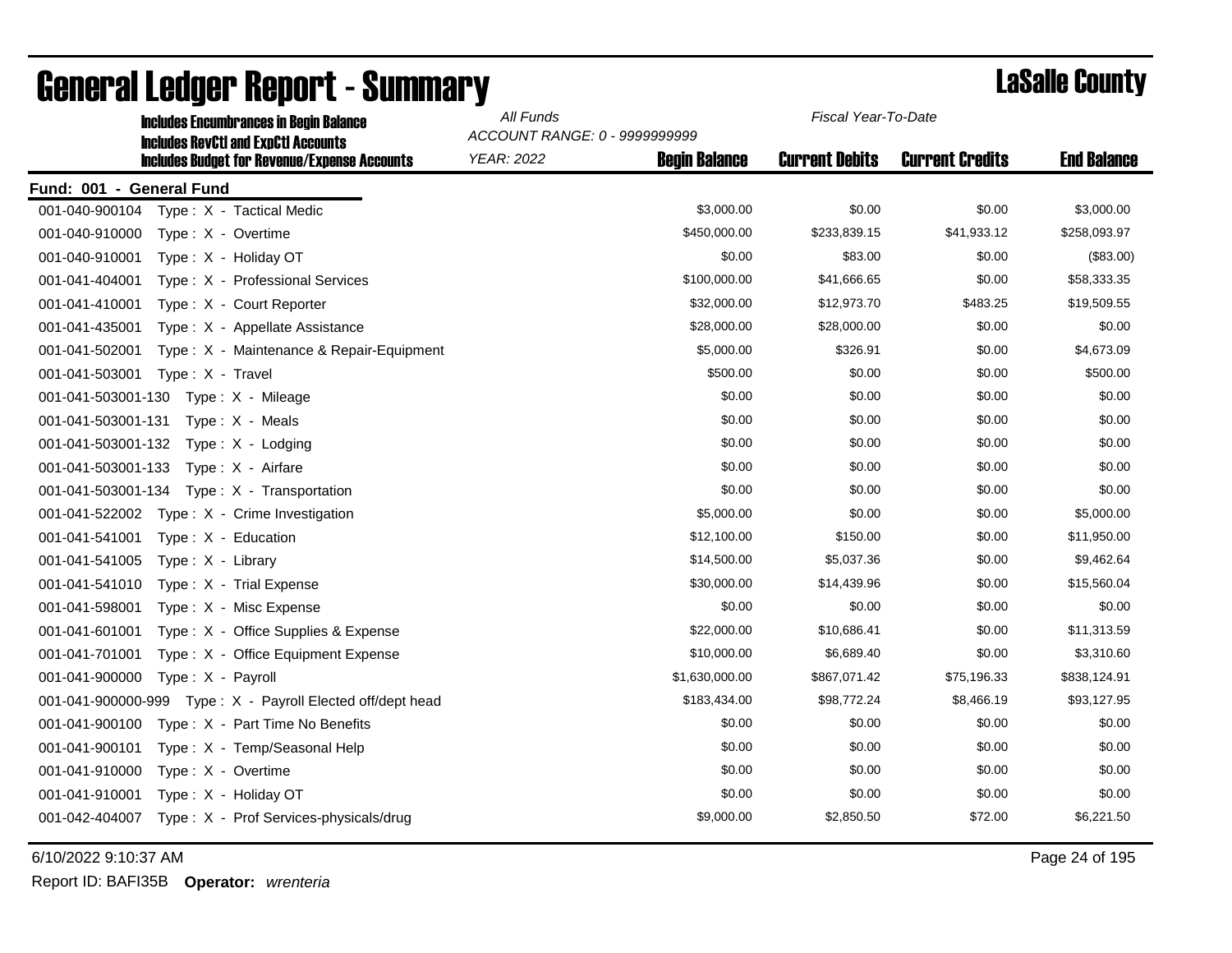# General Ledger Report - Summary

**LaSalle County**

Includes Encumbrances in Begin Balance
Includes RevCtl and ExpCtl Accounts
Includes Budget for Revenue/Expense Accounts

*All Funds*
*ACCOUNT RANGE: 0 - 9999999999*
*YEAR: 2022*

*Fiscal Year-To-Date*

**Fund: 001 - General Fund**

| Account | Begin Balance | Current Debits | Current Credits | End Balance |
|---|---|---|---|---|
| 001-040-900104 Type : X - Tactical Medic | $3,000.00 | $0.00 | $0.00 | $3,000.00 |
| 001-040-910000 Type : X - Overtime | $450,000.00 | $233,839.15 | $41,933.12 | $258,093.97 |
| 001-040-910001 Type : X - Holiday OT | $0.00 | $83.00 | $0.00 | ($83.00) |
| 001-041-404001 Type : X - Professional Services | $100,000.00 | $41,666.65 | $0.00 | $58,333.35 |
| 001-041-410001 Type : X - Court Reporter | $32,000.00 | $12,973.70 | $483.25 | $19,509.55 |
| 001-041-435001 Type : X - Appellate Assistance | $28,000.00 | $28,000.00 | $0.00 | $0.00 |
| 001-041-502001 Type : X - Maintenance & Repair-Equipment | $5,000.00 | $326.91 | $0.00 | $4,673.09 |
| 001-041-503001 Type : X - Travel | $500.00 | $0.00 | $0.00 | $500.00 |
| 001-041-503001-130 Type : X - Mileage | $0.00 | $0.00 | $0.00 | $0.00 |
| 001-041-503001-131 Type : X - Meals | $0.00 | $0.00 | $0.00 | $0.00 |
| 001-041-503001-132 Type : X - Lodging | $0.00 | $0.00 | $0.00 | $0.00 |
| 001-041-503001-133 Type : X - Airfare | $0.00 | $0.00 | $0.00 | $0.00 |
| 001-041-503001-134 Type : X - Transportation | $0.00 | $0.00 | $0.00 | $0.00 |
| 001-041-522002 Type : X - Crime Investigation | $5,000.00 | $0.00 | $0.00 | $5,000.00 |
| 001-041-541001 Type : X - Education | $12,100.00 | $150.00 | $0.00 | $11,950.00 |
| 001-041-541005 Type : X - Library | $14,500.00 | $5,037.36 | $0.00 | $9,462.64 |
| 001-041-541010 Type : X - Trial Expense | $30,000.00 | $14,439.96 | $0.00 | $15,560.04 |
| 001-041-598001 Type : X - Misc Expense | $0.00 | $0.00 | $0.00 | $0.00 |
| 001-041-601001 Type : X - Office Supplies & Expense | $22,000.00 | $10,686.41 | $0.00 | $11,313.59 |
| 001-041-701001 Type : X - Office Equipment Expense | $10,000.00 | $6,689.40 | $0.00 | $3,310.60 |
| 001-041-900000 Type : X - Payroll | $1,630,000.00 | $867,071.42 | $75,196.33 | $838,124.91 |
| 001-041-900000-999 Type : X - Payroll Elected off/dept head | $183,434.00 | $98,772.24 | $8,466.19 | $93,127.95 |
| 001-041-900100 Type : X - Part Time No Benefits | $0.00 | $0.00 | $0.00 | $0.00 |
| 001-041-900101 Type : X - Temp/Seasonal Help | $0.00 | $0.00 | $0.00 | $0.00 |
| 001-041-910000 Type : X - Overtime | $0.00 | $0.00 | $0.00 | $0.00 |
| 001-041-910001 Type : X - Holiday OT | $0.00 | $0.00 | $0.00 | $0.00 |
| 001-042-404007 Type : X - Prof Services-physicals/drug | $9,000.00 | $2,850.50 | $72.00 | $6,221.50 |

6/10/2022 9:10:37 AM

Report ID: BAFI35B **Operator:** *wrenteria*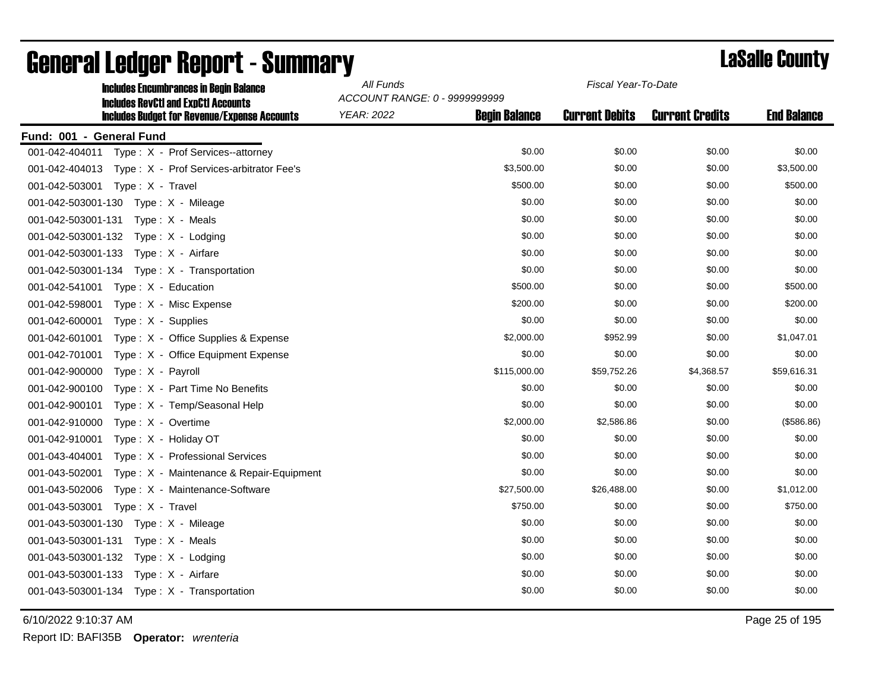# General Ledger Report - Summary

## LaSalle County

**Includes Encumbrances in Begin Balance**
**Includes RevCtl and ExpCtl Accounts**
**Includes Budget for Revenue/Expense Accounts**

*All Funds*
*ACCOUNT RANGE: 0 - 9999999999*
*YEAR: 2022*

*Fiscal Year-To-Date*

### Fund: 001 - General Fund

| Account | Begin Balance | Current Debits | Current Credits | End Balance |
|---|---|---|---|---|
| 001-042-404011 Type : X - Prof Services--attorney | $0.00 | $0.00 | $0.00 | $0.00 |
| 001-042-404013 Type : X - Prof Services-arbitrator Fee's | $3,500.00 | $0.00 | $0.00 | $3,500.00 |
| 001-042-503001 Type : X - Travel | $500.00 | $0.00 | $0.00 | $500.00 |
| 001-042-503001-130 Type : X - Mileage | $0.00 | $0.00 | $0.00 | $0.00 |
| 001-042-503001-131 Type : X - Meals | $0.00 | $0.00 | $0.00 | $0.00 |
| 001-042-503001-132 Type : X - Lodging | $0.00 | $0.00 | $0.00 | $0.00 |
| 001-042-503001-133 Type : X - Airfare | $0.00 | $0.00 | $0.00 | $0.00 |
| 001-042-503001-134 Type : X - Transportation | $0.00 | $0.00 | $0.00 | $0.00 |
| 001-042-541001 Type : X - Education | $500.00 | $0.00 | $0.00 | $500.00 |
| 001-042-598001 Type : X - Misc Expense | $200.00 | $0.00 | $0.00 | $200.00 |
| 001-042-600001 Type : X - Supplies | $0.00 | $0.00 | $0.00 | $0.00 |
| 001-042-601001 Type : X - Office Supplies & Expense | $2,000.00 | $952.99 | $0.00 | $1,047.01 |
| 001-042-701001 Type : X - Office Equipment Expense | $0.00 | $0.00 | $0.00 | $0.00 |
| 001-042-900000 Type : X - Payroll | $115,000.00 | $59,752.26 | $4,368.57 | $59,616.31 |
| 001-042-900100 Type : X - Part Time No Benefits | $0.00 | $0.00 | $0.00 | $0.00 |
| 001-042-900101 Type : X - Temp/Seasonal Help | $0.00 | $0.00 | $0.00 | $0.00 |
| 001-042-910000 Type : X - Overtime | $2,000.00 | $2,586.86 | $0.00 | ($586.86) |
| 001-042-910001 Type : X - Holiday OT | $0.00 | $0.00 | $0.00 | $0.00 |
| 001-043-404001 Type : X - Professional Services | $0.00 | $0.00 | $0.00 | $0.00 |
| 001-043-502001 Type : X - Maintenance & Repair-Equipment | $0.00 | $0.00 | $0.00 | $0.00 |
| 001-043-502006 Type : X - Maintenance-Software | $27,500.00 | $26,488.00 | $0.00 | $1,012.00 |
| 001-043-503001 Type : X - Travel | $750.00 | $0.00 | $0.00 | $750.00 |
| 001-043-503001-130 Type : X - Mileage | $0.00 | $0.00 | $0.00 | $0.00 |
| 001-043-503001-131 Type : X - Meals | $0.00 | $0.00 | $0.00 | $0.00 |
| 001-043-503001-132 Type : X - Lodging | $0.00 | $0.00 | $0.00 | $0.00 |
| 001-043-503001-133 Type : X - Airfare | $0.00 | $0.00 | $0.00 | $0.00 |
| 001-043-503001-134 Type : X - Transportation | $0.00 | $0.00 | $0.00 | $0.00 |

6/10/2022 9:10:37 AM

Report ID: BAFI35B **Operator:** *wrenteria*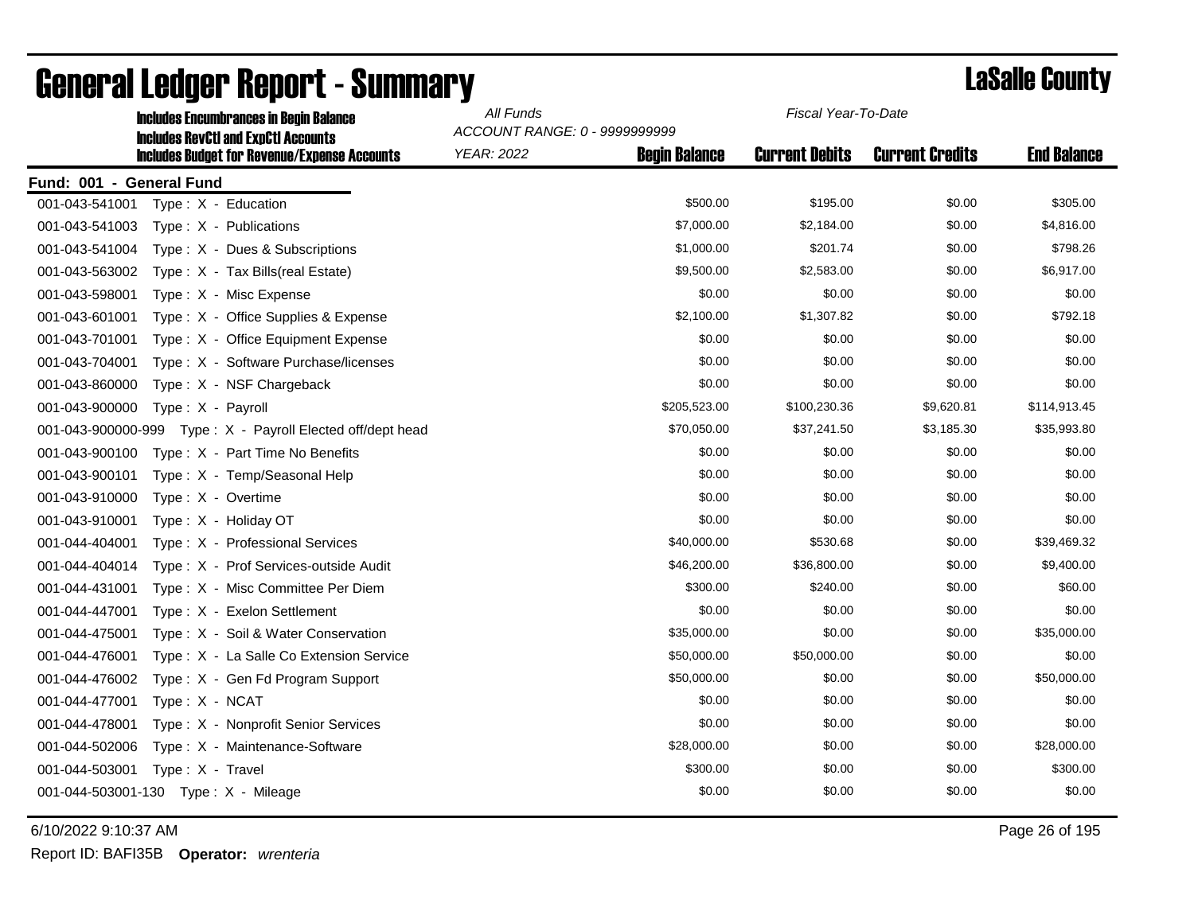# General Ledger Report - Summary

## LaSalle County

Includes Encumbrances in Begin Balance
Includes RevCtl and ExpCtl Accounts
Includes Budget for Revenue/Expense Accounts

*All Funds*
*ACCOUNT RANGE: 0 - 9999999999*
*YEAR: 2022*

*Fiscal Year-To-Date*

**Fund: 001 - General Fund**

| Account | Description | Begin Balance | Current Debits | Current Credits | End Balance |
|---|---|---|---|---|---|
| 001-043-541001 | Type : X - Education | $500.00 | $195.00 | $0.00 | $305.00 |
| 001-043-541003 | Type : X - Publications | $7,000.00 | $2,184.00 | $0.00 | $4,816.00 |
| 001-043-541004 | Type : X - Dues & Subscriptions | $1,000.00 | $201.74 | $0.00 | $798.26 |
| 001-043-563002 | Type : X - Tax Bills(real Estate) | $9,500.00 | $2,583.00 | $0.00 | $6,917.00 |
| 001-043-598001 | Type : X - Misc Expense | $0.00 | $0.00 | $0.00 | $0.00 |
| 001-043-601001 | Type : X - Office Supplies & Expense | $2,100.00 | $1,307.82 | $0.00 | $792.18 |
| 001-043-701001 | Type : X - Office Equipment Expense | $0.00 | $0.00 | $0.00 | $0.00 |
| 001-043-704001 | Type : X - Software Purchase/licenses | $0.00 | $0.00 | $0.00 | $0.00 |
| 001-043-860000 | Type : X - NSF Chargeback | $0.00 | $0.00 | $0.00 | $0.00 |
| 001-043-900000 | Type : X - Payroll | $205,523.00 | $100,230.36 | $9,620.81 | $114,913.45 |
| 001-043-900000-999 | Type : X - Payroll Elected off/dept head | $70,050.00 | $37,241.50 | $3,185.30 | $35,993.80 |
| 001-043-900100 | Type : X - Part Time No Benefits | $0.00 | $0.00 | $0.00 | $0.00 |
| 001-043-900101 | Type : X - Temp/Seasonal Help | $0.00 | $0.00 | $0.00 | $0.00 |
| 001-043-910000 | Type : X - Overtime | $0.00 | $0.00 | $0.00 | $0.00 |
| 001-043-910001 | Type : X - Holiday OT | $0.00 | $0.00 | $0.00 | $0.00 |
| 001-044-404001 | Type : X - Professional Services | $40,000.00 | $530.68 | $0.00 | $39,469.32 |
| 001-044-404014 | Type : X - Prof Services-outside Audit | $46,200.00 | $36,800.00 | $0.00 | $9,400.00 |
| 001-044-431001 | Type : X - Misc Committee Per Diem | $300.00 | $240.00 | $0.00 | $60.00 |
| 001-044-447001 | Type : X - Exelon Settlement | $0.00 | $0.00 | $0.00 | $0.00 |
| 001-044-475001 | Type : X - Soil & Water Conservation | $35,000.00 | $0.00 | $0.00 | $35,000.00 |
| 001-044-476001 | Type : X - La Salle Co Extension Service | $50,000.00 | $50,000.00 | $0.00 | $0.00 |
| 001-044-476002 | Type : X - Gen Fd Program Support | $50,000.00 | $0.00 | $0.00 | $50,000.00 |
| 001-044-477001 | Type : X - NCAT | $0.00 | $0.00 | $0.00 | $0.00 |
| 001-044-478001 | Type : X - Nonprofit Senior Services | $0.00 | $0.00 | $0.00 | $0.00 |
| 001-044-502006 | Type : X - Maintenance-Software | $28,000.00 | $0.00 | $0.00 | $28,000.00 |
| 001-044-503001 | Type : X - Travel | $300.00 | $0.00 | $0.00 | $300.00 |
| 001-044-503001-130 | Type : X - Mileage | $0.00 | $0.00 | $0.00 | $0.00 |

6/10/2022 9:10:37 AM

Report ID: BAFI35B **Operator:** *wrenteria*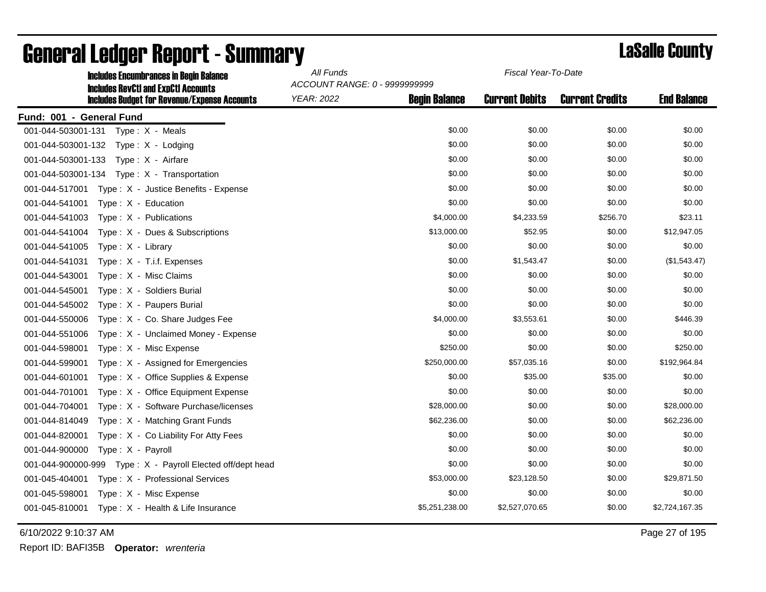# General Ledger Report - Summary

# LaSalle County

Includes Encumbrances in Begin Balance
Includes RevCtl and ExpCtl Accounts
Includes Budget for Revenue/Expense Accounts

All Funds
ACCOUNT RANGE: 0 - 9999999999
YEAR: 2022

Fiscal Year-To-Date

**Fund: 001 - General Fund**

| Account | Description | Begin Balance | Current Debits | Current Credits | End Balance |
|---|---|---|---|---|---|
| 001-044-503001-131 | Type : X - Meals | $0.00 | $0.00 | $0.00 | $0.00 |
| 001-044-503001-132 | Type : X - Lodging | $0.00 | $0.00 | $0.00 | $0.00 |
| 001-044-503001-133 | Type : X - Airfare | $0.00 | $0.00 | $0.00 | $0.00 |
| 001-044-503001-134 | Type : X - Transportation | $0.00 | $0.00 | $0.00 | $0.00 |
| 001-044-517001 | Type : X - Justice Benefits - Expense | $0.00 | $0.00 | $0.00 | $0.00 |
| 001-044-541001 | Type : X - Education | $0.00 | $0.00 | $0.00 | $0.00 |
| 001-044-541003 | Type : X - Publications | $4,000.00 | $4,233.59 | $256.70 | $23.11 |
| 001-044-541004 | Type : X - Dues & Subscriptions | $13,000.00 | $52.95 | $0.00 | $12,947.05 |
| 001-044-541005 | Type : X - Library | $0.00 | $0.00 | $0.00 | $0.00 |
| 001-044-541031 | Type : X - T.i.f. Expenses | $0.00 | $1,543.47 | $0.00 | ($1,543.47) |
| 001-044-543001 | Type : X - Misc Claims | $0.00 | $0.00 | $0.00 | $0.00 |
| 001-044-545001 | Type : X - Soldiers Burial | $0.00 | $0.00 | $0.00 | $0.00 |
| 001-044-545002 | Type : X - Paupers Burial | $0.00 | $0.00 | $0.00 | $0.00 |
| 001-044-550006 | Type : X - Co. Share Judges Fee | $4,000.00 | $3,553.61 | $0.00 | $446.39 |
| 001-044-551006 | Type : X - Unclaimed Money - Expense | $0.00 | $0.00 | $0.00 | $0.00 |
| 001-044-598001 | Type : X - Misc Expense | $250.00 | $0.00 | $0.00 | $250.00 |
| 001-044-599001 | Type : X - Assigned for Emergencies | $250,000.00 | $57,035.16 | $0.00 | $192,964.84 |
| 001-044-601001 | Type : X - Office Supplies & Expense | $0.00 | $35.00 | $35.00 | $0.00 |
| 001-044-701001 | Type : X - Office Equipment Expense | $0.00 | $0.00 | $0.00 | $0.00 |
| 001-044-704001 | Type : X - Software Purchase/licenses | $28,000.00 | $0.00 | $0.00 | $28,000.00 |
| 001-044-814049 | Type : X - Matching Grant Funds | $62,236.00 | $0.00 | $0.00 | $62,236.00 |
| 001-044-820001 | Type : X - Co Liability For Atty Fees | $0.00 | $0.00 | $0.00 | $0.00 |
| 001-044-900000 | Type : X - Payroll | $0.00 | $0.00 | $0.00 | $0.00 |
| 001-044-900000-999 | Type : X - Payroll Elected off/dept head | $0.00 | $0.00 | $0.00 | $0.00 |
| 001-045-404001 | Type : X - Professional Services | $53,000.00 | $23,128.50 | $0.00 | $29,871.50 |
| 001-045-598001 | Type : X - Misc Expense | $0.00 | $0.00 | $0.00 | $0.00 |
| 001-045-810001 | Type : X - Health & Life Insurance | $5,251,238.00 | $2,527,070.65 | $0.00 | $2,724,167.35 |

6/10/2022 9:10:37 AM

Report ID: BAFI35B **Operator:** *wrenteria*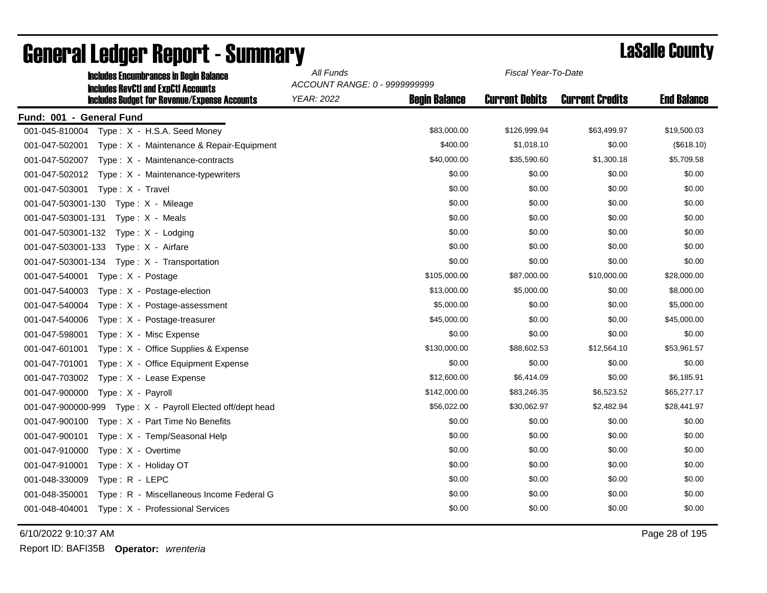# General Ledger Report - Summary

**LaSalle County**

Includes Encumbrances in Begin Balance
Includes RevCtl and ExpCtl Accounts
Includes Budget for Revenue/Expense Accounts

*All Funds*
*ACCOUNT RANGE: 0 - 9999999999*
*YEAR: 2022*

*Fiscal Year-To-Date*

**Fund: 001 - General Fund**

| Account | Begin Balance | Current Debits | Current Credits | End Balance |
|---|---|---|---|---|
| 001-045-810004 Type : X - H.S.A. Seed Money | $83,000.00 | $126,999.94 | $63,499.97 | $19,500.03 |
| 001-047-502001 Type : X - Maintenance & Repair-Equipment | $400.00 | $1,018.10 | $0.00 | ($618.10) |
| 001-047-502007 Type : X - Maintenance-contracts | $40,000.00 | $35,590.60 | $1,300.18 | $5,709.58 |
| 001-047-502012 Type : X - Maintenance-typewriters | $0.00 | $0.00 | $0.00 | $0.00 |
| 001-047-503001 Type : X - Travel | $0.00 | $0.00 | $0.00 | $0.00 |
| 001-047-503001-130 Type : X - Mileage | $0.00 | $0.00 | $0.00 | $0.00 |
| 001-047-503001-131 Type : X - Meals | $0.00 | $0.00 | $0.00 | $0.00 |
| 001-047-503001-132 Type : X - Lodging | $0.00 | $0.00 | $0.00 | $0.00 |
| 001-047-503001-133 Type : X - Airfare | $0.00 | $0.00 | $0.00 | $0.00 |
| 001-047-503001-134 Type : X - Transportation | $0.00 | $0.00 | $0.00 | $0.00 |
| 001-047-540001 Type : X - Postage | $105,000.00 | $87,000.00 | $10,000.00 | $28,000.00 |
| 001-047-540003 Type : X - Postage-election | $13,000.00 | $5,000.00 | $0.00 | $8,000.00 |
| 001-047-540004 Type : X - Postage-assessment | $5,000.00 | $0.00 | $0.00 | $5,000.00 |
| 001-047-540006 Type : X - Postage-treasurer | $45,000.00 | $0.00 | $0.00 | $45,000.00 |
| 001-047-598001 Type : X - Misc Expense | $0.00 | $0.00 | $0.00 | $0.00 |
| 001-047-601001 Type : X - Office Supplies & Expense | $130,000.00 | $88,602.53 | $12,564.10 | $53,961.57 |
| 001-047-701001 Type : X - Office Equipment Expense | $0.00 | $0.00 | $0.00 | $0.00 |
| 001-047-703002 Type : X - Lease Expense | $12,600.00 | $6,414.09 | $0.00 | $6,185.91 |
| 001-047-900000 Type : X - Payroll | $142,000.00 | $83,246.35 | $6,523.52 | $65,277.17 |
| 001-047-900000-999 Type : X - Payroll Elected off/dept head | $56,022.00 | $30,062.97 | $2,482.94 | $28,441.97 |
| 001-047-900100 Type : X - Part Time No Benefits | $0.00 | $0.00 | $0.00 | $0.00 |
| 001-047-900101 Type : X - Temp/Seasonal Help | $0.00 | $0.00 | $0.00 | $0.00 |
| 001-047-910000 Type : X - Overtime | $0.00 | $0.00 | $0.00 | $0.00 |
| 001-047-910001 Type : X - Holiday OT | $0.00 | $0.00 | $0.00 | $0.00 |
| 001-048-330009 Type : R - LEPC | $0.00 | $0.00 | $0.00 | $0.00 |
| 001-048-350001 Type : R - Miscellaneous Income Federal G | $0.00 | $0.00 | $0.00 | $0.00 |
| 001-048-404001 Type : X - Professional Services | $0.00 | $0.00 | $0.00 | $0.00 |

6/10/2022 9:10:37 AM

Report ID: BAFI35B **Operator:** *wrenteria*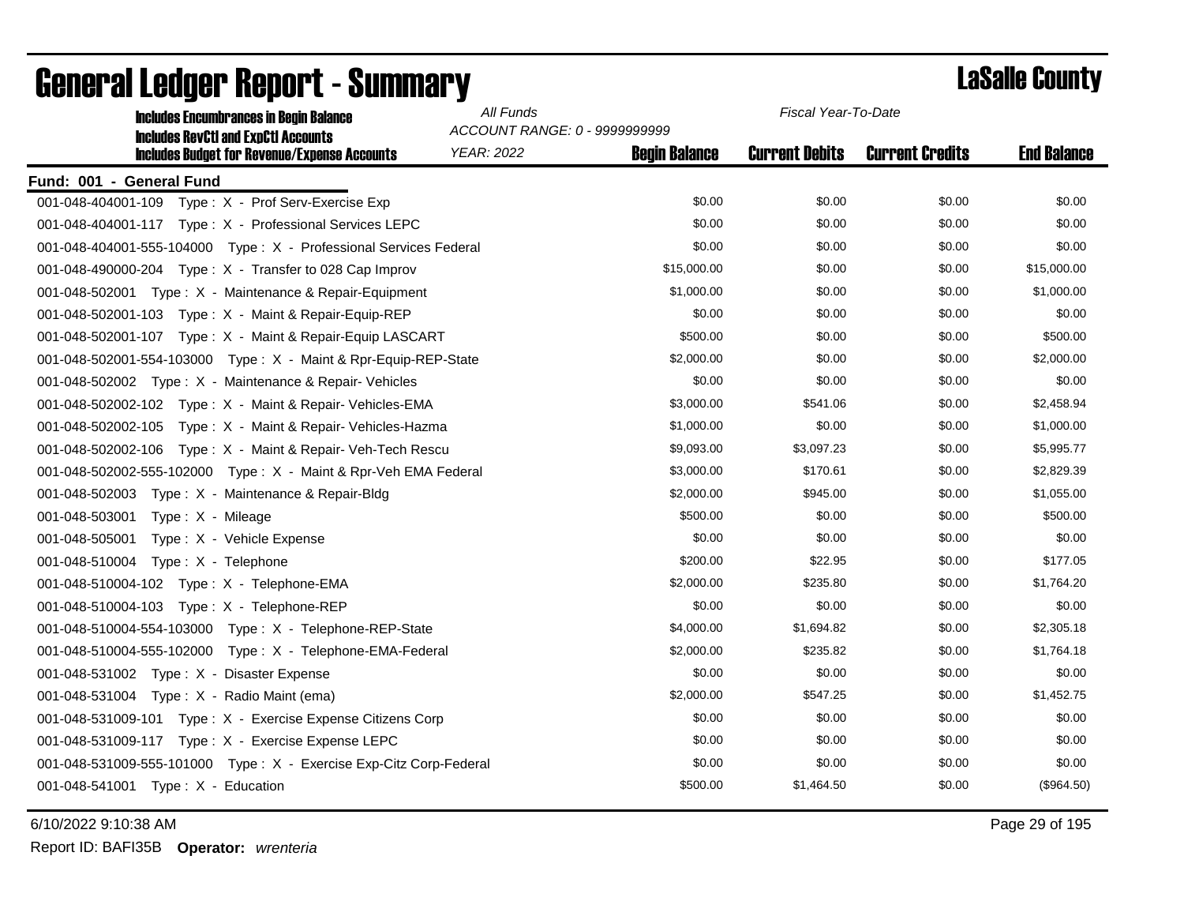# General Ledger Report - Summary

**LaSalle County**

Includes Encumbrances in Begin Balance
Includes RevCtl and ExpCtl Accounts
Includes Budget for Revenue/Expense Accounts

*All Funds*
*ACCOUNT RANGE: 0 - 9999999999*
*YEAR: 2022*

*Fiscal Year-To-Date*

**Fund: 001 - General Fund**

| Account | Begin Balance | Current Debits | Current Credits | End Balance |
|---|---|---|---|---|
| 001-048-404001-109 Type : X - Prof Serv-Exercise Exp | $0.00 | $0.00 | $0.00 | $0.00 |
| 001-048-404001-117 Type : X - Professional Services LEPC | $0.00 | $0.00 | $0.00 | $0.00 |
| 001-048-404001-555-104000 Type : X - Professional Services Federal | $0.00 | $0.00 | $0.00 | $0.00 |
| 001-048-490000-204 Type : X - Transfer to 028 Cap Improv | $15,000.00 | $0.00 | $0.00 | $15,000.00 |
| 001-048-502001 Type : X - Maintenance & Repair-Equipment | $1,000.00 | $0.00 | $0.00 | $1,000.00 |
| 001-048-502001-103 Type : X - Maint & Repair-Equip-REP | $0.00 | $0.00 | $0.00 | $0.00 |
| 001-048-502001-107 Type : X - Maint & Repair-Equip LASCART | $500.00 | $0.00 | $0.00 | $500.00 |
| 001-048-502001-554-103000 Type : X - Maint & Rpr-Equip-REP-State | $2,000.00 | $0.00 | $0.00 | $2,000.00 |
| 001-048-502002 Type : X - Maintenance & Repair- Vehicles | $0.00 | $0.00 | $0.00 | $0.00 |
| 001-048-502002-102 Type : X - Maint & Repair- Vehicles-EMA | $3,000.00 | $541.06 | $0.00 | $2,458.94 |
| 001-048-502002-105 Type : X - Maint & Repair- Vehicles-Hazma | $1,000.00 | $0.00 | $0.00 | $1,000.00 |
| 001-048-502002-106 Type : X - Maint & Repair- Veh-Tech Rescu | $9,093.00 | $3,097.23 | $0.00 | $5,995.77 |
| 001-048-502002-555-102000 Type : X - Maint & Rpr-Veh EMA Federal | $3,000.00 | $170.61 | $0.00 | $2,829.39 |
| 001-048-502003 Type : X - Maintenance & Repair-Bldg | $2,000.00 | $945.00 | $0.00 | $1,055.00 |
| 001-048-503001 Type : X - Mileage | $500.00 | $0.00 | $0.00 | $500.00 |
| 001-048-505001 Type : X - Vehicle Expense | $0.00 | $0.00 | $0.00 | $0.00 |
| 001-048-510004 Type : X - Telephone | $200.00 | $22.95 | $0.00 | $177.05 |
| 001-048-510004-102 Type : X - Telephone-EMA | $2,000.00 | $235.80 | $0.00 | $1,764.20 |
| 001-048-510004-103 Type : X - Telephone-REP | $0.00 | $0.00 | $0.00 | $0.00 |
| 001-048-510004-554-103000 Type : X - Telephone-REP-State | $4,000.00 | $1,694.82 | $0.00 | $2,305.18 |
| 001-048-510004-555-102000 Type : X - Telephone-EMA-Federal | $2,000.00 | $235.82 | $0.00 | $1,764.18 |
| 001-048-531002 Type : X - Disaster Expense | $0.00 | $0.00 | $0.00 | $0.00 |
| 001-048-531004 Type : X - Radio Maint (ema) | $2,000.00 | $547.25 | $0.00 | $1,452.75 |
| 001-048-531009-101 Type : X - Exercise Expense Citizens Corp | $0.00 | $0.00 | $0.00 | $0.00 |
| 001-048-531009-117 Type : X - Exercise Expense LEPC | $0.00 | $0.00 | $0.00 | $0.00 |
| 001-048-531009-555-101000 Type : X - Exercise Exp-Citz Corp-Federal | $0.00 | $0.00 | $0.00 | $0.00 |
| 001-048-541001 Type : X - Education | $500.00 | $1,464.50 | $0.00 | ($964.50) |

6/10/2022 9:10:38 AM

Report ID: BAFI35B **Operator:** *wrenteria*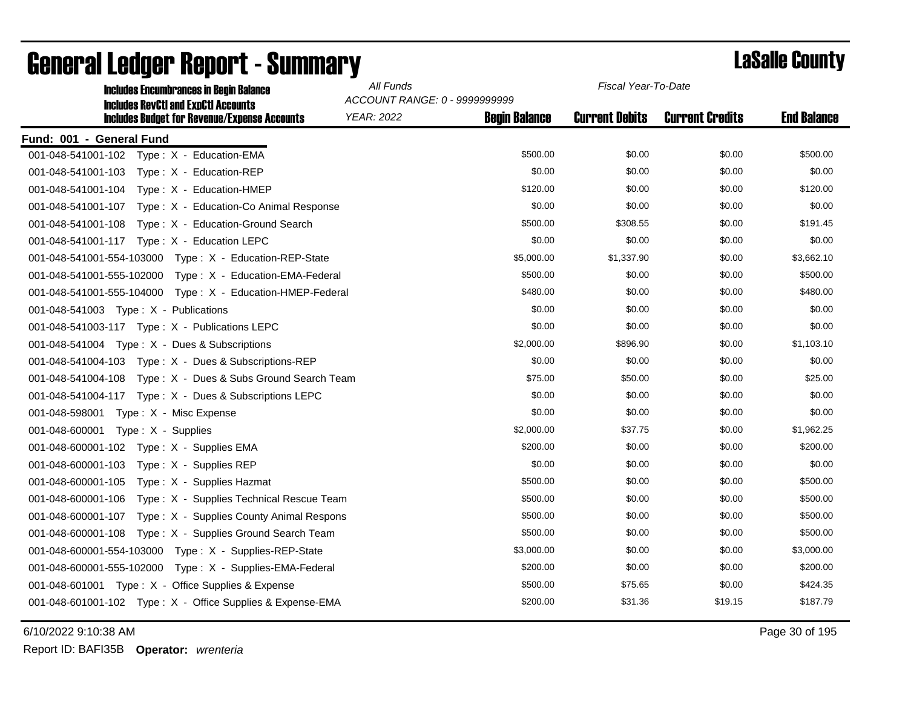# General Ledger Report - Summary

## LaSalle County

**Includes Encumbrances in Begin Balance**
**Includes RevCtl and ExpCtl Accounts**
**Includes Budget for Revenue/Expense Accounts**

*All Funds*
*ACCOUNT RANGE: 0 - 9999999999*
*YEAR: 2022*

*Fiscal Year-To-Date*

| | Begin Balance | Current Debits | Current Credits | End Balance |
|---|---|---|---|---|
| **Fund: 001 - General Fund** | | | | |
| 001-048-541001-102 Type : X - Education-EMA | $500.00 | $0.00 | $0.00 | $500.00 |
| 001-048-541001-103 Type : X - Education-REP | $0.00 | $0.00 | $0.00 | $0.00 |
| 001-048-541001-104 Type : X - Education-HMEP | $120.00 | $0.00 | $0.00 | $120.00 |
| 001-048-541001-107 Type : X - Education-Co Animal Response | $0.00 | $0.00 | $0.00 | $0.00 |
| 001-048-541001-108 Type : X - Education-Ground Search | $500.00 | $308.55 | $0.00 | $191.45 |
| 001-048-541001-117 Type : X - Education LEPC | $0.00 | $0.00 | $0.00 | $0.00 |
| 001-048-541001-554-103000 Type : X - Education-REP-State | $5,000.00 | $1,337.90 | $0.00 | $3,662.10 |
| 001-048-541001-555-102000 Type : X - Education-EMA-Federal | $500.00 | $0.00 | $0.00 | $500.00 |
| 001-048-541001-555-104000 Type : X - Education-HMEP-Federal | $480.00 | $0.00 | $0.00 | $480.00 |
| 001-048-541003 Type : X - Publications | $0.00 | $0.00 | $0.00 | $0.00 |
| 001-048-541003-117 Type : X - Publications LEPC | $0.00 | $0.00 | $0.00 | $0.00 |
| 001-048-541004 Type : X - Dues & Subscriptions | $2,000.00 | $896.90 | $0.00 | $1,103.10 |
| 001-048-541004-103 Type : X - Dues & Subscriptions-REP | $0.00 | $0.00 | $0.00 | $0.00 |
| 001-048-541004-108 Type : X - Dues & Subs Ground Search Team | $75.00 | $50.00 | $0.00 | $25.00 |
| 001-048-541004-117 Type : X - Dues & Subscriptions LEPC | $0.00 | $0.00 | $0.00 | $0.00 |
| 001-048-598001 Type : X - Misc Expense | $0.00 | $0.00 | $0.00 | $0.00 |
| 001-048-600001 Type : X - Supplies | $2,000.00 | $37.75 | $0.00 | $1,962.25 |
| 001-048-600001-102 Type : X - Supplies EMA | $200.00 | $0.00 | $0.00 | $200.00 |
| 001-048-600001-103 Type : X - Supplies REP | $0.00 | $0.00 | $0.00 | $0.00 |
| 001-048-600001-105 Type : X - Supplies Hazmat | $500.00 | $0.00 | $0.00 | $500.00 |
| 001-048-600001-106 Type : X - Supplies Technical Rescue Team | $500.00 | $0.00 | $0.00 | $500.00 |
| 001-048-600001-107 Type : X - Supplies County Animal Respons | $500.00 | $0.00 | $0.00 | $500.00 |
| 001-048-600001-108 Type : X - Supplies Ground Search Team | $500.00 | $0.00 | $0.00 | $500.00 |
| 001-048-600001-554-103000 Type : X - Supplies-REP-State | $3,000.00 | $0.00 | $0.00 | $3,000.00 |
| 001-048-600001-555-102000 Type : X - Supplies-EMA-Federal | $200.00 | $0.00 | $0.00 | $200.00 |
| 001-048-601001 Type : X - Office Supplies & Expense | $500.00 | $75.65 | $0.00 | $424.35 |
| 001-048-601001-102 Type : X - Office Supplies & Expense-EMA | $200.00 | $31.36 | $19.15 | $187.79 |

6/10/2022 9:10:38 AM

Report ID: BAFI35B **Operator:** *wrenteria*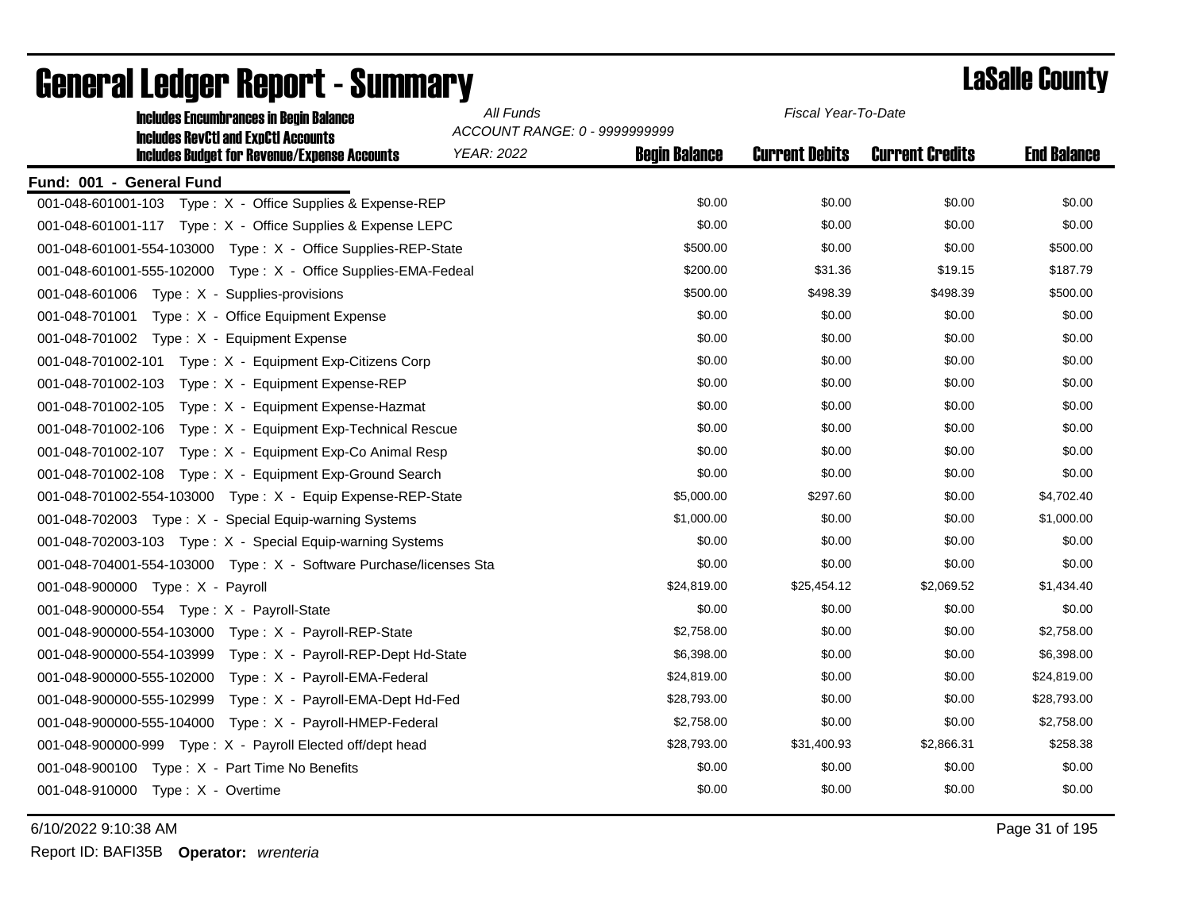# General Ledger Report - Summary

## LaSalle County

**Includes Encumbrances in Begin Balance**
**Includes RevCtl and ExpCtl Accounts**
**Includes Budget for Revenue/Expense Accounts**

*All Funds*
*ACCOUNT RANGE: 0 - 9999999999*
*YEAR: 2022*
*Fiscal Year-To-Date*

**Fund: 001 - General Fund**

| Account | Begin Balance | Current Debits | Current Credits | End Balance |
|---|---|---|---|---|
| 001-048-601001-103 Type : X - Office Supplies & Expense-REP | $0.00 | $0.00 | $0.00 | $0.00 |
| 001-048-601001-117 Type : X - Office Supplies & Expense LEPC | $0.00 | $0.00 | $0.00 | $0.00 |
| 001-048-601001-554-103000 Type : X - Office Supplies-REP-State | $500.00 | $0.00 | $0.00 | $500.00 |
| 001-048-601001-555-102000 Type : X - Office Supplies-EMA-Fedeal | $200.00 | $31.36 | $19.15 | $187.79 |
| 001-048-601006 Type : X - Supplies-provisions | $500.00 | $498.39 | $498.39 | $500.00 |
| 001-048-701001 Type : X - Office Equipment Expense | $0.00 | $0.00 | $0.00 | $0.00 |
| 001-048-701002 Type : X - Equipment Expense | $0.00 | $0.00 | $0.00 | $0.00 |
| 001-048-701002-101 Type : X - Equipment Exp-Citizens Corp | $0.00 | $0.00 | $0.00 | $0.00 |
| 001-048-701002-103 Type : X - Equipment Expense-REP | $0.00 | $0.00 | $0.00 | $0.00 |
| 001-048-701002-105 Type : X - Equipment Expense-Hazmat | $0.00 | $0.00 | $0.00 | $0.00 |
| 001-048-701002-106 Type : X - Equipment Exp-Technical Rescue | $0.00 | $0.00 | $0.00 | $0.00 |
| 001-048-701002-107 Type : X - Equipment Exp-Co Animal Resp | $0.00 | $0.00 | $0.00 | $0.00 |
| 001-048-701002-108 Type : X - Equipment Exp-Ground Search | $0.00 | $0.00 | $0.00 | $0.00 |
| 001-048-701002-554-103000 Type : X - Equip Expense-REP-State | $5,000.00 | $297.60 | $0.00 | $4,702.40 |
| 001-048-702003 Type : X - Special Equip-warning Systems | $1,000.00 | $0.00 | $0.00 | $1,000.00 |
| 001-048-702003-103 Type : X - Special Equip-warning Systems | $0.00 | $0.00 | $0.00 | $0.00 |
| 001-048-704001-554-103000 Type : X - Software Purchase/licenses Sta | $0.00 | $0.00 | $0.00 | $0.00 |
| 001-048-900000 Type : X - Payroll | $24,819.00 | $25,454.12 | $2,069.52 | $1,434.40 |
| 001-048-900000-554 Type : X - Payroll-State | $0.00 | $0.00 | $0.00 | $0.00 |
| 001-048-900000-554-103000 Type : X - Payroll-REP-State | $2,758.00 | $0.00 | $0.00 | $2,758.00 |
| 001-048-900000-554-103999 Type : X - Payroll-REP-Dept Hd-State | $6,398.00 | $0.00 | $0.00 | $6,398.00 |
| 001-048-900000-555-102000 Type : X - Payroll-EMA-Federal | $24,819.00 | $0.00 | $0.00 | $24,819.00 |
| 001-048-900000-555-102999 Type : X - Payroll-EMA-Dept Hd-Fed | $28,793.00 | $0.00 | $0.00 | $28,793.00 |
| 001-048-900000-555-104000 Type : X - Payroll-HMEP-Federal | $2,758.00 | $0.00 | $0.00 | $2,758.00 |
| 001-048-900000-999 Type : X - Payroll Elected off/dept head | $28,793.00 | $31,400.93 | $2,866.31 | $258.38 |
| 001-048-900100 Type : X - Part Time No Benefits | $0.00 | $0.00 | $0.00 | $0.00 |
| 001-048-910000 Type : X - Overtime | $0.00 | $0.00 | $0.00 | $0.00 |

6/10/2022 9:10:38 AM

Report ID: BAFI35B **Operator:** *wrenteria*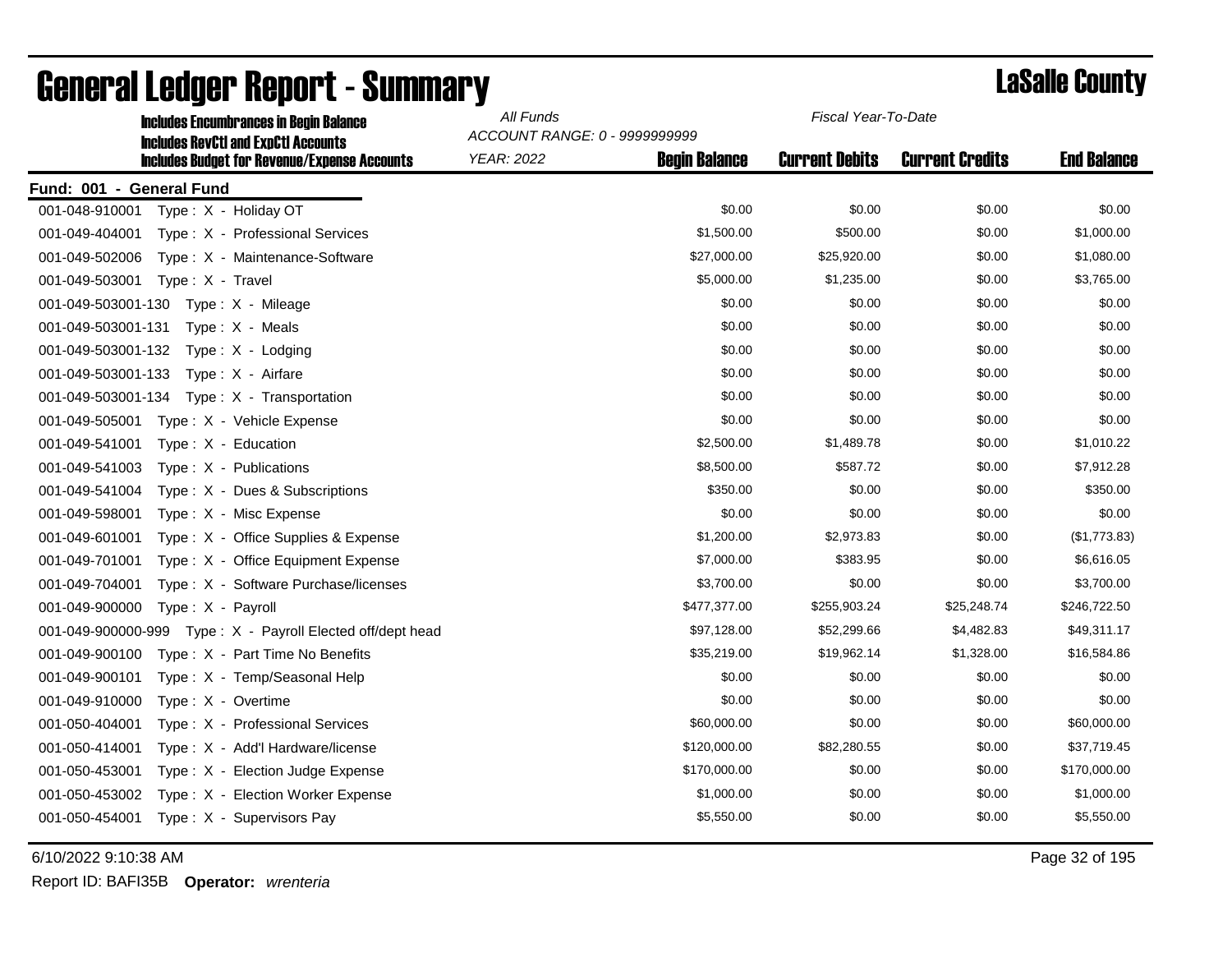# General Ledger Report - Summary

**LaSalle County**

Includes Encumbrances in Begin Balance
Includes RevCtl and ExpCtl Accounts
Includes Budget for Revenue/Expense Accounts

All Funds
ACCOUNT RANGE: 0 - 9999999999
YEAR: 2022

Fiscal Year-To-Date

**Fund: 001 - General Fund**

| Account | Begin Balance | Current Debits | Current Credits | End Balance |
|---|---|---|---|---|
| 001-048-910001 Type : X - Holiday OT | $0.00 | $0.00 | $0.00 | $0.00 |
| 001-049-404001 Type : X - Professional Services | $1,500.00 | $500.00 | $0.00 | $1,000.00 |
| 001-049-502006 Type : X - Maintenance-Software | $27,000.00 | $25,920.00 | $0.00 | $1,080.00 |
| 001-049-503001 Type : X - Travel | $5,000.00 | $1,235.00 | $0.00 | $3,765.00 |
| 001-049-503001-130 Type : X - Mileage | $0.00 | $0.00 | $0.00 | $0.00 |
| 001-049-503001-131 Type : X - Meals | $0.00 | $0.00 | $0.00 | $0.00 |
| 001-049-503001-132 Type : X - Lodging | $0.00 | $0.00 | $0.00 | $0.00 |
| 001-049-503001-133 Type : X - Airfare | $0.00 | $0.00 | $0.00 | $0.00 |
| 001-049-503001-134 Type : X - Transportation | $0.00 | $0.00 | $0.00 | $0.00 |
| 001-049-505001 Type : X - Vehicle Expense | $0.00 | $0.00 | $0.00 | $0.00 |
| 001-049-541001 Type : X - Education | $2,500.00 | $1,489.78 | $0.00 | $1,010.22 |
| 001-049-541003 Type : X - Publications | $8,500.00 | $587.72 | $0.00 | $7,912.28 |
| 001-049-541004 Type : X - Dues & Subscriptions | $350.00 | $0.00 | $0.00 | $350.00 |
| 001-049-598001 Type : X - Misc Expense | $0.00 | $0.00 | $0.00 | $0.00 |
| 001-049-601001 Type : X - Office Supplies & Expense | $1,200.00 | $2,973.83 | $0.00 | ($1,773.83) |
| 001-049-701001 Type : X - Office Equipment Expense | $7,000.00 | $383.95 | $0.00 | $6,616.05 |
| 001-049-704001 Type : X - Software Purchase/licenses | $3,700.00 | $0.00 | $0.00 | $3,700.00 |
| 001-049-900000 Type : X - Payroll | $477,377.00 | $255,903.24 | $25,248.74 | $246,722.50 |
| 001-049-900000-999 Type : X - Payroll Elected off/dept head | $97,128.00 | $52,299.66 | $4,482.83 | $49,311.17 |
| 001-049-900100 Type : X - Part Time No Benefits | $35,219.00 | $19,962.14 | $1,328.00 | $16,584.86 |
| 001-049-900101 Type : X - Temp/Seasonal Help | $0.00 | $0.00 | $0.00 | $0.00 |
| 001-049-910000 Type : X - Overtime | $0.00 | $0.00 | $0.00 | $0.00 |
| 001-050-404001 Type : X - Professional Services | $60,000.00 | $0.00 | $0.00 | $60,000.00 |
| 001-050-414001 Type : X - Add'l Hardware/license | $120,000.00 | $82,280.55 | $0.00 | $37,719.45 |
| 001-050-453001 Type : X - Election Judge Expense | $170,000.00 | $0.00 | $0.00 | $170,000.00 |
| 001-050-453002 Type : X - Election Worker Expense | $1,000.00 | $0.00 | $0.00 | $1,000.00 |
| 001-050-454001 Type : X - Supervisors Pay | $5,550.00 | $0.00 | $0.00 | $5,550.00 |

6/10/2022 9:10:38 AM

Report ID: BAFI35B **Operator:** *wrenteria*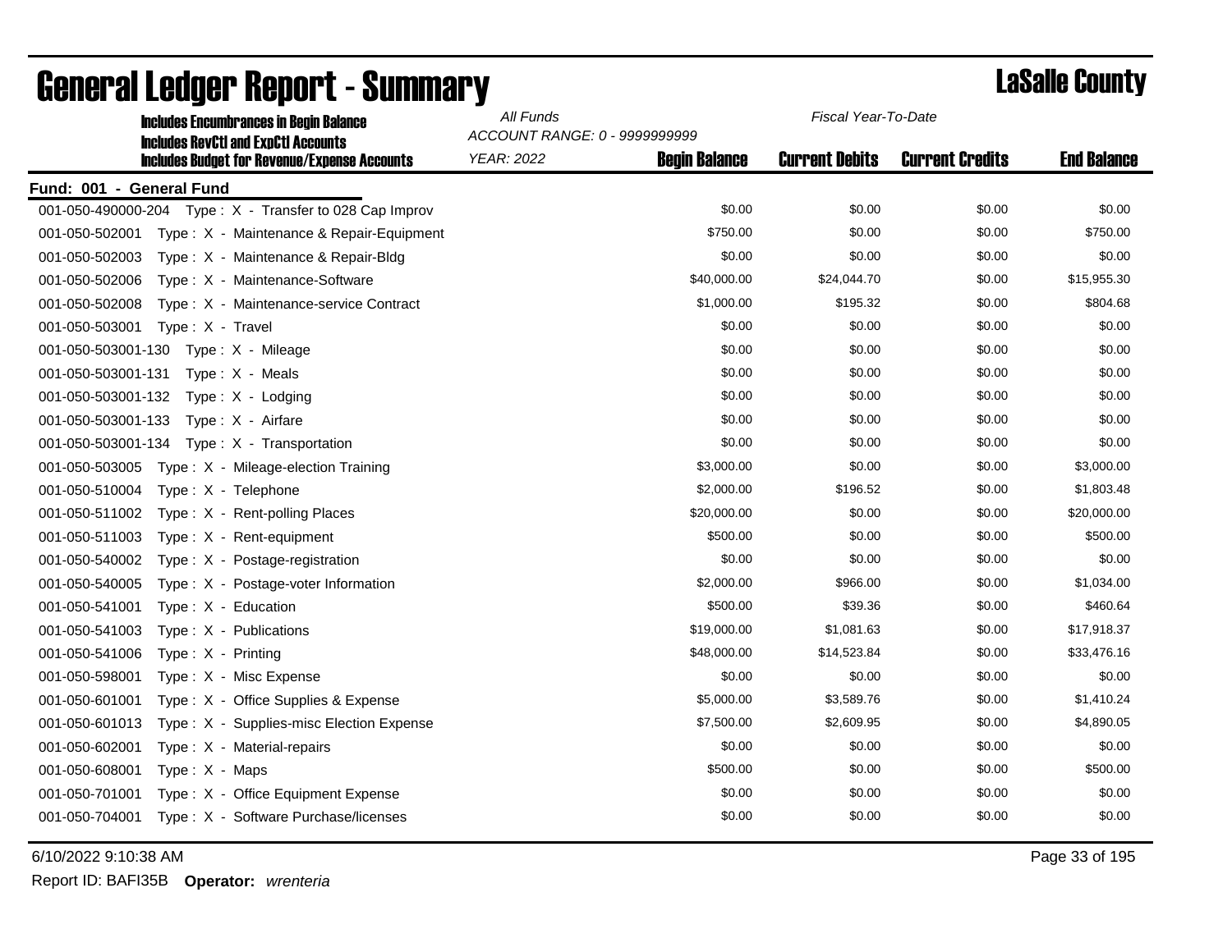# General Ledger Report - Summary

# LaSalle County

Includes Encumbrances in Begin Balance
Includes RevCtl and ExpCtl Accounts
Includes Budget for Revenue/Expense Accounts

*All Funds*
*ACCOUNT RANGE: 0 - 9999999999*
*YEAR: 2022*

*Fiscal Year-To-Date*

| | Begin Balance | Current Debits | Current Credits | End Balance |
|---|---|---|---|---|
| **Fund: 001 - General Fund** | | | | |
| 001-050-490000-204 Type : X - Transfer to 028 Cap Improv | $0.00 | $0.00 | $0.00 | $0.00 |
| 001-050-502001 Type : X - Maintenance & Repair-Equipment | $750.00 | $0.00 | $0.00 | $750.00 |
| 001-050-502003 Type : X - Maintenance & Repair-Bldg | $0.00 | $0.00 | $0.00 | $0.00 |
| 001-050-502006 Type : X - Maintenance-Software | $40,000.00 | $24,044.70 | $0.00 | $15,955.30 |
| 001-050-502008 Type : X - Maintenance-service Contract | $1,000.00 | $195.32 | $0.00 | $804.68 |
| 001-050-503001 Type : X - Travel | $0.00 | $0.00 | $0.00 | $0.00 |
| 001-050-503001-130 Type : X - Mileage | $0.00 | $0.00 | $0.00 | $0.00 |
| 001-050-503001-131 Type : X - Meals | $0.00 | $0.00 | $0.00 | $0.00 |
| 001-050-503001-132 Type : X - Lodging | $0.00 | $0.00 | $0.00 | $0.00 |
| 001-050-503001-133 Type : X - Airfare | $0.00 | $0.00 | $0.00 | $0.00 |
| 001-050-503001-134 Type : X - Transportation | $0.00 | $0.00 | $0.00 | $0.00 |
| 001-050-503005 Type : X - Mileage-election Training | $3,000.00 | $0.00 | $0.00 | $3,000.00 |
| 001-050-510004 Type : X - Telephone | $2,000.00 | $196.52 | $0.00 | $1,803.48 |
| 001-050-511002 Type : X - Rent-polling Places | $20,000.00 | $0.00 | $0.00 | $20,000.00 |
| 001-050-511003 Type : X - Rent-equipment | $500.00 | $0.00 | $0.00 | $500.00 |
| 001-050-540002 Type : X - Postage-registration | $0.00 | $0.00 | $0.00 | $0.00 |
| 001-050-540005 Type : X - Postage-voter Information | $2,000.00 | $966.00 | $0.00 | $1,034.00 |
| 001-050-541001 Type : X - Education | $500.00 | $39.36 | $0.00 | $460.64 |
| 001-050-541003 Type : X - Publications | $19,000.00 | $1,081.63 | $0.00 | $17,918.37 |
| 001-050-541006 Type : X - Printing | $48,000.00 | $14,523.84 | $0.00 | $33,476.16 |
| 001-050-598001 Type : X - Misc Expense | $0.00 | $0.00 | $0.00 | $0.00 |
| 001-050-601001 Type : X - Office Supplies & Expense | $5,000.00 | $3,589.76 | $0.00 | $1,410.24 |
| 001-050-601013 Type : X - Supplies-misc Election Expense | $7,500.00 | $2,609.95 | $0.00 | $4,890.05 |
| 001-050-602001 Type : X - Material-repairs | $0.00 | $0.00 | $0.00 | $0.00 |
| 001-050-608001 Type : X - Maps | $500.00 | $0.00 | $0.00 | $500.00 |
| 001-050-701001 Type : X - Office Equipment Expense | $0.00 | $0.00 | $0.00 | $0.00 |
| 001-050-704001 Type : X - Software Purchase/licenses | $0.00 | $0.00 | $0.00 | $0.00 |

6/10/2022 9:10:38 AM

Report ID: BAFI35B **Operator:** *wrenteria*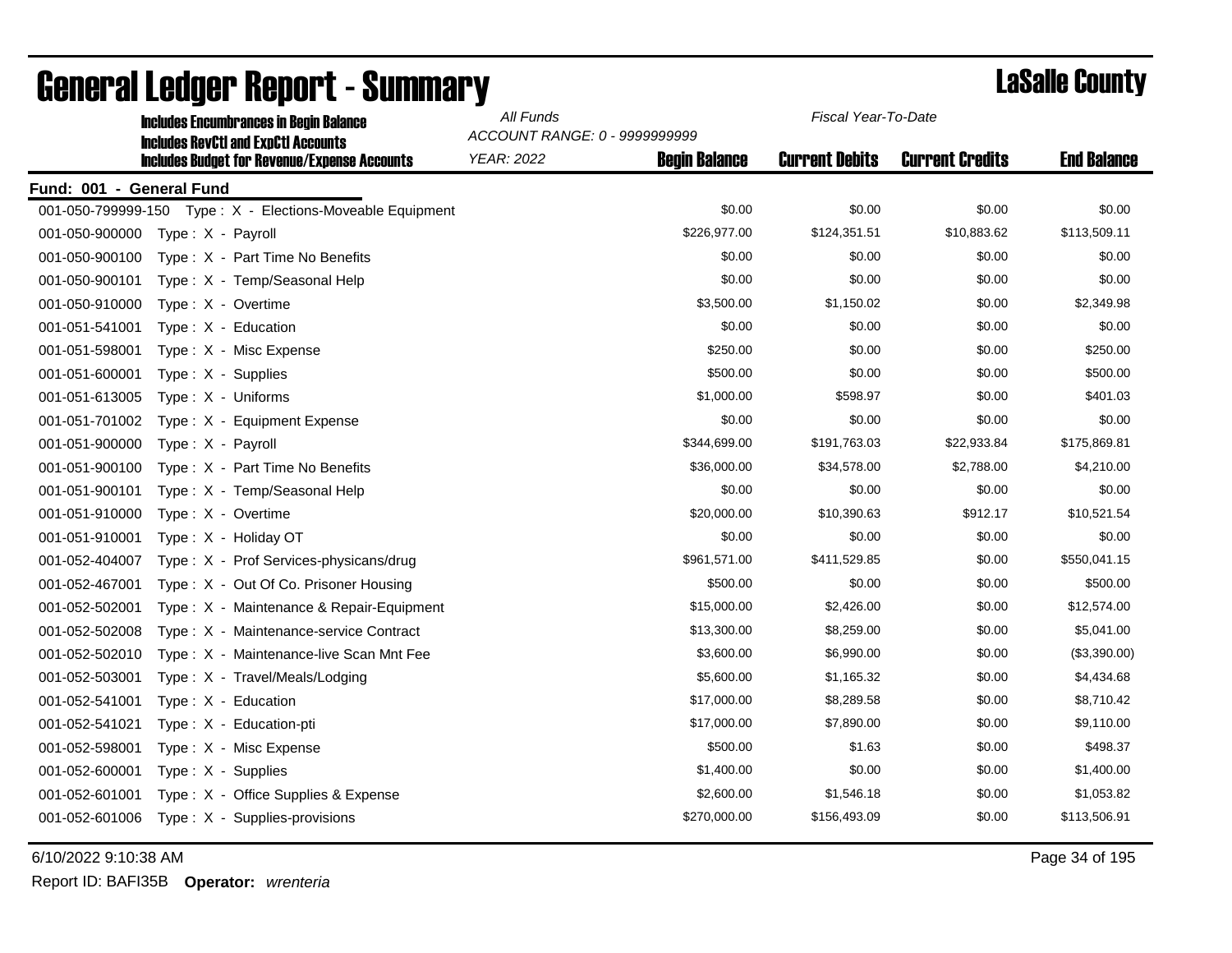# General Ledger Report - Summary

## LaSalle County

Includes Encumbrances in Begin Balance
Includes RevCtl and ExpCtl Accounts
Includes Budget for Revenue/Expense Accounts

*All Funds*
*ACCOUNT RANGE: 0 - 9999999999*
*YEAR: 2022*

*Fiscal Year-To-Date*

**Fund: 001 - General Fund**

| Account | Description | Begin Balance | Current Debits | Current Credits | End Balance |
|---|---|---|---|---|---|
| 001-050-799999-150 | Type : X - Elections-Moveable Equipment | $0.00 | $0.00 | $0.00 | $0.00 |
| 001-050-900000 | Type : X - Payroll | $226,977.00 | $124,351.51 | $10,883.62 | $113,509.11 |
| 001-050-900100 | Type : X - Part Time No Benefits | $0.00 | $0.00 | $0.00 | $0.00 |
| 001-050-900101 | Type : X - Temp/Seasonal Help | $0.00 | $0.00 | $0.00 | $0.00 |
| 001-050-910000 | Type : X - Overtime | $3,500.00 | $1,150.02 | $0.00 | $2,349.98 |
| 001-051-541001 | Type : X - Education | $0.00 | $0.00 | $0.00 | $0.00 |
| 001-051-598001 | Type : X - Misc Expense | $250.00 | $0.00 | $0.00 | $250.00 |
| 001-051-600001 | Type : X - Supplies | $500.00 | $0.00 | $0.00 | $500.00 |
| 001-051-613005 | Type : X - Uniforms | $1,000.00 | $598.97 | $0.00 | $401.03 |
| 001-051-701002 | Type : X - Equipment Expense | $0.00 | $0.00 | $0.00 | $0.00 |
| 001-051-900000 | Type : X - Payroll | $344,699.00 | $191,763.03 | $22,933.84 | $175,869.81 |
| 001-051-900100 | Type : X - Part Time No Benefits | $36,000.00 | $34,578.00 | $2,788.00 | $4,210.00 |
| 001-051-900101 | Type : X - Temp/Seasonal Help | $0.00 | $0.00 | $0.00 | $0.00 |
| 001-051-910000 | Type : X - Overtime | $20,000.00 | $10,390.63 | $912.17 | $10,521.54 |
| 001-051-910001 | Type : X - Holiday OT | $0.00 | $0.00 | $0.00 | $0.00 |
| 001-052-404007 | Type : X - Prof Services-physicans/drug | $961,571.00 | $411,529.85 | $0.00 | $550,041.15 |
| 001-052-467001 | Type : X - Out Of Co. Prisoner Housing | $500.00 | $0.00 | $0.00 | $500.00 |
| 001-052-502001 | Type : X - Maintenance & Repair-Equipment | $15,000.00 | $2,426.00 | $0.00 | $12,574.00 |
| 001-052-502008 | Type : X - Maintenance-service Contract | $13,300.00 | $8,259.00 | $0.00 | $5,041.00 |
| 001-052-502010 | Type : X - Maintenance-live Scan Mnt Fee | $3,600.00 | $6,990.00 | $0.00 | ($3,390.00) |
| 001-052-503001 | Type : X - Travel/Meals/Lodging | $5,600.00 | $1,165.32 | $0.00 | $4,434.68 |
| 001-052-541001 | Type : X - Education | $17,000.00 | $8,289.58 | $0.00 | $8,710.42 |
| 001-052-541021 | Type : X - Education-pti | $17,000.00 | $7,890.00 | $0.00 | $9,110.00 |
| 001-052-598001 | Type : X - Misc Expense | $500.00 | $1.63 | $0.00 | $498.37 |
| 001-052-600001 | Type : X - Supplies | $1,400.00 | $0.00 | $0.00 | $1,400.00 |
| 001-052-601001 | Type : X - Office Supplies & Expense | $2,600.00 | $1,546.18 | $0.00 | $1,053.82 |
| 001-052-601006 | Type : X - Supplies-provisions | $270,000.00 | $156,493.09 | $0.00 | $113,506.91 |

6/10/2022 9:10:38 AM

Report ID: BAFI35B **Operator:** *wrenteria*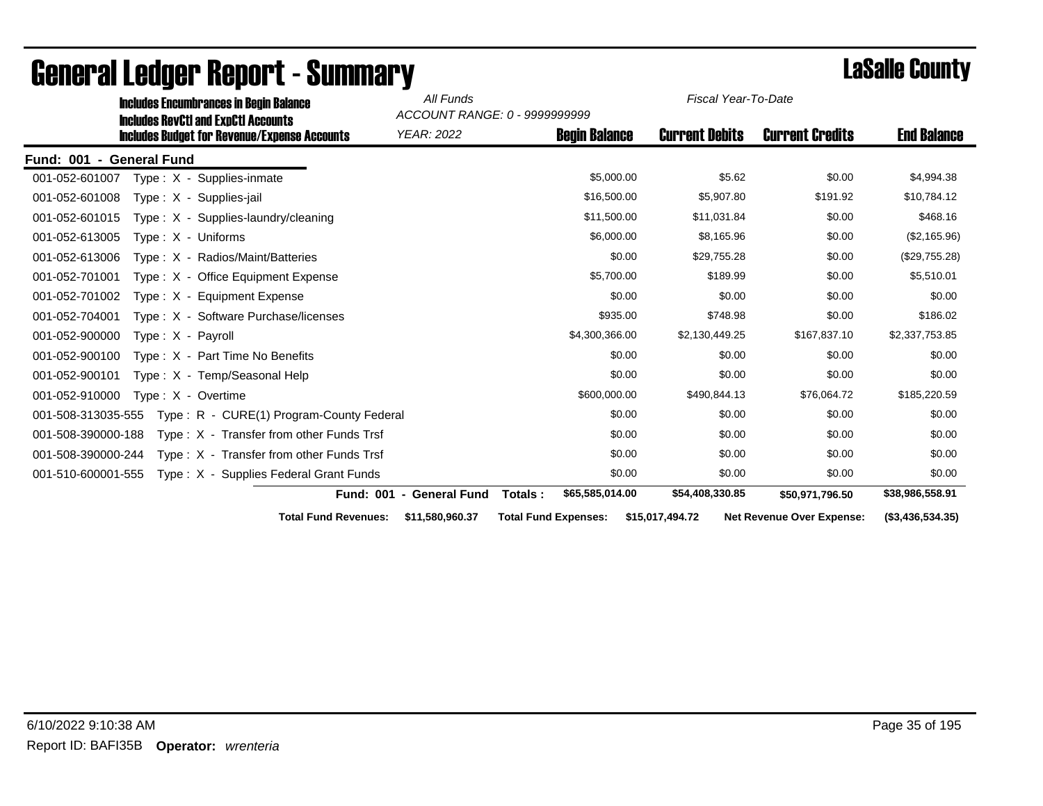# General Ledger Report - Summary

## LaSalle County

**Includes Encumbrances in Begin Balance**
**Includes RevCtl and ExpCtl Accounts**
**Includes Budget for Revenue/Expense Accounts**

*All Funds*
*ACCOUNT RANGE: 0 - 9999999999*
*YEAR: 2022*

*Fiscal Year-To-Date*

**Fund: 001 - General Fund**

| Account | Description | Begin Balance | Current Debits | Current Credits | End Balance |
|---|---|---|---|---|---|
| 001-052-601007 | Type : X - Supplies-inmate | $5,000.00 | $5.62 | $0.00 | $4,994.38 |
| 001-052-601008 | Type : X - Supplies-jail | $16,500.00 | $5,907.80 | $191.92 | $10,784.12 |
| 001-052-601015 | Type : X - Supplies-laundry/cleaning | $11,500.00 | $11,031.84 | $0.00 | $468.16 |
| 001-052-613005 | Type : X - Uniforms | $6,000.00 | $8,165.96 | $0.00 | ($2,165.96) |
| 001-052-613006 | Type : X - Radios/Maint/Batteries | $0.00 | $29,755.28 | $0.00 | ($29,755.28) |
| 001-052-701001 | Type : X - Office Equipment Expense | $5,700.00 | $189.99 | $0.00 | $5,510.01 |
| 001-052-701002 | Type : X - Equipment Expense | $0.00 | $0.00 | $0.00 | $0.00 |
| 001-052-704001 | Type : X - Software Purchase/licenses | $935.00 | $748.98 | $0.00 | $186.02 |
| 001-052-900000 | Type : X - Payroll | $4,300,366.00 | $2,130,449.25 | $167,837.10 | $2,337,753.85 |
| 001-052-900100 | Type : X - Part Time No Benefits | $0.00 | $0.00 | $0.00 | $0.00 |
| 001-052-900101 | Type : X - Temp/Seasonal Help | $0.00 | $0.00 | $0.00 | $0.00 |
| 001-052-910000 | Type : X - Overtime | $600,000.00 | $490,844.13 | $76,064.72 | $185,220.59 |
| 001-508-313035-555 | Type : R - CURE(1) Program-County Federal | $0.00 | $0.00 | $0.00 | $0.00 |
| 001-508-390000-188 | Type : X - Transfer from other Funds Trsf | $0.00 | $0.00 | $0.00 | $0.00 |
| 001-508-390000-244 | Type : X - Transfer from other Funds Trsf | $0.00 | $0.00 | $0.00 | $0.00 |
| 001-510-600001-555 | Type : X - Supplies Federal Grant Funds | $0.00 | $0.00 | $0.00 | $0.00 |
| | **Fund: 001 - General Fund Totals :** | **$65,585,014.00** | **$54,408,330.85** | **$50,971,796.50** | **$38,986,558.91** |

**Total Fund Revenues:** **$11,580,960.37** **Total Fund Expenses:** **$15,017,494.72** **Net Revenue Over Expense:** **($3,436,534.35)**

6/10/2022 9:10:38 AM

Report ID: BAFI35B **Operator:** *wrenteria*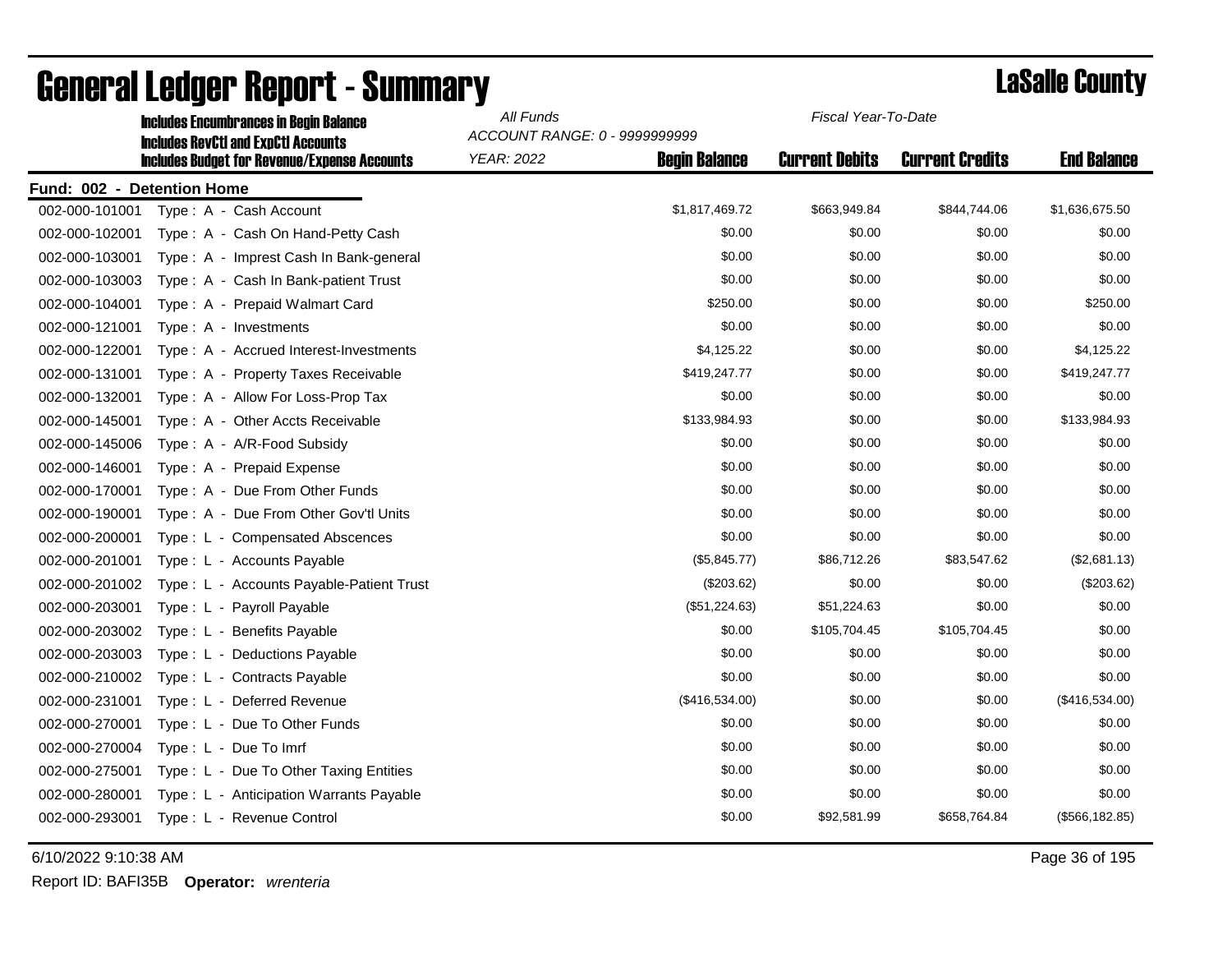# General Ledger Report - Summary

# LaSalle County

**Includes Encumbrances in Begin Balance**
**Includes RevCtl and ExpCtl Accounts**
**Includes Budget for Revenue/Expense Accounts**

*All Funds*
*ACCOUNT RANGE: 0 - 9999999999*
*YEAR: 2022*

*Fiscal Year-To-Date*

**Fund: 002 - Detention Home**

| Account | Description | Begin Balance | Current Debits | Current Credits | End Balance |
|---|---|---|---|---|---|
| 002-000-101001 | Type : A - Cash Account | $1,817,469.72 | $663,949.84 | $844,744.06 | $1,636,675.50 |
| 002-000-102001 | Type : A - Cash On Hand-Petty Cash | $0.00 | $0.00 | $0.00 | $0.00 |
| 002-000-103001 | Type : A - Imprest Cash In Bank-general | $0.00 | $0.00 | $0.00 | $0.00 |
| 002-000-103003 | Type : A - Cash In Bank-patient Trust | $0.00 | $0.00 | $0.00 | $0.00 |
| 002-000-104001 | Type : A - Prepaid Walmart Card | $250.00 | $0.00 | $0.00 | $250.00 |
| 002-000-121001 | Type : A - Investments | $0.00 | $0.00 | $0.00 | $0.00 |
| 002-000-122001 | Type : A - Accrued Interest-Investments | $4,125.22 | $0.00 | $0.00 | $4,125.22 |
| 002-000-131001 | Type : A - Property Taxes Receivable | $419,247.77 | $0.00 | $0.00 | $419,247.77 |
| 002-000-132001 | Type : A - Allow For Loss-Prop Tax | $0.00 | $0.00 | $0.00 | $0.00 |
| 002-000-145001 | Type : A - Other Accts Receivable | $133,984.93 | $0.00 | $0.00 | $133,984.93 |
| 002-000-145006 | Type : A - A/R-Food Subsidy | $0.00 | $0.00 | $0.00 | $0.00 |
| 002-000-146001 | Type : A - Prepaid Expense | $0.00 | $0.00 | $0.00 | $0.00 |
| 002-000-170001 | Type : A - Due From Other Funds | $0.00 | $0.00 | $0.00 | $0.00 |
| 002-000-190001 | Type : A - Due From Other Gov'tl Units | $0.00 | $0.00 | $0.00 | $0.00 |
| 002-000-200001 | Type : L - Compensated Abscences | $0.00 | $0.00 | $0.00 | $0.00 |
| 002-000-201001 | Type : L - Accounts Payable | ($5,845.77) | $86,712.26 | $83,547.62 | ($2,681.13) |
| 002-000-201002 | Type : L - Accounts Payable-Patient Trust | ($203.62) | $0.00 | $0.00 | ($203.62) |
| 002-000-203001 | Type : L - Payroll Payable | ($51,224.63) | $51,224.63 | $0.00 | $0.00 |
| 002-000-203002 | Type : L - Benefits Payable | $0.00 | $105,704.45 | $105,704.45 | $0.00 |
| 002-000-203003 | Type : L - Deductions Payable | $0.00 | $0.00 | $0.00 | $0.00 |
| 002-000-210002 | Type : L - Contracts Payable | $0.00 | $0.00 | $0.00 | $0.00 |
| 002-000-231001 | Type : L - Deferred Revenue | ($416,534.00) | $0.00 | $0.00 | ($416,534.00) |
| 002-000-270001 | Type : L - Due To Other Funds | $0.00 | $0.00 | $0.00 | $0.00 |
| 002-000-270004 | Type : L - Due To Imrf | $0.00 | $0.00 | $0.00 | $0.00 |
| 002-000-275001 | Type : L - Due To Other Taxing Entities | $0.00 | $0.00 | $0.00 | $0.00 |
| 002-000-280001 | Type : L - Anticipation Warrants Payable | $0.00 | $0.00 | $0.00 | $0.00 |
| 002-000-293001 | Type : L - Revenue Control | $0.00 | $92,581.99 | $658,764.84 | ($566,182.85) |

6/10/2022 9:10:38 AM

Report ID: BAFI35B **Operator:** *wrenteria*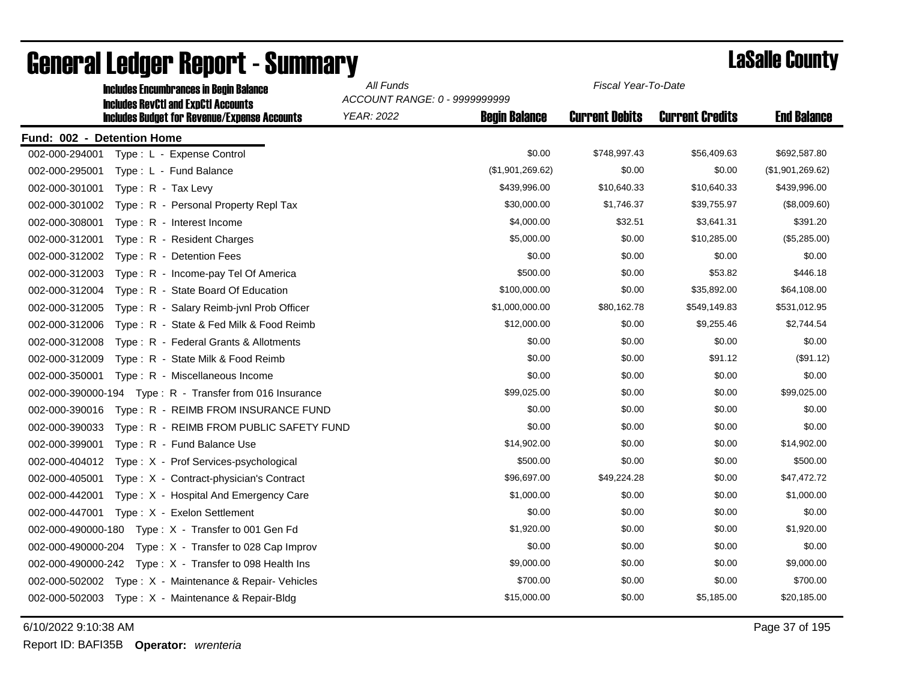# General Ledger Report - Summary

## LaSalle County

**Includes Encumbrances in Begin Balance**
**Includes RevCtl and ExpCtl Accounts**
**Includes Budget for Revenue/Expense Accounts**

*All Funds*
*ACCOUNT RANGE: 0 - 9999999999*
*YEAR: 2022*

*Fiscal Year-To-Date*

**Fund: 002 - Detention Home**

| Account | Begin Balance | Current Debits | Current Credits | End Balance |
|---|---|---|---|---|
| 002-000-294001 Type : L - Expense Control | $0.00 | $748,997.43 | $56,409.63 | $692,587.80 |
| 002-000-295001 Type : L - Fund Balance | ($1,901,269.62) | $0.00 | $0.00 | ($1,901,269.62) |
| 002-000-301001 Type : R - Tax Levy | $439,996.00 | $10,640.33 | $10,640.33 | $439,996.00 |
| 002-000-301002 Type : R - Personal Property Repl Tax | $30,000.00 | $1,746.37 | $39,755.97 | ($8,009.60) |
| 002-000-308001 Type : R - Interest Income | $4,000.00 | $32.51 | $3,641.31 | $391.20 |
| 002-000-312001 Type : R - Resident Charges | $5,000.00 | $0.00 | $10,285.00 | ($5,285.00) |
| 002-000-312002 Type : R - Detention Fees | $0.00 | $0.00 | $0.00 | $0.00 |
| 002-000-312003 Type : R - Income-pay Tel Of America | $500.00 | $0.00 | $53.82 | $446.18 |
| 002-000-312004 Type : R - State Board Of Education | $100,000.00 | $0.00 | $35,892.00 | $64,108.00 |
| 002-000-312005 Type : R - Salary Reimb-jvnl Prob Officer | $1,000,000.00 | $80,162.78 | $549,149.83 | $531,012.95 |
| 002-000-312006 Type : R - State & Fed Milk & Food Reimb | $12,000.00 | $0.00 | $9,255.46 | $2,744.54 |
| 002-000-312008 Type : R - Federal Grants & Allotments | $0.00 | $0.00 | $0.00 | $0.00 |
| 002-000-312009 Type : R - State Milk & Food Reimb | $0.00 | $0.00 | $91.12 | ($91.12) |
| 002-000-350001 Type : R - Miscellaneous Income | $0.00 | $0.00 | $0.00 | $0.00 |
| 002-000-390000-194 Type : R - Transfer from 016 Insurance | $99,025.00 | $0.00 | $0.00 | $99,025.00 |
| 002-000-390016 Type : R - REIMB FROM INSURANCE FUND | $0.00 | $0.00 | $0.00 | $0.00 |
| 002-000-390033 Type : R - REIMB FROM PUBLIC SAFETY FUND | $0.00 | $0.00 | $0.00 | $0.00 |
| 002-000-399001 Type : R - Fund Balance Use | $14,902.00 | $0.00 | $0.00 | $14,902.00 |
| 002-000-404012 Type : X - Prof Services-psychological | $500.00 | $0.00 | $0.00 | $500.00 |
| 002-000-405001 Type : X - Contract-physician's Contract | $96,697.00 | $49,224.28 | $0.00 | $47,472.72 |
| 002-000-442001 Type : X - Hospital And Emergency Care | $1,000.00 | $0.00 | $0.00 | $1,000.00 |
| 002-000-447001 Type : X - Exelon Settlement | $0.00 | $0.00 | $0.00 | $0.00 |
| 002-000-490000-180 Type : X - Transfer to 001 Gen Fd | $1,920.00 | $0.00 | $0.00 | $1,920.00 |
| 002-000-490000-204 Type : X - Transfer to 028 Cap Improv | $0.00 | $0.00 | $0.00 | $0.00 |
| 002-000-490000-242 Type : X - Transfer to 098 Health Ins | $9,000.00 | $0.00 | $0.00 | $9,000.00 |
| 002-000-502002 Type : X - Maintenance & Repair- Vehicles | $700.00 | $0.00 | $0.00 | $700.00 |
| 002-000-502003 Type : X - Maintenance & Repair-Bldg | $15,000.00 | $0.00 | $5,185.00 | $20,185.00 |

6/10/2022 9:10:38 AM

Report ID: BAFI35B **Operator:** *wrenteria*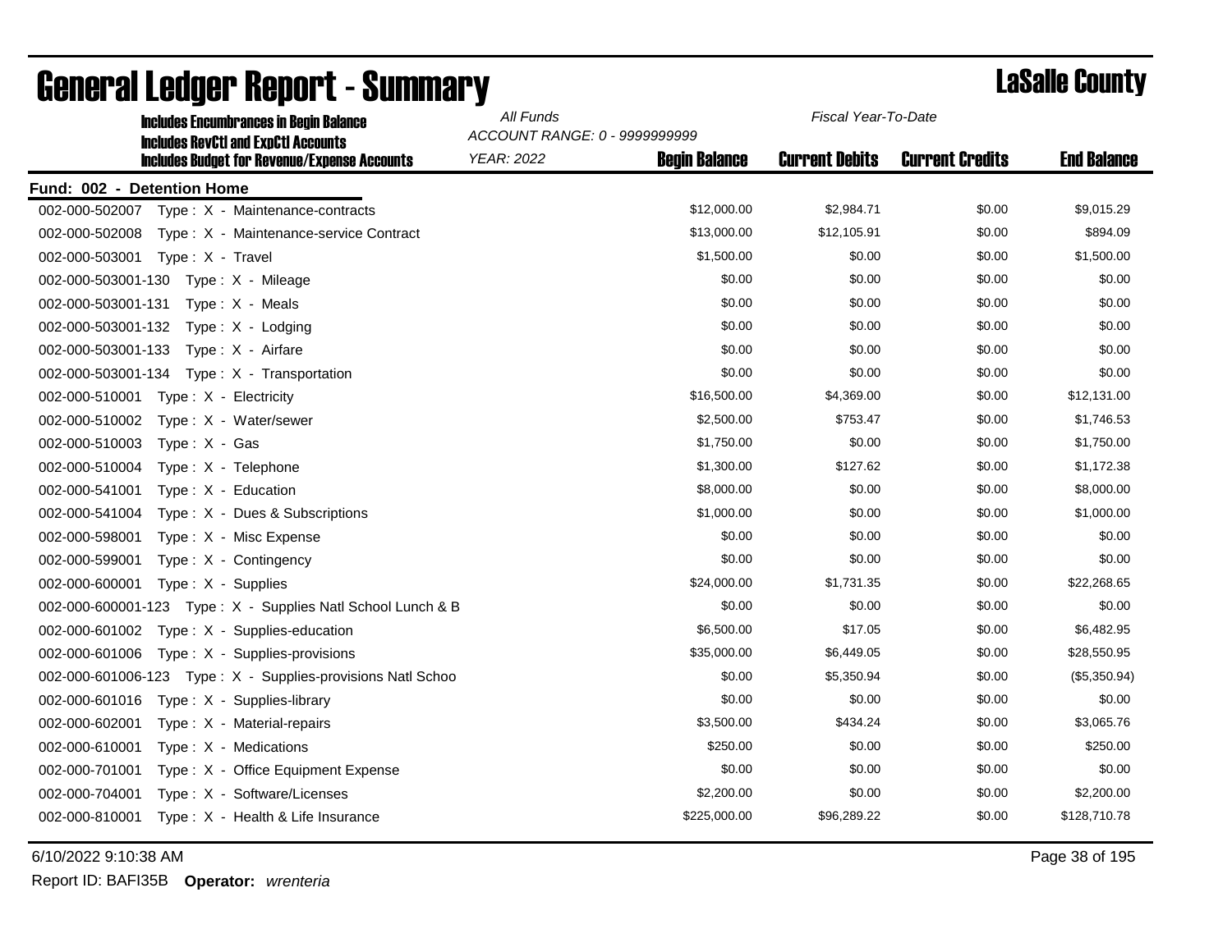# General Ledger Report - Summary

## LaSalle County

Includes Encumbrances in Begin Balance
Includes RevCtl and ExpCtl Accounts
Includes Budget for Revenue/Expense Accounts

*All Funds*
*ACCOUNT RANGE: 0 - 9999999999*
*YEAR: 2022*

*Fiscal Year-To-Date*

| | Begin Balance | Current Debits | Current Credits | End Balance |
|---|---|---|---|---|
| **Fund: 002 - Detention Home** | | | | |
| 002-000-502007 Type : X - Maintenance-contracts | $12,000.00 | $2,984.71 | $0.00 | $9,015.29 |
| 002-000-502008 Type : X - Maintenance-service Contract | $13,000.00 | $12,105.91 | $0.00 | $894.09 |
| 002-000-503001 Type : X - Travel | $1,500.00 | $0.00 | $0.00 | $1,500.00 |
| 002-000-503001-130 Type : X - Mileage | $0.00 | $0.00 | $0.00 | $0.00 |
| 002-000-503001-131 Type : X - Meals | $0.00 | $0.00 | $0.00 | $0.00 |
| 002-000-503001-132 Type : X - Lodging | $0.00 | $0.00 | $0.00 | $0.00 |
| 002-000-503001-133 Type : X - Airfare | $0.00 | $0.00 | $0.00 | $0.00 |
| 002-000-503001-134 Type : X - Transportation | $0.00 | $0.00 | $0.00 | $0.00 |
| 002-000-510001 Type : X - Electricity | $16,500.00 | $4,369.00 | $0.00 | $12,131.00 |
| 002-000-510002 Type : X - Water/sewer | $2,500.00 | $753.47 | $0.00 | $1,746.53 |
| 002-000-510003 Type : X - Gas | $1,750.00 | $0.00 | $0.00 | $1,750.00 |
| 002-000-510004 Type : X - Telephone | $1,300.00 | $127.62 | $0.00 | $1,172.38 |
| 002-000-541001 Type : X - Education | $8,000.00 | $0.00 | $0.00 | $8,000.00 |
| 002-000-541004 Type : X - Dues & Subscriptions | $1,000.00 | $0.00 | $0.00 | $1,000.00 |
| 002-000-598001 Type : X - Misc Expense | $0.00 | $0.00 | $0.00 | $0.00 |
| 002-000-599001 Type : X - Contingency | $0.00 | $0.00 | $0.00 | $0.00 |
| 002-000-600001 Type : X - Supplies | $24,000.00 | $1,731.35 | $0.00 | $22,268.65 |
| 002-000-600001-123 Type : X - Supplies Natl School Lunch & B | $0.00 | $0.00 | $0.00 | $0.00 |
| 002-000-601002 Type : X - Supplies-education | $6,500.00 | $17.05 | $0.00 | $6,482.95 |
| 002-000-601006 Type : X - Supplies-provisions | $35,000.00 | $6,449.05 | $0.00 | $28,550.95 |
| 002-000-601006-123 Type : X - Supplies-provisions Natl Schoo | $0.00 | $5,350.94 | $0.00 | ($5,350.94) |
| 002-000-601016 Type : X - Supplies-library | $0.00 | $0.00 | $0.00 | $0.00 |
| 002-000-602001 Type : X - Material-repairs | $3,500.00 | $434.24 | $0.00 | $3,065.76 |
| 002-000-610001 Type : X - Medications | $250.00 | $0.00 | $0.00 | $250.00 |
| 002-000-701001 Type : X - Office Equipment Expense | $0.00 | $0.00 | $0.00 | $0.00 |
| 002-000-704001 Type : X - Software/Licenses | $2,200.00 | $0.00 | $0.00 | $2,200.00 |
| 002-000-810001 Type : X - Health & Life Insurance | $225,000.00 | $96,289.22 | $0.00 | $128,710.78 |

6/10/2022 9:10:38 AM

Report ID: BAFI35B **Operator:** *wrenteria*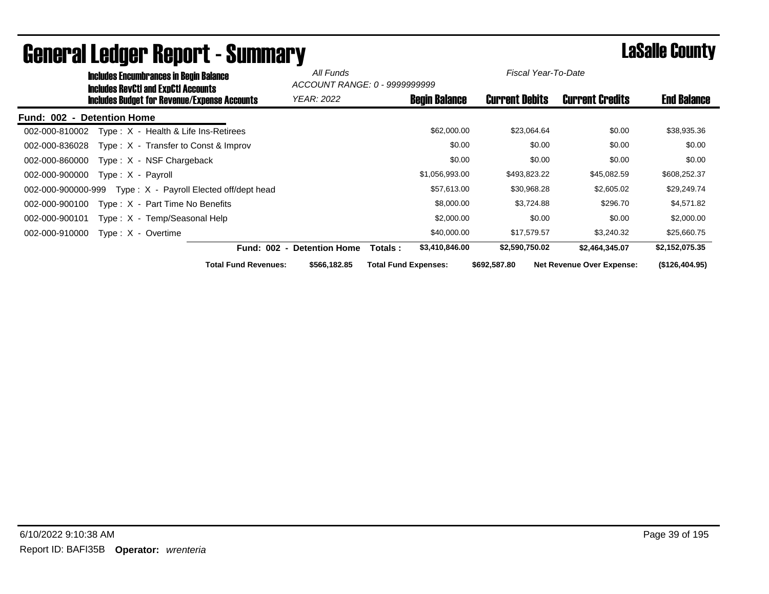# General Ledger Report - Summary

## LaSalle County

**Includes Encumbrances in Begin Balance**
**Includes RevCtl and ExpCtl Accounts**
**Includes Budget for Revenue/Expense Accounts**

*All Funds*
*ACCOUNT RANGE: 0 - 9999999999*
*YEAR: 2022*

*Fiscal Year-To-Date*

| Account | Description | Begin Balance | Current Debits | Current Credits | End Balance |
|---|---|---|---|---|---|
| **Fund: 002 - Detention Home** | | | | | |
| 002-000-810002 | Type : X - Health & Life Ins-Retirees | $62,000.00 | $23,064.64 | $0.00 | $38,935.36 |
| 002-000-836028 | Type : X - Transfer to Const & Improv | $0.00 | $0.00 | $0.00 | $0.00 |
| 002-000-860000 | Type : X - NSF Chargeback | $0.00 | $0.00 | $0.00 | $0.00 |
| 002-000-900000 | Type : X - Payroll | $1,056,993.00 | $493,823.22 | $45,082.59 | $608,252.37 |
| 002-000-900000-999 | Type : X - Payroll Elected off/dept head | $57,613.00 | $30,968.28 | $2,605.02 | $29,249.74 |
| 002-000-900100 | Type : X - Part Time No Benefits | $8,000.00 | $3,724.88 | $296.70 | $4,571.82 |
| 002-000-900101 | Type : X - Temp/Seasonal Help | $2,000.00 | $0.00 | $0.00 | $2,000.00 |
| 002-000-910000 | Type : X - Overtime | $40,000.00 | $17,579.57 | $3,240.32 | $25,660.75 |
| | **Fund: 002 - Detention Home Totals :** | **$3,410,846.00** | **$2,590,750.02** | **$2,464,345.07** | **$2,152,075.35** |

**Total Fund Revenues:** $566,182.85 **Total Fund Expenses:** $692,587.80 **Net Revenue Over Expense:** ($126,404.95)

6/10/2022 9:10:38 AM

Report ID: BAFI35B **Operator:** *wrenteria*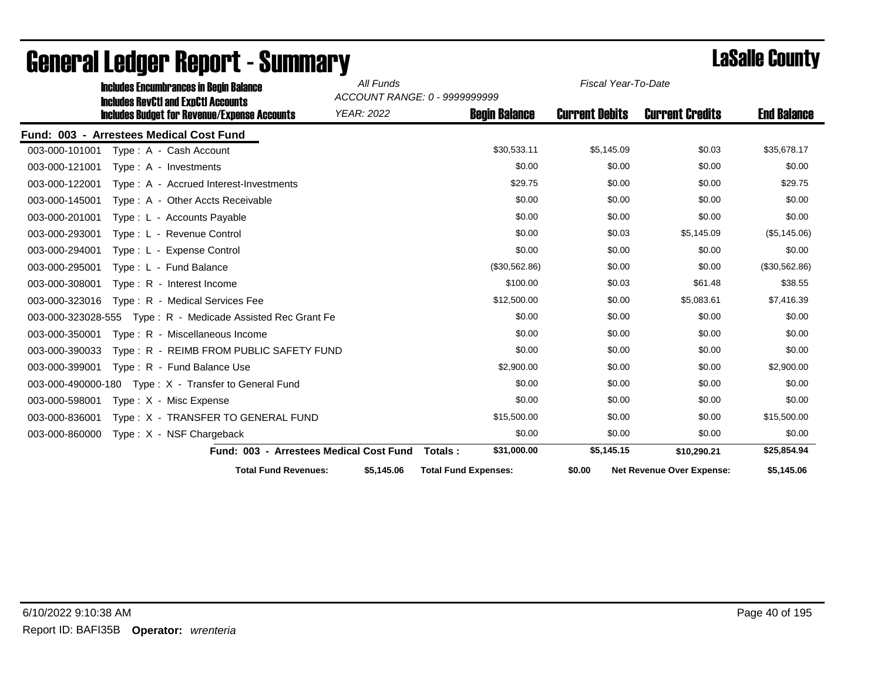# General Ledger Report - Summary

## LaSalle County

**Includes Encumbrances in Begin Balance**
**Includes RevCtl and ExpCtl Accounts**
**Includes Budget for Revenue/Expense Accounts**

*All Funds*
*ACCOUNT RANGE: 0 - 9999999999*
*YEAR: 2022*
*Fiscal Year-To-Date*

### Fund: 003 - Arrestees Medical Cost Fund

| Account | Description | Begin Balance | Current Debits | Current Credits | End Balance |
|---|---|---|---|---|---|
| 003-000-101001 | Type : A - Cash Account | $30,533.11 | $5,145.09 | $0.03 | $35,678.17 |
| 003-000-121001 | Type : A - Investments | $0.00 | $0.00 | $0.00 | $0.00 |
| 003-000-122001 | Type : A - Accrued Interest-Investments | $29.75 | $0.00 | $0.00 | $29.75 |
| 003-000-145001 | Type : A - Other Accts Receivable | $0.00 | $0.00 | $0.00 | $0.00 |
| 003-000-201001 | Type : L - Accounts Payable | $0.00 | $0.00 | $0.00 | $0.00 |
| 003-000-293001 | Type : L - Revenue Control | $0.00 | $0.03 | $5,145.09 | ($5,145.06) |
| 003-000-294001 | Type : L - Expense Control | $0.00 | $0.00 | $0.00 | $0.00 |
| 003-000-295001 | Type : L - Fund Balance | ($30,562.86) | $0.00 | $0.00 | ($30,562.86) |
| 003-000-308001 | Type : R - Interest Income | $100.00 | $0.03 | $61.48 | $38.55 |
| 003-000-323016 | Type : R - Medical Services Fee | $12,500.00 | $0.00 | $5,083.61 | $7,416.39 |
| 003-000-323028-555 | Type : R - Medicade Assisted Rec Grant Fe | $0.00 | $0.00 | $0.00 | $0.00 |
| 003-000-350001 | Type : R - Miscellaneous Income | $0.00 | $0.00 | $0.00 | $0.00 |
| 003-000-390033 | Type : R - REIMB FROM PUBLIC SAFETY FUND | $0.00 | $0.00 | $0.00 | $0.00 |
| 003-000-399001 | Type : R - Fund Balance Use | $2,900.00 | $0.00 | $0.00 | $2,900.00 |
| 003-000-490000-180 | Type : X - Transfer to General Fund | $0.00 | $0.00 | $0.00 | $0.00 |
| 003-000-598001 | Type : X - Misc Expense | $0.00 | $0.00 | $0.00 | $0.00 |
| 003-000-836001 | Type : X - TRANSFER TO GENERAL FUND | $15,500.00 | $0.00 | $0.00 | $15,500.00 |
| 003-000-860000 | Type : X - NSF Chargeback | $0.00 | $0.00 | $0.00 | $0.00 |
| | **Fund: 003 - Arrestees Medical Cost Fund Totals :** | **$31,000.00** | **$5,145.15** | **$10,290.21** | **$25,854.94** |

**Total Fund Revenues:** $5,145.06 **Total Fund Expenses:** $0.00 **Net Revenue Over Expense:** $5,145.06

6/10/2022 9:10:38 AM

Report ID: BAFI35B **Operator:** *wrenteria*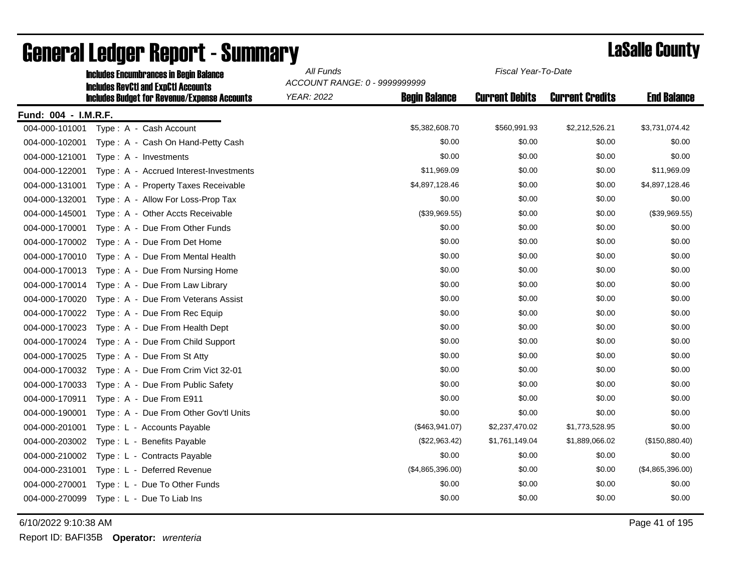# General Ledger Report - Summary

## LaSalle County

Includes Encumbrances in Begin Balance
Includes RevCtl and ExpCtl Accounts
Includes Budget for Revenue/Expense Accounts

All Funds
ACCOUNT RANGE: 0 - 9999999999
YEAR: 2022

Fiscal Year-To-Date

**Fund: 004 - I.M.R.F.**

| Account | Description | Begin Balance | Current Debits | Current Credits | End Balance |
|---|---|---|---|---|---|
| 004-000-101001 | Type : A - Cash Account | $5,382,608.70 | $560,991.93 | $2,212,526.21 | $3,731,074.42 |
| 004-000-102001 | Type : A - Cash On Hand-Petty Cash | $0.00 | $0.00 | $0.00 | $0.00 |
| 004-000-121001 | Type : A - Investments | $0.00 | $0.00 | $0.00 | $0.00 |
| 004-000-122001 | Type : A - Accrued Interest-Investments | $11,969.09 | $0.00 | $0.00 | $11,969.09 |
| 004-000-131001 | Type : A - Property Taxes Receivable | $4,897,128.46 | $0.00 | $0.00 | $4,897,128.46 |
| 004-000-132001 | Type : A - Allow For Loss-Prop Tax | $0.00 | $0.00 | $0.00 | $0.00 |
| 004-000-145001 | Type : A - Other Accts Receivable | ($39,969.55) | $0.00 | $0.00 | ($39,969.55) |
| 004-000-170001 | Type : A - Due From Other Funds | $0.00 | $0.00 | $0.00 | $0.00 |
| 004-000-170002 | Type : A - Due From Det Home | $0.00 | $0.00 | $0.00 | $0.00 |
| 004-000-170010 | Type : A - Due From Mental Health | $0.00 | $0.00 | $0.00 | $0.00 |
| 004-000-170013 | Type : A - Due From Nursing Home | $0.00 | $0.00 | $0.00 | $0.00 |
| 004-000-170014 | Type : A - Due From Law Library | $0.00 | $0.00 | $0.00 | $0.00 |
| 004-000-170020 | Type : A - Due From Veterans Assist | $0.00 | $0.00 | $0.00 | $0.00 |
| 004-000-170022 | Type : A - Due From Rec Equip | $0.00 | $0.00 | $0.00 | $0.00 |
| 004-000-170023 | Type : A - Due From Health Dept | $0.00 | $0.00 | $0.00 | $0.00 |
| 004-000-170024 | Type : A - Due From Child Support | $0.00 | $0.00 | $0.00 | $0.00 |
| 004-000-170025 | Type : A - Due From St Atty | $0.00 | $0.00 | $0.00 | $0.00 |
| 004-000-170032 | Type : A - Due From Crim Vict 32-01 | $0.00 | $0.00 | $0.00 | $0.00 |
| 004-000-170033 | Type : A - Due From Public Safety | $0.00 | $0.00 | $0.00 | $0.00 |
| 004-000-170911 | Type : A - Due From E911 | $0.00 | $0.00 | $0.00 | $0.00 |
| 004-000-190001 | Type : A - Due From Other Gov'tl Units | $0.00 | $0.00 | $0.00 | $0.00 |
| 004-000-201001 | Type : L - Accounts Payable | ($463,941.07) | $2,237,470.02 | $1,773,528.95 | $0.00 |
| 004-000-203002 | Type : L - Benefits Payable | ($22,963.42) | $1,761,149.04 | $1,889,066.02 | ($150,880.40) |
| 004-000-210002 | Type : L - Contracts Payable | $0.00 | $0.00 | $0.00 | $0.00 |
| 004-000-231001 | Type : L - Deferred Revenue | ($4,865,396.00) | $0.00 | $0.00 | ($4,865,396.00) |
| 004-000-270001 | Type : L - Due To Other Funds | $0.00 | $0.00 | $0.00 | $0.00 |
| 004-000-270099 | Type : L - Due To Liab Ins | $0.00 | $0.00 | $0.00 | $0.00 |

6/10/2022 9:10:38 AM

Report ID: BAFI35B **Operator:** *wrenteria*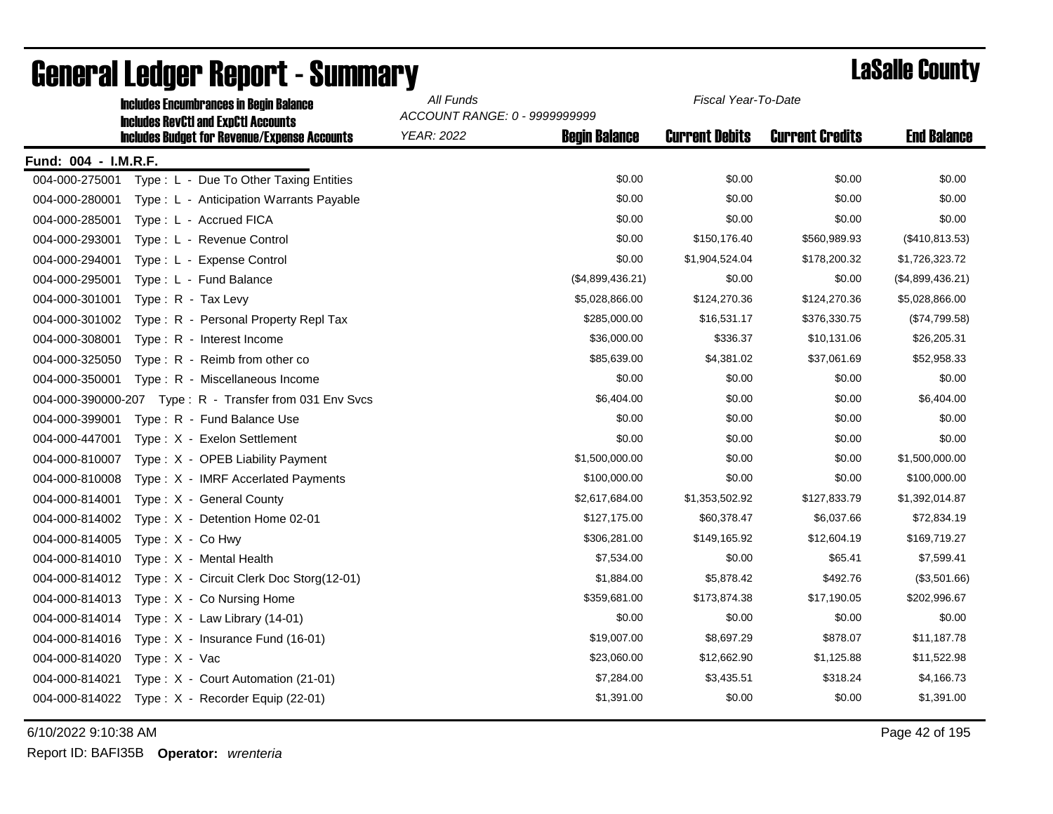# General Ledger Report - Summary

**LaSalle County**

Includes Encumbrances in Begin Balance
Includes RevCtl and ExpCtl Accounts
Includes Budget for Revenue/Expense Accounts

*All Funds*
*ACCOUNT RANGE: 0 - 9999999999*
*YEAR: 2022*

*Fiscal Year-To-Date*

| | | Begin Balance | Current Debits | Current Credits | End Balance |
|---|---|---|---|---|---|
| **Fund: 004 - I.M.R.F.** | | | | | |
| 004-000-275001 | Type : L - Due To Other Taxing Entities | $0.00 | $0.00 | $0.00 | $0.00 |
| 004-000-280001 | Type : L - Anticipation Warrants Payable | $0.00 | $0.00 | $0.00 | $0.00 |
| 004-000-285001 | Type : L - Accrued FICA | $0.00 | $0.00 | $0.00 | $0.00 |
| 004-000-293001 | Type : L - Revenue Control | $0.00 | $150,176.40 | $560,989.93 | ($410,813.53) |
| 004-000-294001 | Type : L - Expense Control | $0.00 | $1,904,524.04 | $178,200.32 | $1,726,323.72 |
| 004-000-295001 | Type : L - Fund Balance | ($4,899,436.21) | $0.00 | $0.00 | ($4,899,436.21) |
| 004-000-301001 | Type : R - Tax Levy | $5,028,866.00 | $124,270.36 | $124,270.36 | $5,028,866.00 |
| 004-000-301002 | Type : R - Personal Property Repl Tax | $285,000.00 | $16,531.17 | $376,330.75 | ($74,799.58) |
| 004-000-308001 | Type : R - Interest Income | $36,000.00 | $336.37 | $10,131.06 | $26,205.31 |
| 004-000-325050 | Type : R - Reimb from other co | $85,639.00 | $4,381.02 | $37,061.69 | $52,958.33 |
| 004-000-350001 | Type : R - Miscellaneous Income | $0.00 | $0.00 | $0.00 | $0.00 |
| 004-000-390000-207 | Type : R - Transfer from 031 Env Svcs | $6,404.00 | $0.00 | $0.00 | $6,404.00 |
| 004-000-399001 | Type : R - Fund Balance Use | $0.00 | $0.00 | $0.00 | $0.00 |
| 004-000-447001 | Type : X - Exelon Settlement | $0.00 | $0.00 | $0.00 | $0.00 |
| 004-000-810007 | Type : X - OPEB Liability Payment | $1,500,000.00 | $0.00 | $0.00 | $1,500,000.00 |
| 004-000-810008 | Type : X - IMRF Accerlated Payments | $100,000.00 | $0.00 | $0.00 | $100,000.00 |
| 004-000-814001 | Type : X - General County | $2,617,684.00 | $1,353,502.92 | $127,833.79 | $1,392,014.87 |
| 004-000-814002 | Type : X - Detention Home 02-01 | $127,175.00 | $60,378.47 | $6,037.66 | $72,834.19 |
| 004-000-814005 | Type : X - Co Hwy | $306,281.00 | $149,165.92 | $12,604.19 | $169,719.27 |
| 004-000-814010 | Type : X - Mental Health | $7,534.00 | $0.00 | $65.41 | $7,599.41 |
| 004-000-814012 | Type : X - Circuit Clerk Doc Storg(12-01) | $1,884.00 | $5,878.42 | $492.76 | ($3,501.66) |
| 004-000-814013 | Type : X - Co Nursing Home | $359,681.00 | $173,874.38 | $17,190.05 | $202,996.67 |
| 004-000-814014 | Type : X - Law Library (14-01) | $0.00 | $0.00 | $0.00 | $0.00 |
| 004-000-814016 | Type : X - Insurance Fund (16-01) | $19,007.00 | $8,697.29 | $878.07 | $11,187.78 |
| 004-000-814020 | Type : X - Vac | $23,060.00 | $12,662.90 | $1,125.88 | $11,522.98 |
| 004-000-814021 | Type : X - Court Automation (21-01) | $7,284.00 | $3,435.51 | $318.24 | $4,166.73 |
| 004-000-814022 | Type : X - Recorder Equip (22-01) | $1,391.00 | $0.00 | $0.00 | $1,391.00 |

6/10/2022 9:10:38 AM

Report ID: BAFI35B **Operator:** *wrenteria*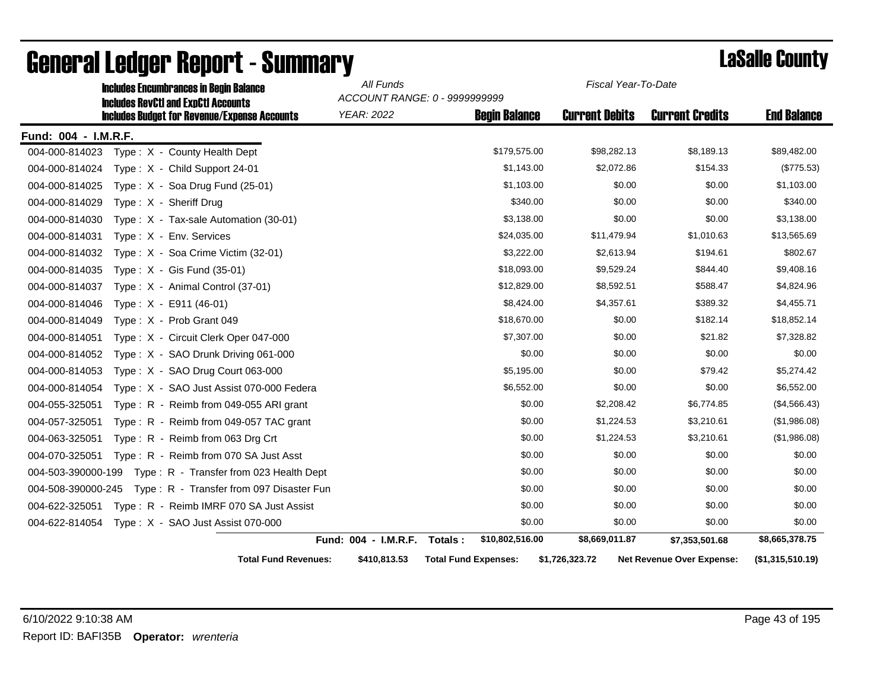# General Ledger Report - Summary

## LaSalle County

**Includes Encumbrances in Begin Balance**
**Includes RevCtl and ExpCtl Accounts**
**Includes Budget for Revenue/Expense Accounts**

*All Funds*
*ACCOUNT RANGE: 0 - 9999999999*
*YEAR: 2022*

*Fiscal Year-To-Date*

| Account | Description | Begin Balance | Current Debits | Current Credits | End Balance |
|---|---|---|---|---|---|
| **Fund: 004 - I.M.R.F.** | | | | | |
| 004-000-814023 | Type : X - County Health Dept | $179,575.00 | $98,282.13 | $8,189.13 | $89,482.00 |
| 004-000-814024 | Type : X - Child Support 24-01 | $1,143.00 | $2,072.86 | $154.33 | ($775.53) |
| 004-000-814025 | Type : X - Soa Drug Fund (25-01) | $1,103.00 | $0.00 | $0.00 | $1,103.00 |
| 004-000-814029 | Type : X - Sheriff Drug | $340.00 | $0.00 | $0.00 | $340.00 |
| 004-000-814030 | Type : X - Tax-sale Automation (30-01) | $3,138.00 | $0.00 | $0.00 | $3,138.00 |
| 004-000-814031 | Type : X - Env. Services | $24,035.00 | $11,479.94 | $1,010.63 | $13,565.69 |
| 004-000-814032 | Type : X - Soa Crime Victim (32-01) | $3,222.00 | $2,613.94 | $194.61 | $802.67 |
| 004-000-814035 | Type : X - Gis Fund (35-01) | $18,093.00 | $9,529.24 | $844.40 | $9,408.16 |
| 004-000-814037 | Type : X - Animal Control (37-01) | $12,829.00 | $8,592.51 | $588.47 | $4,824.96 |
| 004-000-814046 | Type : X - E911 (46-01) | $8,424.00 | $4,357.61 | $389.32 | $4,455.71 |
| 004-000-814049 | Type : X - Prob Grant 049 | $18,670.00 | $0.00 | $182.14 | $18,852.14 |
| 004-000-814051 | Type : X - Circuit Clerk Oper 047-000 | $7,307.00 | $0.00 | $21.82 | $7,328.82 |
| 004-000-814052 | Type : X - SAO Drunk Driving 061-000 | $0.00 | $0.00 | $0.00 | $0.00 |
| 004-000-814053 | Type : X - SAO Drug Court 063-000 | $5,195.00 | $0.00 | $79.42 | $5,274.42 |
| 004-000-814054 | Type : X - SAO Just Assist 070-000 Federa | $6,552.00 | $0.00 | $0.00 | $6,552.00 |
| 004-055-325051 | Type : R - Reimb from 049-055 ARI grant | $0.00 | $2,208.42 | $6,774.85 | ($4,566.43) |
| 004-057-325051 | Type : R - Reimb from 049-057 TAC grant | $0.00 | $1,224.53 | $3,210.61 | ($1,986.08) |
| 004-063-325051 | Type : R - Reimb from 063 Drg Crt | $0.00 | $1,224.53 | $3,210.61 | ($1,986.08) |
| 004-070-325051 | Type : R - Reimb from 070 SA Just Asst | $0.00 | $0.00 | $0.00 | $0.00 |
| 004-503-390000-199 | Type : R - Transfer from 023 Health Dept | $0.00 | $0.00 | $0.00 | $0.00 |
| 004-508-390000-245 | Type : R - Transfer from 097 Disaster Fun | $0.00 | $0.00 | $0.00 | $0.00 |
| 004-622-325051 | Type : R - Reimb IMRF 070 SA Just Assist | $0.00 | $0.00 | $0.00 | $0.00 |
| 004-622-814054 | Type : X - SAO Just Assist 070-000 | $0.00 | $0.00 | $0.00 | $0.00 |
| | **Fund: 004 - I.M.R.F. Totals :** | **$10,802,516.00** | **$8,669,011.87** | **$7,353,501.68** | **$8,665,378.75** |

**Total Fund Revenues:** $410,813.53 **Total Fund Expenses:** $1,726,323.72 **Net Revenue Over Expense:** ($1,315,510.19)

6/10/2022 9:10:38 AM

Report ID: BAFI35B **Operator:** *wrenteria*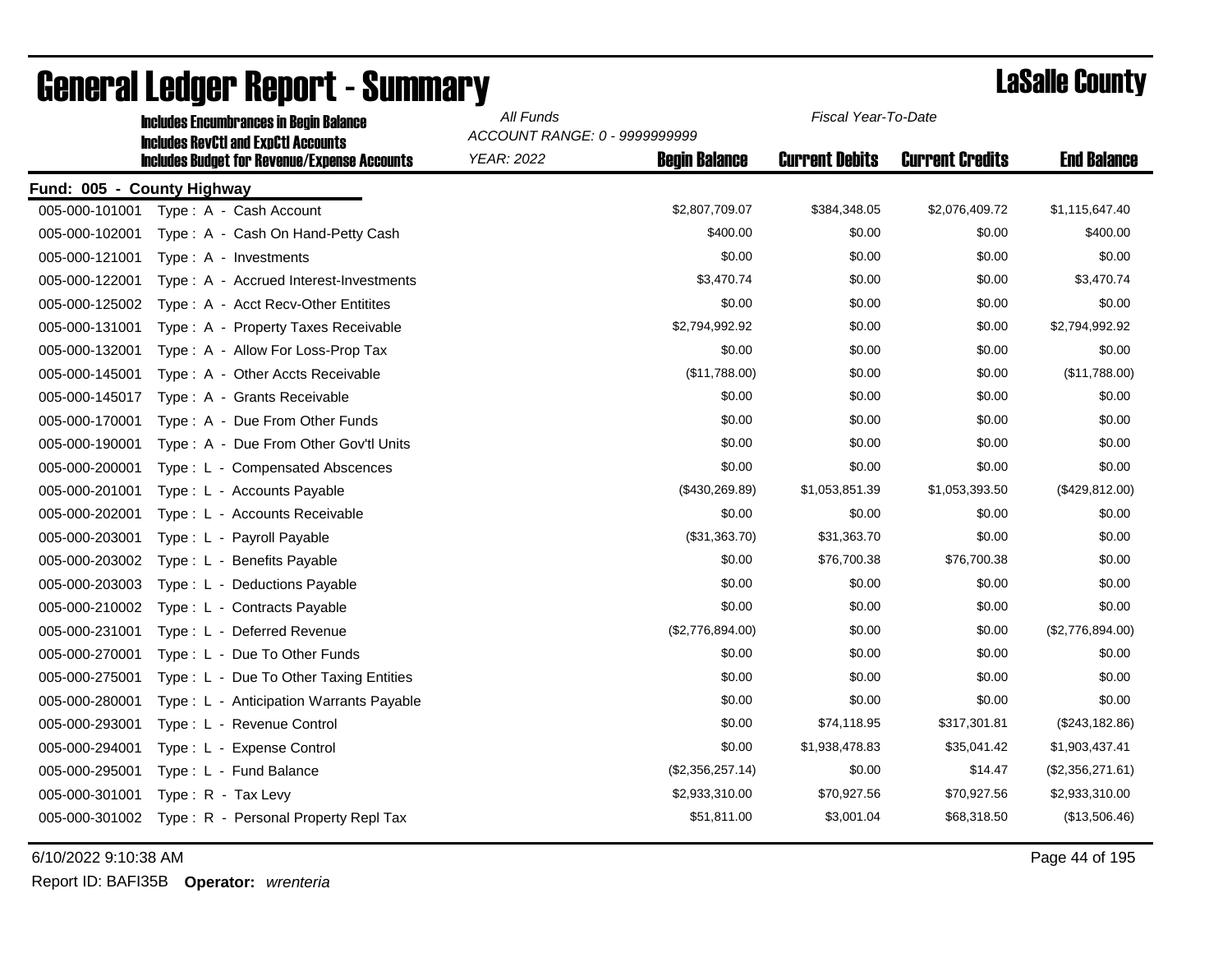# General Ledger Report - Summary

## LaSalle County

Includes Encumbrances in Begin Balance
Includes RevCtl and ExpCtl Accounts
Includes Budget for Revenue/Expense Accounts

All Funds
ACCOUNT RANGE: 0 - 9999999999
YEAR: 2022

Fiscal Year-To-Date

**Fund: 005 - County Highway**

| Account | Description | Begin Balance | Current Debits | Current Credits | End Balance |
|---|---|---|---|---|---|
| 005-000-101001 | Type : A - Cash Account | $2,807,709.07 | $384,348.05 | $2,076,409.72 | $1,115,647.40 |
| 005-000-102001 | Type : A - Cash On Hand-Petty Cash | $400.00 | $0.00 | $0.00 | $400.00 |
| 005-000-121001 | Type : A - Investments | $0.00 | $0.00 | $0.00 | $0.00 |
| 005-000-122001 | Type : A - Accrued Interest-Investments | $3,470.74 | $0.00 | $0.00 | $3,470.74 |
| 005-000-125002 | Type : A - Acct Recv-Other Entitites | $0.00 | $0.00 | $0.00 | $0.00 |
| 005-000-131001 | Type : A - Property Taxes Receivable | $2,794,992.92 | $0.00 | $0.00 | $2,794,992.92 |
| 005-000-132001 | Type : A - Allow For Loss-Prop Tax | $0.00 | $0.00 | $0.00 | $0.00 |
| 005-000-145001 | Type : A - Other Accts Receivable | ($11,788.00) | $0.00 | $0.00 | ($11,788.00) |
| 005-000-145017 | Type : A - Grants Receivable | $0.00 | $0.00 | $0.00 | $0.00 |
| 005-000-170001 | Type : A - Due From Other Funds | $0.00 | $0.00 | $0.00 | $0.00 |
| 005-000-190001 | Type : A - Due From Other Gov'tl Units | $0.00 | $0.00 | $0.00 | $0.00 |
| 005-000-200001 | Type : L - Compensated Abscences | $0.00 | $0.00 | $0.00 | $0.00 |
| 005-000-201001 | Type : L - Accounts Payable | ($430,269.89) | $1,053,851.39 | $1,053,393.50 | ($429,812.00) |
| 005-000-202001 | Type : L - Accounts Receivable | $0.00 | $0.00 | $0.00 | $0.00 |
| 005-000-203001 | Type : L - Payroll Payable | ($31,363.70) | $31,363.70 | $0.00 | $0.00 |
| 005-000-203002 | Type : L - Benefits Payable | $0.00 | $76,700.38 | $76,700.38 | $0.00 |
| 005-000-203003 | Type : L - Deductions Payable | $0.00 | $0.00 | $0.00 | $0.00 |
| 005-000-210002 | Type : L - Contracts Payable | $0.00 | $0.00 | $0.00 | $0.00 |
| 005-000-231001 | Type : L - Deferred Revenue | ($2,776,894.00) | $0.00 | $0.00 | ($2,776,894.00) |
| 005-000-270001 | Type : L - Due To Other Funds | $0.00 | $0.00 | $0.00 | $0.00 |
| 005-000-275001 | Type : L - Due To Other Taxing Entities | $0.00 | $0.00 | $0.00 | $0.00 |
| 005-000-280001 | Type : L - Anticipation Warrants Payable | $0.00 | $0.00 | $0.00 | $0.00 |
| 005-000-293001 | Type : L - Revenue Control | $0.00 | $74,118.95 | $317,301.81 | ($243,182.86) |
| 005-000-294001 | Type : L - Expense Control | $0.00 | $1,938,478.83 | $35,041.42 | $1,903,437.41 |
| 005-000-295001 | Type : L - Fund Balance | ($2,356,257.14) | $0.00 | $14.47 | ($2,356,271.61) |
| 005-000-301001 | Type : R - Tax Levy | $2,933,310.00 | $70,927.56 | $70,927.56 | $2,933,310.00 |
| 005-000-301002 | Type : R - Personal Property Repl Tax | $51,811.00 | $3,001.04 | $68,318.50 | ($13,506.46) |

6/10/2022 9:10:38 AM

Report ID: BAFI35B **Operator:** *wrenteria*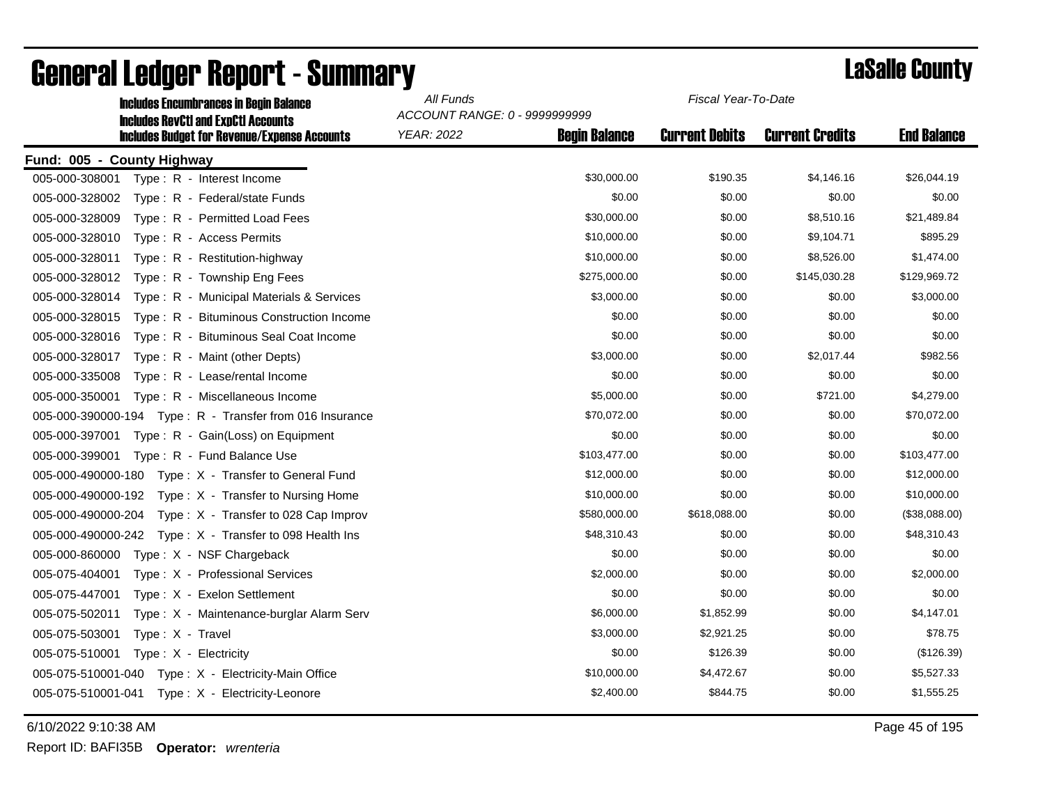# General Ledger Report - Summary

## LaSalle County

**Includes Encumbrances in Begin Balance**
**Includes RevCtl and ExpCtl Accounts**
**Includes Budget for Revenue/Expense Accounts**

*All Funds*
*ACCOUNT RANGE: 0 - 9999999999*
*YEAR: 2022*
*Fiscal Year-To-Date*

**Fund: 005 - County Highway**

| Account | Begin Balance | Current Debits | Current Credits | End Balance |
|---|---|---|---|---|
| 005-000-308001 Type : R - Interest Income | $30,000.00 | $190.35 | $4,146.16 | $26,044.19 |
| 005-000-328002 Type : R - Federal/state Funds | $0.00 | $0.00 | $0.00 | $0.00 |
| 005-000-328009 Type : R - Permitted Load Fees | $30,000.00 | $0.00 | $8,510.16 | $21,489.84 |
| 005-000-328010 Type : R - Access Permits | $10,000.00 | $0.00 | $9,104.71 | $895.29 |
| 005-000-328011 Type : R - Restitution-highway | $10,000.00 | $0.00 | $8,526.00 | $1,474.00 |
| 005-000-328012 Type : R - Township Eng Fees | $275,000.00 | $0.00 | $145,030.28 | $129,969.72 |
| 005-000-328014 Type : R - Municipal Materials & Services | $3,000.00 | $0.00 | $0.00 | $3,000.00 |
| 005-000-328015 Type : R - Bituminous Construction Income | $0.00 | $0.00 | $0.00 | $0.00 |
| 005-000-328016 Type : R - Bituminous Seal Coat Income | $0.00 | $0.00 | $0.00 | $0.00 |
| 005-000-328017 Type : R - Maint (other Depts) | $3,000.00 | $0.00 | $2,017.44 | $982.56 |
| 005-000-335008 Type : R - Lease/rental Income | $0.00 | $0.00 | $0.00 | $0.00 |
| 005-000-350001 Type : R - Miscellaneous Income | $5,000.00 | $0.00 | $721.00 | $4,279.00 |
| 005-000-390000-194 Type : R - Transfer from 016 Insurance | $70,072.00 | $0.00 | $0.00 | $70,072.00 |
| 005-000-397001 Type : R - Gain(Loss) on Equipment | $0.00 | $0.00 | $0.00 | $0.00 |
| 005-000-399001 Type : R - Fund Balance Use | $103,477.00 | $0.00 | $0.00 | $103,477.00 |
| 005-000-490000-180 Type : X - Transfer to General Fund | $12,000.00 | $0.00 | $0.00 | $12,000.00 |
| 005-000-490000-192 Type : X - Transfer to Nursing Home | $10,000.00 | $0.00 | $0.00 | $10,000.00 |
| 005-000-490000-204 Type : X - Transfer to 028 Cap Improv | $580,000.00 | $618,088.00 | $0.00 | ($38,088.00) |
| 005-000-490000-242 Type : X - Transfer to 098 Health Ins | $48,310.43 | $0.00 | $0.00 | $48,310.43 |
| 005-000-860000 Type : X - NSF Chargeback | $0.00 | $0.00 | $0.00 | $0.00 |
| 005-075-404001 Type : X - Professional Services | $2,000.00 | $0.00 | $0.00 | $2,000.00 |
| 005-075-447001 Type : X - Exelon Settlement | $0.00 | $0.00 | $0.00 | $0.00 |
| 005-075-502011 Type : X - Maintenance-burglar Alarm Serv | $6,000.00 | $1,852.99 | $0.00 | $4,147.01 |
| 005-075-503001 Type : X - Travel | $3,000.00 | $2,921.25 | $0.00 | $78.75 |
| 005-075-510001 Type : X - Electricity | $0.00 | $126.39 | $0.00 | ($126.39) |
| 005-075-510001-040 Type : X - Electricity-Main Office | $10,000.00 | $4,472.67 | $0.00 | $5,527.33 |
| 005-075-510001-041 Type : X - Electricity-Leonore | $2,400.00 | $844.75 | $0.00 | $1,555.25 |

6/10/2022 9:10:38 AM

Report ID: BAFI35B **Operator:** *wrenteria*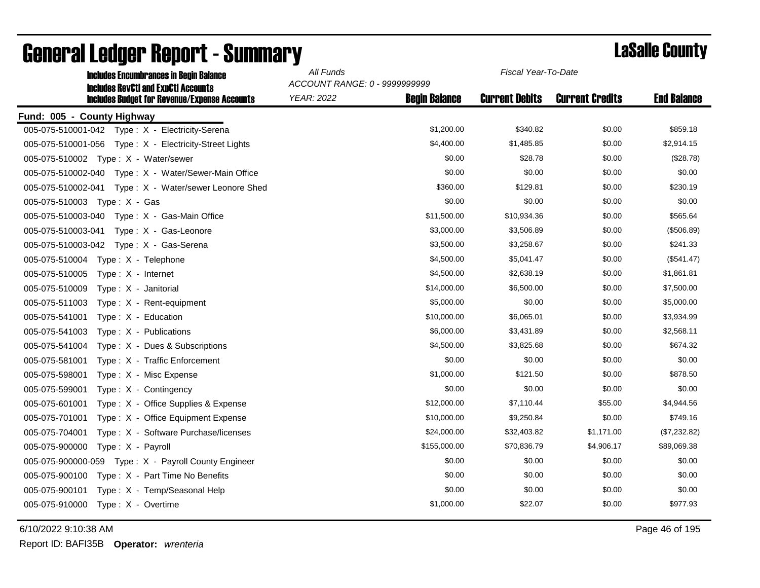# General Ledger Report - Summary

# LaSalle County

**Includes Encumbrances in Begin Balance**
**Includes RevCtl and ExpCtl Accounts**
**Includes Budget for Revenue/Expense Accounts**

*All Funds*
*ACCOUNT RANGE: 0 - 9999999999*
*YEAR: 2022*

*Fiscal Year-To-Date*

| | Begin Balance | Current Debits | Current Credits | End Balance |
|---|---|---|---|---|
| **Fund: 005 - County Highway** | | | | |
| 005-075-510001-042 Type : X - Electricity-Serena | $1,200.00 | $340.82 | $0.00 | $859.18 |
| 005-075-510001-056 Type : X - Electricity-Street Lights | $4,400.00 | $1,485.85 | $0.00 | $2,914.15 |
| 005-075-510002 Type : X - Water/sewer | $0.00 | $28.78 | $0.00 | ($28.78) |
| 005-075-510002-040 Type : X - Water/Sewer-Main Office | $0.00 | $0.00 | $0.00 | $0.00 |
| 005-075-510002-041 Type : X - Water/sewer Leonore Shed | $360.00 | $129.81 | $0.00 | $230.19 |
| 005-075-510003 Type : X - Gas | $0.00 | $0.00 | $0.00 | $0.00 |
| 005-075-510003-040 Type : X - Gas-Main Office | $11,500.00 | $10,934.36 | $0.00 | $565.64 |
| 005-075-510003-041 Type : X - Gas-Leonore | $3,000.00 | $3,506.89 | $0.00 | ($506.89) |
| 005-075-510003-042 Type : X - Gas-Serena | $3,500.00 | $3,258.67 | $0.00 | $241.33 |
| 005-075-510004 Type : X - Telephone | $4,500.00 | $5,041.47 | $0.00 | ($541.47) |
| 005-075-510005 Type : X - Internet | $4,500.00 | $2,638.19 | $0.00 | $1,861.81 |
| 005-075-510009 Type : X - Janitorial | $14,000.00 | $6,500.00 | $0.00 | $7,500.00 |
| 005-075-511003 Type : X - Rent-equipment | $5,000.00 | $0.00 | $0.00 | $5,000.00 |
| 005-075-541001 Type : X - Education | $10,000.00 | $6,065.01 | $0.00 | $3,934.99 |
| 005-075-541003 Type : X - Publications | $6,000.00 | $3,431.89 | $0.00 | $2,568.11 |
| 005-075-541004 Type : X - Dues & Subscriptions | $4,500.00 | $3,825.68 | $0.00 | $674.32 |
| 005-075-581001 Type : X - Traffic Enforcement | $0.00 | $0.00 | $0.00 | $0.00 |
| 005-075-598001 Type : X - Misc Expense | $1,000.00 | $121.50 | $0.00 | $878.50 |
| 005-075-599001 Type : X - Contingency | $0.00 | $0.00 | $0.00 | $0.00 |
| 005-075-601001 Type : X - Office Supplies & Expense | $12,000.00 | $7,110.44 | $55.00 | $4,944.56 |
| 005-075-701001 Type : X - Office Equipment Expense | $10,000.00 | $9,250.84 | $0.00 | $749.16 |
| 005-075-704001 Type : X - Software Purchase/licenses | $24,000.00 | $32,403.82 | $1,171.00 | ($7,232.82) |
| 005-075-900000 Type : X - Payroll | $155,000.00 | $70,836.79 | $4,906.17 | $89,069.38 |
| 005-075-900000-059 Type : X - Payroll County Engineer | $0.00 | $0.00 | $0.00 | $0.00 |
| 005-075-900100 Type : X - Part Time No Benefits | $0.00 | $0.00 | $0.00 | $0.00 |
| 005-075-900101 Type : X - Temp/Seasonal Help | $0.00 | $0.00 | $0.00 | $0.00 |
| 005-075-910000 Type : X - Overtime | $1,000.00 | $22.07 | $0.00 | $977.93 |

6/10/2022 9:10:38 AM

Report ID: BAFI35B **Operator:** *wrenteria*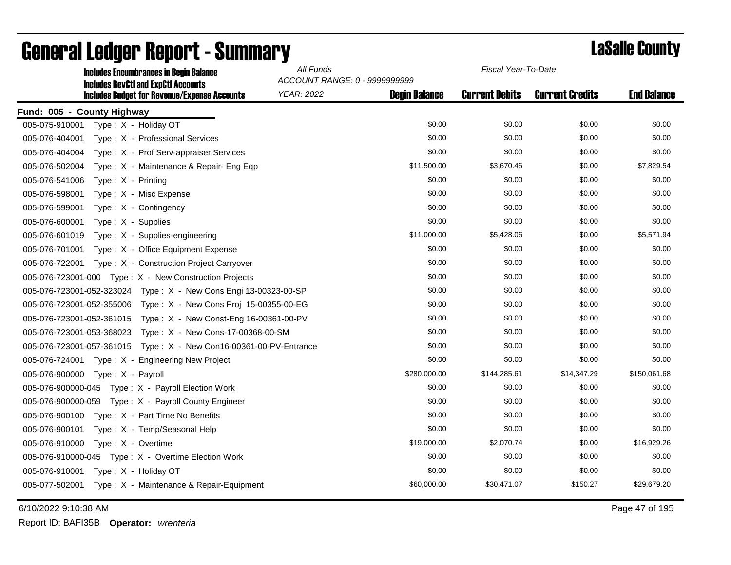# General Ledger Report - Summary

# LaSalle County

**Includes Encumbrances in Begin Balance**
**Includes RevCtl and ExpCtl Accounts**
**Includes Budget for Revenue/Expense Accounts**

*All Funds*
*ACCOUNT RANGE: 0 - 9999999999*
*YEAR: 2022*

*Fiscal Year-To-Date*

| | Begin Balance | Current Debits | Current Credits | End Balance |
|---|---|---|---|---|
| **Fund: 005 - County Highway** | | | | |
| 005-075-910001 Type : X - Holiday OT | $0.00 | $0.00 | $0.00 | $0.00 |
| 005-076-404001 Type : X - Professional Services | $0.00 | $0.00 | $0.00 | $0.00 |
| 005-076-404004 Type : X - Prof Serv-appraiser Services | $0.00 | $0.00 | $0.00 | $0.00 |
| 005-076-502004 Type : X - Maintenance & Repair- Eng Eqp | $11,500.00 | $3,670.46 | $0.00 | $7,829.54 |
| 005-076-541006 Type : X - Printing | $0.00 | $0.00 | $0.00 | $0.00 |
| 005-076-598001 Type : X - Misc Expense | $0.00 | $0.00 | $0.00 | $0.00 |
| 005-076-599001 Type : X - Contingency | $0.00 | $0.00 | $0.00 | $0.00 |
| 005-076-600001 Type : X - Supplies | $0.00 | $0.00 | $0.00 | $0.00 |
| 005-076-601019 Type : X - Supplies-engineering | $11,000.00 | $5,428.06 | $0.00 | $5,571.94 |
| 005-076-701001 Type : X - Office Equipment Expense | $0.00 | $0.00 | $0.00 | $0.00 |
| 005-076-722001 Type : X - Construction Project Carryover | $0.00 | $0.00 | $0.00 | $0.00 |
| 005-076-723001-000 Type : X - New Construction Projects | $0.00 | $0.00 | $0.00 | $0.00 |
| 005-076-723001-052-323024 Type : X - New Cons Engi 13-00323-00-SP | $0.00 | $0.00 | $0.00 | $0.00 |
| 005-076-723001-052-355006 Type : X - New Cons Proj 15-00355-00-EG | $0.00 | $0.00 | $0.00 | $0.00 |
| 005-076-723001-052-361015 Type : X - New Const-Eng 16-00361-00-PV | $0.00 | $0.00 | $0.00 | $0.00 |
| 005-076-723001-053-368023 Type : X - New Cons-17-00368-00-SM | $0.00 | $0.00 | $0.00 | $0.00 |
| 005-076-723001-057-361015 Type : X - New Con16-00361-00-PV-Entrance | $0.00 | $0.00 | $0.00 | $0.00 |
| 005-076-724001 Type : X - Engineering New Project | $0.00 | $0.00 | $0.00 | $0.00 |
| 005-076-900000 Type : X - Payroll | $280,000.00 | $144,285.61 | $14,347.29 | $150,061.68 |
| 005-076-900000-045 Type : X - Payroll Election Work | $0.00 | $0.00 | $0.00 | $0.00 |
| 005-076-900000-059 Type : X - Payroll County Engineer | $0.00 | $0.00 | $0.00 | $0.00 |
| 005-076-900100 Type : X - Part Time No Benefits | $0.00 | $0.00 | $0.00 | $0.00 |
| 005-076-900101 Type : X - Temp/Seasonal Help | $0.00 | $0.00 | $0.00 | $0.00 |
| 005-076-910000 Type : X - Overtime | $19,000.00 | $2,070.74 | $0.00 | $16,929.26 |
| 005-076-910000-045 Type : X - Overtime Election Work | $0.00 | $0.00 | $0.00 | $0.00 |
| 005-076-910001 Type : X - Holiday OT | $0.00 | $0.00 | $0.00 | $0.00 |
| 005-077-502001 Type : X - Maintenance & Repair-Equipment | $60,000.00 | $30,471.07 | $150.27 | $29,679.20 |

6/10/2022 9:10:38 AM

Report ID: BAFI35B **Operator:** *wrenteria*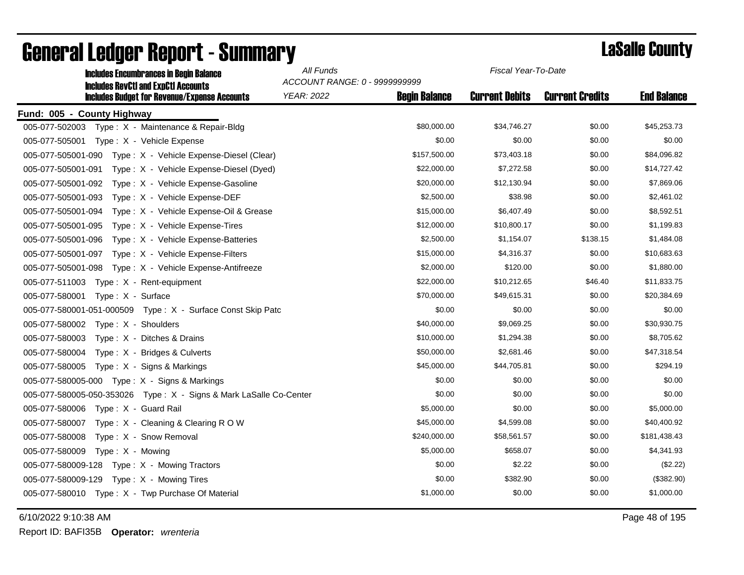# General Ledger Report - Summary

**LaSalle County**

Includes Encumbrances in Begin Balance
Includes RevCtl and ExpCtl Accounts
Includes Budget for Revenue/Expense Accounts

*All Funds*
*ACCOUNT RANGE: 0 - 9999999999*
*YEAR: 2022*

*Fiscal Year-To-Date*

**Fund: 005 - County Highway**

| Account | Begin Balance | Current Debits | Current Credits | End Balance |
|---|---|---|---|---|
| 005-077-502003 Type : X - Maintenance & Repair-Bldg | $80,000.00 | $34,746.27 | $0.00 | $45,253.73 |
| 005-077-505001 Type : X - Vehicle Expense | $0.00 | $0.00 | $0.00 | $0.00 |
| 005-077-505001-090 Type : X - Vehicle Expense-Diesel (Clear) | $157,500.00 | $73,403.18 | $0.00 | $84,096.82 |
| 005-077-505001-091 Type : X - Vehicle Expense-Diesel (Dyed) | $22,000.00 | $7,272.58 | $0.00 | $14,727.42 |
| 005-077-505001-092 Type : X - Vehicle Expense-Gasoline | $20,000.00 | $12,130.94 | $0.00 | $7,869.06 |
| 005-077-505001-093 Type : X - Vehicle Expense-DEF | $2,500.00 | $38.98 | $0.00 | $2,461.02 |
| 005-077-505001-094 Type : X - Vehicle Expense-Oil & Grease | $15,000.00 | $6,407.49 | $0.00 | $8,592.51 |
| 005-077-505001-095 Type : X - Vehicle Expense-Tires | $12,000.00 | $10,800.17 | $0.00 | $1,199.83 |
| 005-077-505001-096 Type : X - Vehicle Expense-Batteries | $2,500.00 | $1,154.07 | $138.15 | $1,484.08 |
| 005-077-505001-097 Type : X - Vehicle Expense-Filters | $15,000.00 | $4,316.37 | $0.00 | $10,683.63 |
| 005-077-505001-098 Type : X - Vehicle Expense-Antifreeze | $2,000.00 | $120.00 | $0.00 | $1,880.00 |
| 005-077-511003 Type : X - Rent-equipment | $22,000.00 | $10,212.65 | $46.40 | $11,833.75 |
| 005-077-580001 Type : X - Surface | $70,000.00 | $49,615.31 | $0.00 | $20,384.69 |
| 005-077-580001-051-000509 Type : X - Surface Const Skip Patc | $0.00 | $0.00 | $0.00 | $0.00 |
| 005-077-580002 Type : X - Shoulders | $40,000.00 | $9,069.25 | $0.00 | $30,930.75 |
| 005-077-580003 Type : X - Ditches & Drains | $10,000.00 | $1,294.38 | $0.00 | $8,705.62 |
| 005-077-580004 Type : X - Bridges & Culverts | $50,000.00 | $2,681.46 | $0.00 | $47,318.54 |
| 005-077-580005 Type : X - Signs & Markings | $45,000.00 | $44,705.81 | $0.00 | $294.19 |
| 005-077-580005-000 Type : X - Signs & Markings | $0.00 | $0.00 | $0.00 | $0.00 |
| 005-077-580005-050-353026 Type : X - Signs & Mark LaSalle Co-Center | $0.00 | $0.00 | $0.00 | $0.00 |
| 005-077-580006 Type : X - Guard Rail | $5,000.00 | $0.00 | $0.00 | $5,000.00 |
| 005-077-580007 Type : X - Cleaning & Clearing R O W | $45,000.00 | $4,599.08 | $0.00 | $40,400.92 |
| 005-077-580008 Type : X - Snow Removal | $240,000.00 | $58,561.57 | $0.00 | $181,438.43 |
| 005-077-580009 Type : X - Mowing | $5,000.00 | $658.07 | $0.00 | $4,341.93 |
| 005-077-580009-128 Type : X - Mowing Tractors | $0.00 | $2.22 | $0.00 | ($2.22) |
| 005-077-580009-129 Type : X - Mowing Tires | $0.00 | $382.90 | $0.00 | ($382.90) |
| 005-077-580010 Type : X - Twp Purchase Of Material | $1,000.00 | $0.00 | $0.00 | $1,000.00 |

6/10/2022 9:10:38 AM

Report ID: BAFI35B **Operator:** *wrenteria*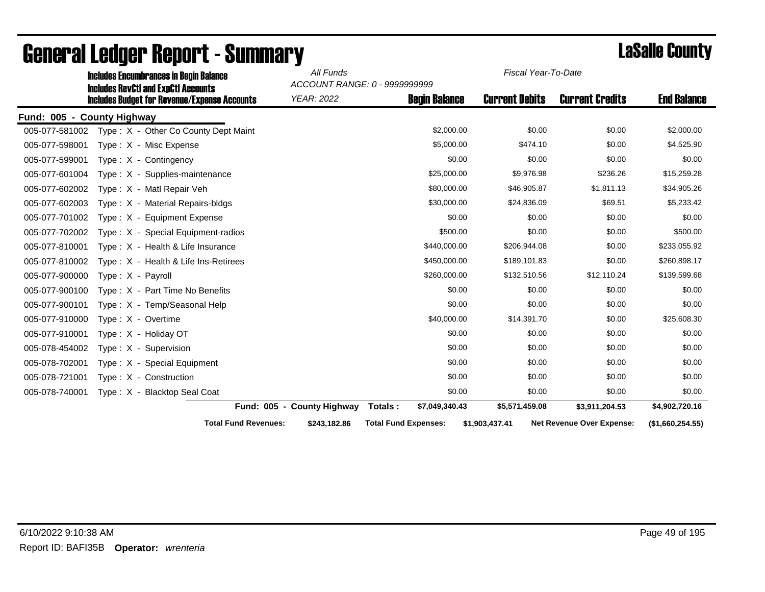# General Ledger Report - Summary

## LaSalle County

**Includes Encumbrances in Begin Balance**
**Includes RevCtl and ExpCtl Accounts**
**Includes Budget for Revenue/Expense Accounts**

*All Funds*
*ACCOUNT RANGE: 0 - 9999999999*
*YEAR: 2022*
*Fiscal Year-To-Date*

**Fund: 005 - County Highway**

| Account | Description | Begin Balance | Current Debits | Current Credits | End Balance |
|---|---|---|---|---|---|
| 005-077-581002 | Type : X - Other Co County Dept Maint | $2,000.00 | $0.00 | $0.00 | $2,000.00 |
| 005-077-598001 | Type : X - Misc Expense | $5,000.00 | $474.10 | $0.00 | $4,525.90 |
| 005-077-599001 | Type : X - Contingency | $0.00 | $0.00 | $0.00 | $0.00 |
| 005-077-601004 | Type : X - Supplies-maintenance | $25,000.00 | $9,976.98 | $236.26 | $15,259.28 |
| 005-077-602002 | Type : X - Matl Repair Veh | $80,000.00 | $46,905.87 | $1,811.13 | $34,905.26 |
| 005-077-602003 | Type : X - Material Repairs-bldgs | $30,000.00 | $24,836.09 | $69.51 | $5,233.42 |
| 005-077-701002 | Type : X - Equipment Expense | $0.00 | $0.00 | $0.00 | $0.00 |
| 005-077-702002 | Type : X - Special Equipment-radios | $500.00 | $0.00 | $0.00 | $500.00 |
| 005-077-810001 | Type : X - Health & Life Insurance | $440,000.00 | $206,944.08 | $0.00 | $233,055.92 |
| 005-077-810002 | Type : X - Health & Life Ins-Retirees | $450,000.00 | $189,101.83 | $0.00 | $260,898.17 |
| 005-077-900000 | Type : X - Payroll | $260,000.00 | $132,510.56 | $12,110.24 | $139,599.68 |
| 005-077-900100 | Type : X - Part Time No Benefits | $0.00 | $0.00 | $0.00 | $0.00 |
| 005-077-900101 | Type : X - Temp/Seasonal Help | $0.00 | $0.00 | $0.00 | $0.00 |
| 005-077-910000 | Type : X - Overtime | $40,000.00 | $14,391.70 | $0.00 | $25,608.30 |
| 005-077-910001 | Type : X - Holiday OT | $0.00 | $0.00 | $0.00 | $0.00 |
| 005-078-454002 | Type : X - Supervision | $0.00 | $0.00 | $0.00 | $0.00 |
| 005-078-702001 | Type : X - Special Equipment | $0.00 | $0.00 | $0.00 | $0.00 |
| 005-078-721001 | Type : X - Construction | $0.00 | $0.00 | $0.00 | $0.00 |
| 005-078-740001 | Type : X - Blacktop Seal Coat | $0.00 | $0.00 | $0.00 | $0.00 |
| | **Fund: 005 - County Highway Totals :** | **$7,049,340.43** | **$5,571,459.08** | **$3,911,204.53** | **$4,902,720.16** |

**Total Fund Revenues:** $243,182.86 **Total Fund Expenses:** $1,903,437.41 **Net Revenue Over Expense:** ($1,660,254.55)

6/10/2022 9:10:38 AM

Report ID: BAFI35B **Operator:** *wrenteria*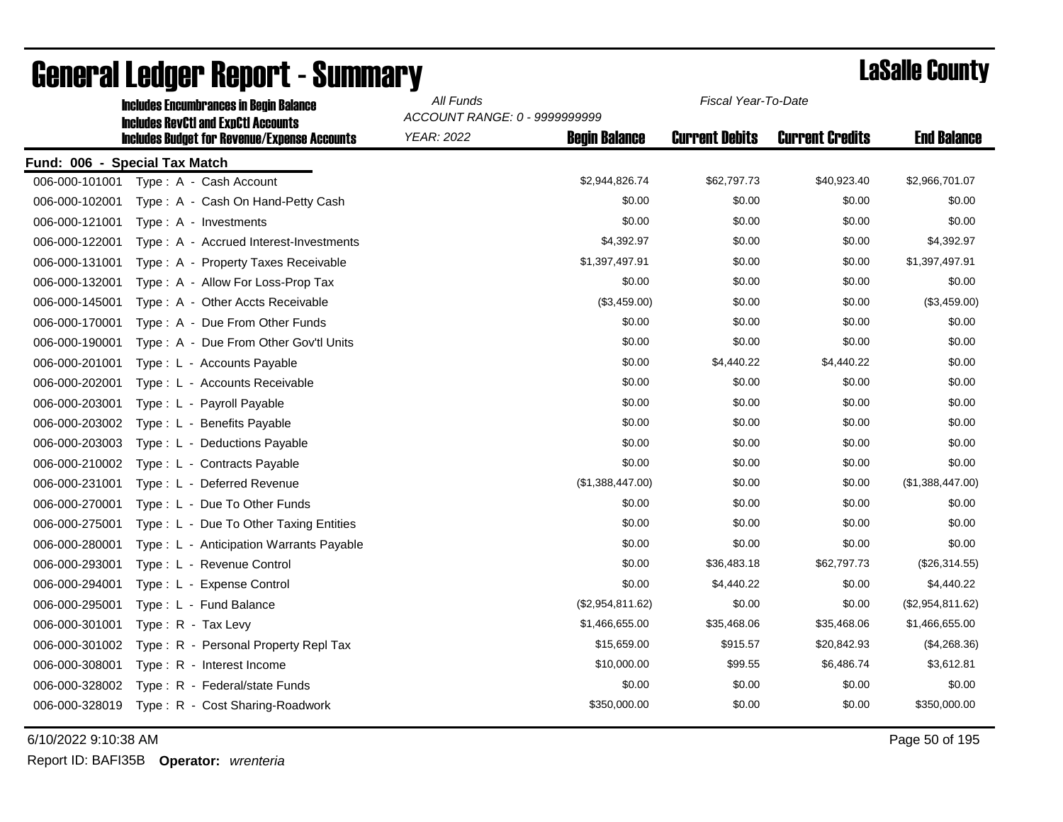# General Ledger Report - Summary

**LaSalle County**

Includes Encumbrances in Begin Balance
Includes RevCtl and ExpCtl Accounts
Includes Budget for Revenue/Expense Accounts

*All Funds*
*ACCOUNT RANGE: 0 - 9999999999*
*YEAR: 2022*

*Fiscal Year-To-Date*

| | | Begin Balance | Current Debits | Current Credits | End Balance |
|---|---|---|---|---|---|
| **Fund: 006 - Special Tax Match** | | | | | |
| 006-000-101001 | Type : A - Cash Account | $2,944,826.74 | $62,797.73 | $40,923.40 | $2,966,701.07 |
| 006-000-102001 | Type : A - Cash On Hand-Petty Cash | $0.00 | $0.00 | $0.00 | $0.00 |
| 006-000-121001 | Type : A - Investments | $0.00 | $0.00 | $0.00 | $0.00 |
| 006-000-122001 | Type : A - Accrued Interest-Investments | $4,392.97 | $0.00 | $0.00 | $4,392.97 |
| 006-000-131001 | Type : A - Property Taxes Receivable | $1,397,497.91 | $0.00 | $0.00 | $1,397,497.91 |
| 006-000-132001 | Type : A - Allow For Loss-Prop Tax | $0.00 | $0.00 | $0.00 | $0.00 |
| 006-000-145001 | Type : A - Other Accts Receivable | ($3,459.00) | $0.00 | $0.00 | ($3,459.00) |
| 006-000-170001 | Type : A - Due From Other Funds | $0.00 | $0.00 | $0.00 | $0.00 |
| 006-000-190001 | Type : A - Due From Other Gov'tl Units | $0.00 | $0.00 | $0.00 | $0.00 |
| 006-000-201001 | Type : L - Accounts Payable | $0.00 | $4,440.22 | $4,440.22 | $0.00 |
| 006-000-202001 | Type : L - Accounts Receivable | $0.00 | $0.00 | $0.00 | $0.00 |
| 006-000-203001 | Type : L - Payroll Payable | $0.00 | $0.00 | $0.00 | $0.00 |
| 006-000-203002 | Type : L - Benefits Payable | $0.00 | $0.00 | $0.00 | $0.00 |
| 006-000-203003 | Type : L - Deductions Payable | $0.00 | $0.00 | $0.00 | $0.00 |
| 006-000-210002 | Type : L - Contracts Payable | $0.00 | $0.00 | $0.00 | $0.00 |
| 006-000-231001 | Type : L - Deferred Revenue | ($1,388,447.00) | $0.00 | $0.00 | ($1,388,447.00) |
| 006-000-270001 | Type : L - Due To Other Funds | $0.00 | $0.00 | $0.00 | $0.00 |
| 006-000-275001 | Type : L - Due To Other Taxing Entities | $0.00 | $0.00 | $0.00 | $0.00 |
| 006-000-280001 | Type : L - Anticipation Warrants Payable | $0.00 | $0.00 | $0.00 | $0.00 |
| 006-000-293001 | Type : L - Revenue Control | $0.00 | $36,483.18 | $62,797.73 | ($26,314.55) |
| 006-000-294001 | Type : L - Expense Control | $0.00 | $4,440.22 | $0.00 | $4,440.22 |
| 006-000-295001 | Type : L - Fund Balance | ($2,954,811.62) | $0.00 | $0.00 | ($2,954,811.62) |
| 006-000-301001 | Type : R - Tax Levy | $1,466,655.00 | $35,468.06 | $35,468.06 | $1,466,655.00 |
| 006-000-301002 | Type : R - Personal Property Repl Tax | $15,659.00 | $915.57 | $20,842.93 | ($4,268.36) |
| 006-000-308001 | Type : R - Interest Income | $10,000.00 | $99.55 | $6,486.74 | $3,612.81 |
| 006-000-328002 | Type : R - Federal/state Funds | $0.00 | $0.00 | $0.00 | $0.00 |
| 006-000-328019 | Type : R - Cost Sharing-Roadwork | $350,000.00 | $0.00 | $0.00 | $350,000.00 |

6/10/2022 9:10:38 AM

Report ID: BAFI35B **Operator:** *wrenteria*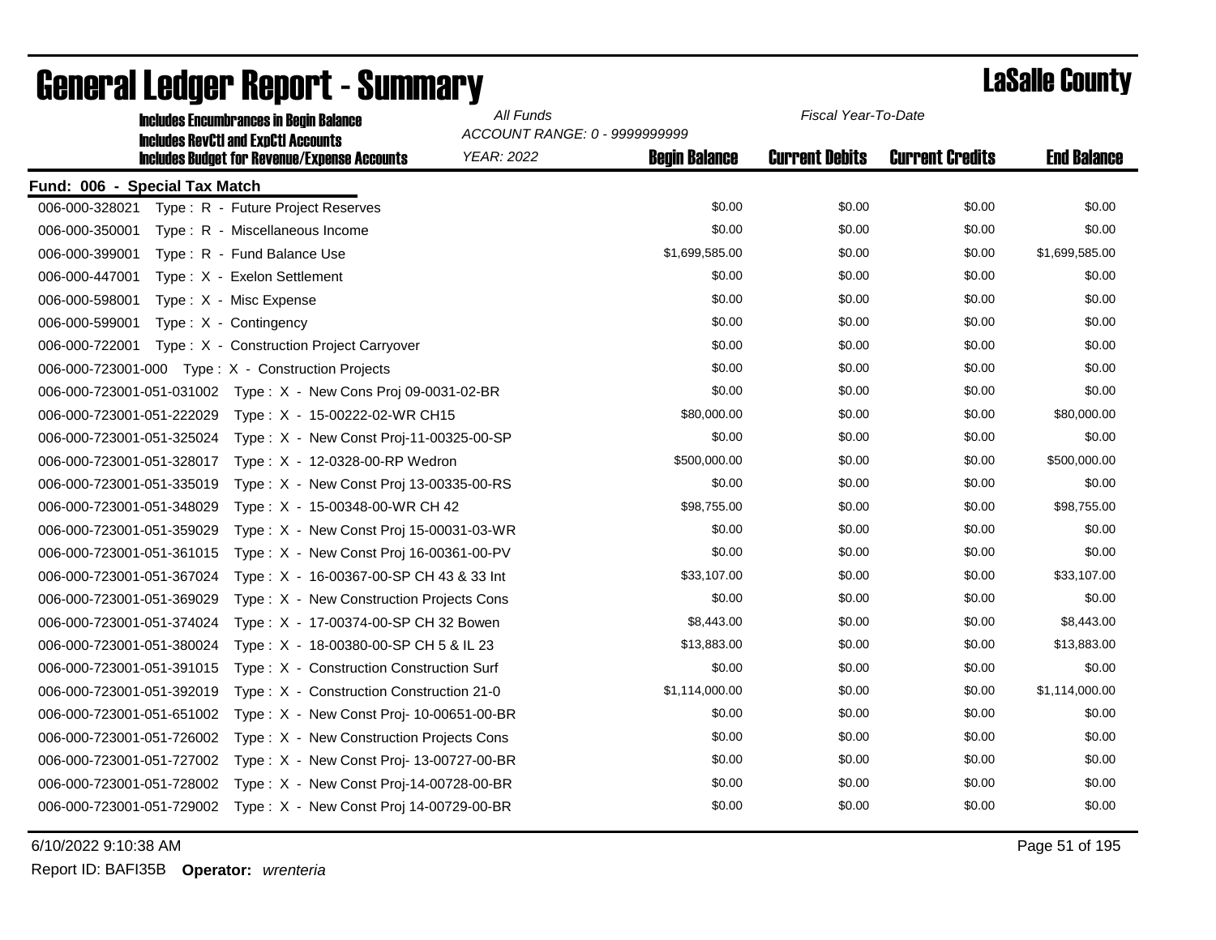# General Ledger Report - Summary

**LaSalle County**

Includes Encumbrances in Begin Balance
Includes RevCtl and ExpCtl Accounts
Includes Budget for Revenue/Expense Accounts

*All Funds*
*ACCOUNT RANGE: 0 - 9999999999*
*YEAR: 2022*

*Fiscal Year-To-Date*

**Fund: 006 - Special Tax Match**

| Account | Description | Begin Balance | Current Debits | Current Credits | End Balance |
|---|---|---|---|---|---|
| 006-000-328021 | Type : R - Future Project Reserves | $0.00 | $0.00 | $0.00 | $0.00 |
| 006-000-350001 | Type : R - Miscellaneous Income | $0.00 | $0.00 | $0.00 | $0.00 |
| 006-000-399001 | Type : R - Fund Balance Use | $1,699,585.00 | $0.00 | $0.00 | $1,699,585.00 |
| 006-000-447001 | Type : X - Exelon Settlement | $0.00 | $0.00 | $0.00 | $0.00 |
| 006-000-598001 | Type : X - Misc Expense | $0.00 | $0.00 | $0.00 | $0.00 |
| 006-000-599001 | Type : X - Contingency | $0.00 | $0.00 | $0.00 | $0.00 |
| 006-000-722001 | Type : X - Construction Project Carryover | $0.00 | $0.00 | $0.00 | $0.00 |
| 006-000-723001-000 | Type : X - Construction Projects | $0.00 | $0.00 | $0.00 | $0.00 |
| 006-000-723001-051-031002 | Type : X - New Cons Proj 09-0031-02-BR | $0.00 | $0.00 | $0.00 | $0.00 |
| 006-000-723001-051-222029 | Type : X - 15-00222-02-WR CH15 | $80,000.00 | $0.00 | $0.00 | $80,000.00 |
| 006-000-723001-051-325024 | Type : X - New Const Proj-11-00325-00-SP | $0.00 | $0.00 | $0.00 | $0.00 |
| 006-000-723001-051-328017 | Type : X - 12-0328-00-RP Wedron | $500,000.00 | $0.00 | $0.00 | $500,000.00 |
| 006-000-723001-051-335019 | Type : X - New Const Proj 13-00335-00-RS | $0.00 | $0.00 | $0.00 | $0.00 |
| 006-000-723001-051-348029 | Type : X - 15-00348-00-WR CH 42 | $98,755.00 | $0.00 | $0.00 | $98,755.00 |
| 006-000-723001-051-359029 | Type : X - New Const Proj 15-00031-03-WR | $0.00 | $0.00 | $0.00 | $0.00 |
| 006-000-723001-051-361015 | Type : X - New Const Proj 16-00361-00-PV | $0.00 | $0.00 | $0.00 | $0.00 |
| 006-000-723001-051-367024 | Type : X - 16-00367-00-SP CH 43 & 33 Int | $33,107.00 | $0.00 | $0.00 | $33,107.00 |
| 006-000-723001-051-369029 | Type : X - New Construction Projects Cons | $0.00 | $0.00 | $0.00 | $0.00 |
| 006-000-723001-051-374024 | Type : X - 17-00374-00-SP CH 32 Bowen | $8,443.00 | $0.00 | $0.00 | $8,443.00 |
| 006-000-723001-051-380024 | Type : X - 18-00380-00-SP CH 5 & IL 23 | $13,883.00 | $0.00 | $0.00 | $13,883.00 |
| 006-000-723001-051-391015 | Type : X - Construction Construction Surf | $0.00 | $0.00 | $0.00 | $0.00 |
| 006-000-723001-051-392019 | Type : X - Construction Construction 21-0 | $1,114,000.00 | $0.00 | $0.00 | $1,114,000.00 |
| 006-000-723001-051-651002 | Type : X - New Const Proj- 10-00651-00-BR | $0.00 | $0.00 | $0.00 | $0.00 |
| 006-000-723001-051-726002 | Type : X - New Construction Projects Cons | $0.00 | $0.00 | $0.00 | $0.00 |
| 006-000-723001-051-727002 | Type : X - New Const Proj- 13-00727-00-BR | $0.00 | $0.00 | $0.00 | $0.00 |
| 006-000-723001-051-728002 | Type : X - New Const Proj-14-00728-00-BR | $0.00 | $0.00 | $0.00 | $0.00 |
| 006-000-723001-051-729002 | Type : X - New Const Proj 14-00729-00-BR | $0.00 | $0.00 | $0.00 | $0.00 |

6/10/2022 9:10:38 AM

Report ID: BAFI35B **Operator:** *wrenteria*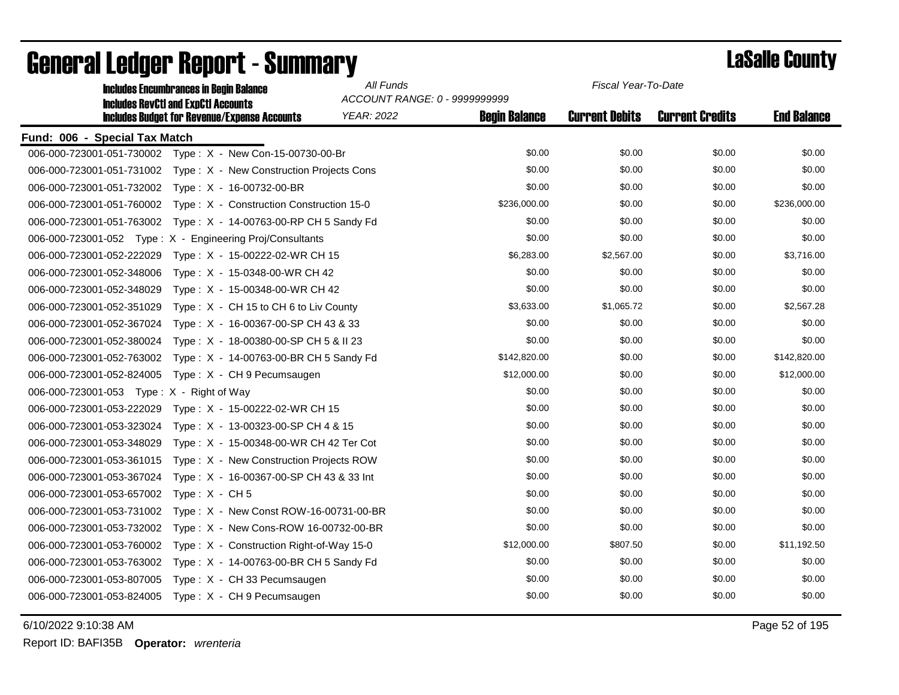# General Ledger Report - Summary

## LaSalle County

Includes Encumbrances in Begin Balance
Includes RevCtl and ExpCtl Accounts
Includes Budget for Revenue/Expense Accounts

All Funds
ACCOUNT RANGE: 0 - 9999999999
YEAR: 2022

Fiscal Year-To-Date

| Account | Description | Begin Balance | Current Debits | Current Credits | End Balance |
|---|---|---|---|---|---|
| **Fund: 006 - Special Tax Match** | | | | | |
| 006-000-723001-051-730002 | Type : X - New Con-15-00730-00-Br | $0.00 | $0.00 | $0.00 | $0.00 |
| 006-000-723001-051-731002 | Type : X - New Construction Projects Cons | $0.00 | $0.00 | $0.00 | $0.00 |
| 006-000-723001-051-732002 | Type : X - 16-00732-00-BR | $0.00 | $0.00 | $0.00 | $0.00 |
| 006-000-723001-051-760002 | Type : X - Construction Construction 15-0 | $236,000.00 | $0.00 | $0.00 | $236,000.00 |
| 006-000-723001-051-763002 | Type : X - 14-00763-00-RP CH 5 Sandy Fd | $0.00 | $0.00 | $0.00 | $0.00 |
| 006-000-723001-052 | Type : X - Engineering Proj/Consultants | $0.00 | $0.00 | $0.00 | $0.00 |
| 006-000-723001-052-222029 | Type : X - 15-00222-02-WR CH 15 | $6,283.00 | $2,567.00 | $0.00 | $3,716.00 |
| 006-000-723001-052-348006 | Type : X - 15-0348-00-WR CH 42 | $0.00 | $0.00 | $0.00 | $0.00 |
| 006-000-723001-052-348029 | Type : X - 15-00348-00-WR CH 42 | $0.00 | $0.00 | $0.00 | $0.00 |
| 006-000-723001-052-351029 | Type : X - CH 15 to CH 6 to Liv County | $3,633.00 | $1,065.72 | $0.00 | $2,567.28 |
| 006-000-723001-052-367024 | Type : X - 16-00367-00-SP CH 43 & 33 | $0.00 | $0.00 | $0.00 | $0.00 |
| 006-000-723001-052-380024 | Type : X - 18-00380-00-SP CH 5 & II 23 | $0.00 | $0.00 | $0.00 | $0.00 |
| 006-000-723001-052-763002 | Type : X - 14-00763-00-BR CH 5 Sandy Fd | $142,820.00 | $0.00 | $0.00 | $142,820.00 |
| 006-000-723001-052-824005 | Type : X - CH 9 Pecumsaugen | $12,000.00 | $0.00 | $0.00 | $12,000.00 |
| 006-000-723001-053 | Type : X - Right of Way | $0.00 | $0.00 | $0.00 | $0.00 |
| 006-000-723001-053-222029 | Type : X - 15-00222-02-WR CH 15 | $0.00 | $0.00 | $0.00 | $0.00 |
| 006-000-723001-053-323024 | Type : X - 13-00323-00-SP CH 4 & 15 | $0.00 | $0.00 | $0.00 | $0.00 |
| 006-000-723001-053-348029 | Type : X - 15-00348-00-WR CH 42 Ter Cot | $0.00 | $0.00 | $0.00 | $0.00 |
| 006-000-723001-053-361015 | Type : X - New Construction Projects ROW | $0.00 | $0.00 | $0.00 | $0.00 |
| 006-000-723001-053-367024 | Type : X - 16-00367-00-SP CH 43 & 33 Int | $0.00 | $0.00 | $0.00 | $0.00 |
| 006-000-723001-053-657002 | Type : X - CH 5 | $0.00 | $0.00 | $0.00 | $0.00 |
| 006-000-723001-053-731002 | Type : X - New Const ROW-16-00731-00-BR | $0.00 | $0.00 | $0.00 | $0.00 |
| 006-000-723001-053-732002 | Type : X - New Cons-ROW 16-00732-00-BR | $0.00 | $0.00 | $0.00 | $0.00 |
| 006-000-723001-053-760002 | Type : X - Construction Right-of-Way 15-0 | $12,000.00 | $807.50 | $0.00 | $11,192.50 |
| 006-000-723001-053-763002 | Type : X - 14-00763-00-BR CH 5 Sandy Fd | $0.00 | $0.00 | $0.00 | $0.00 |
| 006-000-723001-053-807005 | Type : X - CH 33 Pecumsaugen | $0.00 | $0.00 | $0.00 | $0.00 |
| 006-000-723001-053-824005 | Type : X - CH 9 Pecumsaugen | $0.00 | $0.00 | $0.00 | $0.00 |

6/10/2022 9:10:38 AM

Report ID: BAFI35B **Operator:** *wrenteria*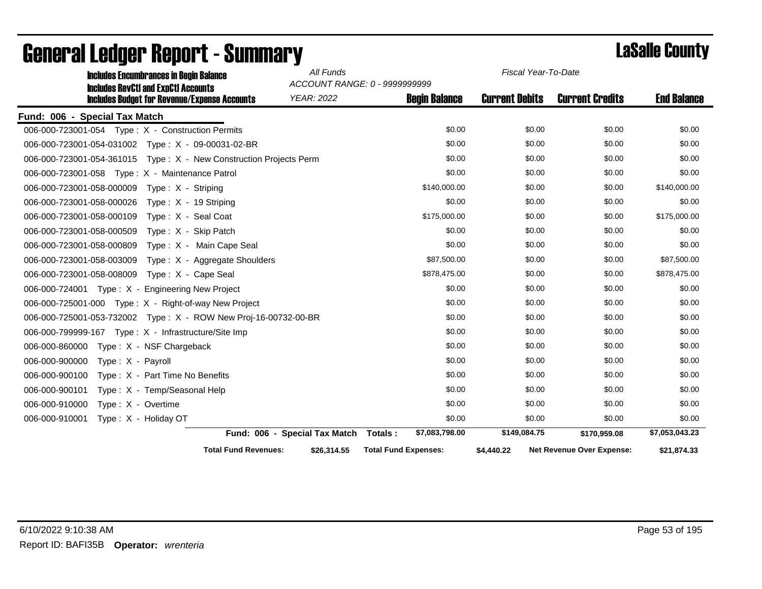# General Ledger Report - Summary

# LaSalle County

Includes Encumbrances in Begin Balance
Includes RevCtl and ExpCtl Accounts
Includes Budget for Revenue/Expense Accounts

*All Funds*
*ACCOUNT RANGE: 0 - 9999999999*
*YEAR: 2022*

*Fiscal Year-To-Date*

| | Begin Balance | Current Debits | Current Credits | End Balance |
|---|---|---|---|---|
| **Fund: 006 - Special Tax Match** | | | | |
| 006-000-723001-054 Type : X - Construction Permits | $0.00 | $0.00 | $0.00 | $0.00 |
| 006-000-723001-054-031002 Type : X - 09-00031-02-BR | $0.00 | $0.00 | $0.00 | $0.00 |
| 006-000-723001-054-361015 Type : X - New Construction Projects Perm | $0.00 | $0.00 | $0.00 | $0.00 |
| 006-000-723001-058 Type : X - Maintenance Patrol | $0.00 | $0.00 | $0.00 | $0.00 |
| 006-000-723001-058-000009 Type : X - Striping | $140,000.00 | $0.00 | $0.00 | $140,000.00 |
| 006-000-723001-058-000026 Type : X - 19 Striping | $0.00 | $0.00 | $0.00 | $0.00 |
| 006-000-723001-058-000109 Type : X - Seal Coat | $175,000.00 | $0.00 | $0.00 | $175,000.00 |
| 006-000-723001-058-000509 Type : X - Skip Patch | $0.00 | $0.00 | $0.00 | $0.00 |
| 006-000-723001-058-000809 Type : X - Main Cape Seal | $0.00 | $0.00 | $0.00 | $0.00 |
| 006-000-723001-058-003009 Type : X - Aggregate Shoulders | $87,500.00 | $0.00 | $0.00 | $87,500.00 |
| 006-000-723001-058-008009 Type : X - Cape Seal | $878,475.00 | $0.00 | $0.00 | $878,475.00 |
| 006-000-724001 Type : X - Engineering New Project | $0.00 | $0.00 | $0.00 | $0.00 |
| 006-000-725001-000 Type : X - Right-of-way New Project | $0.00 | $0.00 | $0.00 | $0.00 |
| 006-000-725001-053-732002 Type : X - ROW New Proj-16-00732-00-BR | $0.00 | $0.00 | $0.00 | $0.00 |
| 006-000-799999-167 Type : X - Infrastructure/Site Imp | $0.00 | $0.00 | $0.00 | $0.00 |
| 006-000-860000 Type : X - NSF Chargeback | $0.00 | $0.00 | $0.00 | $0.00 |
| 006-000-900000 Type : X - Payroll | $0.00 | $0.00 | $0.00 | $0.00 |
| 006-000-900100 Type : X - Part Time No Benefits | $0.00 | $0.00 | $0.00 | $0.00 |
| 006-000-900101 Type : X - Temp/Seasonal Help | $0.00 | $0.00 | $0.00 | $0.00 |
| 006-000-910000 Type : X - Overtime | $0.00 | $0.00 | $0.00 | $0.00 |
| 006-000-910001 Type : X - Holiday OT | $0.00 | $0.00 | $0.00 | $0.00 |
| **Fund: 006 - Special Tax Match Totals :** | **$7,083,798.00** | **$149,084.75** | **$170,959.08** | **$7,053,043.23** |

**Total Fund Revenues:** **$26,314.55** **Total Fund Expenses:** **$4,440.22** **Net Revenue Over Expense:** **$21,874.33**

6/10/2022 9:10:38 AM

Report ID: BAFI35B **Operator:** *wrenteria*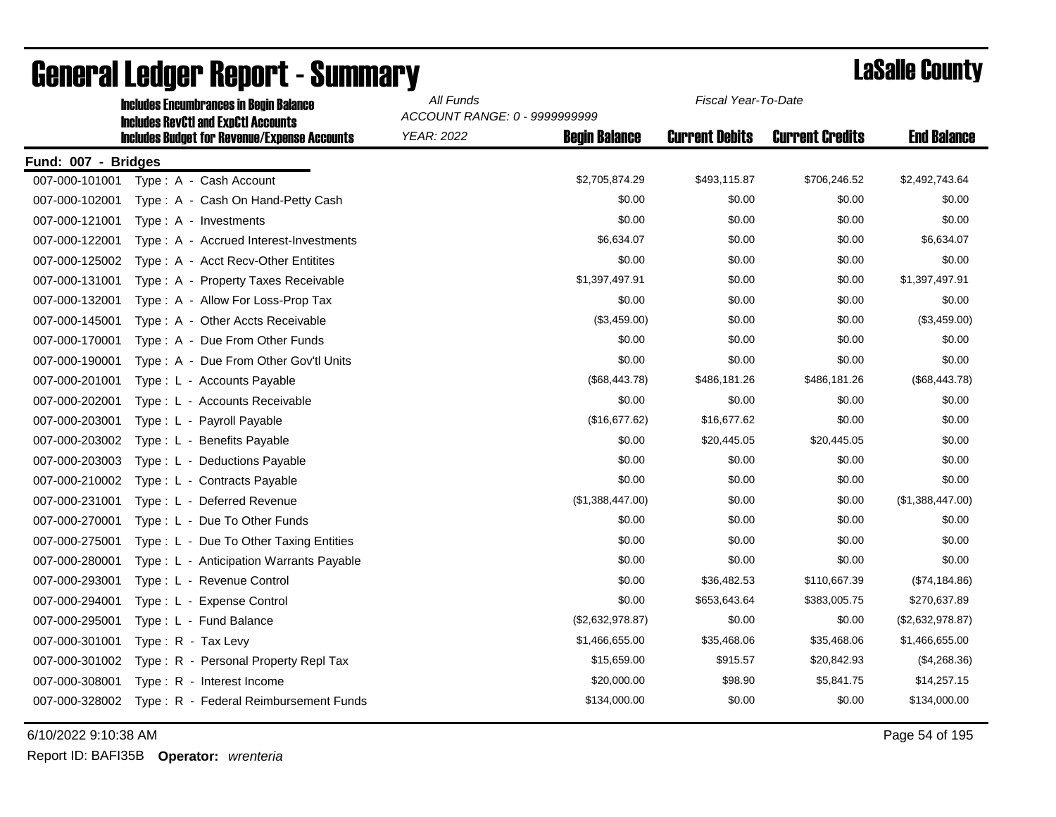# General Ledger Report - Summary

# LaSalle County

**Includes Encumbrances in Begin Balance**
**Includes RevCtl and ExpCtl Accounts**
**Includes Budget for Revenue/Expense Accounts**

*All Funds*
*ACCOUNT RANGE: 0 - 9999999999*
*YEAR: 2022*

*Fiscal Year-To-Date*

**Fund: 007 - Bridges**

| Account | Description | Begin Balance | Current Debits | Current Credits | End Balance |
|---|---|---|---|---|---|
| 007-000-101001 | Type : A - Cash Account | $2,705,874.29 | $493,115.87 | $706,246.52 | $2,492,743.64 |
| 007-000-102001 | Type : A - Cash On Hand-Petty Cash | $0.00 | $0.00 | $0.00 | $0.00 |
| 007-000-121001 | Type : A - Investments | $0.00 | $0.00 | $0.00 | $0.00 |
| 007-000-122001 | Type : A - Accrued Interest-Investments | $6,634.07 | $0.00 | $0.00 | $6,634.07 |
| 007-000-125002 | Type : A - Acct Recv-Other Entitites | $0.00 | $0.00 | $0.00 | $0.00 |
| 007-000-131001 | Type : A - Property Taxes Receivable | $1,397,497.91 | $0.00 | $0.00 | $1,397,497.91 |
| 007-000-132001 | Type : A - Allow For Loss-Prop Tax | $0.00 | $0.00 | $0.00 | $0.00 |
| 007-000-145001 | Type : A - Other Accts Receivable | ($3,459.00) | $0.00 | $0.00 | ($3,459.00) |
| 007-000-170001 | Type : A - Due From Other Funds | $0.00 | $0.00 | $0.00 | $0.00 |
| 007-000-190001 | Type : A - Due From Other Gov'tl Units | $0.00 | $0.00 | $0.00 | $0.00 |
| 007-000-201001 | Type : L - Accounts Payable | ($68,443.78) | $486,181.26 | $486,181.26 | ($68,443.78) |
| 007-000-202001 | Type : L - Accounts Receivable | $0.00 | $0.00 | $0.00 | $0.00 |
| 007-000-203001 | Type : L - Payroll Payable | ($16,677.62) | $16,677.62 | $0.00 | $0.00 |
| 007-000-203002 | Type : L - Benefits Payable | $0.00 | $20,445.05 | $20,445.05 | $0.00 |
| 007-000-203003 | Type : L - Deductions Payable | $0.00 | $0.00 | $0.00 | $0.00 |
| 007-000-210002 | Type : L - Contracts Payable | $0.00 | $0.00 | $0.00 | $0.00 |
| 007-000-231001 | Type : L - Deferred Revenue | ($1,388,447.00) | $0.00 | $0.00 | ($1,388,447.00) |
| 007-000-270001 | Type : L - Due To Other Funds | $0.00 | $0.00 | $0.00 | $0.00 |
| 007-000-275001 | Type : L - Due To Other Taxing Entities | $0.00 | $0.00 | $0.00 | $0.00 |
| 007-000-280001 | Type : L - Anticipation Warrants Payable | $0.00 | $0.00 | $0.00 | $0.00 |
| 007-000-293001 | Type : L - Revenue Control | $0.00 | $36,482.53 | $110,667.39 | ($74,184.86) |
| 007-000-294001 | Type : L - Expense Control | $0.00 | $653,643.64 | $383,005.75 | $270,637.89 |
| 007-000-295001 | Type : L - Fund Balance | ($2,632,978.87) | $0.00 | $0.00 | ($2,632,978.87) |
| 007-000-301001 | Type : R - Tax Levy | $1,466,655.00 | $35,468.06 | $35,468.06 | $1,466,655.00 |
| 007-000-301002 | Type : R - Personal Property Repl Tax | $15,659.00 | $915.57 | $20,842.93 | ($4,268.36) |
| 007-000-308001 | Type : R - Interest Income | $20,000.00 | $98.90 | $5,841.75 | $14,257.15 |
| 007-000-328002 | Type : R - Federal Reimbursement Funds | $134,000.00 | $0.00 | $0.00 | $134,000.00 |

6/10/2022 9:10:38 AM

Report ID: BAFI35B **Operator:** *wrenteria*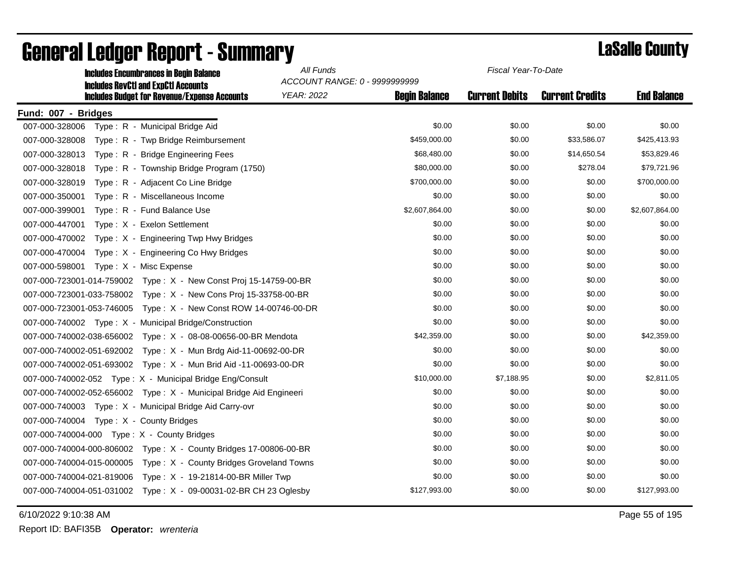# General Ledger Report - Summary

**LaSalle County**

Includes Encumbrances in Begin Balance
Includes RevCtl and ExpCtl Accounts
Includes Budget for Revenue/Expense Accounts

*All Funds*
*ACCOUNT RANGE: 0 - 9999999999*
*YEAR: 2022*

*Fiscal Year-To-Date*

| | Begin Balance | Current Debits | Current Credits | End Balance |
|---|---|---|---|---|
| **Fund: 007 - Bridges** | | | | |
| 007-000-328006 Type : R - Municipal Bridge Aid | $0.00 | $0.00 | $0.00 | $0.00 |
| 007-000-328008 Type : R - Twp Bridge Reimbursement | $459,000.00 | $0.00 | $33,586.07 | $425,413.93 |
| 007-000-328013 Type : R - Bridge Engineering Fees | $68,480.00 | $0.00 | $14,650.54 | $53,829.46 |
| 007-000-328018 Type : R - Township Bridge Program (1750) | $80,000.00 | $0.00 | $278.04 | $79,721.96 |
| 007-000-328019 Type : R - Adjacent Co Line Bridge | $700,000.00 | $0.00 | $0.00 | $700,000.00 |
| 007-000-350001 Type : R - Miscellaneous Income | $0.00 | $0.00 | $0.00 | $0.00 |
| 007-000-399001 Type : R - Fund Balance Use | $2,607,864.00 | $0.00 | $0.00 | $2,607,864.00 |
| 007-000-447001 Type : X - Exelon Settlement | $0.00 | $0.00 | $0.00 | $0.00 |
| 007-000-470002 Type : X - Engineering Twp Hwy Bridges | $0.00 | $0.00 | $0.00 | $0.00 |
| 007-000-470004 Type : X - Engineering Co Hwy Bridges | $0.00 | $0.00 | $0.00 | $0.00 |
| 007-000-598001 Type : X - Misc Expense | $0.00 | $0.00 | $0.00 | $0.00 |
| 007-000-723001-014-759002 Type : X - New Const Proj 15-14759-00-BR | $0.00 | $0.00 | $0.00 | $0.00 |
| 007-000-723001-033-758002 Type : X - New Cons Proj 15-33758-00-BR | $0.00 | $0.00 | $0.00 | $0.00 |
| 007-000-723001-053-746005 Type : X - New Const ROW 14-00746-00-DR | $0.00 | $0.00 | $0.00 | $0.00 |
| 007-000-740002 Type : X - Municipal Bridge/Construction | $0.00 | $0.00 | $0.00 | $0.00 |
| 007-000-740002-038-656002 Type : X - 08-08-00656-00-BR Mendota | $42,359.00 | $0.00 | $0.00 | $42,359.00 |
| 007-000-740002-051-692002 Type : X - Mun Brdg Aid-11-00692-00-DR | $0.00 | $0.00 | $0.00 | $0.00 |
| 007-000-740002-051-693002 Type : X - Mun Brid Aid -11-00693-00-DR | $0.00 | $0.00 | $0.00 | $0.00 |
| 007-000-740002-052 Type : X - Municipal Bridge Eng/Consult | $10,000.00 | $7,188.95 | $0.00 | $2,811.05 |
| 007-000-740002-052-656002 Type : X - Municipal Bridge Aid Engineeri | $0.00 | $0.00 | $0.00 | $0.00 |
| 007-000-740003 Type : X - Municipal Bridge Aid Carry-ovr | $0.00 | $0.00 | $0.00 | $0.00 |
| 007-000-740004 Type : X - County Bridges | $0.00 | $0.00 | $0.00 | $0.00 |
| 007-000-740004-000 Type : X - County Bridges | $0.00 | $0.00 | $0.00 | $0.00 |
| 007-000-740004-000-806002 Type : X - County Bridges 17-00806-00-BR | $0.00 | $0.00 | $0.00 | $0.00 |
| 007-000-740004-015-000005 Type : X - County Bridges Groveland Towns | $0.00 | $0.00 | $0.00 | $0.00 |
| 007-000-740004-021-819006 Type : X - 19-21814-00-BR Miller Twp | $0.00 | $0.00 | $0.00 | $0.00 |
| 007-000-740004-051-031002 Type : X - 09-00031-02-BR CH 23 Oglesby | $127,993.00 | $0.00 | $0.00 | $127,993.00 |

6/10/2022 9:10:38 AM

Report ID: BAFI35B **Operator:** *wrenteria*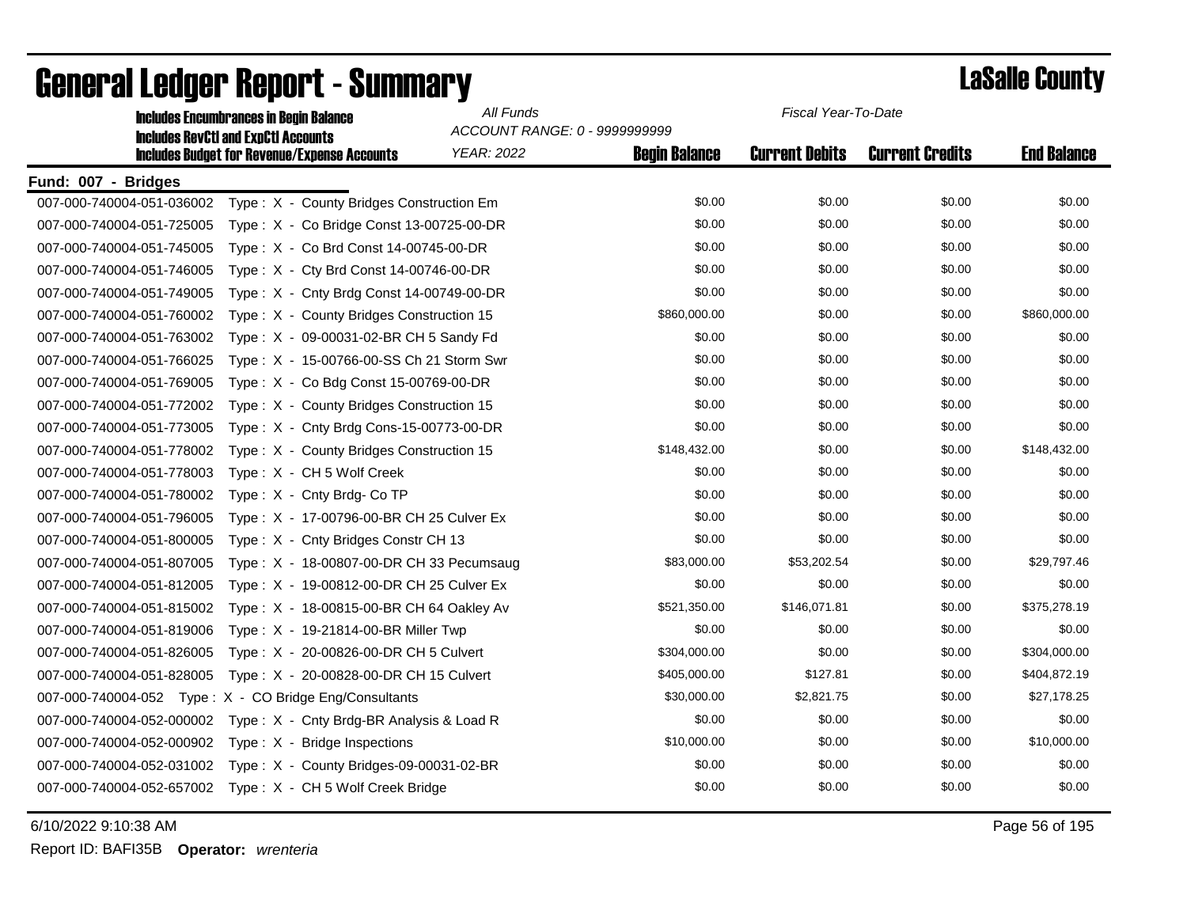# General Ledger Report - Summary

# LaSalle County

**Includes Encumbrances in Begin Balance**
**Includes RevCtl and ExpCtl Accounts**
**Includes Budget for Revenue/Expense Accounts**

*All Funds*
*ACCOUNT RANGE: 0 - 9999999999*
*YEAR: 2022*

*Fiscal Year-To-Date*

| | Begin Balance | Current Debits | Current Credits | End Balance |
|---|---|---|---|---|
| **Fund: 007 - Bridges** | | | | |
| 007-000-740004-051-036002 Type : X - County Bridges Construction Em | $0.00 | $0.00 | $0.00 | $0.00 |
| 007-000-740004-051-725005 Type : X - Co Bridge Const 13-00725-00-DR | $0.00 | $0.00 | $0.00 | $0.00 |
| 007-000-740004-051-745005 Type : X - Co Brd Const 14-00745-00-DR | $0.00 | $0.00 | $0.00 | $0.00 |
| 007-000-740004-051-746005 Type : X - Cty Brd Const 14-00746-00-DR | $0.00 | $0.00 | $0.00 | $0.00 |
| 007-000-740004-051-749005 Type : X - Cnty Brdg Const 14-00749-00-DR | $0.00 | $0.00 | $0.00 | $0.00 |
| 007-000-740004-051-760002 Type : X - County Bridges Construction 15 | $860,000.00 | $0.00 | $0.00 | $860,000.00 |
| 007-000-740004-051-763002 Type : X - 09-00031-02-BR CH 5 Sandy Fd | $0.00 | $0.00 | $0.00 | $0.00 |
| 007-000-740004-051-766025 Type : X - 15-00766-00-SS Ch 21 Storm Swr | $0.00 | $0.00 | $0.00 | $0.00 |
| 007-000-740004-051-769005 Type : X - Co Bdg Const 15-00769-00-DR | $0.00 | $0.00 | $0.00 | $0.00 |
| 007-000-740004-051-772002 Type : X - County Bridges Construction 15 | $0.00 | $0.00 | $0.00 | $0.00 |
| 007-000-740004-051-773005 Type : X - Cnty Brdg Cons-15-00773-00-DR | $0.00 | $0.00 | $0.00 | $0.00 |
| 007-000-740004-051-778002 Type : X - County Bridges Construction 15 | $148,432.00 | $0.00 | $0.00 | $148,432.00 |
| 007-000-740004-051-778003 Type : X - CH 5 Wolf Creek | $0.00 | $0.00 | $0.00 | $0.00 |
| 007-000-740004-051-780002 Type : X - Cnty Brdg- Co TP | $0.00 | $0.00 | $0.00 | $0.00 |
| 007-000-740004-051-796005 Type : X - 17-00796-00-BR CH 25 Culver Ex | $0.00 | $0.00 | $0.00 | $0.00 |
| 007-000-740004-051-800005 Type : X - Cnty Bridges Constr CH 13 | $0.00 | $0.00 | $0.00 | $0.00 |
| 007-000-740004-051-807005 Type : X - 18-00807-00-DR CH 33 Pecumsaug | $83,000.00 | $53,202.54 | $0.00 | $29,797.46 |
| 007-000-740004-051-812005 Type : X - 19-00812-00-DR CH 25 Culver Ex | $0.00 | $0.00 | $0.00 | $0.00 |
| 007-000-740004-051-815002 Type : X - 18-00815-00-BR CH 64 Oakley Av | $521,350.00 | $146,071.81 | $0.00 | $375,278.19 |
| 007-000-740004-051-819006 Type : X - 19-21814-00-BR Miller Twp | $0.00 | $0.00 | $0.00 | $0.00 |
| 007-000-740004-051-826005 Type : X - 20-00826-00-DR CH 5 Culvert | $304,000.00 | $0.00 | $0.00 | $304,000.00 |
| 007-000-740004-051-828005 Type : X - 20-00828-00-DR CH 15 Culvert | $405,000.00 | $127.81 | $0.00 | $404,872.19 |
| 007-000-740004-052 Type : X - CO Bridge Eng/Consultants | $30,000.00 | $2,821.75 | $0.00 | $27,178.25 |
| 007-000-740004-052-000002 Type : X - Cnty Brdg-BR Analysis & Load R | $0.00 | $0.00 | $0.00 | $0.00 |
| 007-000-740004-052-000902 Type : X - Bridge Inspections | $10,000.00 | $0.00 | $0.00 | $10,000.00 |
| 007-000-740004-052-031002 Type : X - County Bridges-09-00031-02-BR | $0.00 | $0.00 | $0.00 | $0.00 |
| 007-000-740004-052-657002 Type : X - CH 5 Wolf Creek Bridge | $0.00 | $0.00 | $0.00 | $0.00 |

6/10/2022 9:10:38 AM

Report ID: BAFI35B **Operator:** *wrenteria*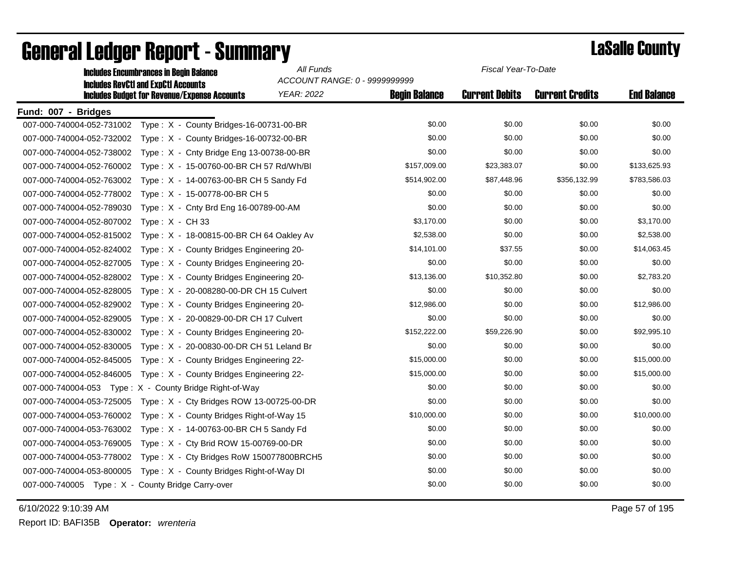# General Ledger Report - Summary

# LaSalle County

Includes Encumbrances in Begin Balance
Includes RevCtl and ExpCtl Accounts
Includes Budget for Revenue/Expense Accounts

*All Funds*
*ACCOUNT RANGE: 0 - 9999999999*
*YEAR: 2022*

*Fiscal Year-To-Date*

| | Begin Balance | Current Debits | Current Credits | End Balance |
|---|---|---|---|---|
| **Fund: 007 - Bridges** | | | | |
| 007-000-740004-052-731002 Type : X - County Bridges-16-00731-00-BR | $0.00 | $0.00 | $0.00 | $0.00 |
| 007-000-740004-052-732002 Type : X - County Bridges-16-00732-00-BR | $0.00 | $0.00 | $0.00 | $0.00 |
| 007-000-740004-052-738002 Type : X - Cnty Bridge Eng 13-00738-00-BR | $0.00 | $0.00 | $0.00 | $0.00 |
| 007-000-740004-052-760002 Type : X - 15-00760-00-BR CH 57 Rd/Wh/Bl | $157,009.00 | $23,383.07 | $0.00 | $133,625.93 |
| 007-000-740004-052-763002 Type : X - 14-00763-00-BR CH 5 Sandy Fd | $514,902.00 | $87,448.96 | $356,132.99 | $783,586.03 |
| 007-000-740004-052-778002 Type : X - 15-00778-00-BR CH 5 | $0.00 | $0.00 | $0.00 | $0.00 |
| 007-000-740004-052-789030 Type : X - Cnty Brd Eng 16-00789-00-AM | $0.00 | $0.00 | $0.00 | $0.00 |
| 007-000-740004-052-807002 Type : X - CH 33 | $3,170.00 | $0.00 | $0.00 | $3,170.00 |
| 007-000-740004-052-815002 Type : X - 18-00815-00-BR CH 64 Oakley Av | $2,538.00 | $0.00 | $0.00 | $2,538.00 |
| 007-000-740004-052-824002 Type : X - County Bridges Engineering 20- | $14,101.00 | $37.55 | $0.00 | $14,063.45 |
| 007-000-740004-052-827005 Type : X - County Bridges Engineering 20- | $0.00 | $0.00 | $0.00 | $0.00 |
| 007-000-740004-052-828002 Type : X - County Bridges Engineering 20- | $13,136.00 | $10,352.80 | $0.00 | $2,783.20 |
| 007-000-740004-052-828005 Type : X - 20-008280-00-DR CH 15 Culvert | $0.00 | $0.00 | $0.00 | $0.00 |
| 007-000-740004-052-829002 Type : X - County Bridges Engineering 20- | $12,986.00 | $0.00 | $0.00 | $12,986.00 |
| 007-000-740004-052-829005 Type : X - 20-00829-00-DR CH 17 Culvert | $0.00 | $0.00 | $0.00 | $0.00 |
| 007-000-740004-052-830002 Type : X - County Bridges Engineering 20- | $152,222.00 | $59,226.90 | $0.00 | $92,995.10 |
| 007-000-740004-052-830005 Type : X - 20-00830-00-DR CH 51 Leland Br | $0.00 | $0.00 | $0.00 | $0.00 |
| 007-000-740004-052-845005 Type : X - County Bridges Engineering 22- | $15,000.00 | $0.00 | $0.00 | $15,000.00 |
| 007-000-740004-052-846005 Type : X - County Bridges Engineering 22- | $15,000.00 | $0.00 | $0.00 | $15,000.00 |
| 007-000-740004-053 Type : X - County Bridge Right-of-Way | $0.00 | $0.00 | $0.00 | $0.00 |
| 007-000-740004-053-725005 Type : X - Cty Bridges ROW 13-00725-00-DR | $0.00 | $0.00 | $0.00 | $0.00 |
| 007-000-740004-053-760002 Type : X - County Bridges Right-of-Way 15 | $10,000.00 | $0.00 | $0.00 | $10,000.00 |
| 007-000-740004-053-763002 Type : X - 14-00763-00-BR CH 5 Sandy Fd | $0.00 | $0.00 | $0.00 | $0.00 |
| 007-000-740004-053-769005 Type : X - Cty Brid ROW 15-00769-00-DR | $0.00 | $0.00 | $0.00 | $0.00 |
| 007-000-740004-053-778002 Type : X - Cty Bridges RoW 150077800BRCH5 | $0.00 | $0.00 | $0.00 | $0.00 |
| 007-000-740004-053-800005 Type : X - County Bridges Right-of-Way DI | $0.00 | $0.00 | $0.00 | $0.00 |
| 007-000-740005 Type : X - County Bridge Carry-over | $0.00 | $0.00 | $0.00 | $0.00 |

6/10/2022 9:10:39 AM

Report ID: BAFI35B **Operator:** *wrenteria*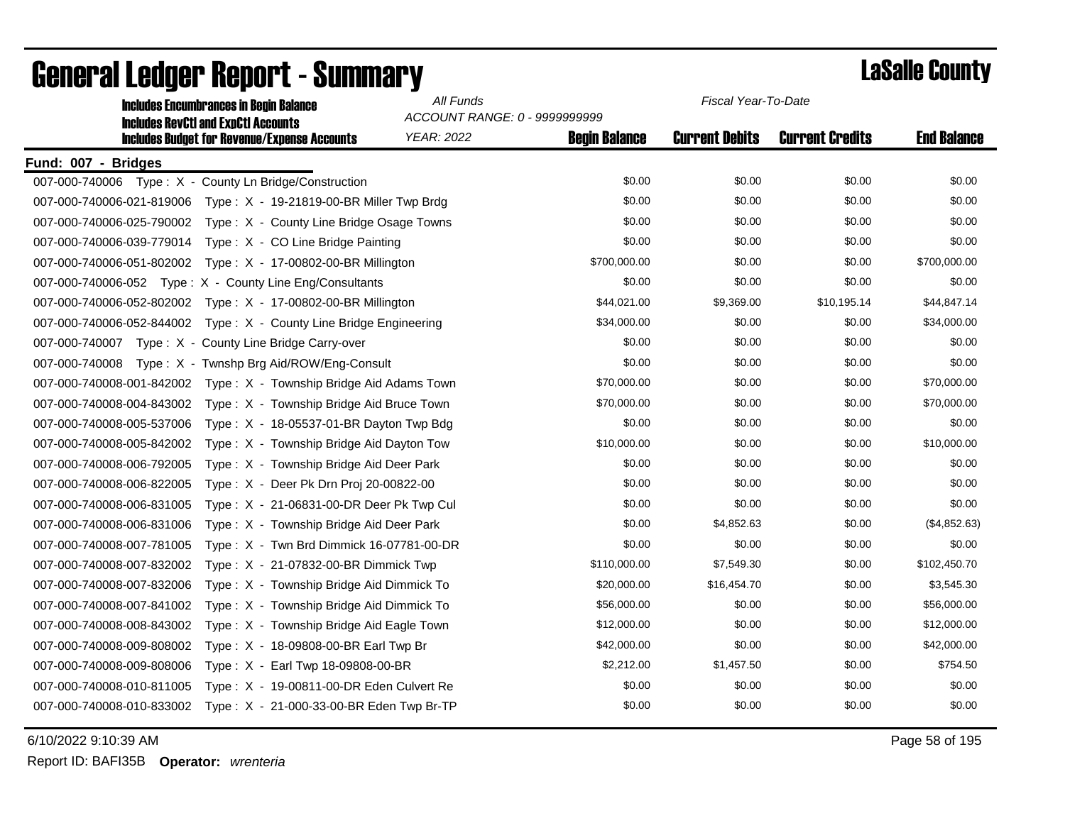# General Ledger Report - Summary

## LaSalle County

**Includes Encumbrances in Begin Balance**
**Includes RevCtl and ExpCtl Accounts**
**Includes Budget for Revenue/Expense Accounts**

*All Funds*
*ACCOUNT RANGE: 0 - 9999999999*
*YEAR: 2022*
*Fiscal Year-To-Date*

| | Begin Balance | Current Debits | Current Credits | End Balance |
|---|---|---|---|---|
| **Fund: 007 - Bridges** | | | | |
| 007-000-740006 Type : X - County Ln Bridge/Construction | $0.00 | $0.00 | $0.00 | $0.00 |
| 007-000-740006-021-819006 Type : X - 19-21819-00-BR Miller Twp Brdg | $0.00 | $0.00 | $0.00 | $0.00 |
| 007-000-740006-025-790002 Type : X - County Line Bridge Osage Towns | $0.00 | $0.00 | $0.00 | $0.00 |
| 007-000-740006-039-779014 Type : X - CO Line Bridge Painting | $0.00 | $0.00 | $0.00 | $0.00 |
| 007-000-740006-051-802002 Type : X - 17-00802-00-BR Millington | $700,000.00 | $0.00 | $0.00 | $700,000.00 |
| 007-000-740006-052 Type : X - County Line Eng/Consultants | $0.00 | $0.00 | $0.00 | $0.00 |
| 007-000-740006-052-802002 Type : X - 17-00802-00-BR Millington | $44,021.00 | $9,369.00 | $10,195.14 | $44,847.14 |
| 007-000-740006-052-844002 Type : X - County Line Bridge Engineering | $34,000.00 | $0.00 | $0.00 | $34,000.00 |
| 007-000-740007 Type : X - County Line Bridge Carry-over | $0.00 | $0.00 | $0.00 | $0.00 |
| 007-000-740008 Type : X - Twnshp Brg Aid/ROW/Eng-Consult | $0.00 | $0.00 | $0.00 | $0.00 |
| 007-000-740008-001-842002 Type : X - Township Bridge Aid Adams Town | $70,000.00 | $0.00 | $0.00 | $70,000.00 |
| 007-000-740008-004-843002 Type : X - Township Bridge Aid Bruce Town | $70,000.00 | $0.00 | $0.00 | $70,000.00 |
| 007-000-740008-005-537006 Type : X - 18-05537-01-BR Dayton Twp Bdg | $0.00 | $0.00 | $0.00 | $0.00 |
| 007-000-740008-005-842002 Type : X - Township Bridge Aid Dayton Tow | $10,000.00 | $0.00 | $0.00 | $10,000.00 |
| 007-000-740008-006-792005 Type : X - Township Bridge Aid Deer Park | $0.00 | $0.00 | $0.00 | $0.00 |
| 007-000-740008-006-822005 Type : X - Deer Pk Drn Proj 20-00822-00 | $0.00 | $0.00 | $0.00 | $0.00 |
| 007-000-740008-006-831005 Type : X - 21-06831-00-DR Deer Pk Twp Cul | $0.00 | $0.00 | $0.00 | $0.00 |
| 007-000-740008-006-831006 Type : X - Township Bridge Aid Deer Park | $0.00 | $4,852.63 | $0.00 | ($4,852.63) |
| 007-000-740008-007-781005 Type : X - Twn Brd Dimmick 16-07781-00-DR | $0.00 | $0.00 | $0.00 | $0.00 |
| 007-000-740008-007-832002 Type : X - 21-07832-00-BR Dimmick Twp | $110,000.00 | $7,549.30 | $0.00 | $102,450.70 |
| 007-000-740008-007-832006 Type : X - Township Bridge Aid Dimmick To | $20,000.00 | $16,454.70 | $0.00 | $3,545.30 |
| 007-000-740008-007-841002 Type : X - Township Bridge Aid Dimmick To | $56,000.00 | $0.00 | $0.00 | $56,000.00 |
| 007-000-740008-008-843002 Type : X - Township Bridge Aid Eagle Town | $12,000.00 | $0.00 | $0.00 | $12,000.00 |
| 007-000-740008-009-808002 Type : X - 18-09808-00-BR Earl Twp Br | $42,000.00 | $0.00 | $0.00 | $42,000.00 |
| 007-000-740008-009-808006 Type : X - Earl Twp 18-09808-00-BR | $2,212.00 | $1,457.50 | $0.00 | $754.50 |
| 007-000-740008-010-811005 Type : X - 19-00811-00-DR Eden Culvert Re | $0.00 | $0.00 | $0.00 | $0.00 |
| 007-000-740008-010-833002 Type : X - 21-000-33-00-BR Eden Twp Br-TP | $0.00 | $0.00 | $0.00 | $0.00 |

6/10/2022 9:10:39 AM

Report ID: BAFI35B **Operator:** *wrenteria*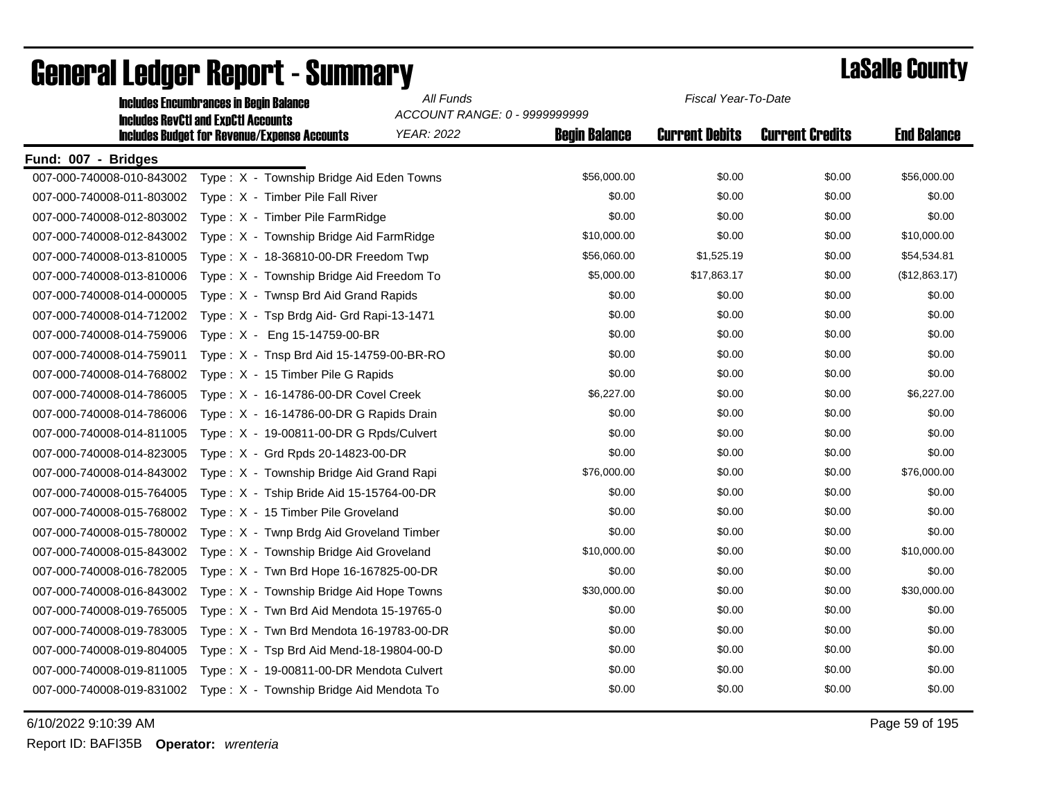# General Ledger Report - Summary

## LaSalle County

**Includes Encumbrances in Begin Balance**
**Includes RevCtl and ExpCtl Accounts**
**Includes Budget for Revenue/Expense Accounts**

*All Funds*
*ACCOUNT RANGE: 0 - 9999999999*
*YEAR: 2022*

*Fiscal Year-To-Date*

**Fund: 007 - Bridges**

| Account | Description | Begin Balance | Current Debits | Current Credits | End Balance |
|---|---|---|---|---|---|
| 007-000-740008-010-843002 | Type : X - Township Bridge Aid Eden Towns | $56,000.00 | $0.00 | $0.00 | $56,000.00 |
| 007-000-740008-011-803002 | Type : X - Timber Pile Fall River | $0.00 | $0.00 | $0.00 | $0.00 |
| 007-000-740008-012-803002 | Type : X - Timber Pile FarmRidge | $0.00 | $0.00 | $0.00 | $0.00 |
| 007-000-740008-012-843002 | Type : X - Township Bridge Aid FarmRidge | $10,000.00 | $0.00 | $0.00 | $10,000.00 |
| 007-000-740008-013-810005 | Type : X - 18-36810-00-DR Freedom Twp | $56,060.00 | $1,525.19 | $0.00 | $54,534.81 |
| 007-000-740008-013-810006 | Type : X - Township Bridge Aid Freedom To | $5,000.00 | $17,863.17 | $0.00 | ($12,863.17) |
| 007-000-740008-014-000005 | Type : X - Twnsp Brd Aid Grand Rapids | $0.00 | $0.00 | $0.00 | $0.00 |
| 007-000-740008-014-712002 | Type : X - Tsp Brdg Aid- Grd Rapi-13-1471 | $0.00 | $0.00 | $0.00 | $0.00 |
| 007-000-740008-014-759006 | Type : X - Eng 15-14759-00-BR | $0.00 | $0.00 | $0.00 | $0.00 |
| 007-000-740008-014-759011 | Type : X - Tnsp Brd Aid 15-14759-00-BR-RO | $0.00 | $0.00 | $0.00 | $0.00 |
| 007-000-740008-014-768002 | Type : X - 15 Timber Pile G Rapids | $0.00 | $0.00 | $0.00 | $0.00 |
| 007-000-740008-014-786005 | Type : X - 16-14786-00-DR Covel Creek | $6,227.00 | $0.00 | $0.00 | $6,227.00 |
| 007-000-740008-014-786006 | Type : X - 16-14786-00-DR G Rapids Drain | $0.00 | $0.00 | $0.00 | $0.00 |
| 007-000-740008-014-811005 | Type : X - 19-00811-00-DR G Rpds/Culvert | $0.00 | $0.00 | $0.00 | $0.00 |
| 007-000-740008-014-823005 | Type : X - Grd Rpds 20-14823-00-DR | $0.00 | $0.00 | $0.00 | $0.00 |
| 007-000-740008-014-843002 | Type : X - Township Bridge Aid Grand Rapi | $76,000.00 | $0.00 | $0.00 | $76,000.00 |
| 007-000-740008-015-764005 | Type : X - Tship Bride Aid 15-15764-00-DR | $0.00 | $0.00 | $0.00 | $0.00 |
| 007-000-740008-015-768002 | Type : X - 15 Timber Pile Groveland | $0.00 | $0.00 | $0.00 | $0.00 |
| 007-000-740008-015-780002 | Type : X - Twnp Brdg Aid Groveland Timber | $0.00 | $0.00 | $0.00 | $0.00 |
| 007-000-740008-015-843002 | Type : X - Township Bridge Aid Groveland | $10,000.00 | $0.00 | $0.00 | $10,000.00 |
| 007-000-740008-016-782005 | Type : X - Twn Brd Hope 16-167825-00-DR | $0.00 | $0.00 | $0.00 | $0.00 |
| 007-000-740008-016-843002 | Type : X - Township Bridge Aid Hope Towns | $30,000.00 | $0.00 | $0.00 | $30,000.00 |
| 007-000-740008-019-765005 | Type : X - Twn Brd Aid Mendota 15-19765-0 | $0.00 | $0.00 | $0.00 | $0.00 |
| 007-000-740008-019-783005 | Type : X - Twn Brd Mendota 16-19783-00-DR | $0.00 | $0.00 | $0.00 | $0.00 |
| 007-000-740008-019-804005 | Type : X - Tsp Brd Aid Mend-18-19804-00-D | $0.00 | $0.00 | $0.00 | $0.00 |
| 007-000-740008-019-811005 | Type : X - 19-00811-00-DR Mendota Culvert | $0.00 | $0.00 | $0.00 | $0.00 |
| 007-000-740008-019-831002 | Type : X - Township Bridge Aid Mendota To | $0.00 | $0.00 | $0.00 | $0.00 |

6/10/2022 9:10:39 AM

Report ID: BAFI35B **Operator:** *wrenteria*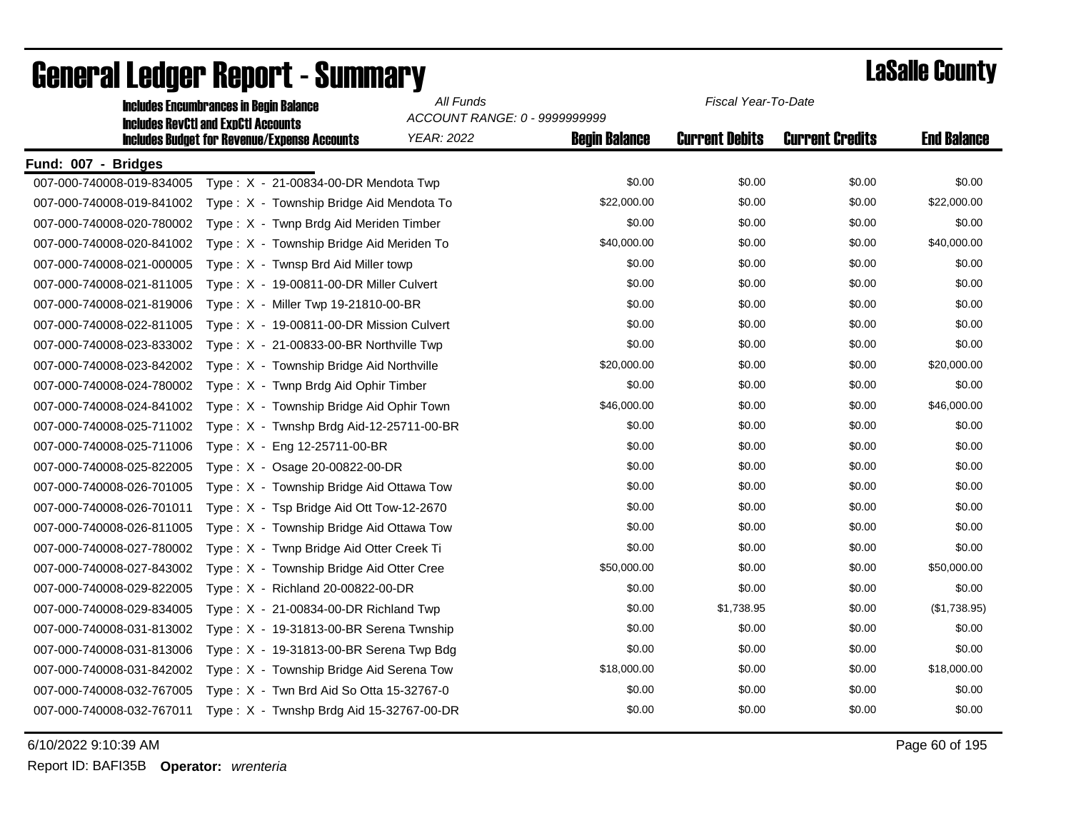# General Ledger Report - Summary

# LaSalle County

Includes Encumbrances in Begin Balance
Includes RevCtl and ExpCtl Accounts
Includes Budget for Revenue/Expense Accounts

*All Funds*
*ACCOUNT RANGE: 0 - 9999999999*
*YEAR: 2022*

*Fiscal Year-To-Date*

**Fund: 007 - Bridges**

| Account | Description | Begin Balance | Current Debits | Current Credits | End Balance |
|---|---|---|---|---|---|
| 007-000-740008-019-834005 | Type : X - 21-00834-00-DR Mendota Twp | $0.00 | $0.00 | $0.00 | $0.00 |
| 007-000-740008-019-841002 | Type : X - Township Bridge Aid Mendota To | $22,000.00 | $0.00 | $0.00 | $22,000.00 |
| 007-000-740008-020-780002 | Type : X - Twnp Brdg Aid Meriden Timber | $0.00 | $0.00 | $0.00 | $0.00 |
| 007-000-740008-020-841002 | Type : X - Township Bridge Aid Meriden To | $40,000.00 | $0.00 | $0.00 | $40,000.00 |
| 007-000-740008-021-000005 | Type : X - Twnsp Brd Aid Miller towp | $0.00 | $0.00 | $0.00 | $0.00 |
| 007-000-740008-021-811005 | Type : X - 19-00811-00-DR Miller Culvert | $0.00 | $0.00 | $0.00 | $0.00 |
| 007-000-740008-021-819006 | Type : X - Miller Twp 19-21810-00-BR | $0.00 | $0.00 | $0.00 | $0.00 |
| 007-000-740008-022-811005 | Type : X - 19-00811-00-DR Mission Culvert | $0.00 | $0.00 | $0.00 | $0.00 |
| 007-000-740008-023-833002 | Type : X - 21-00833-00-BR Northville Twp | $0.00 | $0.00 | $0.00 | $0.00 |
| 007-000-740008-023-842002 | Type : X - Township Bridge Aid Northville | $20,000.00 | $0.00 | $0.00 | $20,000.00 |
| 007-000-740008-024-780002 | Type : X - Twnp Brdg Aid Ophir Timber | $0.00 | $0.00 | $0.00 | $0.00 |
| 007-000-740008-024-841002 | Type : X - Township Bridge Aid Ophir Town | $46,000.00 | $0.00 | $0.00 | $46,000.00 |
| 007-000-740008-025-711002 | Type : X - Twnshp Brdg Aid-12-25711-00-BR | $0.00 | $0.00 | $0.00 | $0.00 |
| 007-000-740008-025-711006 | Type : X - Eng 12-25711-00-BR | $0.00 | $0.00 | $0.00 | $0.00 |
| 007-000-740008-025-822005 | Type : X - Osage 20-00822-00-DR | $0.00 | $0.00 | $0.00 | $0.00 |
| 007-000-740008-026-701005 | Type : X - Township Bridge Aid Ottawa Tow | $0.00 | $0.00 | $0.00 | $0.00 |
| 007-000-740008-026-701011 | Type : X - Tsp Bridge Aid Ott Tow-12-2670 | $0.00 | $0.00 | $0.00 | $0.00 |
| 007-000-740008-026-811005 | Type : X - Township Bridge Aid Ottawa Tow | $0.00 | $0.00 | $0.00 | $0.00 |
| 007-000-740008-027-780002 | Type : X - Twnp Bridge Aid Otter Creek Ti | $0.00 | $0.00 | $0.00 | $0.00 |
| 007-000-740008-027-843002 | Type : X - Township Bridge Aid Otter Cree | $50,000.00 | $0.00 | $0.00 | $50,000.00 |
| 007-000-740008-029-822005 | Type : X - Richland 20-00822-00-DR | $0.00 | $0.00 | $0.00 | $0.00 |
| 007-000-740008-029-834005 | Type : X - 21-00834-00-DR Richland Twp | $0.00 | $1,738.95 | $0.00 | ($1,738.95) |
| 007-000-740008-031-813002 | Type : X - 19-31813-00-BR Serena Twnship | $0.00 | $0.00 | $0.00 | $0.00 |
| 007-000-740008-031-813006 | Type : X - 19-31813-00-BR Serena Twp Bdg | $0.00 | $0.00 | $0.00 | $0.00 |
| 007-000-740008-031-842002 | Type : X - Township Bridge Aid Serena Tow | $18,000.00 | $0.00 | $0.00 | $18,000.00 |
| 007-000-740008-032-767005 | Type : X - Twn Brd Aid So Otta 15-32767-0 | $0.00 | $0.00 | $0.00 | $0.00 |
| 007-000-740008-032-767011 | Type : X - Twnshp Brdg Aid 15-32767-00-DR | $0.00 | $0.00 | $0.00 | $0.00 |

6/10/2022 9:10:39 AM

Report ID: BAFI35B **Operator:** *wrenteria*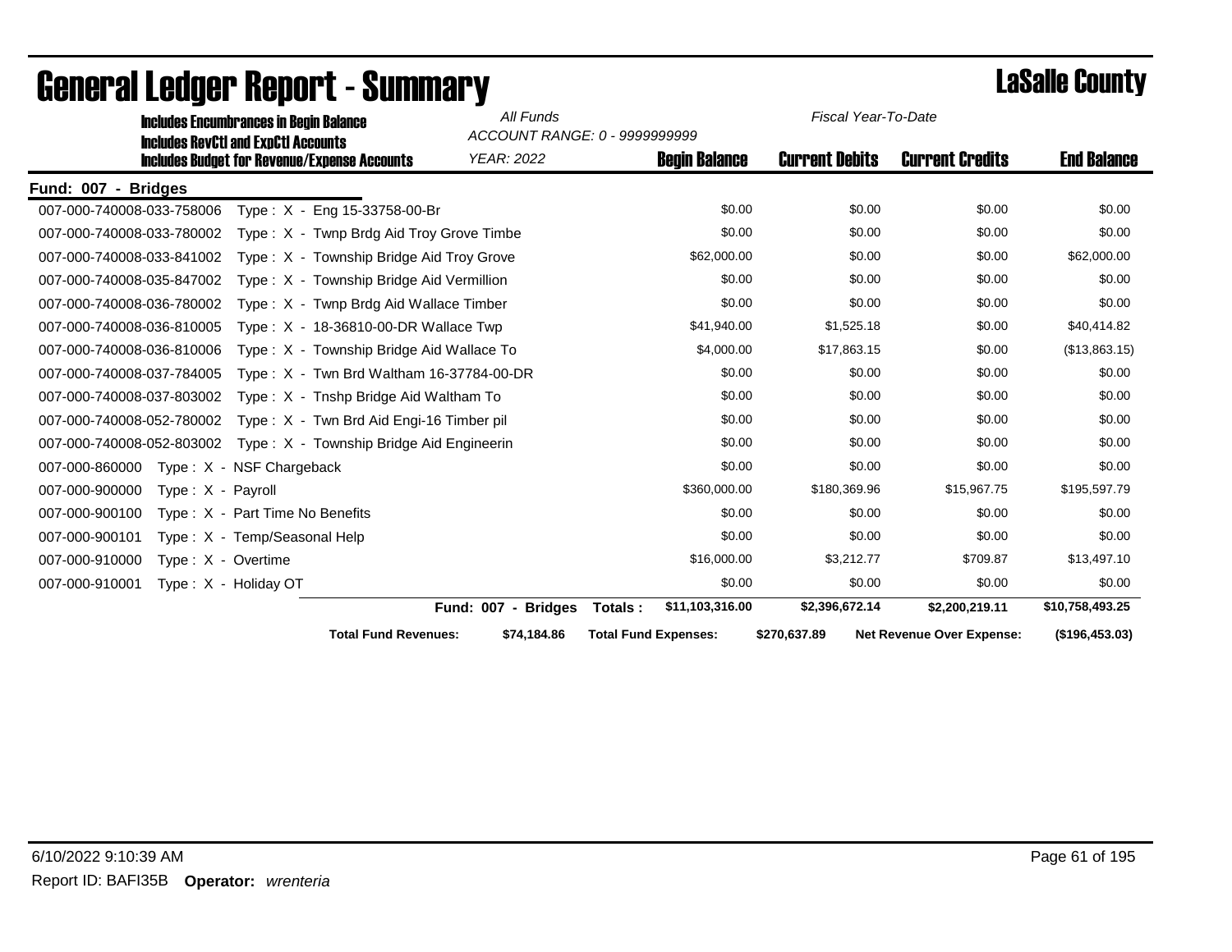# General Ledger Report - Summary

# LaSalle County

Includes Encumbrances in Begin Balance
Includes RevCtl and ExpCtl Accounts
Includes Budget for Revenue/Expense Accounts

*All Funds*
*ACCOUNT RANGE: 0 - 9999999999*
*YEAR: 2022*

*Fiscal Year-To-Date*

| Account | Description | Begin Balance | Current Debits | Current Credits | End Balance |
|---|---|---|---|---|---|
| **Fund: 007 - Bridges** | | | | | |
| 007-000-740008-033-758006 | Type : X - Eng 15-33758-00-Br | $0.00 | $0.00 | $0.00 | $0.00 |
| 007-000-740008-033-780002 | Type : X - Twnp Brdg Aid Troy Grove Timbe | $0.00 | $0.00 | $0.00 | $0.00 |
| 007-000-740008-033-841002 | Type : X - Township Bridge Aid Troy Grove | $62,000.00 | $0.00 | $0.00 | $62,000.00 |
| 007-000-740008-035-847002 | Type : X - Township Bridge Aid Vermillion | $0.00 | $0.00 | $0.00 | $0.00 |
| 007-000-740008-036-780002 | Type : X - Twnp Brdg Aid Wallace Timber | $0.00 | $0.00 | $0.00 | $0.00 |
| 007-000-740008-036-810005 | Type : X - 18-36810-00-DR Wallace Twp | $41,940.00 | $1,525.18 | $0.00 | $40,414.82 |
| 007-000-740008-036-810006 | Type : X - Township Bridge Aid Wallace To | $4,000.00 | $17,863.15 | $0.00 | ($13,863.15) |
| 007-000-740008-037-784005 | Type : X - Twn Brd Waltham 16-37784-00-DR | $0.00 | $0.00 | $0.00 | $0.00 |
| 007-000-740008-037-803002 | Type : X - Tnshp Bridge Aid Waltham To | $0.00 | $0.00 | $0.00 | $0.00 |
| 007-000-740008-052-780002 | Type : X - Twn Brd Aid Engi-16 Timber pil | $0.00 | $0.00 | $0.00 | $0.00 |
| 007-000-740008-052-803002 | Type : X - Township Bridge Aid Engineerin | $0.00 | $0.00 | $0.00 | $0.00 |
| 007-000-860000 | Type : X - NSF Chargeback | $0.00 | $0.00 | $0.00 | $0.00 |
| 007-000-900000 | Type : X - Payroll | $360,000.00 | $180,369.96 | $15,967.75 | $195,597.79 |
| 007-000-900100 | Type : X - Part Time No Benefits | $0.00 | $0.00 | $0.00 | $0.00 |
| 007-000-900101 | Type : X - Temp/Seasonal Help | $0.00 | $0.00 | $0.00 | $0.00 |
| 007-000-910000 | Type : X - Overtime | $16,000.00 | $3,212.77 | $709.87 | $13,497.10 |
| 007-000-910001 | Type : X - Holiday OT | $0.00 | $0.00 | $0.00 | $0.00 |
| | **Fund: 007 - Bridges Totals :** | **$11,103,316.00** | **$2,396,672.14** | **$2,200,219.11** | **$10,758,493.25** |

**Total Fund Revenues:** $74,184.86 **Total Fund Expenses:** $270,637.89 **Net Revenue Over Expense:** ($196,453.03)

6/10/2022 9:10:39 AM
Report ID: BAFI35B **Operator:** *wrenteria*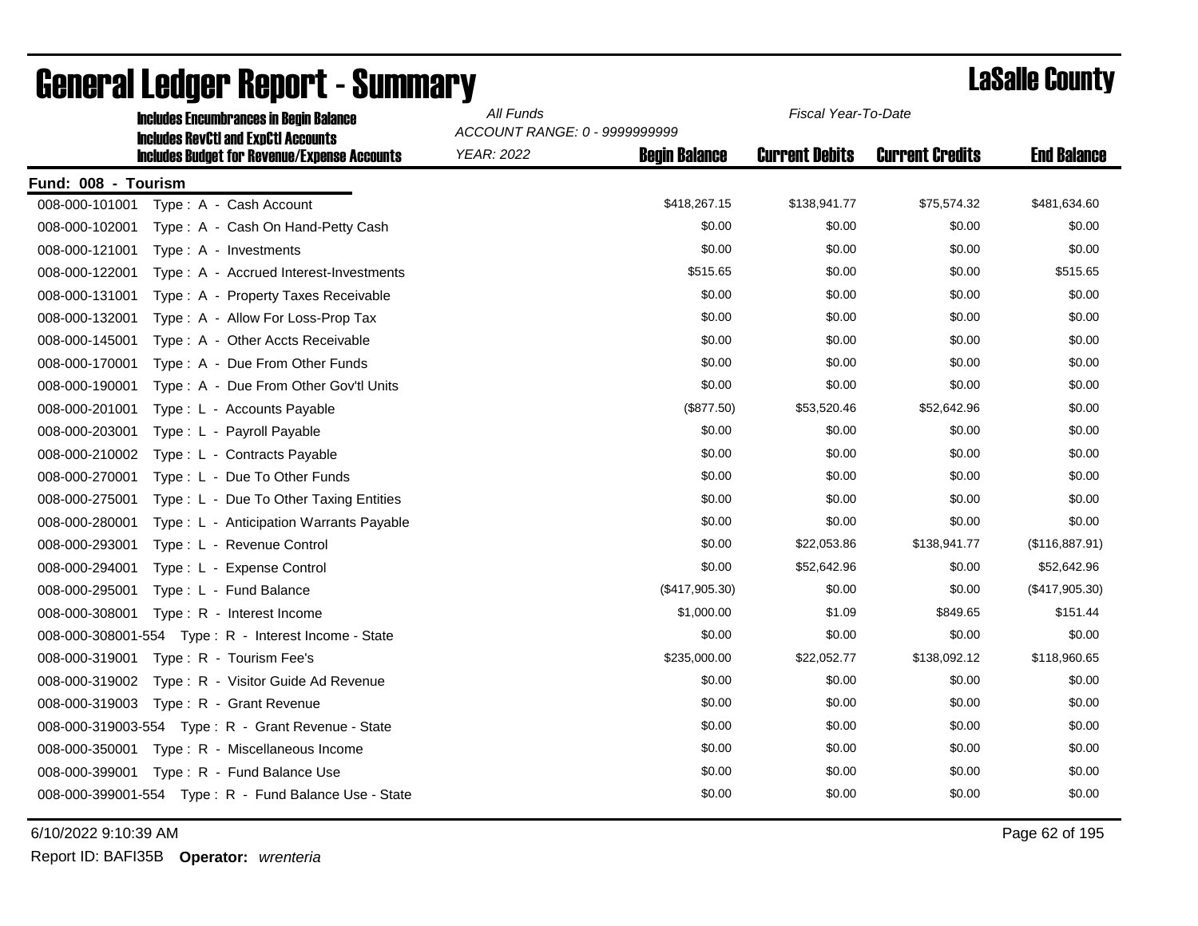# General Ledger Report - Summary

## LaSalle County

**Includes Encumbrances in Begin Balance**
**Includes RevCtl and ExpCtl Accounts**
**Includes Budget for Revenue/Expense Accounts**

*All Funds*
*ACCOUNT RANGE: 0 - 9999999999*
*YEAR: 2022*

*Fiscal Year-To-Date*

**Fund: 008 - Tourism**

| Account | Description | Begin Balance | Current Debits | Current Credits | End Balance |
|---|---|---|---|---|---|
| 008-000-101001 | Type : A - Cash Account | $418,267.15 | $138,941.77 | $75,574.32 | $481,634.60 |
| 008-000-102001 | Type : A - Cash On Hand-Petty Cash | $0.00 | $0.00 | $0.00 | $0.00 |
| 008-000-121001 | Type : A - Investments | $0.00 | $0.00 | $0.00 | $0.00 |
| 008-000-122001 | Type : A - Accrued Interest-Investments | $515.65 | $0.00 | $0.00 | $515.65 |
| 008-000-131001 | Type : A - Property Taxes Receivable | $0.00 | $0.00 | $0.00 | $0.00 |
| 008-000-132001 | Type : A - Allow For Loss-Prop Tax | $0.00 | $0.00 | $0.00 | $0.00 |
| 008-000-145001 | Type : A - Other Accts Receivable | $0.00 | $0.00 | $0.00 | $0.00 |
| 008-000-170001 | Type : A - Due From Other Funds | $0.00 | $0.00 | $0.00 | $0.00 |
| 008-000-190001 | Type : A - Due From Other Gov'tl Units | $0.00 | $0.00 | $0.00 | $0.00 |
| 008-000-201001 | Type : L - Accounts Payable | ($877.50) | $53,520.46 | $52,642.96 | $0.00 |
| 008-000-203001 | Type : L - Payroll Payable | $0.00 | $0.00 | $0.00 | $0.00 |
| 008-000-210002 | Type : L - Contracts Payable | $0.00 | $0.00 | $0.00 | $0.00 |
| 008-000-270001 | Type : L - Due To Other Funds | $0.00 | $0.00 | $0.00 | $0.00 |
| 008-000-275001 | Type : L - Due To Other Taxing Entities | $0.00 | $0.00 | $0.00 | $0.00 |
| 008-000-280001 | Type : L - Anticipation Warrants Payable | $0.00 | $0.00 | $0.00 | $0.00 |
| 008-000-293001 | Type : L - Revenue Control | $0.00 | $22,053.86 | $138,941.77 | ($116,887.91) |
| 008-000-294001 | Type : L - Expense Control | $0.00 | $52,642.96 | $0.00 | $52,642.96 |
| 008-000-295001 | Type : L - Fund Balance | ($417,905.30) | $0.00 | $0.00 | ($417,905.30) |
| 008-000-308001 | Type : R - Interest Income | $1,000.00 | $1.09 | $849.65 | $151.44 |
| 008-000-308001-554 | Type : R - Interest Income - State | $0.00 | $0.00 | $0.00 | $0.00 |
| 008-000-319001 | Type : R - Tourism Fee's | $235,000.00 | $22,052.77 | $138,092.12 | $118,960.65 |
| 008-000-319002 | Type : R - Visitor Guide Ad Revenue | $0.00 | $0.00 | $0.00 | $0.00 |
| 008-000-319003 | Type : R - Grant Revenue | $0.00 | $0.00 | $0.00 | $0.00 |
| 008-000-319003-554 | Type : R - Grant Revenue - State | $0.00 | $0.00 | $0.00 | $0.00 |
| 008-000-350001 | Type : R - Miscellaneous Income | $0.00 | $0.00 | $0.00 | $0.00 |
| 008-000-399001 | Type : R - Fund Balance Use | $0.00 | $0.00 | $0.00 | $0.00 |
| 008-000-399001-554 | Type : R - Fund Balance Use - State | $0.00 | $0.00 | $0.00 | $0.00 |

6/10/2022 9:10:39 AM

Report ID: BAFI35B **Operator:** *wrenteria*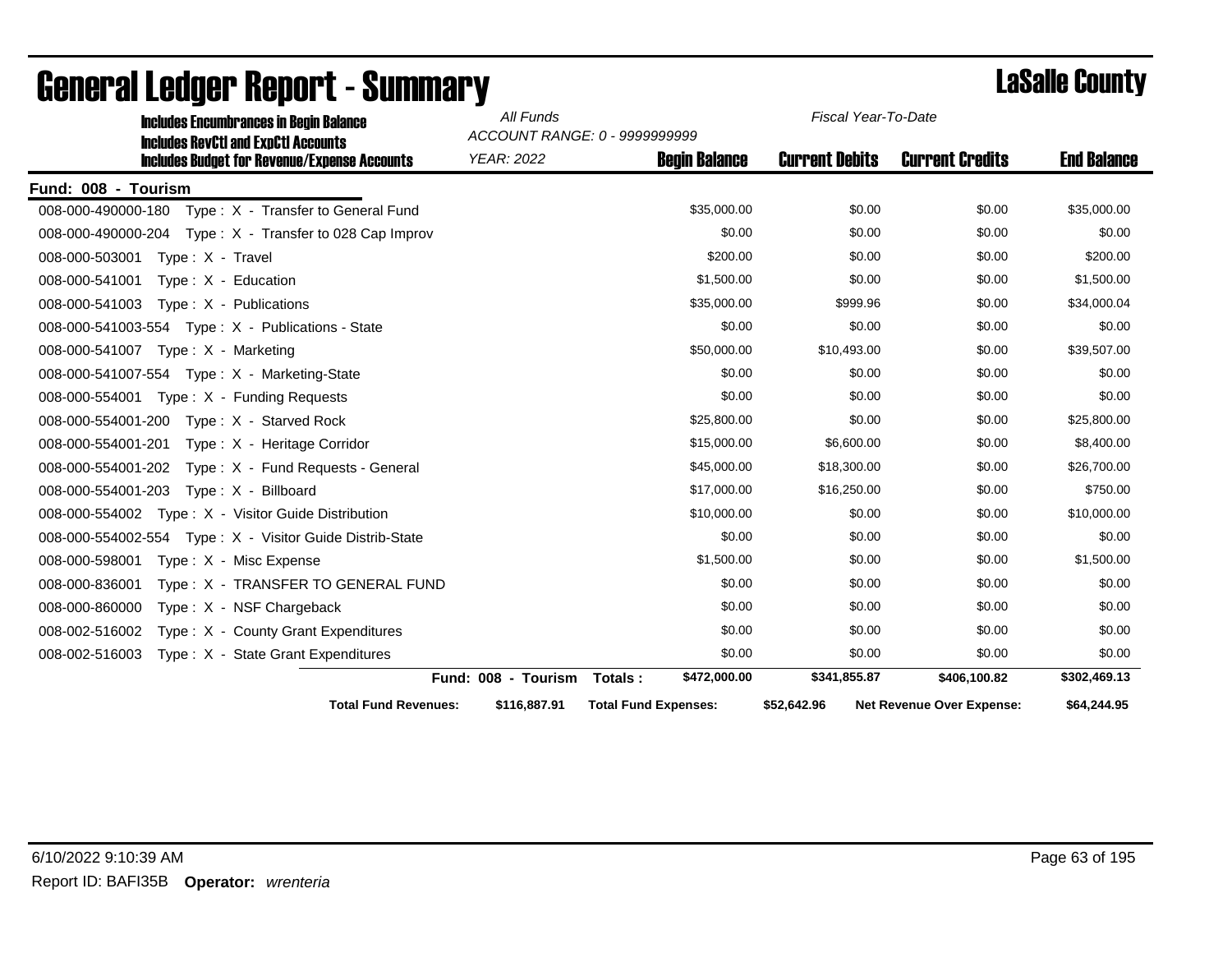# General Ledger Report - Summary

## LaSalle County

**Includes Encumbrances in Begin Balance**
**Includes RevCtl and ExpCtl Accounts**
**Includes Budget for Revenue/Expense Accounts**

*All Funds*
*ACCOUNT RANGE: 0 - 9999999999*
*YEAR: 2022*

*Fiscal Year-To-Date*

**Fund: 008 - Tourism**

| Account | Begin Balance | Current Debits | Current Credits | End Balance |
|---|---|---|---|---|
| 008-000-490000-180 Type : X - Transfer to General Fund | $35,000.00 | $0.00 | $0.00 | $35,000.00 |
| 008-000-490000-204 Type : X - Transfer to 028 Cap Improv | $0.00 | $0.00 | $0.00 | $0.00 |
| 008-000-503001 Type : X - Travel | $200.00 | $0.00 | $0.00 | $200.00 |
| 008-000-541001 Type : X - Education | $1,500.00 | $0.00 | $0.00 | $1,500.00 |
| 008-000-541003 Type : X - Publications | $35,000.00 | $999.96 | $0.00 | $34,000.04 |
| 008-000-541003-554 Type : X - Publications - State | $0.00 | $0.00 | $0.00 | $0.00 |
| 008-000-541007 Type : X - Marketing | $50,000.00 | $10,493.00 | $0.00 | $39,507.00 |
| 008-000-541007-554 Type : X - Marketing-State | $0.00 | $0.00 | $0.00 | $0.00 |
| 008-000-554001 Type : X - Funding Requests | $0.00 | $0.00 | $0.00 | $0.00 |
| 008-000-554001-200 Type : X - Starved Rock | $25,800.00 | $0.00 | $0.00 | $25,800.00 |
| 008-000-554001-201 Type : X - Heritage Corridor | $15,000.00 | $6,600.00 | $0.00 | $8,400.00 |
| 008-000-554001-202 Type : X - Fund Requests - General | $45,000.00 | $18,300.00 | $0.00 | $26,700.00 |
| 008-000-554001-203 Type : X - Billboard | $17,000.00 | $16,250.00 | $0.00 | $750.00 |
| 008-000-554002 Type : X - Visitor Guide Distribution | $10,000.00 | $0.00 | $0.00 | $10,000.00 |
| 008-000-554002-554 Type : X - Visitor Guide Distrib-State | $0.00 | $0.00 | $0.00 | $0.00 |
| 008-000-598001 Type : X - Misc Expense | $1,500.00 | $0.00 | $0.00 | $1,500.00 |
| 008-000-836001 Type : X - TRANSFER TO GENERAL FUND | $0.00 | $0.00 | $0.00 | $0.00 |
| 008-000-860000 Type : X - NSF Chargeback | $0.00 | $0.00 | $0.00 | $0.00 |
| 008-002-516002 Type : X - County Grant Expenditures | $0.00 | $0.00 | $0.00 | $0.00 |
| 008-002-516003 Type : X - State Grant Expenditures | $0.00 | $0.00 | $0.00 | $0.00 |
| **Fund: 008 - Tourism Totals :** | **$472,000.00** | **$341,855.87** | **$406,100.82** | **$302,469.13** |

**Total Fund Revenues:** $116,887.91 **Total Fund Expenses:** $52,642.96 **Net Revenue Over Expense:** $64,244.95

6/10/2022 9:10:39 AM

Report ID: BAFI35B **Operator:** *wrenteria*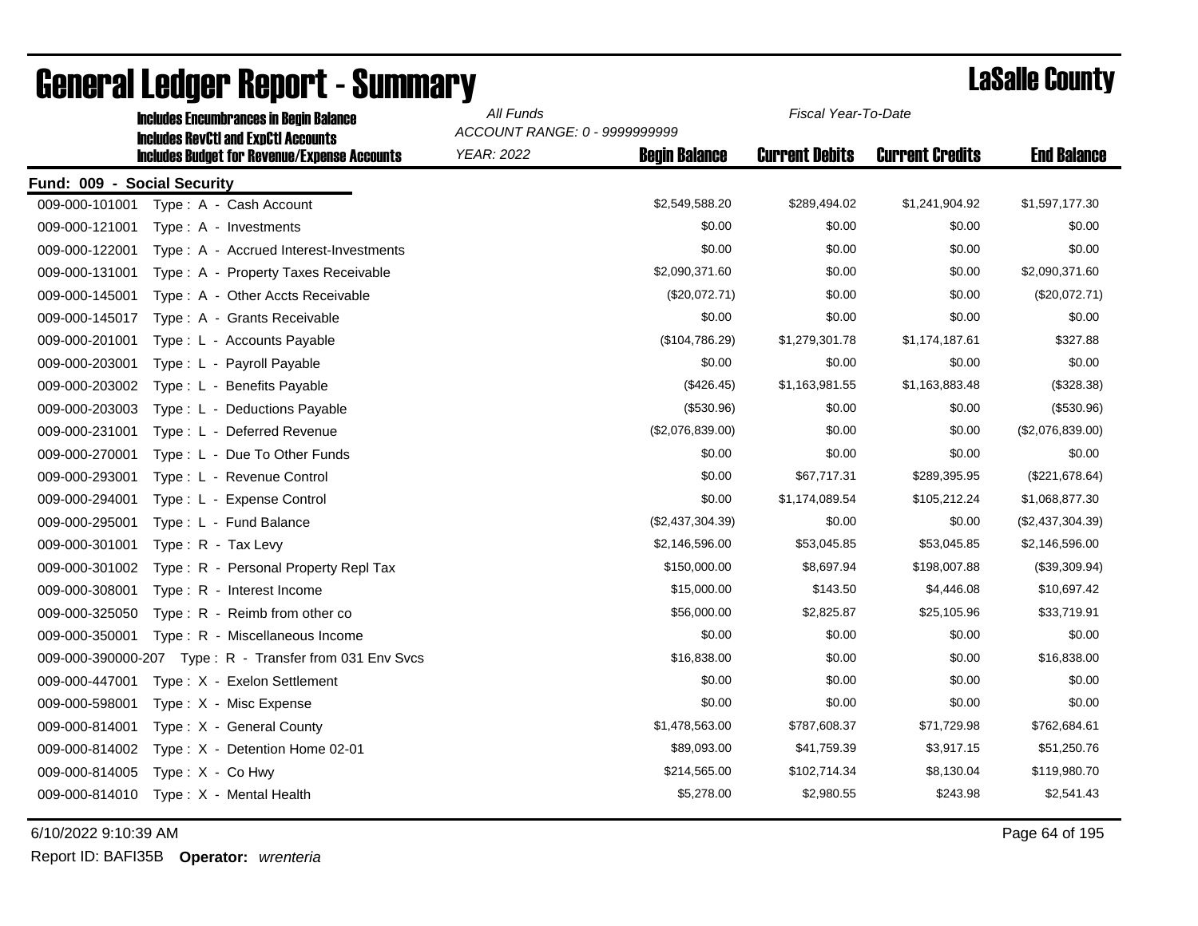# General Ledger Report - Summary

## LaSalle County

Includes Encumbrances in Begin Balance
Includes RevCtl and ExpCtl Accounts
Includes Budget for Revenue/Expense Accounts

All Funds
ACCOUNT RANGE: 0 - 9999999999
YEAR: 2022

Fiscal Year-To-Date

| | Begin Balance | Current Debits | Current Credits | End Balance |
|---|---|---|---|---|
| **Fund: 009 - Social Security** | | | | |
| 009-000-101001 Type : A - Cash Account | $2,549,588.20 | $289,494.02 | $1,241,904.92 | $1,597,177.30 |
| 009-000-121001 Type : A - Investments | $0.00 | $0.00 | $0.00 | $0.00 |
| 009-000-122001 Type : A - Accrued Interest-Investments | $0.00 | $0.00 | $0.00 | $0.00 |
| 009-000-131001 Type : A - Property Taxes Receivable | $2,090,371.60 | $0.00 | $0.00 | $2,090,371.60 |
| 009-000-145001 Type : A - Other Accts Receivable | ($20,072.71) | $0.00 | $0.00 | ($20,072.71) |
| 009-000-145017 Type : A - Grants Receivable | $0.00 | $0.00 | $0.00 | $0.00 |
| 009-000-201001 Type : L - Accounts Payable | ($104,786.29) | $1,279,301.78 | $1,174,187.61 | $327.88 |
| 009-000-203001 Type : L - Payroll Payable | $0.00 | $0.00 | $0.00 | $0.00 |
| 009-000-203002 Type : L - Benefits Payable | ($426.45) | $1,163,981.55 | $1,163,883.48 | ($328.38) |
| 009-000-203003 Type : L - Deductions Payable | ($530.96) | $0.00 | $0.00 | ($530.96) |
| 009-000-231001 Type : L - Deferred Revenue | ($2,076,839.00) | $0.00 | $0.00 | ($2,076,839.00) |
| 009-000-270001 Type : L - Due To Other Funds | $0.00 | $0.00 | $0.00 | $0.00 |
| 009-000-293001 Type : L - Revenue Control | $0.00 | $67,717.31 | $289,395.95 | ($221,678.64) |
| 009-000-294001 Type : L - Expense Control | $0.00 | $1,174,089.54 | $105,212.24 | $1,068,877.30 |
| 009-000-295001 Type : L - Fund Balance | ($2,437,304.39) | $0.00 | $0.00 | ($2,437,304.39) |
| 009-000-301001 Type : R - Tax Levy | $2,146,596.00 | $53,045.85 | $53,045.85 | $2,146,596.00 |
| 009-000-301002 Type : R - Personal Property Repl Tax | $150,000.00 | $8,697.94 | $198,007.88 | ($39,309.94) |
| 009-000-308001 Type : R - Interest Income | $15,000.00 | $143.50 | $4,446.08 | $10,697.42 |
| 009-000-325050 Type : R - Reimb from other co | $56,000.00 | $2,825.87 | $25,105.96 | $33,719.91 |
| 009-000-350001 Type : R - Miscellaneous Income | $0.00 | $0.00 | $0.00 | $0.00 |
| 009-000-390000-207 Type : R - Transfer from 031 Env Svcs | $16,838.00 | $0.00 | $0.00 | $16,838.00 |
| 009-000-447001 Type : X - Exelon Settlement | $0.00 | $0.00 | $0.00 | $0.00 |
| 009-000-598001 Type : X - Misc Expense | $0.00 | $0.00 | $0.00 | $0.00 |
| 009-000-814001 Type : X - General County | $1,478,563.00 | $787,608.37 | $71,729.98 | $762,684.61 |
| 009-000-814002 Type : X - Detention Home 02-01 | $89,093.00 | $41,759.39 | $3,917.15 | $51,250.76 |
| 009-000-814005 Type : X - Co Hwy | $214,565.00 | $102,714.34 | $8,130.04 | $119,980.70 |
| 009-000-814010 Type : X - Mental Health | $5,278.00 | $2,980.55 | $243.98 | $2,541.43 |

6/10/2022 9:10:39 AM

Report ID: BAFI35B **Operator:** *wrenteria*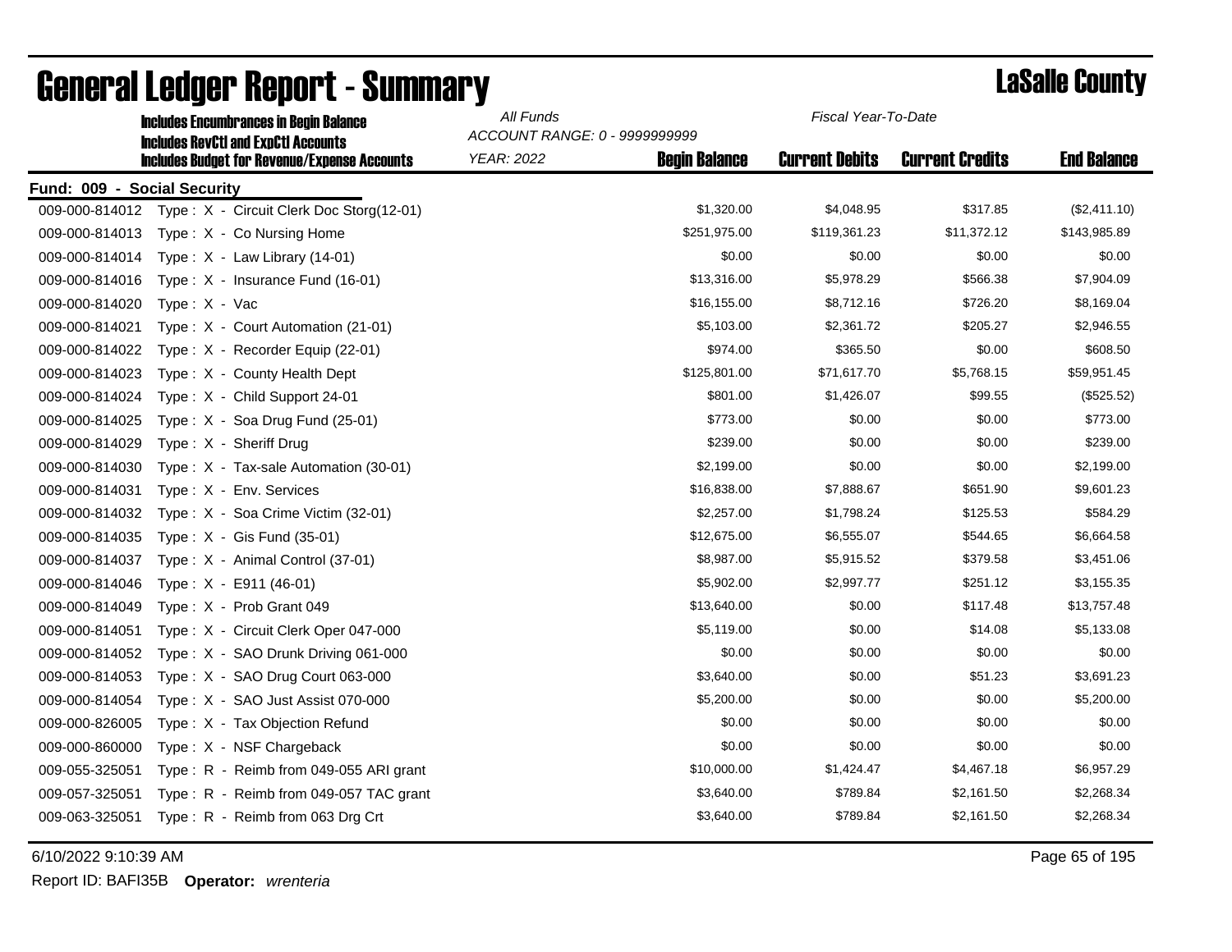# General Ledger Report - Summary

## LaSalle County

Includes Encumbrances in Begin Balance
Includes RevCtl and ExpCtl Accounts
Includes Budget for Revenue/Expense Accounts

All Funds
ACCOUNT RANGE: 0 - 9999999999
YEAR: 2022

Fiscal Year-To-Date

**Fund: 009 - Social Security**

| Account | Description | Begin Balance | Current Debits | Current Credits | End Balance |
|---|---|---|---|---|---|
| 009-000-814012 | Type : X - Circuit Clerk Doc Storg(12-01) | $1,320.00 | $4,048.95 | $317.85 | ($2,411.10) |
| 009-000-814013 | Type : X - Co Nursing Home | $251,975.00 | $119,361.23 | $11,372.12 | $143,985.89 |
| 009-000-814014 | Type : X - Law Library (14-01) | $0.00 | $0.00 | $0.00 | $0.00 |
| 009-000-814016 | Type : X - Insurance Fund (16-01) | $13,316.00 | $5,978.29 | $566.38 | $7,904.09 |
| 009-000-814020 | Type : X - Vac | $16,155.00 | $8,712.16 | $726.20 | $8,169.04 |
| 009-000-814021 | Type : X - Court Automation (21-01) | $5,103.00 | $2,361.72 | $205.27 | $2,946.55 |
| 009-000-814022 | Type : X - Recorder Equip (22-01) | $974.00 | $365.50 | $0.00 | $608.50 |
| 009-000-814023 | Type : X - County Health Dept | $125,801.00 | $71,617.70 | $5,768.15 | $59,951.45 |
| 009-000-814024 | Type : X - Child Support 24-01 | $801.00 | $1,426.07 | $99.55 | ($525.52) |
| 009-000-814025 | Type : X - Soa Drug Fund (25-01) | $773.00 | $0.00 | $0.00 | $773.00 |
| 009-000-814029 | Type : X - Sheriff Drug | $239.00 | $0.00 | $0.00 | $239.00 |
| 009-000-814030 | Type : X - Tax-sale Automation (30-01) | $2,199.00 | $0.00 | $0.00 | $2,199.00 |
| 009-000-814031 | Type : X - Env. Services | $16,838.00 | $7,888.67 | $651.90 | $9,601.23 |
| 009-000-814032 | Type : X - Soa Crime Victim (32-01) | $2,257.00 | $1,798.24 | $125.53 | $584.29 |
| 009-000-814035 | Type : X - Gis Fund (35-01) | $12,675.00 | $6,555.07 | $544.65 | $6,664.58 |
| 009-000-814037 | Type : X - Animal Control (37-01) | $8,987.00 | $5,915.52 | $379.58 | $3,451.06 |
| 009-000-814046 | Type : X - E911 (46-01) | $5,902.00 | $2,997.77 | $251.12 | $3,155.35 |
| 009-000-814049 | Type : X - Prob Grant 049 | $13,640.00 | $0.00 | $117.48 | $13,757.48 |
| 009-000-814051 | Type : X - Circuit Clerk Oper 047-000 | $5,119.00 | $0.00 | $14.08 | $5,133.08 |
| 009-000-814052 | Type : X - SAO Drunk Driving 061-000 | $0.00 | $0.00 | $0.00 | $0.00 |
| 009-000-814053 | Type : X - SAO Drug Court 063-000 | $3,640.00 | $0.00 | $51.23 | $3,691.23 |
| 009-000-814054 | Type : X - SAO Just Assist 070-000 | $5,200.00 | $0.00 | $0.00 | $5,200.00 |
| 009-000-826005 | Type : X - Tax Objection Refund | $0.00 | $0.00 | $0.00 | $0.00 |
| 009-000-860000 | Type : X - NSF Chargeback | $0.00 | $0.00 | $0.00 | $0.00 |
| 009-055-325051 | Type : R - Reimb from 049-055 ARI grant | $10,000.00 | $1,424.47 | $4,467.18 | $6,957.29 |
| 009-057-325051 | Type : R - Reimb from 049-057 TAC grant | $3,640.00 | $789.84 | $2,161.50 | $2,268.34 |
| 009-063-325051 | Type : R - Reimb from 063 Drg Crt | $3,640.00 | $789.84 | $2,161.50 | $2,268.34 |

6/10/2022 9:10:39 AM

Report ID: BAFI35B **Operator:** *wrenteria*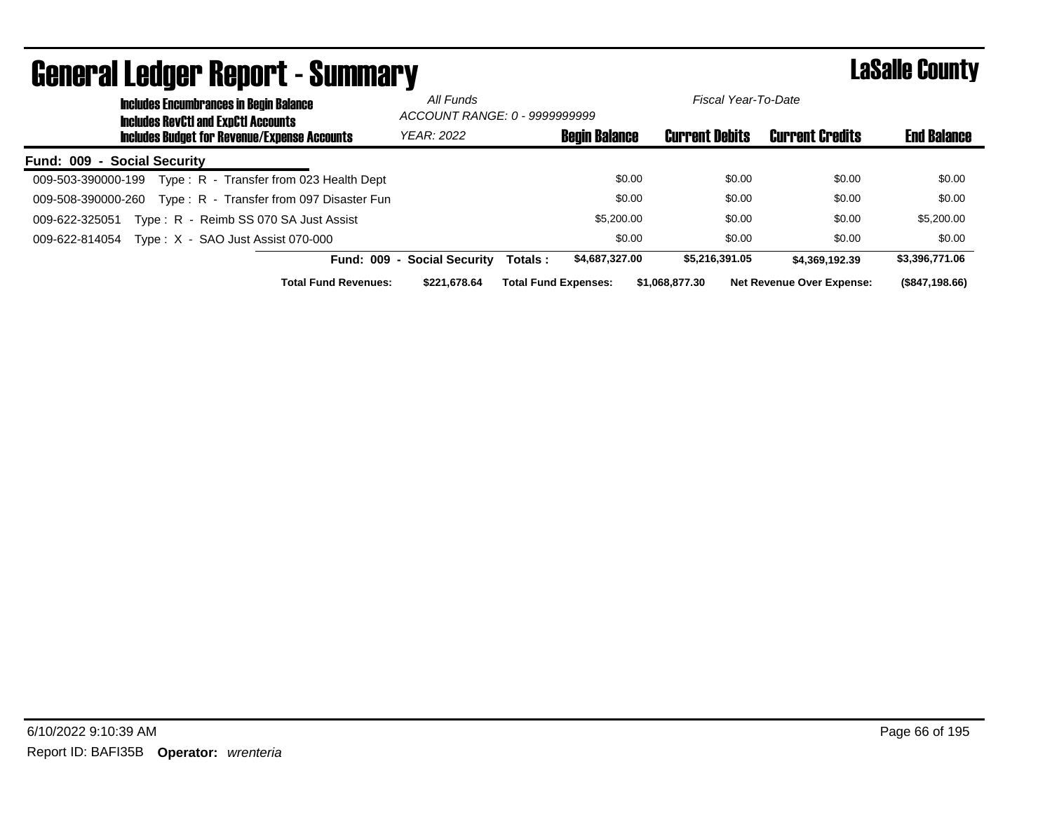# General Ledger Report - Summary

## LaSalle County

**Includes Encumbrances in Begin Balance**
**Includes RevCtl and ExpCtl Accounts**
**Includes Budget for Revenue/Expense Accounts**

*All Funds*
*ACCOUNT RANGE: 0 - 9999999999*
*YEAR: 2022*

*Fiscal Year-To-Date*

| | Begin Balance | Current Debits | Current Credits | End Balance |
|---|---|---|---|---|
| **Fund: 009 - Social Security** | | | | |
| 009-503-390000-199 Type : R - Transfer from 023 Health Dept | $0.00 | $0.00 | $0.00 | $0.00 |
| 009-508-390000-260 Type : R - Transfer from 097 Disaster Fun | $0.00 | $0.00 | $0.00 | $0.00 |
| 009-622-325051 Type : R - Reimb SS 070 SA Just Assist | $5,200.00 | $0.00 | $0.00 | $5,200.00 |
| 009-622-814054 Type : X - SAO Just Assist 070-000 | $0.00 | $0.00 | $0.00 | $0.00 |
| **Fund: 009 - Social Security Totals :** | **$4,687,327.00** | **$5,216,391.05** | **$4,369,192.39** | **$3,396,771.06** |

**Total Fund Revenues:** $221,678.64 **Total Fund Expenses:** $1,068,877.30 **Net Revenue Over Expense:** ($847,198.66)

6/10/2022 9:10:39 AM

Report ID: BAFI35B **Operator:** *wrenteria*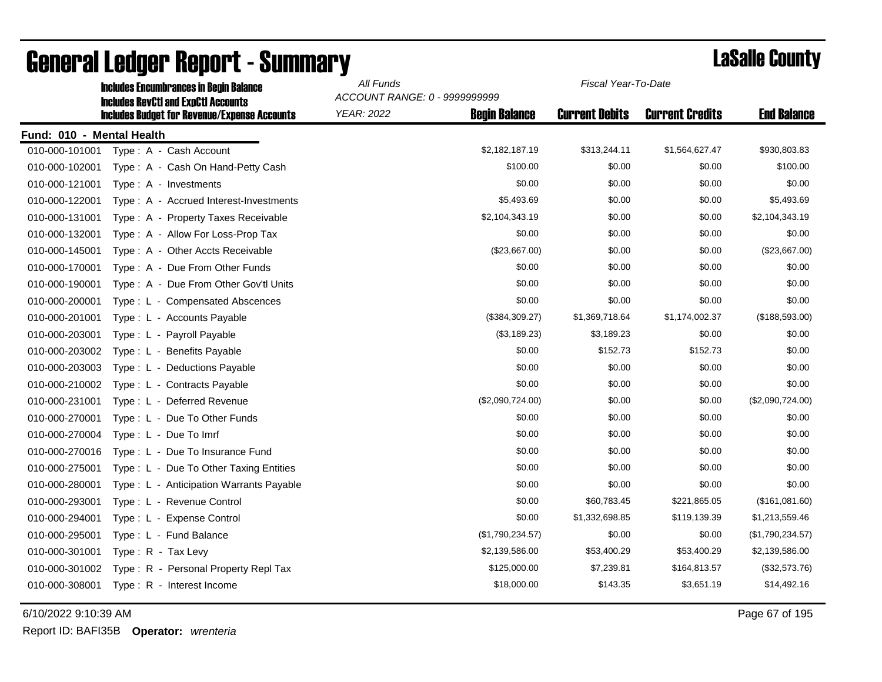# General Ledger Report - Summary

# LaSalle County

Includes Encumbrances in Begin Balance
Includes RevCtl and ExpCtl Accounts
Includes Budget for Revenue/Expense Accounts

*All Funds*
*ACCOUNT RANGE: 0 - 9999999999*
*YEAR: 2022*

*Fiscal Year-To-Date*

**Fund: 010 - Mental Health**

| Account | Description | Begin Balance | Current Debits | Current Credits | End Balance |
|---|---|---|---|---|---|
| 010-000-101001 | Type : A - Cash Account | $2,182,187.19 | $313,244.11 | $1,564,627.47 | $930,803.83 |
| 010-000-102001 | Type : A - Cash On Hand-Petty Cash | $100.00 | $0.00 | $0.00 | $100.00 |
| 010-000-121001 | Type : A - Investments | $0.00 | $0.00 | $0.00 | $0.00 |
| 010-000-122001 | Type : A - Accrued Interest-Investments | $5,493.69 | $0.00 | $0.00 | $5,493.69 |
| 010-000-131001 | Type : A - Property Taxes Receivable | $2,104,343.19 | $0.00 | $0.00 | $2,104,343.19 |
| 010-000-132001 | Type : A - Allow For Loss-Prop Tax | $0.00 | $0.00 | $0.00 | $0.00 |
| 010-000-145001 | Type : A - Other Accts Receivable | ($23,667.00) | $0.00 | $0.00 | ($23,667.00) |
| 010-000-170001 | Type : A - Due From Other Funds | $0.00 | $0.00 | $0.00 | $0.00 |
| 010-000-190001 | Type : A - Due From Other Gov'tl Units | $0.00 | $0.00 | $0.00 | $0.00 |
| 010-000-200001 | Type : L - Compensated Abscences | $0.00 | $0.00 | $0.00 | $0.00 |
| 010-000-201001 | Type : L - Accounts Payable | ($384,309.27) | $1,369,718.64 | $1,174,002.37 | ($188,593.00) |
| 010-000-203001 | Type : L - Payroll Payable | ($3,189.23) | $3,189.23 | $0.00 | $0.00 |
| 010-000-203002 | Type : L - Benefits Payable | $0.00 | $152.73 | $152.73 | $0.00 |
| 010-000-203003 | Type : L - Deductions Payable | $0.00 | $0.00 | $0.00 | $0.00 |
| 010-000-210002 | Type : L - Contracts Payable | $0.00 | $0.00 | $0.00 | $0.00 |
| 010-000-231001 | Type : L - Deferred Revenue | ($2,090,724.00) | $0.00 | $0.00 | ($2,090,724.00) |
| 010-000-270001 | Type : L - Due To Other Funds | $0.00 | $0.00 | $0.00 | $0.00 |
| 010-000-270004 | Type : L - Due To Imrf | $0.00 | $0.00 | $0.00 | $0.00 |
| 010-000-270016 | Type : L - Due To Insurance Fund | $0.00 | $0.00 | $0.00 | $0.00 |
| 010-000-275001 | Type : L - Due To Other Taxing Entities | $0.00 | $0.00 | $0.00 | $0.00 |
| 010-000-280001 | Type : L - Anticipation Warrants Payable | $0.00 | $0.00 | $0.00 | $0.00 |
| 010-000-293001 | Type : L - Revenue Control | $0.00 | $60,783.45 | $221,865.05 | ($161,081.60) |
| 010-000-294001 | Type : L - Expense Control | $0.00 | $1,332,698.85 | $119,139.39 | $1,213,559.46 |
| 010-000-295001 | Type : L - Fund Balance | ($1,790,234.57) | $0.00 | $0.00 | ($1,790,234.57) |
| 010-000-301001 | Type : R - Tax Levy | $2,139,586.00 | $53,400.29 | $53,400.29 | $2,139,586.00 |
| 010-000-301002 | Type : R - Personal Property Repl Tax | $125,000.00 | $7,239.81 | $164,813.57 | ($32,573.76) |
| 010-000-308001 | Type : R - Interest Income | $18,000.00 | $143.35 | $3,651.19 | $14,492.16 |

6/10/2022 9:10:39 AM

Report ID: BAFI35B **Operator:** *wrenteria*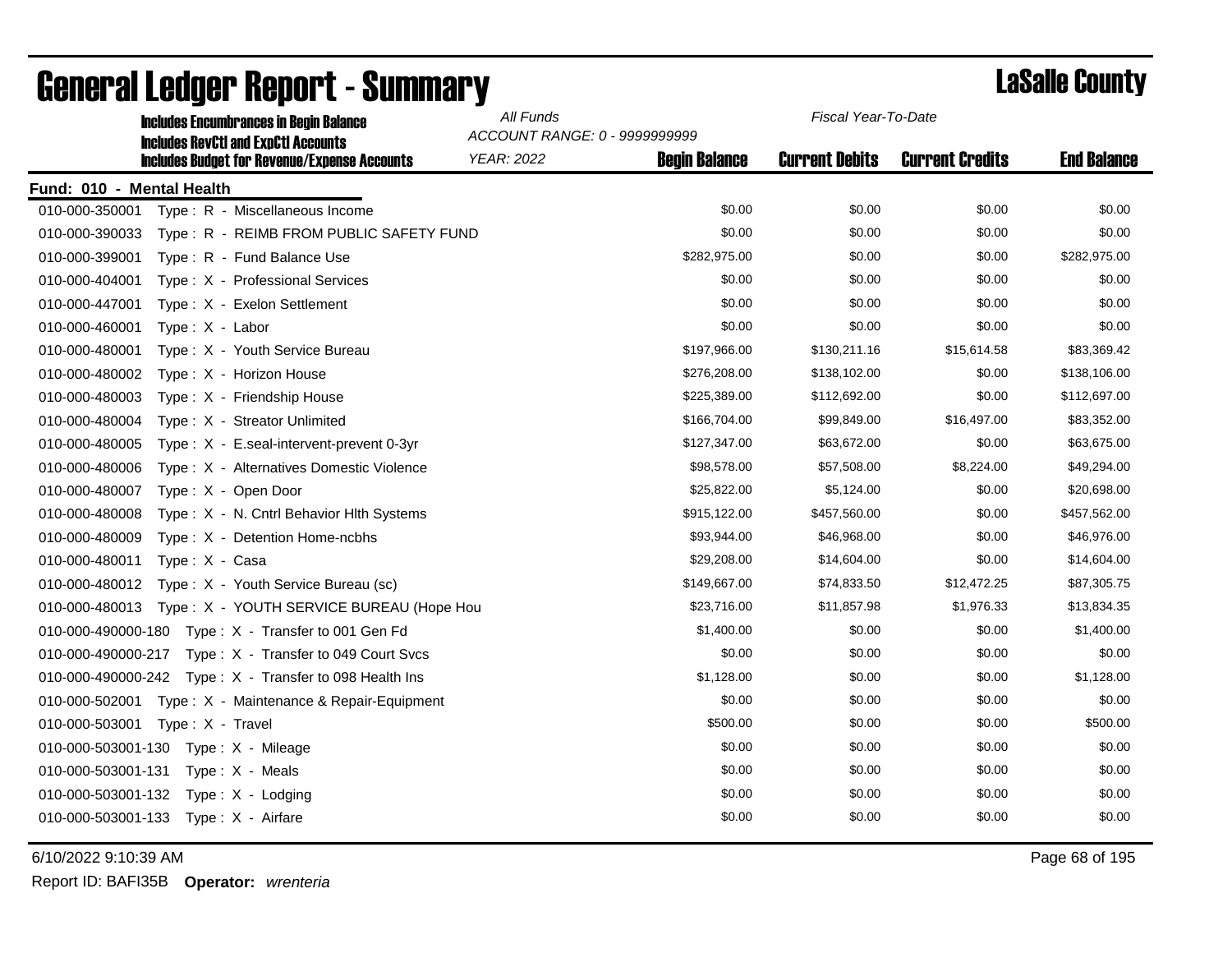# General Ledger Report - Summary

## LaSalle County

Includes Encumbrances in Begin Balance
Includes RevCtl and ExpCtl Accounts
Includes Budget for Revenue/Expense Accounts

*All Funds*
*ACCOUNT RANGE: 0 - 9999999999*
*YEAR: 2022*

*Fiscal Year-To-Date*

**Fund: 010 - Mental Health**

| Account | Description | Begin Balance | Current Debits | Current Credits | End Balance |
|---|---|---|---|---|---|
| 010-000-350001 | Type : R - Miscellaneous Income | $0.00 | $0.00 | $0.00 | $0.00 |
| 010-000-390033 | Type : R - REIMB FROM PUBLIC SAFETY FUND | $0.00 | $0.00 | $0.00 | $0.00 |
| 010-000-399001 | Type : R - Fund Balance Use | $282,975.00 | $0.00 | $0.00 | $282,975.00 |
| 010-000-404001 | Type : X - Professional Services | $0.00 | $0.00 | $0.00 | $0.00 |
| 010-000-447001 | Type : X - Exelon Settlement | $0.00 | $0.00 | $0.00 | $0.00 |
| 010-000-460001 | Type : X - Labor | $0.00 | $0.00 | $0.00 | $0.00 |
| 010-000-480001 | Type : X - Youth Service Bureau | $197,966.00 | $130,211.16 | $15,614.58 | $83,369.42 |
| 010-000-480002 | Type : X - Horizon House | $276,208.00 | $138,102.00 | $0.00 | $138,106.00 |
| 010-000-480003 | Type : X - Friendship House | $225,389.00 | $112,692.00 | $0.00 | $112,697.00 |
| 010-000-480004 | Type : X - Streator Unlimited | $166,704.00 | $99,849.00 | $16,497.00 | $83,352.00 |
| 010-000-480005 | Type : X - E.seal-intervent-prevent 0-3yr | $127,347.00 | $63,672.00 | $0.00 | $63,675.00 |
| 010-000-480006 | Type : X - Alternatives Domestic Violence | $98,578.00 | $57,508.00 | $8,224.00 | $49,294.00 |
| 010-000-480007 | Type : X - Open Door | $25,822.00 | $5,124.00 | $0.00 | $20,698.00 |
| 010-000-480008 | Type : X - N. Cntrl Behavior Hlth Systems | $915,122.00 | $457,560.00 | $0.00 | $457,562.00 |
| 010-000-480009 | Type : X - Detention Home-ncbhs | $93,944.00 | $46,968.00 | $0.00 | $46,976.00 |
| 010-000-480011 | Type : X - Casa | $29,208.00 | $14,604.00 | $0.00 | $14,604.00 |
| 010-000-480012 | Type : X - Youth Service Bureau (sc) | $149,667.00 | $74,833.50 | $12,472.25 | $87,305.75 |
| 010-000-480013 | Type : X - YOUTH SERVICE BUREAU (Hope Hou | $23,716.00 | $11,857.98 | $1,976.33 | $13,834.35 |
| 010-000-490000-180 | Type : X - Transfer to 001 Gen Fd | $1,400.00 | $0.00 | $0.00 | $1,400.00 |
| 010-000-490000-217 | Type : X - Transfer to 049 Court Svcs | $0.00 | $0.00 | $0.00 | $0.00 |
| 010-000-490000-242 | Type : X - Transfer to 098 Health Ins | $1,128.00 | $0.00 | $0.00 | $1,128.00 |
| 010-000-502001 | Type : X - Maintenance & Repair-Equipment | $0.00 | $0.00 | $0.00 | $0.00 |
| 010-000-503001 | Type : X - Travel | $500.00 | $0.00 | $0.00 | $500.00 |
| 010-000-503001-130 | Type : X - Mileage | $0.00 | $0.00 | $0.00 | $0.00 |
| 010-000-503001-131 | Type : X - Meals | $0.00 | $0.00 | $0.00 | $0.00 |
| 010-000-503001-132 | Type : X - Lodging | $0.00 | $0.00 | $0.00 | $0.00 |
| 010-000-503001-133 | Type : X - Airfare | $0.00 | $0.00 | $0.00 | $0.00 |

6/10/2022 9:10:39 AM

Report ID: BAFI35B **Operator:** *wrenteria*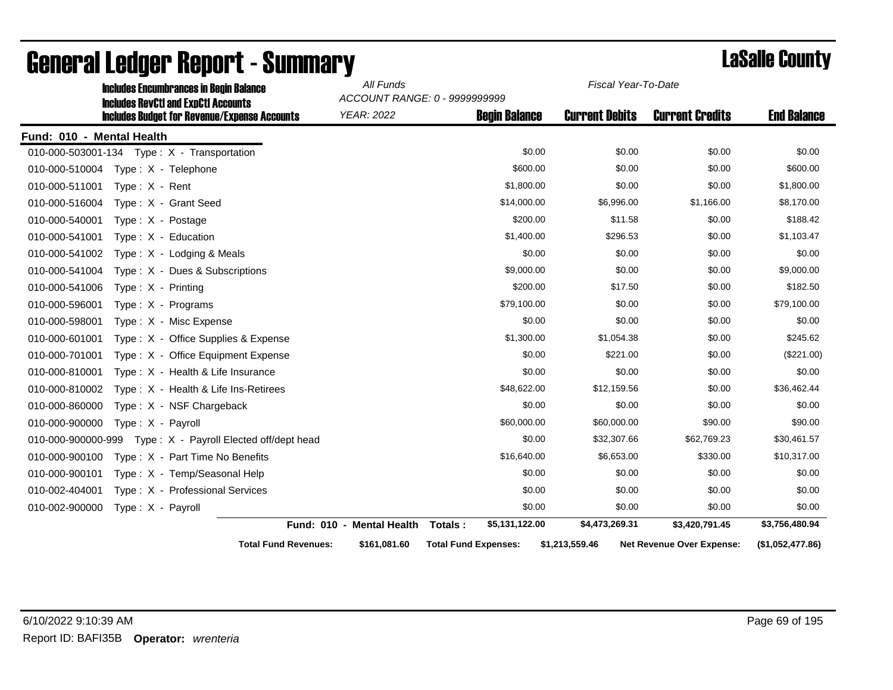# General Ledger Report - Summary

## LaSalle County

Includes Encumbrances in Begin Balance
Includes RevCtl and ExpCtl Accounts
Includes Budget for Revenue/Expense Accounts

*All Funds*
*ACCOUNT RANGE: 0 - 9999999999*
*YEAR: 2022*

*Fiscal Year-To-Date*

| | Begin Balance | Current Debits | Current Credits | End Balance |
|---|---|---|---|---|
| **Fund: 010 - Mental Health** | | | | |
| 010-000-503001-134 Type : X - Transportation | $0.00 | $0.00 | $0.00 | $0.00 |
| 010-000-510004 Type : X - Telephone | $600.00 | $0.00 | $0.00 | $600.00 |
| 010-000-511001 Type : X - Rent | $1,800.00 | $0.00 | $0.00 | $1,800.00 |
| 010-000-516004 Type : X - Grant Seed | $14,000.00 | $6,996.00 | $1,166.00 | $8,170.00 |
| 010-000-540001 Type : X - Postage | $200.00 | $11.58 | $0.00 | $188.42 |
| 010-000-541001 Type : X - Education | $1,400.00 | $296.53 | $0.00 | $1,103.47 |
| 010-000-541002 Type : X - Lodging & Meals | $0.00 | $0.00 | $0.00 | $0.00 |
| 010-000-541004 Type : X - Dues & Subscriptions | $9,000.00 | $0.00 | $0.00 | $9,000.00 |
| 010-000-541006 Type : X - Printing | $200.00 | $17.50 | $0.00 | $182.50 |
| 010-000-596001 Type : X - Programs | $79,100.00 | $0.00 | $0.00 | $79,100.00 |
| 010-000-598001 Type : X - Misc Expense | $0.00 | $0.00 | $0.00 | $0.00 |
| 010-000-601001 Type : X - Office Supplies & Expense | $1,300.00 | $1,054.38 | $0.00 | $245.62 |
| 010-000-701001 Type : X - Office Equipment Expense | $0.00 | $221.00 | $0.00 | ($221.00) |
| 010-000-810001 Type : X - Health & Life Insurance | $0.00 | $0.00 | $0.00 | $0.00 |
| 010-000-810002 Type : X - Health & Life Ins-Retirees | $48,622.00 | $12,159.56 | $0.00 | $36,462.44 |
| 010-000-860000 Type : X - NSF Chargeback | $0.00 | $0.00 | $0.00 | $0.00 |
| 010-000-900000 Type : X - Payroll | $60,000.00 | $60,000.00 | $90.00 | $90.00 |
| 010-000-900000-999 Type : X - Payroll Elected off/dept head | $0.00 | $32,307.66 | $62,769.23 | $30,461.57 |
| 010-000-900100 Type : X - Part Time No Benefits | $16,640.00 | $6,653.00 | $330.00 | $10,317.00 |
| 010-000-900101 Type : X - Temp/Seasonal Help | $0.00 | $0.00 | $0.00 | $0.00 |
| 010-002-404001 Type : X - Professional Services | $0.00 | $0.00 | $0.00 | $0.00 |
| 010-002-900000 Type : X - Payroll | $0.00 | $0.00 | $0.00 | $0.00 |
| Fund: 010 - Mental Health Totals : | $5,131,122.00 | $4,473,269.31 | $3,420,791.45 | $3,756,480.94 |

**Total Fund Revenues:** $161,081.60 **Total Fund Expenses:** $1,213,559.46 **Net Revenue Over Expense:** ($1,052,477.86)

6/10/2022 9:10:39 AM
Report ID: BAFI35B **Operator:** *wrenteria*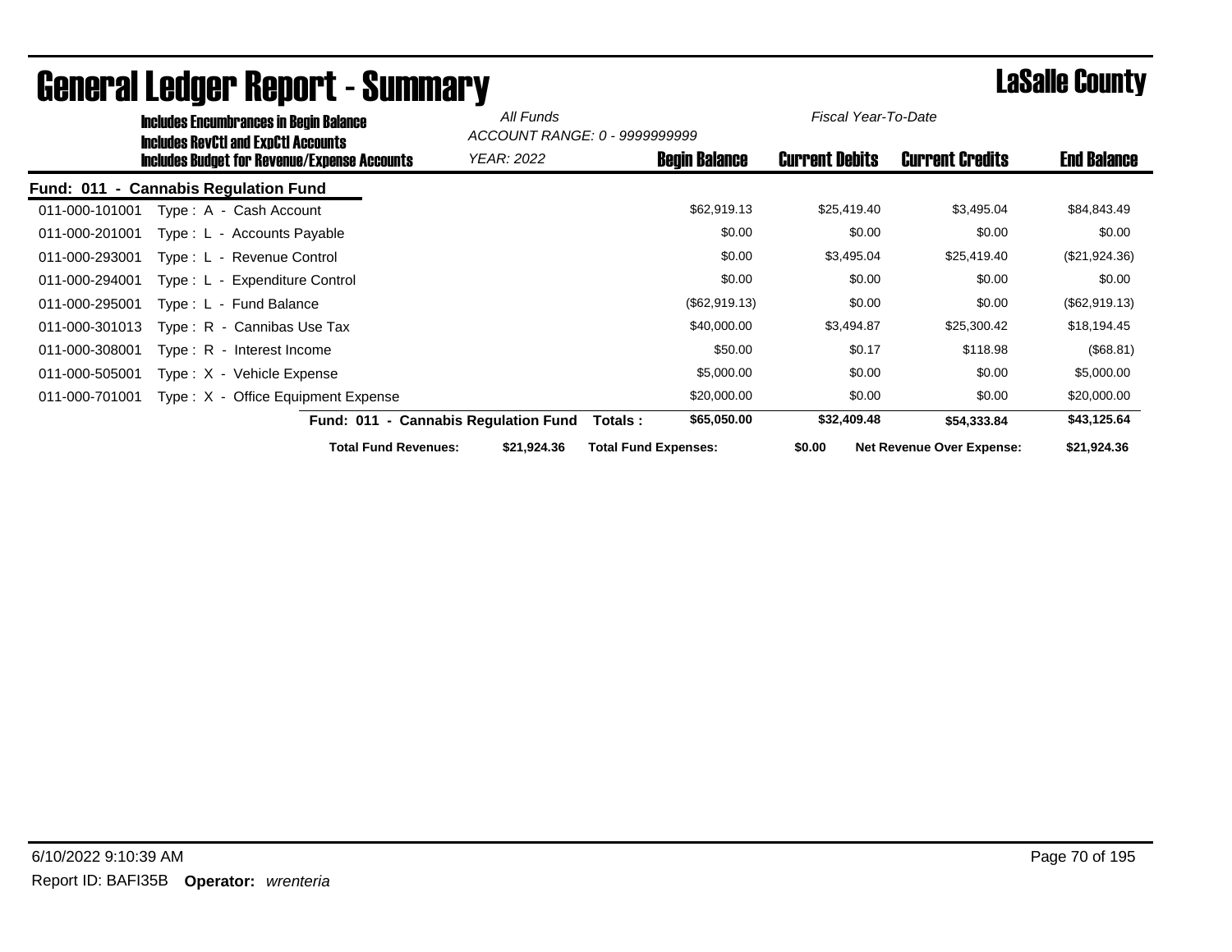# General Ledger Report - Summary

## LaSalle County

**Includes Encumbrances in Begin Balance**
**Includes RevCtl and ExpCtl Accounts**
**Includes Budget for Revenue/Expense Accounts**

*All Funds*
*ACCOUNT RANGE: 0 - 9999999999*
*YEAR: 2022*

*Fiscal Year-To-Date*

**Fund: 011 - Cannabis Regulation Fund**

| Account | Description | Begin Balance | Current Debits | Current Credits | End Balance |
|---|---|---|---|---|---|
| 011-000-101001 | Type : A - Cash Account | $62,919.13 | $25,419.40 | $3,495.04 | $84,843.49 |
| 011-000-201001 | Type : L - Accounts Payable | $0.00 | $0.00 | $0.00 | $0.00 |
| 011-000-293001 | Type : L - Revenue Control | $0.00 | $3,495.04 | $25,419.40 | ($21,924.36) |
| 011-000-294001 | Type : L - Expenditure Control | $0.00 | $0.00 | $0.00 | $0.00 |
| 011-000-295001 | Type : L - Fund Balance | ($62,919.13) | $0.00 | $0.00 | ($62,919.13) |
| 011-000-301013 | Type : R - Cannibas Use Tax | $40,000.00 | $3,494.87 | $25,300.42 | $18,194.45 |
| 011-000-308001 | Type : R - Interest Income | $50.00 | $0.17 | $118.98 | ($68.81) |
| 011-000-505001 | Type : X - Vehicle Expense | $5,000.00 | $0.00 | $0.00 | $5,000.00 |
| 011-000-701001 | Type : X - Office Equipment Expense | $20,000.00 | $0.00 | $0.00 | $20,000.00 |
| | **Fund: 011 - Cannabis Regulation Fund Totals :** | **$65,050.00** | **$32,409.48** | **$54,333.84** | **$43,125.64** |

**Total Fund Revenues:** **$21,924.36** **Total Fund Expenses:** **$0.00** **Net Revenue Over Expense:** **$21,924.36**

6/10/2022 9:10:39 AM

Report ID: BAFI35B **Operator:** *wrenteria*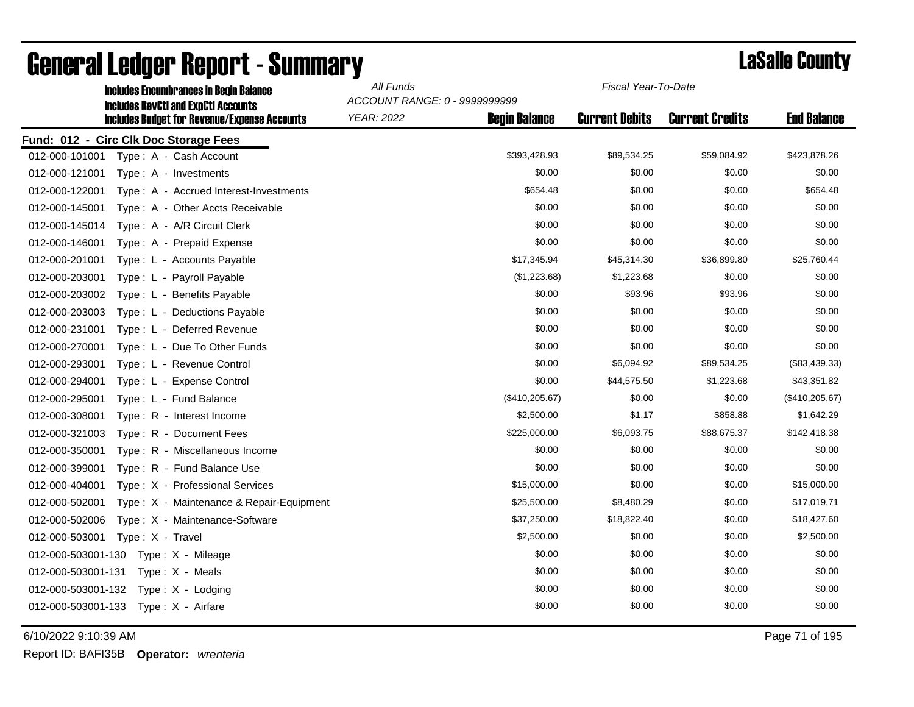# General Ledger Report - Summary

# LaSalle County

Includes Encumbrances in Begin Balance
Includes RevCtl and ExpCtl Accounts
Includes Budget for Revenue/Expense Accounts

All Funds
ACCOUNT RANGE: 0 - 9999999999
YEAR: 2022

Fiscal Year-To-Date

**Fund: 012 - Circ Clk Doc Storage Fees**

| Account | Description | Begin Balance | Current Debits | Current Credits | End Balance |
|---|---|---|---|---|---|
| 012-000-101001 | Type : A - Cash Account | $393,428.93 | $89,534.25 | $59,084.92 | $423,878.26 |
| 012-000-121001 | Type : A - Investments | $0.00 | $0.00 | $0.00 | $0.00 |
| 012-000-122001 | Type : A - Accrued Interest-Investments | $654.48 | $0.00 | $0.00 | $654.48 |
| 012-000-145001 | Type : A - Other Accts Receivable | $0.00 | $0.00 | $0.00 | $0.00 |
| 012-000-145014 | Type : A - A/R Circuit Clerk | $0.00 | $0.00 | $0.00 | $0.00 |
| 012-000-146001 | Type : A - Prepaid Expense | $0.00 | $0.00 | $0.00 | $0.00 |
| 012-000-201001 | Type : L - Accounts Payable | $17,345.94 | $45,314.30 | $36,899.80 | $25,760.44 |
| 012-000-203001 | Type : L - Payroll Payable | ($1,223.68) | $1,223.68 | $0.00 | $0.00 |
| 012-000-203002 | Type : L - Benefits Payable | $0.00 | $93.96 | $93.96 | $0.00 |
| 012-000-203003 | Type : L - Deductions Payable | $0.00 | $0.00 | $0.00 | $0.00 |
| 012-000-231001 | Type : L - Deferred Revenue | $0.00 | $0.00 | $0.00 | $0.00 |
| 012-000-270001 | Type : L - Due To Other Funds | $0.00 | $0.00 | $0.00 | $0.00 |
| 012-000-293001 | Type : L - Revenue Control | $0.00 | $6,094.92 | $89,534.25 | ($83,439.33) |
| 012-000-294001 | Type : L - Expense Control | $0.00 | $44,575.50 | $1,223.68 | $43,351.82 |
| 012-000-295001 | Type : L - Fund Balance | ($410,205.67) | $0.00 | $0.00 | ($410,205.67) |
| 012-000-308001 | Type : R - Interest Income | $2,500.00 | $1.17 | $858.88 | $1,642.29 |
| 012-000-321003 | Type : R - Document Fees | $225,000.00 | $6,093.75 | $88,675.37 | $142,418.38 |
| 012-000-350001 | Type : R - Miscellaneous Income | $0.00 | $0.00 | $0.00 | $0.00 |
| 012-000-399001 | Type : R - Fund Balance Use | $0.00 | $0.00 | $0.00 | $0.00 |
| 012-000-404001 | Type : X - Professional Services | $15,000.00 | $0.00 | $0.00 | $15,000.00 |
| 012-000-502001 | Type : X - Maintenance & Repair-Equipment | $25,500.00 | $8,480.29 | $0.00 | $17,019.71 |
| 012-000-502006 | Type : X - Maintenance-Software | $37,250.00 | $18,822.40 | $0.00 | $18,427.60 |
| 012-000-503001 | Type : X - Travel | $2,500.00 | $0.00 | $0.00 | $2,500.00 |
| 012-000-503001-130 | Type : X - Mileage | $0.00 | $0.00 | $0.00 | $0.00 |
| 012-000-503001-131 | Type : X - Meals | $0.00 | $0.00 | $0.00 | $0.00 |
| 012-000-503001-132 | Type : X - Lodging | $0.00 | $0.00 | $0.00 | $0.00 |
| 012-000-503001-133 | Type : X - Airfare | $0.00 | $0.00 | $0.00 | $0.00 |

6/10/2022 9:10:39 AM

Report ID: BAFI35B **Operator:** *wrenteria*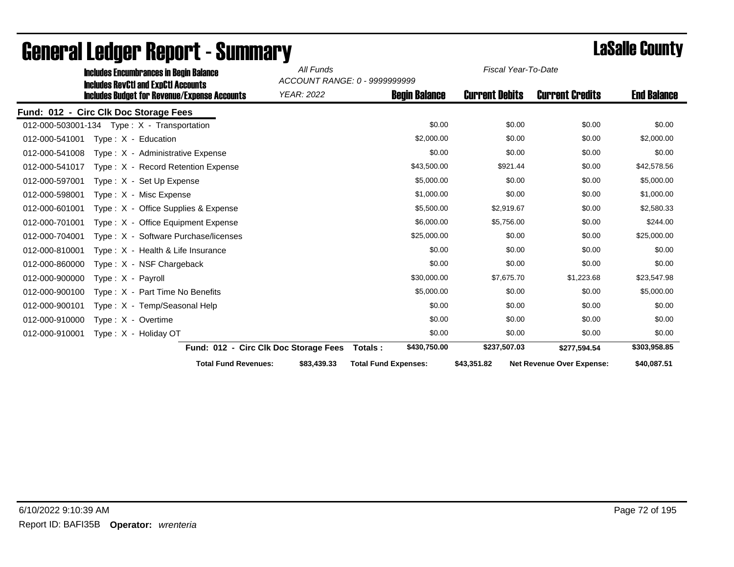# General Ledger Report - Summary

# LaSalle County

**Includes Encumbrances in Begin Balance**
**Includes RevCtl and ExpCtl Accounts**
**Includes Budget for Revenue/Expense Accounts**

*All Funds*
*ACCOUNT RANGE: 0 - 9999999999*
*YEAR: 2022*

*Fiscal Year-To-Date*

| | Begin Balance | Current Debits | Current Credits | End Balance |
|---|---|---|---|---|
| **Fund: 012 - Circ Clk Doc Storage Fees** | | | | |
| 012-000-503001-134 Type : X - Transportation | $0.00 | $0.00 | $0.00 | $0.00 |
| 012-000-541001 Type : X - Education | $2,000.00 | $0.00 | $0.00 | $2,000.00 |
| 012-000-541008 Type : X - Administrative Expense | $0.00 | $0.00 | $0.00 | $0.00 |
| 012-000-541017 Type : X - Record Retention Expense | $43,500.00 | $921.44 | $0.00 | $42,578.56 |
| 012-000-597001 Type : X - Set Up Expense | $5,000.00 | $0.00 | $0.00 | $5,000.00 |
| 012-000-598001 Type : X - Misc Expense | $1,000.00 | $0.00 | $0.00 | $1,000.00 |
| 012-000-601001 Type : X - Office Supplies & Expense | $5,500.00 | $2,919.67 | $0.00 | $2,580.33 |
| 012-000-701001 Type : X - Office Equipment Expense | $6,000.00 | $5,756.00 | $0.00 | $244.00 |
| 012-000-704001 Type : X - Software Purchase/licenses | $25,000.00 | $0.00 | $0.00 | $25,000.00 |
| 012-000-810001 Type : X - Health & Life Insurance | $0.00 | $0.00 | $0.00 | $0.00 |
| 012-000-860000 Type : X - NSF Chargeback | $0.00 | $0.00 | $0.00 | $0.00 |
| 012-000-900000 Type : X - Payroll | $30,000.00 | $7,675.70 | $1,223.68 | $23,547.98 |
| 012-000-900100 Type : X - Part Time No Benefits | $5,000.00 | $0.00 | $0.00 | $5,000.00 |
| 012-000-900101 Type : X - Temp/Seasonal Help | $0.00 | $0.00 | $0.00 | $0.00 |
| 012-000-910000 Type : X - Overtime | $0.00 | $0.00 | $0.00 | $0.00 |
| 012-000-910001 Type : X - Holiday OT | $0.00 | $0.00 | $0.00 | $0.00 |
| **Fund: 012 - Circ Clk Doc Storage Fees Totals :** | **$430,750.00** | **$237,507.03** | **$277,594.54** | **$303,958.85** |

**Total Fund Revenues:** $83,439.33 **Total Fund Expenses:** $43,351.82 **Net Revenue Over Expense:** $40,087.51

6/10/2022 9:10:39 AM

Report ID: BAFI35B **Operator:** *wrenteria*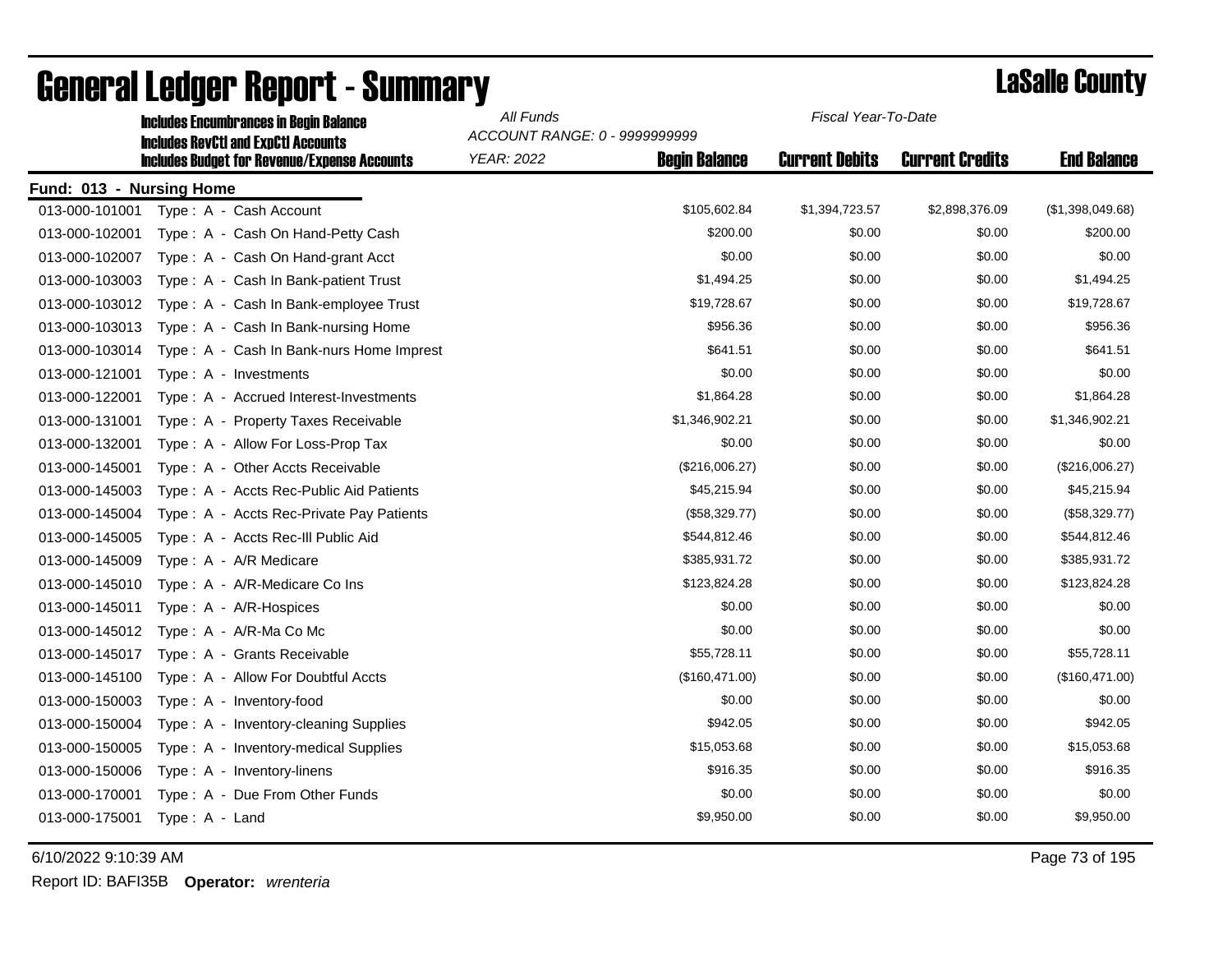# General Ledger Report - Summary

## LaSalle County

Includes Encumbrances in Begin Balance
Includes RevCtl and ExpCtl Accounts
Includes Budget for Revenue/Expense Accounts

All Funds
ACCOUNT RANGE: 0 - 9999999999
YEAR: 2022

Fiscal Year-To-Date

**Fund: 013 - Nursing Home**

| Account | Description | Begin Balance | Current Debits | Current Credits | End Balance |
|---|---|---|---|---|---|
| 013-000-101001 | Type : A - Cash Account | $105,602.84 | $1,394,723.57 | $2,898,376.09 | ($1,398,049.68) |
| 013-000-102001 | Type : A - Cash On Hand-Petty Cash | $200.00 | $0.00 | $0.00 | $200.00 |
| 013-000-102007 | Type : A - Cash On Hand-grant Acct | $0.00 | $0.00 | $0.00 | $0.00 |
| 013-000-103003 | Type : A - Cash In Bank-patient Trust | $1,494.25 | $0.00 | $0.00 | $1,494.25 |
| 013-000-103012 | Type : A - Cash In Bank-employee Trust | $19,728.67 | $0.00 | $0.00 | $19,728.67 |
| 013-000-103013 | Type : A - Cash In Bank-nursing Home | $956.36 | $0.00 | $0.00 | $956.36 |
| 013-000-103014 | Type : A - Cash In Bank-nurs Home Imprest | $641.51 | $0.00 | $0.00 | $641.51 |
| 013-000-121001 | Type : A - Investments | $0.00 | $0.00 | $0.00 | $0.00 |
| 013-000-122001 | Type : A - Accrued Interest-Investments | $1,864.28 | $0.00 | $0.00 | $1,864.28 |
| 013-000-131001 | Type : A - Property Taxes Receivable | $1,346,902.21 | $0.00 | $0.00 | $1,346,902.21 |
| 013-000-132001 | Type : A - Allow For Loss-Prop Tax | $0.00 | $0.00 | $0.00 | $0.00 |
| 013-000-145001 | Type : A - Other Accts Receivable | ($216,006.27) | $0.00 | $0.00 | ($216,006.27) |
| 013-000-145003 | Type : A - Accts Rec-Public Aid Patients | $45,215.94 | $0.00 | $0.00 | $45,215.94 |
| 013-000-145004 | Type : A - Accts Rec-Private Pay Patients | ($58,329.77) | $0.00 | $0.00 | ($58,329.77) |
| 013-000-145005 | Type : A - Accts Rec-Ill Public Aid | $544,812.46 | $0.00 | $0.00 | $544,812.46 |
| 013-000-145009 | Type : A - A/R Medicare | $385,931.72 | $0.00 | $0.00 | $385,931.72 |
| 013-000-145010 | Type : A - A/R-Medicare Co Ins | $123,824.28 | $0.00 | $0.00 | $123,824.28 |
| 013-000-145011 | Type : A - A/R-Hospices | $0.00 | $0.00 | $0.00 | $0.00 |
| 013-000-145012 | Type : A - A/R-Ma Co Mc | $0.00 | $0.00 | $0.00 | $0.00 |
| 013-000-145017 | Type : A - Grants Receivable | $55,728.11 | $0.00 | $0.00 | $55,728.11 |
| 013-000-145100 | Type : A - Allow For Doubtful Accts | ($160,471.00) | $0.00 | $0.00 | ($160,471.00) |
| 013-000-150003 | Type : A - Inventory-food | $0.00 | $0.00 | $0.00 | $0.00 |
| 013-000-150004 | Type : A - Inventory-cleaning Supplies | $942.05 | $0.00 | $0.00 | $942.05 |
| 013-000-150005 | Type : A - Inventory-medical Supplies | $15,053.68 | $0.00 | $0.00 | $15,053.68 |
| 013-000-150006 | Type : A - Inventory-linens | $916.35 | $0.00 | $0.00 | $916.35 |
| 013-000-170001 | Type : A - Due From Other Funds | $0.00 | $0.00 | $0.00 | $0.00 |
| 013-000-175001 | Type : A - Land | $9,950.00 | $0.00 | $0.00 | $9,950.00 |

6/10/2022 9:10:39 AM

Report ID: BAFI35B **Operator:** *wrenteria*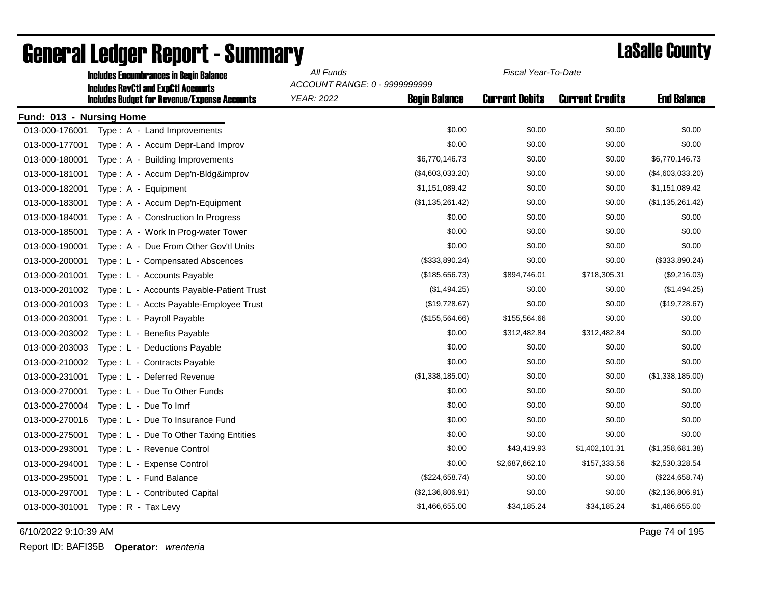# General Ledger Report - Summary

## LaSalle County

**Includes Encumbrances in Begin Balance**
**Includes RevCtl and ExpCtl Accounts**
**Includes Budget for Revenue/Expense Accounts**

*All Funds*
*ACCOUNT RANGE: 0 - 9999999999*
*YEAR: 2022*

*Fiscal Year-To-Date*

**Fund: 013 - Nursing Home**

| Account | Description | Begin Balance | Current Debits | Current Credits | End Balance |
|---|---|---|---|---|---|
| 013-000-176001 | Type : A - Land Improvements | $0.00 | $0.00 | $0.00 | $0.00 |
| 013-000-177001 | Type : A - Accum Depr-Land Improv | $0.00 | $0.00 | $0.00 | $0.00 |
| 013-000-180001 | Type : A - Building Improvements | $6,770,146.73 | $0.00 | $0.00 | $6,770,146.73 |
| 013-000-181001 | Type : A - Accum Dep'n-Bldg&improv | ($4,603,033.20) | $0.00 | $0.00 | ($4,603,033.20) |
| 013-000-182001 | Type : A - Equipment | $1,151,089.42 | $0.00 | $0.00 | $1,151,089.42 |
| 013-000-183001 | Type : A - Accum Dep'n-Equipment | ($1,135,261.42) | $0.00 | $0.00 | ($1,135,261.42) |
| 013-000-184001 | Type : A - Construction In Progress | $0.00 | $0.00 | $0.00 | $0.00 |
| 013-000-185001 | Type : A - Work In Prog-water Tower | $0.00 | $0.00 | $0.00 | $0.00 |
| 013-000-190001 | Type : A - Due From Other Gov'tl Units | $0.00 | $0.00 | $0.00 | $0.00 |
| 013-000-200001 | Type : L - Compensated Abscences | ($333,890.24) | $0.00 | $0.00 | ($333,890.24) |
| 013-000-201001 | Type : L - Accounts Payable | ($185,656.73) | $894,746.01 | $718,305.31 | ($9,216.03) |
| 013-000-201002 | Type : L - Accounts Payable-Patient Trust | ($1,494.25) | $0.00 | $0.00 | ($1,494.25) |
| 013-000-201003 | Type : L - Accts Payable-Employee Trust | ($19,728.67) | $0.00 | $0.00 | ($19,728.67) |
| 013-000-203001 | Type : L - Payroll Payable | ($155,564.66) | $155,564.66 | $0.00 | $0.00 |
| 013-000-203002 | Type : L - Benefits Payable | $0.00 | $312,482.84 | $312,482.84 | $0.00 |
| 013-000-203003 | Type : L - Deductions Payable | $0.00 | $0.00 | $0.00 | $0.00 |
| 013-000-210002 | Type : L - Contracts Payable | $0.00 | $0.00 | $0.00 | $0.00 |
| 013-000-231001 | Type : L - Deferred Revenue | ($1,338,185.00) | $0.00 | $0.00 | ($1,338,185.00) |
| 013-000-270001 | Type : L - Due To Other Funds | $0.00 | $0.00 | $0.00 | $0.00 |
| 013-000-270004 | Type : L - Due To Imrf | $0.00 | $0.00 | $0.00 | $0.00 |
| 013-000-270016 | Type : L - Due To Insurance Fund | $0.00 | $0.00 | $0.00 | $0.00 |
| 013-000-275001 | Type : L - Due To Other Taxing Entities | $0.00 | $0.00 | $0.00 | $0.00 |
| 013-000-293001 | Type : L - Revenue Control | $0.00 | $43,419.93 | $1,402,101.31 | ($1,358,681.38) |
| 013-000-294001 | Type : L - Expense Control | $0.00 | $2,687,662.10 | $157,333.56 | $2,530,328.54 |
| 013-000-295001 | Type : L - Fund Balance | ($224,658.74) | $0.00 | $0.00 | ($224,658.74) |
| 013-000-297001 | Type : L - Contributed Capital | ($2,136,806.91) | $0.00 | $0.00 | ($2,136,806.91) |
| 013-000-301001 | Type : R - Tax Levy | $1,466,655.00 | $34,185.24 | $34,185.24 | $1,466,655.00 |

6/10/2022 9:10:39 AM

Report ID: BAFI35B **Operator:** *wrenteria*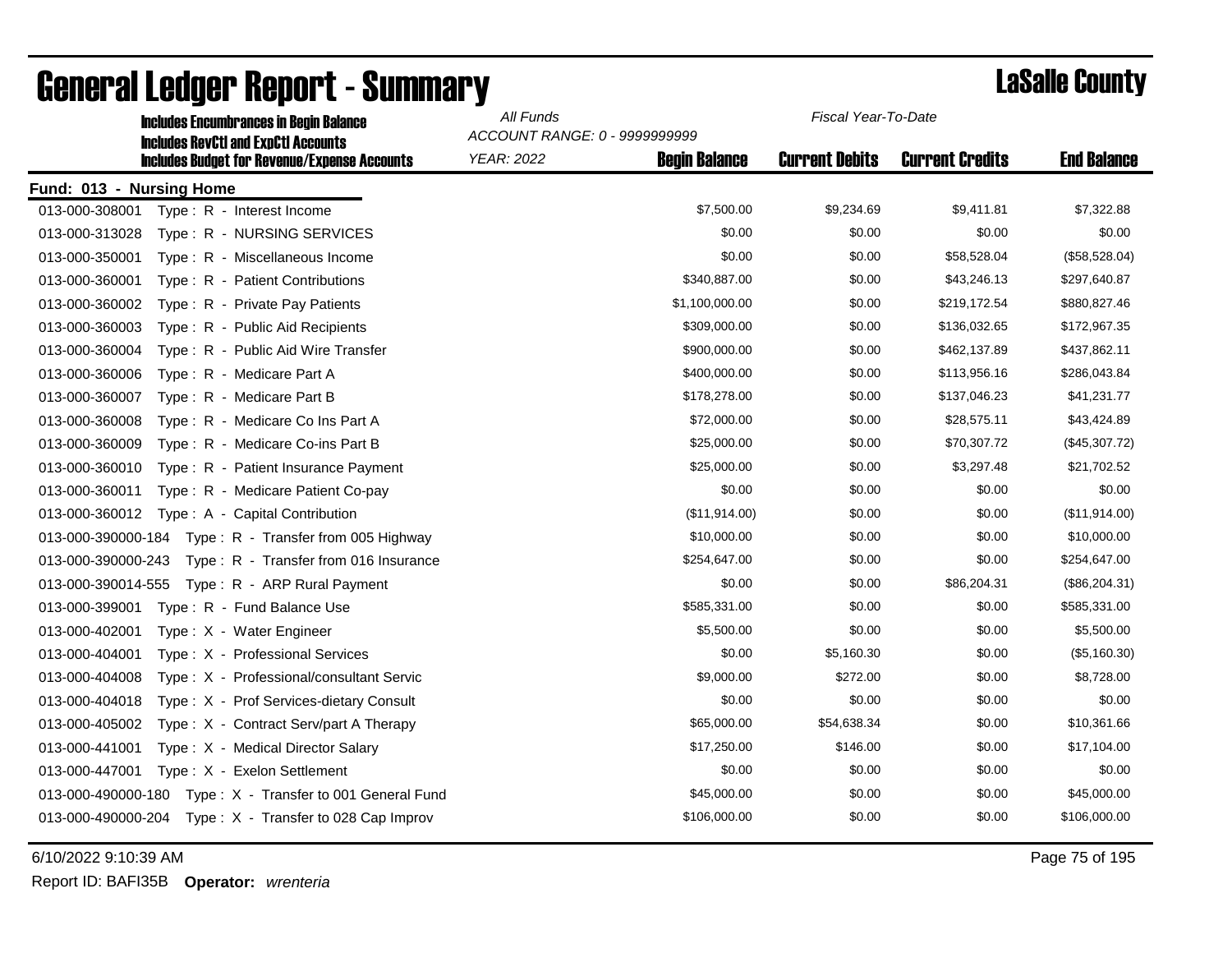# General Ledger Report - Summary

**LaSalle County**

Includes Encumbrances in Begin Balance
Includes RevCtl and ExpCtl Accounts
Includes Budget for Revenue/Expense Accounts

All Funds
ACCOUNT RANGE: 0 - 9999999999
YEAR: 2022

Fiscal Year-To-Date

| | Begin Balance | Current Debits | Current Credits | End Balance |
|---|---|---|---|---|
| **Fund: 013 - Nursing Home** | | | | |
| 013-000-308001 Type : R - Interest Income | $7,500.00 | $9,234.69 | $9,411.81 | $7,322.88 |
| 013-000-313028 Type : R - NURSING SERVICES | $0.00 | $0.00 | $0.00 | $0.00 |
| 013-000-350001 Type : R - Miscellaneous Income | $0.00 | $0.00 | $58,528.04 | ($58,528.04) |
| 013-000-360001 Type : R - Patient Contributions | $340,887.00 | $0.00 | $43,246.13 | $297,640.87 |
| 013-000-360002 Type : R - Private Pay Patients | $1,100,000.00 | $0.00 | $219,172.54 | $880,827.46 |
| 013-000-360003 Type : R - Public Aid Recipients | $309,000.00 | $0.00 | $136,032.65 | $172,967.35 |
| 013-000-360004 Type : R - Public Aid Wire Transfer | $900,000.00 | $0.00 | $462,137.89 | $437,862.11 |
| 013-000-360006 Type : R - Medicare Part A | $400,000.00 | $0.00 | $113,956.16 | $286,043.84 |
| 013-000-360007 Type : R - Medicare Part B | $178,278.00 | $0.00 | $137,046.23 | $41,231.77 |
| 013-000-360008 Type : R - Medicare Co Ins Part A | $72,000.00 | $0.00 | $28,575.11 | $43,424.89 |
| 013-000-360009 Type : R - Medicare Co-ins Part B | $25,000.00 | $0.00 | $70,307.72 | ($45,307.72) |
| 013-000-360010 Type : R - Patient Insurance Payment | $25,000.00 | $0.00 | $3,297.48 | $21,702.52 |
| 013-000-360011 Type : R - Medicare Patient Co-pay | $0.00 | $0.00 | $0.00 | $0.00 |
| 013-000-360012 Type : A - Capital Contribution | ($11,914.00) | $0.00 | $0.00 | ($11,914.00) |
| 013-000-390000-184 Type : R - Transfer from 005 Highway | $10,000.00 | $0.00 | $0.00 | $10,000.00 |
| 013-000-390000-243 Type : R - Transfer from 016 Insurance | $254,647.00 | $0.00 | $0.00 | $254,647.00 |
| 013-000-390014-555 Type : R - ARP Rural Payment | $0.00 | $0.00 | $86,204.31 | ($86,204.31) |
| 013-000-399001 Type : R - Fund Balance Use | $585,331.00 | $0.00 | $0.00 | $585,331.00 |
| 013-000-402001 Type : X - Water Engineer | $5,500.00 | $0.00 | $0.00 | $5,500.00 |
| 013-000-404001 Type : X - Professional Services | $0.00 | $5,160.30 | $0.00 | ($5,160.30) |
| 013-000-404008 Type : X - Professional/consultant Servic | $9,000.00 | $272.00 | $0.00 | $8,728.00 |
| 013-000-404018 Type : X - Prof Services-dietary Consult | $0.00 | $0.00 | $0.00 | $0.00 |
| 013-000-405002 Type : X - Contract Serv/part A Therapy | $65,000.00 | $54,638.34 | $0.00 | $10,361.66 |
| 013-000-441001 Type : X - Medical Director Salary | $17,250.00 | $146.00 | $0.00 | $17,104.00 |
| 013-000-447001 Type : X - Exelon Settlement | $0.00 | $0.00 | $0.00 | $0.00 |
| 013-000-490000-180 Type : X - Transfer to 001 General Fund | $45,000.00 | $0.00 | $0.00 | $45,000.00 |
| 013-000-490000-204 Type : X - Transfer to 028 Cap Improv | $106,000.00 | $0.00 | $0.00 | $106,000.00 |

6/10/2022 9:10:39 AM

Report ID: BAFI35B **Operator:** *wrenteria*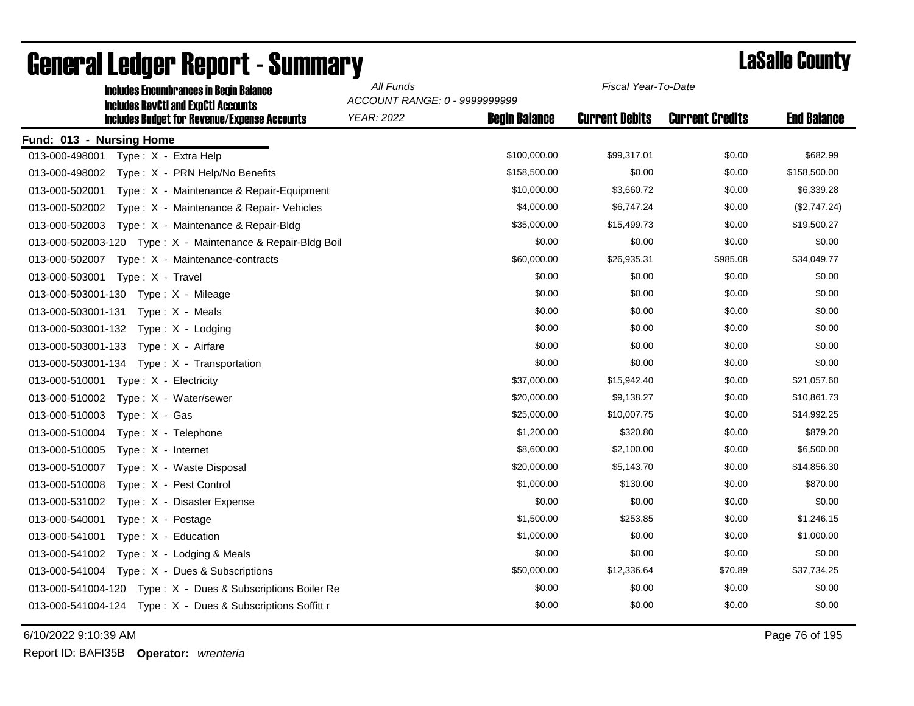# General Ledger Report - Summary

## LaSalle County

**Includes Encumbrances in Begin Balance**
**Includes RevCtl and ExpCtl Accounts**
**Includes Budget for Revenue/Expense Accounts**

*All Funds*
*ACCOUNT RANGE: 0 - 9999999999*
*YEAR: 2022*
*Fiscal Year-To-Date*

**Fund: 013 - Nursing Home**

| Account | Begin Balance | Current Debits | Current Credits | End Balance |
|---|---|---|---|---|
| 013-000-498001 Type : X - Extra Help | $100,000.00 | $99,317.01 | $0.00 | $682.99 |
| 013-000-498002 Type : X - PRN Help/No Benefits | $158,500.00 | $0.00 | $0.00 | $158,500.00 |
| 013-000-502001 Type : X - Maintenance & Repair-Equipment | $10,000.00 | $3,660.72 | $0.00 | $6,339.28 |
| 013-000-502002 Type : X - Maintenance & Repair- Vehicles | $4,000.00 | $6,747.24 | $0.00 | ($2,747.24) |
| 013-000-502003 Type : X - Maintenance & Repair-Bldg | $35,000.00 | $15,499.73 | $0.00 | $19,500.27 |
| 013-000-502003-120 Type : X - Maintenance & Repair-Bldg Boil | $0.00 | $0.00 | $0.00 | $0.00 |
| 013-000-502007 Type : X - Maintenance-contracts | $60,000.00 | $26,935.31 | $985.08 | $34,049.77 |
| 013-000-503001 Type : X - Travel | $0.00 | $0.00 | $0.00 | $0.00 |
| 013-000-503001-130 Type : X - Mileage | $0.00 | $0.00 | $0.00 | $0.00 |
| 013-000-503001-131 Type : X - Meals | $0.00 | $0.00 | $0.00 | $0.00 |
| 013-000-503001-132 Type : X - Lodging | $0.00 | $0.00 | $0.00 | $0.00 |
| 013-000-503001-133 Type : X - Airfare | $0.00 | $0.00 | $0.00 | $0.00 |
| 013-000-503001-134 Type : X - Transportation | $0.00 | $0.00 | $0.00 | $0.00 |
| 013-000-510001 Type : X - Electricity | $37,000.00 | $15,942.40 | $0.00 | $21,057.60 |
| 013-000-510002 Type : X - Water/sewer | $20,000.00 | $9,138.27 | $0.00 | $10,861.73 |
| 013-000-510003 Type : X - Gas | $25,000.00 | $10,007.75 | $0.00 | $14,992.25 |
| 013-000-510004 Type : X - Telephone | $1,200.00 | $320.80 | $0.00 | $879.20 |
| 013-000-510005 Type : X - Internet | $8,600.00 | $2,100.00 | $0.00 | $6,500.00 |
| 013-000-510007 Type : X - Waste Disposal | $20,000.00 | $5,143.70 | $0.00 | $14,856.30 |
| 013-000-510008 Type : X - Pest Control | $1,000.00 | $130.00 | $0.00 | $870.00 |
| 013-000-531002 Type : X - Disaster Expense | $0.00 | $0.00 | $0.00 | $0.00 |
| 013-000-540001 Type : X - Postage | $1,500.00 | $253.85 | $0.00 | $1,246.15 |
| 013-000-541001 Type : X - Education | $1,000.00 | $0.00 | $0.00 | $1,000.00 |
| 013-000-541002 Type : X - Lodging & Meals | $0.00 | $0.00 | $0.00 | $0.00 |
| 013-000-541004 Type : X - Dues & Subscriptions | $50,000.00 | $12,336.64 | $70.89 | $37,734.25 |
| 013-000-541004-120 Type : X - Dues & Subscriptions Boiler Re | $0.00 | $0.00 | $0.00 | $0.00 |
| 013-000-541004-124 Type : X - Dues & Subscriptions Soffitt r | $0.00 | $0.00 | $0.00 | $0.00 |

6/10/2022 9:10:39 AM

Report ID: BAFI35B **Operator:** *wrenteria*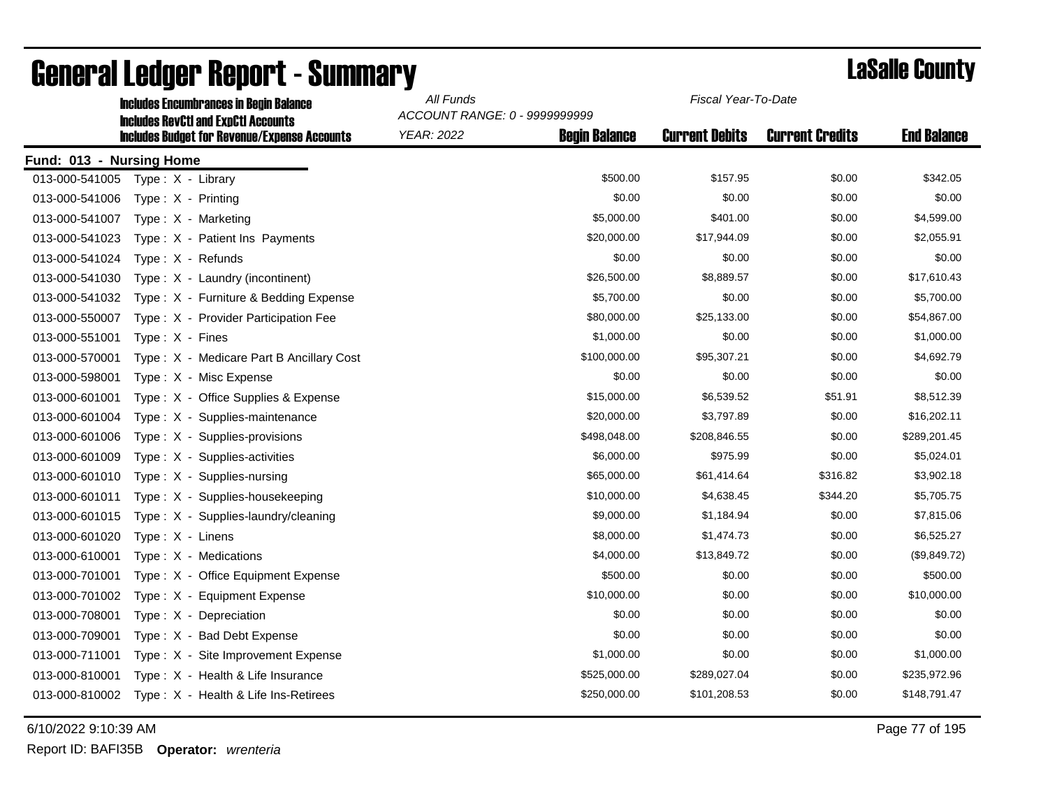# General Ledger Report - Summary

## LaSalle County

**Includes Encumbrances in Begin Balance**
**Includes RevCtl and ExpCtl Accounts**
**Includes Budget for Revenue/Expense Accounts**

*All Funds*
*ACCOUNT RANGE: 0 - 9999999999*
*YEAR: 2022*
*Fiscal Year-To-Date*

**Fund: 013 - Nursing Home**

| Account | Description | Begin Balance | Current Debits | Current Credits | End Balance |
|---|---|---|---|---|---|
| 013-000-541005 | Type : X - Library | $500.00 | $157.95 | $0.00 | $342.05 |
| 013-000-541006 | Type : X - Printing | $0.00 | $0.00 | $0.00 | $0.00 |
| 013-000-541007 | Type : X - Marketing | $5,000.00 | $401.00 | $0.00 | $4,599.00 |
| 013-000-541023 | Type : X - Patient Ins Payments | $20,000.00 | $17,944.09 | $0.00 | $2,055.91 |
| 013-000-541024 | Type : X - Refunds | $0.00 | $0.00 | $0.00 | $0.00 |
| 013-000-541030 | Type : X - Laundry (incontinent) | $26,500.00 | $8,889.57 | $0.00 | $17,610.43 |
| 013-000-541032 | Type : X - Furniture & Bedding Expense | $5,700.00 | $0.00 | $0.00 | $5,700.00 |
| 013-000-550007 | Type : X - Provider Participation Fee | $80,000.00 | $25,133.00 | $0.00 | $54,867.00 |
| 013-000-551001 | Type : X - Fines | $1,000.00 | $0.00 | $0.00 | $1,000.00 |
| 013-000-570001 | Type : X - Medicare Part B Ancillary Cost | $100,000.00 | $95,307.21 | $0.00 | $4,692.79 |
| 013-000-598001 | Type : X - Misc Expense | $0.00 | $0.00 | $0.00 | $0.00 |
| 013-000-601001 | Type : X - Office Supplies & Expense | $15,000.00 | $6,539.52 | $51.91 | $8,512.39 |
| 013-000-601004 | Type : X - Supplies-maintenance | $20,000.00 | $3,797.89 | $0.00 | $16,202.11 |
| 013-000-601006 | Type : X - Supplies-provisions | $498,048.00 | $208,846.55 | $0.00 | $289,201.45 |
| 013-000-601009 | Type : X - Supplies-activities | $6,000.00 | $975.99 | $0.00 | $5,024.01 |
| 013-000-601010 | Type : X - Supplies-nursing | $65,000.00 | $61,414.64 | $316.82 | $3,902.18 |
| 013-000-601011 | Type : X - Supplies-housekeeping | $10,000.00 | $4,638.45 | $344.20 | $5,705.75 |
| 013-000-601015 | Type : X - Supplies-laundry/cleaning | $9,000.00 | $1,184.94 | $0.00 | $7,815.06 |
| 013-000-601020 | Type : X - Linens | $8,000.00 | $1,474.73 | $0.00 | $6,525.27 |
| 013-000-610001 | Type : X - Medications | $4,000.00 | $13,849.72 | $0.00 | ($9,849.72) |
| 013-000-701001 | Type : X - Office Equipment Expense | $500.00 | $0.00 | $0.00 | $500.00 |
| 013-000-701002 | Type : X - Equipment Expense | $10,000.00 | $0.00 | $0.00 | $10,000.00 |
| 013-000-708001 | Type : X - Depreciation | $0.00 | $0.00 | $0.00 | $0.00 |
| 013-000-709001 | Type : X - Bad Debt Expense | $0.00 | $0.00 | $0.00 | $0.00 |
| 013-000-711001 | Type : X - Site Improvement Expense | $1,000.00 | $0.00 | $0.00 | $1,000.00 |
| 013-000-810001 | Type : X - Health & Life Insurance | $525,000.00 | $289,027.04 | $0.00 | $235,972.96 |
| 013-000-810002 | Type : X - Health & Life Ins-Retirees | $250,000.00 | $101,208.53 | $0.00 | $148,791.47 |

6/10/2022 9:10:39 AM

Report ID: BAFI35B **Operator:** *wrenteria*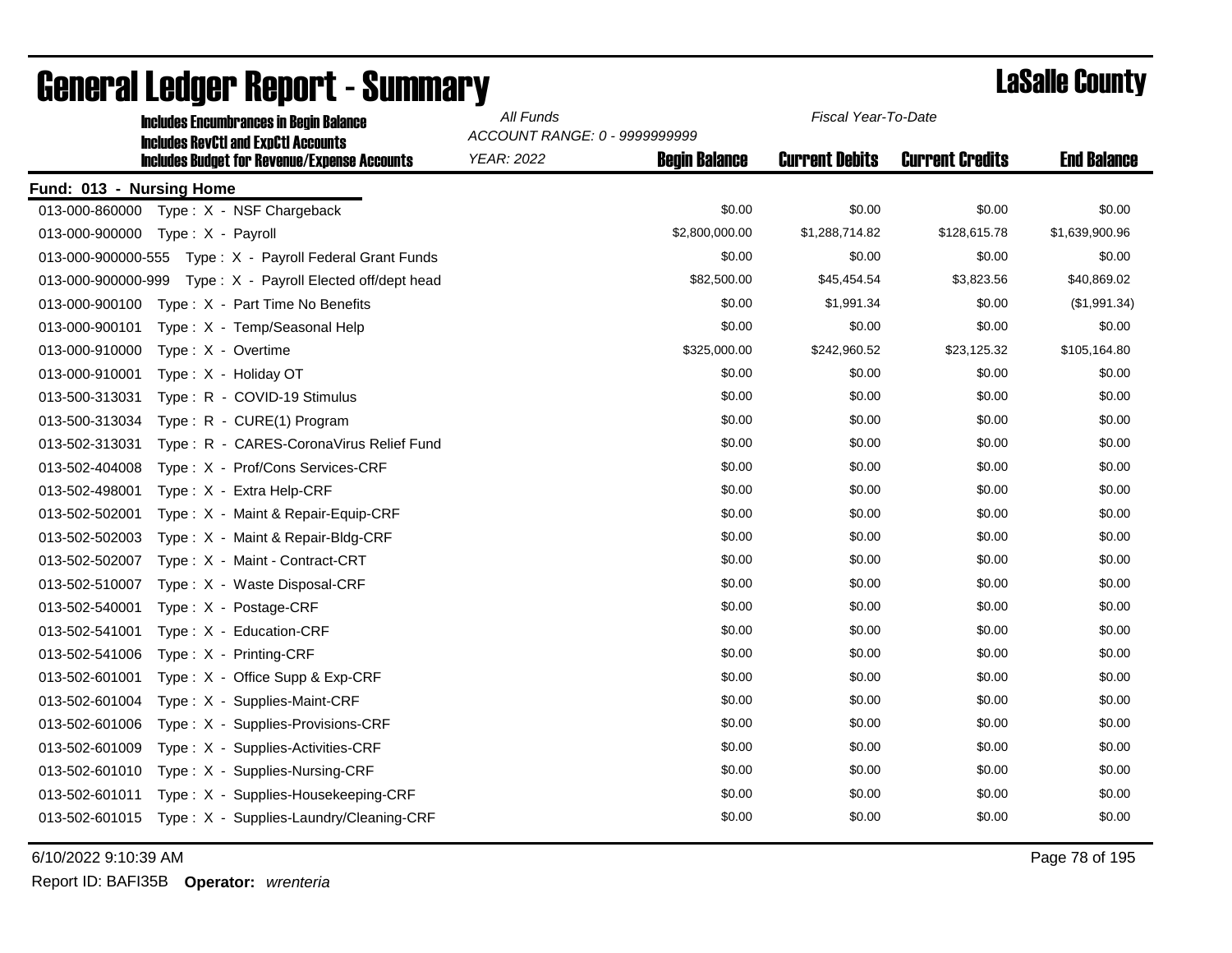# General Ledger Report - Summary

**LaSalle County**

Includes Encumbrances in Begin Balance
Includes RevCtl and ExpCtl Accounts
Includes Budget for Revenue/Expense Accounts

All Funds
ACCOUNT RANGE: 0 - 9999999999
YEAR: 2022

Fiscal Year-To-Date

**Fund: 013 - Nursing Home**

| | Begin Balance | Current Debits | Current Credits | End Balance |
|---|---|---|---|---|
| 013-000-860000 Type : X - NSF Chargeback | $0.00 | $0.00 | $0.00 | $0.00 |
| 013-000-900000 Type : X - Payroll | $2,800,000.00 | $1,288,714.82 | $128,615.78 | $1,639,900.96 |
| 013-000-900000-555 Type : X - Payroll Federal Grant Funds | $0.00 | $0.00 | $0.00 | $0.00 |
| 013-000-900000-999 Type : X - Payroll Elected off/dept head | $82,500.00 | $45,454.54 | $3,823.56 | $40,869.02 |
| 013-000-900100 Type : X - Part Time No Benefits | $0.00 | $1,991.34 | $0.00 | ($1,991.34) |
| 013-000-900101 Type : X - Temp/Seasonal Help | $0.00 | $0.00 | $0.00 | $0.00 |
| 013-000-910000 Type : X - Overtime | $325,000.00 | $242,960.52 | $23,125.32 | $105,164.80 |
| 013-000-910001 Type : X - Holiday OT | $0.00 | $0.00 | $0.00 | $0.00 |
| 013-500-313031 Type : R - COVID-19 Stimulus | $0.00 | $0.00 | $0.00 | $0.00 |
| 013-500-313034 Type : R - CURE(1) Program | $0.00 | $0.00 | $0.00 | $0.00 |
| 013-502-313031 Type : R - CARES-CoronaVirus Relief Fund | $0.00 | $0.00 | $0.00 | $0.00 |
| 013-502-404008 Type : X - Prof/Cons Services-CRF | $0.00 | $0.00 | $0.00 | $0.00 |
| 013-502-498001 Type : X - Extra Help-CRF | $0.00 | $0.00 | $0.00 | $0.00 |
| 013-502-502001 Type : X - Maint & Repair-Equip-CRF | $0.00 | $0.00 | $0.00 | $0.00 |
| 013-502-502003 Type : X - Maint & Repair-Bldg-CRF | $0.00 | $0.00 | $0.00 | $0.00 |
| 013-502-502007 Type : X - Maint - Contract-CRT | $0.00 | $0.00 | $0.00 | $0.00 |
| 013-502-510007 Type : X - Waste Disposal-CRF | $0.00 | $0.00 | $0.00 | $0.00 |
| 013-502-540001 Type : X - Postage-CRF | $0.00 | $0.00 | $0.00 | $0.00 |
| 013-502-541001 Type : X - Education-CRF | $0.00 | $0.00 | $0.00 | $0.00 |
| 013-502-541006 Type : X - Printing-CRF | $0.00 | $0.00 | $0.00 | $0.00 |
| 013-502-601001 Type : X - Office Supp & Exp-CRF | $0.00 | $0.00 | $0.00 | $0.00 |
| 013-502-601004 Type : X - Supplies-Maint-CRF | $0.00 | $0.00 | $0.00 | $0.00 |
| 013-502-601006 Type : X - Supplies-Provisions-CRF | $0.00 | $0.00 | $0.00 | $0.00 |
| 013-502-601009 Type : X - Supplies-Activities-CRF | $0.00 | $0.00 | $0.00 | $0.00 |
| 013-502-601010 Type : X - Supplies-Nursing-CRF | $0.00 | $0.00 | $0.00 | $0.00 |
| 013-502-601011 Type : X - Supplies-Housekeeping-CRF | $0.00 | $0.00 | $0.00 | $0.00 |
| 013-502-601015 Type : X - Supplies-Laundry/Cleaning-CRF | $0.00 | $0.00 | $0.00 | $0.00 |

6/10/2022 9:10:39 AM

Report ID: BAFI35B **Operator:** *wrenteria*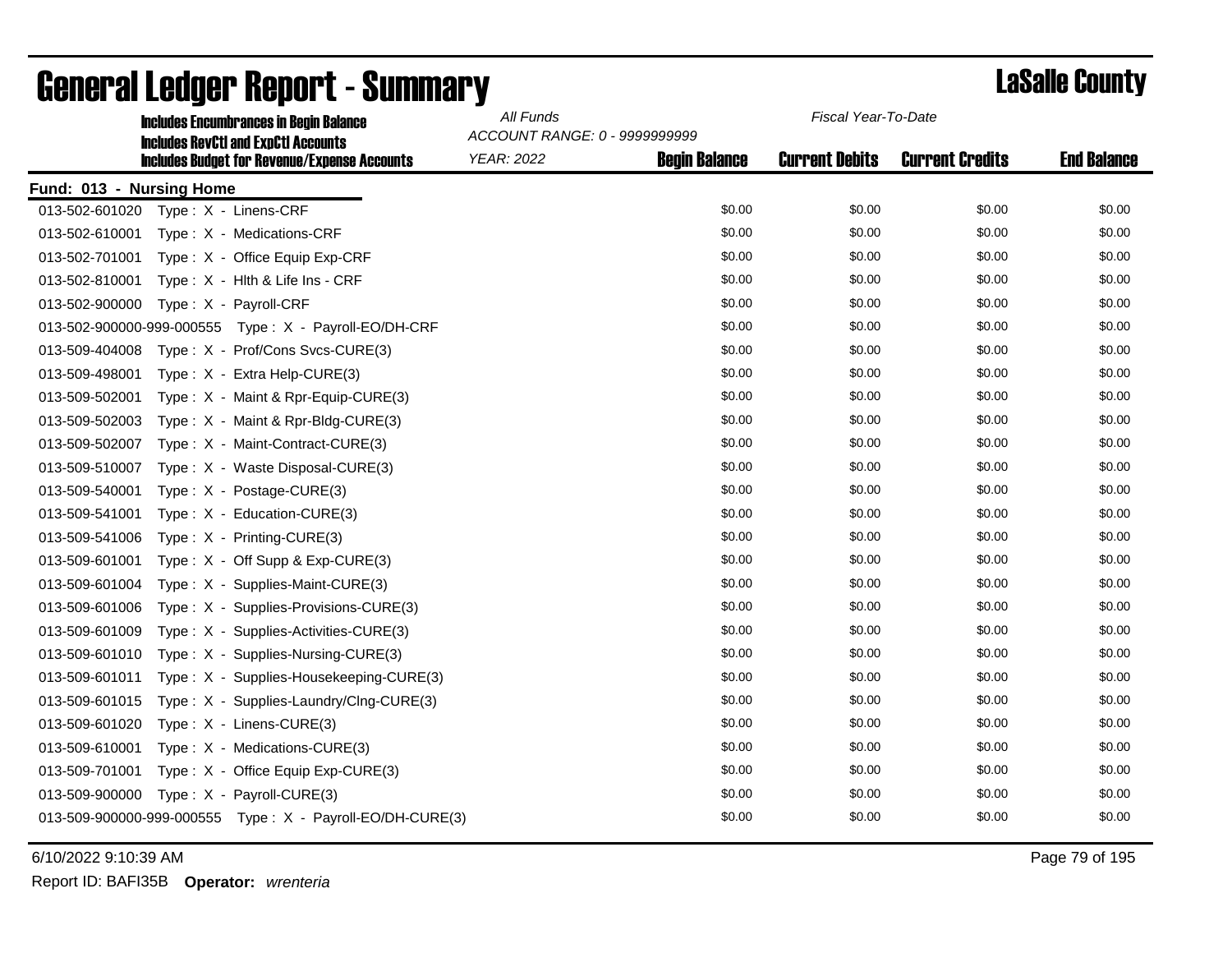# General Ledger Report - Summary

## LaSalle County

Includes Encumbrances in Begin Balance
Includes RevCtl and ExpCtl Accounts
Includes Budget for Revenue/Expense Accounts

All Funds
ACCOUNT RANGE: 0 - 9999999999
YEAR: 2022

Fiscal Year-To-Date

| | Begin Balance | Current Debits | Current Credits | End Balance |
|---|---|---|---|---|
| **Fund: 013 - Nursing Home** | | | | |
| 013-502-601020 Type : X - Linens-CRF | $0.00 | $0.00 | $0.00 | $0.00 |
| 013-502-610001 Type : X - Medications-CRF | $0.00 | $0.00 | $0.00 | $0.00 |
| 013-502-701001 Type : X - Office Equip Exp-CRF | $0.00 | $0.00 | $0.00 | $0.00 |
| 013-502-810001 Type : X - Hlth & Life Ins - CRF | $0.00 | $0.00 | $0.00 | $0.00 |
| 013-502-900000 Type : X - Payroll-CRF | $0.00 | $0.00 | $0.00 | $0.00 |
| 013-502-900000-999-000555 Type : X - Payroll-EO/DH-CRF | $0.00 | $0.00 | $0.00 | $0.00 |
| 013-509-404008 Type : X - Prof/Cons Svcs-CURE(3) | $0.00 | $0.00 | $0.00 | $0.00 |
| 013-509-498001 Type : X - Extra Help-CURE(3) | $0.00 | $0.00 | $0.00 | $0.00 |
| 013-509-502001 Type : X - Maint & Rpr-Equip-CURE(3) | $0.00 | $0.00 | $0.00 | $0.00 |
| 013-509-502003 Type : X - Maint & Rpr-Bldg-CURE(3) | $0.00 | $0.00 | $0.00 | $0.00 |
| 013-509-502007 Type : X - Maint-Contract-CURE(3) | $0.00 | $0.00 | $0.00 | $0.00 |
| 013-509-510007 Type : X - Waste Disposal-CURE(3) | $0.00 | $0.00 | $0.00 | $0.00 |
| 013-509-540001 Type : X - Postage-CURE(3) | $0.00 | $0.00 | $0.00 | $0.00 |
| 013-509-541001 Type : X - Education-CURE(3) | $0.00 | $0.00 | $0.00 | $0.00 |
| 013-509-541006 Type : X - Printing-CURE(3) | $0.00 | $0.00 | $0.00 | $0.00 |
| 013-509-601001 Type : X - Off Supp & Exp-CURE(3) | $0.00 | $0.00 | $0.00 | $0.00 |
| 013-509-601004 Type : X - Supplies-Maint-CURE(3) | $0.00 | $0.00 | $0.00 | $0.00 |
| 013-509-601006 Type : X - Supplies-Provisions-CURE(3) | $0.00 | $0.00 | $0.00 | $0.00 |
| 013-509-601009 Type : X - Supplies-Activities-CURE(3) | $0.00 | $0.00 | $0.00 | $0.00 |
| 013-509-601010 Type : X - Supplies-Nursing-CURE(3) | $0.00 | $0.00 | $0.00 | $0.00 |
| 013-509-601011 Type : X - Supplies-Housekeeping-CURE(3) | $0.00 | $0.00 | $0.00 | $0.00 |
| 013-509-601015 Type : X - Supplies-Laundry/Clng-CURE(3) | $0.00 | $0.00 | $0.00 | $0.00 |
| 013-509-601020 Type : X - Linens-CURE(3) | $0.00 | $0.00 | $0.00 | $0.00 |
| 013-509-610001 Type : X - Medications-CURE(3) | $0.00 | $0.00 | $0.00 | $0.00 |
| 013-509-701001 Type : X - Office Equip Exp-CURE(3) | $0.00 | $0.00 | $0.00 | $0.00 |
| 013-509-900000 Type : X - Payroll-CURE(3) | $0.00 | $0.00 | $0.00 | $0.00 |
| 013-509-900000-999-000555 Type : X - Payroll-EO/DH-CURE(3) | $0.00 | $0.00 | $0.00 | $0.00 |

6/10/2022 9:10:39 AM

Report ID: BAFI35B **Operator:** *wrenteria*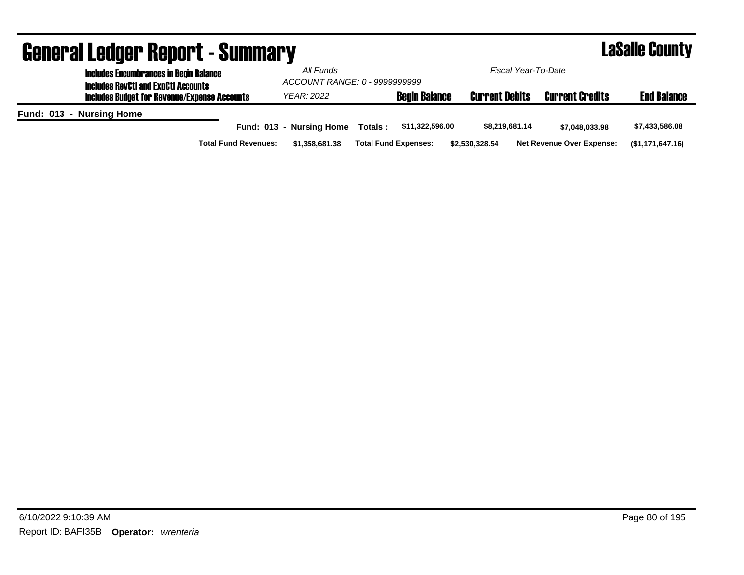# General Ledger Report - Summary

## LaSalle County

**Includes Encumbrances in Begin Balance**
**Includes RevCtl and ExpCtl Accounts**
**Includes Budget for Revenue/Expense Accounts**

*All Funds*
*ACCOUNT RANGE: 0 - 9999999999*
*YEAR: 2022*

*Fiscal Year-To-Date*

| | | Begin Balance | Current Debits | Current Credits | End Balance |
|---|---|---|---|---|---|
| **Fund: 013 - Nursing Home** | | | | | |
| Fund: 013 - Nursing Home | Totals : | $11,322,596.00 | $8,219,681.14 | $7,048,033.98 | $7,433,586.08 |

| | | | | | |
|---|---|---|---|---|---|
| Total Fund Revenues: | $1,358,681.38 | Total Fund Expenses: | $2,530,328.54 | Net Revenue Over Expense: | ($1,171,647.16) |

6/10/2022 9:10:39 AM

Report ID: BAFI35B **Operator:** *wrenteria*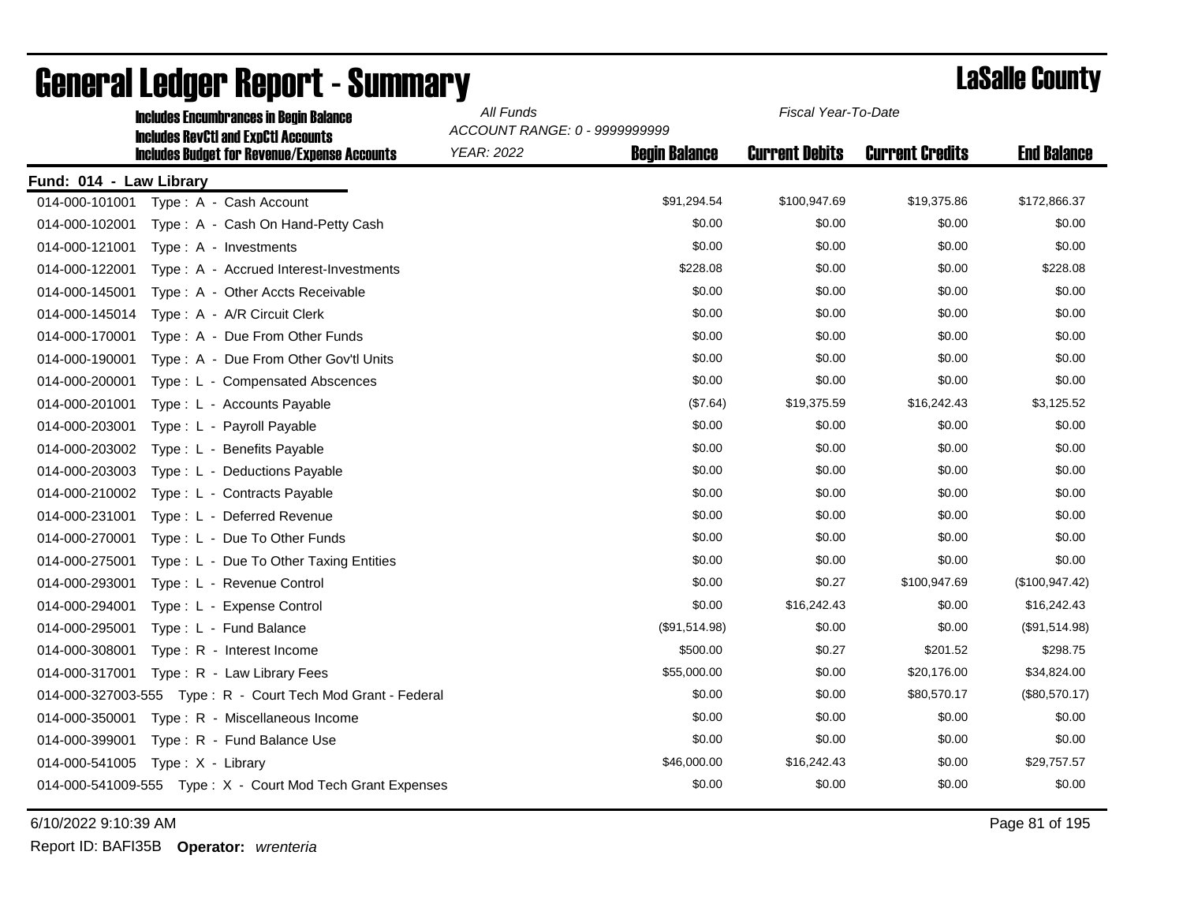# General Ledger Report - Summary

## LaSalle County

Includes Encumbrances in Begin Balance
Includes RevCtl and ExpCtl Accounts
Includes Budget for Revenue/Expense Accounts

*All Funds*
*ACCOUNT RANGE: 0 - 9999999999*
*YEAR: 2022*

*Fiscal Year-To-Date*

| Account | | Begin Balance | Current Debits | Current Credits | End Balance |
|---|---|---|---|---|---|
| **Fund: 014 - Law Library** | | | | | |
| 014-000-101001 | Type : A - Cash Account | $91,294.54 | $100,947.69 | $19,375.86 | $172,866.37 |
| 014-000-102001 | Type : A - Cash On Hand-Petty Cash | $0.00 | $0.00 | $0.00 | $0.00 |
| 014-000-121001 | Type : A - Investments | $0.00 | $0.00 | $0.00 | $0.00 |
| 014-000-122001 | Type : A - Accrued Interest-Investments | $228.08 | $0.00 | $0.00 | $228.08 |
| 014-000-145001 | Type : A - Other Accts Receivable | $0.00 | $0.00 | $0.00 | $0.00 |
| 014-000-145014 | Type : A - A/R Circuit Clerk | $0.00 | $0.00 | $0.00 | $0.00 |
| 014-000-170001 | Type : A - Due From Other Funds | $0.00 | $0.00 | $0.00 | $0.00 |
| 014-000-190001 | Type : A - Due From Other Gov'tl Units | $0.00 | $0.00 | $0.00 | $0.00 |
| 014-000-200001 | Type : L - Compensated Abscences | $0.00 | $0.00 | $0.00 | $0.00 |
| 014-000-201001 | Type : L - Accounts Payable | ($7.64) | $19,375.59 | $16,242.43 | $3,125.52 |
| 014-000-203001 | Type : L - Payroll Payable | $0.00 | $0.00 | $0.00 | $0.00 |
| 014-000-203002 | Type : L - Benefits Payable | $0.00 | $0.00 | $0.00 | $0.00 |
| 014-000-203003 | Type : L - Deductions Payable | $0.00 | $0.00 | $0.00 | $0.00 |
| 014-000-210002 | Type : L - Contracts Payable | $0.00 | $0.00 | $0.00 | $0.00 |
| 014-000-231001 | Type : L - Deferred Revenue | $0.00 | $0.00 | $0.00 | $0.00 |
| 014-000-270001 | Type : L - Due To Other Funds | $0.00 | $0.00 | $0.00 | $0.00 |
| 014-000-275001 | Type : L - Due To Other Taxing Entities | $0.00 | $0.00 | $0.00 | $0.00 |
| 014-000-293001 | Type : L - Revenue Control | $0.00 | $0.27 | $100,947.69 | ($100,947.42) |
| 014-000-294001 | Type : L - Expense Control | $0.00 | $16,242.43 | $0.00 | $16,242.43 |
| 014-000-295001 | Type : L - Fund Balance | ($91,514.98) | $0.00 | $0.00 | ($91,514.98) |
| 014-000-308001 | Type : R - Interest Income | $500.00 | $0.27 | $201.52 | $298.75 |
| 014-000-317001 | Type : R - Law Library Fees | $55,000.00 | $0.00 | $20,176.00 | $34,824.00 |
| 014-000-327003-555 | Type : R - Court Tech Mod Grant - Federal | $0.00 | $0.00 | $80,570.17 | ($80,570.17) |
| 014-000-350001 | Type : R - Miscellaneous Income | $0.00 | $0.00 | $0.00 | $0.00 |
| 014-000-399001 | Type : R - Fund Balance Use | $0.00 | $0.00 | $0.00 | $0.00 |
| 014-000-541005 | Type : X - Library | $46,000.00 | $16,242.43 | $0.00 | $29,757.57 |
| 014-000-541009-555 | Type : X - Court Mod Tech Grant Expenses | $0.00 | $0.00 | $0.00 | $0.00 |

6/10/2022 9:10:39 AM

Report ID: BAFI35B **Operator:** *wrenteria*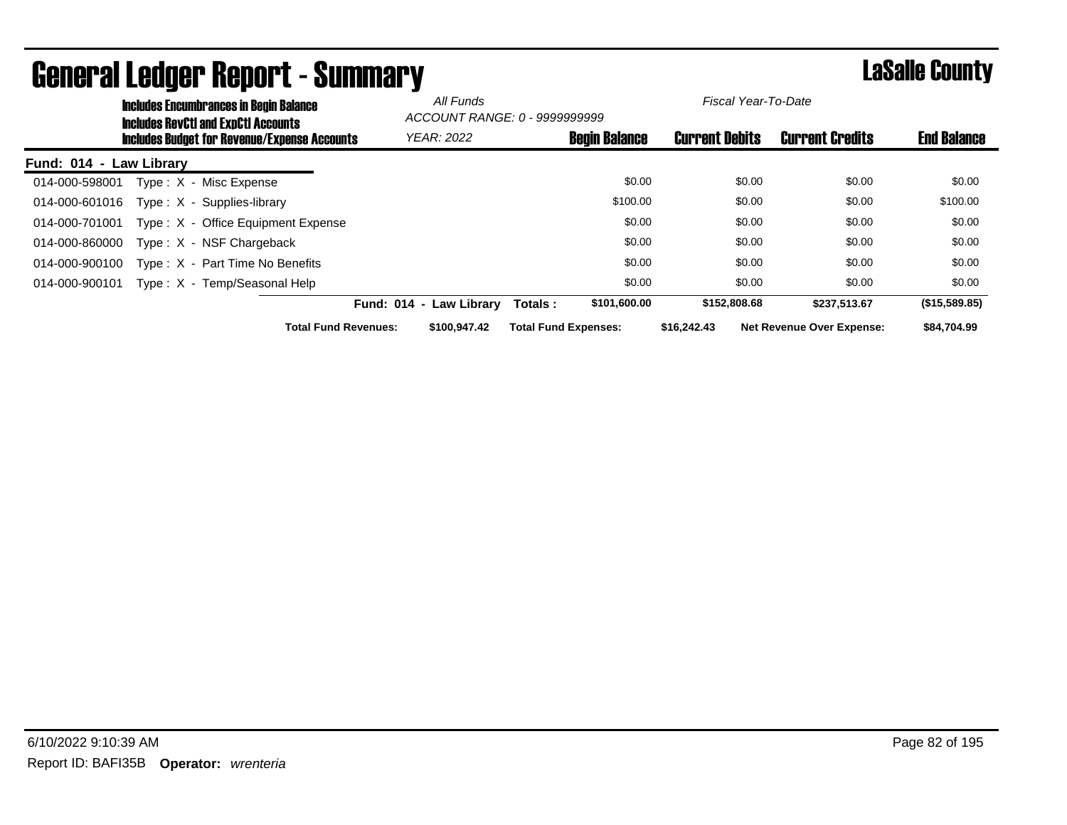# General Ledger Report - Summary

# LaSalle County

**Includes Encumbrances in Begin Balance**
**Includes RevCtl and ExpCtl Accounts**
**Includes Budget for Revenue/Expense Accounts**

*All Funds*
*ACCOUNT RANGE: 0 - 9999999999*
*YEAR: 2022*

*Fiscal Year-To-Date*

| | | Begin Balance | Current Debits | Current Credits | End Balance |
|---|---|---|---|---|---|
| **Fund: 014 - Law Library** | | | | | |
| 014-000-598001 | Type : X - Misc Expense | $0.00 | $0.00 | $0.00 | $0.00 |
| 014-000-601016 | Type : X - Supplies-library | $100.00 | $0.00 | $0.00 | $100.00 |
| 014-000-701001 | Type : X - Office Equipment Expense | $0.00 | $0.00 | $0.00 | $0.00 |
| 014-000-860000 | Type : X - NSF Chargeback | $0.00 | $0.00 | $0.00 | $0.00 |
| 014-000-900100 | Type : X - Part Time No Benefits | $0.00 | $0.00 | $0.00 | $0.00 |
| 014-000-900101 | Type : X - Temp/Seasonal Help | $0.00 | $0.00 | $0.00 | $0.00 |
| | **Fund: 014 - Law Library Totals :** | **$101,600.00** | **$152,808.68** | **$237,513.67** | **($15,589.85)** |

**Total Fund Revenues:** $100,947.42 **Total Fund Expenses:** $16,242.43 **Net Revenue Over Expense:** $84,704.99

6/10/2022 9:10:39 AM
Report ID: BAFI35B **Operator:** *wrenteria*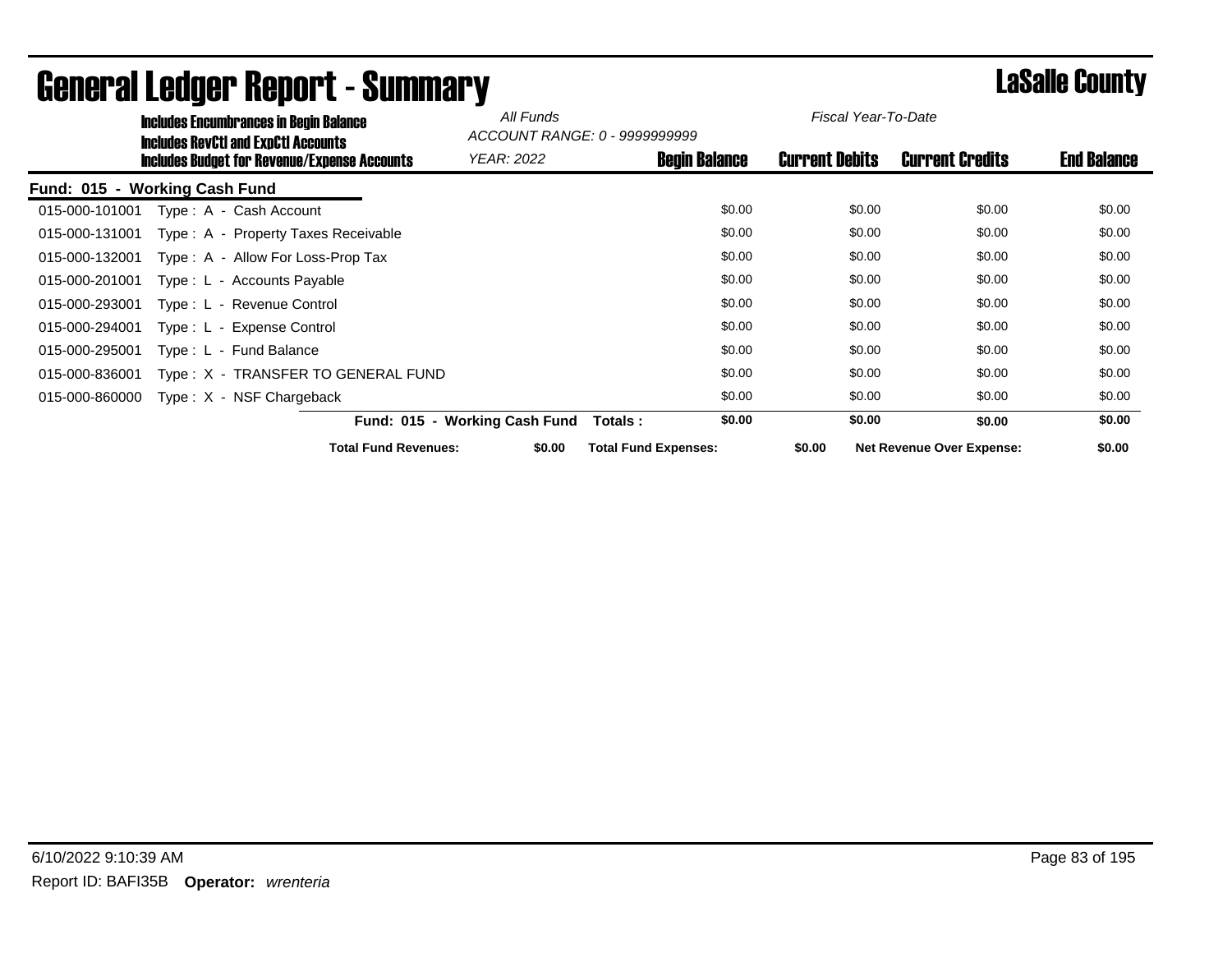# General Ledger Report - Summary

## LaSalle County

**Includes Encumbrances in Begin Balance**
**Includes RevCtl and ExpCtl Accounts**
**Includes Budget for Revenue/Expense Accounts**

*All Funds*
*ACCOUNT RANGE: 0 - 9999999999*
*YEAR: 2022*

*Fiscal Year-To-Date*

**Fund: 015 - Working Cash Fund**

| Account | Description | Begin Balance | Current Debits | Current Credits | End Balance |
|---|---|---|---|---|---|
| 015-000-101001 | Type : A - Cash Account | $0.00 | $0.00 | $0.00 | $0.00 |
| 015-000-131001 | Type : A - Property Taxes Receivable | $0.00 | $0.00 | $0.00 | $0.00 |
| 015-000-132001 | Type : A - Allow For Loss-Prop Tax | $0.00 | $0.00 | $0.00 | $0.00 |
| 015-000-201001 | Type : L - Accounts Payable | $0.00 | $0.00 | $0.00 | $0.00 |
| 015-000-293001 | Type : L - Revenue Control | $0.00 | $0.00 | $0.00 | $0.00 |
| 015-000-294001 | Type : L - Expense Control | $0.00 | $0.00 | $0.00 | $0.00 |
| 015-000-295001 | Type : L - Fund Balance | $0.00 | $0.00 | $0.00 | $0.00 |
| 015-000-836001 | Type : X - TRANSFER TO GENERAL FUND | $0.00 | $0.00 | $0.00 | $0.00 |
| 015-000-860000 | Type : X - NSF Chargeback | $0.00 | $0.00 | $0.00 | $0.00 |
| | **Fund: 015 - Working Cash Fund Totals :** | **$0.00** | **$0.00** | **$0.00** | **$0.00** |

**Total Fund Revenues:** $0.00 **Total Fund Expenses:** $0.00 **Net Revenue Over Expense:** $0.00

6/10/2022 9:10:39 AM

Report ID: BAFI35B **Operator:** *wrenteria*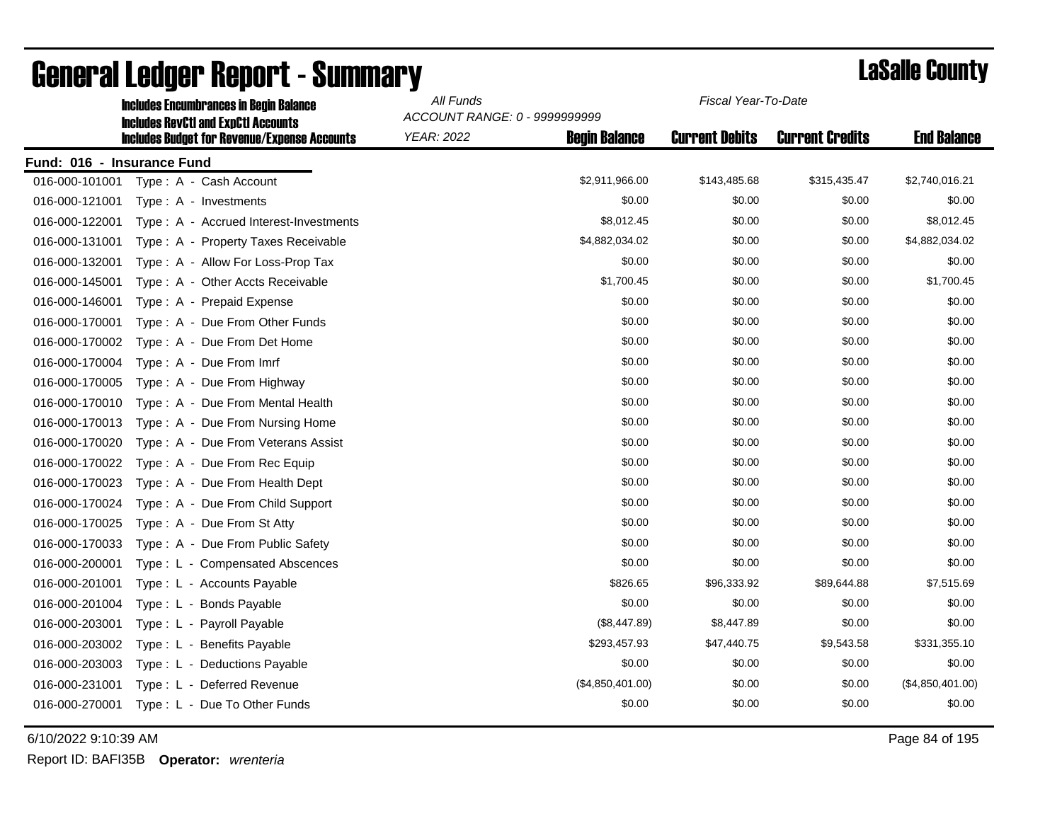# General Ledger Report - Summary

# LaSalle County

**Includes Encumbrances in Begin Balance**
**Includes RevCtl and ExpCtl Accounts**
**Includes Budget for Revenue/Expense Accounts**

*All Funds*
*ACCOUNT RANGE: 0 - 9999999999*
*YEAR: 2022*

*Fiscal Year-To-Date*

**Fund: 016 - Insurance Fund**

| Account | Description | Begin Balance | Current Debits | Current Credits | End Balance |
|---|---|---|---|---|---|
| 016-000-101001 | Type : A - Cash Account | $2,911,966.00 | $143,485.68 | $315,435.47 | $2,740,016.21 |
| 016-000-121001 | Type : A - Investments | $0.00 | $0.00 | $0.00 | $0.00 |
| 016-000-122001 | Type : A - Accrued Interest-Investments | $8,012.45 | $0.00 | $0.00 | $8,012.45 |
| 016-000-131001 | Type : A - Property Taxes Receivable | $4,882,034.02 | $0.00 | $0.00 | $4,882,034.02 |
| 016-000-132001 | Type : A - Allow For Loss-Prop Tax | $0.00 | $0.00 | $0.00 | $0.00 |
| 016-000-145001 | Type : A - Other Accts Receivable | $1,700.45 | $0.00 | $0.00 | $1,700.45 |
| 016-000-146001 | Type : A - Prepaid Expense | $0.00 | $0.00 | $0.00 | $0.00 |
| 016-000-170001 | Type : A - Due From Other Funds | $0.00 | $0.00 | $0.00 | $0.00 |
| 016-000-170002 | Type : A - Due From Det Home | $0.00 | $0.00 | $0.00 | $0.00 |
| 016-000-170004 | Type : A - Due From Imrf | $0.00 | $0.00 | $0.00 | $0.00 |
| 016-000-170005 | Type : A - Due From Highway | $0.00 | $0.00 | $0.00 | $0.00 |
| 016-000-170010 | Type : A - Due From Mental Health | $0.00 | $0.00 | $0.00 | $0.00 |
| 016-000-170013 | Type : A - Due From Nursing Home | $0.00 | $0.00 | $0.00 | $0.00 |
| 016-000-170020 | Type : A - Due From Veterans Assist | $0.00 | $0.00 | $0.00 | $0.00 |
| 016-000-170022 | Type : A - Due From Rec Equip | $0.00 | $0.00 | $0.00 | $0.00 |
| 016-000-170023 | Type : A - Due From Health Dept | $0.00 | $0.00 | $0.00 | $0.00 |
| 016-000-170024 | Type : A - Due From Child Support | $0.00 | $0.00 | $0.00 | $0.00 |
| 016-000-170025 | Type : A - Due From St Atty | $0.00 | $0.00 | $0.00 | $0.00 |
| 016-000-170033 | Type : A - Due From Public Safety | $0.00 | $0.00 | $0.00 | $0.00 |
| 016-000-200001 | Type : L - Compensated Abscences | $0.00 | $0.00 | $0.00 | $0.00 |
| 016-000-201001 | Type : L - Accounts Payable | $826.65 | $96,333.92 | $89,644.88 | $7,515.69 |
| 016-000-201004 | Type : L - Bonds Payable | $0.00 | $0.00 | $0.00 | $0.00 |
| 016-000-203001 | Type : L - Payroll Payable | ($8,447.89) | $8,447.89 | $0.00 | $0.00 |
| 016-000-203002 | Type : L - Benefits Payable | $293,457.93 | $47,440.75 | $9,543.58 | $331,355.10 |
| 016-000-203003 | Type : L - Deductions Payable | $0.00 | $0.00 | $0.00 | $0.00 |
| 016-000-231001 | Type : L - Deferred Revenue | ($4,850,401.00) | $0.00 | $0.00 | ($4,850,401.00) |
| 016-000-270001 | Type : L - Due To Other Funds | $0.00 | $0.00 | $0.00 | $0.00 |

6/10/2022 9:10:39 AM

Report ID: BAFI35B **Operator:** *wrenteria*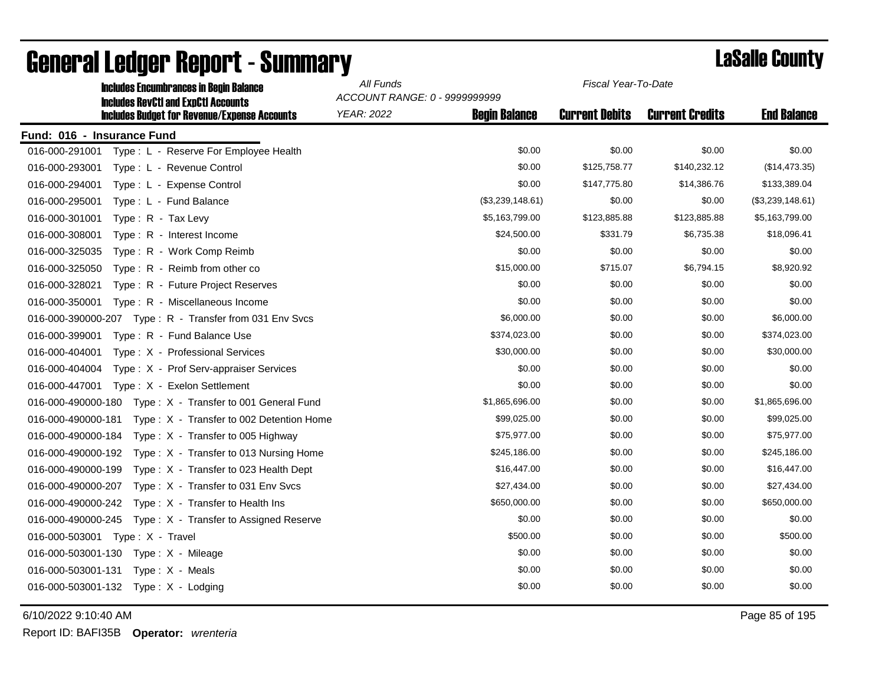# General Ledger Report - Summary

# LaSalle County

Includes Encumbrances in Begin Balance
Includes RevCtl and ExpCtl Accounts
Includes Budget for Revenue/Expense Accounts

All Funds
ACCOUNT RANGE: 0 - 9999999999
YEAR: 2022

Fiscal Year-To-Date

**Fund: 016 - Insurance Fund**

| Account | Begin Balance | Current Debits | Current Credits | End Balance |
|---|---|---|---|---|
| 016-000-291001 Type : L - Reserve For Employee Health | $0.00 | $0.00 | $0.00 | $0.00 |
| 016-000-293001 Type : L - Revenue Control | $0.00 | $125,758.77 | $140,232.12 | ($14,473.35) |
| 016-000-294001 Type : L - Expense Control | $0.00 | $147,775.80 | $14,386.76 | $133,389.04 |
| 016-000-295001 Type : L - Fund Balance | ($3,239,148.61) | $0.00 | $0.00 | ($3,239,148.61) |
| 016-000-301001 Type : R - Tax Levy | $5,163,799.00 | $123,885.88 | $123,885.88 | $5,163,799.00 |
| 016-000-308001 Type : R - Interest Income | $24,500.00 | $331.79 | $6,735.38 | $18,096.41 |
| 016-000-325035 Type : R - Work Comp Reimb | $0.00 | $0.00 | $0.00 | $0.00 |
| 016-000-325050 Type : R - Reimb from other co | $15,000.00 | $715.07 | $6,794.15 | $8,920.92 |
| 016-000-328021 Type : R - Future Project Reserves | $0.00 | $0.00 | $0.00 | $0.00 |
| 016-000-350001 Type : R - Miscellaneous Income | $0.00 | $0.00 | $0.00 | $0.00 |
| 016-000-390000-207 Type : R - Transfer from 031 Env Svcs | $6,000.00 | $0.00 | $0.00 | $6,000.00 |
| 016-000-399001 Type : R - Fund Balance Use | $374,023.00 | $0.00 | $0.00 | $374,023.00 |
| 016-000-404001 Type : X - Professional Services | $30,000.00 | $0.00 | $0.00 | $30,000.00 |
| 016-000-404004 Type : X - Prof Serv-appraiser Services | $0.00 | $0.00 | $0.00 | $0.00 |
| 016-000-447001 Type : X - Exelon Settlement | $0.00 | $0.00 | $0.00 | $0.00 |
| 016-000-490000-180 Type : X - Transfer to 001 General Fund | $1,865,696.00 | $0.00 | $0.00 | $1,865,696.00 |
| 016-000-490000-181 Type : X - Transfer to 002 Detention Home | $99,025.00 | $0.00 | $0.00 | $99,025.00 |
| 016-000-490000-184 Type : X - Transfer to 005 Highway | $75,977.00 | $0.00 | $0.00 | $75,977.00 |
| 016-000-490000-192 Type : X - Transfer to 013 Nursing Home | $245,186.00 | $0.00 | $0.00 | $245,186.00 |
| 016-000-490000-199 Type : X - Transfer to 023 Health Dept | $16,447.00 | $0.00 | $0.00 | $16,447.00 |
| 016-000-490000-207 Type : X - Transfer to 031 Env Svcs | $27,434.00 | $0.00 | $0.00 | $27,434.00 |
| 016-000-490000-242 Type : X - Transfer to Health Ins | $650,000.00 | $0.00 | $0.00 | $650,000.00 |
| 016-000-490000-245 Type : X - Transfer to Assigned Reserve | $0.00 | $0.00 | $0.00 | $0.00 |
| 016-000-503001 Type : X - Travel | $500.00 | $0.00 | $0.00 | $500.00 |
| 016-000-503001-130 Type : X - Mileage | $0.00 | $0.00 | $0.00 | $0.00 |
| 016-000-503001-131 Type : X - Meals | $0.00 | $0.00 | $0.00 | $0.00 |
| 016-000-503001-132 Type : X - Lodging | $0.00 | $0.00 | $0.00 | $0.00 |

6/10/2022 9:10:40 AM

Report ID: BAFI35B **Operator:** *wrenteria*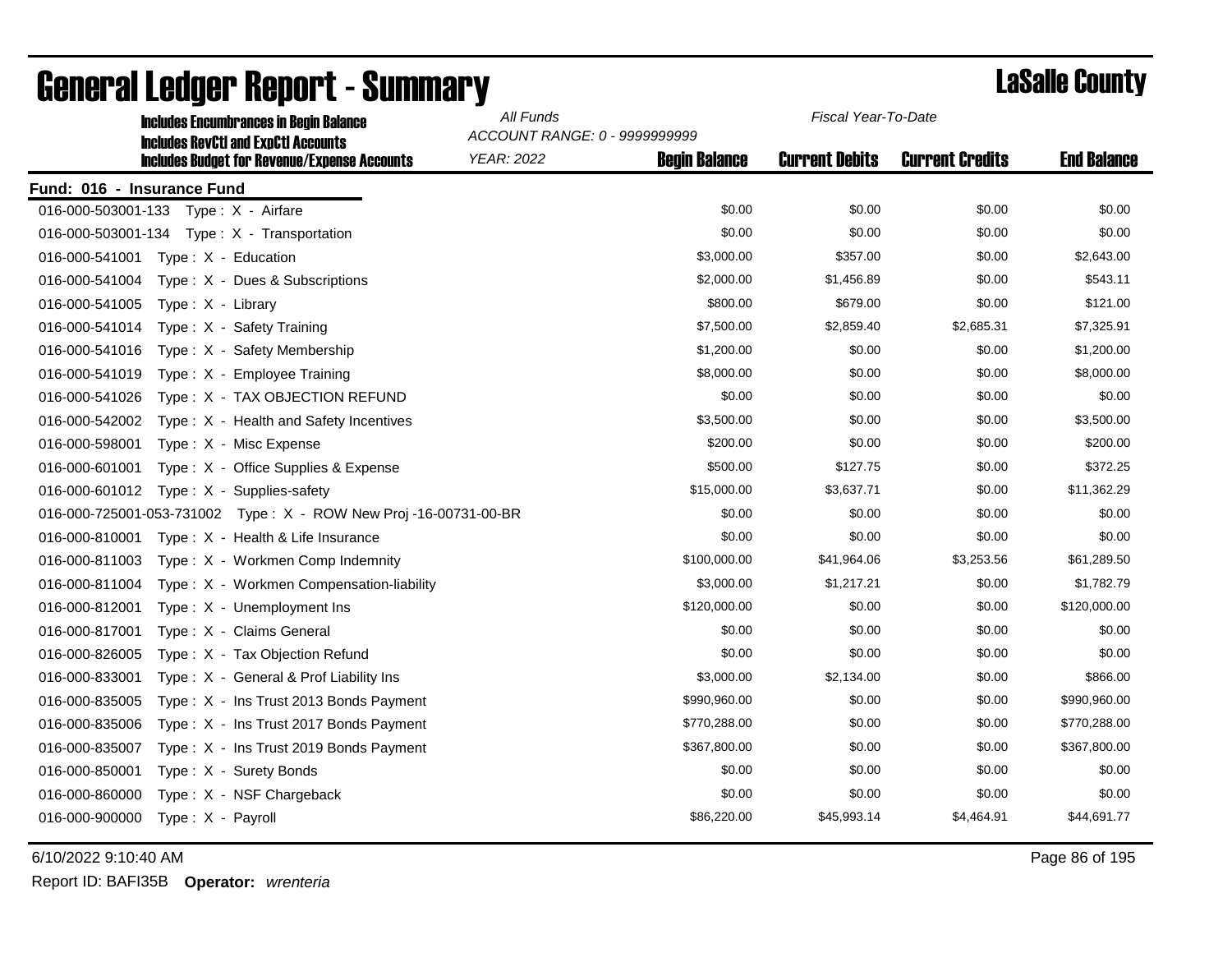# General Ledger Report - Summary

## LaSalle County

Includes Encumbrances in Begin Balance
Includes RevCtl and ExpCtl Accounts
Includes Budget for Revenue/Expense Accounts

*All Funds*
*ACCOUNT RANGE: 0 - 9999999999*
*YEAR: 2022*

*Fiscal Year-To-Date*

**Fund: 016 - Insurance Fund**

| Account | Begin Balance | Current Debits | Current Credits | End Balance |
|---|---|---|---|---|
| 016-000-503001-133 Type : X - Airfare | $0.00 | $0.00 | $0.00 | $0.00 |
| 016-000-503001-134 Type : X - Transportation | $0.00 | $0.00 | $0.00 | $0.00 |
| 016-000-541001 Type : X - Education | $3,000.00 | $357.00 | $0.00 | $2,643.00 |
| 016-000-541004 Type : X - Dues & Subscriptions | $2,000.00 | $1,456.89 | $0.00 | $543.11 |
| 016-000-541005 Type : X - Library | $800.00 | $679.00 | $0.00 | $121.00 |
| 016-000-541014 Type : X - Safety Training | $7,500.00 | $2,859.40 | $2,685.31 | $7,325.91 |
| 016-000-541016 Type : X - Safety Membership | $1,200.00 | $0.00 | $0.00 | $1,200.00 |
| 016-000-541019 Type : X - Employee Training | $8,000.00 | $0.00 | $0.00 | $8,000.00 |
| 016-000-541026 Type : X - TAX OBJECTION REFUND | $0.00 | $0.00 | $0.00 | $0.00 |
| 016-000-542002 Type : X - Health and Safety Incentives | $3,500.00 | $0.00 | $0.00 | $3,500.00 |
| 016-000-598001 Type : X - Misc Expense | $200.00 | $0.00 | $0.00 | $200.00 |
| 016-000-601001 Type : X - Office Supplies & Expense | $500.00 | $127.75 | $0.00 | $372.25 |
| 016-000-601012 Type : X - Supplies-safety | $15,000.00 | $3,637.71 | $0.00 | $11,362.29 |
| 016-000-725001-053-731002 Type : X - ROW New Proj -16-00731-00-BR | $0.00 | $0.00 | $0.00 | $0.00 |
| 016-000-810001 Type : X - Health & Life Insurance | $0.00 | $0.00 | $0.00 | $0.00 |
| 016-000-811003 Type : X - Workmen Comp Indemnity | $100,000.00 | $41,964.06 | $3,253.56 | $61,289.50 |
| 016-000-811004 Type : X - Workmen Compensation-liability | $3,000.00 | $1,217.21 | $0.00 | $1,782.79 |
| 016-000-812001 Type : X - Unemployment Ins | $120,000.00 | $0.00 | $0.00 | $120,000.00 |
| 016-000-817001 Type : X - Claims General | $0.00 | $0.00 | $0.00 | $0.00 |
| 016-000-826005 Type : X - Tax Objection Refund | $0.00 | $0.00 | $0.00 | $0.00 |
| 016-000-833001 Type : X - General & Prof Liability Ins | $3,000.00 | $2,134.00 | $0.00 | $866.00 |
| 016-000-835005 Type : X - Ins Trust 2013 Bonds Payment | $990,960.00 | $0.00 | $0.00 | $990,960.00 |
| 016-000-835006 Type : X - Ins Trust 2017 Bonds Payment | $770,288.00 | $0.00 | $0.00 | $770,288.00 |
| 016-000-835007 Type : X - Ins Trust 2019 Bonds Payment | $367,800.00 | $0.00 | $0.00 | $367,800.00 |
| 016-000-850001 Type : X - Surety Bonds | $0.00 | $0.00 | $0.00 | $0.00 |
| 016-000-860000 Type : X - NSF Chargeback | $0.00 | $0.00 | $0.00 | $0.00 |
| 016-000-900000 Type : X - Payroll | $86,220.00 | $45,993.14 | $4,464.91 | $44,691.77 |

6/10/2022 9:10:40 AM

Report ID: BAFI35B **Operator:** *wrenteria*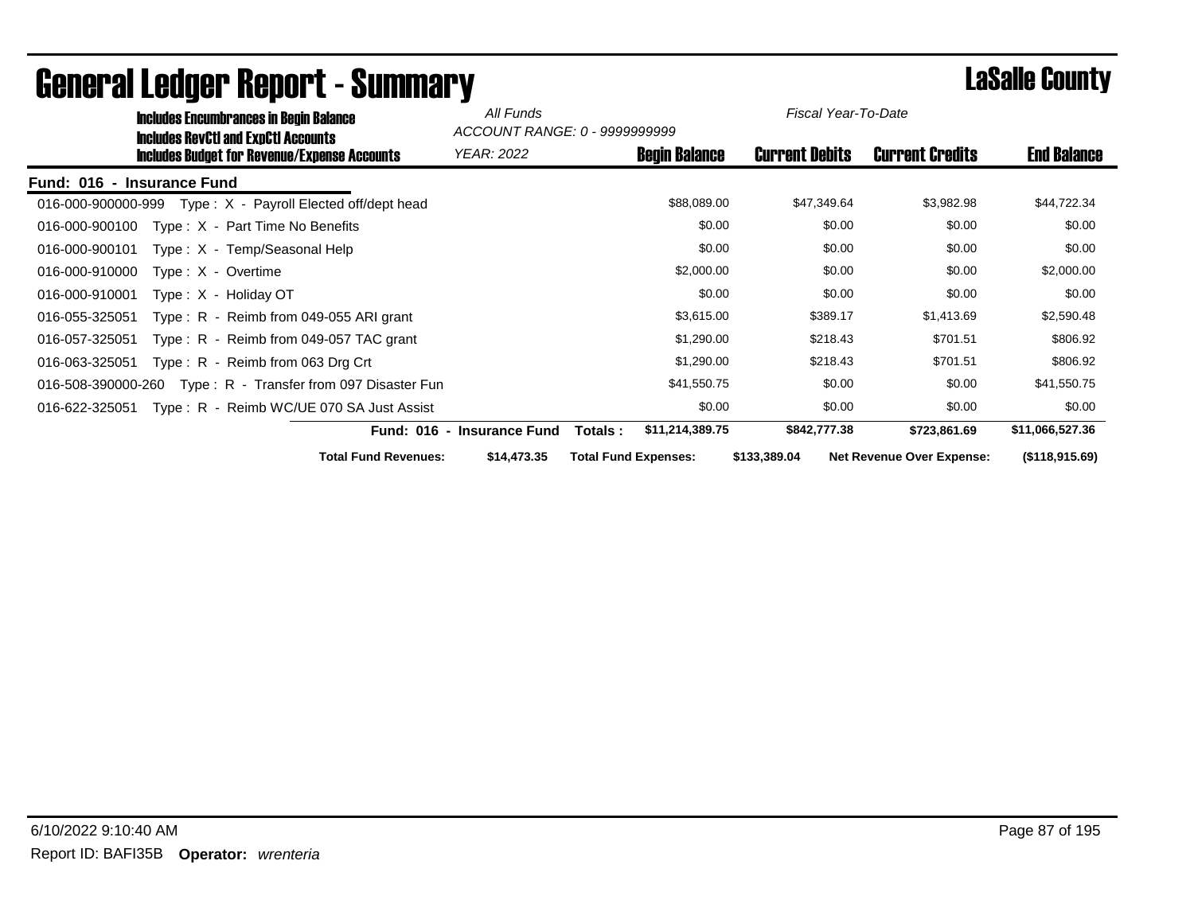# General Ledger Report - Summary

## LaSalle County

**Includes Encumbrances in Begin Balance**
**Includes RevCtl and ExpCtl Accounts**
**Includes Budget for Revenue/Expense Accounts**

*All Funds*
*ACCOUNT RANGE: 0 - 9999999999*
*YEAR: 2022*

*Fiscal Year-To-Date*

**Fund: 016 - Insurance Fund**

| Account | Description | Begin Balance | Current Debits | Current Credits | End Balance |
|---|---|---|---|---|---|
| 016-000-900000-999 | Type : X - Payroll Elected off/dept head | $88,089.00 | $47,349.64 | $3,982.98 | $44,722.34 |
| 016-000-900100 | Type : X - Part Time No Benefits | $0.00 | $0.00 | $0.00 | $0.00 |
| 016-000-900101 | Type : X - Temp/Seasonal Help | $0.00 | $0.00 | $0.00 | $0.00 |
| 016-000-910000 | Type : X - Overtime | $2,000.00 | $0.00 | $0.00 | $2,000.00 |
| 016-000-910001 | Type : X - Holiday OT | $0.00 | $0.00 | $0.00 | $0.00 |
| 016-055-325051 | Type : R - Reimb from 049-055 ARI grant | $3,615.00 | $389.17 | $1,413.69 | $2,590.48 |
| 016-057-325051 | Type : R - Reimb from 049-057 TAC grant | $1,290.00 | $218.43 | $701.51 | $806.92 |
| 016-063-325051 | Type : R - Reimb from 063 Drg Crt | $1,290.00 | $218.43 | $701.51 | $806.92 |
| 016-508-390000-260 | Type : R - Transfer from 097 Disaster Fun | $41,550.75 | $0.00 | $0.00 | $41,550.75 |
| 016-622-325051 | Type : R - Reimb WC/UE 070 SA Just Assist | $0.00 | $0.00 | $0.00 | $0.00 |
| | **Fund: 016 - Insurance Fund Totals :** | **$11,214,389.75** | **$842,777.38** | **$723,861.69** | **$11,066,527.36** |

**Total Fund Revenues:** $14,473.35 **Total Fund Expenses:** $133,389.04 **Net Revenue Over Expense:** ($118,915.69)

6/10/2022 9:10:40 AM

Report ID: BAFI35B **Operator:** *wrenteria*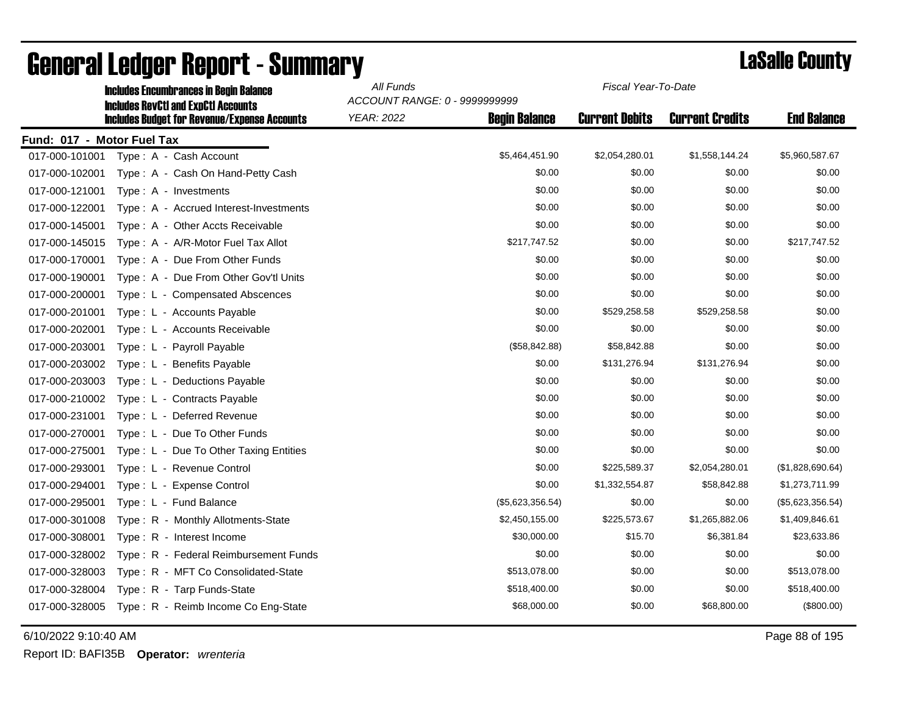# General Ledger Report - Summary

## LaSalle County

**Includes Encumbrances in Begin Balance**
**Includes RevCtl and ExpCtl Accounts**
**Includes Budget for Revenue/Expense Accounts**

*All Funds*
*ACCOUNT RANGE: 0 - 9999999999*
*YEAR: 2022*
*Fiscal Year-To-Date*

**Fund: 017 - Motor Fuel Tax**

| Account | Description | Begin Balance | Current Debits | Current Credits | End Balance |
|---|---|---|---|---|---|
| 017-000-101001 | Type : A - Cash Account | $5,464,451.90 | $2,054,280.01 | $1,558,144.24 | $5,960,587.67 |
| 017-000-102001 | Type : A - Cash On Hand-Petty Cash | $0.00 | $0.00 | $0.00 | $0.00 |
| 017-000-121001 | Type : A - Investments | $0.00 | $0.00 | $0.00 | $0.00 |
| 017-000-122001 | Type : A - Accrued Interest-Investments | $0.00 | $0.00 | $0.00 | $0.00 |
| 017-000-145001 | Type : A - Other Accts Receivable | $0.00 | $0.00 | $0.00 | $0.00 |
| 017-000-145015 | Type : A - A/R-Motor Fuel Tax Allot | $217,747.52 | $0.00 | $0.00 | $217,747.52 |
| 017-000-170001 | Type : A - Due From Other Funds | $0.00 | $0.00 | $0.00 | $0.00 |
| 017-000-190001 | Type : A - Due From Other Gov'tl Units | $0.00 | $0.00 | $0.00 | $0.00 |
| 017-000-200001 | Type : L - Compensated Abscences | $0.00 | $0.00 | $0.00 | $0.00 |
| 017-000-201001 | Type : L - Accounts Payable | $0.00 | $529,258.58 | $529,258.58 | $0.00 |
| 017-000-202001 | Type : L - Accounts Receivable | $0.00 | $0.00 | $0.00 | $0.00 |
| 017-000-203001 | Type : L - Payroll Payable | ($58,842.88) | $58,842.88 | $0.00 | $0.00 |
| 017-000-203002 | Type : L - Benefits Payable | $0.00 | $131,276.94 | $131,276.94 | $0.00 |
| 017-000-203003 | Type : L - Deductions Payable | $0.00 | $0.00 | $0.00 | $0.00 |
| 017-000-210002 | Type : L - Contracts Payable | $0.00 | $0.00 | $0.00 | $0.00 |
| 017-000-231001 | Type : L - Deferred Revenue | $0.00 | $0.00 | $0.00 | $0.00 |
| 017-000-270001 | Type : L - Due To Other Funds | $0.00 | $0.00 | $0.00 | $0.00 |
| 017-000-275001 | Type : L - Due To Other Taxing Entities | $0.00 | $0.00 | $0.00 | $0.00 |
| 017-000-293001 | Type : L - Revenue Control | $0.00 | $225,589.37 | $2,054,280.01 | ($1,828,690.64) |
| 017-000-294001 | Type : L - Expense Control | $0.00 | $1,332,554.87 | $58,842.88 | $1,273,711.99 |
| 017-000-295001 | Type : L - Fund Balance | ($5,623,356.54) | $0.00 | $0.00 | ($5,623,356.54) |
| 017-000-301008 | Type : R - Monthly Allotments-State | $2,450,155.00 | $225,573.67 | $1,265,882.06 | $1,409,846.61 |
| 017-000-308001 | Type : R - Interest Income | $30,000.00 | $15.70 | $6,381.84 | $23,633.86 |
| 017-000-328002 | Type : R - Federal Reimbursement Funds | $0.00 | $0.00 | $0.00 | $0.00 |
| 017-000-328003 | Type : R - MFT Co Consolidated-State | $513,078.00 | $0.00 | $0.00 | $513,078.00 |
| 017-000-328004 | Type : R - Tarp Funds-State | $518,400.00 | $0.00 | $0.00 | $518,400.00 |
| 017-000-328005 | Type : R - Reimb Income Co Eng-State | $68,000.00 | $0.00 | $68,800.00 | ($800.00) |

6/10/2022 9:10:40 AM

Report ID: BAFI35B **Operator:** *wrenteria*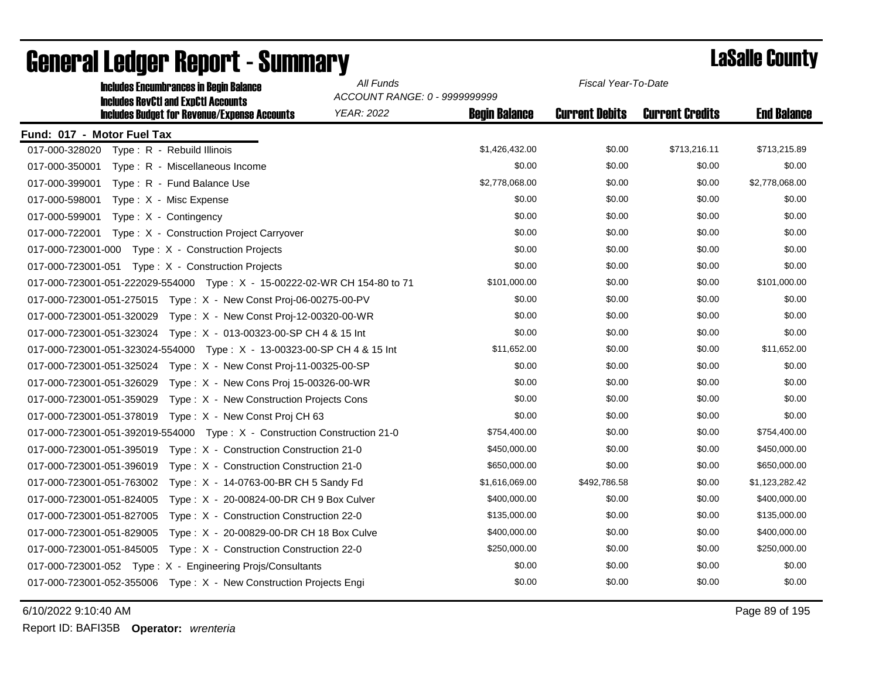# General Ledger Report - Summary

## LaSalle County

Includes Encumbrances in Begin Balance
Includes RevCtl and ExpCtl Accounts
Includes Budget for Revenue/Expense Accounts

All Funds
ACCOUNT RANGE: 0 - 9999999999
YEAR: 2022

Fiscal Year-To-Date

**Fund: 017 - Motor Fuel Tax**

| Account | Begin Balance | Current Debits | Current Credits | End Balance |
|---|---|---|---|---|
| 017-000-328020 Type : R - Rebuild Illinois | $1,426,432.00 | $0.00 | $713,216.11 | $713,215.89 |
| 017-000-350001 Type : R - Miscellaneous Income | $0.00 | $0.00 | $0.00 | $0.00 |
| 017-000-399001 Type : R - Fund Balance Use | $2,778,068.00 | $0.00 | $0.00 | $2,778,068.00 |
| 017-000-598001 Type : X - Misc Expense | $0.00 | $0.00 | $0.00 | $0.00 |
| 017-000-599001 Type : X - Contingency | $0.00 | $0.00 | $0.00 | $0.00 |
| 017-000-722001 Type : X - Construction Project Carryover | $0.00 | $0.00 | $0.00 | $0.00 |
| 017-000-723001-000 Type : X - Construction Projects | $0.00 | $0.00 | $0.00 | $0.00 |
| 017-000-723001-051 Type : X - Construction Projects | $0.00 | $0.00 | $0.00 | $0.00 |
| 017-000-723001-051-222029-554000 Type : X - 15-00222-02-WR CH 154-80 to 71 | $101,000.00 | $0.00 | $0.00 | $101,000.00 |
| 017-000-723001-051-275015 Type : X - New Const Proj-06-00275-00-PV | $0.00 | $0.00 | $0.00 | $0.00 |
| 017-000-723001-051-320029 Type : X - New Const Proj-12-00320-00-WR | $0.00 | $0.00 | $0.00 | $0.00 |
| 017-000-723001-051-323024 Type : X - 013-00323-00-SP CH 4 & 15 Int | $0.00 | $0.00 | $0.00 | $0.00 |
| 017-000-723001-051-323024-554000 Type : X - 13-00323-00-SP CH 4 & 15 Int | $11,652.00 | $0.00 | $0.00 | $11,652.00 |
| 017-000-723001-051-325024 Type : X - New Const Proj-11-00325-00-SP | $0.00 | $0.00 | $0.00 | $0.00 |
| 017-000-723001-051-326029 Type : X - New Cons Proj 15-00326-00-WR | $0.00 | $0.00 | $0.00 | $0.00 |
| 017-000-723001-051-359029 Type : X - New Construction Projects Cons | $0.00 | $0.00 | $0.00 | $0.00 |
| 017-000-723001-051-378019 Type : X - New Const Proj CH 63 | $0.00 | $0.00 | $0.00 | $0.00 |
| 017-000-723001-051-392019-554000 Type : X - Construction Construction 21-0 | $754,400.00 | $0.00 | $0.00 | $754,400.00 |
| 017-000-723001-051-395019 Type : X - Construction Construction 21-0 | $450,000.00 | $0.00 | $0.00 | $450,000.00 |
| 017-000-723001-051-396019 Type : X - Construction Construction 21-0 | $650,000.00 | $0.00 | $0.00 | $650,000.00 |
| 017-000-723001-051-763002 Type : X - 14-0763-00-BR CH 5 Sandy Fd | $1,616,069.00 | $492,786.58 | $0.00 | $1,123,282.42 |
| 017-000-723001-051-824005 Type : X - 20-00824-00-DR CH 9 Box Culver | $400,000.00 | $0.00 | $0.00 | $400,000.00 |
| 017-000-723001-051-827005 Type : X - Construction Construction 22-0 | $135,000.00 | $0.00 | $0.00 | $135,000.00 |
| 017-000-723001-051-829005 Type : X - 20-00829-00-DR CH 18 Box Culve | $400,000.00 | $0.00 | $0.00 | $400,000.00 |
| 017-000-723001-051-845005 Type : X - Construction Construction 22-0 | $250,000.00 | $0.00 | $0.00 | $250,000.00 |
| 017-000-723001-052 Type : X - Engineering Projs/Consultants | $0.00 | $0.00 | $0.00 | $0.00 |
| 017-000-723001-052-355006 Type : X - New Construction Projects Engi | $0.00 | $0.00 | $0.00 | $0.00 |

6/10/2022 9:10:40 AM

Report ID: BAFI35B **Operator:** *wrenteria*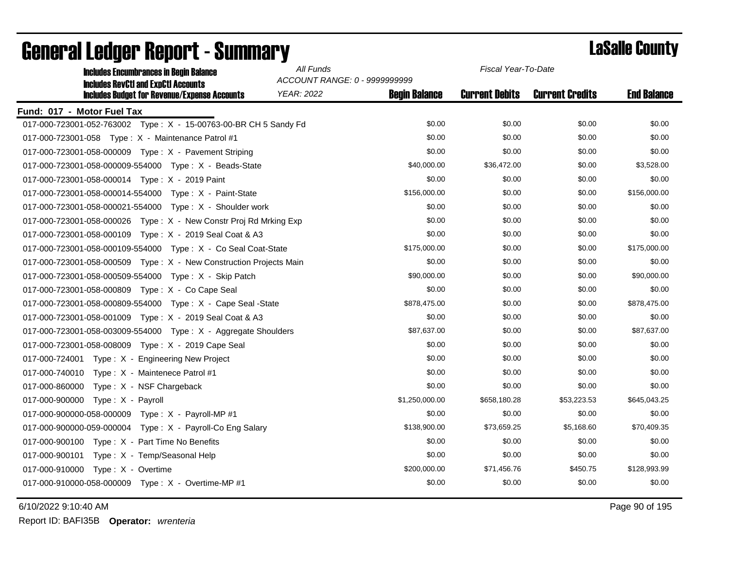# General Ledger Report - Summary

## LaSalle County

**Includes Encumbrances in Begin Balance**
**Includes RevCtl and ExpCtl Accounts**
**Includes Budget for Revenue/Expense Accounts**

*All Funds*
*ACCOUNT RANGE: 0 - 9999999999*
*YEAR: 2022*

*Fiscal Year-To-Date*

| | Begin Balance | Current Debits | Current Credits | End Balance |
|---|---|---|---|---|
| **Fund: 017 - Motor Fuel Tax** | | | | |
| 017-000-723001-052-763002 Type : X - 15-00763-00-BR CH 5 Sandy Fd | $0.00 | $0.00 | $0.00 | $0.00 |
| 017-000-723001-058 Type : X - Maintenance Patrol #1 | $0.00 | $0.00 | $0.00 | $0.00 |
| 017-000-723001-058-000009 Type : X - Pavement Striping | $0.00 | $0.00 | $0.00 | $0.00 |
| 017-000-723001-058-000009-554000 Type : X - Beads-State | $40,000.00 | $36,472.00 | $0.00 | $3,528.00 |
| 017-000-723001-058-000014 Type : X - 2019 Paint | $0.00 | $0.00 | $0.00 | $0.00 |
| 017-000-723001-058-000014-554000 Type : X - Paint-State | $156,000.00 | $0.00 | $0.00 | $156,000.00 |
| 017-000-723001-058-000021-554000 Type : X - Shoulder work | $0.00 | $0.00 | $0.00 | $0.00 |
| 017-000-723001-058-000026 Type : X - New Constr Proj Rd Mrking Exp | $0.00 | $0.00 | $0.00 | $0.00 |
| 017-000-723001-058-000109 Type : X - 2019 Seal Coat & A3 | $0.00 | $0.00 | $0.00 | $0.00 |
| 017-000-723001-058-000109-554000 Type : X - Co Seal Coat-State | $175,000.00 | $0.00 | $0.00 | $175,000.00 |
| 017-000-723001-058-000509 Type : X - New Construction Projects Main | $0.00 | $0.00 | $0.00 | $0.00 |
| 017-000-723001-058-000509-554000 Type : X - Skip Patch | $90,000.00 | $0.00 | $0.00 | $90,000.00 |
| 017-000-723001-058-000809 Type : X - Co Cape Seal | $0.00 | $0.00 | $0.00 | $0.00 |
| 017-000-723001-058-000809-554000 Type : X - Cape Seal -State | $878,475.00 | $0.00 | $0.00 | $878,475.00 |
| 017-000-723001-058-001009 Type : X - 2019 Seal Coat & A3 | $0.00 | $0.00 | $0.00 | $0.00 |
| 017-000-723001-058-003009-554000 Type : X - Aggregate Shoulders | $87,637.00 | $0.00 | $0.00 | $87,637.00 |
| 017-000-723001-058-008009 Type : X - 2019 Cape Seal | $0.00 | $0.00 | $0.00 | $0.00 |
| 017-000-724001 Type : X - Engineering New Project | $0.00 | $0.00 | $0.00 | $0.00 |
| 017-000-740010 Type : X - Maintenece Patrol #1 | $0.00 | $0.00 | $0.00 | $0.00 |
| 017-000-860000 Type : X - NSF Chargeback | $0.00 | $0.00 | $0.00 | $0.00 |
| 017-000-900000 Type : X - Payroll | $1,250,000.00 | $658,180.28 | $53,223.53 | $645,043.25 |
| 017-000-900000-058-000009 Type : X - Payroll-MP #1 | $0.00 | $0.00 | $0.00 | $0.00 |
| 017-000-900000-059-000004 Type : X - Payroll-Co Eng Salary | $138,900.00 | $73,659.25 | $5,168.60 | $70,409.35 |
| 017-000-900100 Type : X - Part Time No Benefits | $0.00 | $0.00 | $0.00 | $0.00 |
| 017-000-900101 Type : X - Temp/Seasonal Help | $0.00 | $0.00 | $0.00 | $0.00 |
| 017-000-910000 Type : X - Overtime | $200,000.00 | $71,456.76 | $450.75 | $128,993.99 |
| 017-000-910000-058-000009 Type : X - Overtime-MP #1 | $0.00 | $0.00 | $0.00 | $0.00 |

6/10/2022 9:10:40 AM

Report ID: BAFI35B **Operator:** *wrenteria*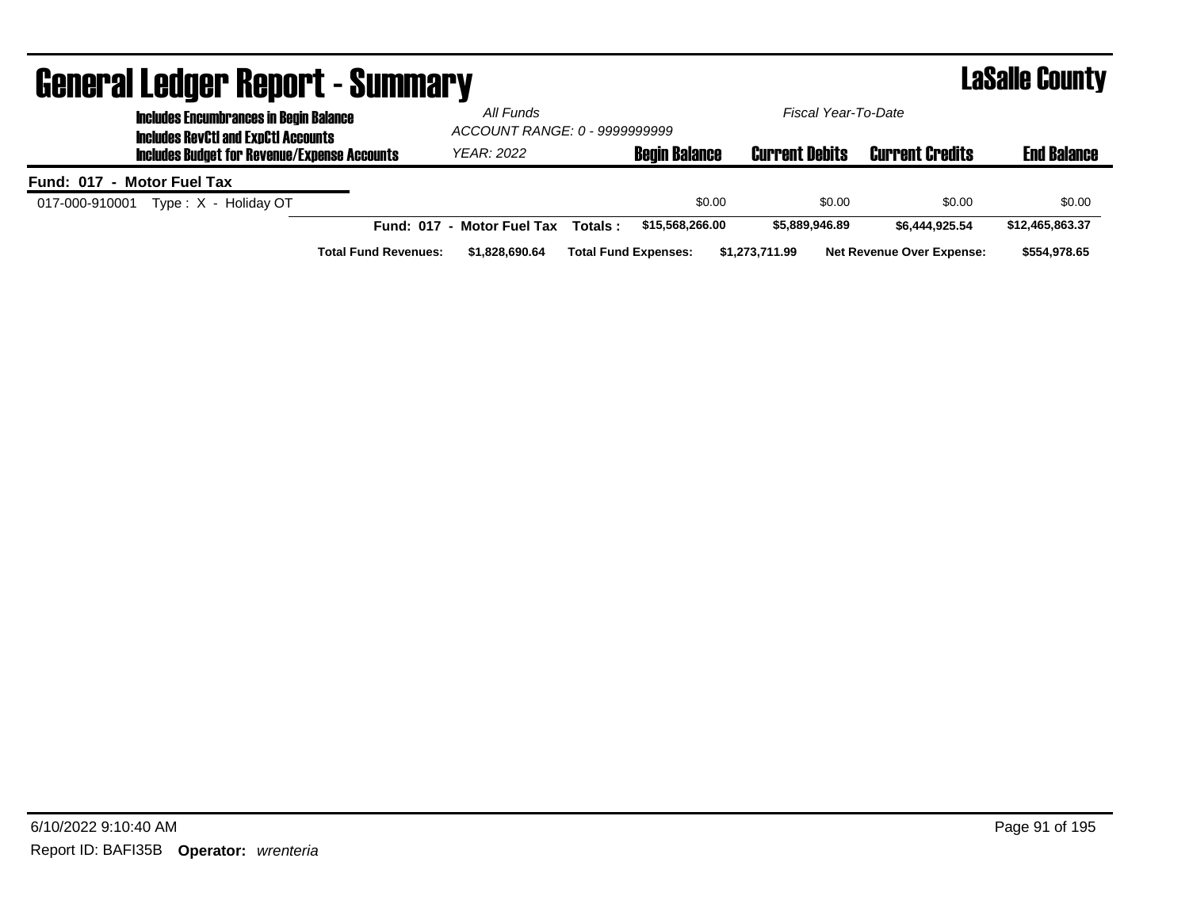# General Ledger Report - Summary

## LaSalle County

**Includes Encumbrances in Begin Balance**
**Includes RevCtl and ExpCtl Accounts**
**Includes Budget for Revenue/Expense Accounts**

*All Funds*
*ACCOUNT RANGE: 0 - 9999999999*
*YEAR: 2022*

*Fiscal Year-To-Date*

| | Begin Balance | Current Debits | Current Credits | End Balance |
|---|---|---|---|---|
| **Fund: 017 - Motor Fuel Tax** | | | | |
| 017-000-910001 Type : X - Holiday OT | $0.00 | $0.00 | $0.00 | $0.00 |
| **Fund: 017 - Motor Fuel Tax Totals :** | **$15,568,266.00** | **$5,889,946.89** | **$6,444,925.54** | **$12,465,863.37** |

**Total Fund Revenues:** **$1,828,690.64** **Total Fund Expenses:** **$1,273,711.99** **Net Revenue Over Expense:** **$554,978.65**

6/10/2022 9:10:40 AM

Report ID: BAFI35B **Operator:** *wrenteria*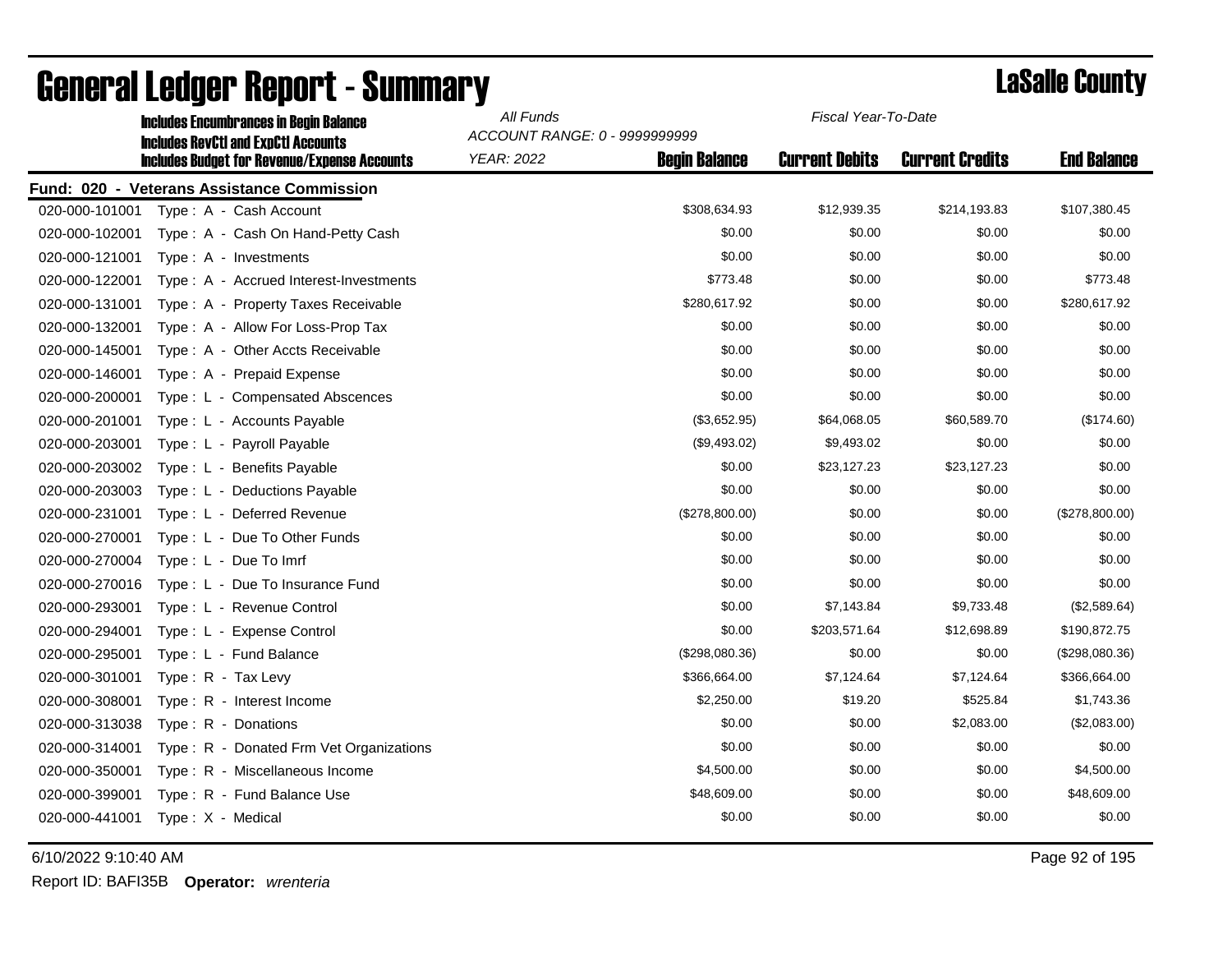# General Ledger Report - Summary

## LaSalle County

**Includes Encumbrances in Begin Balance**
**Includes RevCtl and ExpCtl Accounts**
**Includes Budget for Revenue/Expense Accounts**

*All Funds*
*ACCOUNT RANGE: 0 - 9999999999*
*YEAR: 2022*
*Fiscal Year-To-Date*

**Fund: 020 - Veterans Assistance Commission**

| Account | Description | Begin Balance | Current Debits | Current Credits | End Balance |
|---|---|---|---|---|---|
| 020-000-101001 | Type : A - Cash Account | $308,634.93 | $12,939.35 | $214,193.83 | $107,380.45 |
| 020-000-102001 | Type : A - Cash On Hand-Petty Cash | $0.00 | $0.00 | $0.00 | $0.00 |
| 020-000-121001 | Type : A - Investments | $0.00 | $0.00 | $0.00 | $0.00 |
| 020-000-122001 | Type : A - Accrued Interest-Investments | $773.48 | $0.00 | $0.00 | $773.48 |
| 020-000-131001 | Type : A - Property Taxes Receivable | $280,617.92 | $0.00 | $0.00 | $280,617.92 |
| 020-000-132001 | Type : A - Allow For Loss-Prop Tax | $0.00 | $0.00 | $0.00 | $0.00 |
| 020-000-145001 | Type : A - Other Accts Receivable | $0.00 | $0.00 | $0.00 | $0.00 |
| 020-000-146001 | Type : A - Prepaid Expense | $0.00 | $0.00 | $0.00 | $0.00 |
| 020-000-200001 | Type : L - Compensated Abscences | $0.00 | $0.00 | $0.00 | $0.00 |
| 020-000-201001 | Type : L - Accounts Payable | ($3,652.95) | $64,068.05 | $60,589.70 | ($174.60) |
| 020-000-203001 | Type : L - Payroll Payable | ($9,493.02) | $9,493.02 | $0.00 | $0.00 |
| 020-000-203002 | Type : L - Benefits Payable | $0.00 | $23,127.23 | $23,127.23 | $0.00 |
| 020-000-203003 | Type : L - Deductions Payable | $0.00 | $0.00 | $0.00 | $0.00 |
| 020-000-231001 | Type : L - Deferred Revenue | ($278,800.00) | $0.00 | $0.00 | ($278,800.00) |
| 020-000-270001 | Type : L - Due To Other Funds | $0.00 | $0.00 | $0.00 | $0.00 |
| 020-000-270004 | Type : L - Due To Imrf | $0.00 | $0.00 | $0.00 | $0.00 |
| 020-000-270016 | Type : L - Due To Insurance Fund | $0.00 | $0.00 | $0.00 | $0.00 |
| 020-000-293001 | Type : L - Revenue Control | $0.00 | $7,143.84 | $9,733.48 | ($2,589.64) |
| 020-000-294001 | Type : L - Expense Control | $0.00 | $203,571.64 | $12,698.89 | $190,872.75 |
| 020-000-295001 | Type : L - Fund Balance | ($298,080.36) | $0.00 | $0.00 | ($298,080.36) |
| 020-000-301001 | Type : R - Tax Levy | $366,664.00 | $7,124.64 | $7,124.64 | $366,664.00 |
| 020-000-308001 | Type : R - Interest Income | $2,250.00 | $19.20 | $525.84 | $1,743.36 |
| 020-000-313038 | Type : R - Donations | $0.00 | $0.00 | $2,083.00 | ($2,083.00) |
| 020-000-314001 | Type : R - Donated Frm Vet Organizations | $0.00 | $0.00 | $0.00 | $0.00 |
| 020-000-350001 | Type : R - Miscellaneous Income | $4,500.00 | $0.00 | $0.00 | $4,500.00 |
| 020-000-399001 | Type : R - Fund Balance Use | $48,609.00 | $0.00 | $0.00 | $48,609.00 |
| 020-000-441001 | Type : X - Medical | $0.00 | $0.00 | $0.00 | $0.00 |

6/10/2022 9:10:40 AM

Report ID: BAFI35B **Operator:** *wrenteria*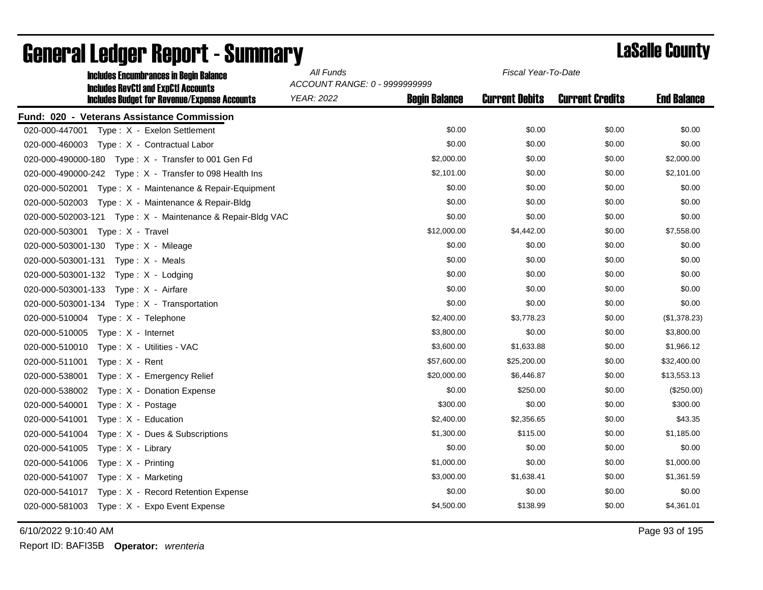# General Ledger Report - Summary

## LaSalle County

Includes Encumbrances in Begin Balance
Includes RevCtl and ExpCtl Accounts
Includes Budget for Revenue/Expense Accounts

All Funds
ACCOUNT RANGE: 0 - 9999999999
YEAR: 2022

Fiscal Year-To-Date

### Fund: 020 - Veterans Assistance Commission

| Account | Begin Balance | Current Debits | Current Credits | End Balance |
|---|---|---|---|---|
| 020-000-447001 Type : X - Exelon Settlement | $0.00 | $0.00 | $0.00 | $0.00 |
| 020-000-460003 Type : X - Contractual Labor | $0.00 | $0.00 | $0.00 | $0.00 |
| 020-000-490000-180 Type : X - Transfer to 001 Gen Fd | $2,000.00 | $0.00 | $0.00 | $2,000.00 |
| 020-000-490000-242 Type : X - Transfer to 098 Health Ins | $2,101.00 | $0.00 | $0.00 | $2,101.00 |
| 020-000-502001 Type : X - Maintenance & Repair-Equipment | $0.00 | $0.00 | $0.00 | $0.00 |
| 020-000-502003 Type : X - Maintenance & Repair-Bldg | $0.00 | $0.00 | $0.00 | $0.00 |
| 020-000-502003-121 Type : X - Maintenance & Repair-Bldg VAC | $0.00 | $0.00 | $0.00 | $0.00 |
| 020-000-503001 Type : X - Travel | $12,000.00 | $4,442.00 | $0.00 | $7,558.00 |
| 020-000-503001-130 Type : X - Mileage | $0.00 | $0.00 | $0.00 | $0.00 |
| 020-000-503001-131 Type : X - Meals | $0.00 | $0.00 | $0.00 | $0.00 |
| 020-000-503001-132 Type : X - Lodging | $0.00 | $0.00 | $0.00 | $0.00 |
| 020-000-503001-133 Type : X - Airfare | $0.00 | $0.00 | $0.00 | $0.00 |
| 020-000-503001-134 Type : X - Transportation | $0.00 | $0.00 | $0.00 | $0.00 |
| 020-000-510004 Type : X - Telephone | $2,400.00 | $3,778.23 | $0.00 | ($1,378.23) |
| 020-000-510005 Type : X - Internet | $3,800.00 | $0.00 | $0.00 | $3,800.00 |
| 020-000-510010 Type : X - Utilities - VAC | $3,600.00 | $1,633.88 | $0.00 | $1,966.12 |
| 020-000-511001 Type : X - Rent | $57,600.00 | $25,200.00 | $0.00 | $32,400.00 |
| 020-000-538001 Type : X - Emergency Relief | $20,000.00 | $6,446.87 | $0.00 | $13,553.13 |
| 020-000-538002 Type : X - Donation Expense | $0.00 | $250.00 | $0.00 | ($250.00) |
| 020-000-540001 Type : X - Postage | $300.00 | $0.00 | $0.00 | $300.00 |
| 020-000-541001 Type : X - Education | $2,400.00 | $2,356.65 | $0.00 | $43.35 |
| 020-000-541004 Type : X - Dues & Subscriptions | $1,300.00 | $115.00 | $0.00 | $1,185.00 |
| 020-000-541005 Type : X - Library | $0.00 | $0.00 | $0.00 | $0.00 |
| 020-000-541006 Type : X - Printing | $1,000.00 | $0.00 | $0.00 | $1,000.00 |
| 020-000-541007 Type : X - Marketing | $3,000.00 | $1,638.41 | $0.00 | $1,361.59 |
| 020-000-541017 Type : X - Record Retention Expense | $0.00 | $0.00 | $0.00 | $0.00 |
| 020-000-581003 Type : X - Expo Event Expense | $4,500.00 | $138.99 | $0.00 | $4,361.01 |

6/10/2022 9:10:40 AM

Report ID: BAFI35B **Operator:** *wrenteria*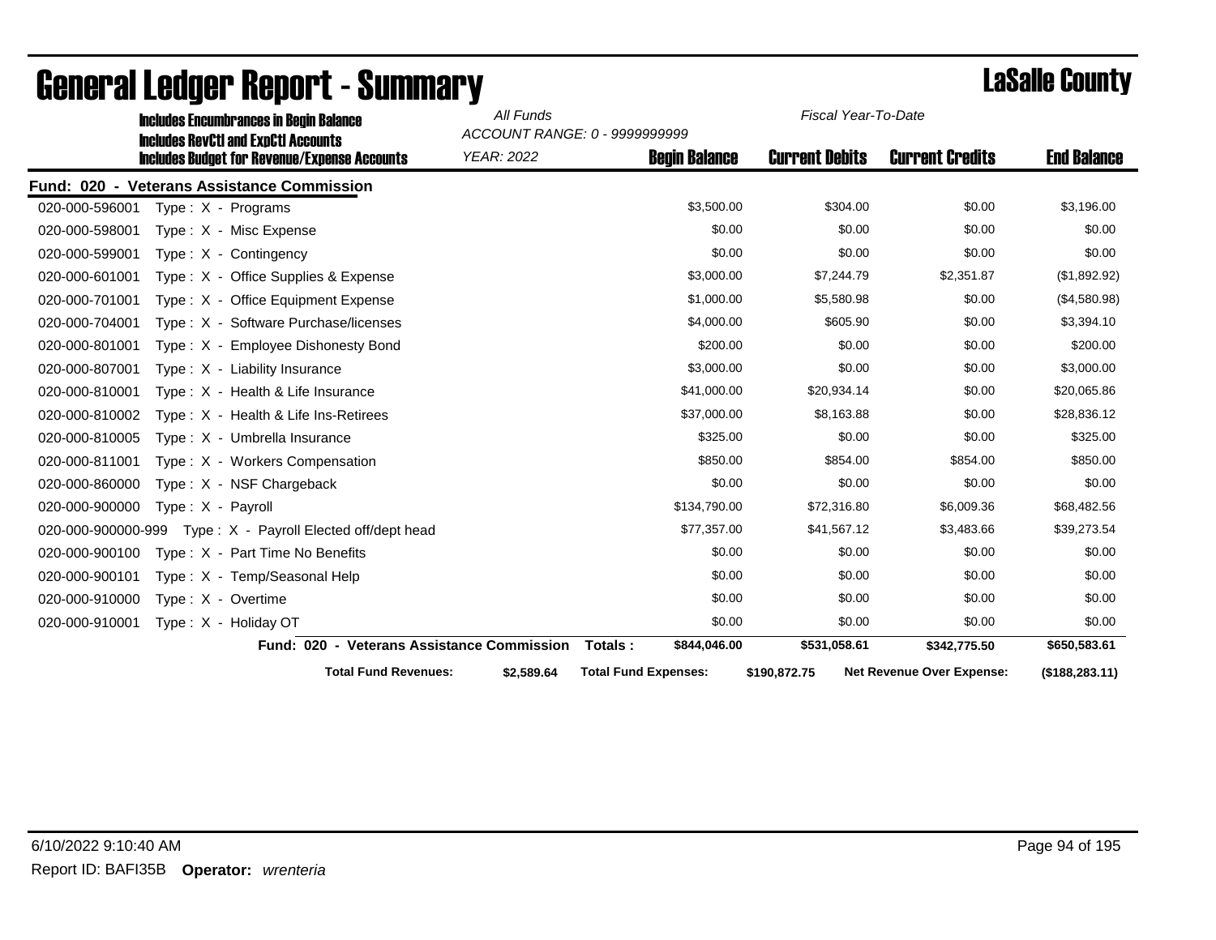# General Ledger Report - Summary

# LaSalle County

**Includes Encumbrances in Begin Balance**
**Includes RevCtl and ExpCtl Accounts**
**Includes Budget for Revenue/Expense Accounts**

*All Funds*
*ACCOUNT RANGE: 0 - 9999999999*
*YEAR: 2022*

*Fiscal Year-To-Date*

**Fund: 020 - Veterans Assistance Commission**

| Account | Description | Begin Balance | Current Debits | Current Credits | End Balance |
|---|---|---|---|---|---|
| 020-000-596001 | Type : X - Programs | $3,500.00 | $304.00 | $0.00 | $3,196.00 |
| 020-000-598001 | Type : X - Misc Expense | $0.00 | $0.00 | $0.00 | $0.00 |
| 020-000-599001 | Type : X - Contingency | $0.00 | $0.00 | $0.00 | $0.00 |
| 020-000-601001 | Type : X - Office Supplies & Expense | $3,000.00 | $7,244.79 | $2,351.87 | ($1,892.92) |
| 020-000-701001 | Type : X - Office Equipment Expense | $1,000.00 | $5,580.98 | $0.00 | ($4,580.98) |
| 020-000-704001 | Type : X - Software Purchase/licenses | $4,000.00 | $605.90 | $0.00 | $3,394.10 |
| 020-000-801001 | Type : X - Employee Dishonesty Bond | $200.00 | $0.00 | $0.00 | $200.00 |
| 020-000-807001 | Type : X - Liability Insurance | $3,000.00 | $0.00 | $0.00 | $3,000.00 |
| 020-000-810001 | Type : X - Health & Life Insurance | $41,000.00 | $20,934.14 | $0.00 | $20,065.86 |
| 020-000-810002 | Type : X - Health & Life Ins-Retirees | $37,000.00 | $8,163.88 | $0.00 | $28,836.12 |
| 020-000-810005 | Type : X - Umbrella Insurance | $325.00 | $0.00 | $0.00 | $325.00 |
| 020-000-811001 | Type : X - Workers Compensation | $850.00 | $854.00 | $854.00 | $850.00 |
| 020-000-860000 | Type : X - NSF Chargeback | $0.00 | $0.00 | $0.00 | $0.00 |
| 020-000-900000 | Type : X - Payroll | $134,790.00 | $72,316.80 | $6,009.36 | $68,482.56 |
| 020-000-900000-999 | Type : X - Payroll Elected off/dept head | $77,357.00 | $41,567.12 | $3,483.66 | $39,273.54 |
| 020-000-900100 | Type : X - Part Time No Benefits | $0.00 | $0.00 | $0.00 | $0.00 |
| 020-000-900101 | Type : X - Temp/Seasonal Help | $0.00 | $0.00 | $0.00 | $0.00 |
| 020-000-910000 | Type : X - Overtime | $0.00 | $0.00 | $0.00 | $0.00 |
| 020-000-910001 | Type : X - Holiday OT | $0.00 | $0.00 | $0.00 | $0.00 |
| | **Fund: 020 - Veterans Assistance Commission Totals :** | **$844,046.00** | **$531,058.61** | **$342,775.50** | **$650,583.61** |

**Total Fund Revenues:** $2,589.64 **Total Fund Expenses:** $190,872.75 **Net Revenue Over Expense:** ($188,283.11)

6/10/2022 9:10:40 AM

Report ID: BAFI35B **Operator:** *wrenteria*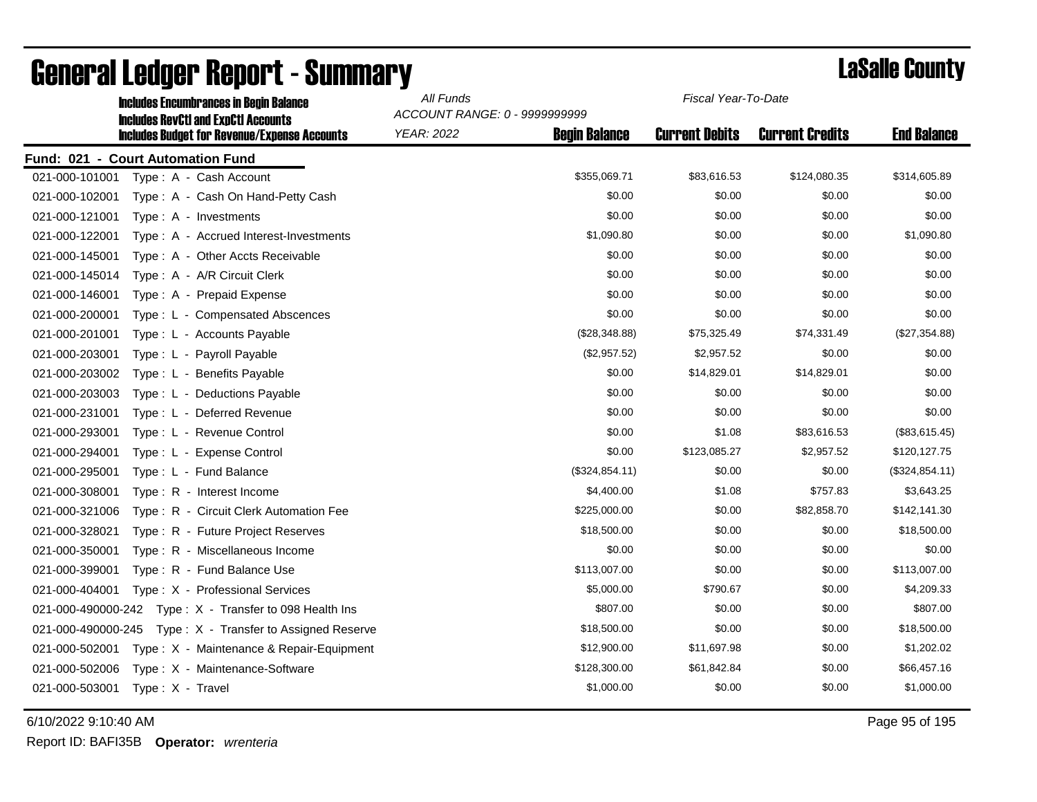# General Ledger Report - Summary

## LaSalle County

**Includes Encumbrances in Begin Balance**
**Includes RevCtl and ExpCtl Accounts**
**Includes Budget for Revenue/Expense Accounts**

All Funds
ACCOUNT RANGE: 0 - 9999999999
YEAR: 2022

Fiscal Year-To-Date

### Fund: 021 - Court Automation Fund

| Account | Type | Begin Balance | Current Debits | Current Credits | End Balance |
|---|---|---|---|---|---|
| 021-000-101001 | Type : A - Cash Account | $355,069.71 | $83,616.53 | $124,080.35 | $314,605.89 |
| 021-000-102001 | Type : A - Cash On Hand-Petty Cash | $0.00 | $0.00 | $0.00 | $0.00 |
| 021-000-121001 | Type : A - Investments | $0.00 | $0.00 | $0.00 | $0.00 |
| 021-000-122001 | Type : A - Accrued Interest-Investments | $1,090.80 | $0.00 | $0.00 | $1,090.80 |
| 021-000-145001 | Type : A - Other Accts Receivable | $0.00 | $0.00 | $0.00 | $0.00 |
| 021-000-145014 | Type : A - A/R Circuit Clerk | $0.00 | $0.00 | $0.00 | $0.00 |
| 021-000-146001 | Type : A - Prepaid Expense | $0.00 | $0.00 | $0.00 | $0.00 |
| 021-000-200001 | Type : L - Compensated Abscences | $0.00 | $0.00 | $0.00 | $0.00 |
| 021-000-201001 | Type : L - Accounts Payable | ($28,348.88) | $75,325.49 | $74,331.49 | ($27,354.88) |
| 021-000-203001 | Type : L - Payroll Payable | ($2,957.52) | $2,957.52 | $0.00 | $0.00 |
| 021-000-203002 | Type : L - Benefits Payable | $0.00 | $14,829.01 | $14,829.01 | $0.00 |
| 021-000-203003 | Type : L - Deductions Payable | $0.00 | $0.00 | $0.00 | $0.00 |
| 021-000-231001 | Type : L - Deferred Revenue | $0.00 | $0.00 | $0.00 | $0.00 |
| 021-000-293001 | Type : L - Revenue Control | $0.00 | $1.08 | $83,616.53 | ($83,615.45) |
| 021-000-294001 | Type : L - Expense Control | $0.00 | $123,085.27 | $2,957.52 | $120,127.75 |
| 021-000-295001 | Type : L - Fund Balance | ($324,854.11) | $0.00 | $0.00 | ($324,854.11) |
| 021-000-308001 | Type : R - Interest Income | $4,400.00 | $1.08 | $757.83 | $3,643.25 |
| 021-000-321006 | Type : R - Circuit Clerk Automation Fee | $225,000.00 | $0.00 | $82,858.70 | $142,141.30 |
| 021-000-328021 | Type : R - Future Project Reserves | $18,500.00 | $0.00 | $0.00 | $18,500.00 |
| 021-000-350001 | Type : R - Miscellaneous Income | $0.00 | $0.00 | $0.00 | $0.00 |
| 021-000-399001 | Type : R - Fund Balance Use | $113,007.00 | $0.00 | $0.00 | $113,007.00 |
| 021-000-404001 | Type : X - Professional Services | $5,000.00 | $790.67 | $0.00 | $4,209.33 |
| 021-000-490000-242 | Type : X - Transfer to 098 Health Ins | $807.00 | $0.00 | $0.00 | $807.00 |
| 021-000-490000-245 | Type : X - Transfer to Assigned Reserve | $18,500.00 | $0.00 | $0.00 | $18,500.00 |
| 021-000-502001 | Type : X - Maintenance & Repair-Equipment | $12,900.00 | $11,697.98 | $0.00 | $1,202.02 |
| 021-000-502006 | Type : X - Maintenance-Software | $128,300.00 | $61,842.84 | $0.00 | $66,457.16 |
| 021-000-503001 | Type : X - Travel | $1,000.00 | $0.00 | $0.00 | $1,000.00 |

6/10/2022 9:10:40 AM

Report ID: BAFI35B **Operator:** *wrenteria*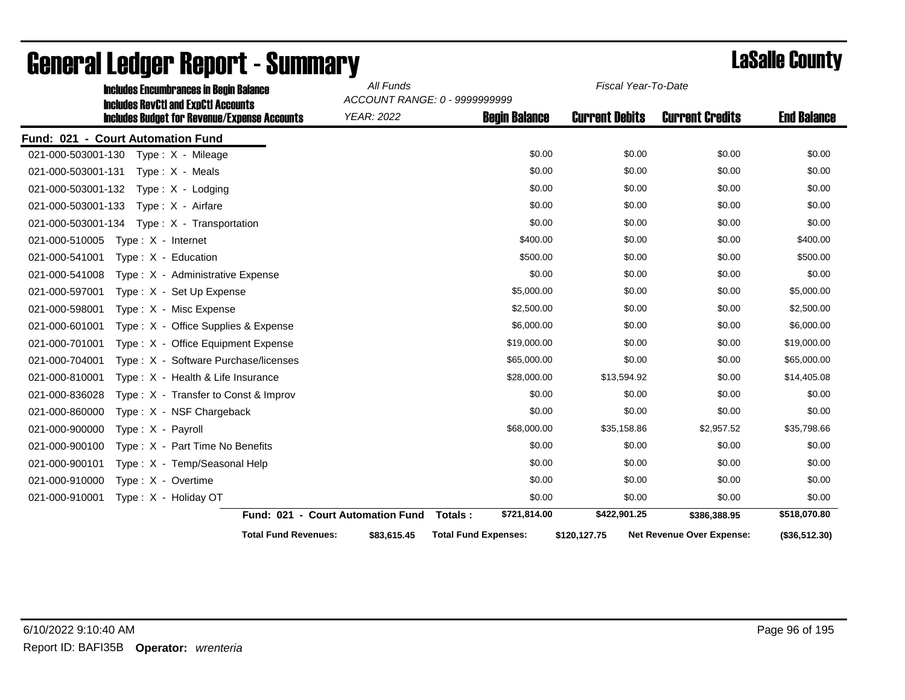# General Ledger Report - Summary

## LaSalle County

**Includes Encumbrances in Begin Balance**
**Includes RevCtl and ExpCtl Accounts**
**Includes Budget for Revenue/Expense Accounts**

*All Funds*
*ACCOUNT RANGE: 0 - 9999999999*
*YEAR: 2022*

*Fiscal Year-To-Date*

### Fund: 021 - Court Automation Fund

| Account | Description | Begin Balance | Current Debits | Current Credits | End Balance |
|---|---|---|---|---|---|
| 021-000-503001-130 | Type : X - Mileage | $0.00 | $0.00 | $0.00 | $0.00 |
| 021-000-503001-131 | Type : X - Meals | $0.00 | $0.00 | $0.00 | $0.00 |
| 021-000-503001-132 | Type : X - Lodging | $0.00 | $0.00 | $0.00 | $0.00 |
| 021-000-503001-133 | Type : X - Airfare | $0.00 | $0.00 | $0.00 | $0.00 |
| 021-000-503001-134 | Type : X - Transportation | $0.00 | $0.00 | $0.00 | $0.00 |
| 021-000-510005 | Type : X - Internet | $400.00 | $0.00 | $0.00 | $400.00 |
| 021-000-541001 | Type : X - Education | $500.00 | $0.00 | $0.00 | $500.00 |
| 021-000-541008 | Type : X - Administrative Expense | $0.00 | $0.00 | $0.00 | $0.00 |
| 021-000-597001 | Type : X - Set Up Expense | $5,000.00 | $0.00 | $0.00 | $5,000.00 |
| 021-000-598001 | Type : X - Misc Expense | $2,500.00 | $0.00 | $0.00 | $2,500.00 |
| 021-000-601001 | Type : X - Office Supplies & Expense | $6,000.00 | $0.00 | $0.00 | $6,000.00 |
| 021-000-701001 | Type : X - Office Equipment Expense | $19,000.00 | $0.00 | $0.00 | $19,000.00 |
| 021-000-704001 | Type : X - Software Purchase/licenses | $65,000.00 | $0.00 | $0.00 | $65,000.00 |
| 021-000-810001 | Type : X - Health & Life Insurance | $28,000.00 | $13,594.92 | $0.00 | $14,405.08 |
| 021-000-836028 | Type : X - Transfer to Const & Improv | $0.00 | $0.00 | $0.00 | $0.00 |
| 021-000-860000 | Type : X - NSF Chargeback | $0.00 | $0.00 | $0.00 | $0.00 |
| 021-000-900000 | Type : X - Payroll | $68,000.00 | $35,158.86 | $2,957.52 | $35,798.66 |
| 021-000-900100 | Type : X - Part Time No Benefits | $0.00 | $0.00 | $0.00 | $0.00 |
| 021-000-900101 | Type : X - Temp/Seasonal Help | $0.00 | $0.00 | $0.00 | $0.00 |
| 021-000-910000 | Type : X - Overtime | $0.00 | $0.00 | $0.00 | $0.00 |
| 021-000-910001 | Type : X - Holiday OT | $0.00 | $0.00 | $0.00 | $0.00 |
| **Fund: 021 - Court Automation Fund** | **Totals :** | **$721,814.00** | **$422,901.25** | **$386,388.95** | **$518,070.80** |

**Total Fund Revenues:** $83,615.45 **Total Fund Expenses:** $120,127.75 **Net Revenue Over Expense:** ($36,512.30)

6/10/2022 9:10:40 AM

Report ID: BAFI35B **Operator:** *wrenteria*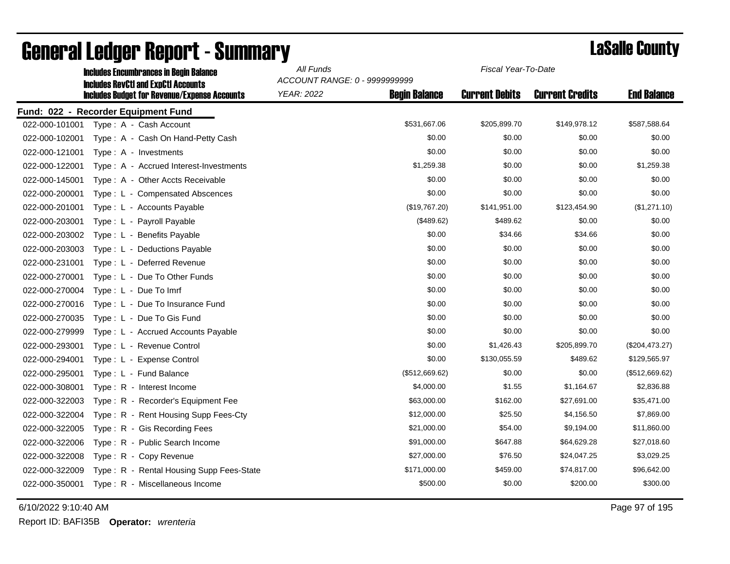# General Ledger Report - Summary

## LaSalle County

**Includes Encumbrances in Begin Balance**
**Includes RevCtl and ExpCtl Accounts**
**Includes Budget for Revenue/Expense Accounts**

*All Funds*
*ACCOUNT RANGE: 0 - 9999999999*
*YEAR: 2022*

*Fiscal Year-To-Date*

### Fund: 022 - Recorder Equipment Fund

| Account | Description | Begin Balance | Current Debits | Current Credits | End Balance |
|---|---|---|---|---|---|
| 022-000-101001 | Type : A - Cash Account | $531,667.06 | $205,899.70 | $149,978.12 | $587,588.64 |
| 022-000-102001 | Type : A - Cash On Hand-Petty Cash | $0.00 | $0.00 | $0.00 | $0.00 |
| 022-000-121001 | Type : A - Investments | $0.00 | $0.00 | $0.00 | $0.00 |
| 022-000-122001 | Type : A - Accrued Interest-Investments | $1,259.38 | $0.00 | $0.00 | $1,259.38 |
| 022-000-145001 | Type : A - Other Accts Receivable | $0.00 | $0.00 | $0.00 | $0.00 |
| 022-000-200001 | Type : L - Compensated Abscences | $0.00 | $0.00 | $0.00 | $0.00 |
| 022-000-201001 | Type : L - Accounts Payable | ($19,767.20) | $141,951.00 | $123,454.90 | ($1,271.10) |
| 022-000-203001 | Type : L - Payroll Payable | ($489.62) | $489.62 | $0.00 | $0.00 |
| 022-000-203002 | Type : L - Benefits Payable | $0.00 | $34.66 | $34.66 | $0.00 |
| 022-000-203003 | Type : L - Deductions Payable | $0.00 | $0.00 | $0.00 | $0.00 |
| 022-000-231001 | Type : L - Deferred Revenue | $0.00 | $0.00 | $0.00 | $0.00 |
| 022-000-270001 | Type : L - Due To Other Funds | $0.00 | $0.00 | $0.00 | $0.00 |
| 022-000-270004 | Type : L - Due To Imrf | $0.00 | $0.00 | $0.00 | $0.00 |
| 022-000-270016 | Type : L - Due To Insurance Fund | $0.00 | $0.00 | $0.00 | $0.00 |
| 022-000-270035 | Type : L - Due To Gis Fund | $0.00 | $0.00 | $0.00 | $0.00 |
| 022-000-279999 | Type : L - Accrued Accounts Payable | $0.00 | $0.00 | $0.00 | $0.00 |
| 022-000-293001 | Type : L - Revenue Control | $0.00 | $1,426.43 | $205,899.70 | ($204,473.27) |
| 022-000-294001 | Type : L - Expense Control | $0.00 | $130,055.59 | $489.62 | $129,565.97 |
| 022-000-295001 | Type : L - Fund Balance | ($512,669.62) | $0.00 | $0.00 | ($512,669.62) |
| 022-000-308001 | Type : R - Interest Income | $4,000.00 | $1.55 | $1,164.67 | $2,836.88 |
| 022-000-322003 | Type : R - Recorder's Equipment Fee | $63,000.00 | $162.00 | $27,691.00 | $35,471.00 |
| 022-000-322004 | Type : R - Rent Housing Supp Fees-Cty | $12,000.00 | $25.50 | $4,156.50 | $7,869.00 |
| 022-000-322005 | Type : R - Gis Recording Fees | $21,000.00 | $54.00 | $9,194.00 | $11,860.00 |
| 022-000-322006 | Type : R - Public Search Income | $91,000.00 | $647.88 | $64,629.28 | $27,018.60 |
| 022-000-322008 | Type : R - Copy Revenue | $27,000.00 | $76.50 | $24,047.25 | $3,029.25 |
| 022-000-322009 | Type : R - Rental Housing Supp Fees-State | $171,000.00 | $459.00 | $74,817.00 | $96,642.00 |
| 022-000-350001 | Type : R - Miscellaneous Income | $500.00 | $0.00 | $200.00 | $300.00 |

6/10/2022 9:10:40 AM

Report ID: BAFI35B **Operator:** *wrenteria*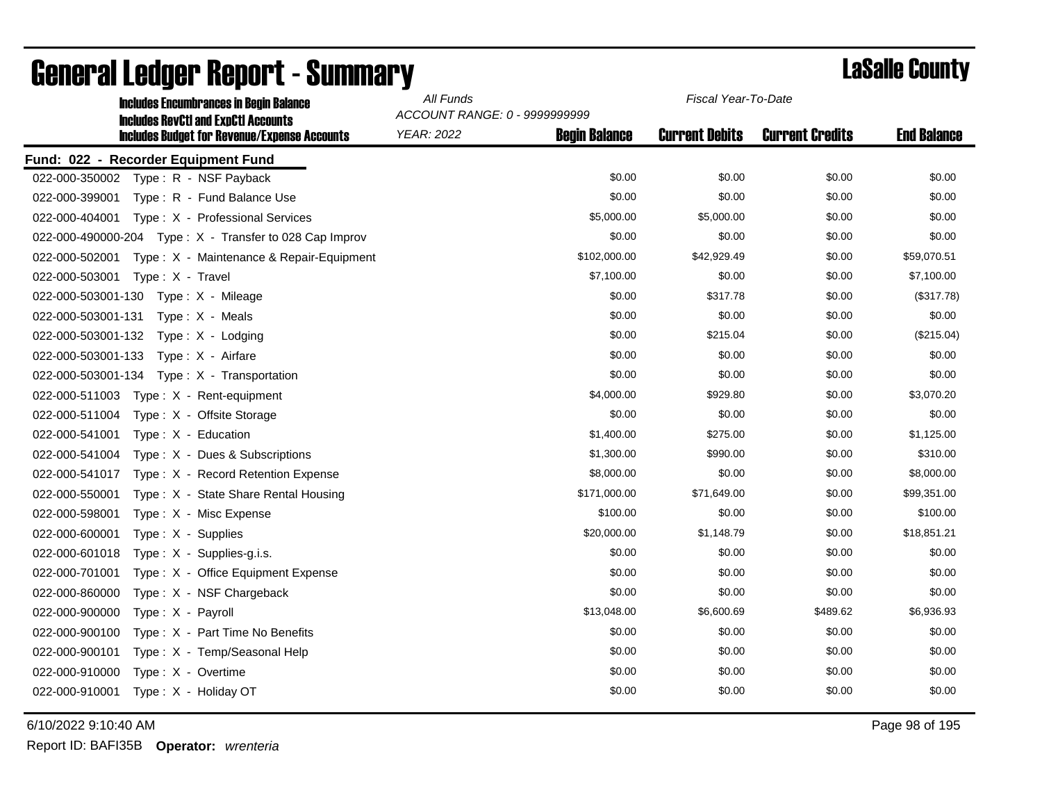# General Ledger Report - Summary

## LaSalle County

**Includes Encumbrances in Begin Balance**
**Includes RevCtl and ExpCtl Accounts**
**Includes Budget for Revenue/Expense Accounts**

*All Funds*
*ACCOUNT RANGE: 0 - 9999999999*
*YEAR: 2022*

*Fiscal Year-To-Date*

**Fund: 022 - Recorder Equipment Fund**

| Account | Begin Balance | Current Debits | Current Credits | End Balance |
|---|---|---|---|---|
| 022-000-350002 Type : R - NSF Payback | $0.00 | $0.00 | $0.00 | $0.00 |
| 022-000-399001 Type : R - Fund Balance Use | $0.00 | $0.00 | $0.00 | $0.00 |
| 022-000-404001 Type : X - Professional Services | $5,000.00 | $5,000.00 | $0.00 | $0.00 |
| 022-000-490000-204 Type : X - Transfer to 028 Cap Improv | $0.00 | $0.00 | $0.00 | $0.00 |
| 022-000-502001 Type : X - Maintenance & Repair-Equipment | $102,000.00 | $42,929.49 | $0.00 | $59,070.51 |
| 022-000-503001 Type : X - Travel | $7,100.00 | $0.00 | $0.00 | $7,100.00 |
| 022-000-503001-130 Type : X - Mileage | $0.00 | $317.78 | $0.00 | ($317.78) |
| 022-000-503001-131 Type : X - Meals | $0.00 | $0.00 | $0.00 | $0.00 |
| 022-000-503001-132 Type : X - Lodging | $0.00 | $215.04 | $0.00 | ($215.04) |
| 022-000-503001-133 Type : X - Airfare | $0.00 | $0.00 | $0.00 | $0.00 |
| 022-000-503001-134 Type : X - Transportation | $0.00 | $0.00 | $0.00 | $0.00 |
| 022-000-511003 Type : X - Rent-equipment | $4,000.00 | $929.80 | $0.00 | $3,070.20 |
| 022-000-511004 Type : X - Offsite Storage | $0.00 | $0.00 | $0.00 | $0.00 |
| 022-000-541001 Type : X - Education | $1,400.00 | $275.00 | $0.00 | $1,125.00 |
| 022-000-541004 Type : X - Dues & Subscriptions | $1,300.00 | $990.00 | $0.00 | $310.00 |
| 022-000-541017 Type : X - Record Retention Expense | $8,000.00 | $0.00 | $0.00 | $8,000.00 |
| 022-000-550001 Type : X - State Share Rental Housing | $171,000.00 | $71,649.00 | $0.00 | $99,351.00 |
| 022-000-598001 Type : X - Misc Expense | $100.00 | $0.00 | $0.00 | $100.00 |
| 022-000-600001 Type : X - Supplies | $20,000.00 | $1,148.79 | $0.00 | $18,851.21 |
| 022-000-601018 Type : X - Supplies-g.i.s. | $0.00 | $0.00 | $0.00 | $0.00 |
| 022-000-701001 Type : X - Office Equipment Expense | $0.00 | $0.00 | $0.00 | $0.00 |
| 022-000-860000 Type : X - NSF Chargeback | $0.00 | $0.00 | $0.00 | $0.00 |
| 022-000-900000 Type : X - Payroll | $13,048.00 | $6,600.69 | $489.62 | $6,936.93 |
| 022-000-900100 Type : X - Part Time No Benefits | $0.00 | $0.00 | $0.00 | $0.00 |
| 022-000-900101 Type : X - Temp/Seasonal Help | $0.00 | $0.00 | $0.00 | $0.00 |
| 022-000-910000 Type : X - Overtime | $0.00 | $0.00 | $0.00 | $0.00 |
| 022-000-910001 Type : X - Holiday OT | $0.00 | $0.00 | $0.00 | $0.00 |

6/10/2022 9:10:40 AM

Report ID: BAFI35B **Operator:** *wrenteria*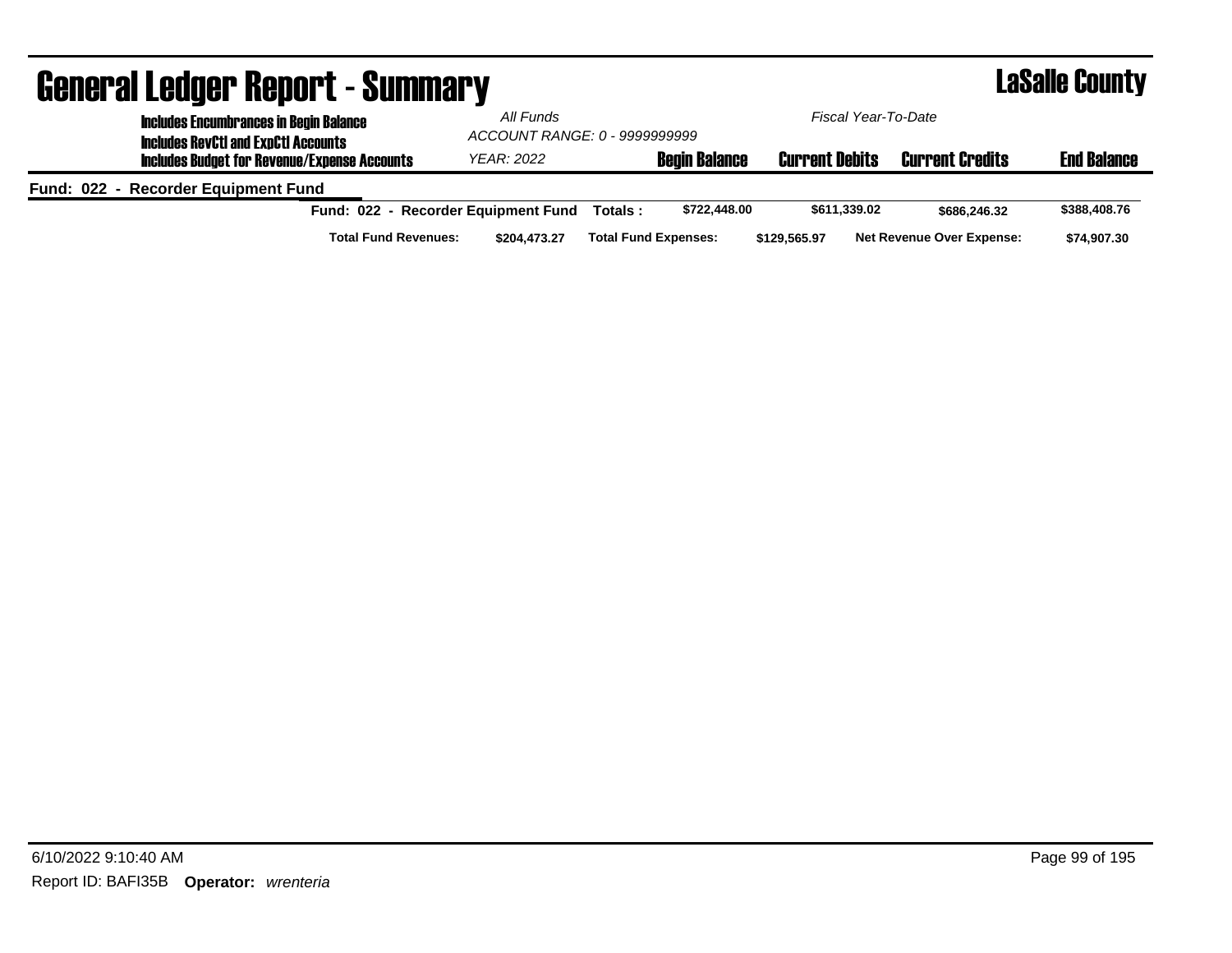# General Ledger Report - Summary

## LaSalle County

**Includes Encumbrances in Begin Balance**
**Includes RevCtl and ExpCtl Accounts**
**Includes Budget for Revenue/Expense Accounts**

*All Funds*
*ACCOUNT RANGE: 0 - 9999999999*
*YEAR: 2022*

*Fiscal Year-To-Date*

| | | Begin Balance | Current Debits | Current Credits | End Balance |
|---|---|---|---|---|---|
| **Fund: 022 - Recorder Equipment Fund** | | | | | |
| **Fund: 022 - Recorder Equipment Fund** | **Totals :** | **$722,448.00** | **$611,339.02** | **$686,246.32** | **$388,408.76** |

**Total Fund Revenues:** **$204,473.27** **Total Fund Expenses:** **$129,565.97** **Net Revenue Over Expense:** **$74,907.30**

6/10/2022 9:10:40 AM

Report ID: BAFI35B **Operator:** *wrenteria*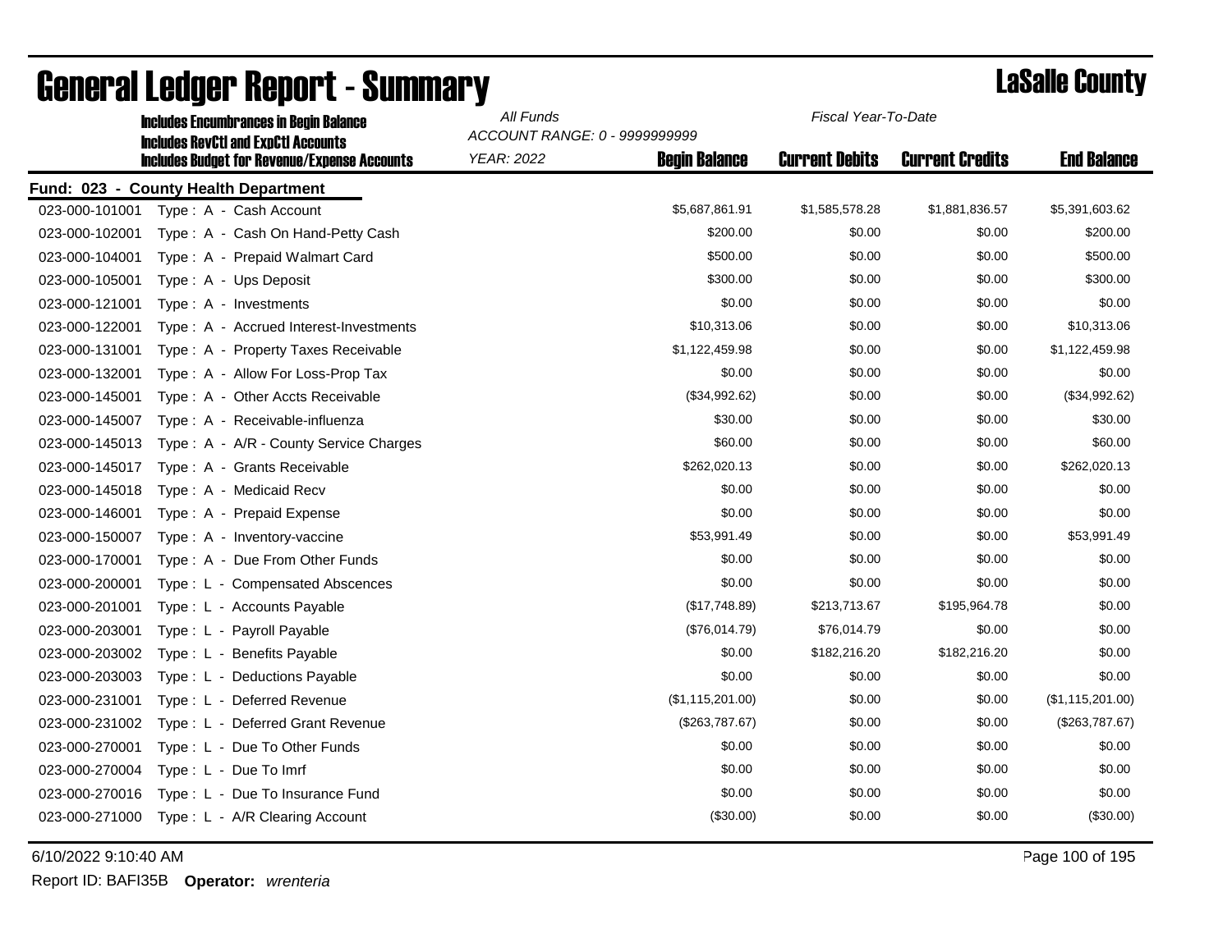# General Ledger Report - Summary

## LaSalle County

**Includes Encumbrances in Begin Balance**
**Includes RevCtl and ExpCtl Accounts**
**Includes Budget for Revenue/Expense Accounts**

*All Funds*
*ACCOUNT RANGE: 0 - 9999999999*
*YEAR: 2022*

*Fiscal Year-To-Date*

| | | Begin Balance | Current Debits | Current Credits | End Balance |
|---|---|---|---|---|---|
| **Fund: 023 - County Health Department** | | | | | |
| 023-000-101001 | Type : A - Cash Account | $5,687,861.91 | $1,585,578.28 | $1,881,836.57 | $5,391,603.62 |
| 023-000-102001 | Type : A - Cash On Hand-Petty Cash | $200.00 | $0.00 | $0.00 | $200.00 |
| 023-000-104001 | Type : A - Prepaid Walmart Card | $500.00 | $0.00 | $0.00 | $500.00 |
| 023-000-105001 | Type : A - Ups Deposit | $300.00 | $0.00 | $0.00 | $300.00 |
| 023-000-121001 | Type : A - Investments | $0.00 | $0.00 | $0.00 | $0.00 |
| 023-000-122001 | Type : A - Accrued Interest-Investments | $10,313.06 | $0.00 | $0.00 | $10,313.06 |
| 023-000-131001 | Type : A - Property Taxes Receivable | $1,122,459.98 | $0.00 | $0.00 | $1,122,459.98 |
| 023-000-132001 | Type : A - Allow For Loss-Prop Tax | $0.00 | $0.00 | $0.00 | $0.00 |
| 023-000-145001 | Type : A - Other Accts Receivable | ($34,992.62) | $0.00 | $0.00 | ($34,992.62) |
| 023-000-145007 | Type : A - Receivable-influenza | $30.00 | $0.00 | $0.00 | $30.00 |
| 023-000-145013 | Type : A - A/R - County Service Charges | $60.00 | $0.00 | $0.00 | $60.00 |
| 023-000-145017 | Type : A - Grants Receivable | $262,020.13 | $0.00 | $0.00 | $262,020.13 |
| 023-000-145018 | Type : A - Medicaid Recv | $0.00 | $0.00 | $0.00 | $0.00 |
| 023-000-146001 | Type : A - Prepaid Expense | $0.00 | $0.00 | $0.00 | $0.00 |
| 023-000-150007 | Type : A - Inventory-vaccine | $53,991.49 | $0.00 | $0.00 | $53,991.49 |
| 023-000-170001 | Type : A - Due From Other Funds | $0.00 | $0.00 | $0.00 | $0.00 |
| 023-000-200001 | Type : L - Compensated Abscences | $0.00 | $0.00 | $0.00 | $0.00 |
| 023-000-201001 | Type : L - Accounts Payable | ($17,748.89) | $213,713.67 | $195,964.78 | $0.00 |
| 023-000-203001 | Type : L - Payroll Payable | ($76,014.79) | $76,014.79 | $0.00 | $0.00 |
| 023-000-203002 | Type : L - Benefits Payable | $0.00 | $182,216.20 | $182,216.20 | $0.00 |
| 023-000-203003 | Type : L - Deductions Payable | $0.00 | $0.00 | $0.00 | $0.00 |
| 023-000-231001 | Type : L - Deferred Revenue | ($1,115,201.00) | $0.00 | $0.00 | ($1,115,201.00) |
| 023-000-231002 | Type : L - Deferred Grant Revenue | ($263,787.67) | $0.00 | $0.00 | ($263,787.67) |
| 023-000-270001 | Type : L - Due To Other Funds | $0.00 | $0.00 | $0.00 | $0.00 |
| 023-000-270004 | Type : L - Due To Imrf | $0.00 | $0.00 | $0.00 | $0.00 |
| 023-000-270016 | Type : L - Due To Insurance Fund | $0.00 | $0.00 | $0.00 | $0.00 |
| 023-000-271000 | Type : L - A/R Clearing Account | ($30.00) | $0.00 | $0.00 | ($30.00) |

6/10/2022 9:10:40 AM

Report ID: BAFI35B **Operator:** *wrenteria*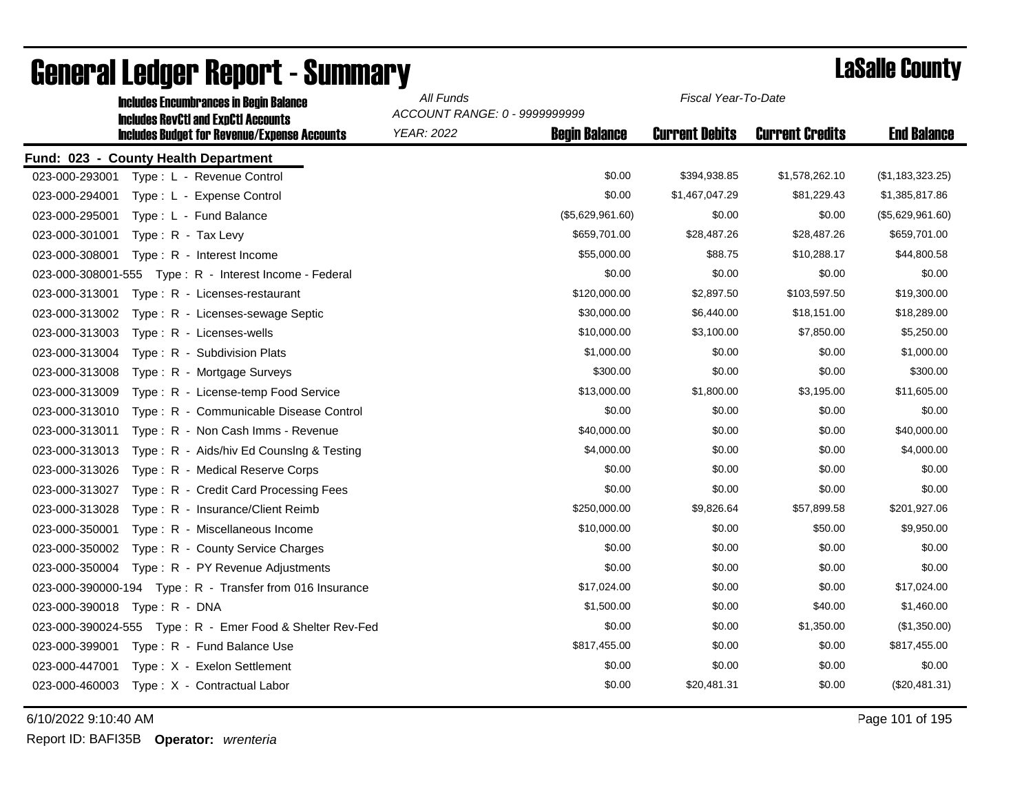# General Ledger Report - Summary

## LaSalle County

**Includes Encumbrances in Begin Balance**
**Includes RevCtl and ExpCtl Accounts**
**Includes Budget for Revenue/Expense Accounts**

*All Funds*
*ACCOUNT RANGE: 0 - 9999999999*
*YEAR: 2022*
*Fiscal Year-To-Date*

### Fund: 023 - County Health Department

| Account | Begin Balance | Current Debits | Current Credits | End Balance |
|---|---|---|---|---|
| 023-000-293001 Type : L - Revenue Control | $0.00 | $394,938.85 | $1,578,262.10 | ($1,183,323.25) |
| 023-000-294001 Type : L - Expense Control | $0.00 | $1,467,047.29 | $81,229.43 | $1,385,817.86 |
| 023-000-295001 Type : L - Fund Balance | ($5,629,961.60) | $0.00 | $0.00 | ($5,629,961.60) |
| 023-000-301001 Type : R - Tax Levy | $659,701.00 | $28,487.26 | $28,487.26 | $659,701.00 |
| 023-000-308001 Type : R - Interest Income | $55,000.00 | $88.75 | $10,288.17 | $44,800.58 |
| 023-000-308001-555 Type : R - Interest Income - Federal | $0.00 | $0.00 | $0.00 | $0.00 |
| 023-000-313001 Type : R - Licenses-restaurant | $120,000.00 | $2,897.50 | $103,597.50 | $19,300.00 |
| 023-000-313002 Type : R - Licenses-sewage Septic | $30,000.00 | $6,440.00 | $18,151.00 | $18,289.00 |
| 023-000-313003 Type : R - Licenses-wells | $10,000.00 | $3,100.00 | $7,850.00 | $5,250.00 |
| 023-000-313004 Type : R - Subdivision Plats | $1,000.00 | $0.00 | $0.00 | $1,000.00 |
| 023-000-313008 Type : R - Mortgage Surveys | $300.00 | $0.00 | $0.00 | $300.00 |
| 023-000-313009 Type : R - License-temp Food Service | $13,000.00 | $1,800.00 | $3,195.00 | $11,605.00 |
| 023-000-313010 Type : R - Communicable Disease Control | $0.00 | $0.00 | $0.00 | $0.00 |
| 023-000-313011 Type : R - Non Cash Imms - Revenue | $40,000.00 | $0.00 | $0.00 | $40,000.00 |
| 023-000-313013 Type : R - Aids/hiv Ed Counslng & Testing | $4,000.00 | $0.00 | $0.00 | $4,000.00 |
| 023-000-313026 Type : R - Medical Reserve Corps | $0.00 | $0.00 | $0.00 | $0.00 |
| 023-000-313027 Type : R - Credit Card Processing Fees | $0.00 | $0.00 | $0.00 | $0.00 |
| 023-000-313028 Type : R - Insurance/Client Reimb | $250,000.00 | $9,826.64 | $57,899.58 | $201,927.06 |
| 023-000-350001 Type : R - Miscellaneous Income | $10,000.00 | $0.00 | $50.00 | $9,950.00 |
| 023-000-350002 Type : R - County Service Charges | $0.00 | $0.00 | $0.00 | $0.00 |
| 023-000-350004 Type : R - PY Revenue Adjustments | $0.00 | $0.00 | $0.00 | $0.00 |
| 023-000-390000-194 Type : R - Transfer from 016 Insurance | $17,024.00 | $0.00 | $0.00 | $17,024.00 |
| 023-000-390018 Type : R - DNA | $1,500.00 | $0.00 | $40.00 | $1,460.00 |
| 023-000-390024-555 Type : R - Emer Food & Shelter Rev-Fed | $0.00 | $0.00 | $1,350.00 | ($1,350.00) |
| 023-000-399001 Type : R - Fund Balance Use | $817,455.00 | $0.00 | $0.00 | $817,455.00 |
| 023-000-447001 Type : X - Exelon Settlement | $0.00 | $0.00 | $0.00 | $0.00 |
| 023-000-460003 Type : X - Contractual Labor | $0.00 | $20,481.31 | $0.00 | ($20,481.31) |

6/10/2022 9:10:40 AM

Report ID: BAFI35B **Operator:** *wrenteria*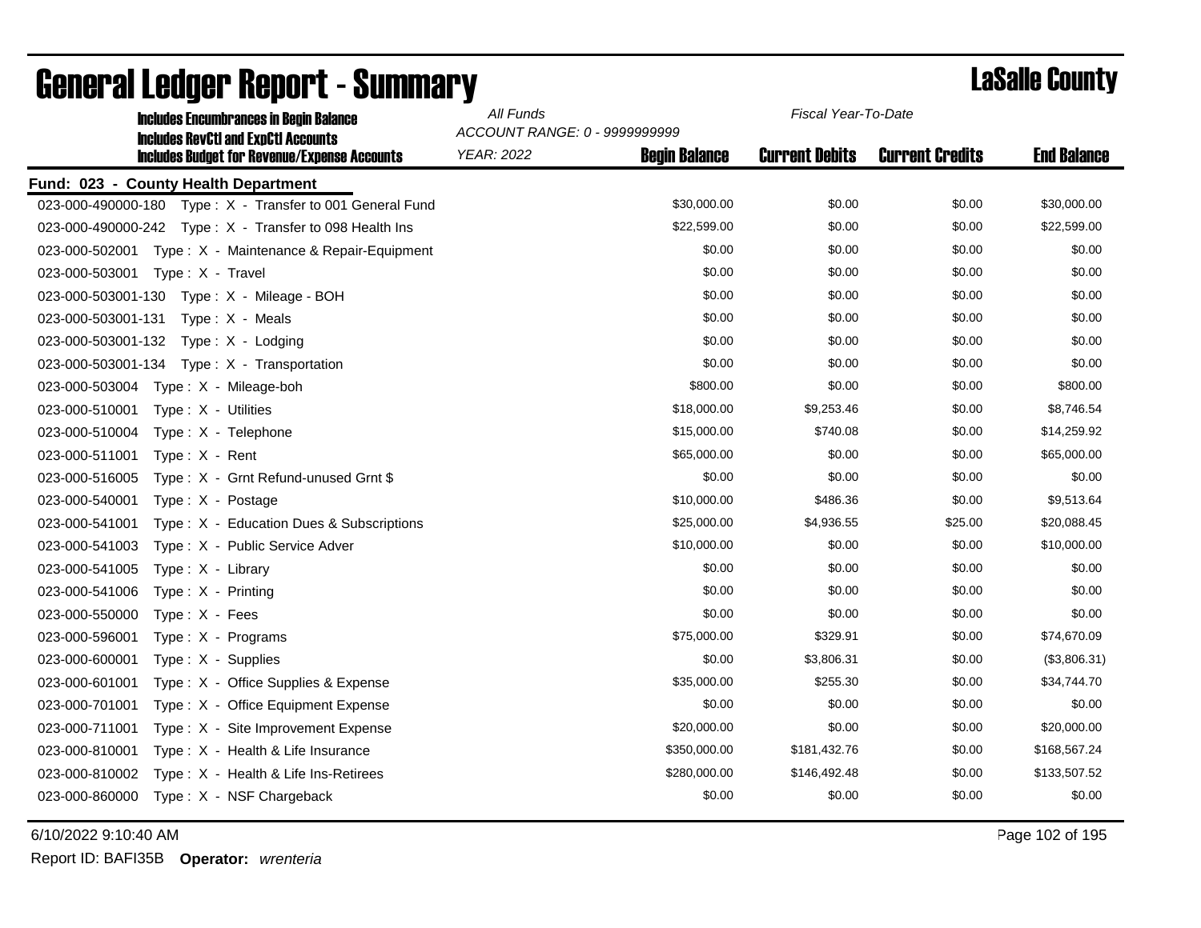# General Ledger Report - Summary

**LaSalle County**

Includes Encumbrances in Begin Balance
Includes RevCtl and ExpCtl Accounts
Includes Budget for Revenue/Expense Accounts

All Funds
ACCOUNT RANGE: 0 - 9999999999
YEAR: 2022

Fiscal Year-To-Date

**Fund: 023 - County Health Department**

| Account | Description | Begin Balance | Current Debits | Current Credits | End Balance |
|---|---|---|---|---|---|
| 023-000-490000-180 | Type : X - Transfer to 001 General Fund | $30,000.00 | $0.00 | $0.00 | $30,000.00 |
| 023-000-490000-242 | Type : X - Transfer to 098 Health Ins | $22,599.00 | $0.00 | $0.00 | $22,599.00 |
| 023-000-502001 | Type : X - Maintenance & Repair-Equipment | $0.00 | $0.00 | $0.00 | $0.00 |
| 023-000-503001 | Type : X - Travel | $0.00 | $0.00 | $0.00 | $0.00 |
| 023-000-503001-130 | Type : X - Mileage - BOH | $0.00 | $0.00 | $0.00 | $0.00 |
| 023-000-503001-131 | Type : X - Meals | $0.00 | $0.00 | $0.00 | $0.00 |
| 023-000-503001-132 | Type : X - Lodging | $0.00 | $0.00 | $0.00 | $0.00 |
| 023-000-503001-134 | Type : X - Transportation | $0.00 | $0.00 | $0.00 | $0.00 |
| 023-000-503004 | Type : X - Mileage-boh | $800.00 | $0.00 | $0.00 | $800.00 |
| 023-000-510001 | Type : X - Utilities | $18,000.00 | $9,253.46 | $0.00 | $8,746.54 |
| 023-000-510004 | Type : X - Telephone | $15,000.00 | $740.08 | $0.00 | $14,259.92 |
| 023-000-511001 | Type : X - Rent | $65,000.00 | $0.00 | $0.00 | $65,000.00 |
| 023-000-516005 | Type : X - Grnt Refund-unused Grnt $ | $0.00 | $0.00 | $0.00 | $0.00 |
| 023-000-540001 | Type : X - Postage | $10,000.00 | $486.36 | $0.00 | $9,513.64 |
| 023-000-541001 | Type : X - Education Dues & Subscriptions | $25,000.00 | $4,936.55 | $25.00 | $20,088.45 |
| 023-000-541003 | Type : X - Public Service Adver | $10,000.00 | $0.00 | $0.00 | $10,000.00 |
| 023-000-541005 | Type : X - Library | $0.00 | $0.00 | $0.00 | $0.00 |
| 023-000-541006 | Type : X - Printing | $0.00 | $0.00 | $0.00 | $0.00 |
| 023-000-550000 | Type : X - Fees | $0.00 | $0.00 | $0.00 | $0.00 |
| 023-000-596001 | Type : X - Programs | $75,000.00 | $329.91 | $0.00 | $74,670.09 |
| 023-000-600001 | Type : X - Supplies | $0.00 | $3,806.31 | $0.00 | ($3,806.31) |
| 023-000-601001 | Type : X - Office Supplies & Expense | $35,000.00 | $255.30 | $0.00 | $34,744.70 |
| 023-000-701001 | Type : X - Office Equipment Expense | $0.00 | $0.00 | $0.00 | $0.00 |
| 023-000-711001 | Type : X - Site Improvement Expense | $20,000.00 | $0.00 | $0.00 | $20,000.00 |
| 023-000-810001 | Type : X - Health & Life Insurance | $350,000.00 | $181,432.76 | $0.00 | $168,567.24 |
| 023-000-810002 | Type : X - Health & Life Ins-Retirees | $280,000.00 | $146,492.48 | $0.00 | $133,507.52 |
| 023-000-860000 | Type : X - NSF Chargeback | $0.00 | $0.00 | $0.00 | $0.00 |

6/10/2022 9:10:40 AM

Report ID: BAFI35B **Operator:** *wrenteria*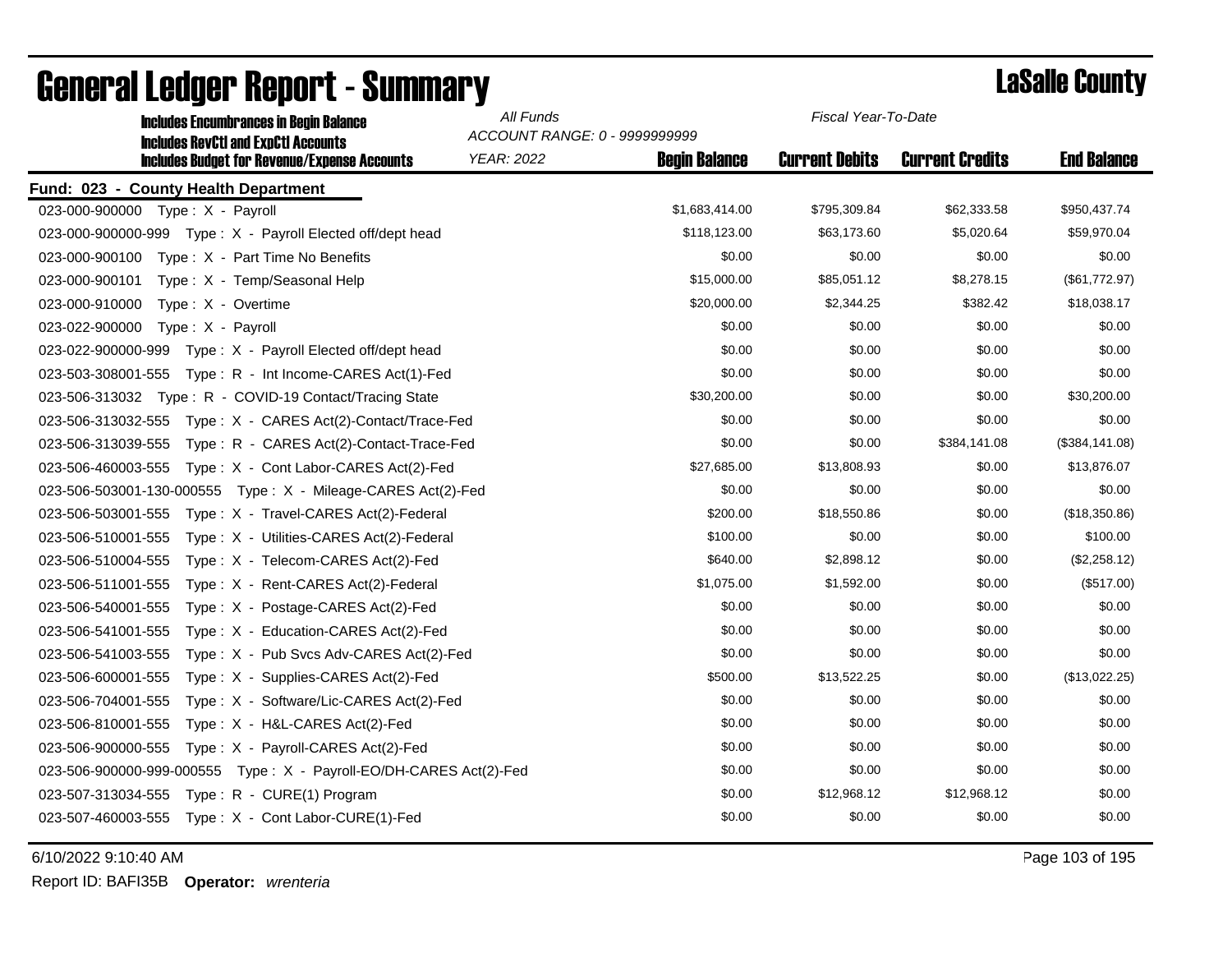# General Ledger Report - Summary

## LaSalle County

Includes Encumbrances in Begin Balance
Includes RevCtl and ExpCtl Accounts
Includes Budget for Revenue/Expense Accounts

*All Funds*
*ACCOUNT RANGE: 0 - 9999999999*
*YEAR: 2022*

*Fiscal Year-To-Date*

**Fund: 023 - County Health Department**

| Account | Begin Balance | Current Debits | Current Credits | End Balance |
|---|---|---|---|---|
| 023-000-900000 Type : X - Payroll | $1,683,414.00 | $795,309.84 | $62,333.58 | $950,437.74 |
| 023-000-900000-999 Type : X - Payroll Elected off/dept head | $118,123.00 | $63,173.60 | $5,020.64 | $59,970.04 |
| 023-000-900100 Type : X - Part Time No Benefits | $0.00 | $0.00 | $0.00 | $0.00 |
| 023-000-900101 Type : X - Temp/Seasonal Help | $15,000.00 | $85,051.12 | $8,278.15 | ($61,772.97) |
| 023-000-910000 Type : X - Overtime | $20,000.00 | $2,344.25 | $382.42 | $18,038.17 |
| 023-022-900000 Type : X - Payroll | $0.00 | $0.00 | $0.00 | $0.00 |
| 023-022-900000-999 Type : X - Payroll Elected off/dept head | $0.00 | $0.00 | $0.00 | $0.00 |
| 023-503-308001-555 Type : R - Int Income-CARES Act(1)-Fed | $0.00 | $0.00 | $0.00 | $0.00 |
| 023-506-313032 Type : R - COVID-19 Contact/Tracing State | $30,200.00 | $0.00 | $0.00 | $30,200.00 |
| 023-506-313032-555 Type : X - CARES Act(2)-Contact/Trace-Fed | $0.00 | $0.00 | $0.00 | $0.00 |
| 023-506-313039-555 Type : R - CARES Act(2)-Contact-Trace-Fed | $0.00 | $0.00 | $384,141.08 | ($384,141.08) |
| 023-506-460003-555 Type : X - Cont Labor-CARES Act(2)-Fed | $27,685.00 | $13,808.93 | $0.00 | $13,876.07 |
| 023-506-503001-130-000555 Type : X - Mileage-CARES Act(2)-Fed | $0.00 | $0.00 | $0.00 | $0.00 |
| 023-506-503001-555 Type : X - Travel-CARES Act(2)-Federal | $200.00 | $18,550.86 | $0.00 | ($18,350.86) |
| 023-506-510001-555 Type : X - Utilities-CARES Act(2)-Federal | $100.00 | $0.00 | $0.00 | $100.00 |
| 023-506-510004-555 Type : X - Telecom-CARES Act(2)-Fed | $640.00 | $2,898.12 | $0.00 | ($2,258.12) |
| 023-506-511001-555 Type : X - Rent-CARES Act(2)-Federal | $1,075.00 | $1,592.00 | $0.00 | ($517.00) |
| 023-506-540001-555 Type : X - Postage-CARES Act(2)-Fed | $0.00 | $0.00 | $0.00 | $0.00 |
| 023-506-541001-555 Type : X - Education-CARES Act(2)-Fed | $0.00 | $0.00 | $0.00 | $0.00 |
| 023-506-541003-555 Type : X - Pub Svcs Adv-CARES Act(2)-Fed | $0.00 | $0.00 | $0.00 | $0.00 |
| 023-506-600001-555 Type : X - Supplies-CARES Act(2)-Fed | $500.00 | $13,522.25 | $0.00 | ($13,022.25) |
| 023-506-704001-555 Type : X - Software/Lic-CARES Act(2)-Fed | $0.00 | $0.00 | $0.00 | $0.00 |
| 023-506-810001-555 Type : X - H&L-CARES Act(2)-Fed | $0.00 | $0.00 | $0.00 | $0.00 |
| 023-506-900000-555 Type : X - Payroll-CARES Act(2)-Fed | $0.00 | $0.00 | $0.00 | $0.00 |
| 023-506-900000-999-000555 Type : X - Payroll-EO/DH-CARES Act(2)-Fed | $0.00 | $0.00 | $0.00 | $0.00 |
| 023-507-313034-555 Type : R - CURE(1) Program | $0.00 | $12,968.12 | $12,968.12 | $0.00 |
| 023-507-460003-555 Type : X - Cont Labor-CURE(1)-Fed | $0.00 | $0.00 | $0.00 | $0.00 |

6/10/2022 9:10:40 AM

Report ID: BAFI35B **Operator:** *wrenteria*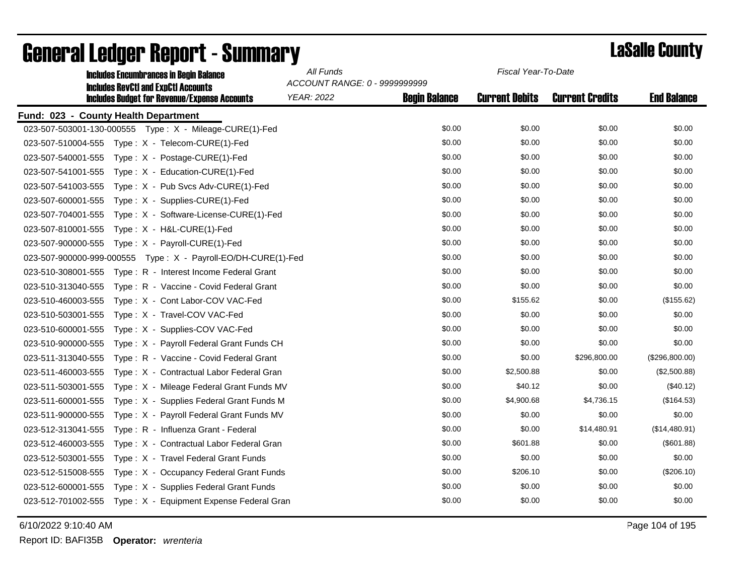# General Ledger Report - Summary

**LaSalle County**

Includes Encumbrances in Begin Balance
Includes RevCtl and ExpCtl Accounts
Includes Budget for Revenue/Expense Accounts

All Funds
ACCOUNT RANGE: 0 - 9999999999
YEAR: 2022

Fiscal Year-To-Date

**Fund: 023 - County Health Department**

| Account | Description | Begin Balance | Current Debits | Current Credits | End Balance |
|---|---|---|---|---|---|
| 023-507-503001-130-000555 | Type : X - Mileage-CURE(1)-Fed | $0.00 | $0.00 | $0.00 | $0.00 |
| 023-507-510004-555 | Type : X - Telecom-CURE(1)-Fed | $0.00 | $0.00 | $0.00 | $0.00 |
| 023-507-540001-555 | Type : X - Postage-CURE(1)-Fed | $0.00 | $0.00 | $0.00 | $0.00 |
| 023-507-541001-555 | Type : X - Education-CURE(1)-Fed | $0.00 | $0.00 | $0.00 | $0.00 |
| 023-507-541003-555 | Type : X - Pub Svcs Adv-CURE(1)-Fed | $0.00 | $0.00 | $0.00 | $0.00 |
| 023-507-600001-555 | Type : X - Supplies-CURE(1)-Fed | $0.00 | $0.00 | $0.00 | $0.00 |
| 023-507-704001-555 | Type : X - Software-License-CURE(1)-Fed | $0.00 | $0.00 | $0.00 | $0.00 |
| 023-507-810001-555 | Type : X - H&L-CURE(1)-Fed | $0.00 | $0.00 | $0.00 | $0.00 |
| 023-507-900000-555 | Type : X - Payroll-CURE(1)-Fed | $0.00 | $0.00 | $0.00 | $0.00 |
| 023-507-900000-999-000555 | Type : X - Payroll-EO/DH-CURE(1)-Fed | $0.00 | $0.00 | $0.00 | $0.00 |
| 023-510-308001-555 | Type : R - Interest Income Federal Grant | $0.00 | $0.00 | $0.00 | $0.00 |
| 023-510-313040-555 | Type : R - Vaccine - Covid Federal Grant | $0.00 | $0.00 | $0.00 | $0.00 |
| 023-510-460003-555 | Type : X - Cont Labor-COV VAC-Fed | $0.00 | $155.62 | $0.00 | ($155.62) |
| 023-510-503001-555 | Type : X - Travel-COV VAC-Fed | $0.00 | $0.00 | $0.00 | $0.00 |
| 023-510-600001-555 | Type : X - Supplies-COV VAC-Fed | $0.00 | $0.00 | $0.00 | $0.00 |
| 023-510-900000-555 | Type : X - Payroll Federal Grant Funds CH | $0.00 | $0.00 | $0.00 | $0.00 |
| 023-511-313040-555 | Type : R - Vaccine - Covid Federal Grant | $0.00 | $0.00 | $296,800.00 | ($296,800.00) |
| 023-511-460003-555 | Type : X - Contractual Labor Federal Gran | $0.00 | $2,500.88 | $0.00 | ($2,500.88) |
| 023-511-503001-555 | Type : X - Mileage Federal Grant Funds MV | $0.00 | $40.12 | $0.00 | ($40.12) |
| 023-511-600001-555 | Type : X - Supplies Federal Grant Funds M | $0.00 | $4,900.68 | $4,736.15 | ($164.53) |
| 023-511-900000-555 | Type : X - Payroll Federal Grant Funds MV | $0.00 | $0.00 | $0.00 | $0.00 |
| 023-512-313041-555 | Type : R - Influenza Grant - Federal | $0.00 | $0.00 | $14,480.91 | ($14,480.91) |
| 023-512-460003-555 | Type : X - Contractual Labor Federal Gran | $0.00 | $601.88 | $0.00 | ($601.88) |
| 023-512-503001-555 | Type : X - Travel Federal Grant Funds | $0.00 | $0.00 | $0.00 | $0.00 |
| 023-512-515008-555 | Type : X - Occupancy Federal Grant Funds | $0.00 | $206.10 | $0.00 | ($206.10) |
| 023-512-600001-555 | Type : X - Supplies Federal Grant Funds | $0.00 | $0.00 | $0.00 | $0.00 |
| 023-512-701002-555 | Type : X - Equipment Expense Federal Gran | $0.00 | $0.00 | $0.00 | $0.00 |

6/10/2022 9:10:40 AM

Report ID: BAFI35B **Operator:** *wrenteria*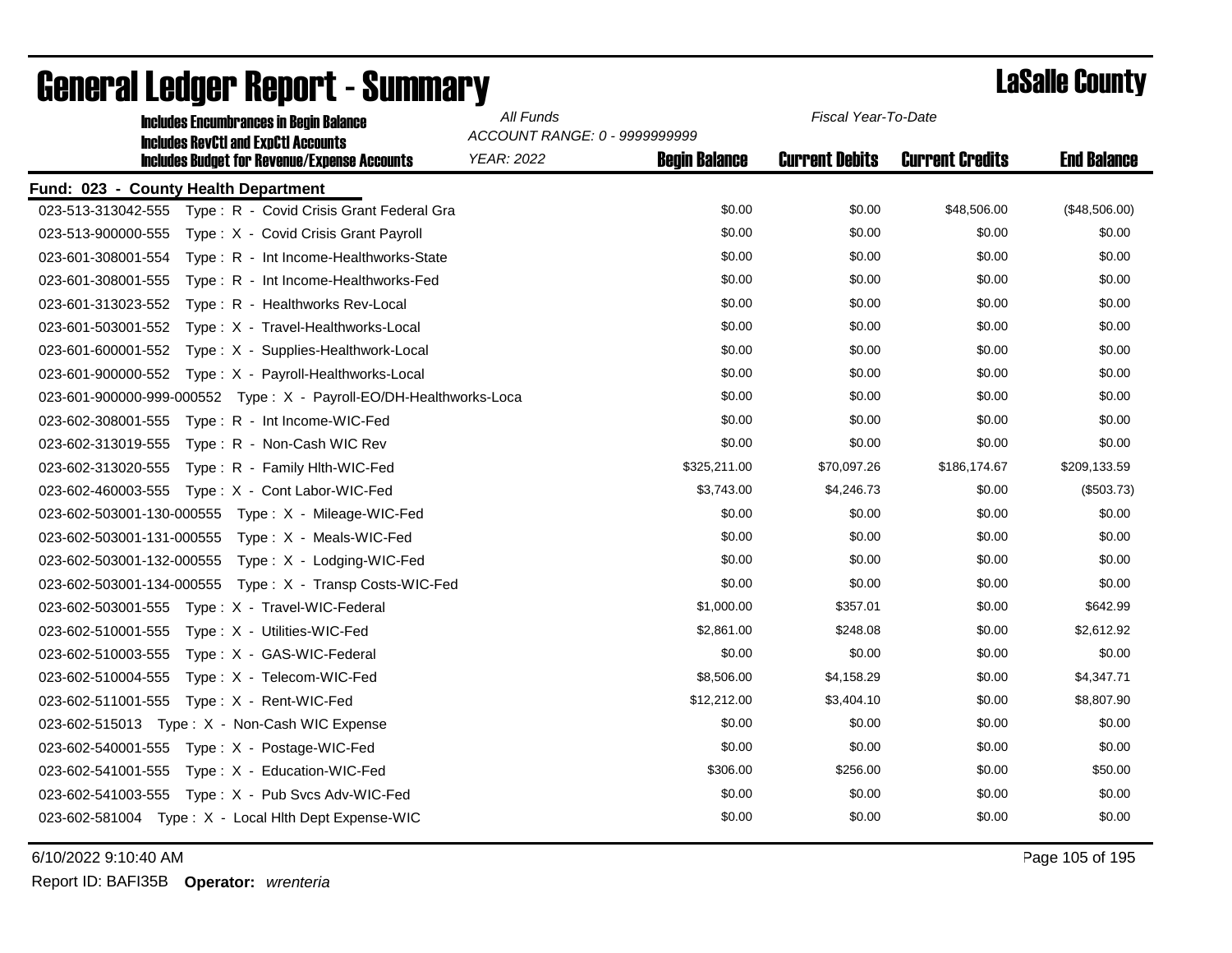# General Ledger Report - Summary

**LaSalle County**

Includes Encumbrances in Begin Balance
Includes RevCtl and ExpCtl Accounts
Includes Budget for Revenue/Expense Accounts

All Funds
ACCOUNT RANGE: 0 - 9999999999
YEAR: 2022

Fiscal Year-To-Date

| Account | Begin Balance | Current Debits | Current Credits | End Balance |
|---|---|---|---|---|
| **Fund: 023 - County Health Department** | | | | |
| 023-513-313042-555 Type : R - Covid Crisis Grant Federal Gra | $0.00 | $0.00 | $48,506.00 | ($48,506.00) |
| 023-513-900000-555 Type : X - Covid Crisis Grant Payroll | $0.00 | $0.00 | $0.00 | $0.00 |
| 023-601-308001-554 Type : R - Int Income-Healthworks-State | $0.00 | $0.00 | $0.00 | $0.00 |
| 023-601-308001-555 Type : R - Int Income-Healthworks-Fed | $0.00 | $0.00 | $0.00 | $0.00 |
| 023-601-313023-552 Type : R - Healthworks Rev-Local | $0.00 | $0.00 | $0.00 | $0.00 |
| 023-601-503001-552 Type : X - Travel-Healthworks-Local | $0.00 | $0.00 | $0.00 | $0.00 |
| 023-601-600001-552 Type : X - Supplies-Healthwork-Local | $0.00 | $0.00 | $0.00 | $0.00 |
| 023-601-900000-552 Type : X - Payroll-Healthworks-Local | $0.00 | $0.00 | $0.00 | $0.00 |
| 023-601-900000-999-000552 Type : X - Payroll-EO/DH-Healthworks-Loca | $0.00 | $0.00 | $0.00 | $0.00 |
| 023-602-308001-555 Type : R - Int Income-WIC-Fed | $0.00 | $0.00 | $0.00 | $0.00 |
| 023-602-313019-555 Type : R - Non-Cash WIC Rev | $0.00 | $0.00 | $0.00 | $0.00 |
| 023-602-313020-555 Type : R - Family Hlth-WIC-Fed | $325,211.00 | $70,097.26 | $186,174.67 | $209,133.59 |
| 023-602-460003-555 Type : X - Cont Labor-WIC-Fed | $3,743.00 | $4,246.73 | $0.00 | ($503.73) |
| 023-602-503001-130-000555 Type : X - Mileage-WIC-Fed | $0.00 | $0.00 | $0.00 | $0.00 |
| 023-602-503001-131-000555 Type : X - Meals-WIC-Fed | $0.00 | $0.00 | $0.00 | $0.00 |
| 023-602-503001-132-000555 Type : X - Lodging-WIC-Fed | $0.00 | $0.00 | $0.00 | $0.00 |
| 023-602-503001-134-000555 Type : X - Transp Costs-WIC-Fed | $0.00 | $0.00 | $0.00 | $0.00 |
| 023-602-503001-555 Type : X - Travel-WIC-Federal | $1,000.00 | $357.01 | $0.00 | $642.99 |
| 023-602-510001-555 Type : X - Utilities-WIC-Fed | $2,861.00 | $248.08 | $0.00 | $2,612.92 |
| 023-602-510003-555 Type : X - GAS-WIC-Federal | $0.00 | $0.00 | $0.00 | $0.00 |
| 023-602-510004-555 Type : X - Telecom-WIC-Fed | $8,506.00 | $4,158.29 | $0.00 | $4,347.71 |
| 023-602-511001-555 Type : X - Rent-WIC-Fed | $12,212.00 | $3,404.10 | $0.00 | $8,807.90 |
| 023-602-515013 Type : X - Non-Cash WIC Expense | $0.00 | $0.00 | $0.00 | $0.00 |
| 023-602-540001-555 Type : X - Postage-WIC-Fed | $0.00 | $0.00 | $0.00 | $0.00 |
| 023-602-541001-555 Type : X - Education-WIC-Fed | $306.00 | $256.00 | $0.00 | $50.00 |
| 023-602-541003-555 Type : X - Pub Svcs Adv-WIC-Fed | $0.00 | $0.00 | $0.00 | $0.00 |
| 023-602-581004 Type : X - Local Hlth Dept Expense-WIC | $0.00 | $0.00 | $0.00 | $0.00 |

6/10/2022 9:10:40 AM

Report ID: BAFI35B **Operator:** *wrenteria*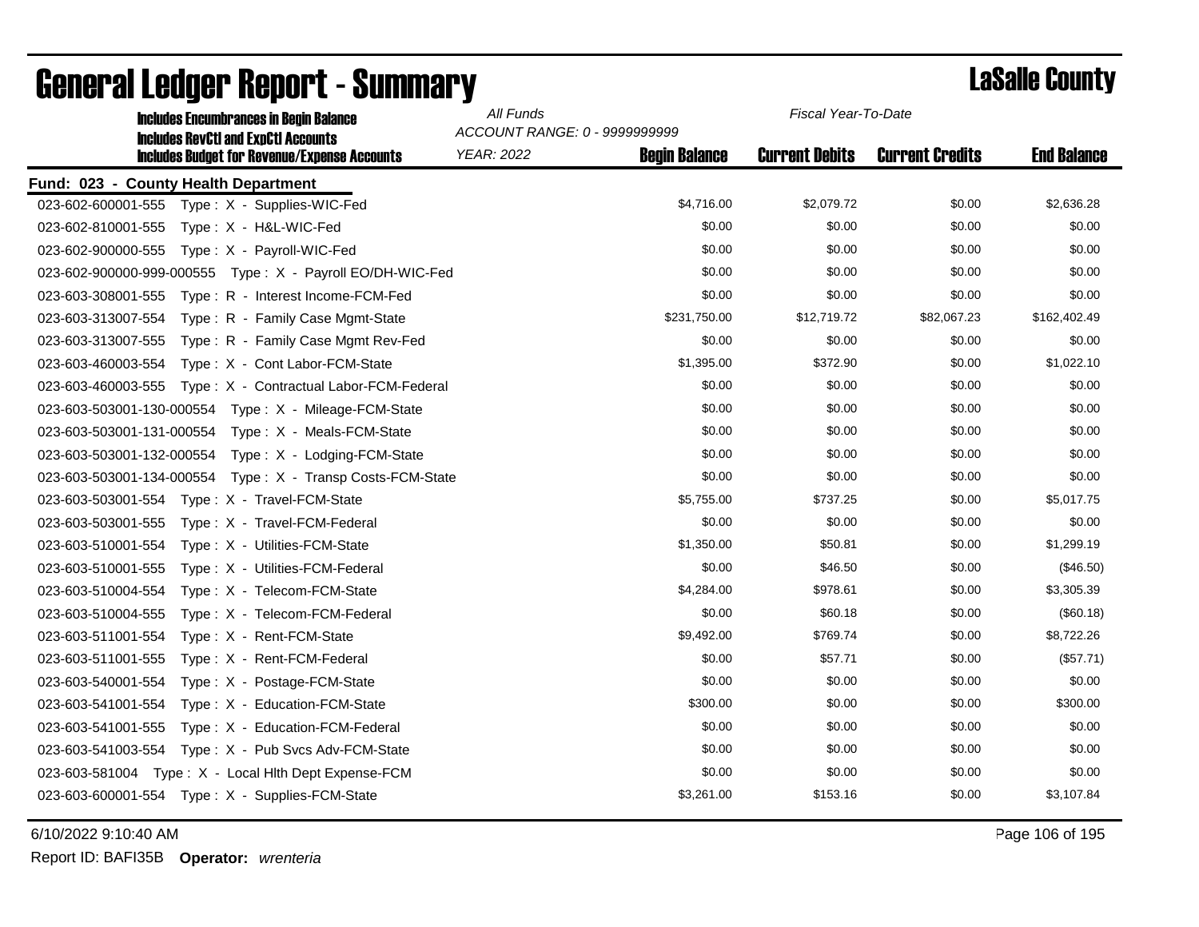# General Ledger Report - Summary

## LaSalle County

**Includes Encumbrances in Begin Balance**
**Includes RevCtl and ExpCtl Accounts**
**Includes Budget for Revenue/Expense Accounts**

*All Funds*
*ACCOUNT RANGE: 0 - 9999999999*
*YEAR: 2022*

*Fiscal Year-To-Date*

**Fund: 023 - County Health Department**

| Account | Begin Balance | Current Debits | Current Credits | End Balance |
|---|---|---|---|---|
| 023-602-600001-555 Type : X - Supplies-WIC-Fed | $4,716.00 | $2,079.72 | $0.00 | $2,636.28 |
| 023-602-810001-555 Type : X - H&L-WIC-Fed | $0.00 | $0.00 | $0.00 | $0.00 |
| 023-602-900000-555 Type : X - Payroll-WIC-Fed | $0.00 | $0.00 | $0.00 | $0.00 |
| 023-602-900000-999-000555 Type : X - Payroll EO/DH-WIC-Fed | $0.00 | $0.00 | $0.00 | $0.00 |
| 023-603-308001-555 Type : R - Interest Income-FCM-Fed | $0.00 | $0.00 | $0.00 | $0.00 |
| 023-603-313007-554 Type : R - Family Case Mgmt-State | $231,750.00 | $12,719.72 | $82,067.23 | $162,402.49 |
| 023-603-313007-555 Type : R - Family Case Mgmt Rev-Fed | $0.00 | $0.00 | $0.00 | $0.00 |
| 023-603-460003-554 Type : X - Cont Labor-FCM-State | $1,395.00 | $372.90 | $0.00 | $1,022.10 |
| 023-603-460003-555 Type : X - Contractual Labor-FCM-Federal | $0.00 | $0.00 | $0.00 | $0.00 |
| 023-603-503001-130-000554 Type : X - Mileage-FCM-State | $0.00 | $0.00 | $0.00 | $0.00 |
| 023-603-503001-131-000554 Type : X - Meals-FCM-State | $0.00 | $0.00 | $0.00 | $0.00 |
| 023-603-503001-132-000554 Type : X - Lodging-FCM-State | $0.00 | $0.00 | $0.00 | $0.00 |
| 023-603-503001-134-000554 Type : X - Transp Costs-FCM-State | $0.00 | $0.00 | $0.00 | $0.00 |
| 023-603-503001-554 Type : X - Travel-FCM-State | $5,755.00 | $737.25 | $0.00 | $5,017.75 |
| 023-603-503001-555 Type : X - Travel-FCM-Federal | $0.00 | $0.00 | $0.00 | $0.00 |
| 023-603-510001-554 Type : X - Utilities-FCM-State | $1,350.00 | $50.81 | $0.00 | $1,299.19 |
| 023-603-510001-555 Type : X - Utilities-FCM-Federal | $0.00 | $46.50 | $0.00 | ($46.50) |
| 023-603-510004-554 Type : X - Telecom-FCM-State | $4,284.00 | $978.61 | $0.00 | $3,305.39 |
| 023-603-510004-555 Type : X - Telecom-FCM-Federal | $0.00 | $60.18 | $0.00 | ($60.18) |
| 023-603-511001-554 Type : X - Rent-FCM-State | $9,492.00 | $769.74 | $0.00 | $8,722.26 |
| 023-603-511001-555 Type : X - Rent-FCM-Federal | $0.00 | $57.71 | $0.00 | ($57.71) |
| 023-603-540001-554 Type : X - Postage-FCM-State | $0.00 | $0.00 | $0.00 | $0.00 |
| 023-603-541001-554 Type : X - Education-FCM-State | $300.00 | $0.00 | $0.00 | $300.00 |
| 023-603-541001-555 Type : X - Education-FCM-Federal | $0.00 | $0.00 | $0.00 | $0.00 |
| 023-603-541003-554 Type : X - Pub Svcs Adv-FCM-State | $0.00 | $0.00 | $0.00 | $0.00 |
| 023-603-581004 Type : X - Local Hlth Dept Expense-FCM | $0.00 | $0.00 | $0.00 | $0.00 |
| 023-603-600001-554 Type : X - Supplies-FCM-State | $3,261.00 | $153.16 | $0.00 | $3,107.84 |

6/10/2022 9:10:40 AM

Report ID: BAFI35B **Operator:** *wrenteria*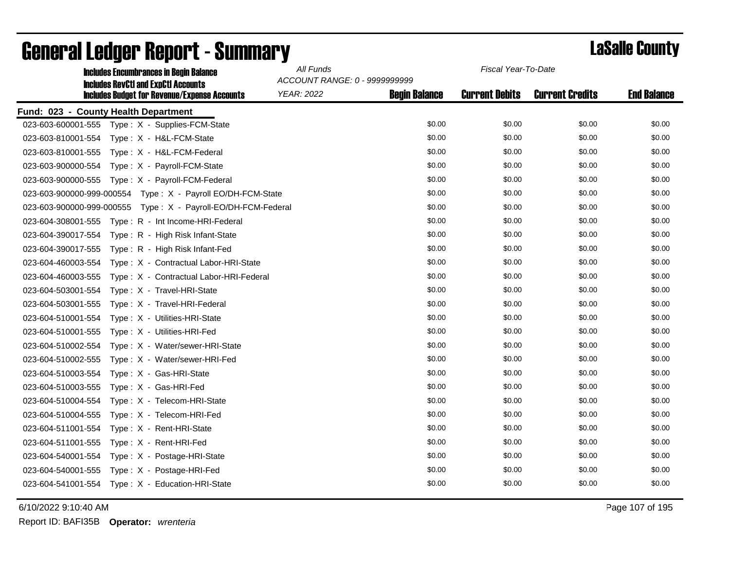# General Ledger Report - Summary

## LaSalle County

**Includes Encumbrances in Begin Balance**
**Includes RevCtl and ExpCtl Accounts**
**Includes Budget for Revenue/Expense Accounts**

*All Funds*
*ACCOUNT RANGE: 0 - 9999999999*
*YEAR: 2022*

*Fiscal Year-To-Date*

**Fund: 023 - County Health Department**

| Account | Begin Balance | Current Debits | Current Credits | End Balance |
|---|---|---|---|---|
| 023-603-600001-555 Type : X - Supplies-FCM-State | $0.00 | $0.00 | $0.00 | $0.00 |
| 023-603-810001-554 Type : X - H&L-FCM-State | $0.00 | $0.00 | $0.00 | $0.00 |
| 023-603-810001-555 Type : X - H&L-FCM-Federal | $0.00 | $0.00 | $0.00 | $0.00 |
| 023-603-900000-554 Type : X - Payroll-FCM-State | $0.00 | $0.00 | $0.00 | $0.00 |
| 023-603-900000-555 Type : X - Payroll-FCM-Federal | $0.00 | $0.00 | $0.00 | $0.00 |
| 023-603-900000-999-000554 Type : X - Payroll EO/DH-FCM-State | $0.00 | $0.00 | $0.00 | $0.00 |
| 023-603-900000-999-000555 Type : X - Payroll-EO/DH-FCM-Federal | $0.00 | $0.00 | $0.00 | $0.00 |
| 023-604-308001-555 Type : R - Int Income-HRI-Federal | $0.00 | $0.00 | $0.00 | $0.00 |
| 023-604-390017-554 Type : R - High Risk Infant-State | $0.00 | $0.00 | $0.00 | $0.00 |
| 023-604-390017-555 Type : R - High Risk Infant-Fed | $0.00 | $0.00 | $0.00 | $0.00 |
| 023-604-460003-554 Type : X - Contractual Labor-HRI-State | $0.00 | $0.00 | $0.00 | $0.00 |
| 023-604-460003-555 Type : X - Contractual Labor-HRI-Federal | $0.00 | $0.00 | $0.00 | $0.00 |
| 023-604-503001-554 Type : X - Travel-HRI-State | $0.00 | $0.00 | $0.00 | $0.00 |
| 023-604-503001-555 Type : X - Travel-HRI-Federal | $0.00 | $0.00 | $0.00 | $0.00 |
| 023-604-510001-554 Type : X - Utilities-HRI-State | $0.00 | $0.00 | $0.00 | $0.00 |
| 023-604-510001-555 Type : X - Utilities-HRI-Fed | $0.00 | $0.00 | $0.00 | $0.00 |
| 023-604-510002-554 Type : X - Water/sewer-HRI-State | $0.00 | $0.00 | $0.00 | $0.00 |
| 023-604-510002-555 Type : X - Water/sewer-HRI-Fed | $0.00 | $0.00 | $0.00 | $0.00 |
| 023-604-510003-554 Type : X - Gas-HRI-State | $0.00 | $0.00 | $0.00 | $0.00 |
| 023-604-510003-555 Type : X - Gas-HRI-Fed | $0.00 | $0.00 | $0.00 | $0.00 |
| 023-604-510004-554 Type : X - Telecom-HRI-State | $0.00 | $0.00 | $0.00 | $0.00 |
| 023-604-510004-555 Type : X - Telecom-HRI-Fed | $0.00 | $0.00 | $0.00 | $0.00 |
| 023-604-511001-554 Type : X - Rent-HRI-State | $0.00 | $0.00 | $0.00 | $0.00 |
| 023-604-511001-555 Type : X - Rent-HRI-Fed | $0.00 | $0.00 | $0.00 | $0.00 |
| 023-604-540001-554 Type : X - Postage-HRI-State | $0.00 | $0.00 | $0.00 | $0.00 |
| 023-604-540001-555 Type : X - Postage-HRI-Fed | $0.00 | $0.00 | $0.00 | $0.00 |
| 023-604-541001-554 Type : X - Education-HRI-State | $0.00 | $0.00 | $0.00 | $0.00 |

6/10/2022 9:10:40 AM

Report ID: BAFI35B **Operator:** *wrenteria*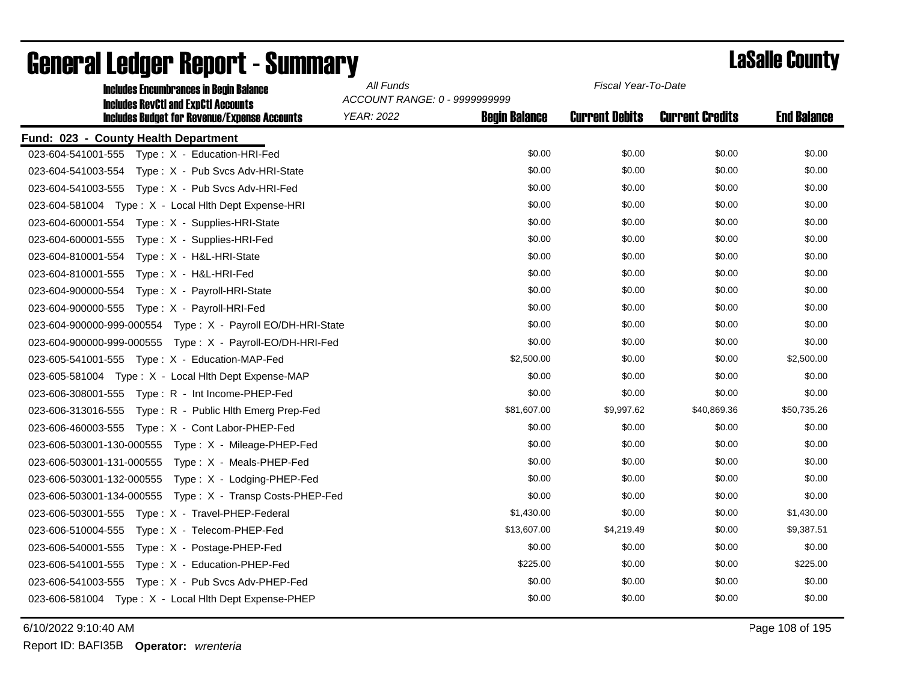# General Ledger Report - Summary

## LaSalle County

Includes Encumbrances in Begin Balance
Includes RevCtl and ExpCtl Accounts
Includes Budget for Revenue/Expense Accounts

All Funds
ACCOUNT RANGE: 0 - 9999999999
YEAR: 2022

Fiscal Year-To-Date

| | Begin Balance | Current Debits | Current Credits | End Balance |
|---|---|---|---|---|
| **Fund: 023 - County Health Department** | | | | |
| 023-604-541001-555 Type : X - Education-HRI-Fed | $0.00 | $0.00 | $0.00 | $0.00 |
| 023-604-541003-554 Type : X - Pub Svcs Adv-HRI-State | $0.00 | $0.00 | $0.00 | $0.00 |
| 023-604-541003-555 Type : X - Pub Svcs Adv-HRI-Fed | $0.00 | $0.00 | $0.00 | $0.00 |
| 023-604-581004 Type : X - Local Hlth Dept Expense-HRI | $0.00 | $0.00 | $0.00 | $0.00 |
| 023-604-600001-554 Type : X - Supplies-HRI-State | $0.00 | $0.00 | $0.00 | $0.00 |
| 023-604-600001-555 Type : X - Supplies-HRI-Fed | $0.00 | $0.00 | $0.00 | $0.00 |
| 023-604-810001-554 Type : X - H&L-HRI-State | $0.00 | $0.00 | $0.00 | $0.00 |
| 023-604-810001-555 Type : X - H&L-HRI-Fed | $0.00 | $0.00 | $0.00 | $0.00 |
| 023-604-900000-554 Type : X - Payroll-HRI-State | $0.00 | $0.00 | $0.00 | $0.00 |
| 023-604-900000-555 Type : X - Payroll-HRI-Fed | $0.00 | $0.00 | $0.00 | $0.00 |
| 023-604-900000-999-000554 Type : X - Payroll EO/DH-HRI-State | $0.00 | $0.00 | $0.00 | $0.00 |
| 023-604-900000-999-000555 Type : X - Payroll-EO/DH-HRI-Fed | $0.00 | $0.00 | $0.00 | $0.00 |
| 023-605-541001-555 Type : X - Education-MAP-Fed | $2,500.00 | $0.00 | $0.00 | $2,500.00 |
| 023-605-581004 Type : X - Local Hlth Dept Expense-MAP | $0.00 | $0.00 | $0.00 | $0.00 |
| 023-606-308001-555 Type : R - Int Income-PHEP-Fed | $0.00 | $0.00 | $0.00 | $0.00 |
| 023-606-313016-555 Type : R - Public Hlth Emerg Prep-Fed | $81,607.00 | $9,997.62 | $40,869.36 | $50,735.26 |
| 023-606-460003-555 Type : X - Cont Labor-PHEP-Fed | $0.00 | $0.00 | $0.00 | $0.00 |
| 023-606-503001-130-000555 Type : X - Mileage-PHEP-Fed | $0.00 | $0.00 | $0.00 | $0.00 |
| 023-606-503001-131-000555 Type : X - Meals-PHEP-Fed | $0.00 | $0.00 | $0.00 | $0.00 |
| 023-606-503001-132-000555 Type : X - Lodging-PHEP-Fed | $0.00 | $0.00 | $0.00 | $0.00 |
| 023-606-503001-134-000555 Type : X - Transp Costs-PHEP-Fed | $0.00 | $0.00 | $0.00 | $0.00 |
| 023-606-503001-555 Type : X - Travel-PHEP-Federal | $1,430.00 | $0.00 | $0.00 | $1,430.00 |
| 023-606-510004-555 Type : X - Telecom-PHEP-Fed | $13,607.00 | $4,219.49 | $0.00 | $9,387.51 |
| 023-606-540001-555 Type : X - Postage-PHEP-Fed | $0.00 | $0.00 | $0.00 | $0.00 |
| 023-606-541001-555 Type : X - Education-PHEP-Fed | $225.00 | $0.00 | $0.00 | $225.00 |
| 023-606-541003-555 Type : X - Pub Svcs Adv-PHEP-Fed | $0.00 | $0.00 | $0.00 | $0.00 |
| 023-606-581004 Type : X - Local Hlth Dept Expense-PHEP | $0.00 | $0.00 | $0.00 | $0.00 |

6/10/2022 9:10:40 AM

Report ID: BAFI35B **Operator:** *wrenteria*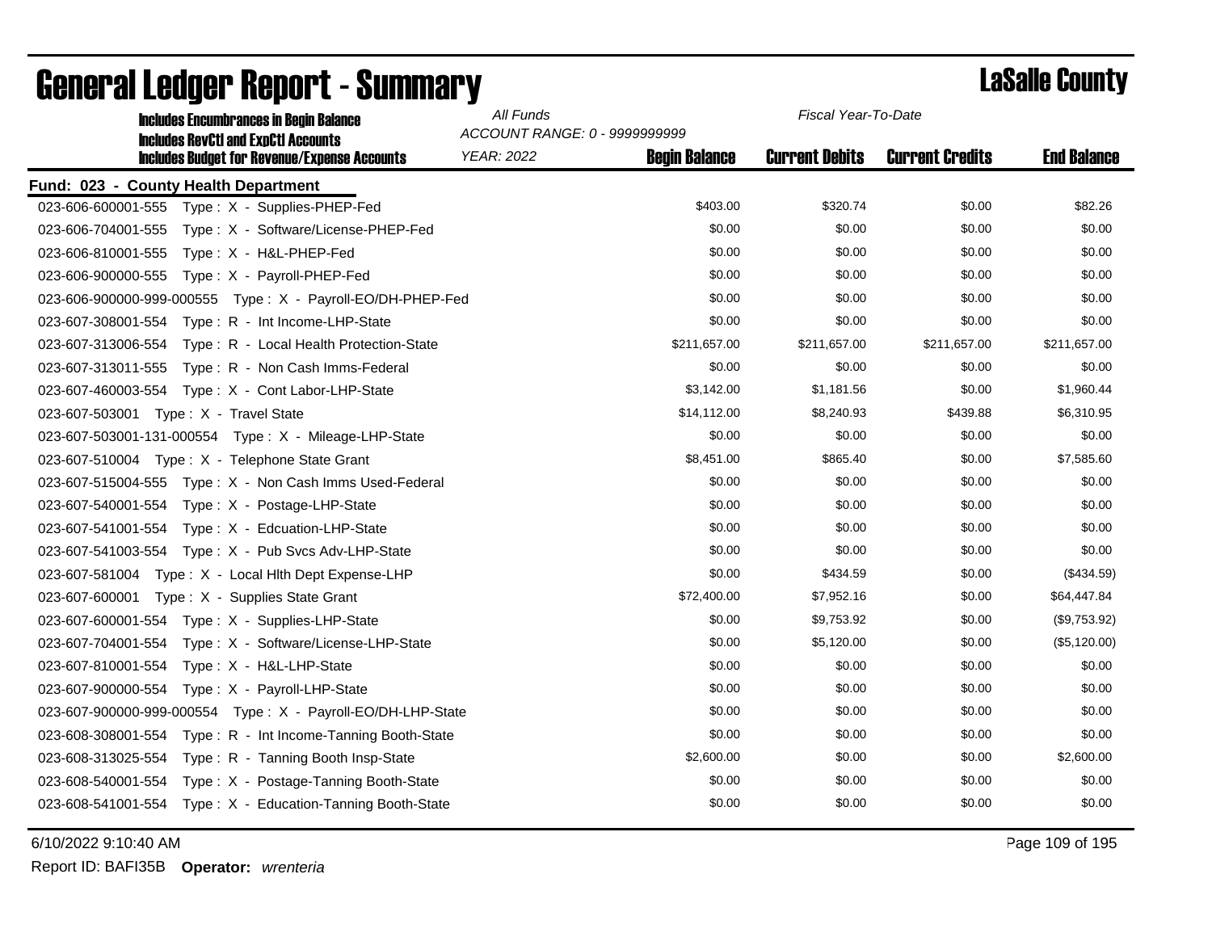# General Ledger Report - Summary

# LaSalle County

Includes Encumbrances in Begin Balance
Includes RevCtl and ExpCtl Accounts
Includes Budget for Revenue/Expense Accounts

*All Funds*
*ACCOUNT RANGE: 0 - 9999999999*
*YEAR: 2022*

*Fiscal Year-To-Date*

**Fund: 023 - County Health Department**

| Account | Begin Balance | Current Debits | Current Credits | End Balance |
|---|---|---|---|---|
| 023-606-600001-555 Type : X - Supplies-PHEP-Fed | $403.00 | $320.74 | $0.00 | $82.26 |
| 023-606-704001-555 Type : X - Software/License-PHEP-Fed | $0.00 | $0.00 | $0.00 | $0.00 |
| 023-606-810001-555 Type : X - H&L-PHEP-Fed | $0.00 | $0.00 | $0.00 | $0.00 |
| 023-606-900000-555 Type : X - Payroll-PHEP-Fed | $0.00 | $0.00 | $0.00 | $0.00 |
| 023-606-900000-999-000555 Type : X - Payroll-EO/DH-PHEP-Fed | $0.00 | $0.00 | $0.00 | $0.00 |
| 023-607-308001-554 Type : R - Int Income-LHP-State | $0.00 | $0.00 | $0.00 | $0.00 |
| 023-607-313006-554 Type : R - Local Health Protection-State | $211,657.00 | $211,657.00 | $211,657.00 | $211,657.00 |
| 023-607-313011-555 Type : R - Non Cash Imms-Federal | $0.00 | $0.00 | $0.00 | $0.00 |
| 023-607-460003-554 Type : X - Cont Labor-LHP-State | $3,142.00 | $1,181.56 | $0.00 | $1,960.44 |
| 023-607-503001 Type : X - Travel State | $14,112.00 | $8,240.93 | $439.88 | $6,310.95 |
| 023-607-503001-131-000554 Type : X - Mileage-LHP-State | $0.00 | $0.00 | $0.00 | $0.00 |
| 023-607-510004 Type : X - Telephone State Grant | $8,451.00 | $865.40 | $0.00 | $7,585.60 |
| 023-607-515004-555 Type : X - Non Cash Imms Used-Federal | $0.00 | $0.00 | $0.00 | $0.00 |
| 023-607-540001-554 Type : X - Postage-LHP-State | $0.00 | $0.00 | $0.00 | $0.00 |
| 023-607-541001-554 Type : X - Edcuation-LHP-State | $0.00 | $0.00 | $0.00 | $0.00 |
| 023-607-541003-554 Type : X - Pub Svcs Adv-LHP-State | $0.00 | $0.00 | $0.00 | $0.00 |
| 023-607-581004 Type : X - Local Hlth Dept Expense-LHP | $0.00 | $434.59 | $0.00 | ($434.59) |
| 023-607-600001 Type : X - Supplies State Grant | $72,400.00 | $7,952.16 | $0.00 | $64,447.84 |
| 023-607-600001-554 Type : X - Supplies-LHP-State | $0.00 | $9,753.92 | $0.00 | ($9,753.92) |
| 023-607-704001-554 Type : X - Software/License-LHP-State | $0.00 | $5,120.00 | $0.00 | ($5,120.00) |
| 023-607-810001-554 Type : X - H&L-LHP-State | $0.00 | $0.00 | $0.00 | $0.00 |
| 023-607-900000-554 Type : X - Payroll-LHP-State | $0.00 | $0.00 | $0.00 | $0.00 |
| 023-607-900000-999-000554 Type : X - Payroll-EO/DH-LHP-State | $0.00 | $0.00 | $0.00 | $0.00 |
| 023-608-308001-554 Type : R - Int Income-Tanning Booth-State | $0.00 | $0.00 | $0.00 | $0.00 |
| 023-608-313025-554 Type : R - Tanning Booth Insp-State | $2,600.00 | $0.00 | $0.00 | $2,600.00 |
| 023-608-540001-554 Type : X - Postage-Tanning Booth-State | $0.00 | $0.00 | $0.00 | $0.00 |
| 023-608-541001-554 Type : X - Education-Tanning Booth-State | $0.00 | $0.00 | $0.00 | $0.00 |

6/10/2022 9:10:40 AM

Report ID: BAFI35B **Operator:** *wrenteria*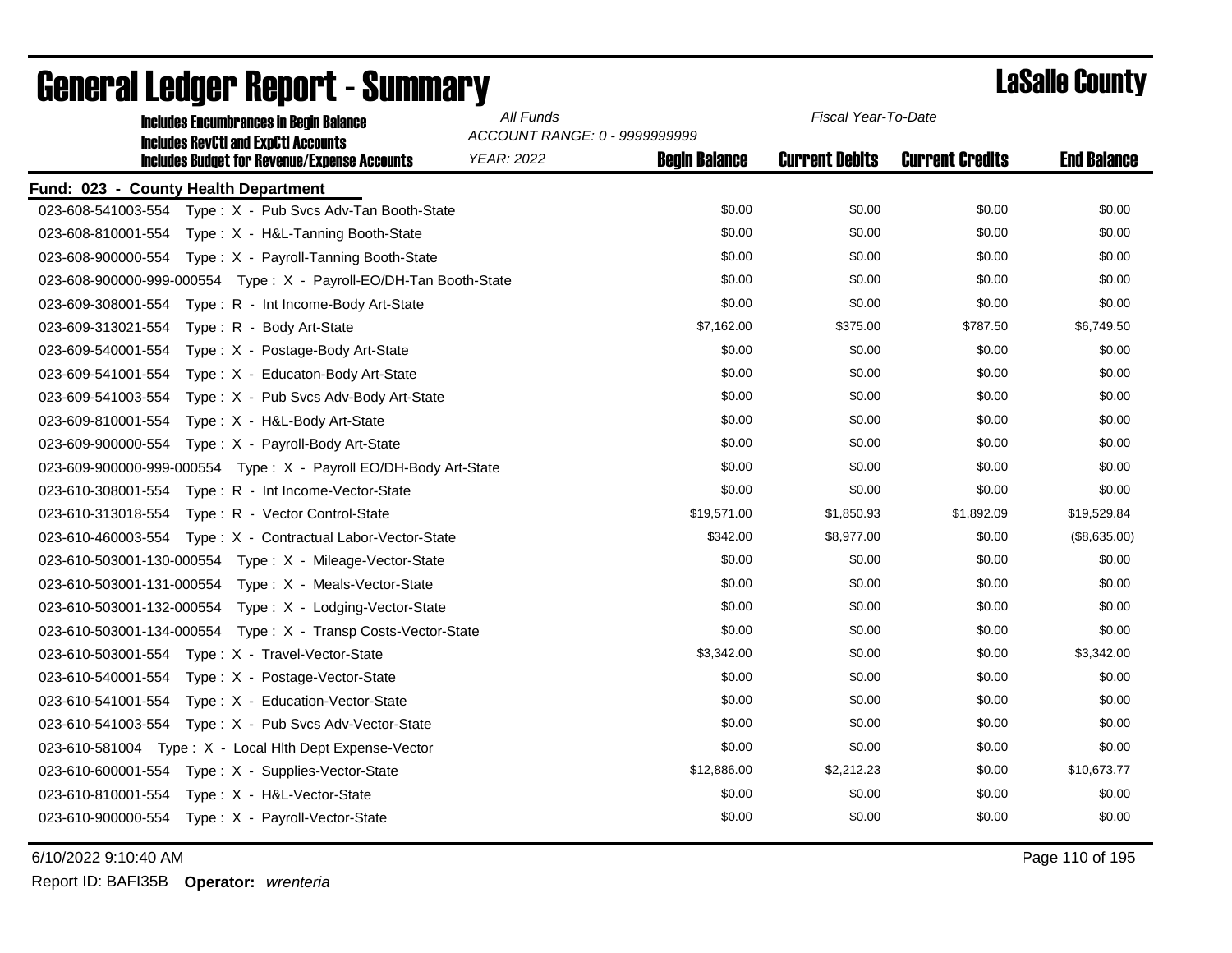# General Ledger Report - Summary

**LaSalle County**

Includes Encumbrances in Begin Balance
Includes RevCtl and ExpCtl Accounts
Includes Budget for Revenue/Expense Accounts

*All Funds*
*ACCOUNT RANGE: 0 - 9999999999*
*YEAR: 2022*

*Fiscal Year-To-Date*

**Fund: 023 - County Health Department**

| Account | Begin Balance | Current Debits | Current Credits | End Balance |
|---|---|---|---|---|
| 023-608-541003-554 Type : X - Pub Svcs Adv-Tan Booth-State | $0.00 | $0.00 | $0.00 | $0.00 |
| 023-608-810001-554 Type : X - H&L-Tanning Booth-State | $0.00 | $0.00 | $0.00 | $0.00 |
| 023-608-900000-554 Type : X - Payroll-Tanning Booth-State | $0.00 | $0.00 | $0.00 | $0.00 |
| 023-608-900000-999-000554 Type : X - Payroll-EO/DH-Tan Booth-State | $0.00 | $0.00 | $0.00 | $0.00 |
| 023-609-308001-554 Type : R - Int Income-Body Art-State | $0.00 | $0.00 | $0.00 | $0.00 |
| 023-609-313021-554 Type : R - Body Art-State | $7,162.00 | $375.00 | $787.50 | $6,749.50 |
| 023-609-540001-554 Type : X - Postage-Body Art-State | $0.00 | $0.00 | $0.00 | $0.00 |
| 023-609-541001-554 Type : X - Educaton-Body Art-State | $0.00 | $0.00 | $0.00 | $0.00 |
| 023-609-541003-554 Type : X - Pub Svcs Adv-Body Art-State | $0.00 | $0.00 | $0.00 | $0.00 |
| 023-609-810001-554 Type : X - H&L-Body Art-State | $0.00 | $0.00 | $0.00 | $0.00 |
| 023-609-900000-554 Type : X - Payroll-Body Art-State | $0.00 | $0.00 | $0.00 | $0.00 |
| 023-609-900000-999-000554 Type : X - Payroll EO/DH-Body Art-State | $0.00 | $0.00 | $0.00 | $0.00 |
| 023-610-308001-554 Type : R - Int Income-Vector-State | $0.00 | $0.00 | $0.00 | $0.00 |
| 023-610-313018-554 Type : R - Vector Control-State | $19,571.00 | $1,850.93 | $1,892.09 | $19,529.84 |
| 023-610-460003-554 Type : X - Contractual Labor-Vector-State | $342.00 | $8,977.00 | $0.00 | ($8,635.00) |
| 023-610-503001-130-000554 Type : X - Mileage-Vector-State | $0.00 | $0.00 | $0.00 | $0.00 |
| 023-610-503001-131-000554 Type : X - Meals-Vector-State | $0.00 | $0.00 | $0.00 | $0.00 |
| 023-610-503001-132-000554 Type : X - Lodging-Vector-State | $0.00 | $0.00 | $0.00 | $0.00 |
| 023-610-503001-134-000554 Type : X - Transp Costs-Vector-State | $0.00 | $0.00 | $0.00 | $0.00 |
| 023-610-503001-554 Type : X - Travel-Vector-State | $3,342.00 | $0.00 | $0.00 | $3,342.00 |
| 023-610-540001-554 Type : X - Postage-Vector-State | $0.00 | $0.00 | $0.00 | $0.00 |
| 023-610-541001-554 Type : X - Education-Vector-State | $0.00 | $0.00 | $0.00 | $0.00 |
| 023-610-541003-554 Type : X - Pub Svcs Adv-Vector-State | $0.00 | $0.00 | $0.00 | $0.00 |
| 023-610-581004 Type : X - Local Hlth Dept Expense-Vector | $0.00 | $0.00 | $0.00 | $0.00 |
| 023-610-600001-554 Type : X - Supplies-Vector-State | $12,886.00 | $2,212.23 | $0.00 | $10,673.77 |
| 023-610-810001-554 Type : X - H&L-Vector-State | $0.00 | $0.00 | $0.00 | $0.00 |
| 023-610-900000-554 Type : X - Payroll-Vector-State | $0.00 | $0.00 | $0.00 | $0.00 |

6/10/2022 9:10:40 AM

Report ID: BAFI35B **Operator:** *wrenteria*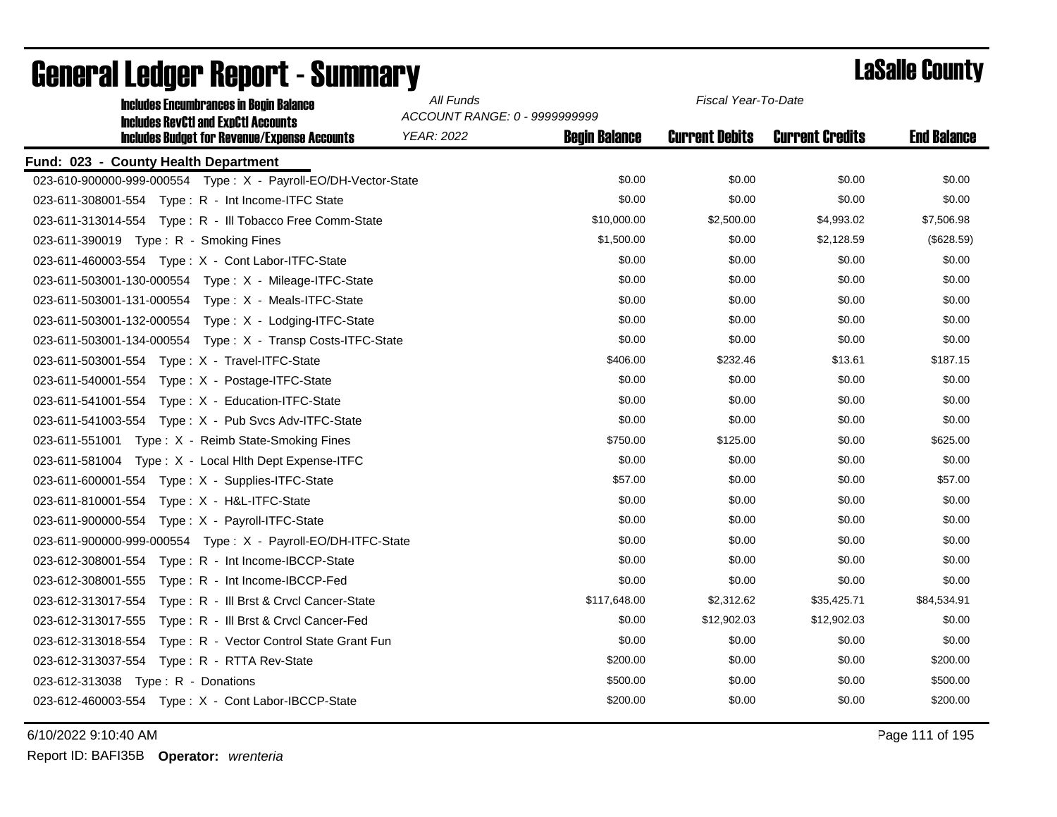# General Ledger Report - Summary

## LaSalle County

Includes Encumbrances in Begin Balance
Includes RevCtl and ExpCtl Accounts
Includes Budget for Revenue/Expense Accounts

All Funds
ACCOUNT RANGE: 0 - 9999999999
YEAR: 2022

Fiscal Year-To-Date

| Account | Begin Balance | Current Debits | Current Credits | End Balance |
|---|---|---|---|---|
| **Fund: 023 - County Health Department** | | | | |
| 023-610-900000-999-000554 Type : X - Payroll-EO/DH-Vector-State | $0.00 | $0.00 | $0.00 | $0.00 |
| 023-611-308001-554 Type : R - Int Income-ITFC State | $0.00 | $0.00 | $0.00 | $0.00 |
| 023-611-313014-554 Type : R - Ill Tobacco Free Comm-State | $10,000.00 | $2,500.00 | $4,993.02 | $7,506.98 |
| 023-611-390019 Type : R - Smoking Fines | $1,500.00 | $0.00 | $2,128.59 | ($628.59) |
| 023-611-460003-554 Type : X - Cont Labor-ITFC-State | $0.00 | $0.00 | $0.00 | $0.00 |
| 023-611-503001-130-000554 Type : X - Mileage-ITFC-State | $0.00 | $0.00 | $0.00 | $0.00 |
| 023-611-503001-131-000554 Type : X - Meals-ITFC-State | $0.00 | $0.00 | $0.00 | $0.00 |
| 023-611-503001-132-000554 Type : X - Lodging-ITFC-State | $0.00 | $0.00 | $0.00 | $0.00 |
| 023-611-503001-134-000554 Type : X - Transp Costs-ITFC-State | $0.00 | $0.00 | $0.00 | $0.00 |
| 023-611-503001-554 Type : X - Travel-ITFC-State | $406.00 | $232.46 | $13.61 | $187.15 |
| 023-611-540001-554 Type : X - Postage-ITFC-State | $0.00 | $0.00 | $0.00 | $0.00 |
| 023-611-541001-554 Type : X - Education-ITFC-State | $0.00 | $0.00 | $0.00 | $0.00 |
| 023-611-541003-554 Type : X - Pub Svcs Adv-ITFC-State | $0.00 | $0.00 | $0.00 | $0.00 |
| 023-611-551001 Type : X - Reimb State-Smoking Fines | $750.00 | $125.00 | $0.00 | $625.00 |
| 023-611-581004 Type : X - Local Hlth Dept Expense-ITFC | $0.00 | $0.00 | $0.00 | $0.00 |
| 023-611-600001-554 Type : X - Supplies-ITFC-State | $57.00 | $0.00 | $0.00 | $57.00 |
| 023-611-810001-554 Type : X - H&L-ITFC-State | $0.00 | $0.00 | $0.00 | $0.00 |
| 023-611-900000-554 Type : X - Payroll-ITFC-State | $0.00 | $0.00 | $0.00 | $0.00 |
| 023-611-900000-999-000554 Type : X - Payroll-EO/DH-ITFC-State | $0.00 | $0.00 | $0.00 | $0.00 |
| 023-612-308001-554 Type : R - Int Income-IBCCP-State | $0.00 | $0.00 | $0.00 | $0.00 |
| 023-612-308001-555 Type : R - Int Income-IBCCP-Fed | $0.00 | $0.00 | $0.00 | $0.00 |
| 023-612-313017-554 Type : R - Ill Brst & Crvcl Cancer-State | $117,648.00 | $2,312.62 | $35,425.71 | $84,534.91 |
| 023-612-313017-555 Type : R - Ill Brst & Crvcl Cancer-Fed | $0.00 | $12,902.03 | $12,902.03 | $0.00 |
| 023-612-313018-554 Type : R - Vector Control State Grant Fun | $0.00 | $0.00 | $0.00 | $0.00 |
| 023-612-313037-554 Type : R - RTTA Rev-State | $200.00 | $0.00 | $0.00 | $200.00 |
| 023-612-313038 Type : R - Donations | $500.00 | $0.00 | $0.00 | $500.00 |
| 023-612-460003-554 Type : X - Cont Labor-IBCCP-State | $200.00 | $0.00 | $0.00 | $200.00 |

6/10/2022 9:10:40 AM

Report ID: BAFI35B **Operator:** *wrenteria*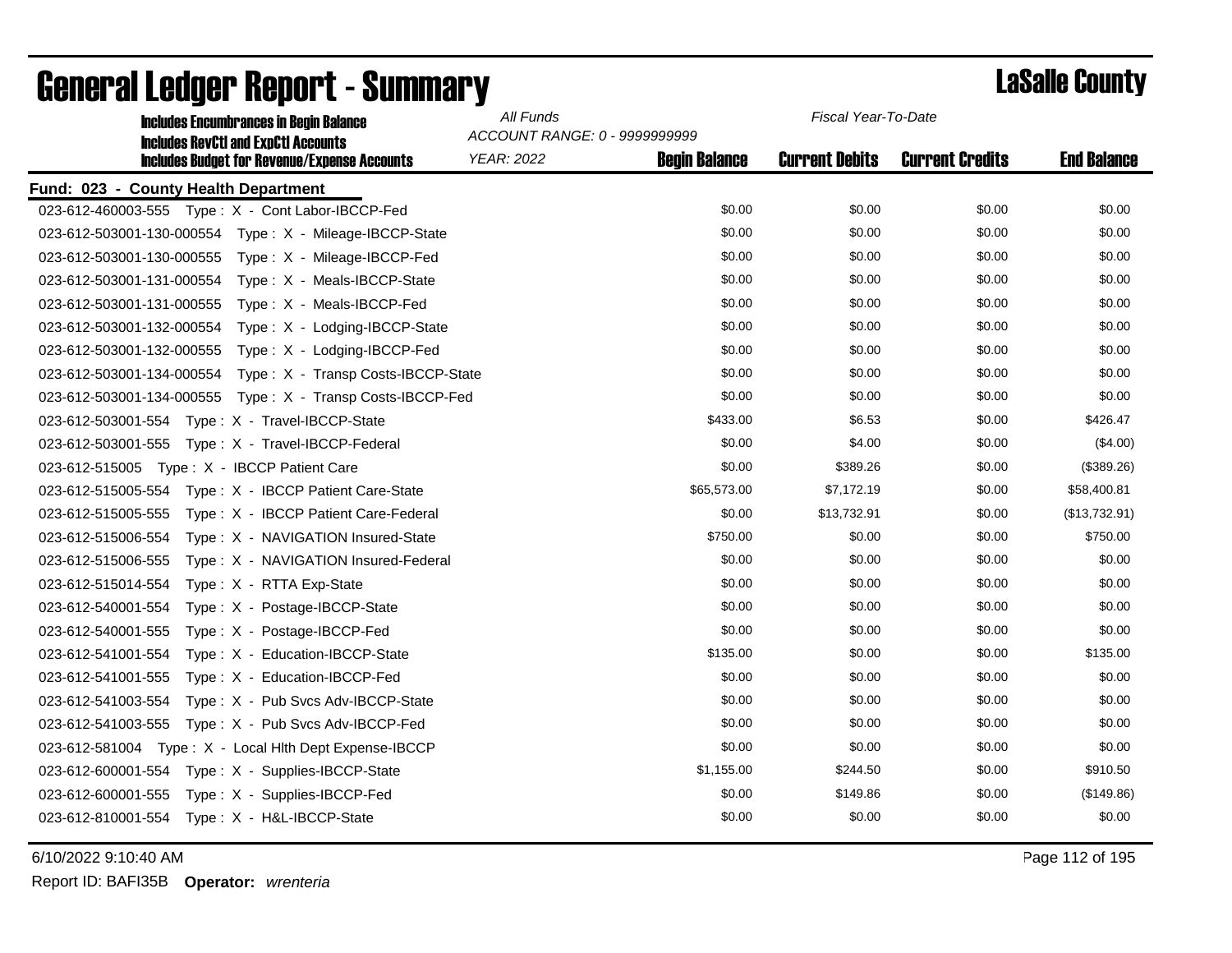# General Ledger Report - Summary

## LaSalle County

**Includes Encumbrances in Begin Balance**
**Includes RevCtl and ExpCtl Accounts**
**Includes Budget for Revenue/Expense Accounts**

*All Funds*
*ACCOUNT RANGE: 0 - 9999999999*
*YEAR: 2022*

*Fiscal Year-To-Date*

### Fund: 023 - County Health Department

| Account | Begin Balance | Current Debits | Current Credits | End Balance |
|---|---|---|---|---|
| 023-612-460003-555 Type : X - Cont Labor-IBCCP-Fed | $0.00 | $0.00 | $0.00 | $0.00 |
| 023-612-503001-130-000554 Type : X - Mileage-IBCCP-State | $0.00 | $0.00 | $0.00 | $0.00 |
| 023-612-503001-130-000555 Type : X - Mileage-IBCCP-Fed | $0.00 | $0.00 | $0.00 | $0.00 |
| 023-612-503001-131-000554 Type : X - Meals-IBCCP-State | $0.00 | $0.00 | $0.00 | $0.00 |
| 023-612-503001-131-000555 Type : X - Meals-IBCCP-Fed | $0.00 | $0.00 | $0.00 | $0.00 |
| 023-612-503001-132-000554 Type : X - Lodging-IBCCP-State | $0.00 | $0.00 | $0.00 | $0.00 |
| 023-612-503001-132-000555 Type : X - Lodging-IBCCP-Fed | $0.00 | $0.00 | $0.00 | $0.00 |
| 023-612-503001-134-000554 Type : X - Transp Costs-IBCCP-State | $0.00 | $0.00 | $0.00 | $0.00 |
| 023-612-503001-134-000555 Type : X - Transp Costs-IBCCP-Fed | $0.00 | $0.00 | $0.00 | $0.00 |
| 023-612-503001-554 Type : X - Travel-IBCCP-State | $433.00 | $6.53 | $0.00 | $426.47 |
| 023-612-503001-555 Type : X - Travel-IBCCP-Federal | $0.00 | $4.00 | $0.00 | ($4.00) |
| 023-612-515005 Type : X - IBCCP Patient Care | $0.00 | $389.26 | $0.00 | ($389.26) |
| 023-612-515005-554 Type : X - IBCCP Patient Care-State | $65,573.00 | $7,172.19 | $0.00 | $58,400.81 |
| 023-612-515005-555 Type : X - IBCCP Patient Care-Federal | $0.00 | $13,732.91 | $0.00 | ($13,732.91) |
| 023-612-515006-554 Type : X - NAVIGATION Insured-State | $750.00 | $0.00 | $0.00 | $750.00 |
| 023-612-515006-555 Type : X - NAVIGATION Insured-Federal | $0.00 | $0.00 | $0.00 | $0.00 |
| 023-612-515014-554 Type : X - RTTA Exp-State | $0.00 | $0.00 | $0.00 | $0.00 |
| 023-612-540001-554 Type : X - Postage-IBCCP-State | $0.00 | $0.00 | $0.00 | $0.00 |
| 023-612-540001-555 Type : X - Postage-IBCCP-Fed | $0.00 | $0.00 | $0.00 | $0.00 |
| 023-612-541001-554 Type : X - Education-IBCCP-State | $135.00 | $0.00 | $0.00 | $135.00 |
| 023-612-541001-555 Type : X - Education-IBCCP-Fed | $0.00 | $0.00 | $0.00 | $0.00 |
| 023-612-541003-554 Type : X - Pub Svcs Adv-IBCCP-State | $0.00 | $0.00 | $0.00 | $0.00 |
| 023-612-541003-555 Type : X - Pub Svcs Adv-IBCCP-Fed | $0.00 | $0.00 | $0.00 | $0.00 |
| 023-612-581004 Type : X - Local Hlth Dept Expense-IBCCP | $0.00 | $0.00 | $0.00 | $0.00 |
| 023-612-600001-554 Type : X - Supplies-IBCCP-State | $1,155.00 | $244.50 | $0.00 | $910.50 |
| 023-612-600001-555 Type : X - Supplies-IBCCP-Fed | $0.00 | $149.86 | $0.00 | ($149.86) |
| 023-612-810001-554 Type : X - H&L-IBCCP-State | $0.00 | $0.00 | $0.00 | $0.00 |

6/10/2022 9:10:40 AM

Report ID: BAFI35B **Operator:** *wrenteria*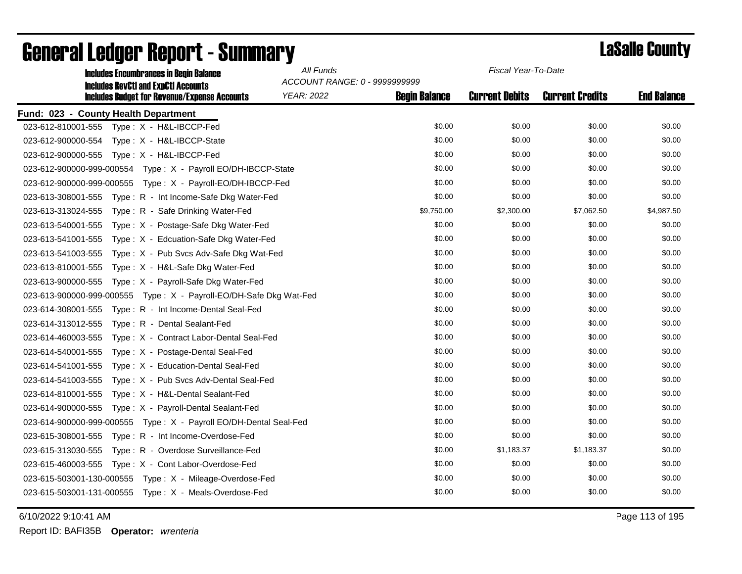# General Ledger Report - Summary

**LaSalle County**

Includes Encumbrances in Begin Balance
Includes RevCtl and ExpCtl Accounts
Includes Budget for Revenue/Expense Accounts

All Funds
ACCOUNT RANGE: 0 - 9999999999
YEAR: 2022

Fiscal Year-To-Date

## Fund: 023 - County Health Department

| Account | Begin Balance | Current Debits | Current Credits | End Balance |
|---|---|---|---|---|
| 023-612-810001-555 Type : X - H&L-IBCCP-Fed | $0.00 | $0.00 | $0.00 | $0.00 |
| 023-612-900000-554 Type : X - H&L-IBCCP-State | $0.00 | $0.00 | $0.00 | $0.00 |
| 023-612-900000-555 Type : X - H&L-IBCCP-Fed | $0.00 | $0.00 | $0.00 | $0.00 |
| 023-612-900000-999-000554 Type : X - Payroll EO/DH-IBCCP-State | $0.00 | $0.00 | $0.00 | $0.00 |
| 023-612-900000-999-000555 Type : X - Payroll-EO/DH-IBCCP-Fed | $0.00 | $0.00 | $0.00 | $0.00 |
| 023-613-308001-555 Type : R - Int Income-Safe Dkg Water-Fed | $0.00 | $0.00 | $0.00 | $0.00 |
| 023-613-313024-555 Type : R - Safe Drinking Water-Fed | $9,750.00 | $2,300.00 | $7,062.50 | $4,987.50 |
| 023-613-540001-555 Type : X - Postage-Safe Dkg Water-Fed | $0.00 | $0.00 | $0.00 | $0.00 |
| 023-613-541001-555 Type : X - Edcuation-Safe Dkg Water-Fed | $0.00 | $0.00 | $0.00 | $0.00 |
| 023-613-541003-555 Type : X - Pub Svcs Adv-Safe Dkg Wat-Fed | $0.00 | $0.00 | $0.00 | $0.00 |
| 023-613-810001-555 Type : X - H&L-Safe Dkg Water-Fed | $0.00 | $0.00 | $0.00 | $0.00 |
| 023-613-900000-555 Type : X - Payroll-Safe Dkg Water-Fed | $0.00 | $0.00 | $0.00 | $0.00 |
| 023-613-900000-999-000555 Type : X - Payroll-EO/DH-Safe Dkg Wat-Fed | $0.00 | $0.00 | $0.00 | $0.00 |
| 023-614-308001-555 Type : R - Int Income-Dental Seal-Fed | $0.00 | $0.00 | $0.00 | $0.00 |
| 023-614-313012-555 Type : R - Dental Sealant-Fed | $0.00 | $0.00 | $0.00 | $0.00 |
| 023-614-460003-555 Type : X - Contract Labor-Dental Seal-Fed | $0.00 | $0.00 | $0.00 | $0.00 |
| 023-614-540001-555 Type : X - Postage-Dental Seal-Fed | $0.00 | $0.00 | $0.00 | $0.00 |
| 023-614-541001-555 Type : X - Education-Dental Seal-Fed | $0.00 | $0.00 | $0.00 | $0.00 |
| 023-614-541003-555 Type : X - Pub Svcs Adv-Dental Seal-Fed | $0.00 | $0.00 | $0.00 | $0.00 |
| 023-614-810001-555 Type : X - H&L-Dental Sealant-Fed | $0.00 | $0.00 | $0.00 | $0.00 |
| 023-614-900000-555 Type : X - Payroll-Dental Sealant-Fed | $0.00 | $0.00 | $0.00 | $0.00 |
| 023-614-900000-999-000555 Type : X - Payroll EO/DH-Dental Seal-Fed | $0.00 | $0.00 | $0.00 | $0.00 |
| 023-615-308001-555 Type : R - Int Income-Overdose-Fed | $0.00 | $0.00 | $0.00 | $0.00 |
| 023-615-313030-555 Type : R - Overdose Surveillance-Fed | $0.00 | $1,183.37 | $1,183.37 | $0.00 |
| 023-615-460003-555 Type : X - Cont Labor-Overdose-Fed | $0.00 | $0.00 | $0.00 | $0.00 |
| 023-615-503001-130-000555 Type : X - Mileage-Overdose-Fed | $0.00 | $0.00 | $0.00 | $0.00 |
| 023-615-503001-131-000555 Type : X - Meals-Overdose-Fed | $0.00 | $0.00 | $0.00 | $0.00 |

6/10/2022 9:10:41 AM

Report ID: BAFI35B **Operator:** *wrenteria*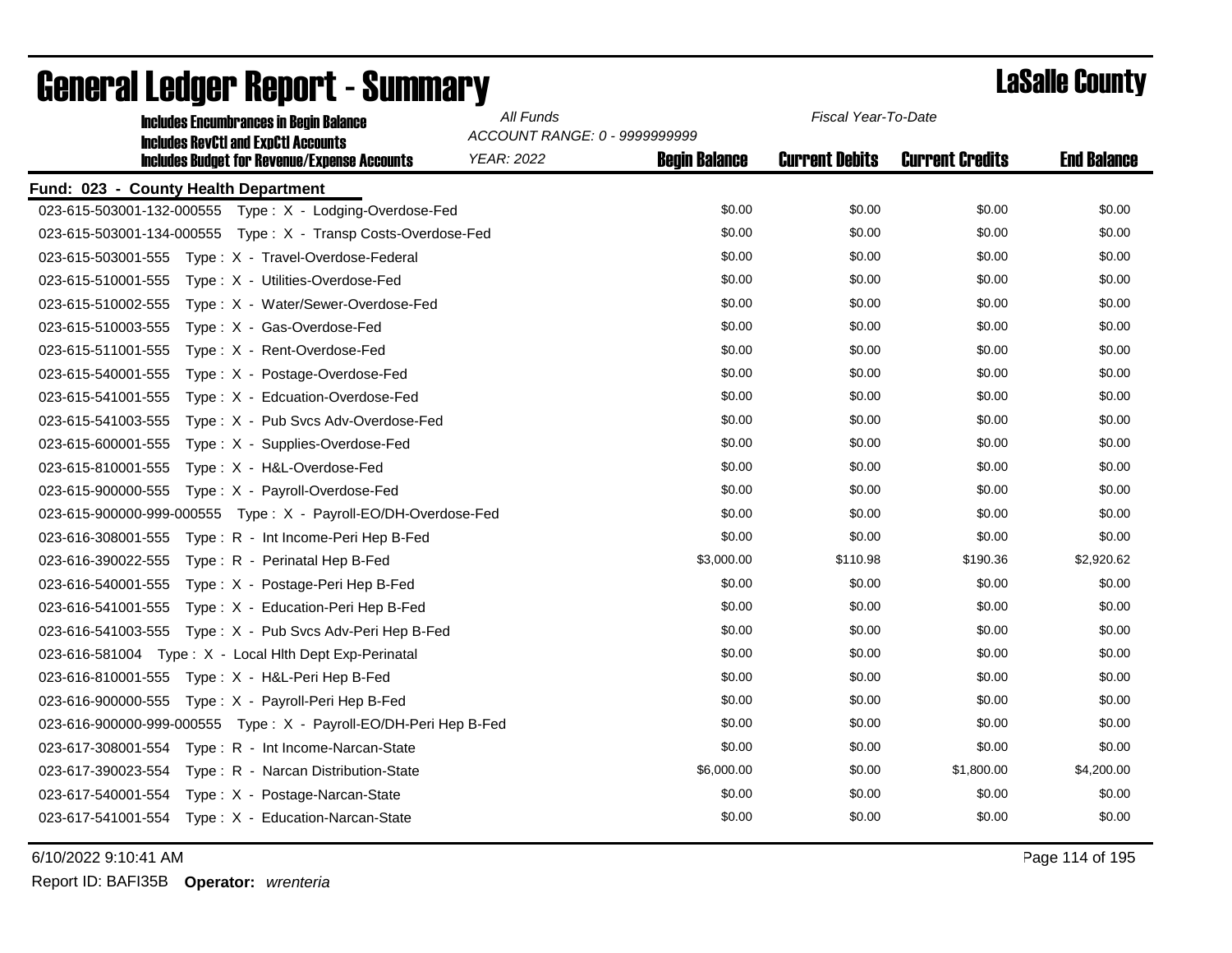# General Ledger Report - Summary

**LaSalle County**

Includes Encumbrances in Begin Balance
Includes RevCtl and ExpCtl Accounts
Includes Budget for Revenue/Expense Accounts

All Funds
ACCOUNT RANGE: 0 - 9999999999
YEAR: 2022

Fiscal Year-To-Date

| | Begin Balance | Current Debits | Current Credits | End Balance |
|---|---|---|---|---|
| **Fund: 023 - County Health Department** | | | | |
| 023-615-503001-132-000555 Type : X - Lodging-Overdose-Fed | $0.00 | $0.00 | $0.00 | $0.00 |
| 023-615-503001-134-000555 Type : X - Transp Costs-Overdose-Fed | $0.00 | $0.00 | $0.00 | $0.00 |
| 023-615-503001-555 Type : X - Travel-Overdose-Federal | $0.00 | $0.00 | $0.00 | $0.00 |
| 023-615-510001-555 Type : X - Utilities-Overdose-Fed | $0.00 | $0.00 | $0.00 | $0.00 |
| 023-615-510002-555 Type : X - Water/Sewer-Overdose-Fed | $0.00 | $0.00 | $0.00 | $0.00 |
| 023-615-510003-555 Type : X - Gas-Overdose-Fed | $0.00 | $0.00 | $0.00 | $0.00 |
| 023-615-511001-555 Type : X - Rent-Overdose-Fed | $0.00 | $0.00 | $0.00 | $0.00 |
| 023-615-540001-555 Type : X - Postage-Overdose-Fed | $0.00 | $0.00 | $0.00 | $0.00 |
| 023-615-541001-555 Type : X - Edcuation-Overdose-Fed | $0.00 | $0.00 | $0.00 | $0.00 |
| 023-615-541003-555 Type : X - Pub Svcs Adv-Overdose-Fed | $0.00 | $0.00 | $0.00 | $0.00 |
| 023-615-600001-555 Type : X - Supplies-Overdose-Fed | $0.00 | $0.00 | $0.00 | $0.00 |
| 023-615-810001-555 Type : X - H&L-Overdose-Fed | $0.00 | $0.00 | $0.00 | $0.00 |
| 023-615-900000-555 Type : X - Payroll-Overdose-Fed | $0.00 | $0.00 | $0.00 | $0.00 |
| 023-615-900000-999-000555 Type : X - Payroll-EO/DH-Overdose-Fed | $0.00 | $0.00 | $0.00 | $0.00 |
| 023-616-308001-555 Type : R - Int Income-Peri Hep B-Fed | $0.00 | $0.00 | $0.00 | $0.00 |
| 023-616-390022-555 Type : R - Perinatal Hep B-Fed | $3,000.00 | $110.98 | $190.36 | $2,920.62 |
| 023-616-540001-555 Type : X - Postage-Peri Hep B-Fed | $0.00 | $0.00 | $0.00 | $0.00 |
| 023-616-541001-555 Type : X - Education-Peri Hep B-Fed | $0.00 | $0.00 | $0.00 | $0.00 |
| 023-616-541003-555 Type : X - Pub Svcs Adv-Peri Hep B-Fed | $0.00 | $0.00 | $0.00 | $0.00 |
| 023-616-581004 Type : X - Local Hlth Dept Exp-Perinatal | $0.00 | $0.00 | $0.00 | $0.00 |
| 023-616-810001-555 Type : X - H&L-Peri Hep B-Fed | $0.00 | $0.00 | $0.00 | $0.00 |
| 023-616-900000-555 Type : X - Payroll-Peri Hep B-Fed | $0.00 | $0.00 | $0.00 | $0.00 |
| 023-616-900000-999-000555 Type : X - Payroll-EO/DH-Peri Hep B-Fed | $0.00 | $0.00 | $0.00 | $0.00 |
| 023-617-308001-554 Type : R - Int Income-Narcan-State | $0.00 | $0.00 | $0.00 | $0.00 |
| 023-617-390023-554 Type : R - Narcan Distribution-State | $6,000.00 | $0.00 | $1,800.00 | $4,200.00 |
| 023-617-540001-554 Type : X - Postage-Narcan-State | $0.00 | $0.00 | $0.00 | $0.00 |
| 023-617-541001-554 Type : X - Education-Narcan-State | $0.00 | $0.00 | $0.00 | $0.00 |

6/10/2022 9:10:41 AM

Report ID: BAFI35B **Operator:** *wrenteria*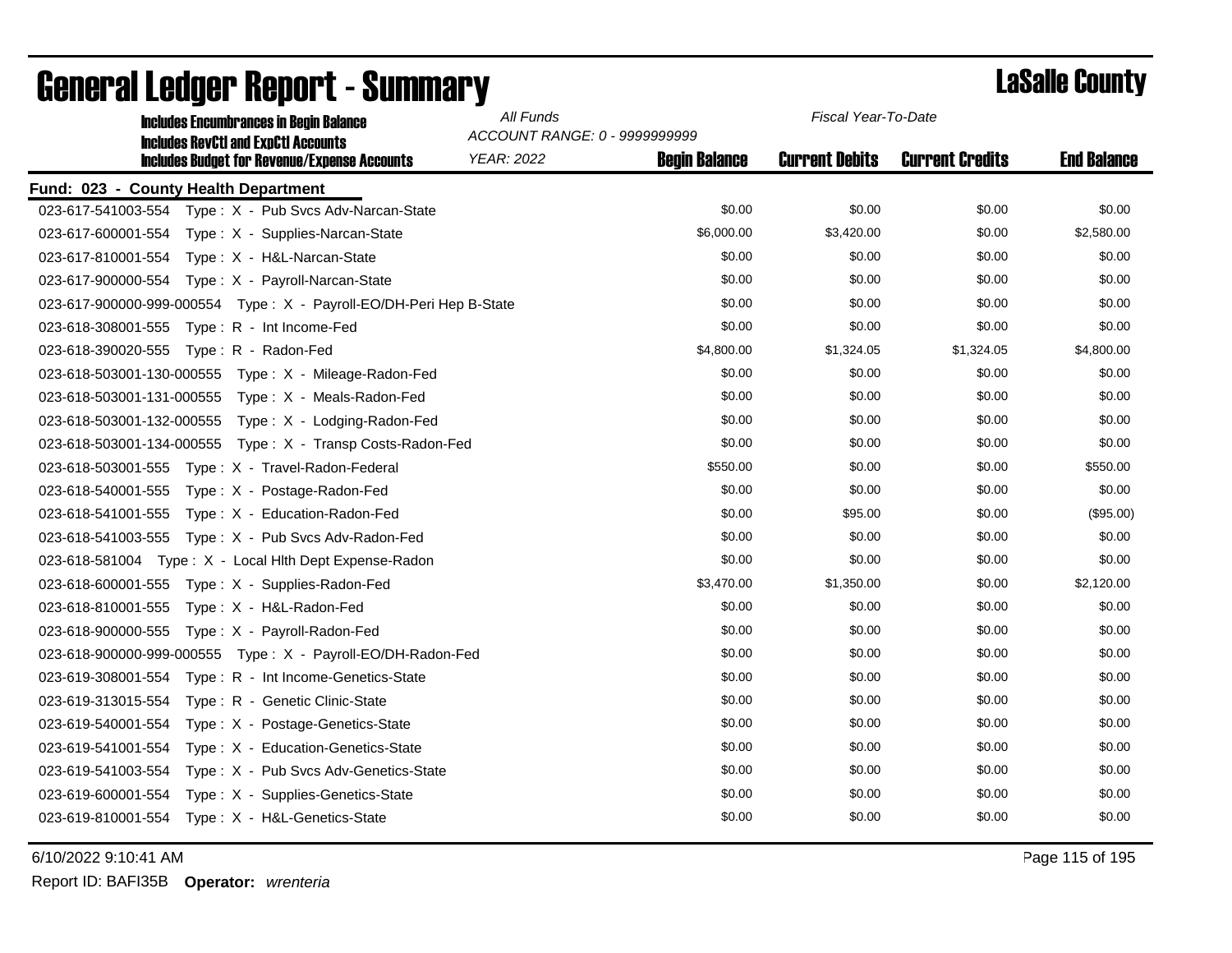# General Ledger Report - Summary

# LaSalle County

**Includes Encumbrances in Begin Balance**
**Includes RevCtl and ExpCtl Accounts**
**Includes Budget for Revenue/Expense Accounts**

*All Funds*
*ACCOUNT RANGE: 0 - 9999999999*
*YEAR: 2022*

*Fiscal Year-To-Date*

**Fund: 023 - County Health Department**

| Account | Begin Balance | Current Debits | Current Credits | End Balance |
|---|---|---|---|---|
| 023-617-541003-554 Type : X - Pub Svcs Adv-Narcan-State | $0.00 | $0.00 | $0.00 | $0.00 |
| 023-617-600001-554 Type : X - Supplies-Narcan-State | $6,000.00 | $3,420.00 | $0.00 | $2,580.00 |
| 023-617-810001-554 Type : X - H&L-Narcan-State | $0.00 | $0.00 | $0.00 | $0.00 |
| 023-617-900000-554 Type : X - Payroll-Narcan-State | $0.00 | $0.00 | $0.00 | $0.00 |
| 023-617-900000-999-000554 Type : X - Payroll-EO/DH-Peri Hep B-State | $0.00 | $0.00 | $0.00 | $0.00 |
| 023-618-308001-555 Type : R - Int Income-Fed | $0.00 | $0.00 | $0.00 | $0.00 |
| 023-618-390020-555 Type : R - Radon-Fed | $4,800.00 | $1,324.05 | $1,324.05 | $4,800.00 |
| 023-618-503001-130-000555 Type : X - Mileage-Radon-Fed | $0.00 | $0.00 | $0.00 | $0.00 |
| 023-618-503001-131-000555 Type : X - Meals-Radon-Fed | $0.00 | $0.00 | $0.00 | $0.00 |
| 023-618-503001-132-000555 Type : X - Lodging-Radon-Fed | $0.00 | $0.00 | $0.00 | $0.00 |
| 023-618-503001-134-000555 Type : X - Transp Costs-Radon-Fed | $0.00 | $0.00 | $0.00 | $0.00 |
| 023-618-503001-555 Type : X - Travel-Radon-Federal | $550.00 | $0.00 | $0.00 | $550.00 |
| 023-618-540001-555 Type : X - Postage-Radon-Fed | $0.00 | $0.00 | $0.00 | $0.00 |
| 023-618-541001-555 Type : X - Education-Radon-Fed | $0.00 | $95.00 | $0.00 | ($95.00) |
| 023-618-541003-555 Type : X - Pub Svcs Adv-Radon-Fed | $0.00 | $0.00 | $0.00 | $0.00 |
| 023-618-581004 Type : X - Local Hlth Dept Expense-Radon | $0.00 | $0.00 | $0.00 | $0.00 |
| 023-618-600001-555 Type : X - Supplies-Radon-Fed | $3,470.00 | $1,350.00 | $0.00 | $2,120.00 |
| 023-618-810001-555 Type : X - H&L-Radon-Fed | $0.00 | $0.00 | $0.00 | $0.00 |
| 023-618-900000-555 Type : X - Payroll-Radon-Fed | $0.00 | $0.00 | $0.00 | $0.00 |
| 023-618-900000-999-000555 Type : X - Payroll-EO/DH-Radon-Fed | $0.00 | $0.00 | $0.00 | $0.00 |
| 023-619-308001-554 Type : R - Int Income-Genetics-State | $0.00 | $0.00 | $0.00 | $0.00 |
| 023-619-313015-554 Type : R - Genetic Clinic-State | $0.00 | $0.00 | $0.00 | $0.00 |
| 023-619-540001-554 Type : X - Postage-Genetics-State | $0.00 | $0.00 | $0.00 | $0.00 |
| 023-619-541001-554 Type : X - Education-Genetics-State | $0.00 | $0.00 | $0.00 | $0.00 |
| 023-619-541003-554 Type : X - Pub Svcs Adv-Genetics-State | $0.00 | $0.00 | $0.00 | $0.00 |
| 023-619-600001-554 Type : X - Supplies-Genetics-State | $0.00 | $0.00 | $0.00 | $0.00 |
| 023-619-810001-554 Type : X - H&L-Genetics-State | $0.00 | $0.00 | $0.00 | $0.00 |

6/10/2022 9:10:41 AM

Report ID: BAFI35B **Operator:** *wrenteria*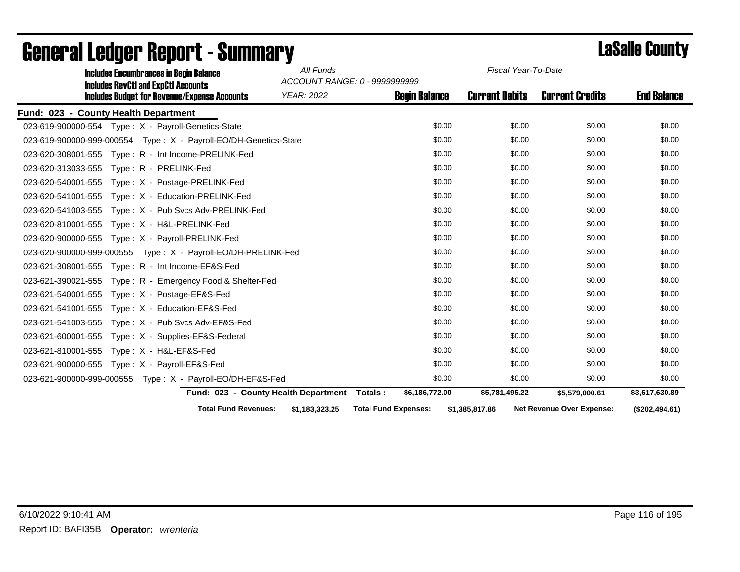# General Ledger Report - Summary

**LaSalle County**

**Includes Encumbrances in Begin Balance**
**Includes RevCtl and ExpCtl Accounts**
**Includes Budget for Revenue/Expense Accounts**

*All Funds*
*ACCOUNT RANGE: 0 - 9999999999*
*YEAR: 2022*

*Fiscal Year-To-Date*

| | Begin Balance | Current Debits | Current Credits | End Balance |
|---|---|---|---|---|
| **Fund: 023 - County Health Department** | | | | |
| 023-619-900000-554 Type : X - Payroll-Genetics-State | $0.00 | $0.00 | $0.00 | $0.00 |
| 023-619-900000-999-000554 Type : X - Payroll-EO/DH-Genetics-State | $0.00 | $0.00 | $0.00 | $0.00 |
| 023-620-308001-555 Type : R - Int Income-PRELINK-Fed | $0.00 | $0.00 | $0.00 | $0.00 |
| 023-620-313033-555 Type : R - PRELINK-Fed | $0.00 | $0.00 | $0.00 | $0.00 |
| 023-620-540001-555 Type : X - Postage-PRELINK-Fed | $0.00 | $0.00 | $0.00 | $0.00 |
| 023-620-541001-555 Type : X - Education-PRELINK-Fed | $0.00 | $0.00 | $0.00 | $0.00 |
| 023-620-541003-555 Type : X - Pub Svcs Adv-PRELINK-Fed | $0.00 | $0.00 | $0.00 | $0.00 |
| 023-620-810001-555 Type : X - H&L-PRELINK-Fed | $0.00 | $0.00 | $0.00 | $0.00 |
| 023-620-900000-555 Type : X - Payroll-PRELINK-Fed | $0.00 | $0.00 | $0.00 | $0.00 |
| 023-620-900000-999-000555 Type : X - Payroll-EO/DH-PRELINK-Fed | $0.00 | $0.00 | $0.00 | $0.00 |
| 023-621-308001-555 Type : R - Int Income-EF&S-Fed | $0.00 | $0.00 | $0.00 | $0.00 |
| 023-621-390021-555 Type : R - Emergency Food & Shelter-Fed | $0.00 | $0.00 | $0.00 | $0.00 |
| 023-621-540001-555 Type : X - Postage-EF&S-Fed | $0.00 | $0.00 | $0.00 | $0.00 |
| 023-621-541001-555 Type : X - Education-EF&S-Fed | $0.00 | $0.00 | $0.00 | $0.00 |
| 023-621-541003-555 Type : X - Pub Svcs Adv-EF&S-Fed | $0.00 | $0.00 | $0.00 | $0.00 |
| 023-621-600001-555 Type : X - Supplies-EF&S-Federal | $0.00 | $0.00 | $0.00 | $0.00 |
| 023-621-810001-555 Type : X - H&L-EF&S-Fed | $0.00 | $0.00 | $0.00 | $0.00 |
| 023-621-900000-555 Type : X - Payroll-EF&S-Fed | $0.00 | $0.00 | $0.00 | $0.00 |
| 023-621-900000-999-000555 Type : X - Payroll-EO/DH-EF&S-Fed | $0.00 | $0.00 | $0.00 | $0.00 |
| **Fund: 023 - County Health Department Totals :** | **$6,186,772.00** | **$5,781,495.22** | **$5,579,000.61** | **$3,617,630.89** |

**Total Fund Revenues:** $1,183,323.25 **Total Fund Expenses:** $1,385,817.86 **Net Revenue Over Expense:** ($202,494.61)

6/10/2022 9:10:41 AM

Report ID: BAFI35B **Operator:** *wrenteria*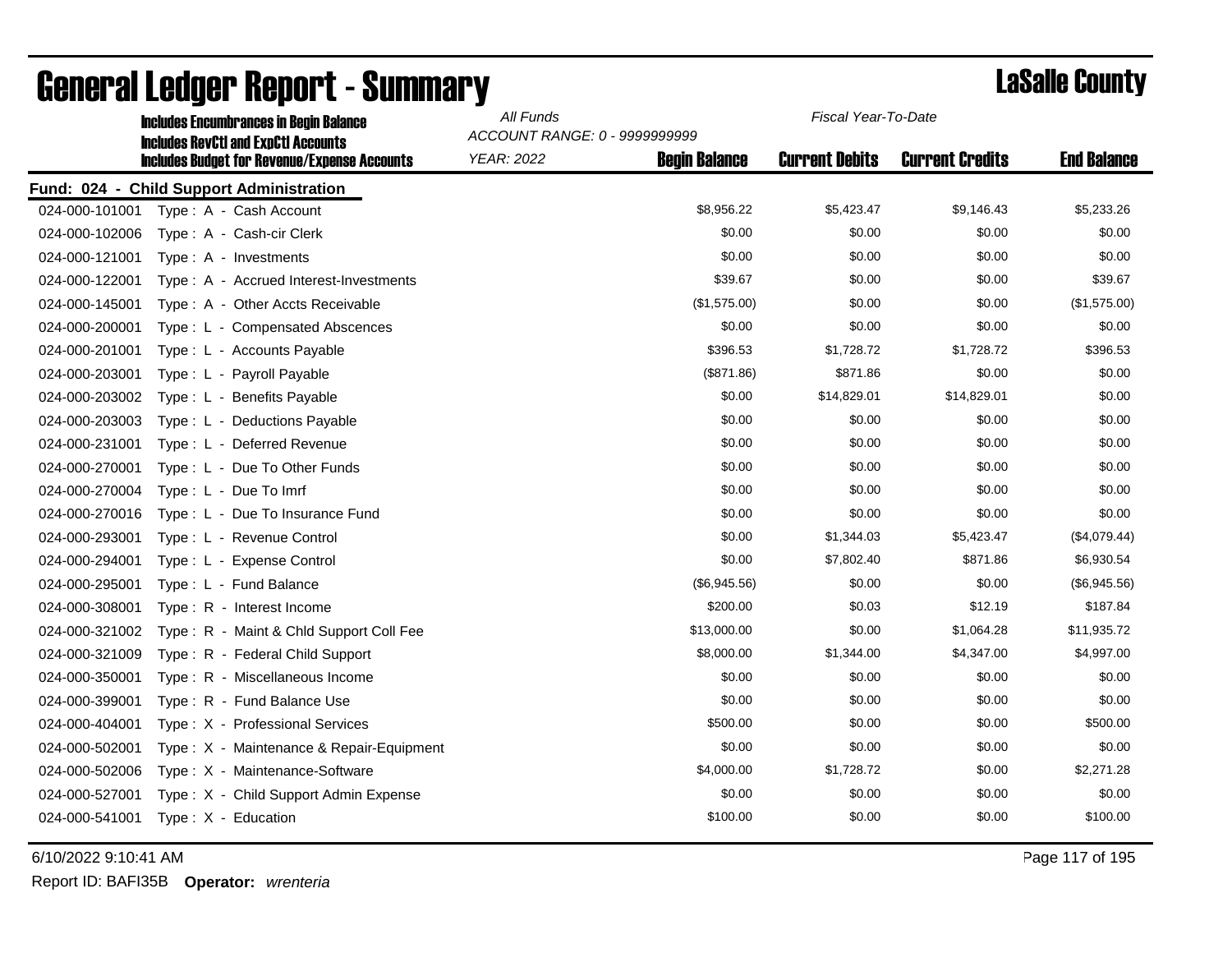# General Ledger Report - Summary

## LaSalle County

**Includes Encumbrances in Begin Balance**
**Includes RevCtl and ExpCtl Accounts**
**Includes Budget for Revenue/Expense Accounts**

*All Funds*
*ACCOUNT RANGE: 0 - 9999999999*
*YEAR: 2022*

*Fiscal Year-To-Date*

### Fund: 024 - Child Support Administration

| | | Begin Balance | Current Debits | Current Credits | End Balance |
|---|---|---|---|---|---|
| 024-000-101001 | Type : A - Cash Account | $8,956.22 | $5,423.47 | $9,146.43 | $5,233.26 |
| 024-000-102006 | Type : A - Cash-cir Clerk | $0.00 | $0.00 | $0.00 | $0.00 |
| 024-000-121001 | Type : A - Investments | $0.00 | $0.00 | $0.00 | $0.00 |
| 024-000-122001 | Type : A - Accrued Interest-Investments | $39.67 | $0.00 | $0.00 | $39.67 |
| 024-000-145001 | Type : A - Other Accts Receivable | ($1,575.00) | $0.00 | $0.00 | ($1,575.00) |
| 024-000-200001 | Type : L - Compensated Abscences | $0.00 | $0.00 | $0.00 | $0.00 |
| 024-000-201001 | Type : L - Accounts Payable | $396.53 | $1,728.72 | $1,728.72 | $396.53 |
| 024-000-203001 | Type : L - Payroll Payable | ($871.86) | $871.86 | $0.00 | $0.00 |
| 024-000-203002 | Type : L - Benefits Payable | $0.00 | $14,829.01 | $14,829.01 | $0.00 |
| 024-000-203003 | Type : L - Deductions Payable | $0.00 | $0.00 | $0.00 | $0.00 |
| 024-000-231001 | Type : L - Deferred Revenue | $0.00 | $0.00 | $0.00 | $0.00 |
| 024-000-270001 | Type : L - Due To Other Funds | $0.00 | $0.00 | $0.00 | $0.00 |
| 024-000-270004 | Type : L - Due To Imrf | $0.00 | $0.00 | $0.00 | $0.00 |
| 024-000-270016 | Type : L - Due To Insurance Fund | $0.00 | $0.00 | $0.00 | $0.00 |
| 024-000-293001 | Type : L - Revenue Control | $0.00 | $1,344.03 | $5,423.47 | ($4,079.44) |
| 024-000-294001 | Type : L - Expense Control | $0.00 | $7,802.40 | $871.86 | $6,930.54 |
| 024-000-295001 | Type : L - Fund Balance | ($6,945.56) | $0.00 | $0.00 | ($6,945.56) |
| 024-000-308001 | Type : R - Interest Income | $200.00 | $0.03 | $12.19 | $187.84 |
| 024-000-321002 | Type : R - Maint & Chld Support Coll Fee | $13,000.00 | $0.00 | $1,064.28 | $11,935.72 |
| 024-000-321009 | Type : R - Federal Child Support | $8,000.00 | $1,344.00 | $4,347.00 | $4,997.00 |
| 024-000-350001 | Type : R - Miscellaneous Income | $0.00 | $0.00 | $0.00 | $0.00 |
| 024-000-399001 | Type : R - Fund Balance Use | $0.00 | $0.00 | $0.00 | $0.00 |
| 024-000-404001 | Type : X - Professional Services | $500.00 | $0.00 | $0.00 | $500.00 |
| 024-000-502001 | Type : X - Maintenance & Repair-Equipment | $0.00 | $0.00 | $0.00 | $0.00 |
| 024-000-502006 | Type : X - Maintenance-Software | $4,000.00 | $1,728.72 | $0.00 | $2,271.28 |
| 024-000-527001 | Type : X - Child Support Admin Expense | $0.00 | $0.00 | $0.00 | $0.00 |
| 024-000-541001 | Type : X - Education | $100.00 | $0.00 | $0.00 | $100.00 |

6/10/2022 9:10:41 AM

Report ID: BAFI35B **Operator:** *wrenteria*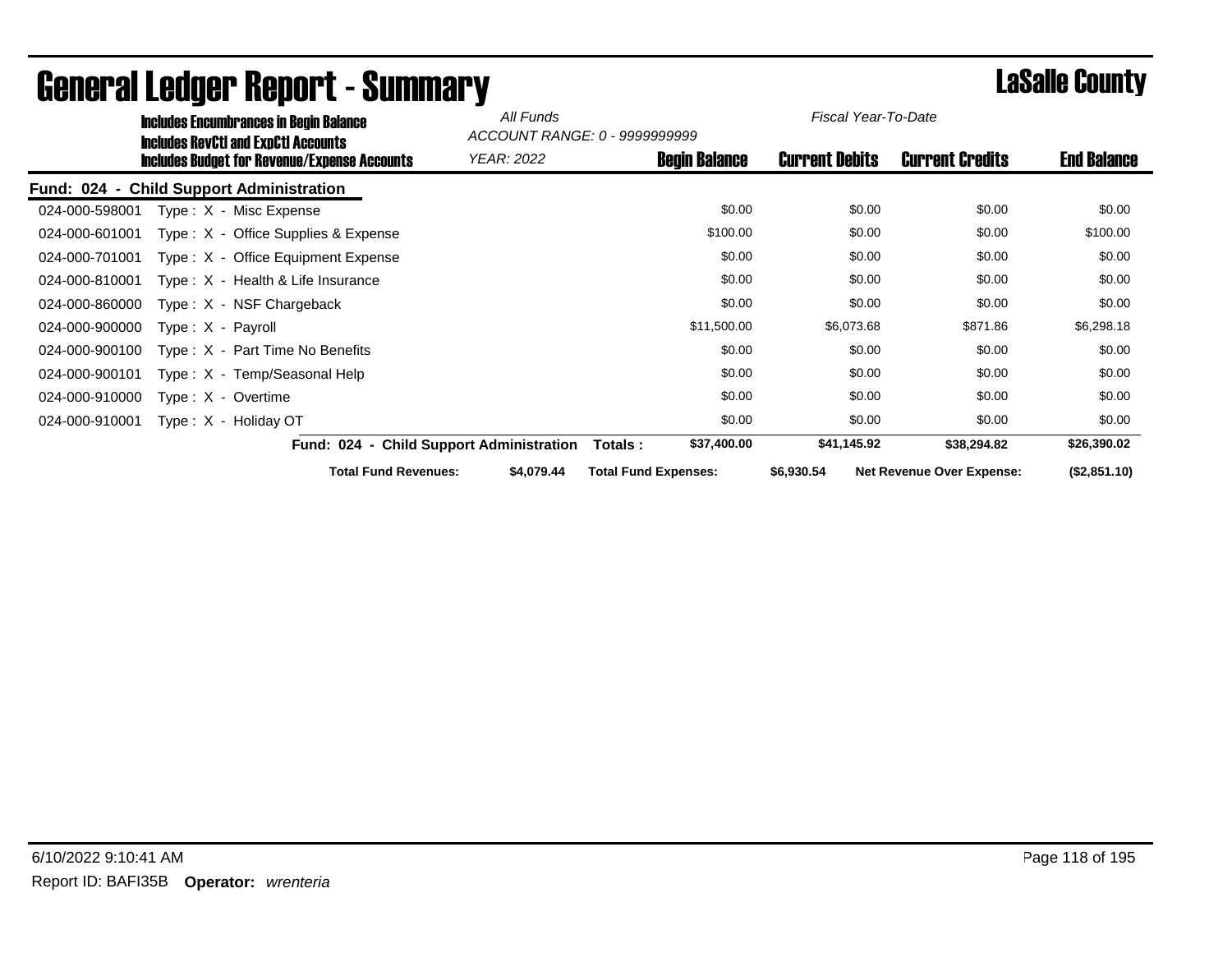# General Ledger Report - Summary

## LaSalle County

**Includes Encumbrances in Begin Balance**
**Includes RevCtl and ExpCtl Accounts**
**Includes Budget for Revenue/Expense Accounts**

*All Funds*
*ACCOUNT RANGE: 0 - 9999999999*
*YEAR: 2022*

*Fiscal Year-To-Date*

**Fund: 024 - Child Support Administration**

| Account | Description | Begin Balance | Current Debits | Current Credits | End Balance |
|---|---|---|---|---|---|
| 024-000-598001 | Type : X - Misc Expense | $0.00 | $0.00 | $0.00 | $0.00 |
| 024-000-601001 | Type : X - Office Supplies & Expense | $100.00 | $0.00 | $0.00 | $100.00 |
| 024-000-701001 | Type : X - Office Equipment Expense | $0.00 | $0.00 | $0.00 | $0.00 |
| 024-000-810001 | Type : X - Health & Life Insurance | $0.00 | $0.00 | $0.00 | $0.00 |
| 024-000-860000 | Type : X - NSF Chargeback | $0.00 | $0.00 | $0.00 | $0.00 |
| 024-000-900000 | Type : X - Payroll | $11,500.00 | $6,073.68 | $871.86 | $6,298.18 |
| 024-000-900100 | Type : X - Part Time No Benefits | $0.00 | $0.00 | $0.00 | $0.00 |
| 024-000-900101 | Type : X - Temp/Seasonal Help | $0.00 | $0.00 | $0.00 | $0.00 |
| 024-000-910000 | Type : X - Overtime | $0.00 | $0.00 | $0.00 | $0.00 |
| 024-000-910001 | Type : X - Holiday OT | $0.00 | $0.00 | $0.00 | $0.00 |
| | **Fund: 024 - Child Support Administration Totals :** | **$37,400.00** | **$41,145.92** | **$38,294.82** | **$26,390.02** |

**Total Fund Revenues:** $4,079.44 **Total Fund Expenses:** $6,930.54 **Net Revenue Over Expense:** ($2,851.10)

6/10/2022 9:10:41 AM

Report ID: BAFI35B **Operator:** *wrenteria*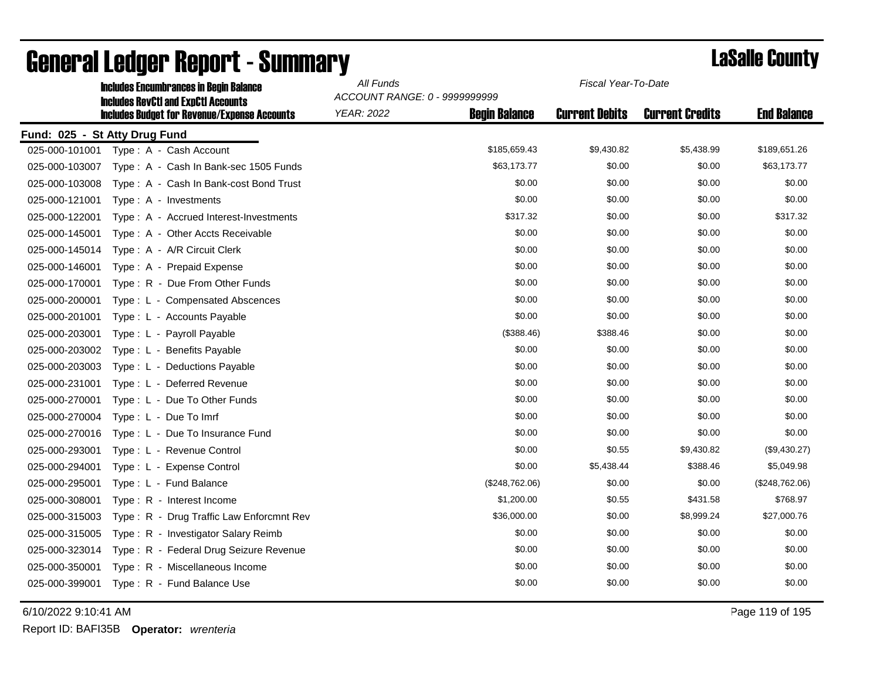# General Ledger Report - Summary

## LaSalle County

**Includes Encumbrances in Begin Balance**
**Includes RevCtl and ExpCtl Accounts**
**Includes Budget for Revenue/Expense Accounts**

*All Funds*
*ACCOUNT RANGE: 0 - 9999999999*
*YEAR: 2022*

*Fiscal Year-To-Date*

**Fund: 025 - St Atty Drug Fund**

| Account | Description | Begin Balance | Current Debits | Current Credits | End Balance |
|---|---|---|---|---|---|
| 025-000-101001 | Type : A - Cash Account | $185,659.43 | $9,430.82 | $5,438.99 | $189,651.26 |
| 025-000-103007 | Type : A - Cash In Bank-sec 1505 Funds | $63,173.77 | $0.00 | $0.00 | $63,173.77 |
| 025-000-103008 | Type : A - Cash In Bank-cost Bond Trust | $0.00 | $0.00 | $0.00 | $0.00 |
| 025-000-121001 | Type : A - Investments | $0.00 | $0.00 | $0.00 | $0.00 |
| 025-000-122001 | Type : A - Accrued Interest-Investments | $317.32 | $0.00 | $0.00 | $317.32 |
| 025-000-145001 | Type : A - Other Accts Receivable | $0.00 | $0.00 | $0.00 | $0.00 |
| 025-000-145014 | Type : A - A/R Circuit Clerk | $0.00 | $0.00 | $0.00 | $0.00 |
| 025-000-146001 | Type : A - Prepaid Expense | $0.00 | $0.00 | $0.00 | $0.00 |
| 025-000-170001 | Type : R - Due From Other Funds | $0.00 | $0.00 | $0.00 | $0.00 |
| 025-000-200001 | Type : L - Compensated Abscences | $0.00 | $0.00 | $0.00 | $0.00 |
| 025-000-201001 | Type : L - Accounts Payable | $0.00 | $0.00 | $0.00 | $0.00 |
| 025-000-203001 | Type : L - Payroll Payable | ($388.46) | $388.46 | $0.00 | $0.00 |
| 025-000-203002 | Type : L - Benefits Payable | $0.00 | $0.00 | $0.00 | $0.00 |
| 025-000-203003 | Type : L - Deductions Payable | $0.00 | $0.00 | $0.00 | $0.00 |
| 025-000-231001 | Type : L - Deferred Revenue | $0.00 | $0.00 | $0.00 | $0.00 |
| 025-000-270001 | Type : L - Due To Other Funds | $0.00 | $0.00 | $0.00 | $0.00 |
| 025-000-270004 | Type : L - Due To Imrf | $0.00 | $0.00 | $0.00 | $0.00 |
| 025-000-270016 | Type : L - Due To Insurance Fund | $0.00 | $0.00 | $0.00 | $0.00 |
| 025-000-293001 | Type : L - Revenue Control | $0.00 | $0.55 | $9,430.82 | ($9,430.27) |
| 025-000-294001 | Type : L - Expense Control | $0.00 | $5,438.44 | $388.46 | $5,049.98 |
| 025-000-295001 | Type : L - Fund Balance | ($248,762.06) | $0.00 | $0.00 | ($248,762.06) |
| 025-000-308001 | Type : R - Interest Income | $1,200.00 | $0.55 | $431.58 | $768.97 |
| 025-000-315003 | Type : R - Drug Traffic Law Enforcmnt Rev | $36,000.00 | $0.00 | $8,999.24 | $27,000.76 |
| 025-000-315005 | Type : R - Investigator Salary Reimb | $0.00 | $0.00 | $0.00 | $0.00 |
| 025-000-323014 | Type : R - Federal Drug Seizure Revenue | $0.00 | $0.00 | $0.00 | $0.00 |
| 025-000-350001 | Type : R - Miscellaneous Income | $0.00 | $0.00 | $0.00 | $0.00 |
| 025-000-399001 | Type : R - Fund Balance Use | $0.00 | $0.00 | $0.00 | $0.00 |

6/10/2022 9:10:41 AM

Report ID: BAFI35B **Operator:** *wrenteria*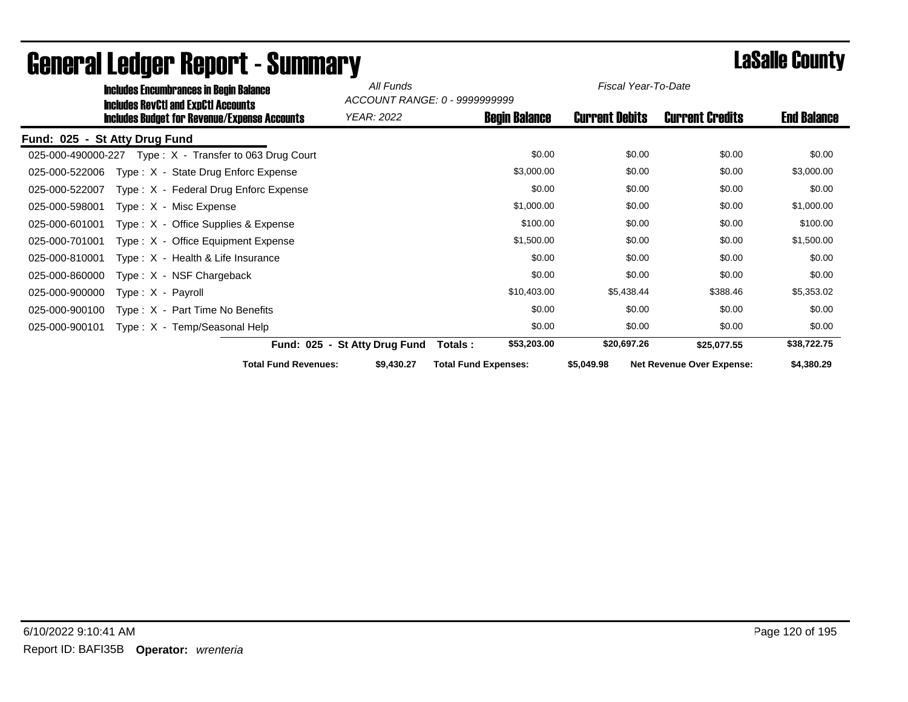# General Ledger Report - Summary

## LaSalle County

**Includes Encumbrances in Begin Balance**
**Includes RevCtl and ExpCtl Accounts**
**Includes Budget for Revenue/Expense Accounts**

*All Funds*
*ACCOUNT RANGE: 0 - 9999999999*
*YEAR: 2022*

*Fiscal Year-To-Date*

| | Begin Balance | Current Debits | Current Credits | End Balance |
|---|---|---|---|---|
| **Fund: 025 - St Atty Drug Fund** | | | | |
| 025-000-490000-227 Type : X - Transfer to 063 Drug Court | $0.00 | $0.00 | $0.00 | $0.00 |
| 025-000-522006 Type : X - State Drug Enforc Expense | $3,000.00 | $0.00 | $0.00 | $3,000.00 |
| 025-000-522007 Type : X - Federal Drug Enforc Expense | $0.00 | $0.00 | $0.00 | $0.00 |
| 025-000-598001 Type : X - Misc Expense | $1,000.00 | $0.00 | $0.00 | $1,000.00 |
| 025-000-601001 Type : X - Office Supplies & Expense | $100.00 | $0.00 | $0.00 | $100.00 |
| 025-000-701001 Type : X - Office Equipment Expense | $1,500.00 | $0.00 | $0.00 | $1,500.00 |
| 025-000-810001 Type : X - Health & Life Insurance | $0.00 | $0.00 | $0.00 | $0.00 |
| 025-000-860000 Type : X - NSF Chargeback | $0.00 | $0.00 | $0.00 | $0.00 |
| 025-000-900000 Type : X - Payroll | $10,403.00 | $5,438.44 | $388.46 | $5,353.02 |
| 025-000-900100 Type : X - Part Time No Benefits | $0.00 | $0.00 | $0.00 | $0.00 |
| 025-000-900101 Type : X - Temp/Seasonal Help | $0.00 | $0.00 | $0.00 | $0.00 |
| **Fund: 025 - St Atty Drug Fund Totals :** | **$53,203.00** | **$20,697.26** | **$25,077.55** | **$38,722.75** |

| | | | | | |
|---|---|---|---|---|---|
| **Total Fund Revenues:** | **$9,430.27** | **Total Fund Expenses:** | **$5,049.98** | **Net Revenue Over Expense:** | **$4,380.29** |

6/10/2022 9:10:41 AM

Report ID: BAFI35B **Operator:** *wrenteria*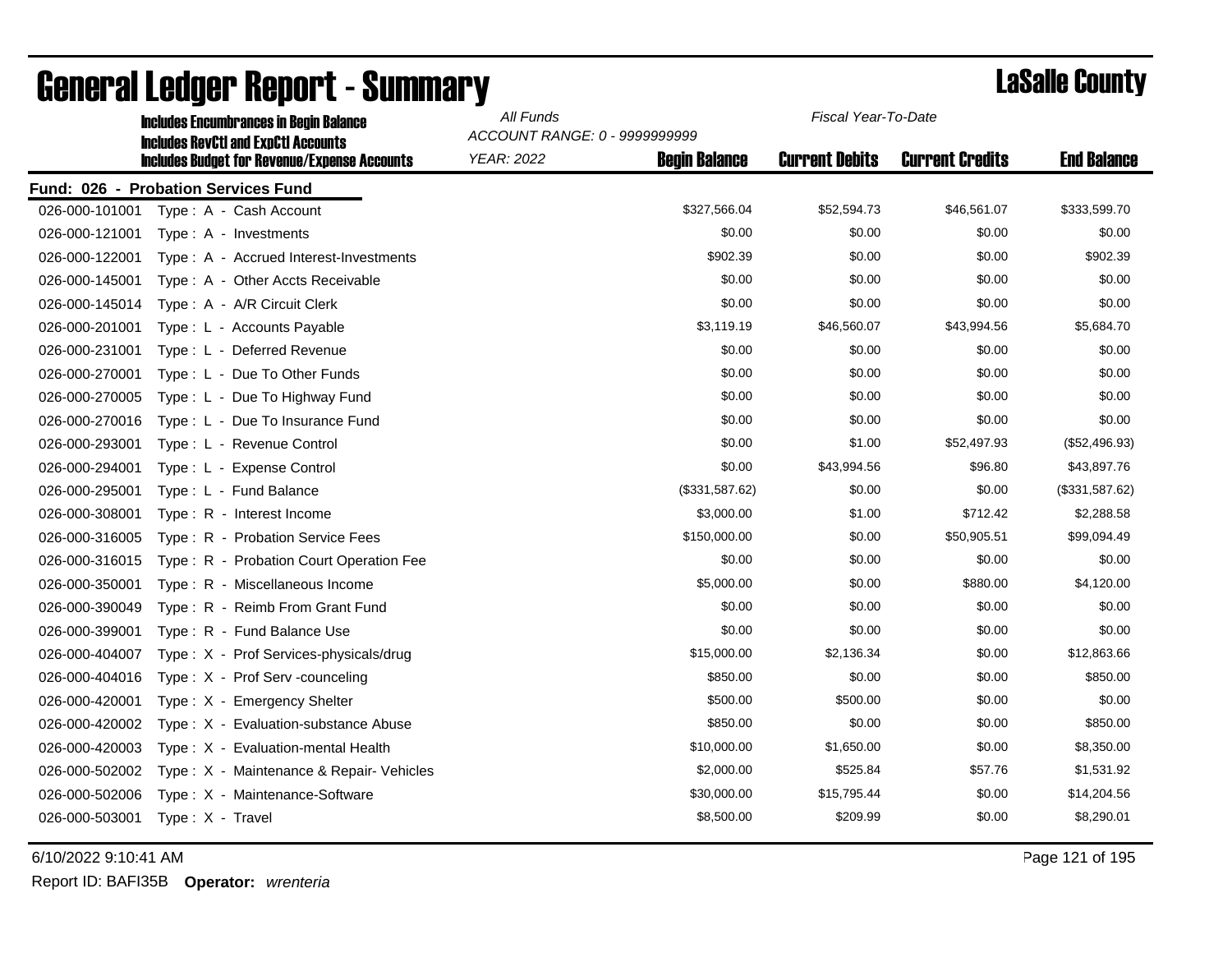# General Ledger Report - Summary

# LaSalle County

Includes Encumbrances in Begin Balance
Includes RevCtl and ExpCtl Accounts
Includes Budget for Revenue/Expense Accounts

All Funds
ACCOUNT RANGE: 0 - 9999999999
YEAR: 2022

Fiscal Year-To-Date

**Fund: 026 - Probation Services Fund**

| Account | Description | Begin Balance | Current Debits | Current Credits | End Balance |
|---|---|---|---|---|---|
| 026-000-101001 | Type : A - Cash Account | $327,566.04 | $52,594.73 | $46,561.07 | $333,599.70 |
| 026-000-121001 | Type : A - Investments | $0.00 | $0.00 | $0.00 | $0.00 |
| 026-000-122001 | Type : A - Accrued Interest-Investments | $902.39 | $0.00 | $0.00 | $902.39 |
| 026-000-145001 | Type : A - Other Accts Receivable | $0.00 | $0.00 | $0.00 | $0.00 |
| 026-000-145014 | Type : A - A/R Circuit Clerk | $0.00 | $0.00 | $0.00 | $0.00 |
| 026-000-201001 | Type : L - Accounts Payable | $3,119.19 | $46,560.07 | $43,994.56 | $5,684.70 |
| 026-000-231001 | Type : L - Deferred Revenue | $0.00 | $0.00 | $0.00 | $0.00 |
| 026-000-270001 | Type : L - Due To Other Funds | $0.00 | $0.00 | $0.00 | $0.00 |
| 026-000-270005 | Type : L - Due To Highway Fund | $0.00 | $0.00 | $0.00 | $0.00 |
| 026-000-270016 | Type : L - Due To Insurance Fund | $0.00 | $0.00 | $0.00 | $0.00 |
| 026-000-293001 | Type : L - Revenue Control | $0.00 | $1.00 | $52,497.93 | ($52,496.93) |
| 026-000-294001 | Type : L - Expense Control | $0.00 | $43,994.56 | $96.80 | $43,897.76 |
| 026-000-295001 | Type : L - Fund Balance | ($331,587.62) | $0.00 | $0.00 | ($331,587.62) |
| 026-000-308001 | Type : R - Interest Income | $3,000.00 | $1.00 | $712.42 | $2,288.58 |
| 026-000-316005 | Type : R - Probation Service Fees | $150,000.00 | $0.00 | $50,905.51 | $99,094.49 |
| 026-000-316015 | Type : R - Probation Court Operation Fee | $0.00 | $0.00 | $0.00 | $0.00 |
| 026-000-350001 | Type : R - Miscellaneous Income | $5,000.00 | $0.00 | $880.00 | $4,120.00 |
| 026-000-390049 | Type : R - Reimb From Grant Fund | $0.00 | $0.00 | $0.00 | $0.00 |
| 026-000-399001 | Type : R - Fund Balance Use | $0.00 | $0.00 | $0.00 | $0.00 |
| 026-000-404007 | Type : X - Prof Services-physicals/drug | $15,000.00 | $2,136.34 | $0.00 | $12,863.66 |
| 026-000-404016 | Type : X - Prof Serv -counceling | $850.00 | $0.00 | $0.00 | $850.00 |
| 026-000-420001 | Type : X - Emergency Shelter | $500.00 | $500.00 | $0.00 | $0.00 |
| 026-000-420002 | Type : X - Evaluation-substance Abuse | $850.00 | $0.00 | $0.00 | $850.00 |
| 026-000-420003 | Type : X - Evaluation-mental Health | $10,000.00 | $1,650.00 | $0.00 | $8,350.00 |
| 026-000-502002 | Type : X - Maintenance & Repair- Vehicles | $2,000.00 | $525.84 | $57.76 | $1,531.92 |
| 026-000-502006 | Type : X - Maintenance-Software | $30,000.00 | $15,795.44 | $0.00 | $14,204.56 |
| 026-000-503001 | Type : X - Travel | $8,500.00 | $209.99 | $0.00 | $8,290.01 |

6/10/2022 9:10:41 AM

Report ID: BAFI35B **Operator:** *wrenteria*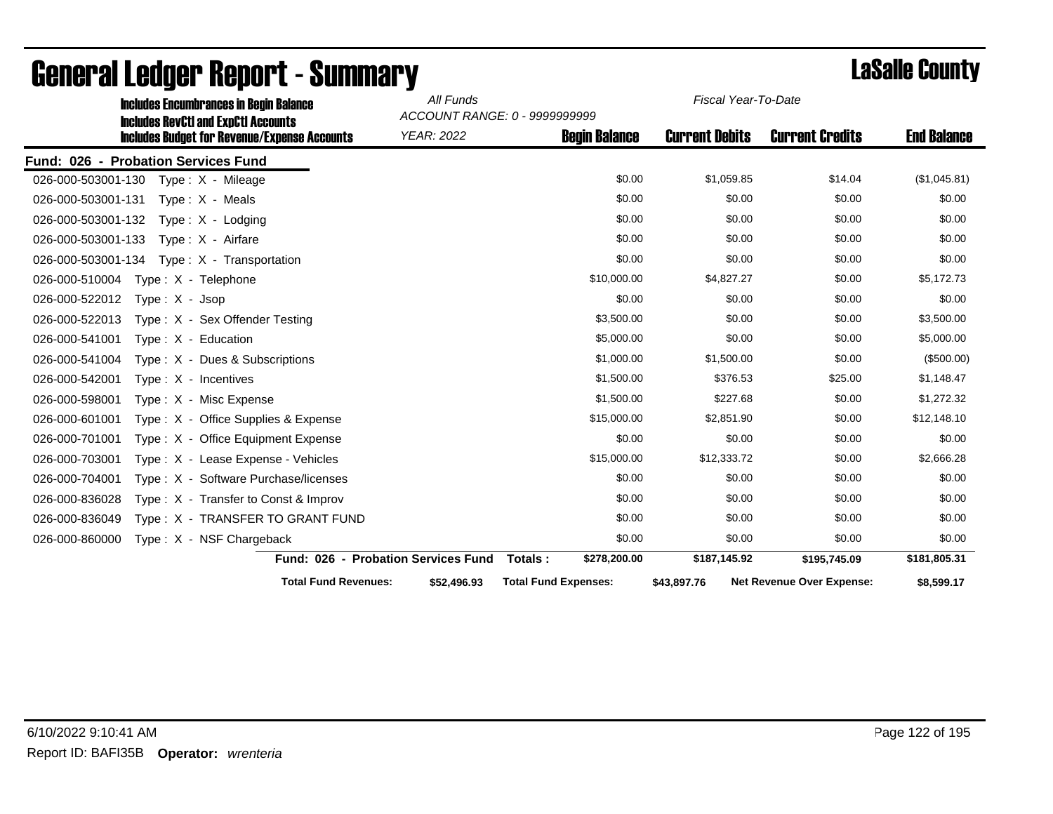# General Ledger Report - Summary

# LaSalle County

Includes Encumbrances in Begin Balance
Includes RevCtl and ExpCtl Accounts
Includes Budget for Revenue/Expense Accounts

*All Funds*
*ACCOUNT RANGE: 0 - 9999999999*
*YEAR: 2022*

*Fiscal Year-To-Date*

**Fund: 026 - Probation Services Fund**

| Account | Description | Begin Balance | Current Debits | Current Credits | End Balance |
|---|---|---|---|---|---|
| 026-000-503001-130 | Type : X - Mileage | $0.00 | $1,059.85 | $14.04 | ($1,045.81) |
| 026-000-503001-131 | Type : X - Meals | $0.00 | $0.00 | $0.00 | $0.00 |
| 026-000-503001-132 | Type : X - Lodging | $0.00 | $0.00 | $0.00 | $0.00 |
| 026-000-503001-133 | Type : X - Airfare | $0.00 | $0.00 | $0.00 | $0.00 |
| 026-000-503001-134 | Type : X - Transportation | $0.00 | $0.00 | $0.00 | $0.00 |
| 026-000-510004 | Type : X - Telephone | $10,000.00 | $4,827.27 | $0.00 | $5,172.73 |
| 026-000-522012 | Type : X - Jsop | $0.00 | $0.00 | $0.00 | $0.00 |
| 026-000-522013 | Type : X - Sex Offender Testing | $3,500.00 | $0.00 | $0.00 | $3,500.00 |
| 026-000-541001 | Type : X - Education | $5,000.00 | $0.00 | $0.00 | $5,000.00 |
| 026-000-541004 | Type : X - Dues & Subscriptions | $1,000.00 | $1,500.00 | $0.00 | ($500.00) |
| 026-000-542001 | Type : X - Incentives | $1,500.00 | $376.53 | $25.00 | $1,148.47 |
| 026-000-598001 | Type : X - Misc Expense | $1,500.00 | $227.68 | $0.00 | $1,272.32 |
| 026-000-601001 | Type : X - Office Supplies & Expense | $15,000.00 | $2,851.90 | $0.00 | $12,148.10 |
| 026-000-701001 | Type : X - Office Equipment Expense | $0.00 | $0.00 | $0.00 | $0.00 |
| 026-000-703001 | Type : X - Lease Expense - Vehicles | $15,000.00 | $12,333.72 | $0.00 | $2,666.28 |
| 026-000-704001 | Type : X - Software Purchase/licenses | $0.00 | $0.00 | $0.00 | $0.00 |
| 026-000-836028 | Type : X - Transfer to Const & Improv | $0.00 | $0.00 | $0.00 | $0.00 |
| 026-000-836049 | Type : X - TRANSFER TO GRANT FUND | $0.00 | $0.00 | $0.00 | $0.00 |
| 026-000-860000 | Type : X - NSF Chargeback | $0.00 | $0.00 | $0.00 | $0.00 |
| | **Fund: 026 - Probation Services Fund Totals :** | **$278,200.00** | **$187,145.92** | **$195,745.09** | **$181,805.31** |

**Total Fund Revenues:** $52,496.93 **Total Fund Expenses:** $43,897.76 **Net Revenue Over Expense:** $8,599.17

6/10/2022 9:10:41 AM
Report ID: BAFI35B **Operator:** *wrenteria*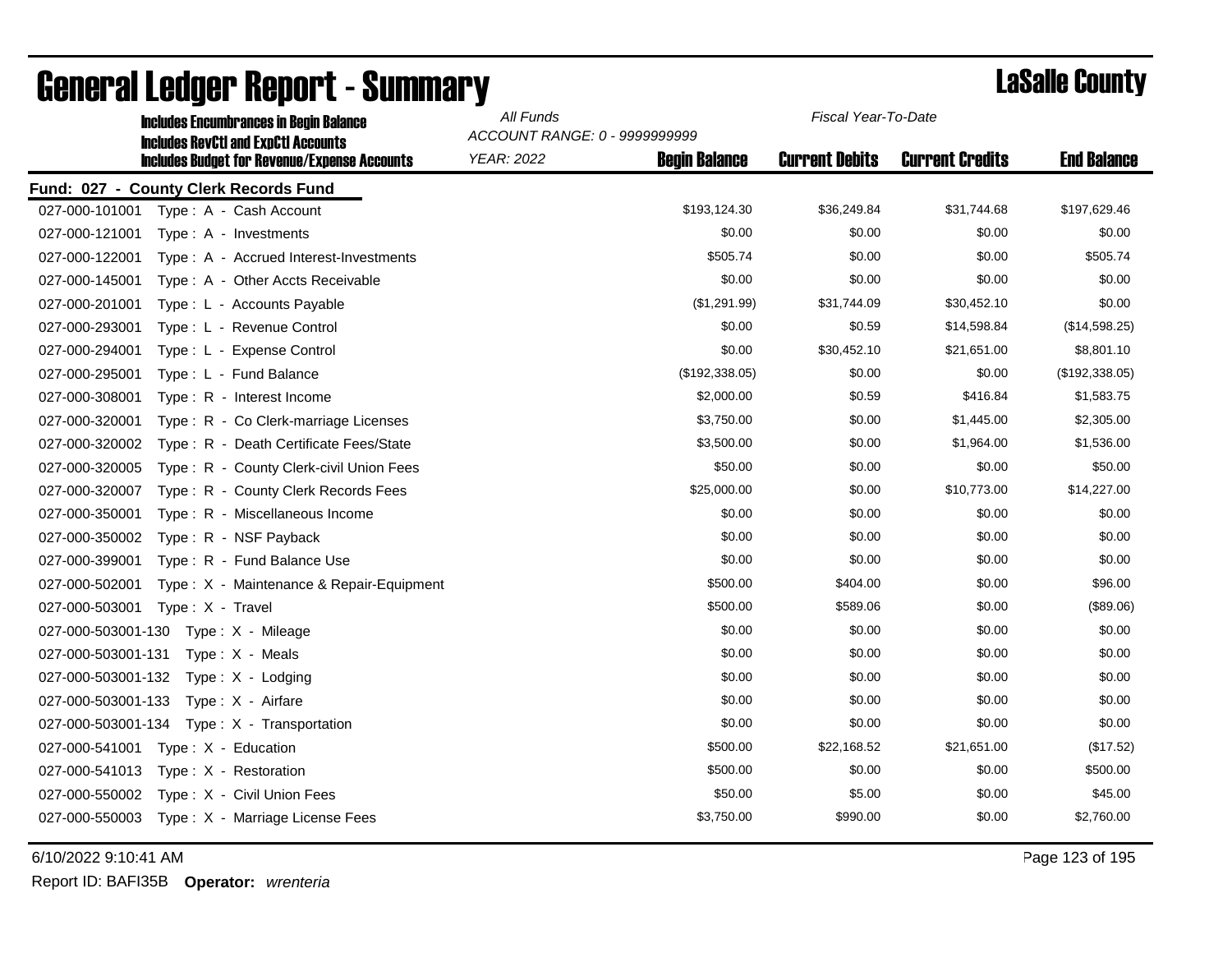# General Ledger Report - Summary

# LaSalle County

Includes Encumbrances in Begin Balance
Includes RevCtl and ExpCtl Accounts
Includes Budget for Revenue/Expense Accounts

*All Funds*
*ACCOUNT RANGE: 0 - 9999999999*
*YEAR: 2022*

*Fiscal Year-To-Date*

## Fund: 027 - County Clerk Records Fund

| Account | Description | Begin Balance | Current Debits | Current Credits | End Balance |
|---|---|---|---|---|---|
| 027-000-101001 | Type : A - Cash Account | $193,124.30 | $36,249.84 | $31,744.68 | $197,629.46 |
| 027-000-121001 | Type : A - Investments | $0.00 | $0.00 | $0.00 | $0.00 |
| 027-000-122001 | Type : A - Accrued Interest-Investments | $505.74 | $0.00 | $0.00 | $505.74 |
| 027-000-145001 | Type : A - Other Accts Receivable | $0.00 | $0.00 | $0.00 | $0.00 |
| 027-000-201001 | Type : L - Accounts Payable | ($1,291.99) | $31,744.09 | $30,452.10 | $0.00 |
| 027-000-293001 | Type : L - Revenue Control | $0.00 | $0.59 | $14,598.84 | ($14,598.25) |
| 027-000-294001 | Type : L - Expense Control | $0.00 | $30,452.10 | $21,651.00 | $8,801.10 |
| 027-000-295001 | Type : L - Fund Balance | ($192,338.05) | $0.00 | $0.00 | ($192,338.05) |
| 027-000-308001 | Type : R - Interest Income | $2,000.00 | $0.59 | $416.84 | $1,583.75 |
| 027-000-320001 | Type : R - Co Clerk-marriage Licenses | $3,750.00 | $0.00 | $1,445.00 | $2,305.00 |
| 027-000-320002 | Type : R - Death Certificate Fees/State | $3,500.00 | $0.00 | $1,964.00 | $1,536.00 |
| 027-000-320005 | Type : R - County Clerk-civil Union Fees | $50.00 | $0.00 | $0.00 | $50.00 |
| 027-000-320007 | Type : R - County Clerk Records Fees | $25,000.00 | $0.00 | $10,773.00 | $14,227.00 |
| 027-000-350001 | Type : R - Miscellaneous Income | $0.00 | $0.00 | $0.00 | $0.00 |
| 027-000-350002 | Type : R - NSF Payback | $0.00 | $0.00 | $0.00 | $0.00 |
| 027-000-399001 | Type : R - Fund Balance Use | $0.00 | $0.00 | $0.00 | $0.00 |
| 027-000-502001 | Type : X - Maintenance & Repair-Equipment | $500.00 | $404.00 | $0.00 | $96.00 |
| 027-000-503001 | Type : X - Travel | $500.00 | $589.06 | $0.00 | ($89.06) |
| 027-000-503001-130 | Type : X - Mileage | $0.00 | $0.00 | $0.00 | $0.00 |
| 027-000-503001-131 | Type : X - Meals | $0.00 | $0.00 | $0.00 | $0.00 |
| 027-000-503001-132 | Type : X - Lodging | $0.00 | $0.00 | $0.00 | $0.00 |
| 027-000-503001-133 | Type : X - Airfare | $0.00 | $0.00 | $0.00 | $0.00 |
| 027-000-503001-134 | Type : X - Transportation | $0.00 | $0.00 | $0.00 | $0.00 |
| 027-000-541001 | Type : X - Education | $500.00 | $22,168.52 | $21,651.00 | ($17.52) |
| 027-000-541013 | Type : X - Restoration | $500.00 | $0.00 | $0.00 | $500.00 |
| 027-000-550002 | Type : X - Civil Union Fees | $50.00 | $5.00 | $0.00 | $45.00 |
| 027-000-550003 | Type : X - Marriage License Fees | $3,750.00 | $990.00 | $0.00 | $2,760.00 |

6/10/2022 9:10:41 AM

Report ID: BAFI35B **Operator:** *wrenteria*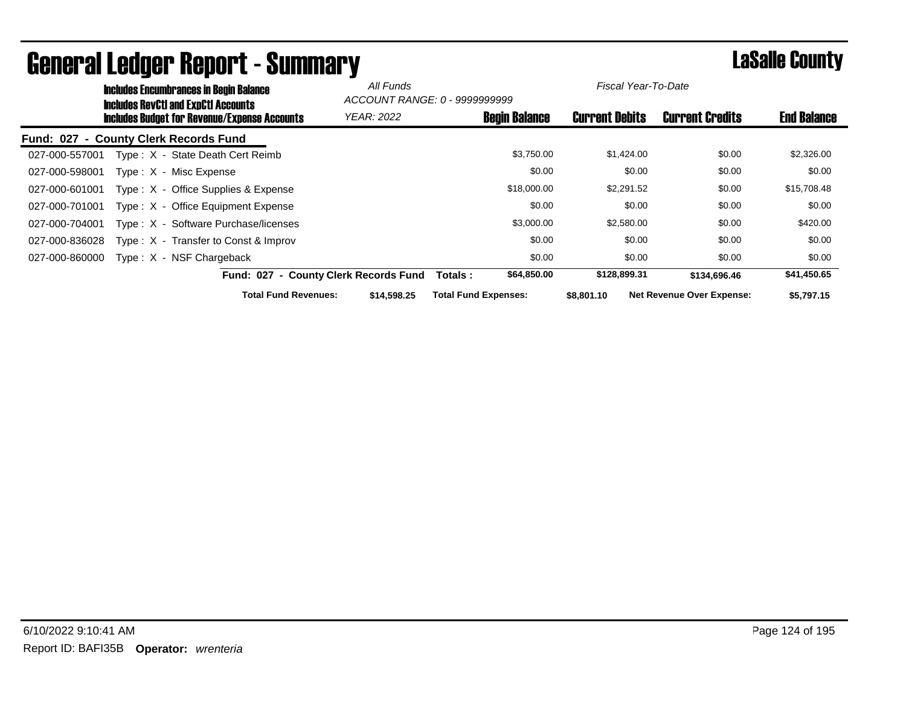# General Ledger Report - Summary

## LaSalle County

**Includes Encumbrances in Begin Balance**
**Includes RevCtl and ExpCtl Accounts**
**Includes Budget for Revenue/Expense Accounts**

*All Funds*
*ACCOUNT RANGE: 0 - 9999999999*
*YEAR: 2022*

*Fiscal Year-To-Date*

**Fund: 027 - County Clerk Records Fund**

| Account | Description | Begin Balance | Current Debits | Current Credits | End Balance |
|---|---|---|---|---|---|
| 027-000-557001 | Type : X - State Death Cert Reimb | $3,750.00 | $1,424.00 | $0.00 | $2,326.00 |
| 027-000-598001 | Type : X - Misc Expense | $0.00 | $0.00 | $0.00 | $0.00 |
| 027-000-601001 | Type : X - Office Supplies & Expense | $18,000.00 | $2,291.52 | $0.00 | $15,708.48 |
| 027-000-701001 | Type : X - Office Equipment Expense | $0.00 | $0.00 | $0.00 | $0.00 |
| 027-000-704001 | Type : X - Software Purchase/licenses | $3,000.00 | $2,580.00 | $0.00 | $420.00 |
| 027-000-836028 | Type : X - Transfer to Const & Improv | $0.00 | $0.00 | $0.00 | $0.00 |
| 027-000-860000 | Type : X - NSF Chargeback | $0.00 | $0.00 | $0.00 | $0.00 |
| | **Fund: 027 - County Clerk Records Fund Totals :** | **$64,850.00** | **$128,899.31** | **$134,696.46** | **$41,450.65** |

**Total Fund Revenues:** **$14,598.25** **Total Fund Expenses:** **$8,801.10** **Net Revenue Over Expense:** **$5,797.15**

6/10/2022 9:10:41 AM

Report ID: BAFI35B **Operator:** *wrenteria*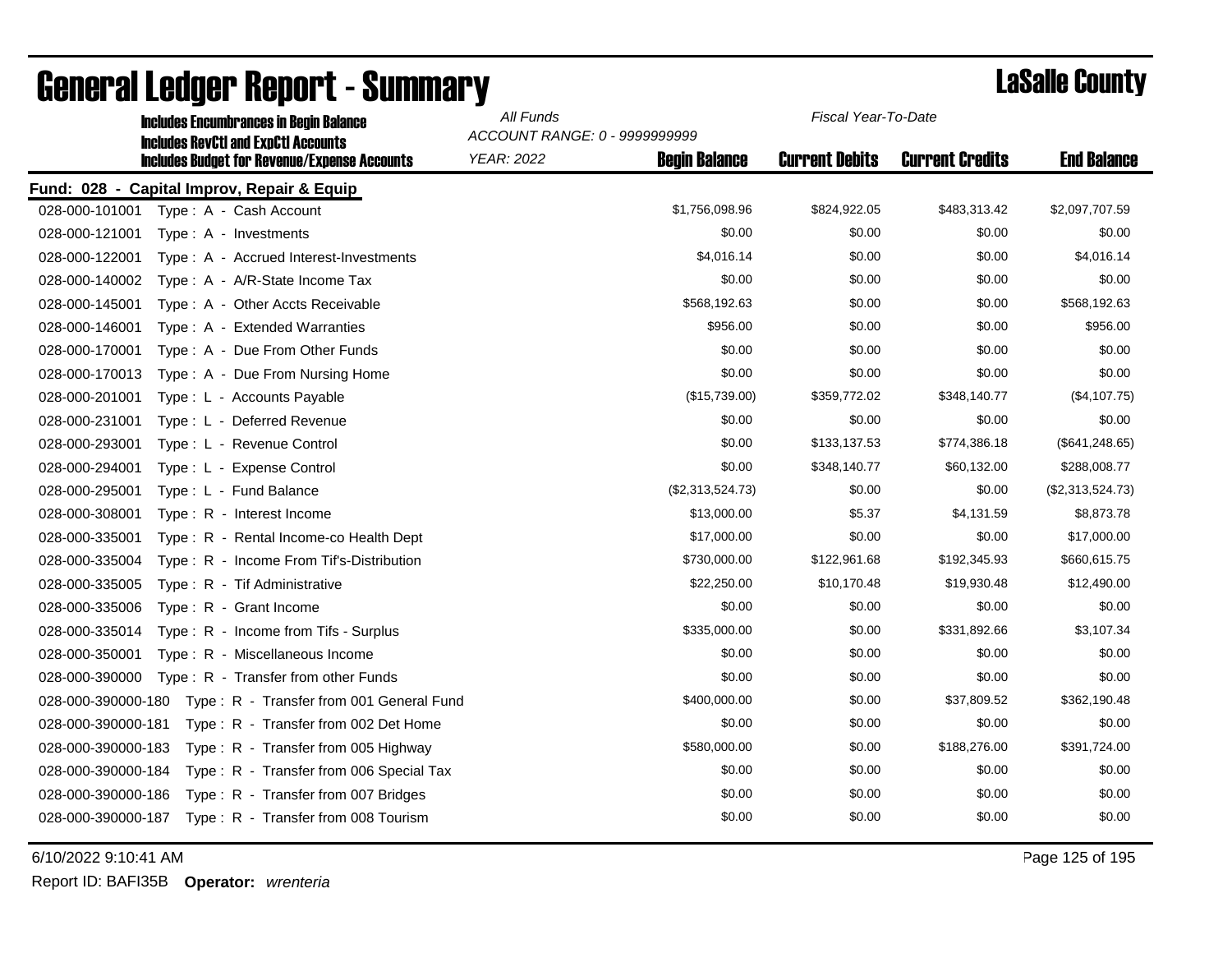# General Ledger Report - Summary

**LaSalle County**

Includes Encumbrances in Begin Balance
Includes RevCtl and ExpCtl Accounts
Includes Budget for Revenue/Expense Accounts

All Funds
ACCOUNT RANGE: 0 - 9999999999
YEAR: 2022

Fiscal Year-To-Date

| Account | Description | Begin Balance | Current Debits | Current Credits | End Balance |
|---|---|---|---|---|---|
| **Fund: 028 - Capital Improv, Repair & Equip** | | | | | |
| 028-000-101001 | Type : A - Cash Account | $1,756,098.96 | $824,922.05 | $483,313.42 | $2,097,707.59 |
| 028-000-121001 | Type : A - Investments | $0.00 | $0.00 | $0.00 | $0.00 |
| 028-000-122001 | Type : A - Accrued Interest-Investments | $4,016.14 | $0.00 | $0.00 | $4,016.14 |
| 028-000-140002 | Type : A - A/R-State Income Tax | $0.00 | $0.00 | $0.00 | $0.00 |
| 028-000-145001 | Type : A - Other Accts Receivable | $568,192.63 | $0.00 | $0.00 | $568,192.63 |
| 028-000-146001 | Type : A - Extended Warranties | $956.00 | $0.00 | $0.00 | $956.00 |
| 028-000-170001 | Type : A - Due From Other Funds | $0.00 | $0.00 | $0.00 | $0.00 |
| 028-000-170013 | Type : A - Due From Nursing Home | $0.00 | $0.00 | $0.00 | $0.00 |
| 028-000-201001 | Type : L - Accounts Payable | ($15,739.00) | $359,772.02 | $348,140.77 | ($4,107.75) |
| 028-000-231001 | Type : L - Deferred Revenue | $0.00 | $0.00 | $0.00 | $0.00 |
| 028-000-293001 | Type : L - Revenue Control | $0.00 | $133,137.53 | $774,386.18 | ($641,248.65) |
| 028-000-294001 | Type : L - Expense Control | $0.00 | $348,140.77 | $60,132.00 | $288,008.77 |
| 028-000-295001 | Type : L - Fund Balance | ($2,313,524.73) | $0.00 | $0.00 | ($2,313,524.73) |
| 028-000-308001 | Type : R - Interest Income | $13,000.00 | $5.37 | $4,131.59 | $8,873.78 |
| 028-000-335001 | Type : R - Rental Income-co Health Dept | $17,000.00 | $0.00 | $0.00 | $17,000.00 |
| 028-000-335004 | Type : R - Income From Tif's-Distribution | $730,000.00 | $122,961.68 | $192,345.93 | $660,615.75 |
| 028-000-335005 | Type : R - Tif Administrative | $22,250.00 | $10,170.48 | $19,930.48 | $12,490.00 |
| 028-000-335006 | Type : R - Grant Income | $0.00 | $0.00 | $0.00 | $0.00 |
| 028-000-335014 | Type : R - Income from Tifs - Surplus | $335,000.00 | $0.00 | $331,892.66 | $3,107.34 |
| 028-000-350001 | Type : R - Miscellaneous Income | $0.00 | $0.00 | $0.00 | $0.00 |
| 028-000-390000 | Type : R - Transfer from other Funds | $0.00 | $0.00 | $0.00 | $0.00 |
| 028-000-390000-180 | Type : R - Transfer from 001 General Fund | $400,000.00 | $0.00 | $37,809.52 | $362,190.48 |
| 028-000-390000-181 | Type : R - Transfer from 002 Det Home | $0.00 | $0.00 | $0.00 | $0.00 |
| 028-000-390000-183 | Type : R - Transfer from 005 Highway | $580,000.00 | $0.00 | $188,276.00 | $391,724.00 |
| 028-000-390000-184 | Type : R - Transfer from 006 Special Tax | $0.00 | $0.00 | $0.00 | $0.00 |
| 028-000-390000-186 | Type : R - Transfer from 007 Bridges | $0.00 | $0.00 | $0.00 | $0.00 |
| 028-000-390000-187 | Type : R - Transfer from 008 Tourism | $0.00 | $0.00 | $0.00 | $0.00 |

6/10/2022 9:10:41 AM

Report ID: BAFI35B **Operator:** *wrenteria*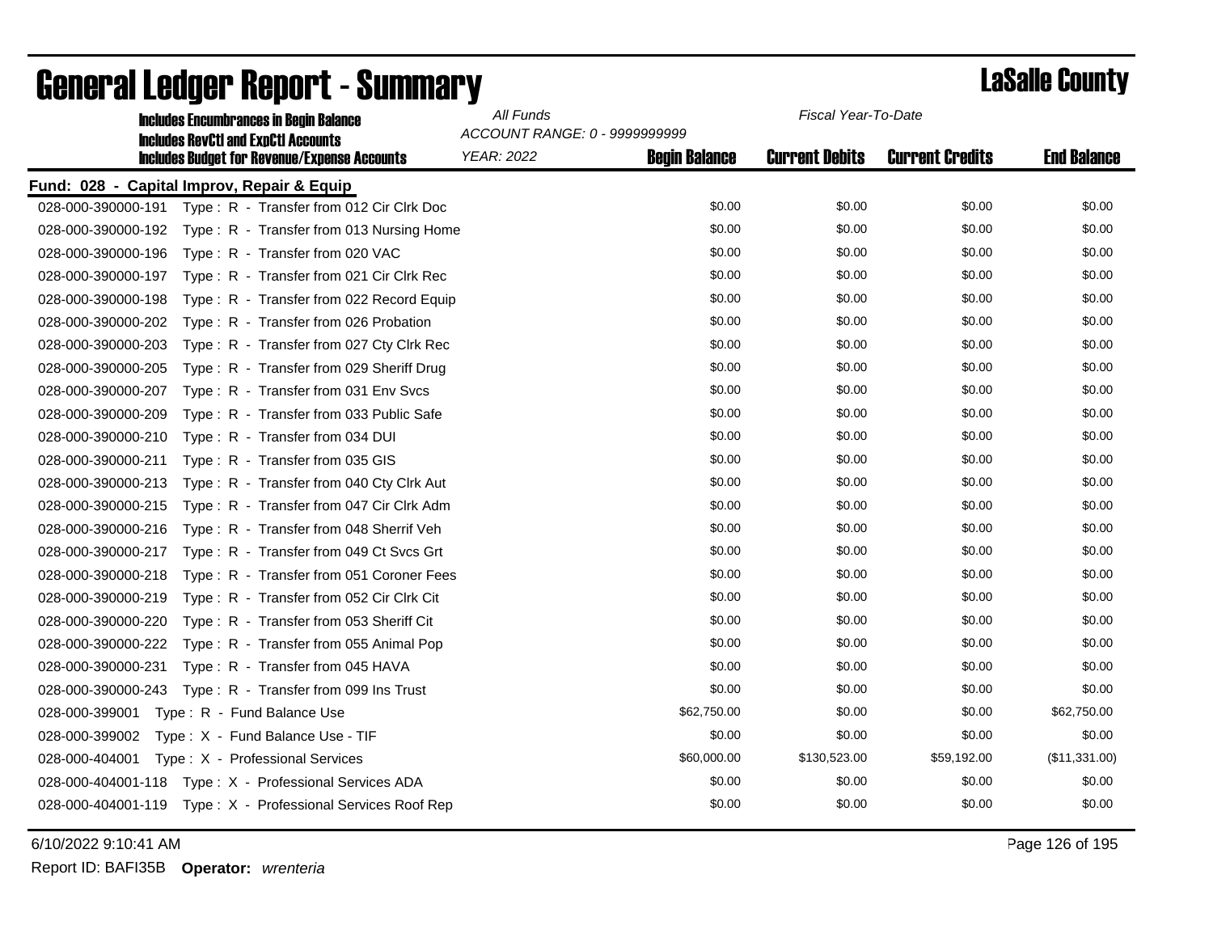# General Ledger Report - Summary

## LaSalle County

Includes Encumbrances in Begin Balance
Includes RevCtl and ExpCtl Accounts
Includes Budget for Revenue/Expense Accounts

All Funds
ACCOUNT RANGE: 0 - 9999999999
YEAR: 2022

Fiscal Year-To-Date

| Account | Description | Begin Balance | Current Debits | Current Credits | End Balance |
|---|---|---|---|---|---|
| **Fund: 028 - Capital Improv, Repair & Equip** | | | | | |
| 028-000-390000-191 | Type : R - Transfer from 012 Cir Clrk Doc | $0.00 | $0.00 | $0.00 | $0.00 |
| 028-000-390000-192 | Type : R - Transfer from 013 Nursing Home | $0.00 | $0.00 | $0.00 | $0.00 |
| 028-000-390000-196 | Type : R - Transfer from 020 VAC | $0.00 | $0.00 | $0.00 | $0.00 |
| 028-000-390000-197 | Type : R - Transfer from 021 Cir Clrk Rec | $0.00 | $0.00 | $0.00 | $0.00 |
| 028-000-390000-198 | Type : R - Transfer from 022 Record Equip | $0.00 | $0.00 | $0.00 | $0.00 |
| 028-000-390000-202 | Type : R - Transfer from 026 Probation | $0.00 | $0.00 | $0.00 | $0.00 |
| 028-000-390000-203 | Type : R - Transfer from 027 Cty Clrk Rec | $0.00 | $0.00 | $0.00 | $0.00 |
| 028-000-390000-205 | Type : R - Transfer from 029 Sheriff Drug | $0.00 | $0.00 | $0.00 | $0.00 |
| 028-000-390000-207 | Type : R - Transfer from 031 Env Svcs | $0.00 | $0.00 | $0.00 | $0.00 |
| 028-000-390000-209 | Type : R - Transfer from 033 Public Safe | $0.00 | $0.00 | $0.00 | $0.00 |
| 028-000-390000-210 | Type : R - Transfer from 034 DUI | $0.00 | $0.00 | $0.00 | $0.00 |
| 028-000-390000-211 | Type : R - Transfer from 035 GIS | $0.00 | $0.00 | $0.00 | $0.00 |
| 028-000-390000-213 | Type : R - Transfer from 040 Cty Clrk Aut | $0.00 | $0.00 | $0.00 | $0.00 |
| 028-000-390000-215 | Type : R - Transfer from 047 Cir Clrk Adm | $0.00 | $0.00 | $0.00 | $0.00 |
| 028-000-390000-216 | Type : R - Transfer from 048 Sherrif Veh | $0.00 | $0.00 | $0.00 | $0.00 |
| 028-000-390000-217 | Type : R - Transfer from 049 Ct Svcs Grt | $0.00 | $0.00 | $0.00 | $0.00 |
| 028-000-390000-218 | Type : R - Transfer from 051 Coroner Fees | $0.00 | $0.00 | $0.00 | $0.00 |
| 028-000-390000-219 | Type : R - Transfer from 052 Cir Clrk Cit | $0.00 | $0.00 | $0.00 | $0.00 |
| 028-000-390000-220 | Type : R - Transfer from 053 Sheriff Cit | $0.00 | $0.00 | $0.00 | $0.00 |
| 028-000-390000-222 | Type : R - Transfer from 055 Animal Pop | $0.00 | $0.00 | $0.00 | $0.00 |
| 028-000-390000-231 | Type : R - Transfer from 045 HAVA | $0.00 | $0.00 | $0.00 | $0.00 |
| 028-000-390000-243 | Type : R - Transfer from 099 Ins Trust | $0.00 | $0.00 | $0.00 | $0.00 |
| 028-000-399001 | Type : R - Fund Balance Use | $62,750.00 | $0.00 | $0.00 | $62,750.00 |
| 028-000-399002 | Type : X - Fund Balance Use - TIF | $0.00 | $0.00 | $0.00 | $0.00 |
| 028-000-404001 | Type : X - Professional Services | $60,000.00 | $130,523.00 | $59,192.00 | ($11,331.00) |
| 028-000-404001-118 | Type : X - Professional Services ADA | $0.00 | $0.00 | $0.00 | $0.00 |
| 028-000-404001-119 | Type : X - Professional Services Roof Rep | $0.00 | $0.00 | $0.00 | $0.00 |

6/10/2022 9:10:41 AM

Report ID: BAFI35B **Operator:** *wrenteria*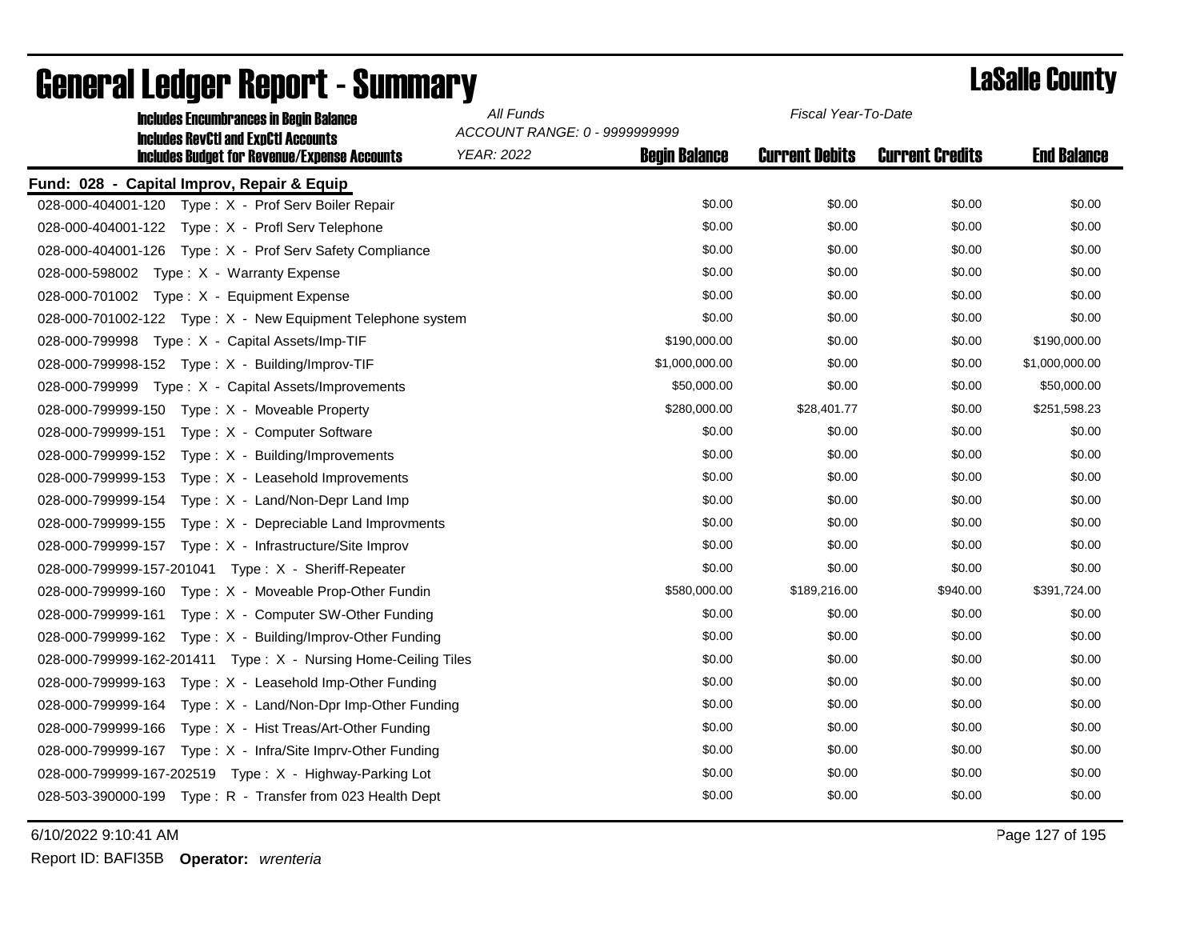# General Ledger Report - Summary

## LaSalle County

Includes Encumbrances in Begin Balance
Includes RevCtl and ExpCtl Accounts
Includes Budget for Revenue/Expense Accounts

All Funds
ACCOUNT RANGE: 0 - 9999999999
YEAR: 2022

Fiscal Year-To-Date

| | Begin Balance | Current Debits | Current Credits | End Balance |
|---|---|---|---|---|
| **Fund: 028 - Capital Improv, Repair & Equip** | | | | |
| 028-000-404001-120 Type : X - Prof Serv Boiler Repair | $0.00 | $0.00 | $0.00 | $0.00 |
| 028-000-404001-122 Type : X - Profl Serv Telephone | $0.00 | $0.00 | $0.00 | $0.00 |
| 028-000-404001-126 Type : X - Prof Serv Safety Compliance | $0.00 | $0.00 | $0.00 | $0.00 |
| 028-000-598002 Type : X - Warranty Expense | $0.00 | $0.00 | $0.00 | $0.00 |
| 028-000-701002 Type : X - Equipment Expense | $0.00 | $0.00 | $0.00 | $0.00 |
| 028-000-701002-122 Type : X - New Equipment Telephone system | $0.00 | $0.00 | $0.00 | $0.00 |
| 028-000-799998 Type : X - Capital Assets/Imp-TIF | $190,000.00 | $0.00 | $0.00 | $190,000.00 |
| 028-000-799998-152 Type : X - Building/Improv-TIF | $1,000,000.00 | $0.00 | $0.00 | $1,000,000.00 |
| 028-000-799999 Type : X - Capital Assets/Improvements | $50,000.00 | $0.00 | $0.00 | $50,000.00 |
| 028-000-799999-150 Type : X - Moveable Property | $280,000.00 | $28,401.77 | $0.00 | $251,598.23 |
| 028-000-799999-151 Type : X - Computer Software | $0.00 | $0.00 | $0.00 | $0.00 |
| 028-000-799999-152 Type : X - Building/Improvements | $0.00 | $0.00 | $0.00 | $0.00 |
| 028-000-799999-153 Type : X - Leasehold Improvements | $0.00 | $0.00 | $0.00 | $0.00 |
| 028-000-799999-154 Type : X - Land/Non-Depr Land Imp | $0.00 | $0.00 | $0.00 | $0.00 |
| 028-000-799999-155 Type : X - Depreciable Land Improvments | $0.00 | $0.00 | $0.00 | $0.00 |
| 028-000-799999-157 Type : X - Infrastructure/Site Improv | $0.00 | $0.00 | $0.00 | $0.00 |
| 028-000-799999-157-201041 Type : X - Sheriff-Repeater | $0.00 | $0.00 | $0.00 | $0.00 |
| 028-000-799999-160 Type : X - Moveable Prop-Other Fundin | $580,000.00 | $189,216.00 | $940.00 | $391,724.00 |
| 028-000-799999-161 Type : X - Computer SW-Other Funding | $0.00 | $0.00 | $0.00 | $0.00 |
| 028-000-799999-162 Type : X - Building/Improv-Other Funding | $0.00 | $0.00 | $0.00 | $0.00 |
| 028-000-799999-162-201411 Type : X - Nursing Home-Ceiling Tiles | $0.00 | $0.00 | $0.00 | $0.00 |
| 028-000-799999-163 Type : X - Leasehold Imp-Other Funding | $0.00 | $0.00 | $0.00 | $0.00 |
| 028-000-799999-164 Type : X - Land/Non-Dpr Imp-Other Funding | $0.00 | $0.00 | $0.00 | $0.00 |
| 028-000-799999-166 Type : X - Hist Treas/Art-Other Funding | $0.00 | $0.00 | $0.00 | $0.00 |
| 028-000-799999-167 Type : X - Infra/Site Imprv-Other Funding | $0.00 | $0.00 | $0.00 | $0.00 |
| 028-000-799999-167-202519 Type : X - Highway-Parking Lot | $0.00 | $0.00 | $0.00 | $0.00 |
| 028-503-390000-199 Type : R - Transfer from 023 Health Dept | $0.00 | $0.00 | $0.00 | $0.00 |

6/10/2022 9:10:41 AM

Report ID: BAFI35B **Operator:** *wrenteria*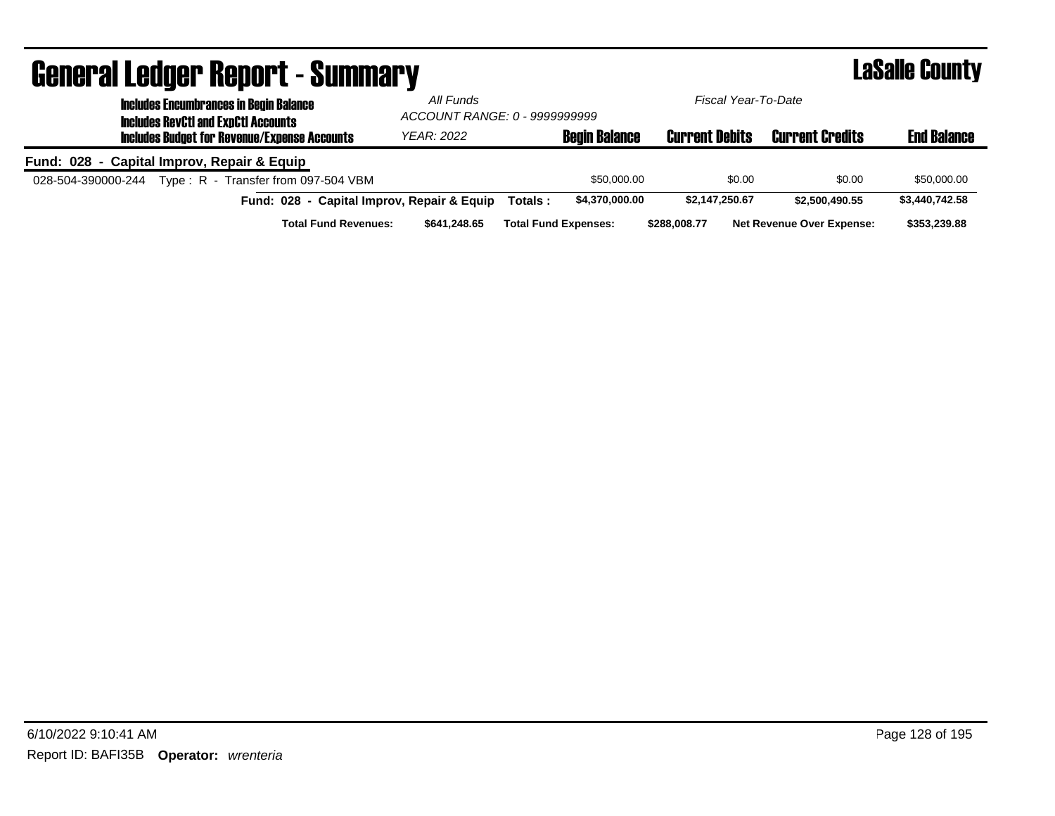# General Ledger Report - Summary

## LaSalle County

**Includes Encumbrances in Begin Balance**
**Includes RevCtl and ExpCtl Accounts**
**Includes Budget for Revenue/Expense Accounts**

*All Funds*
*ACCOUNT RANGE: 0 - 9999999999*
*YEAR: 2022*

*Fiscal Year-To-Date*

| | | Begin Balance | Current Debits | Current Credits | End Balance |
|---|---|---|---|---|---|
| **Fund: 028 - Capital Improv, Repair & Equip** | | | | | |
| 028-504-390000-244 | Type : R - Transfer from 097-504 VBM | \$50,000.00 | \$0.00 | \$0.00 | \$50,000.00 |
| | **Fund: 028 - Capital Improv, Repair & Equip Totals :** | **\$4,370,000.00** | **\$2,147,250.67** | **\$2,500,490.55** | **\$3,440,742.58** |

**Total Fund Revenues:** \$641,248.65 **Total Fund Expenses:** \$288,008.77 **Net Revenue Over Expense:** \$353,239.88

6/10/2022 9:10:41 AM
Report ID: BAFI35B **Operator:** *wrenteria*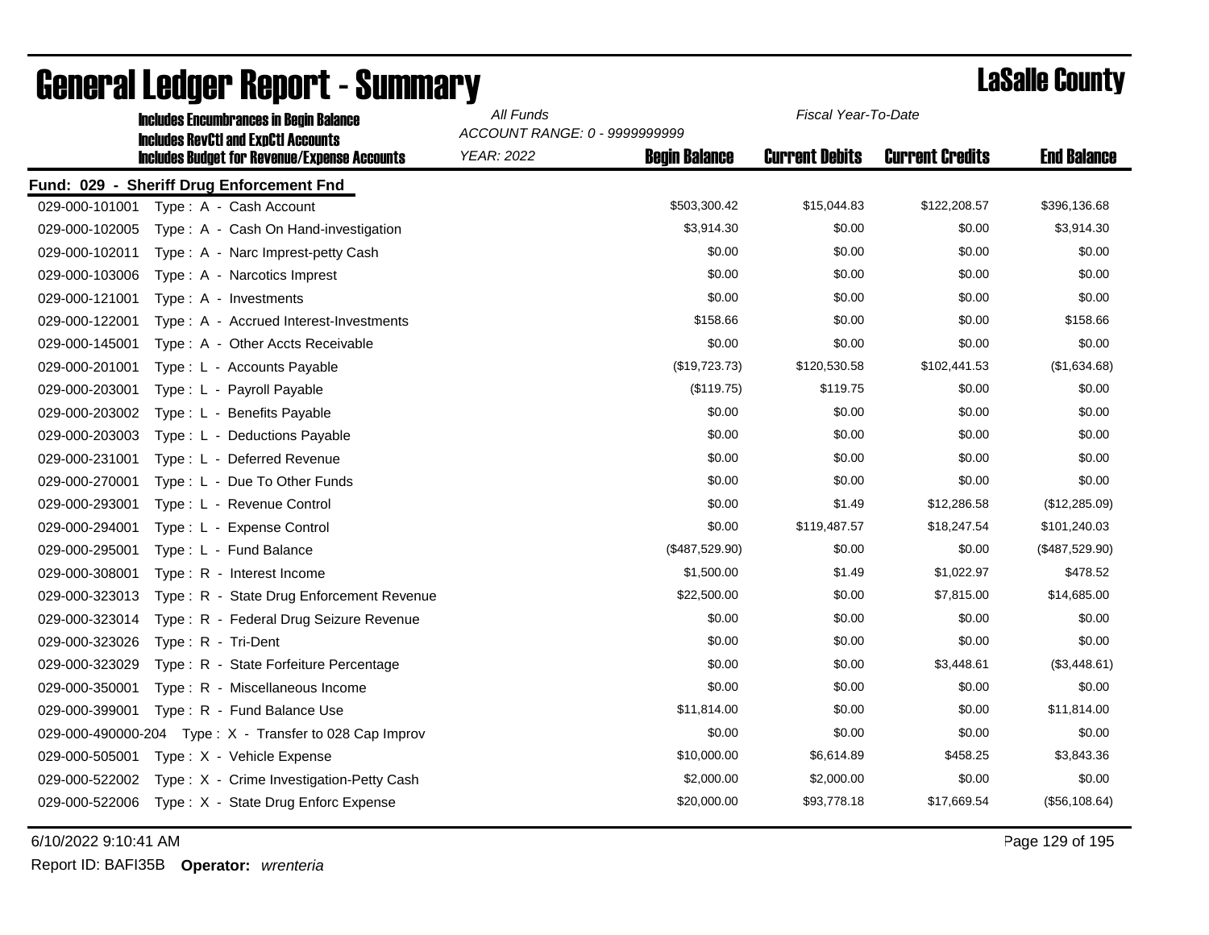# General Ledger Report - Summary

# LaSalle County

**Includes Encumbrances in Begin Balance**
**Includes RevCtl and ExpCtl Accounts**
**Includes Budget for Revenue/Expense Accounts**

*All Funds*
*ACCOUNT RANGE: 0 - 9999999999*
*YEAR: 2022*
*Fiscal Year-To-Date*

**Fund: 029 - Sheriff Drug Enforcement Fnd**

| Account | Description | Begin Balance | Current Debits | Current Credits | End Balance |
|---|---|---|---|---|---|
| 029-000-101001 | Type : A - Cash Account | $503,300.42 | $15,044.83 | $122,208.57 | $396,136.68 |
| 029-000-102005 | Type : A - Cash On Hand-investigation | $3,914.30 | $0.00 | $0.00 | $3,914.30 |
| 029-000-102011 | Type : A - Narc Imprest-petty Cash | $0.00 | $0.00 | $0.00 | $0.00 |
| 029-000-103006 | Type : A - Narcotics Imprest | $0.00 | $0.00 | $0.00 | $0.00 |
| 029-000-121001 | Type : A - Investments | $0.00 | $0.00 | $0.00 | $0.00 |
| 029-000-122001 | Type : A - Accrued Interest-Investments | $158.66 | $0.00 | $0.00 | $158.66 |
| 029-000-145001 | Type : A - Other Accts Receivable | $0.00 | $0.00 | $0.00 | $0.00 |
| 029-000-201001 | Type : L - Accounts Payable | ($19,723.73) | $120,530.58 | $102,441.53 | ($1,634.68) |
| 029-000-203001 | Type : L - Payroll Payable | ($119.75) | $119.75 | $0.00 | $0.00 |
| 029-000-203002 | Type : L - Benefits Payable | $0.00 | $0.00 | $0.00 | $0.00 |
| 029-000-203003 | Type : L - Deductions Payable | $0.00 | $0.00 | $0.00 | $0.00 |
| 029-000-231001 | Type : L - Deferred Revenue | $0.00 | $0.00 | $0.00 | $0.00 |
| 029-000-270001 | Type : L - Due To Other Funds | $0.00 | $0.00 | $0.00 | $0.00 |
| 029-000-293001 | Type : L - Revenue Control | $0.00 | $1.49 | $12,286.58 | ($12,285.09) |
| 029-000-294001 | Type : L - Expense Control | $0.00 | $119,487.57 | $18,247.54 | $101,240.03 |
| 029-000-295001 | Type : L - Fund Balance | ($487,529.90) | $0.00 | $0.00 | ($487,529.90) |
| 029-000-308001 | Type : R - Interest Income | $1,500.00 | $1.49 | $1,022.97 | $478.52 |
| 029-000-323013 | Type : R - State Drug Enforcement Revenue | $22,500.00 | $0.00 | $7,815.00 | $14,685.00 |
| 029-000-323014 | Type : R - Federal Drug Seizure Revenue | $0.00 | $0.00 | $0.00 | $0.00 |
| 029-000-323026 | Type : R - Tri-Dent | $0.00 | $0.00 | $0.00 | $0.00 |
| 029-000-323029 | Type : R - State Forfeiture Percentage | $0.00 | $0.00 | $3,448.61 | ($3,448.61) |
| 029-000-350001 | Type : R - Miscellaneous Income | $0.00 | $0.00 | $0.00 | $0.00 |
| 029-000-399001 | Type : R - Fund Balance Use | $11,814.00 | $0.00 | $0.00 | $11,814.00 |
| 029-000-490000-204 | Type : X - Transfer to 028 Cap Improv | $0.00 | $0.00 | $0.00 | $0.00 |
| 029-000-505001 | Type : X - Vehicle Expense | $10,000.00 | $6,614.89 | $458.25 | $3,843.36 |
| 029-000-522002 | Type : X - Crime Investigation-Petty Cash | $2,000.00 | $2,000.00 | $0.00 | $0.00 |
| 029-000-522006 | Type : X - State Drug Enforc Expense | $20,000.00 | $93,778.18 | $17,669.54 | ($56,108.64) |

6/10/2022 9:10:41 AM

Report ID: BAFI35B **Operator:** *wrenteria*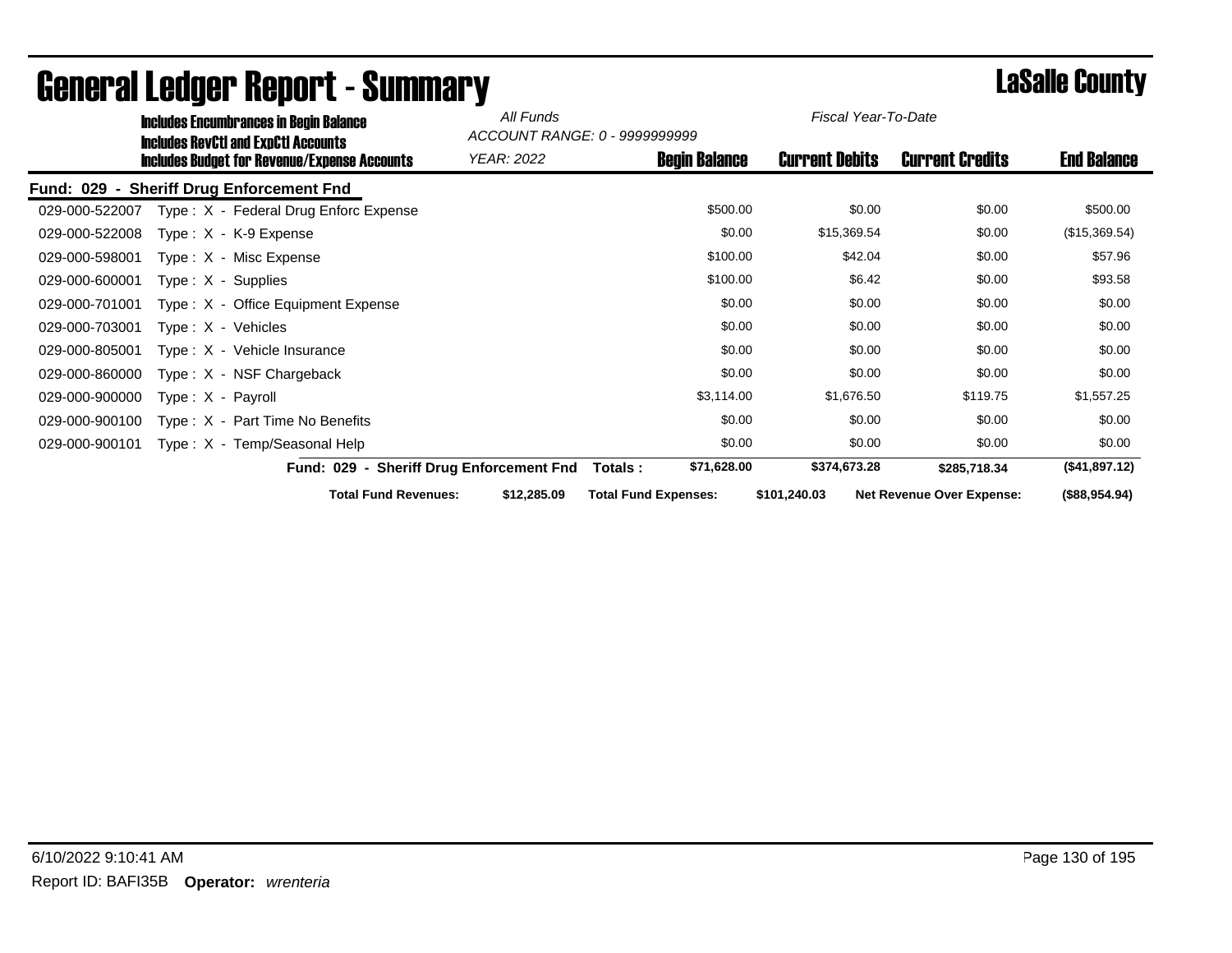# General Ledger Report - Summary

**LaSalle County**

**Includes Encumbrances in Begin Balance**
**Includes RevCtl and ExpCtl Accounts**
**Includes Budget for Revenue/Expense Accounts**

*All Funds*
*ACCOUNT RANGE: 0 - 9999999999*
*YEAR: 2022*

*Fiscal Year-To-Date*

| | | Begin Balance | Current Debits | Current Credits | End Balance |
|---|---|---|---|---|---|
| **Fund: 029 - Sheriff Drug Enforcement Fnd** | | | | | |
| 029-000-522007 | Type : X - Federal Drug Enforc Expense | $500.00 | $0.00 | $0.00 | $500.00 |
| 029-000-522008 | Type : X - K-9 Expense | $0.00 | $15,369.54 | $0.00 | ($15,369.54) |
| 029-000-598001 | Type : X - Misc Expense | $100.00 | $42.04 | $0.00 | $57.96 |
| 029-000-600001 | Type : X - Supplies | $100.00 | $6.42 | $0.00 | $93.58 |
| 029-000-701001 | Type : X - Office Equipment Expense | $0.00 | $0.00 | $0.00 | $0.00 |
| 029-000-703001 | Type : X - Vehicles | $0.00 | $0.00 | $0.00 | $0.00 |
| 029-000-805001 | Type : X - Vehicle Insurance | $0.00 | $0.00 | $0.00 | $0.00 |
| 029-000-860000 | Type : X - NSF Chargeback | $0.00 | $0.00 | $0.00 | $0.00 |
| 029-000-900000 | Type : X - Payroll | $3,114.00 | $1,676.50 | $119.75 | $1,557.25 |
| 029-000-900100 | Type : X - Part Time No Benefits | $0.00 | $0.00 | $0.00 | $0.00 |
| 029-000-900101 | Type : X - Temp/Seasonal Help | $0.00 | $0.00 | $0.00 | $0.00 |
| | **Fund: 029 - Sheriff Drug Enforcement Fnd Totals :** | **$71,628.00** | **$374,673.28** | **$285,718.34** | **($41,897.12)** |

**Total Fund Revenues:** $12,285.09 **Total Fund Expenses:** $101,240.03 **Net Revenue Over Expense:** ($88,954.94)

6/10/2022 9:10:41 AM

Report ID: BAFI35B **Operator:** *wrenteria*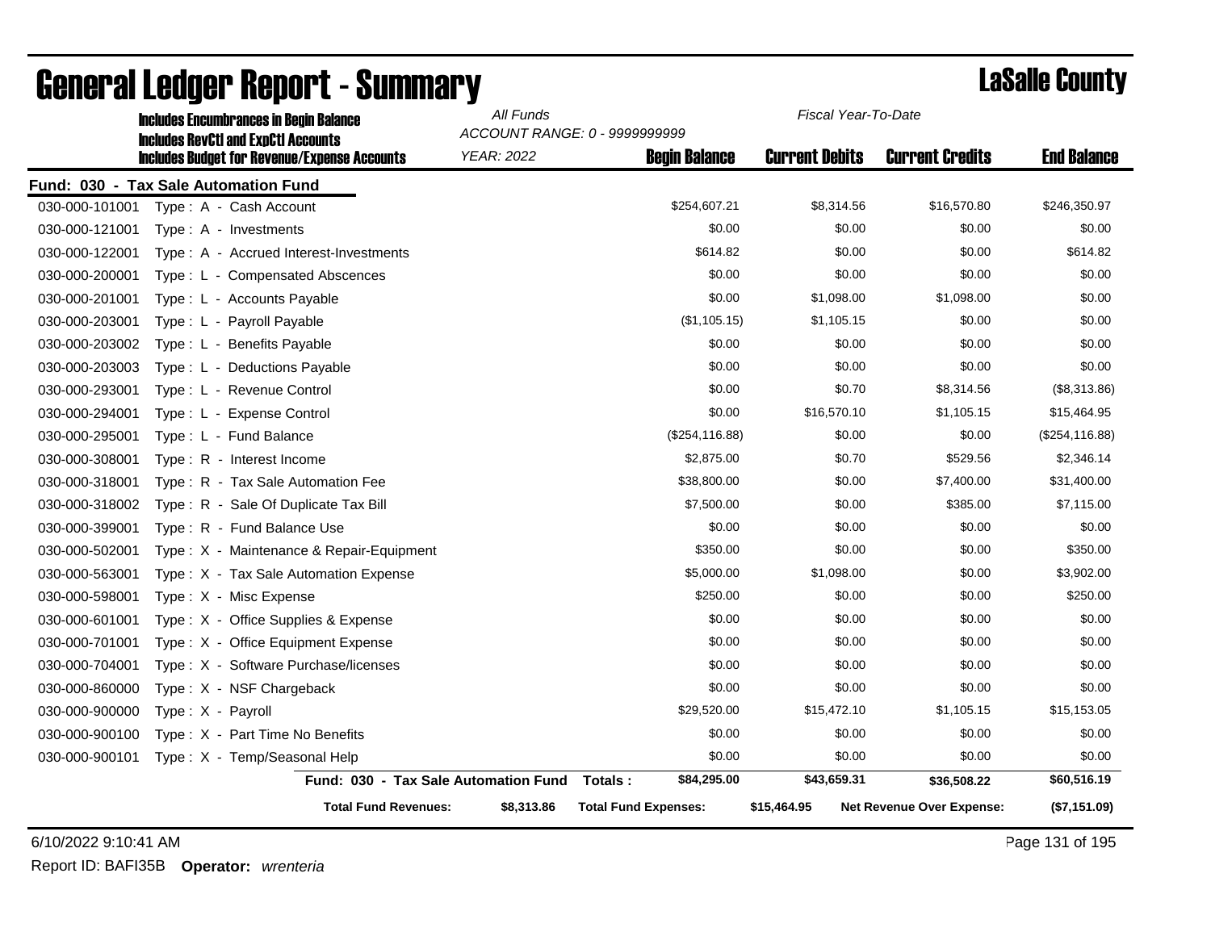# General Ledger Report - Summary

## LaSalle County

**Includes Encumbrances in Begin Balance**
**Includes RevCtl and ExpCtl Accounts**
**Includes Budget for Revenue/Expense Accounts**

*All Funds*
*ACCOUNT RANGE: 0 - 9999999999*
*YEAR: 2022*

*Fiscal Year-To-Date*

**Fund: 030 - Tax Sale Automation Fund**

| Account | Description | Begin Balance | Current Debits | Current Credits | End Balance |
|---|---|---|---|---|---|
| 030-000-101001 | Type : A - Cash Account | $254,607.21 | $8,314.56 | $16,570.80 | $246,350.97 |
| 030-000-121001 | Type : A - Investments | $0.00 | $0.00 | $0.00 | $0.00 |
| 030-000-122001 | Type : A - Accrued Interest-Investments | $614.82 | $0.00 | $0.00 | $614.82 |
| 030-000-200001 | Type : L - Compensated Abscences | $0.00 | $0.00 | $0.00 | $0.00 |
| 030-000-201001 | Type : L - Accounts Payable | $0.00 | $1,098.00 | $1,098.00 | $0.00 |
| 030-000-203001 | Type : L - Payroll Payable | ($1,105.15) | $1,105.15 | $0.00 | $0.00 |
| 030-000-203002 | Type : L - Benefits Payable | $0.00 | $0.00 | $0.00 | $0.00 |
| 030-000-203003 | Type : L - Deductions Payable | $0.00 | $0.00 | $0.00 | $0.00 |
| 030-000-293001 | Type : L - Revenue Control | $0.00 | $0.70 | $8,314.56 | ($8,313.86) |
| 030-000-294001 | Type : L - Expense Control | $0.00 | $16,570.10 | $1,105.15 | $15,464.95 |
| 030-000-295001 | Type : L - Fund Balance | ($254,116.88) | $0.00 | $0.00 | ($254,116.88) |
| 030-000-308001 | Type : R - Interest Income | $2,875.00 | $0.70 | $529.56 | $2,346.14 |
| 030-000-318001 | Type : R - Tax Sale Automation Fee | $38,800.00 | $0.00 | $7,400.00 | $31,400.00 |
| 030-000-318002 | Type : R - Sale Of Duplicate Tax Bill | $7,500.00 | $0.00 | $385.00 | $7,115.00 |
| 030-000-399001 | Type : R - Fund Balance Use | $0.00 | $0.00 | $0.00 | $0.00 |
| 030-000-502001 | Type : X - Maintenance & Repair-Equipment | $350.00 | $0.00 | $0.00 | $350.00 |
| 030-000-563001 | Type : X - Tax Sale Automation Expense | $5,000.00 | $1,098.00 | $0.00 | $3,902.00 |
| 030-000-598001 | Type : X - Misc Expense | $250.00 | $0.00 | $0.00 | $250.00 |
| 030-000-601001 | Type : X - Office Supplies & Expense | $0.00 | $0.00 | $0.00 | $0.00 |
| 030-000-701001 | Type : X - Office Equipment Expense | $0.00 | $0.00 | $0.00 | $0.00 |
| 030-000-704001 | Type : X - Software Purchase/licenses | $0.00 | $0.00 | $0.00 | $0.00 |
| 030-000-860000 | Type : X - NSF Chargeback | $0.00 | $0.00 | $0.00 | $0.00 |
| 030-000-900000 | Type : X - Payroll | $29,520.00 | $15,472.10 | $1,105.15 | $15,153.05 |
| 030-000-900100 | Type : X - Part Time No Benefits | $0.00 | $0.00 | $0.00 | $0.00 |
| 030-000-900101 | Type : X - Temp/Seasonal Help | $0.00 | $0.00 | $0.00 | $0.00 |
| | **Fund: 030 - Tax Sale Automation Fund Totals :** | **$84,295.00** | **$43,659.31** | **$36,508.22** | **$60,516.19** |

**Total Fund Revenues:** $8,313.86 **Total Fund Expenses:** $15,464.95 **Net Revenue Over Expense:** ($7,151.09)

6/10/2022 9:10:41 AM

Report ID: BAFI35B **Operator:** *wrenteria*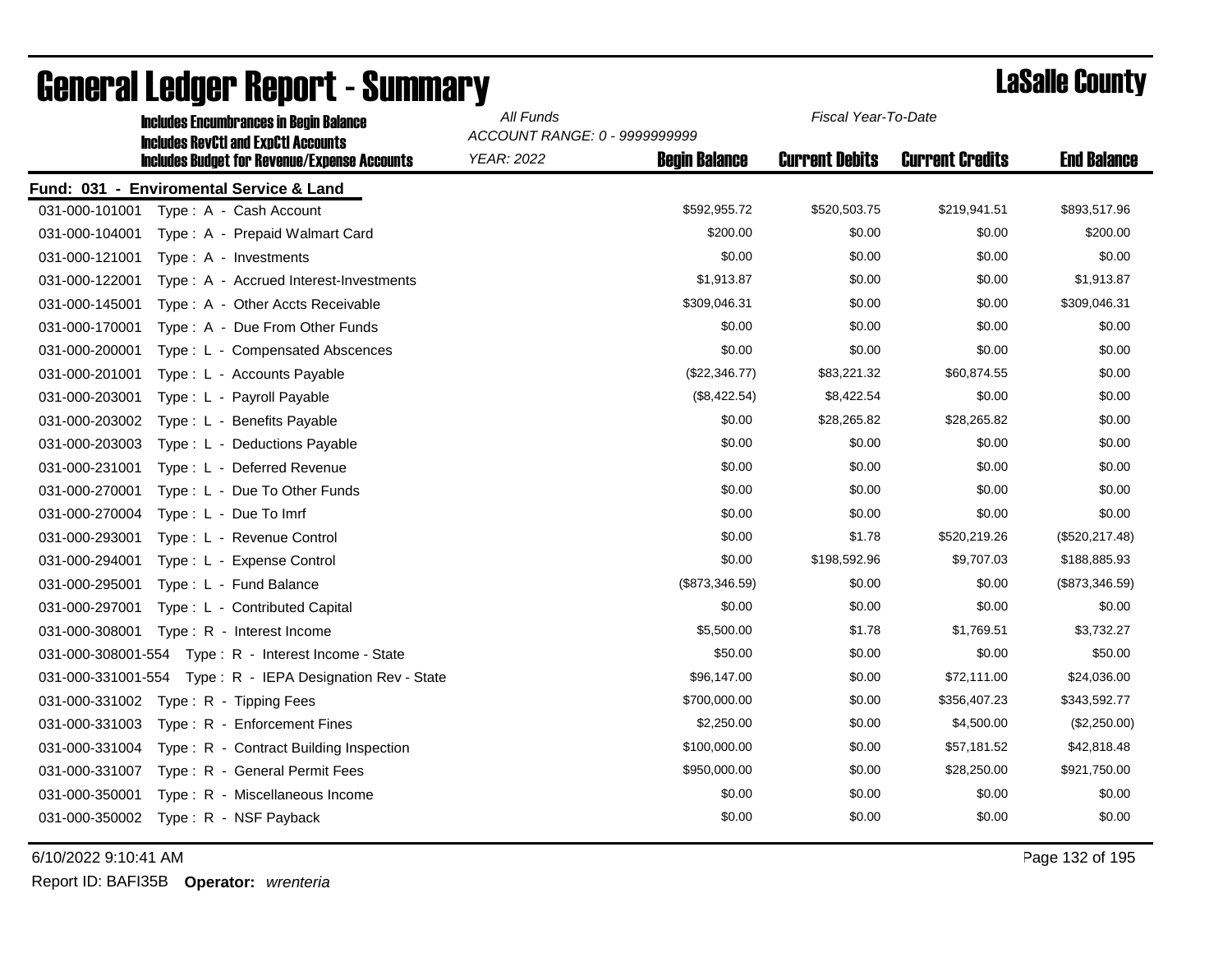# General Ledger Report - Summary

# LaSalle County

**Includes Encumbrances in Begin Balance**
**Includes RevCtl and ExpCtl Accounts**
**Includes Budget for Revenue/Expense Accounts**

*All Funds*
*ACCOUNT RANGE: 0 - 9999999999*
*YEAR: 2022*

*Fiscal Year-To-Date*

| | Begin Balance | Current Debits | Current Credits | End Balance |
|---|---|---|---|---|
| **Fund: 031 - Enviromental Service & Land** | | | | |
| 031-000-101001 Type : A - Cash Account | $592,955.72 | $520,503.75 | $219,941.51 | $893,517.96 |
| 031-000-104001 Type : A - Prepaid Walmart Card | $200.00 | $0.00 | $0.00 | $200.00 |
| 031-000-121001 Type : A - Investments | $0.00 | $0.00 | $0.00 | $0.00 |
| 031-000-122001 Type : A - Accrued Interest-Investments | $1,913.87 | $0.00 | $0.00 | $1,913.87 |
| 031-000-145001 Type : A - Other Accts Receivable | $309,046.31 | $0.00 | $0.00 | $309,046.31 |
| 031-000-170001 Type : A - Due From Other Funds | $0.00 | $0.00 | $0.00 | $0.00 |
| 031-000-200001 Type : L - Compensated Abscences | $0.00 | $0.00 | $0.00 | $0.00 |
| 031-000-201001 Type : L - Accounts Payable | ($22,346.77) | $83,221.32 | $60,874.55 | $0.00 |
| 031-000-203001 Type : L - Payroll Payable | ($8,422.54) | $8,422.54 | $0.00 | $0.00 |
| 031-000-203002 Type : L - Benefits Payable | $0.00 | $28,265.82 | $28,265.82 | $0.00 |
| 031-000-203003 Type : L - Deductions Payable | $0.00 | $0.00 | $0.00 | $0.00 |
| 031-000-231001 Type : L - Deferred Revenue | $0.00 | $0.00 | $0.00 | $0.00 |
| 031-000-270001 Type : L - Due To Other Funds | $0.00 | $0.00 | $0.00 | $0.00 |
| 031-000-270004 Type : L - Due To Imrf | $0.00 | $0.00 | $0.00 | $0.00 |
| 031-000-293001 Type : L - Revenue Control | $0.00 | $1.78 | $520,219.26 | ($520,217.48) |
| 031-000-294001 Type : L - Expense Control | $0.00 | $198,592.96 | $9,707.03 | $188,885.93 |
| 031-000-295001 Type : L - Fund Balance | ($873,346.59) | $0.00 | $0.00 | ($873,346.59) |
| 031-000-297001 Type : L - Contributed Capital | $0.00 | $0.00 | $0.00 | $0.00 |
| 031-000-308001 Type : R - Interest Income | $5,500.00 | $1.78 | $1,769.51 | $3,732.27 |
| 031-000-308001-554 Type : R - Interest Income - State | $50.00 | $0.00 | $0.00 | $50.00 |
| 031-000-331001-554 Type : R - IEPA Designation Rev - State | $96,147.00 | $0.00 | $72,111.00 | $24,036.00 |
| 031-000-331002 Type : R - Tipping Fees | $700,000.00 | $0.00 | $356,407.23 | $343,592.77 |
| 031-000-331003 Type : R - Enforcement Fines | $2,250.00 | $0.00 | $4,500.00 | ($2,250.00) |
| 031-000-331004 Type : R - Contract Building Inspection | $100,000.00 | $0.00 | $57,181.52 | $42,818.48 |
| 031-000-331007 Type : R - General Permit Fees | $950,000.00 | $0.00 | $28,250.00 | $921,750.00 |
| 031-000-350001 Type : R - Miscellaneous Income | $0.00 | $0.00 | $0.00 | $0.00 |
| 031-000-350002 Type : R - NSF Payback | $0.00 | $0.00 | $0.00 | $0.00 |

6/10/2022 9:10:41 AM

Report ID: BAFI35B **Operator:** *wrenteria*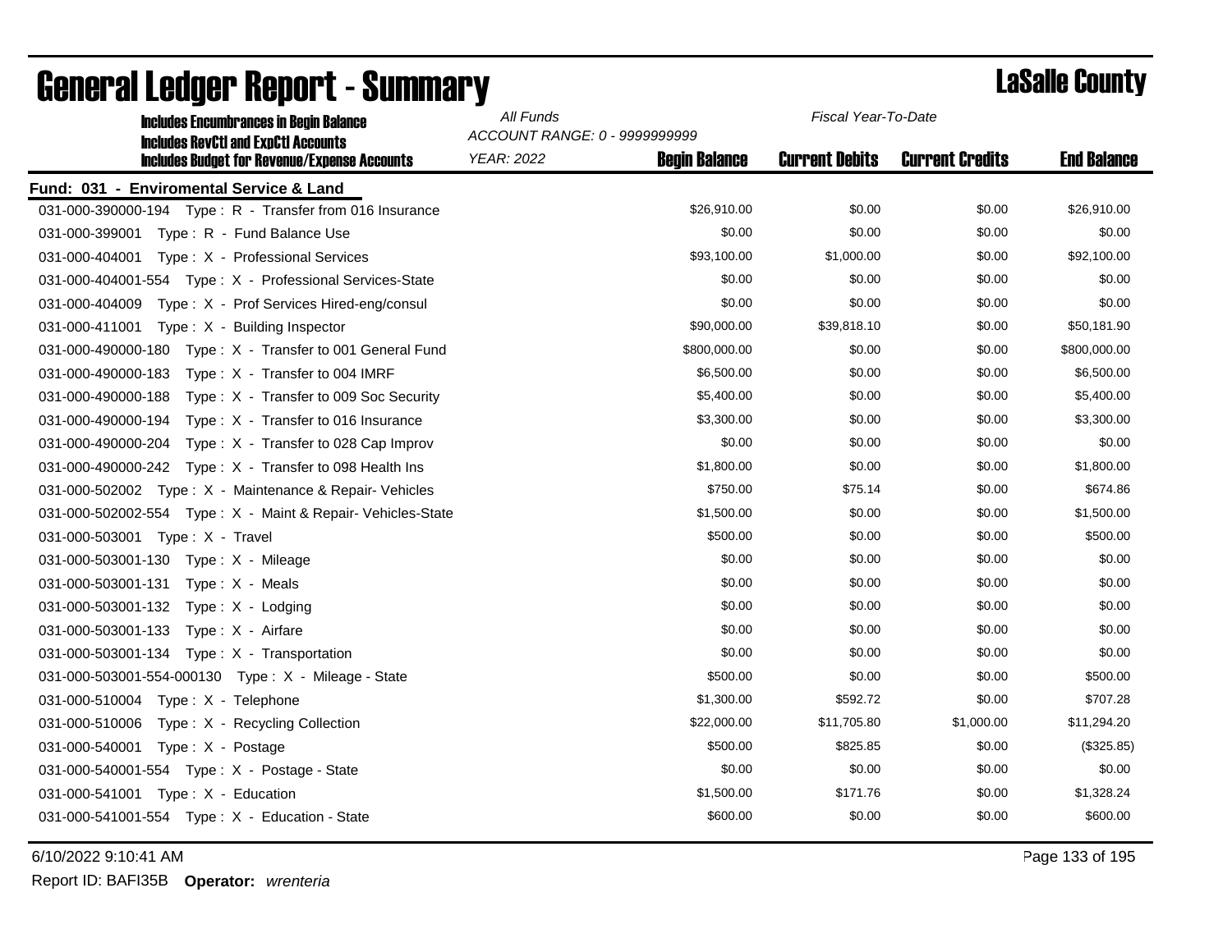# General Ledger Report - Summary

**LaSalle County**

Includes Encumbrances in Begin Balance
Includes RevCtl and ExpCtl Accounts
Includes Budget for Revenue/Expense Accounts

All Funds
ACCOUNT RANGE: 0 - 9999999999
YEAR: 2022

Fiscal Year-To-Date

**Fund: 031 - Enviromental Service & Land**

| Account | Begin Balance | Current Debits | Current Credits | End Balance |
|---|---|---|---|---|
| 031-000-390000-194 Type : R - Transfer from 016 Insurance | $26,910.00 | $0.00 | $0.00 | $26,910.00 |
| 031-000-399001 Type : R - Fund Balance Use | $0.00 | $0.00 | $0.00 | $0.00 |
| 031-000-404001 Type : X - Professional Services | $93,100.00 | $1,000.00 | $0.00 | $92,100.00 |
| 031-000-404001-554 Type : X - Professional Services-State | $0.00 | $0.00 | $0.00 | $0.00 |
| 031-000-404009 Type : X - Prof Services Hired-eng/consul | $0.00 | $0.00 | $0.00 | $0.00 |
| 031-000-411001 Type : X - Building Inspector | $90,000.00 | $39,818.10 | $0.00 | $50,181.90 |
| 031-000-490000-180 Type : X - Transfer to 001 General Fund | $800,000.00 | $0.00 | $0.00 | $800,000.00 |
| 031-000-490000-183 Type : X - Transfer to 004 IMRF | $6,500.00 | $0.00 | $0.00 | $6,500.00 |
| 031-000-490000-188 Type : X - Transfer to 009 Soc Security | $5,400.00 | $0.00 | $0.00 | $5,400.00 |
| 031-000-490000-194 Type : X - Transfer to 016 Insurance | $3,300.00 | $0.00 | $0.00 | $3,300.00 |
| 031-000-490000-204 Type : X - Transfer to 028 Cap Improv | $0.00 | $0.00 | $0.00 | $0.00 |
| 031-000-490000-242 Type : X - Transfer to 098 Health Ins | $1,800.00 | $0.00 | $0.00 | $1,800.00 |
| 031-000-502002 Type : X - Maintenance & Repair- Vehicles | $750.00 | $75.14 | $0.00 | $674.86 |
| 031-000-502002-554 Type : X - Maint & Repair- Vehicles-State | $1,500.00 | $0.00 | $0.00 | $1,500.00 |
| 031-000-503001 Type : X - Travel | $500.00 | $0.00 | $0.00 | $500.00 |
| 031-000-503001-130 Type : X - Mileage | $0.00 | $0.00 | $0.00 | $0.00 |
| 031-000-503001-131 Type : X - Meals | $0.00 | $0.00 | $0.00 | $0.00 |
| 031-000-503001-132 Type : X - Lodging | $0.00 | $0.00 | $0.00 | $0.00 |
| 031-000-503001-133 Type : X - Airfare | $0.00 | $0.00 | $0.00 | $0.00 |
| 031-000-503001-134 Type : X - Transportation | $0.00 | $0.00 | $0.00 | $0.00 |
| 031-000-503001-554-000130 Type : X - Mileage - State | $500.00 | $0.00 | $0.00 | $500.00 |
| 031-000-510004 Type : X - Telephone | $1,300.00 | $592.72 | $0.00 | $707.28 |
| 031-000-510006 Type : X - Recycling Collection | $22,000.00 | $11,705.80 | $1,000.00 | $11,294.20 |
| 031-000-540001 Type : X - Postage | $500.00 | $825.85 | $0.00 | ($325.85) |
| 031-000-540001-554 Type : X - Postage - State | $0.00 | $0.00 | $0.00 | $0.00 |
| 031-000-541001 Type : X - Education | $1,500.00 | $171.76 | $0.00 | $1,328.24 |
| 031-000-541001-554 Type : X - Education - State | $600.00 | $0.00 | $0.00 | $600.00 |

6/10/2022 9:10:41 AM

Report ID: BAFI35B **Operator:** *wrenteria*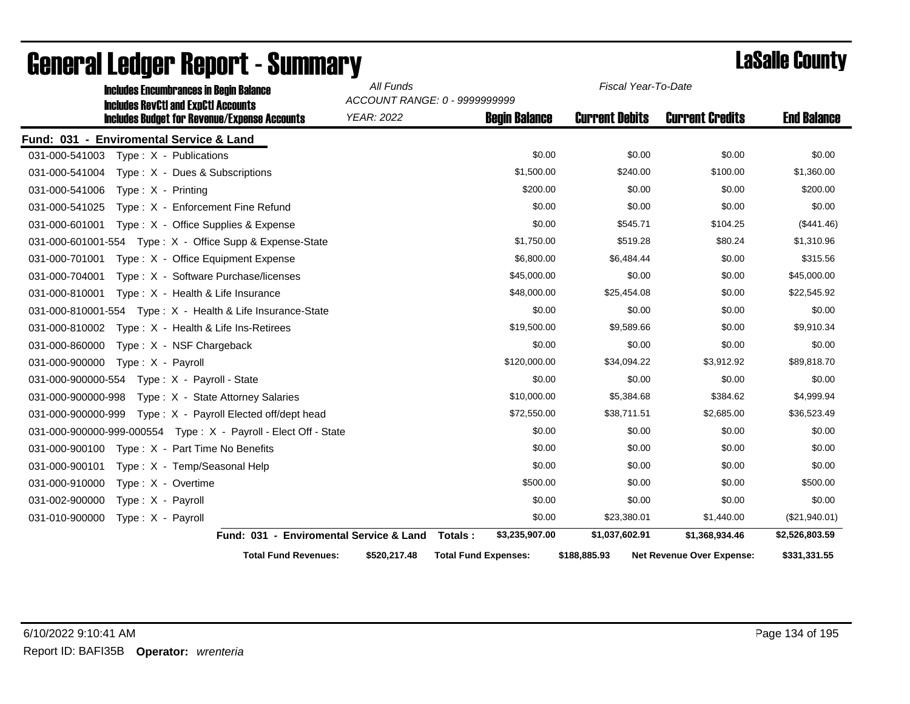# General Ledger Report - Summary

## LaSalle County

**Includes Encumbrances in Begin Balance**
**Includes RevCtl and ExpCtl Accounts**
**Includes Budget for Revenue/Expense Accounts**

*All Funds*
*ACCOUNT RANGE: 0 - 9999999999*
*YEAR: 2022*

*Fiscal Year-To-Date*

| | Begin Balance | Current Debits | Current Credits | End Balance |
|---|---|---|---|---|
| **Fund: 031 - Enviromental Service & Land** | | | | |
| 031-000-541003 Type : X - Publications | $0.00 | $0.00 | $0.00 | $0.00 |
| 031-000-541004 Type : X - Dues & Subscriptions | $1,500.00 | $240.00 | $100.00 | $1,360.00 |
| 031-000-541006 Type : X - Printing | $200.00 | $0.00 | $0.00 | $200.00 |
| 031-000-541025 Type : X - Enforcement Fine Refund | $0.00 | $0.00 | $0.00 | $0.00 |
| 031-000-601001 Type : X - Office Supplies & Expense | $0.00 | $545.71 | $104.25 | ($441.46) |
| 031-000-601001-554 Type : X - Office Supp & Expense-State | $1,750.00 | $519.28 | $80.24 | $1,310.96 |
| 031-000-701001 Type : X - Office Equipment Expense | $6,800.00 | $6,484.44 | $0.00 | $315.56 |
| 031-000-704001 Type : X - Software Purchase/licenses | $45,000.00 | $0.00 | $0.00 | $45,000.00 |
| 031-000-810001 Type : X - Health & Life Insurance | $48,000.00 | $25,454.08 | $0.00 | $22,545.92 |
| 031-000-810001-554 Type : X - Health & Life Insurance-State | $0.00 | $0.00 | $0.00 | $0.00 |
| 031-000-810002 Type : X - Health & Life Ins-Retirees | $19,500.00 | $9,589.66 | $0.00 | $9,910.34 |
| 031-000-860000 Type : X - NSF Chargeback | $0.00 | $0.00 | $0.00 | $0.00 |
| 031-000-900000 Type : X - Payroll | $120,000.00 | $34,094.22 | $3,912.92 | $89,818.70 |
| 031-000-900000-554 Type : X - Payroll - State | $0.00 | $0.00 | $0.00 | $0.00 |
| 031-000-900000-998 Type : X - State Attorney Salaries | $10,000.00 | $5,384.68 | $384.62 | $4,999.94 |
| 031-000-900000-999 Type : X - Payroll Elected off/dept head | $72,550.00 | $38,711.51 | $2,685.00 | $36,523.49 |
| 031-000-900000-999-000554 Type : X - Payroll - Elect Off - State | $0.00 | $0.00 | $0.00 | $0.00 |
| 031-000-900100 Type : X - Part Time No Benefits | $0.00 | $0.00 | $0.00 | $0.00 |
| 031-000-900101 Type : X - Temp/Seasonal Help | $0.00 | $0.00 | $0.00 | $0.00 |
| 031-000-910000 Type : X - Overtime | $500.00 | $0.00 | $0.00 | $500.00 |
| 031-002-900000 Type : X - Payroll | $0.00 | $0.00 | $0.00 | $0.00 |
| 031-010-900000 Type : X - Payroll | $0.00 | $23,380.01 | $1,440.00 | ($21,940.01) |
| **Fund: 031 - Enviromental Service & Land Totals :** | **$3,235,907.00** | **$1,037,602.91** | **$1,368,934.46** | **$2,526,803.59** |

**Total Fund Revenues:** $520,217.48 **Total Fund Expenses:** $188,885.93 **Net Revenue Over Expense:** $331,331.55

6/10/2022 9:10:41 AM
Report ID: BAFI35B **Operator:** *wrenteria*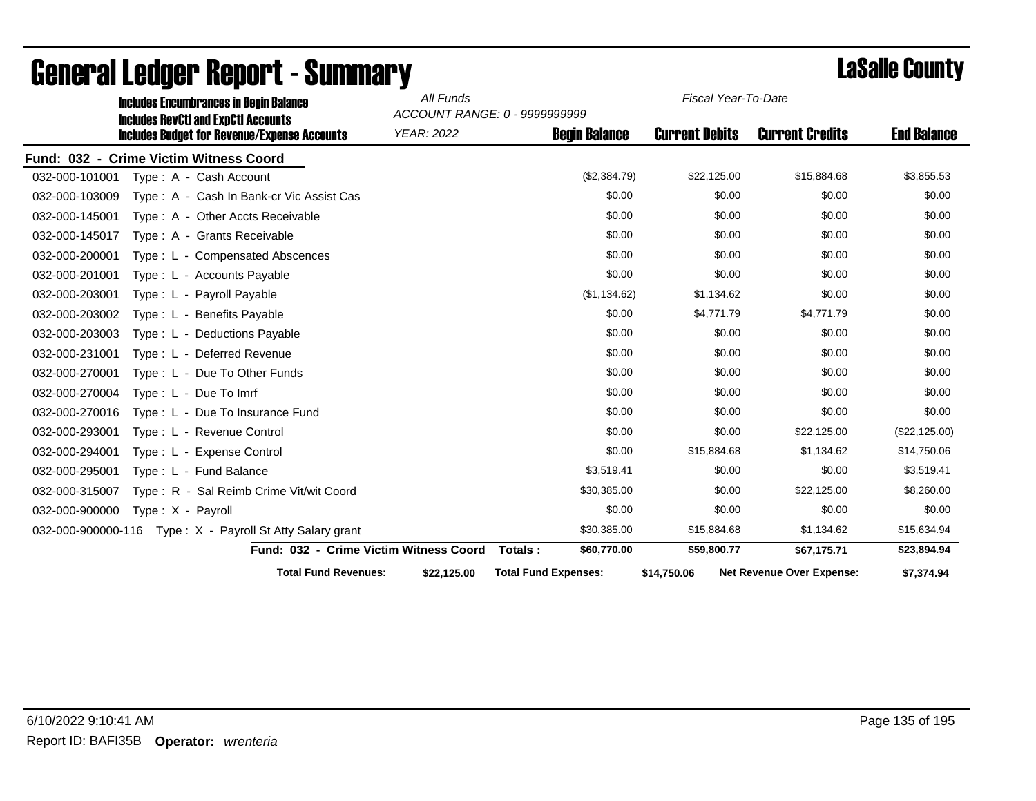# General Ledger Report - Summary

# LaSalle County

Includes Encumbrances in Begin Balance
Includes RevCtl and ExpCtl Accounts
Includes Budget for Revenue/Expense Accounts

*All Funds*
*ACCOUNT RANGE: 0 - 9999999999*
*YEAR: 2022*

*Fiscal Year-To-Date*

| Account | Description | Begin Balance | Current Debits | Current Credits | End Balance |
|---|---|---|---|---|---|
| **Fund: 032 - Crime Victim Witness Coord** | | | | | |
| 032-000-101001 | Type : A - Cash Account | ($2,384.79) | $22,125.00 | $15,884.68 | $3,855.53 |
| 032-000-103009 | Type : A - Cash In Bank-cr Vic Assist Cas | $0.00 | $0.00 | $0.00 | $0.00 |
| 032-000-145001 | Type : A - Other Accts Receivable | $0.00 | $0.00 | $0.00 | $0.00 |
| 032-000-145017 | Type : A - Grants Receivable | $0.00 | $0.00 | $0.00 | $0.00 |
| 032-000-200001 | Type : L - Compensated Abscences | $0.00 | $0.00 | $0.00 | $0.00 |
| 032-000-201001 | Type : L - Accounts Payable | $0.00 | $0.00 | $0.00 | $0.00 |
| 032-000-203001 | Type : L - Payroll Payable | ($1,134.62) | $1,134.62 | $0.00 | $0.00 |
| 032-000-203002 | Type : L - Benefits Payable | $0.00 | $4,771.79 | $4,771.79 | $0.00 |
| 032-000-203003 | Type : L - Deductions Payable | $0.00 | $0.00 | $0.00 | $0.00 |
| 032-000-231001 | Type : L - Deferred Revenue | $0.00 | $0.00 | $0.00 | $0.00 |
| 032-000-270001 | Type : L - Due To Other Funds | $0.00 | $0.00 | $0.00 | $0.00 |
| 032-000-270004 | Type : L - Due To Imrf | $0.00 | $0.00 | $0.00 | $0.00 |
| 032-000-270016 | Type : L - Due To Insurance Fund | $0.00 | $0.00 | $0.00 | $0.00 |
| 032-000-293001 | Type : L - Revenue Control | $0.00 | $0.00 | $22,125.00 | ($22,125.00) |
| 032-000-294001 | Type : L - Expense Control | $0.00 | $15,884.68 | $1,134.62 | $14,750.06 |
| 032-000-295001 | Type : L - Fund Balance | $3,519.41 | $0.00 | $0.00 | $3,519.41 |
| 032-000-315007 | Type : R - Sal Reimb Crime Vit/wit Coord | $30,385.00 | $0.00 | $22,125.00 | $8,260.00 |
| 032-000-900000 | Type : X - Payroll | $0.00 | $0.00 | $0.00 | $0.00 |
| 032-000-900000-116 | Type : X - Payroll St Atty Salary grant | $30,385.00 | $15,884.68 | $1,134.62 | $15,634.94 |
| | **Fund: 032 - Crime Victim Witness Coord Totals :** | **$60,770.00** | **$59,800.77** | **$67,175.71** | **$23,894.94** |

**Total Fund Revenues:** $22,125.00 **Total Fund Expenses:** $14,750.06 **Net Revenue Over Expense:** $7,374.94

6/10/2022 9:10:41 AM
Report ID: BAFI35B **Operator:** *wrenteria*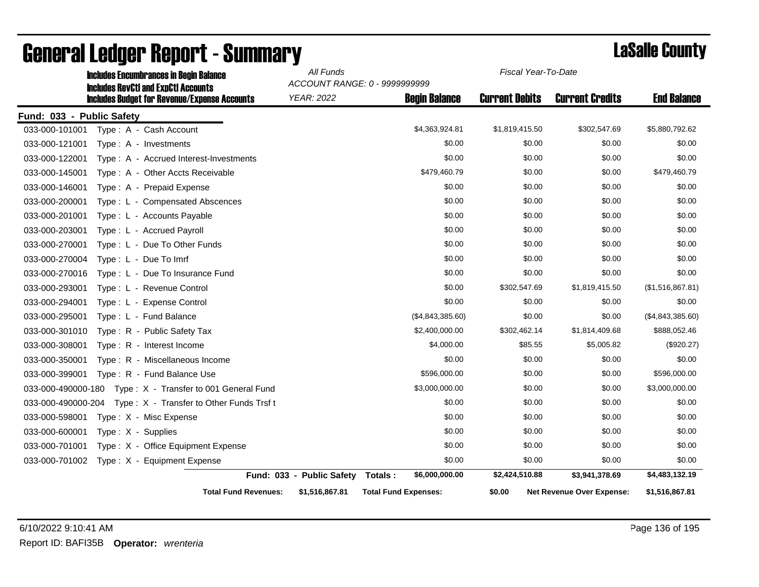# General Ledger Report - Summary

## LaSalle County

Includes Encumbrances in Begin Balance
Includes RevCtl and ExpCtl Accounts
Includes Budget for Revenue/Expense Accounts

*All Funds*
*ACCOUNT RANGE: 0 - 9999999999*
*YEAR: 2022*

*Fiscal Year-To-Date*

**Fund: 033 - Public Safety**

| Account | Description | Begin Balance | Current Debits | Current Credits | End Balance |
|---|---|---|---|---|---|
| 033-000-101001 | Type : A - Cash Account | $4,363,924.81 | $1,819,415.50 | $302,547.69 | $5,880,792.62 |
| 033-000-121001 | Type : A - Investments | $0.00 | $0.00 | $0.00 | $0.00 |
| 033-000-122001 | Type : A - Accrued Interest-Investments | $0.00 | $0.00 | $0.00 | $0.00 |
| 033-000-145001 | Type : A - Other Accts Receivable | $479,460.79 | $0.00 | $0.00 | $479,460.79 |
| 033-000-146001 | Type : A - Prepaid Expense | $0.00 | $0.00 | $0.00 | $0.00 |
| 033-000-200001 | Type : L - Compensated Abscences | $0.00 | $0.00 | $0.00 | $0.00 |
| 033-000-201001 | Type : L - Accounts Payable | $0.00 | $0.00 | $0.00 | $0.00 |
| 033-000-203001 | Type : L - Accrued Payroll | $0.00 | $0.00 | $0.00 | $0.00 |
| 033-000-270001 | Type : L - Due To Other Funds | $0.00 | $0.00 | $0.00 | $0.00 |
| 033-000-270004 | Type : L - Due To Imrf | $0.00 | $0.00 | $0.00 | $0.00 |
| 033-000-270016 | Type : L - Due To Insurance Fund | $0.00 | $0.00 | $0.00 | $0.00 |
| 033-000-293001 | Type : L - Revenue Control | $0.00 | $302,547.69 | $1,819,415.50 | ($1,516,867.81) |
| 033-000-294001 | Type : L - Expense Control | $0.00 | $0.00 | $0.00 | $0.00 |
| 033-000-295001 | Type : L - Fund Balance | ($4,843,385.60) | $0.00 | $0.00 | ($4,843,385.60) |
| 033-000-301010 | Type : R - Public Safety Tax | $2,400,000.00 | $302,462.14 | $1,814,409.68 | $888,052.46 |
| 033-000-308001 | Type : R - Interest Income | $4,000.00 | $85.55 | $5,005.82 | ($920.27) |
| 033-000-350001 | Type : R - Miscellaneous Income | $0.00 | $0.00 | $0.00 | $0.00 |
| 033-000-399001 | Type : R - Fund Balance Use | $596,000.00 | $0.00 | $0.00 | $596,000.00 |
| 033-000-490000-180 | Type : X - Transfer to 001 General Fund | $3,000,000.00 | $0.00 | $0.00 | $3,000,000.00 |
| 033-000-490000-204 | Type : X - Transfer to Other Funds Trsf t | $0.00 | $0.00 | $0.00 | $0.00 |
| 033-000-598001 | Type : X - Misc Expense | $0.00 | $0.00 | $0.00 | $0.00 |
| 033-000-600001 | Type : X - Supplies | $0.00 | $0.00 | $0.00 | $0.00 |
| 033-000-701001 | Type : X - Office Equipment Expense | $0.00 | $0.00 | $0.00 | $0.00 |
| 033-000-701002 | Type : X - Equipment Expense | $0.00 | $0.00 | $0.00 | $0.00 |
| | **Fund: 033 - Public Safety Totals :** | **$6,000,000.00** | **$2,424,510.88** | **$3,941,378.69** | **$4,483,132.19** |

**Total Fund Revenues:** $1,516,867.81 **Total Fund Expenses:** $0.00 **Net Revenue Over Expense:** $1,516,867.81

6/10/2022 9:10:41 AM

Report ID: BAFI35B **Operator:** *wrenteria*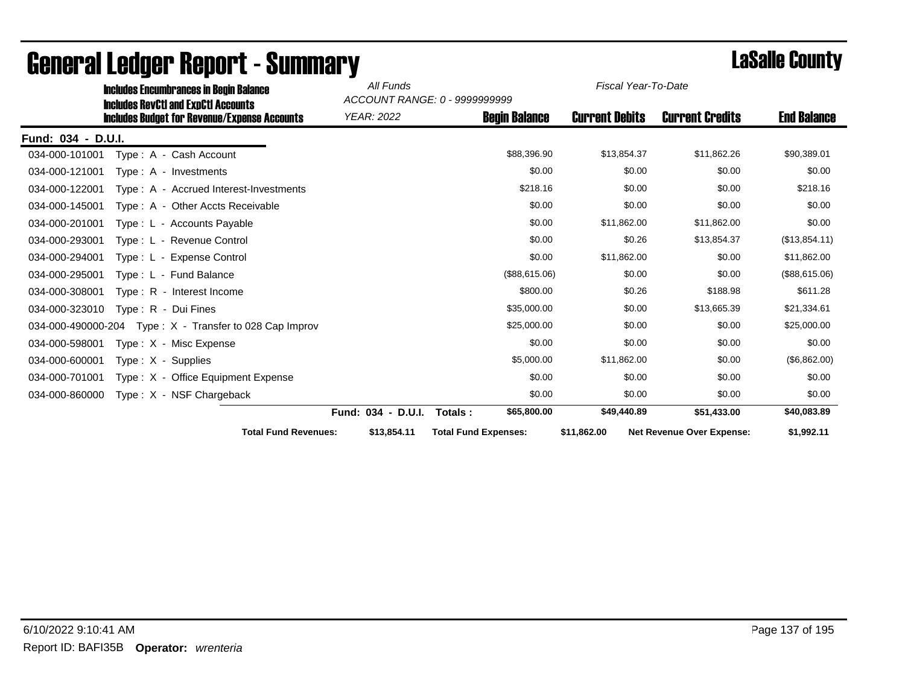# General Ledger Report - Summary

## LaSalle County

Includes Encumbrances in Begin Balance
Includes RevCtl and ExpCtl Accounts
Includes Budget for Revenue/Expense Accounts

*All Funds*
*ACCOUNT RANGE: 0 - 9999999999*
*YEAR: 2022*

*Fiscal Year-To-Date*

| | | Begin Balance | Current Debits | Current Credits | End Balance |
|---|---|---|---|---|---|
| **Fund: 034 - D.U.I.** | | | | | |
| 034-000-101001 | Type : A - Cash Account | $88,396.90 | $13,854.37 | $11,862.26 | $90,389.01 |
| 034-000-121001 | Type : A - Investments | $0.00 | $0.00 | $0.00 | $0.00 |
| 034-000-122001 | Type : A - Accrued Interest-Investments | $218.16 | $0.00 | $0.00 | $218.16 |
| 034-000-145001 | Type : A - Other Accts Receivable | $0.00 | $0.00 | $0.00 | $0.00 |
| 034-000-201001 | Type : L - Accounts Payable | $0.00 | $11,862.00 | $11,862.00 | $0.00 |
| 034-000-293001 | Type : L - Revenue Control | $0.00 | $0.26 | $13,854.37 | ($13,854.11) |
| 034-000-294001 | Type : L - Expense Control | $0.00 | $11,862.00 | $0.00 | $11,862.00 |
| 034-000-295001 | Type : L - Fund Balance | ($88,615.06) | $0.00 | $0.00 | ($88,615.06) |
| 034-000-308001 | Type : R - Interest Income | $800.00 | $0.26 | $188.98 | $611.28 |
| 034-000-323010 | Type : R - Dui Fines | $35,000.00 | $0.00 | $13,665.39 | $21,334.61 |
| 034-000-490000-204 | Type : X - Transfer to 028 Cap Improv | $25,000.00 | $0.00 | $0.00 | $25,000.00 |
| 034-000-598001 | Type : X - Misc Expense | $0.00 | $0.00 | $0.00 | $0.00 |
| 034-000-600001 | Type : X - Supplies | $5,000.00 | $11,862.00 | $0.00 | ($6,862.00) |
| 034-000-701001 | Type : X - Office Equipment Expense | $0.00 | $0.00 | $0.00 | $0.00 |
| 034-000-860000 | Type : X - NSF Chargeback | $0.00 | $0.00 | $0.00 | $0.00 |
| | **Fund: 034 - D.U.I. Totals :** | **$65,800.00** | **$49,440.89** | **$51,433.00** | **$40,083.89** |

**Total Fund Revenues:** $13,854.11 **Total Fund Expenses:** $11,862.00 **Net Revenue Over Expense:** $1,992.11

6/10/2022 9:10:41 AM

Report ID: BAFI35B **Operator:** *wrenteria*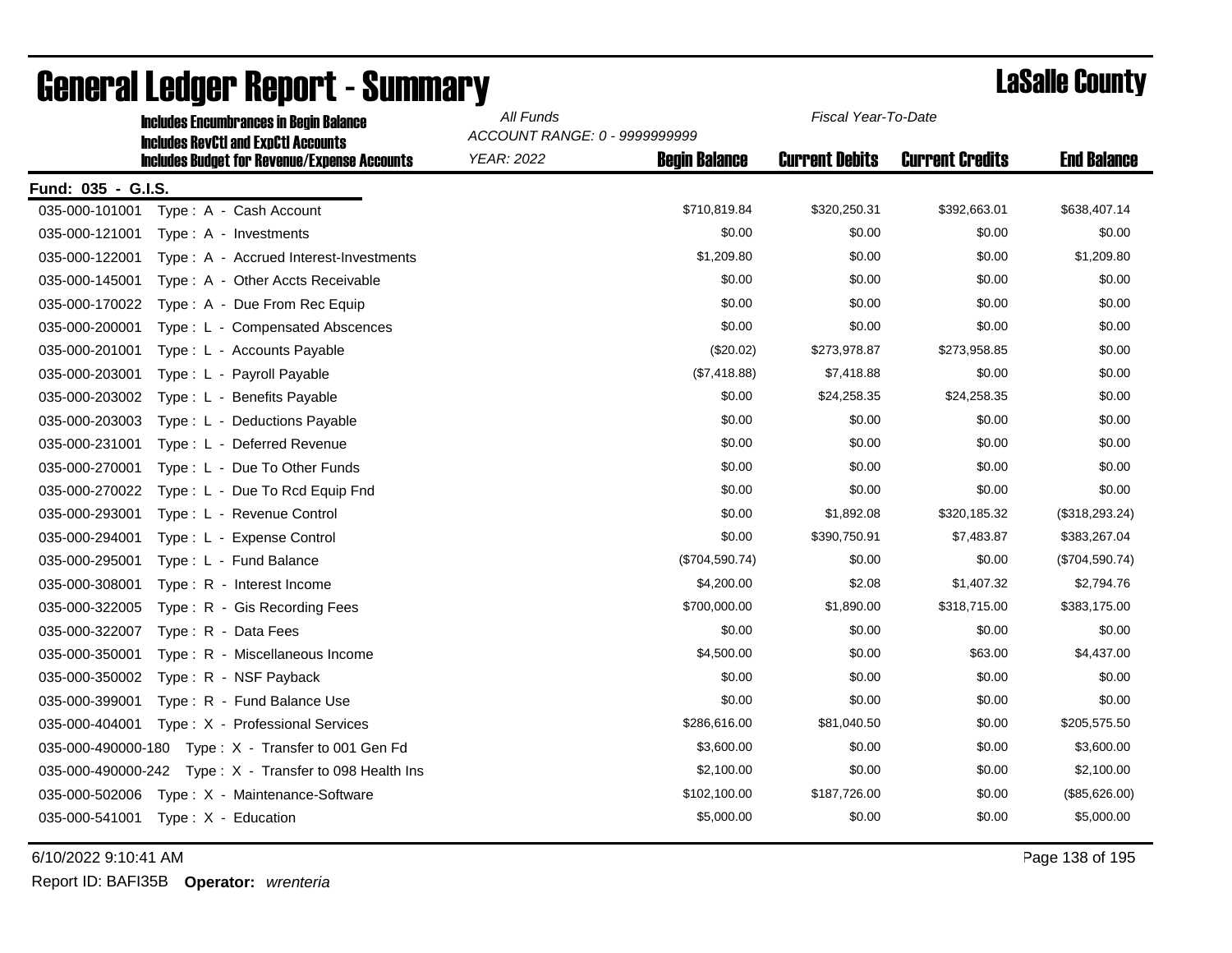# General Ledger Report - Summary

## LaSalle County

**Includes Encumbrances in Begin Balance**
**Includes RevCtl and ExpCtl Accounts**
**Includes Budget for Revenue/Expense Accounts**

*All Funds*
*ACCOUNT RANGE: 0 - 9999999999*
*YEAR: 2022*
*Fiscal Year-To-Date*

**Fund: 035 - G.I.S.**

| Account | Type | Begin Balance | Current Debits | Current Credits | End Balance |
|---|---|---|---|---|---|
| 035-000-101001 | Type : A - Cash Account | $710,819.84 | $320,250.31 | $392,663.01 | $638,407.14 |
| 035-000-121001 | Type : A - Investments | $0.00 | $0.00 | $0.00 | $0.00 |
| 035-000-122001 | Type : A - Accrued Interest-Investments | $1,209.80 | $0.00 | $0.00 | $1,209.80 |
| 035-000-145001 | Type : A - Other Accts Receivable | $0.00 | $0.00 | $0.00 | $0.00 |
| 035-000-170022 | Type : A - Due From Rec Equip | $0.00 | $0.00 | $0.00 | $0.00 |
| 035-000-200001 | Type : L - Compensated Abscences | $0.00 | $0.00 | $0.00 | $0.00 |
| 035-000-201001 | Type : L - Accounts Payable | ($20.02) | $273,978.87 | $273,958.85 | $0.00 |
| 035-000-203001 | Type : L - Payroll Payable | ($7,418.88) | $7,418.88 | $0.00 | $0.00 |
| 035-000-203002 | Type : L - Benefits Payable | $0.00 | $24,258.35 | $24,258.35 | $0.00 |
| 035-000-203003 | Type : L - Deductions Payable | $0.00 | $0.00 | $0.00 | $0.00 |
| 035-000-231001 | Type : L - Deferred Revenue | $0.00 | $0.00 | $0.00 | $0.00 |
| 035-000-270001 | Type : L - Due To Other Funds | $0.00 | $0.00 | $0.00 | $0.00 |
| 035-000-270022 | Type : L - Due To Rcd Equip Fnd | $0.00 | $0.00 | $0.00 | $0.00 |
| 035-000-293001 | Type : L - Revenue Control | $0.00 | $1,892.08 | $320,185.32 | ($318,293.24) |
| 035-000-294001 | Type : L - Expense Control | $0.00 | $390,750.91 | $7,483.87 | $383,267.04 |
| 035-000-295001 | Type : L - Fund Balance | ($704,590.74) | $0.00 | $0.00 | ($704,590.74) |
| 035-000-308001 | Type : R - Interest Income | $4,200.00 | $2.08 | $1,407.32 | $2,794.76 |
| 035-000-322005 | Type : R - Gis Recording Fees | $700,000.00 | $1,890.00 | $318,715.00 | $383,175.00 |
| 035-000-322007 | Type : R - Data Fees | $0.00 | $0.00 | $0.00 | $0.00 |
| 035-000-350001 | Type : R - Miscellaneous Income | $4,500.00 | $0.00 | $63.00 | $4,437.00 |
| 035-000-350002 | Type : R - NSF Payback | $0.00 | $0.00 | $0.00 | $0.00 |
| 035-000-399001 | Type : R - Fund Balance Use | $0.00 | $0.00 | $0.00 | $0.00 |
| 035-000-404001 | Type : X - Professional Services | $286,616.00 | $81,040.50 | $0.00 | $205,575.50 |
| 035-000-490000-180 | Type : X - Transfer to 001 Gen Fd | $3,600.00 | $0.00 | $0.00 | $3,600.00 |
| 035-000-490000-242 | Type : X - Transfer to 098 Health Ins | $2,100.00 | $0.00 | $0.00 | $2,100.00 |
| 035-000-502006 | Type : X - Maintenance-Software | $102,100.00 | $187,726.00 | $0.00 | ($85,626.00) |
| 035-000-541001 | Type : X - Education | $5,000.00 | $0.00 | $0.00 | $5,000.00 |

6/10/2022 9:10:41 AM

Report ID: BAFI35B **Operator:** *wrenteria*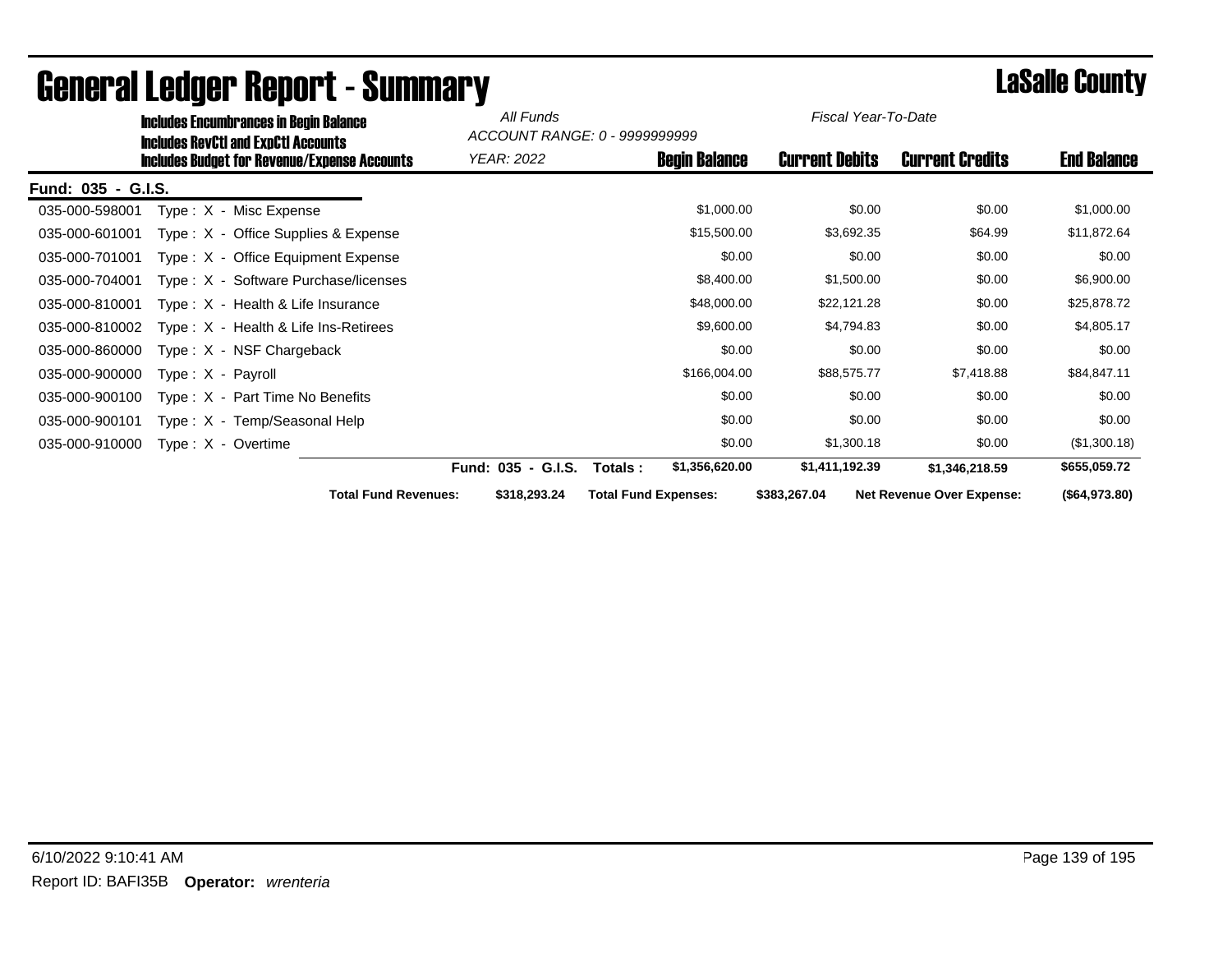# General Ledger Report - Summary

## LaSalle County

**Includes Encumbrances in Begin Balance**
**Includes RevCtl and ExpCtl Accounts**
**Includes Budget for Revenue/Expense Accounts**

*All Funds*
*ACCOUNT RANGE: 0 - 9999999999*
*YEAR: 2022*

*Fiscal Year-To-Date*

**Fund: 035 - G.I.S.**

| Account | Description | Begin Balance | Current Debits | Current Credits | End Balance |
|---|---|---|---|---|---|
| 035-000-598001 | Type : X - Misc Expense | $1,000.00 | $0.00 | $0.00 | $1,000.00 |
| 035-000-601001 | Type : X - Office Supplies & Expense | $15,500.00 | $3,692.35 | $64.99 | $11,872.64 |
| 035-000-701001 | Type : X - Office Equipment Expense | $0.00 | $0.00 | $0.00 | $0.00 |
| 035-000-704001 | Type : X - Software Purchase/licenses | $8,400.00 | $1,500.00 | $0.00 | $6,900.00 |
| 035-000-810001 | Type : X - Health & Life Insurance | $48,000.00 | $22,121.28 | $0.00 | $25,878.72 |
| 035-000-810002 | Type : X - Health & Life Ins-Retirees | $9,600.00 | $4,794.83 | $0.00 | $4,805.17 |
| 035-000-860000 | Type : X - NSF Chargeback | $0.00 | $0.00 | $0.00 | $0.00 |
| 035-000-900000 | Type : X - Payroll | $166,004.00 | $88,575.77 | $7,418.88 | $84,847.11 |
| 035-000-900100 | Type : X - Part Time No Benefits | $0.00 | $0.00 | $0.00 | $0.00 |
| 035-000-900101 | Type : X - Temp/Seasonal Help | $0.00 | $0.00 | $0.00 | $0.00 |
| 035-000-910000 | Type : X - Overtime | $0.00 | $1,300.18 | $0.00 | ($1,300.18) |
| | **Fund: 035 - G.I.S. Totals :** | **$1,356,620.00** | **$1,411,192.39** | **$1,346,218.59** | **$655,059.72** |

**Total Fund Revenues:** **$318,293.24** **Total Fund Expenses:** **$383,267.04** **Net Revenue Over Expense:** **($64,973.80)**

6/10/2022 9:10:41 AM
Report ID: BAFI35B **Operator:** *wrenteria*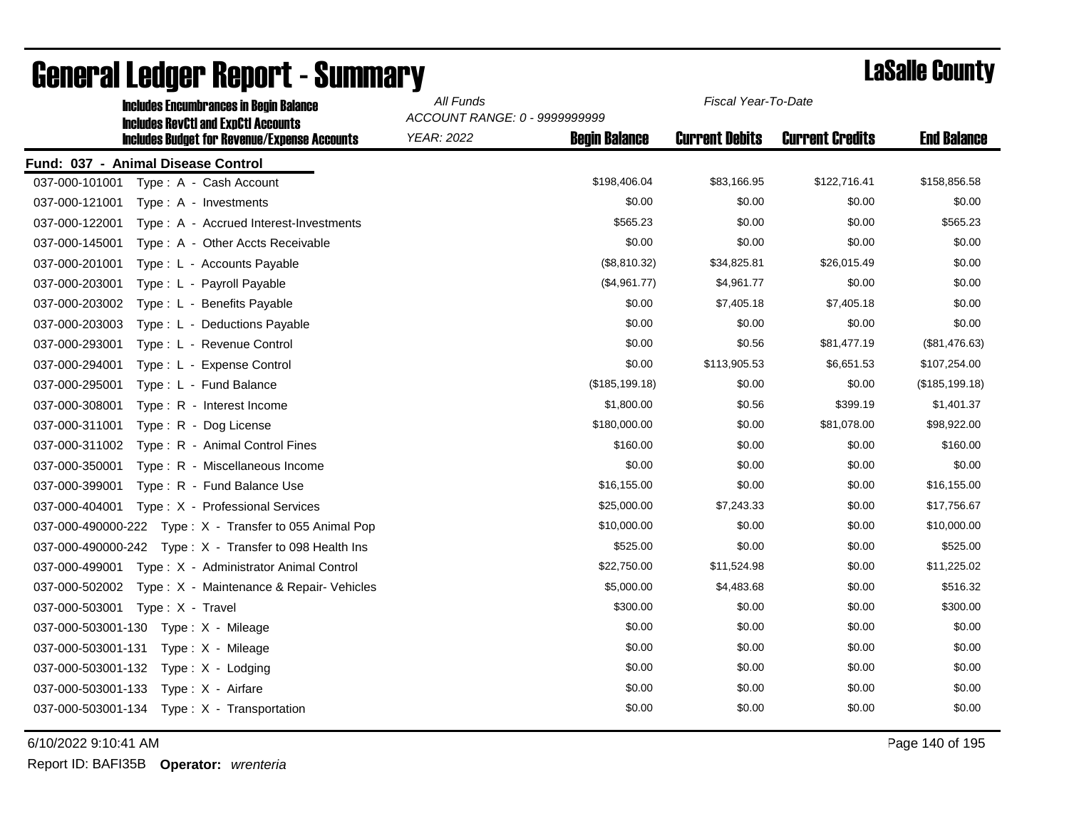# General Ledger Report - Summary

## LaSalle County

**Includes Encumbrances in Begin Balance**
**Includes RevCtl and ExpCtl Accounts**
**Includes Budget for Revenue/Expense Accounts**

*All Funds*
*ACCOUNT RANGE: 0 - 9999999999*
*YEAR: 2022*

*Fiscal Year-To-Date*

| Account | Begin Balance | Current Debits | Current Credits | End Balance |
|---|---|---|---|---|
| **Fund: 037 - Animal Disease Control** | | | | |
| 037-000-101001 Type : A - Cash Account | $198,406.04 | $83,166.95 | $122,716.41 | $158,856.58 |
| 037-000-121001 Type : A - Investments | $0.00 | $0.00 | $0.00 | $0.00 |
| 037-000-122001 Type : A - Accrued Interest-Investments | $565.23 | $0.00 | $0.00 | $565.23 |
| 037-000-145001 Type : A - Other Accts Receivable | $0.00 | $0.00 | $0.00 | $0.00 |
| 037-000-201001 Type : L - Accounts Payable | ($8,810.32) | $34,825.81 | $26,015.49 | $0.00 |
| 037-000-203001 Type : L - Payroll Payable | ($4,961.77) | $4,961.77 | $0.00 | $0.00 |
| 037-000-203002 Type : L - Benefits Payable | $0.00 | $7,405.18 | $7,405.18 | $0.00 |
| 037-000-203003 Type : L - Deductions Payable | $0.00 | $0.00 | $0.00 | $0.00 |
| 037-000-293001 Type : L - Revenue Control | $0.00 | $0.56 | $81,477.19 | ($81,476.63) |
| 037-000-294001 Type : L - Expense Control | $0.00 | $113,905.53 | $6,651.53 | $107,254.00 |
| 037-000-295001 Type : L - Fund Balance | ($185,199.18) | $0.00 | $0.00 | ($185,199.18) |
| 037-000-308001 Type : R - Interest Income | $1,800.00 | $0.56 | $399.19 | $1,401.37 |
| 037-000-311001 Type : R - Dog License | $180,000.00 | $0.00 | $81,078.00 | $98,922.00 |
| 037-000-311002 Type : R - Animal Control Fines | $160.00 | $0.00 | $0.00 | $160.00 |
| 037-000-350001 Type : R - Miscellaneous Income | $0.00 | $0.00 | $0.00 | $0.00 |
| 037-000-399001 Type : R - Fund Balance Use | $16,155.00 | $0.00 | $0.00 | $16,155.00 |
| 037-000-404001 Type : X - Professional Services | $25,000.00 | $7,243.33 | $0.00 | $17,756.67 |
| 037-000-490000-222 Type : X - Transfer to 055 Animal Pop | $10,000.00 | $0.00 | $0.00 | $10,000.00 |
| 037-000-490000-242 Type : X - Transfer to 098 Health Ins | $525.00 | $0.00 | $0.00 | $525.00 |
| 037-000-499001 Type : X - Administrator Animal Control | $22,750.00 | $11,524.98 | $0.00 | $11,225.02 |
| 037-000-502002 Type : X - Maintenance & Repair- Vehicles | $5,000.00 | $4,483.68 | $0.00 | $516.32 |
| 037-000-503001 Type : X - Travel | $300.00 | $0.00 | $0.00 | $300.00 |
| 037-000-503001-130 Type : X - Mileage | $0.00 | $0.00 | $0.00 | $0.00 |
| 037-000-503001-131 Type : X - Mileage | $0.00 | $0.00 | $0.00 | $0.00 |
| 037-000-503001-132 Type : X - Lodging | $0.00 | $0.00 | $0.00 | $0.00 |
| 037-000-503001-133 Type : X - Airfare | $0.00 | $0.00 | $0.00 | $0.00 |
| 037-000-503001-134 Type : X - Transportation | $0.00 | $0.00 | $0.00 | $0.00 |

6/10/2022 9:10:41 AM

Report ID: BAFI35B **Operator:** *wrenteria*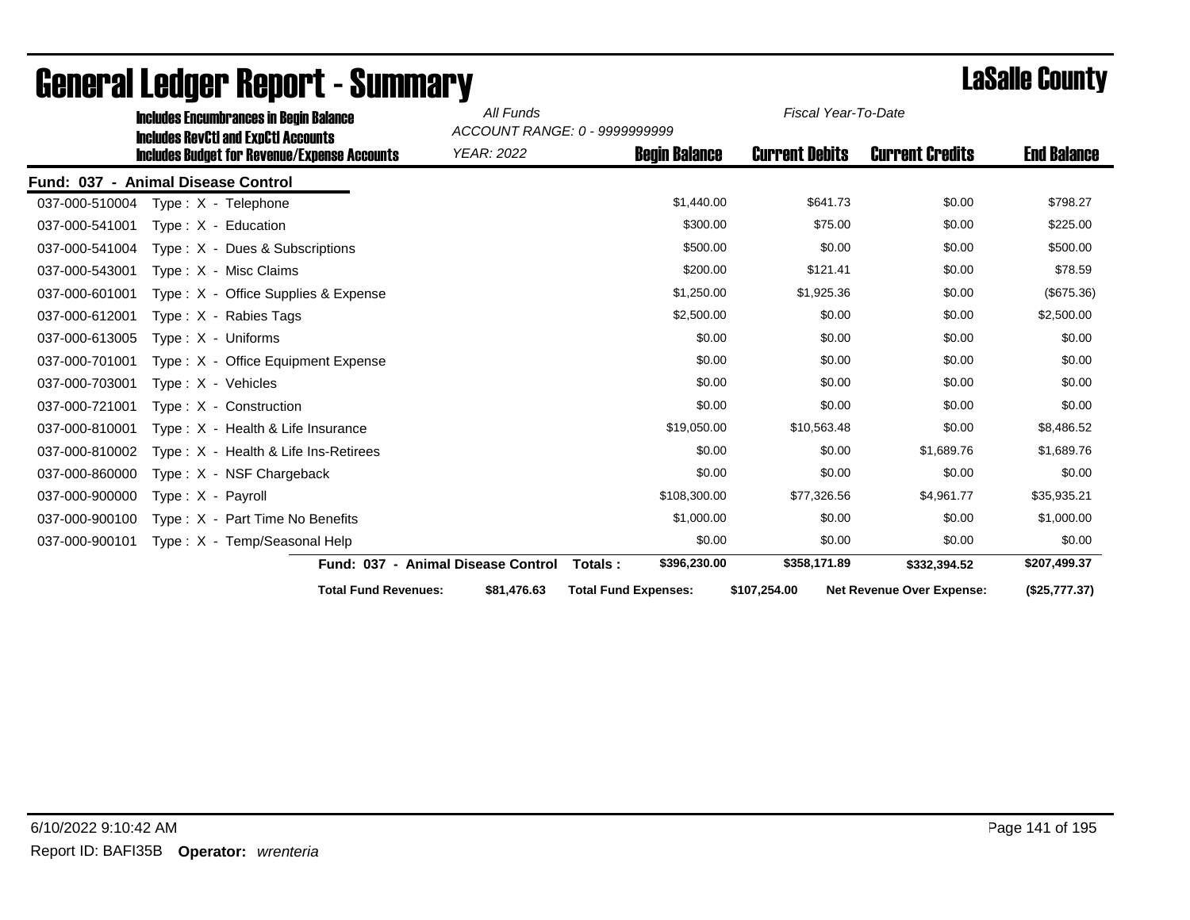# General Ledger Report - Summary

# LaSalle County

Includes Encumbrances in Begin Balance
Includes RevCtl and ExpCtl Accounts
Includes Budget for Revenue/Expense Accounts

*All Funds*
*ACCOUNT RANGE: 0 - 9999999999*
*YEAR: 2022*

*Fiscal Year-To-Date*

**Fund: 037 - Animal Disease Control**

| Account | Description | Begin Balance | Current Debits | Current Credits | End Balance |
|---|---|---|---|---|---|
| 037-000-510004 | Type : X - Telephone | $1,440.00 | $641.73 | $0.00 | $798.27 |
| 037-000-541001 | Type : X - Education | $300.00 | $75.00 | $0.00 | $225.00 |
| 037-000-541004 | Type : X - Dues & Subscriptions | $500.00 | $0.00 | $0.00 | $500.00 |
| 037-000-543001 | Type : X - Misc Claims | $200.00 | $121.41 | $0.00 | $78.59 |
| 037-000-601001 | Type : X - Office Supplies & Expense | $1,250.00 | $1,925.36 | $0.00 | ($675.36) |
| 037-000-612001 | Type : X - Rabies Tags | $2,500.00 | $0.00 | $0.00 | $2,500.00 |
| 037-000-613005 | Type : X - Uniforms | $0.00 | $0.00 | $0.00 | $0.00 |
| 037-000-701001 | Type : X - Office Equipment Expense | $0.00 | $0.00 | $0.00 | $0.00 |
| 037-000-703001 | Type : X - Vehicles | $0.00 | $0.00 | $0.00 | $0.00 |
| 037-000-721001 | Type : X - Construction | $0.00 | $0.00 | $0.00 | $0.00 |
| 037-000-810001 | Type : X - Health & Life Insurance | $19,050.00 | $10,563.48 | $0.00 | $8,486.52 |
| 037-000-810002 | Type : X - Health & Life Ins-Retirees | $0.00 | $0.00 | $1,689.76 | $1,689.76 |
| 037-000-860000 | Type : X - NSF Chargeback | $0.00 | $0.00 | $0.00 | $0.00 |
| 037-000-900000 | Type : X - Payroll | $108,300.00 | $77,326.56 | $4,961.77 | $35,935.21 |
| 037-000-900100 | Type : X - Part Time No Benefits | $1,000.00 | $0.00 | $0.00 | $1,000.00 |
| 037-000-900101 | Type : X - Temp/Seasonal Help | $0.00 | $0.00 | $0.00 | $0.00 |
| | **Fund: 037 - Animal Disease Control Totals :** | **$396,230.00** | **$358,171.89** | **$332,394.52** | **$207,499.37** |

| **Total Fund Revenues:** | **$81,476.63** | **Total Fund Expenses:** | **$107,254.00** | **Net Revenue Over Expense:** | **($25,777.37)** |
|---|---|---|---|---|---|

6/10/2022 9:10:42 AM
Report ID: BAFI35B **Operator:** *wrenteria*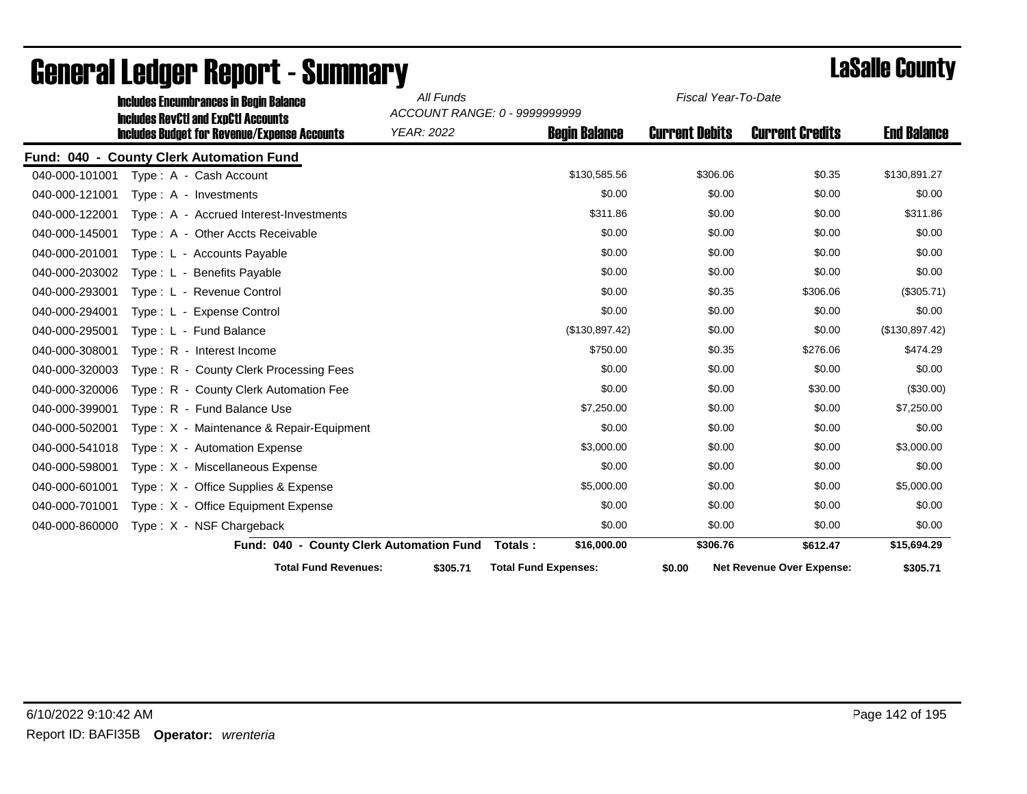# General Ledger Report - Summary

# LaSalle County

**Includes Encumbrances in Begin Balance**
**Includes RevCtl and ExpCtl Accounts**
**Includes Budget for Revenue/Expense Accounts**

*All Funds*
*ACCOUNT RANGE: 0 - 9999999999*
*YEAR: 2022*

*Fiscal Year-To-Date*

| | | Begin Balance | Current Debits | Current Credits | End Balance |
|---|---|---|---|---|---|
| **Fund: 040 - County Clerk Automation Fund** | | | | | |
| 040-000-101001 | Type : A - Cash Account | $130,585.56 | $306.06 | $0.35 | $130,891.27 |
| 040-000-121001 | Type : A - Investments | $0.00 | $0.00 | $0.00 | $0.00 |
| 040-000-122001 | Type : A - Accrued Interest-Investments | $311.86 | $0.00 | $0.00 | $311.86 |
| 040-000-145001 | Type : A - Other Accts Receivable | $0.00 | $0.00 | $0.00 | $0.00 |
| 040-000-201001 | Type : L - Accounts Payable | $0.00 | $0.00 | $0.00 | $0.00 |
| 040-000-203002 | Type : L - Benefits Payable | $0.00 | $0.00 | $0.00 | $0.00 |
| 040-000-293001 | Type : L - Revenue Control | $0.00 | $0.35 | $306.06 | ($305.71) |
| 040-000-294001 | Type : L - Expense Control | $0.00 | $0.00 | $0.00 | $0.00 |
| 040-000-295001 | Type : L - Fund Balance | ($130,897.42) | $0.00 | $0.00 | ($130,897.42) |
| 040-000-308001 | Type : R - Interest Income | $750.00 | $0.35 | $276.06 | $474.29 |
| 040-000-320003 | Type : R - County Clerk Processing Fees | $0.00 | $0.00 | $0.00 | $0.00 |
| 040-000-320006 | Type : R - County Clerk Automation Fee | $0.00 | $0.00 | $30.00 | ($30.00) |
| 040-000-399001 | Type : R - Fund Balance Use | $7,250.00 | $0.00 | $0.00 | $7,250.00 |
| 040-000-502001 | Type : X - Maintenance & Repair-Equipment | $0.00 | $0.00 | $0.00 | $0.00 |
| 040-000-541018 | Type : X - Automation Expense | $3,000.00 | $0.00 | $0.00 | $3,000.00 |
| 040-000-598001 | Type : X - Miscellaneous Expense | $0.00 | $0.00 | $0.00 | $0.00 |
| 040-000-601001 | Type : X - Office Supplies & Expense | $5,000.00 | $0.00 | $0.00 | $5,000.00 |
| 040-000-701001 | Type : X - Office Equipment Expense | $0.00 | $0.00 | $0.00 | $0.00 |
| 040-000-860000 | Type : X - NSF Chargeback | $0.00 | $0.00 | $0.00 | $0.00 |
| | **Fund: 040 - County Clerk Automation Fund Totals :** | **$16,000.00** | **$306.76** | **$612.47** | **$15,694.29** |

**Total Fund Revenues:** **$305.71** **Total Fund Expenses:** **$0.00** **Net Revenue Over Expense:** **$305.71**

6/10/2022 9:10:42 AM

Report ID: BAFI35B **Operator:** *wrenteria*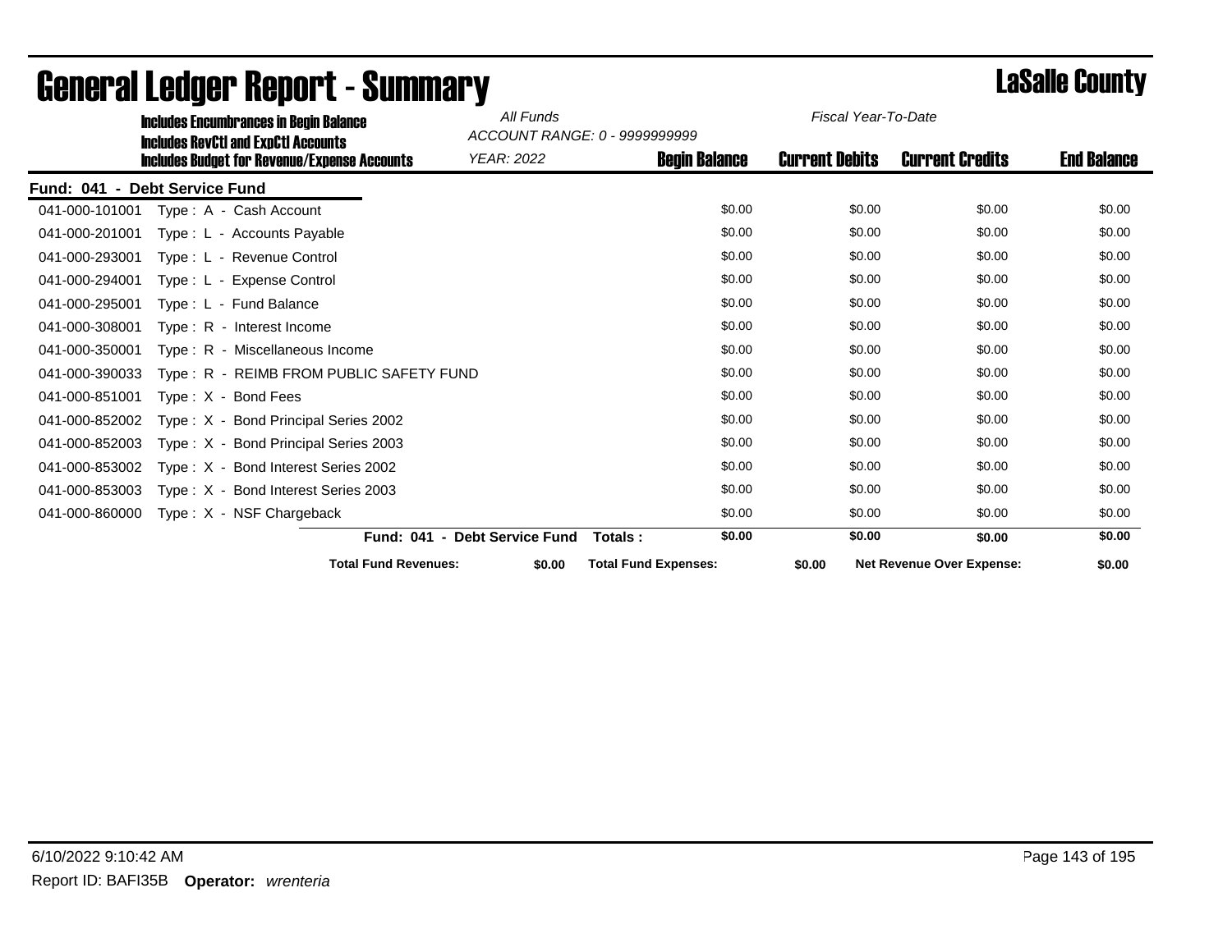# General Ledger Report - Summary

## LaSalle County

**Includes Encumbrances in Begin Balance**
**Includes RevCtl and ExpCtl Accounts**
**Includes Budget for Revenue/Expense Accounts**

*All Funds*
*ACCOUNT RANGE: 0 - 9999999999*
*YEAR: 2022*

*Fiscal Year-To-Date*

**Fund: 041 - Debt Service Fund**

| Account | Description | Begin Balance | Current Debits | Current Credits | End Balance |
|---|---|---|---|---|---|
| 041-000-101001 | Type : A - Cash Account | $0.00 | $0.00 | $0.00 | $0.00 |
| 041-000-201001 | Type : L - Accounts Payable | $0.00 | $0.00 | $0.00 | $0.00 |
| 041-000-293001 | Type : L - Revenue Control | $0.00 | $0.00 | $0.00 | $0.00 |
| 041-000-294001 | Type : L - Expense Control | $0.00 | $0.00 | $0.00 | $0.00 |
| 041-000-295001 | Type : L - Fund Balance | $0.00 | $0.00 | $0.00 | $0.00 |
| 041-000-308001 | Type : R - Interest Income | $0.00 | $0.00 | $0.00 | $0.00 |
| 041-000-350001 | Type : R - Miscellaneous Income | $0.00 | $0.00 | $0.00 | $0.00 |
| 041-000-390033 | Type : R - REIMB FROM PUBLIC SAFETY FUND | $0.00 | $0.00 | $0.00 | $0.00 |
| 041-000-851001 | Type : X - Bond Fees | $0.00 | $0.00 | $0.00 | $0.00 |
| 041-000-852002 | Type : X - Bond Principal Series 2002 | $0.00 | $0.00 | $0.00 | $0.00 |
| 041-000-852003 | Type : X - Bond Principal Series 2003 | $0.00 | $0.00 | $0.00 | $0.00 |
| 041-000-853002 | Type : X - Bond Interest Series 2002 | $0.00 | $0.00 | $0.00 | $0.00 |
| 041-000-853003 | Type : X - Bond Interest Series 2003 | $0.00 | $0.00 | $0.00 | $0.00 |
| 041-000-860000 | Type : X - NSF Chargeback | $0.00 | $0.00 | $0.00 | $0.00 |
| | **Fund: 041 - Debt Service Fund Totals :** | **$0.00** | **$0.00** | **$0.00** | **$0.00** |

**Total Fund Revenues:** $0.00 **Total Fund Expenses:** $0.00 **Net Revenue Over Expense:** $0.00

6/10/2022 9:10:42 AM

Report ID: BAFI35B **Operator:** *wrenteria*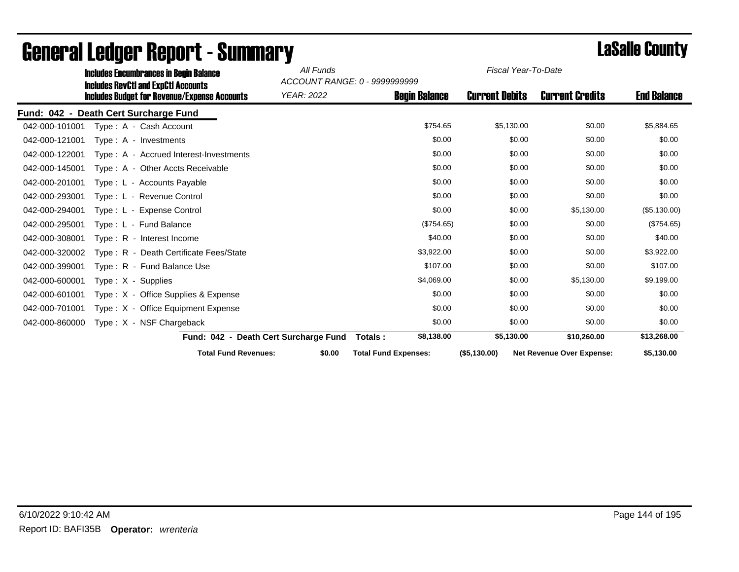# General Ledger Report - Summary

# LaSalle County

**Includes Encumbrances in Begin Balance**
**Includes RevCtl and ExpCtl Accounts**
**Includes Budget for Revenue/Expense Accounts**

*All Funds*
*ACCOUNT RANGE: 0 - 9999999999*
*YEAR: 2022*

*Fiscal Year-To-Date*

**Fund: 042 - Death Cert Surcharge Fund**

| Account | Description | Begin Balance | Current Debits | Current Credits | End Balance |
|---|---|---|---|---|---|
| 042-000-101001 | Type : A - Cash Account | $754.65 | $5,130.00 | $0.00 | $5,884.65 |
| 042-000-121001 | Type : A - Investments | $0.00 | $0.00 | $0.00 | $0.00 |
| 042-000-122001 | Type : A - Accrued Interest-Investments | $0.00 | $0.00 | $0.00 | $0.00 |
| 042-000-145001 | Type : A - Other Accts Receivable | $0.00 | $0.00 | $0.00 | $0.00 |
| 042-000-201001 | Type : L - Accounts Payable | $0.00 | $0.00 | $0.00 | $0.00 |
| 042-000-293001 | Type : L - Revenue Control | $0.00 | $0.00 | $0.00 | $0.00 |
| 042-000-294001 | Type : L - Expense Control | $0.00 | $0.00 | $5,130.00 | ($5,130.00) |
| 042-000-295001 | Type : L - Fund Balance | ($754.65) | $0.00 | $0.00 | ($754.65) |
| 042-000-308001 | Type : R - Interest Income | $40.00 | $0.00 | $0.00 | $40.00 |
| 042-000-320002 | Type : R - Death Certificate Fees/State | $3,922.00 | $0.00 | $0.00 | $3,922.00 |
| 042-000-399001 | Type : R - Fund Balance Use | $107.00 | $0.00 | $0.00 | $107.00 |
| 042-000-600001 | Type : X - Supplies | $4,069.00 | $0.00 | $5,130.00 | $9,199.00 |
| 042-000-601001 | Type : X - Office Supplies & Expense | $0.00 | $0.00 | $0.00 | $0.00 |
| 042-000-701001 | Type : X - Office Equipment Expense | $0.00 | $0.00 | $0.00 | $0.00 |
| 042-000-860000 | Type : X - NSF Chargeback | $0.00 | $0.00 | $0.00 | $0.00 |
| | **Fund: 042 - Death Cert Surcharge Fund Totals :** | **$8,138.00** | **$5,130.00** | **$10,260.00** | **$13,268.00** |

**Total Fund Revenues:** $0.00 **Total Fund Expenses:** ($5,130.00) **Net Revenue Over Expense:** $5,130.00

6/10/2022 9:10:42 AM

Report ID: BAFI35B **Operator:** *wrenteria*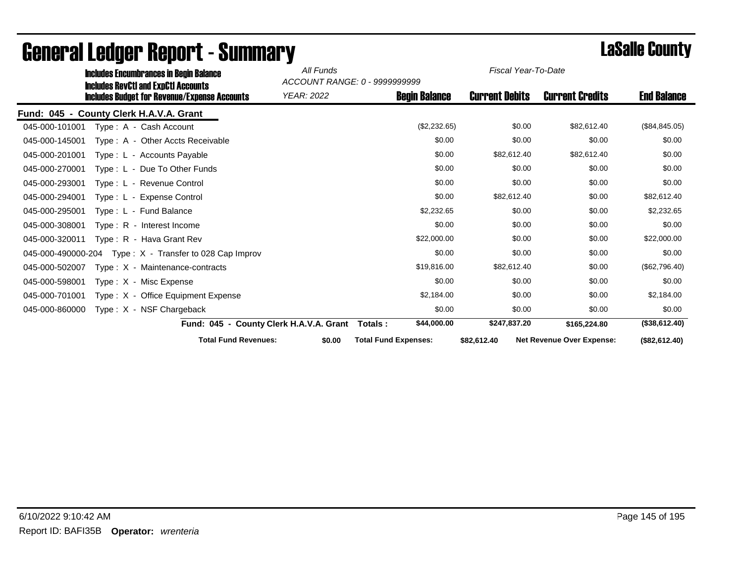# General Ledger Report - Summary

## LaSalle County

Includes Encumbrances in Begin Balance
Includes RevCtl and ExpCtl Accounts
Includes Budget for Revenue/Expense Accounts

*All Funds*
*ACCOUNT RANGE: 0 - 9999999999*
*YEAR: 2022*

*Fiscal Year-To-Date*

**Fund: 045 - County Clerk H.A.V.A. Grant**

| Account | Description | Begin Balance | Current Debits | Current Credits | End Balance |
|---|---|---|---|---|---|
| 045-000-101001 | Type : A - Cash Account | ($2,232.65) | $0.00 | $82,612.40 | ($84,845.05) |
| 045-000-145001 | Type : A - Other Accts Receivable | $0.00 | $0.00 | $0.00 | $0.00 |
| 045-000-201001 | Type : L - Accounts Payable | $0.00 | $82,612.40 | $82,612.40 | $0.00 |
| 045-000-270001 | Type : L - Due To Other Funds | $0.00 | $0.00 | $0.00 | $0.00 |
| 045-000-293001 | Type : L - Revenue Control | $0.00 | $0.00 | $0.00 | $0.00 |
| 045-000-294001 | Type : L - Expense Control | $0.00 | $82,612.40 | $0.00 | $82,612.40 |
| 045-000-295001 | Type : L - Fund Balance | $2,232.65 | $0.00 | $0.00 | $2,232.65 |
| 045-000-308001 | Type : R - Interest Income | $0.00 | $0.00 | $0.00 | $0.00 |
| 045-000-320011 | Type : R - Hava Grant Rev | $22,000.00 | $0.00 | $0.00 | $22,000.00 |
| 045-000-490000-204 | Type : X - Transfer to 028 Cap Improv | $0.00 | $0.00 | $0.00 | $0.00 |
| 045-000-502007 | Type : X - Maintenance-contracts | $19,816.00 | $82,612.40 | $0.00 | ($62,796.40) |
| 045-000-598001 | Type : X - Misc Expense | $0.00 | $0.00 | $0.00 | $0.00 |
| 045-000-701001 | Type : X - Office Equipment Expense | $2,184.00 | $0.00 | $0.00 | $2,184.00 |
| 045-000-860000 | Type : X - NSF Chargeback | $0.00 | $0.00 | $0.00 | $0.00 |
| | **Fund: 045 - County Clerk H.A.V.A. Grant Totals :** | **$44,000.00** | **$247,837.20** | **$165,224.80** | **($38,612.40)** |

**Total Fund Revenues:** $0.00 **Total Fund Expenses:** $82,612.40 **Net Revenue Over Expense:** ($82,612.40)

6/10/2022 9:10:42 AM
Report ID: BAFI35B **Operator:** *wrenteria*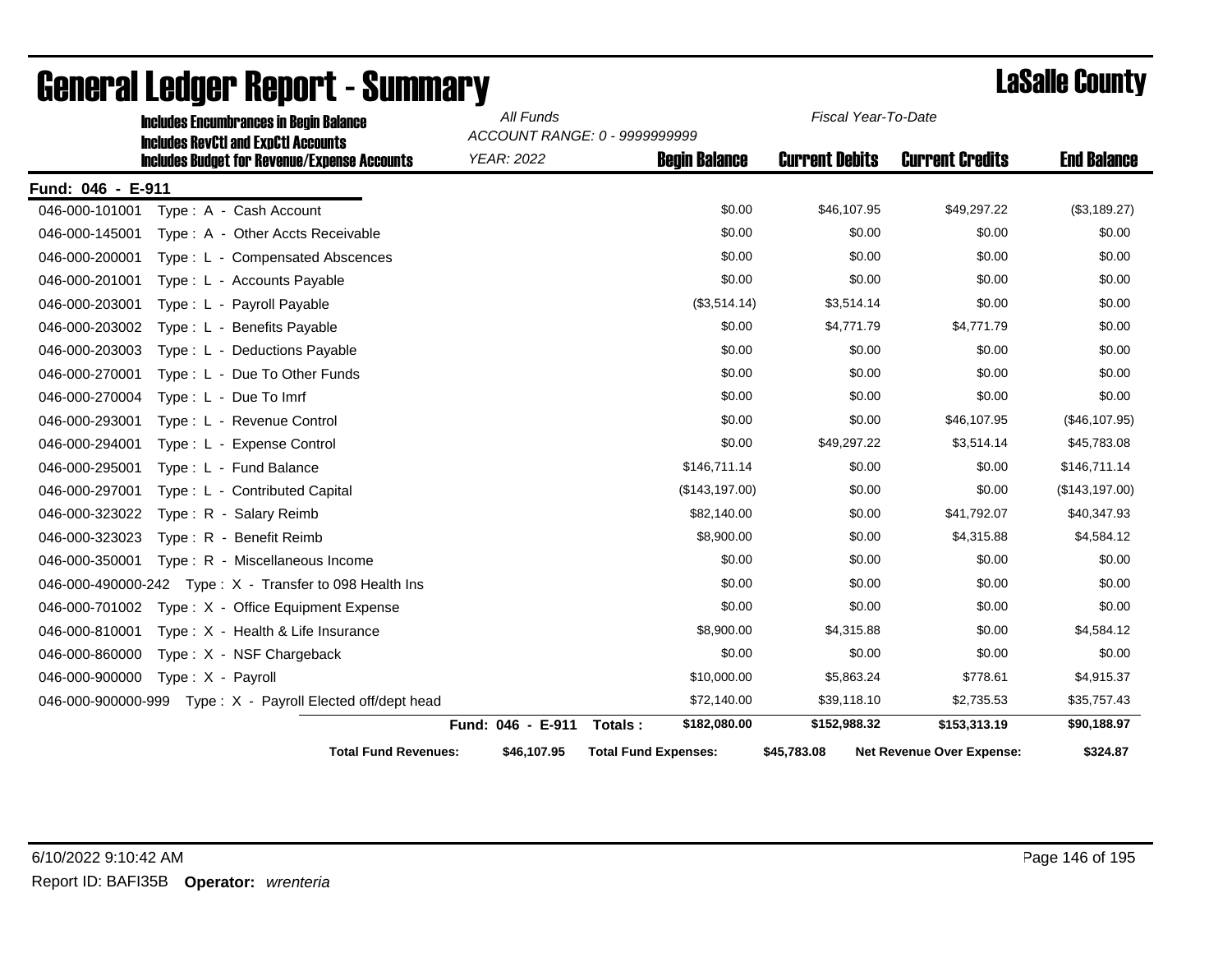# General Ledger Report - Summary

## LaSalle County

**Includes Encumbrances in Begin Balance**
**Includes RevCtl and ExpCtl Accounts**
**Includes Budget for Revenue/Expense Accounts**

*All Funds*
*ACCOUNT RANGE: 0 - 9999999999*
*YEAR: 2022*

*Fiscal Year-To-Date*

**Fund: 046 - E-911**

| Account | Description | Begin Balance | Current Debits | Current Credits | End Balance |
|---|---|---|---|---|---|
| 046-000-101001 | Type : A - Cash Account | $0.00 | $46,107.95 | $49,297.22 | ($3,189.27) |
| 046-000-145001 | Type : A - Other Accts Receivable | $0.00 | $0.00 | $0.00 | $0.00 |
| 046-000-200001 | Type : L - Compensated Abscences | $0.00 | $0.00 | $0.00 | $0.00 |
| 046-000-201001 | Type : L - Accounts Payable | $0.00 | $0.00 | $0.00 | $0.00 |
| 046-000-203001 | Type : L - Payroll Payable | ($3,514.14) | $3,514.14 | $0.00 | $0.00 |
| 046-000-203002 | Type : L - Benefits Payable | $0.00 | $4,771.79 | $4,771.79 | $0.00 |
| 046-000-203003 | Type : L - Deductions Payable | $0.00 | $0.00 | $0.00 | $0.00 |
| 046-000-270001 | Type : L - Due To Other Funds | $0.00 | $0.00 | $0.00 | $0.00 |
| 046-000-270004 | Type : L - Due To Imrf | $0.00 | $0.00 | $0.00 | $0.00 |
| 046-000-293001 | Type : L - Revenue Control | $0.00 | $0.00 | $46,107.95 | ($46,107.95) |
| 046-000-294001 | Type : L - Expense Control | $0.00 | $49,297.22 | $3,514.14 | $45,783.08 |
| 046-000-295001 | Type : L - Fund Balance | $146,711.14 | $0.00 | $0.00 | $146,711.14 |
| 046-000-297001 | Type : L - Contributed Capital | ($143,197.00) | $0.00 | $0.00 | ($143,197.00) |
| 046-000-323022 | Type : R - Salary Reimb | $82,140.00 | $0.00 | $41,792.07 | $40,347.93 |
| 046-000-323023 | Type : R - Benefit Reimb | $8,900.00 | $0.00 | $4,315.88 | $4,584.12 |
| 046-000-350001 | Type : R - Miscellaneous Income | $0.00 | $0.00 | $0.00 | $0.00 |
| 046-000-490000-242 | Type : X - Transfer to 098 Health Ins | $0.00 | $0.00 | $0.00 | $0.00 |
| 046-000-701002 | Type : X - Office Equipment Expense | $0.00 | $0.00 | $0.00 | $0.00 |
| 046-000-810001 | Type : X - Health & Life Insurance | $8,900.00 | $4,315.88 | $0.00 | $4,584.12 |
| 046-000-860000 | Type : X - NSF Chargeback | $0.00 | $0.00 | $0.00 | $0.00 |
| 046-000-900000 | Type : X - Payroll | $10,000.00 | $5,863.24 | $778.61 | $4,915.37 |
| 046-000-900000-999 | Type : X - Payroll Elected off/dept head | $72,140.00 | $39,118.10 | $2,735.53 | $35,757.43 |
| | **Fund: 046 - E-911 Totals :** | **$182,080.00** | **$152,988.32** | **$153,313.19** | **$90,188.97** |

**Total Fund Revenues:** $46,107.95 **Total Fund Expenses:** $45,783.08 **Net Revenue Over Expense:** $324.87

6/10/2022 9:10:42 AM

Report ID: BAFI35B **Operator:** *wrenteria*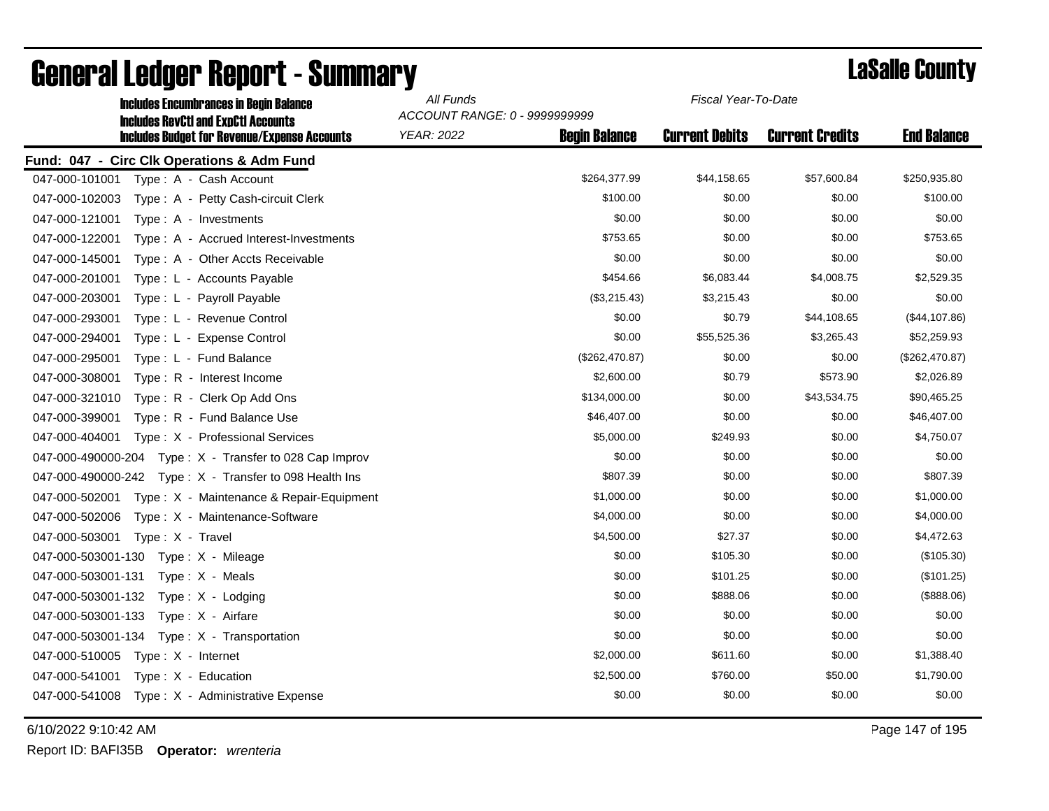# General Ledger Report - Summary

**LaSalle County**

Includes Encumbrances in Begin Balance
Includes RevCtl and ExpCtl Accounts
Includes Budget for Revenue/Expense Accounts

*All Funds*
*ACCOUNT RANGE: 0 - 9999999999*
*YEAR: 2022*

*Fiscal Year-To-Date*

| | Begin Balance | Current Debits | Current Credits | End Balance |
|---|---|---|---|---|
| **Fund: 047 - Circ Clk Operations & Adm Fund** | | | | |
| 047-000-101001 Type : A - Cash Account | $264,377.99 | $44,158.65 | $57,600.84 | $250,935.80 |
| 047-000-102003 Type : A - Petty Cash-circuit Clerk | $100.00 | $0.00 | $0.00 | $100.00 |
| 047-000-121001 Type : A - Investments | $0.00 | $0.00 | $0.00 | $0.00 |
| 047-000-122001 Type : A - Accrued Interest-Investments | $753.65 | $0.00 | $0.00 | $753.65 |
| 047-000-145001 Type : A - Other Accts Receivable | $0.00 | $0.00 | $0.00 | $0.00 |
| 047-000-201001 Type : L - Accounts Payable | $454.66 | $6,083.44 | $4,008.75 | $2,529.35 |
| 047-000-203001 Type : L - Payroll Payable | ($3,215.43) | $3,215.43 | $0.00 | $0.00 |
| 047-000-293001 Type : L - Revenue Control | $0.00 | $0.79 | $44,108.65 | ($44,107.86) |
| 047-000-294001 Type : L - Expense Control | $0.00 | $55,525.36 | $3,265.43 | $52,259.93 |
| 047-000-295001 Type : L - Fund Balance | ($262,470.87) | $0.00 | $0.00 | ($262,470.87) |
| 047-000-308001 Type : R - Interest Income | $2,600.00 | $0.79 | $573.90 | $2,026.89 |
| 047-000-321010 Type : R - Clerk Op Add Ons | $134,000.00 | $0.00 | $43,534.75 | $90,465.25 |
| 047-000-399001 Type : R - Fund Balance Use | $46,407.00 | $0.00 | $0.00 | $46,407.00 |
| 047-000-404001 Type : X - Professional Services | $5,000.00 | $249.93 | $0.00 | $4,750.07 |
| 047-000-490000-204 Type : X - Transfer to 028 Cap Improv | $0.00 | $0.00 | $0.00 | $0.00 |
| 047-000-490000-242 Type : X - Transfer to 098 Health Ins | $807.39 | $0.00 | $0.00 | $807.39 |
| 047-000-502001 Type : X - Maintenance & Repair-Equipment | $1,000.00 | $0.00 | $0.00 | $1,000.00 |
| 047-000-502006 Type : X - Maintenance-Software | $4,000.00 | $0.00 | $0.00 | $4,000.00 |
| 047-000-503001 Type : X - Travel | $4,500.00 | $27.37 | $0.00 | $4,472.63 |
| 047-000-503001-130 Type : X - Mileage | $0.00 | $105.30 | $0.00 | ($105.30) |
| 047-000-503001-131 Type : X - Meals | $0.00 | $101.25 | $0.00 | ($101.25) |
| 047-000-503001-132 Type : X - Lodging | $0.00 | $888.06 | $0.00 | ($888.06) |
| 047-000-503001-133 Type : X - Airfare | $0.00 | $0.00 | $0.00 | $0.00 |
| 047-000-503001-134 Type : X - Transportation | $0.00 | $0.00 | $0.00 | $0.00 |
| 047-000-510005 Type : X - Internet | $2,000.00 | $611.60 | $0.00 | $1,388.40 |
| 047-000-541001 Type : X - Education | $2,500.00 | $760.00 | $50.00 | $1,790.00 |
| 047-000-541008 Type : X - Administrative Expense | $0.00 | $0.00 | $0.00 | $0.00 |

6/10/2022 9:10:42 AM

Report ID: BAFI35B **Operator:** *wrenteria*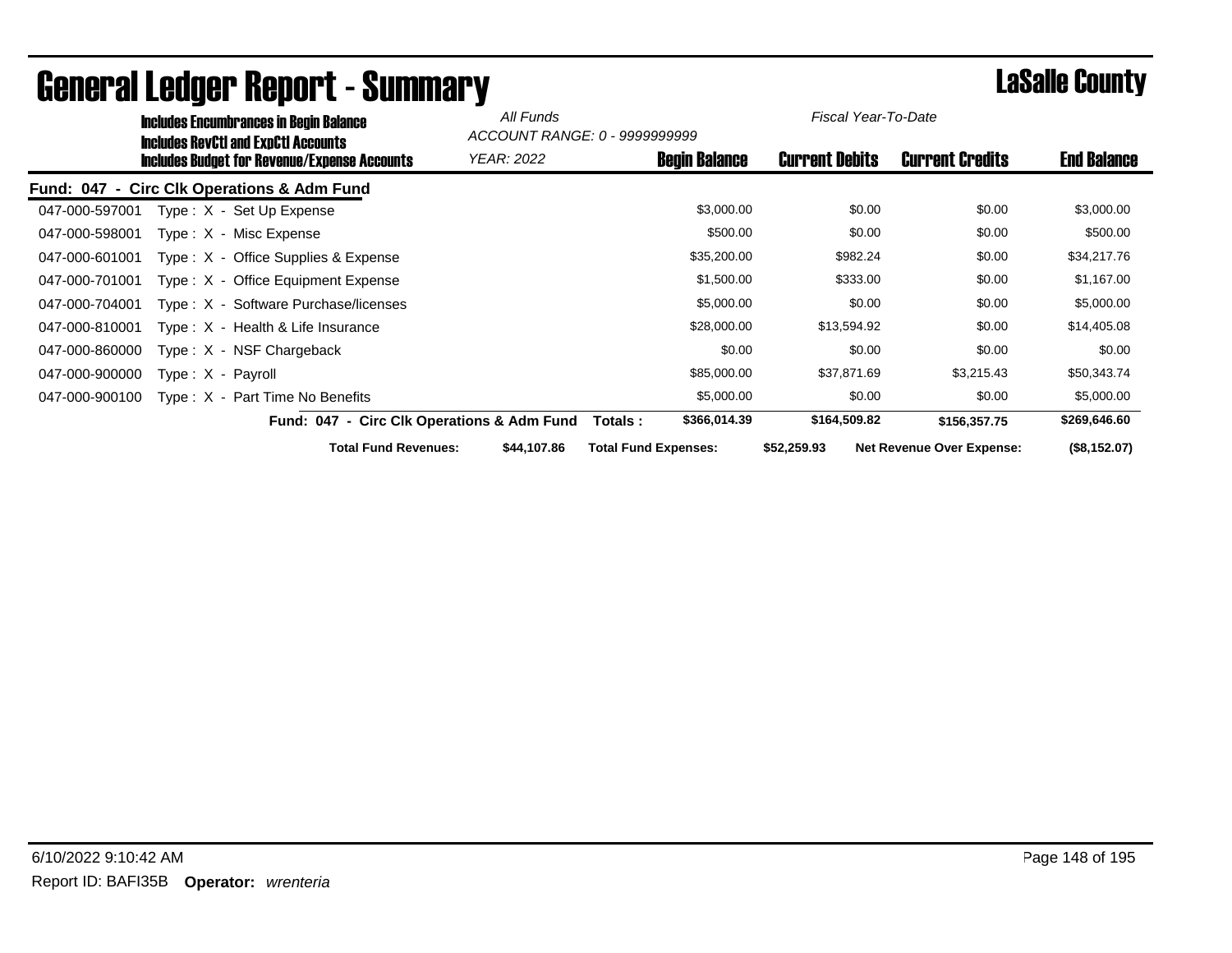# General Ledger Report - Summary

## LaSalle County

**Includes Encumbrances in Begin Balance**
**Includes RevCtl and ExpCtl Accounts**
**Includes Budget for Revenue/Expense Accounts**

*All Funds*
*ACCOUNT RANGE: 0 - 9999999999*
*YEAR: 2022*

*Fiscal Year-To-Date*

| | | Begin Balance | Current Debits | Current Credits | End Balance |
|---|---|---|---|---|---|
| **Fund: 047 - Circ Clk Operations & Adm Fund** | | | | | |
| 047-000-597001 | Type : X - Set Up Expense | $3,000.00 | $0.00 | $0.00 | $3,000.00 |
| 047-000-598001 | Type : X - Misc Expense | $500.00 | $0.00 | $0.00 | $500.00 |
| 047-000-601001 | Type : X - Office Supplies & Expense | $35,200.00 | $982.24 | $0.00 | $34,217.76 |
| 047-000-701001 | Type : X - Office Equipment Expense | $1,500.00 | $333.00 | $0.00 | $1,167.00 |
| 047-000-704001 | Type : X - Software Purchase/licenses | $5,000.00 | $0.00 | $0.00 | $5,000.00 |
| 047-000-810001 | Type : X - Health & Life Insurance | $28,000.00 | $13,594.92 | $0.00 | $14,405.08 |
| 047-000-860000 | Type : X - NSF Chargeback | $0.00 | $0.00 | $0.00 | $0.00 |
| 047-000-900000 | Type : X - Payroll | $85,000.00 | $37,871.69 | $3,215.43 | $50,343.74 |
| 047-000-900100 | Type : X - Part Time No Benefits | $5,000.00 | $0.00 | $0.00 | $5,000.00 |
| | **Fund: 047 - Circ Clk Operations & Adm Fund Totals :** | **$366,014.39** | **$164,509.82** | **$156,357.75** | **$269,646.60** |

**Total Fund Revenues:** $44,107.86 **Total Fund Expenses:** $52,259.93 **Net Revenue Over Expense:** ($8,152.07)

6/10/2022 9:10:42 AM
Report ID: BAFI35B **Operator:** *wrenteria*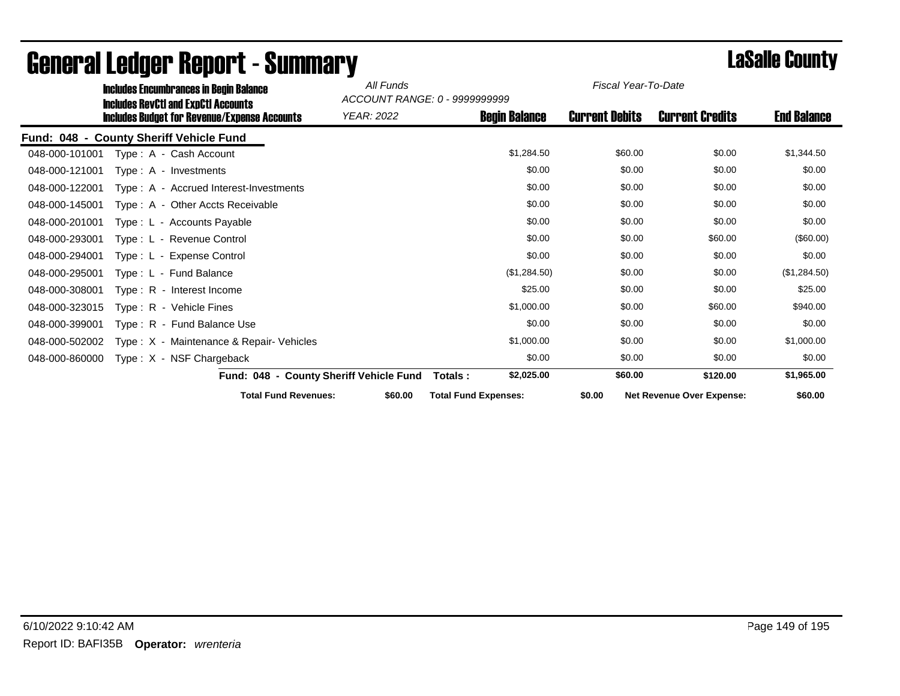# General Ledger Report - Summary

# LaSalle County

**Includes Encumbrances in Begin Balance**
**Includes RevCtl and ExpCtl Accounts**
**Includes Budget for Revenue/Expense Accounts**

*All Funds*
*ACCOUNT RANGE: 0 - 9999999999*
*YEAR: 2022*

*Fiscal Year-To-Date*

**Fund: 048 - County Sheriff Vehicle Fund**

| Account | Description | Begin Balance | Current Debits | Current Credits | End Balance |
|---|---|---|---|---|---|
| 048-000-101001 | Type : A - Cash Account | $1,284.50 | $60.00 | $0.00 | $1,344.50 |
| 048-000-121001 | Type : A - Investments | $0.00 | $0.00 | $0.00 | $0.00 |
| 048-000-122001 | Type : A - Accrued Interest-Investments | $0.00 | $0.00 | $0.00 | $0.00 |
| 048-000-145001 | Type : A - Other Accts Receivable | $0.00 | $0.00 | $0.00 | $0.00 |
| 048-000-201001 | Type : L - Accounts Payable | $0.00 | $0.00 | $0.00 | $0.00 |
| 048-000-293001 | Type : L - Revenue Control | $0.00 | $0.00 | $60.00 | ($60.00) |
| 048-000-294001 | Type : L - Expense Control | $0.00 | $0.00 | $0.00 | $0.00 |
| 048-000-295001 | Type : L - Fund Balance | ($1,284.50) | $0.00 | $0.00 | ($1,284.50) |
| 048-000-308001 | Type : R - Interest Income | $25.00 | $0.00 | $0.00 | $25.00 |
| 048-000-323015 | Type : R - Vehicle Fines | $1,000.00 | $0.00 | $60.00 | $940.00 |
| 048-000-399001 | Type : R - Fund Balance Use | $0.00 | $0.00 | $0.00 | $0.00 |
| 048-000-502002 | Type : X - Maintenance & Repair- Vehicles | $1,000.00 | $0.00 | $0.00 | $1,000.00 |
| 048-000-860000 | Type : X - NSF Chargeback | $0.00 | $0.00 | $0.00 | $0.00 |
| | **Fund: 048 - County Sheriff Vehicle Fund Totals :** | **$2,025.00** | **$60.00** | **$120.00** | **$1,965.00** |

**Total Fund Revenues:** **$60.00** **Total Fund Expenses:** **$0.00** **Net Revenue Over Expense:** **$60.00**

6/10/2022 9:10:42 AM
Report ID: BAFI35B **Operator:** *wrenteria*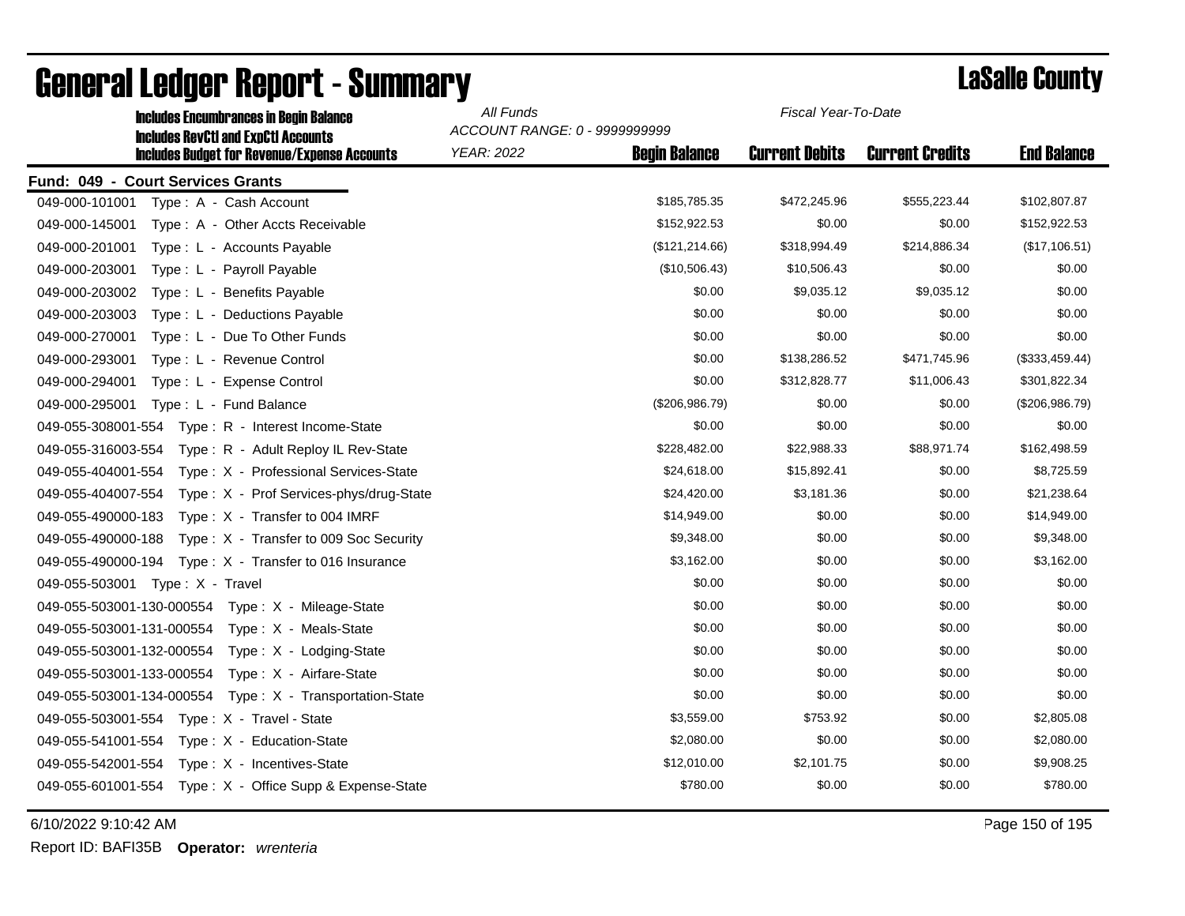# General Ledger Report - Summary

# LaSalle County

**Includes Encumbrances in Begin Balance**
**Includes RevCtl and ExpCtl Accounts**
**Includes Budget for Revenue/Expense Accounts**

*All Funds*
*ACCOUNT RANGE: 0 - 9999999999*
*YEAR: 2022*

*Fiscal Year-To-Date*

**Fund: 049 - Court Services Grants**

| Account | Begin Balance | Current Debits | Current Credits | End Balance |
|---|---|---|---|---|
| 049-000-101001 Type : A - Cash Account | $185,785.35 | $472,245.96 | $555,223.44 | $102,807.87 |
| 049-000-145001 Type : A - Other Accts Receivable | $152,922.53 | $0.00 | $0.00 | $152,922.53 |
| 049-000-201001 Type : L - Accounts Payable | ($121,214.66) | $318,994.49 | $214,886.34 | ($17,106.51) |
| 049-000-203001 Type : L - Payroll Payable | ($10,506.43) | $10,506.43 | $0.00 | $0.00 |
| 049-000-203002 Type : L - Benefits Payable | $0.00 | $9,035.12 | $9,035.12 | $0.00 |
| 049-000-203003 Type : L - Deductions Payable | $0.00 | $0.00 | $0.00 | $0.00 |
| 049-000-270001 Type : L - Due To Other Funds | $0.00 | $0.00 | $0.00 | $0.00 |
| 049-000-293001 Type : L - Revenue Control | $0.00 | $138,286.52 | $471,745.96 | ($333,459.44) |
| 049-000-294001 Type : L - Expense Control | $0.00 | $312,828.77 | $11,006.43 | $301,822.34 |
| 049-000-295001 Type : L - Fund Balance | ($206,986.79) | $0.00 | $0.00 | ($206,986.79) |
| 049-055-308001-554 Type : R - Interest Income-State | $0.00 | $0.00 | $0.00 | $0.00 |
| 049-055-316003-554 Type : R - Adult Reploy IL Rev-State | $228,482.00 | $22,988.33 | $88,971.74 | $162,498.59 |
| 049-055-404001-554 Type : X - Professional Services-State | $24,618.00 | $15,892.41 | $0.00 | $8,725.59 |
| 049-055-404007-554 Type : X - Prof Services-phys/drug-State | $24,420.00 | $3,181.36 | $0.00 | $21,238.64 |
| 049-055-490000-183 Type : X - Transfer to 004 IMRF | $14,949.00 | $0.00 | $0.00 | $14,949.00 |
| 049-055-490000-188 Type : X - Transfer to 009 Soc Security | $9,348.00 | $0.00 | $0.00 | $9,348.00 |
| 049-055-490000-194 Type : X - Transfer to 016 Insurance | $3,162.00 | $0.00 | $0.00 | $3,162.00 |
| 049-055-503001 Type : X - Travel | $0.00 | $0.00 | $0.00 | $0.00 |
| 049-055-503001-130-000554 Type : X - Mileage-State | $0.00 | $0.00 | $0.00 | $0.00 |
| 049-055-503001-131-000554 Type : X - Meals-State | $0.00 | $0.00 | $0.00 | $0.00 |
| 049-055-503001-132-000554 Type : X - Lodging-State | $0.00 | $0.00 | $0.00 | $0.00 |
| 049-055-503001-133-000554 Type : X - Airfare-State | $0.00 | $0.00 | $0.00 | $0.00 |
| 049-055-503001-134-000554 Type : X - Transportation-State | $0.00 | $0.00 | $0.00 | $0.00 |
| 049-055-503001-554 Type : X - Travel - State | $3,559.00 | $753.92 | $0.00 | $2,805.08 |
| 049-055-541001-554 Type : X - Education-State | $2,080.00 | $0.00 | $0.00 | $2,080.00 |
| 049-055-542001-554 Type : X - Incentives-State | $12,010.00 | $2,101.75 | $0.00 | $9,908.25 |
| 049-055-601001-554 Type : X - Office Supp & Expense-State | $780.00 | $0.00 | $0.00 | $780.00 |

6/10/2022 9:10:42 AM

Report ID: BAFI35B **Operator:** *wrenteria*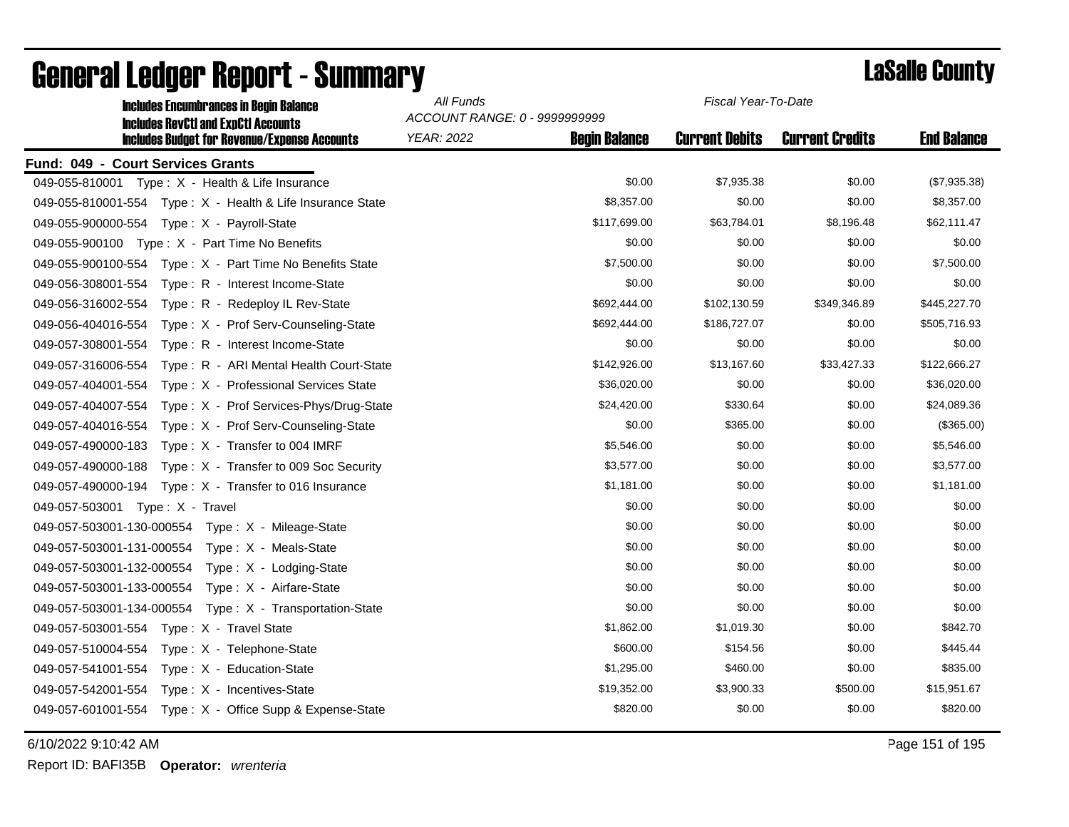# General Ledger Report - Summary

## LaSalle County

**Includes Encumbrances in Begin Balance**
**Includes RevCtl and ExpCtl Accounts**
**Includes Budget for Revenue/Expense Accounts**

*All Funds*
*ACCOUNT RANGE: 0 - 9999999999*
*YEAR: 2022*
*Fiscal Year-To-Date*

**Fund: 049 - Court Services Grants**

| Account | Begin Balance | Current Debits | Current Credits | End Balance |
|---|---|---|---|---|
| 049-055-810001 Type : X - Health & Life Insurance | $0.00 | $7,935.38 | $0.00 | ($7,935.38) |
| 049-055-810001-554 Type : X - Health & Life Insurance State | $8,357.00 | $0.00 | $0.00 | $8,357.00 |
| 049-055-900000-554 Type : X - Payroll-State | $117,699.00 | $63,784.01 | $8,196.48 | $62,111.47 |
| 049-055-900100 Type : X - Part Time No Benefits | $0.00 | $0.00 | $0.00 | $0.00 |
| 049-055-900100-554 Type : X - Part Time No Benefits State | $7,500.00 | $0.00 | $0.00 | $7,500.00 |
| 049-056-308001-554 Type : R - Interest Income-State | $0.00 | $0.00 | $0.00 | $0.00 |
| 049-056-316002-554 Type : R - Redeploy IL Rev-State | $692,444.00 | $102,130.59 | $349,346.89 | $445,227.70 |
| 049-056-404016-554 Type : X - Prof Serv-Counseling-State | $692,444.00 | $186,727.07 | $0.00 | $505,716.93 |
| 049-057-308001-554 Type : R - Interest Income-State | $0.00 | $0.00 | $0.00 | $0.00 |
| 049-057-316006-554 Type : R - ARI Mental Health Court-State | $142,926.00 | $13,167.60 | $33,427.33 | $122,666.27 |
| 049-057-404001-554 Type : X - Professional Services State | $36,020.00 | $0.00 | $0.00 | $36,020.00 |
| 049-057-404007-554 Type : X - Prof Services-Phys/Drug-State | $24,420.00 | $330.64 | $0.00 | $24,089.36 |
| 049-057-404016-554 Type : X - Prof Serv-Counseling-State | $0.00 | $365.00 | $0.00 | ($365.00) |
| 049-057-490000-183 Type : X - Transfer to 004 IMRF | $5,546.00 | $0.00 | $0.00 | $5,546.00 |
| 049-057-490000-188 Type : X - Transfer to 009 Soc Security | $3,577.00 | $0.00 | $0.00 | $3,577.00 |
| 049-057-490000-194 Type : X - Transfer to 016 Insurance | $1,181.00 | $0.00 | $0.00 | $1,181.00 |
| 049-057-503001 Type : X - Travel | $0.00 | $0.00 | $0.00 | $0.00 |
| 049-057-503001-130-000554 Type : X - Mileage-State | $0.00 | $0.00 | $0.00 | $0.00 |
| 049-057-503001-131-000554 Type : X - Meals-State | $0.00 | $0.00 | $0.00 | $0.00 |
| 049-057-503001-132-000554 Type : X - Lodging-State | $0.00 | $0.00 | $0.00 | $0.00 |
| 049-057-503001-133-000554 Type : X - Airfare-State | $0.00 | $0.00 | $0.00 | $0.00 |
| 049-057-503001-134-000554 Type : X - Transportation-State | $0.00 | $0.00 | $0.00 | $0.00 |
| 049-057-503001-554 Type : X - Travel State | $1,862.00 | $1,019.30 | $0.00 | $842.70 |
| 049-057-510004-554 Type : X - Telephone-State | $600.00 | $154.56 | $0.00 | $445.44 |
| 049-057-541001-554 Type : X - Education-State | $1,295.00 | $460.00 | $0.00 | $835.00 |
| 049-057-542001-554 Type : X - Incentives-State | $19,352.00 | $3,900.33 | $500.00 | $15,951.67 |
| 049-057-601001-554 Type : X - Office Supp & Expense-State | $820.00 | $0.00 | $0.00 | $820.00 |

6/10/2022 9:10:42 AM

Report ID: BAFI35B **Operator:** *wrenteria*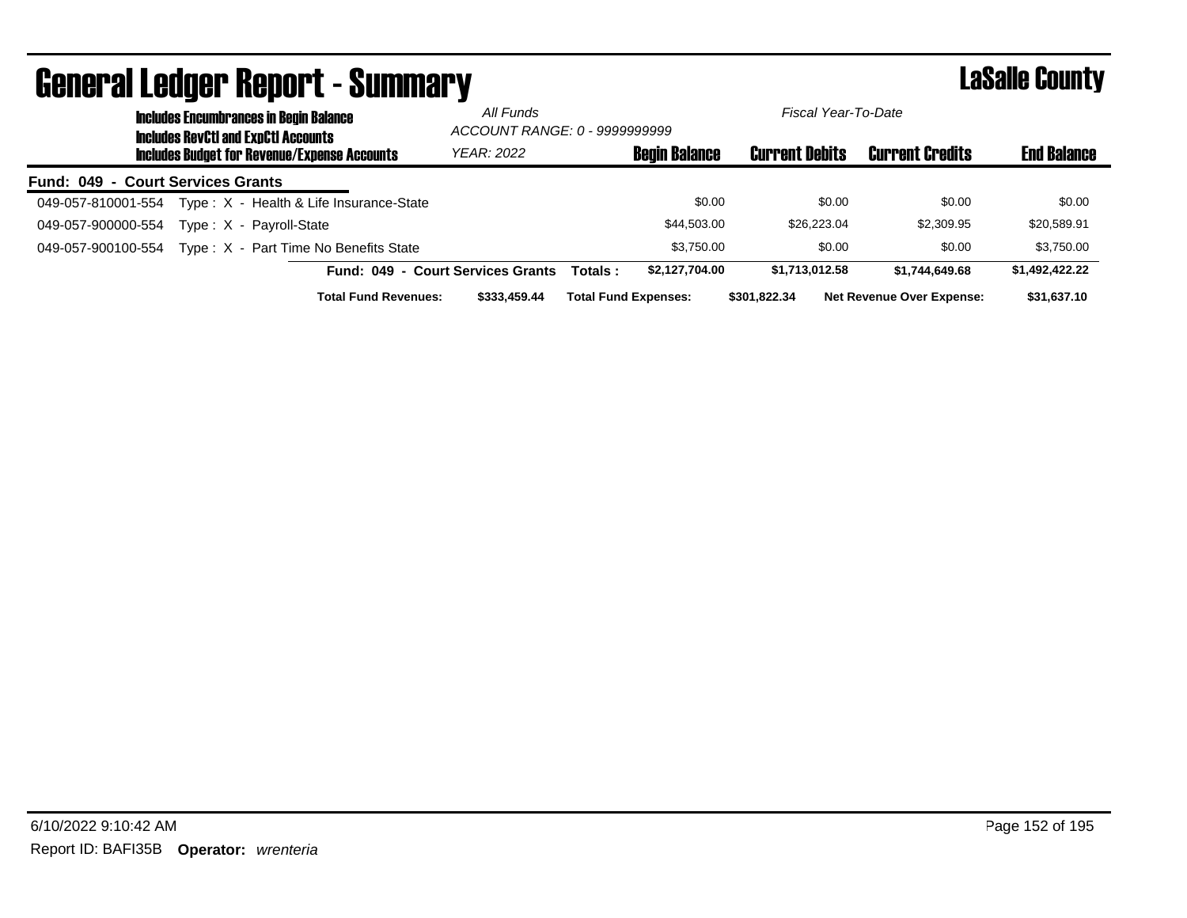# General Ledger Report - Summary

## LaSalle County

**Includes Encumbrances in Begin Balance**
**Includes RevCtl and ExpCtl Accounts**
**Includes Budget for Revenue/Expense Accounts**

*All Funds*
*ACCOUNT RANGE: 0 - 9999999999*
*YEAR: 2022*

*Fiscal Year-To-Date*

| Account | Description | Begin Balance | Current Debits | Current Credits | End Balance |
|---|---|---|---|---|---|
| **Fund: 049 - Court Services Grants** | | | | | |
| 049-057-810001-554 | Type : X - Health & Life Insurance-State | $0.00 | $0.00 | $0.00 | $0.00 |
| 049-057-900000-554 | Type : X - Payroll-State | $44,503.00 | $26,223.04 | $2,309.95 | $20,589.91 |
| 049-057-900100-554 | Type : X - Part Time No Benefits State | $3,750.00 | $0.00 | $0.00 | $3,750.00 |
| | **Fund: 049 - Court Services Grants Totals :** | **$2,127,704.00** | **$1,713,012.58** | **$1,744,649.68** | **$1,492,422.22** |

**Total Fund Revenues:** $333,459.44 **Total Fund Expenses:** $301,822.34 **Net Revenue Over Expense:** $31,637.10

6/10/2022 9:10:42 AM

Report ID: BAFI35B **Operator:** *wrenteria*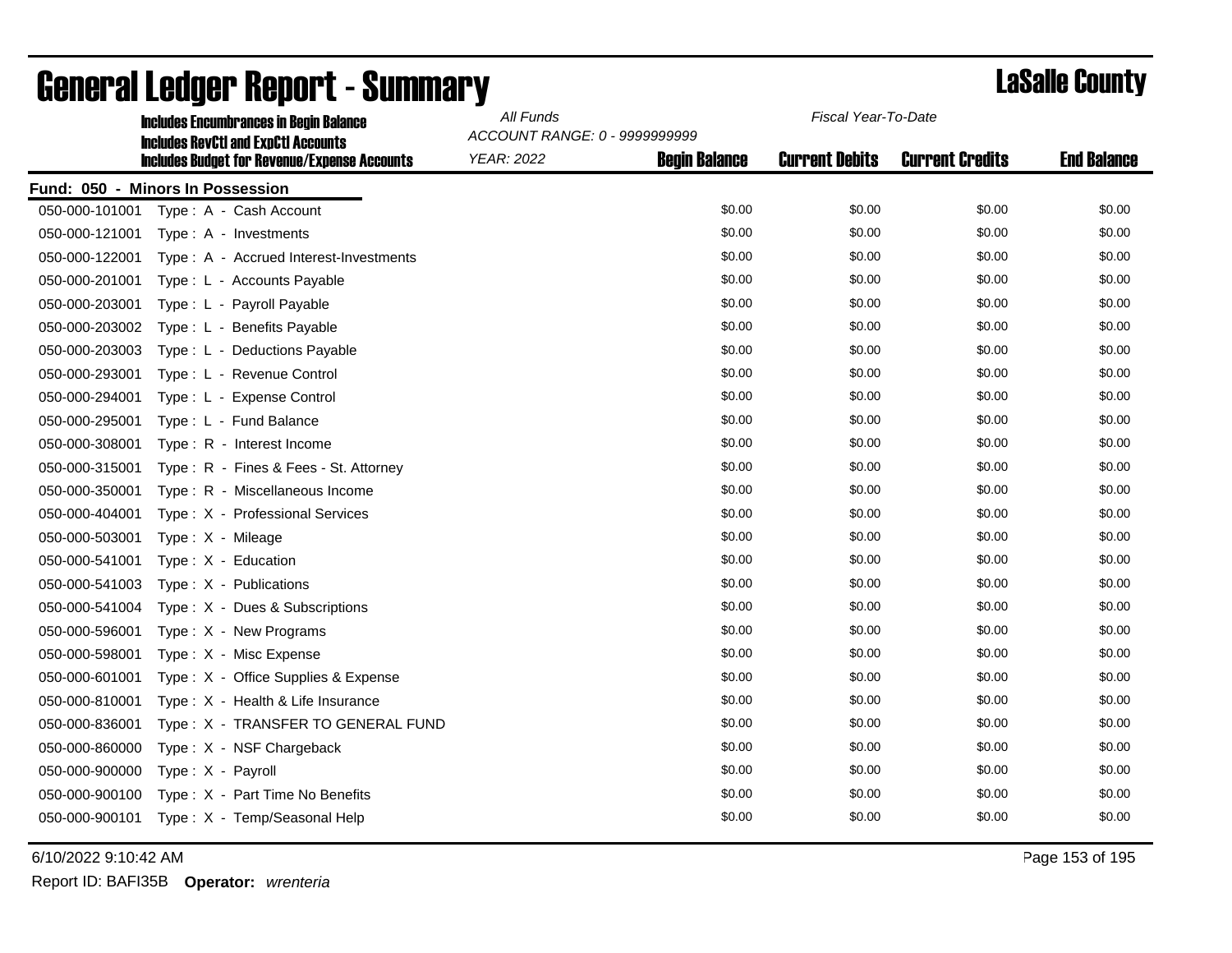# General Ledger Report - Summary

## LaSalle County

**Includes Encumbrances in Begin Balance**
**Includes RevCtl and ExpCtl Accounts**
**Includes Budget for Revenue/Expense Accounts**

*All Funds*
*ACCOUNT RANGE: 0 - 9999999999*
*YEAR: 2022*
*Fiscal Year-To-Date*

| | | Begin Balance | Current Debits | Current Credits | End Balance |
|---|---|---|---|---|---|
| **Fund: 050 - Minors In Possession** | | | | | |
| 050-000-101001 | Type : A - Cash Account | $0.00 | $0.00 | $0.00 | $0.00 |
| 050-000-121001 | Type : A - Investments | $0.00 | $0.00 | $0.00 | $0.00 |
| 050-000-122001 | Type : A - Accrued Interest-Investments | $0.00 | $0.00 | $0.00 | $0.00 |
| 050-000-201001 | Type : L - Accounts Payable | $0.00 | $0.00 | $0.00 | $0.00 |
| 050-000-203001 | Type : L - Payroll Payable | $0.00 | $0.00 | $0.00 | $0.00 |
| 050-000-203002 | Type : L - Benefits Payable | $0.00 | $0.00 | $0.00 | $0.00 |
| 050-000-203003 | Type : L - Deductions Payable | $0.00 | $0.00 | $0.00 | $0.00 |
| 050-000-293001 | Type : L - Revenue Control | $0.00 | $0.00 | $0.00 | $0.00 |
| 050-000-294001 | Type : L - Expense Control | $0.00 | $0.00 | $0.00 | $0.00 |
| 050-000-295001 | Type : L - Fund Balance | $0.00 | $0.00 | $0.00 | $0.00 |
| 050-000-308001 | Type : R - Interest Income | $0.00 | $0.00 | $0.00 | $0.00 |
| 050-000-315001 | Type : R - Fines & Fees - St. Attorney | $0.00 | $0.00 | $0.00 | $0.00 |
| 050-000-350001 | Type : R - Miscellaneous Income | $0.00 | $0.00 | $0.00 | $0.00 |
| 050-000-404001 | Type : X - Professional Services | $0.00 | $0.00 | $0.00 | $0.00 |
| 050-000-503001 | Type : X - Mileage | $0.00 | $0.00 | $0.00 | $0.00 |
| 050-000-541001 | Type : X - Education | $0.00 | $0.00 | $0.00 | $0.00 |
| 050-000-541003 | Type : X - Publications | $0.00 | $0.00 | $0.00 | $0.00 |
| 050-000-541004 | Type : X - Dues & Subscriptions | $0.00 | $0.00 | $0.00 | $0.00 |
| 050-000-596001 | Type : X - New Programs | $0.00 | $0.00 | $0.00 | $0.00 |
| 050-000-598001 | Type : X - Misc Expense | $0.00 | $0.00 | $0.00 | $0.00 |
| 050-000-601001 | Type : X - Office Supplies & Expense | $0.00 | $0.00 | $0.00 | $0.00 |
| 050-000-810001 | Type : X - Health & Life Insurance | $0.00 | $0.00 | $0.00 | $0.00 |
| 050-000-836001 | Type : X - TRANSFER TO GENERAL FUND | $0.00 | $0.00 | $0.00 | $0.00 |
| 050-000-860000 | Type : X - NSF Chargeback | $0.00 | $0.00 | $0.00 | $0.00 |
| 050-000-900000 | Type : X - Payroll | $0.00 | $0.00 | $0.00 | $0.00 |
| 050-000-900100 | Type : X - Part Time No Benefits | $0.00 | $0.00 | $0.00 | $0.00 |
| 050-000-900101 | Type : X - Temp/Seasonal Help | $0.00 | $0.00 | $0.00 | $0.00 |

6/10/2022 9:10:42 AM

Report ID: BAFI35B **Operator:** *wrenteria*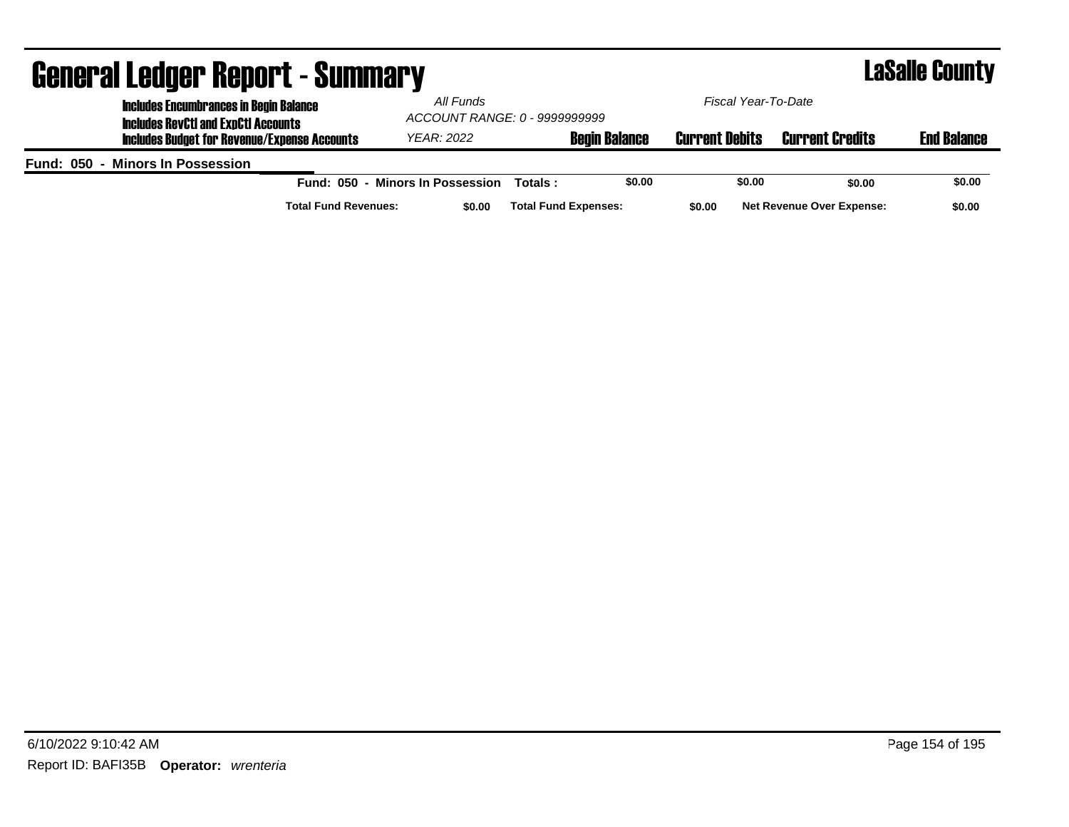# General Ledger Report - Summary

## LaSalle County

Includes Encumbrances in Begin Balance
Includes RevCtl and ExpCtl Accounts
Includes Budget for Revenue/Expense Accounts

*All Funds*
*ACCOUNT RANGE: 0 - 9999999999*
*YEAR: 2022*

*Fiscal Year-To-Date*

| | Begin Balance | Current Debits | Current Credits | End Balance |
|---|---|---|---|---|
| **Fund: 050 - Minors In Possession** | | | | |
| **Fund: 050 - Minors In Possession Totals :** | **$0.00** | **$0.00** | **$0.00** | **$0.00** |

**Total Fund Revenues:** **$0.00** **Total Fund Expenses:** **$0.00** **Net Revenue Over Expense:** **$0.00**

6/10/2022 9:10:42 AM
Report ID: BAFI35B **Operator:** *wrenteria*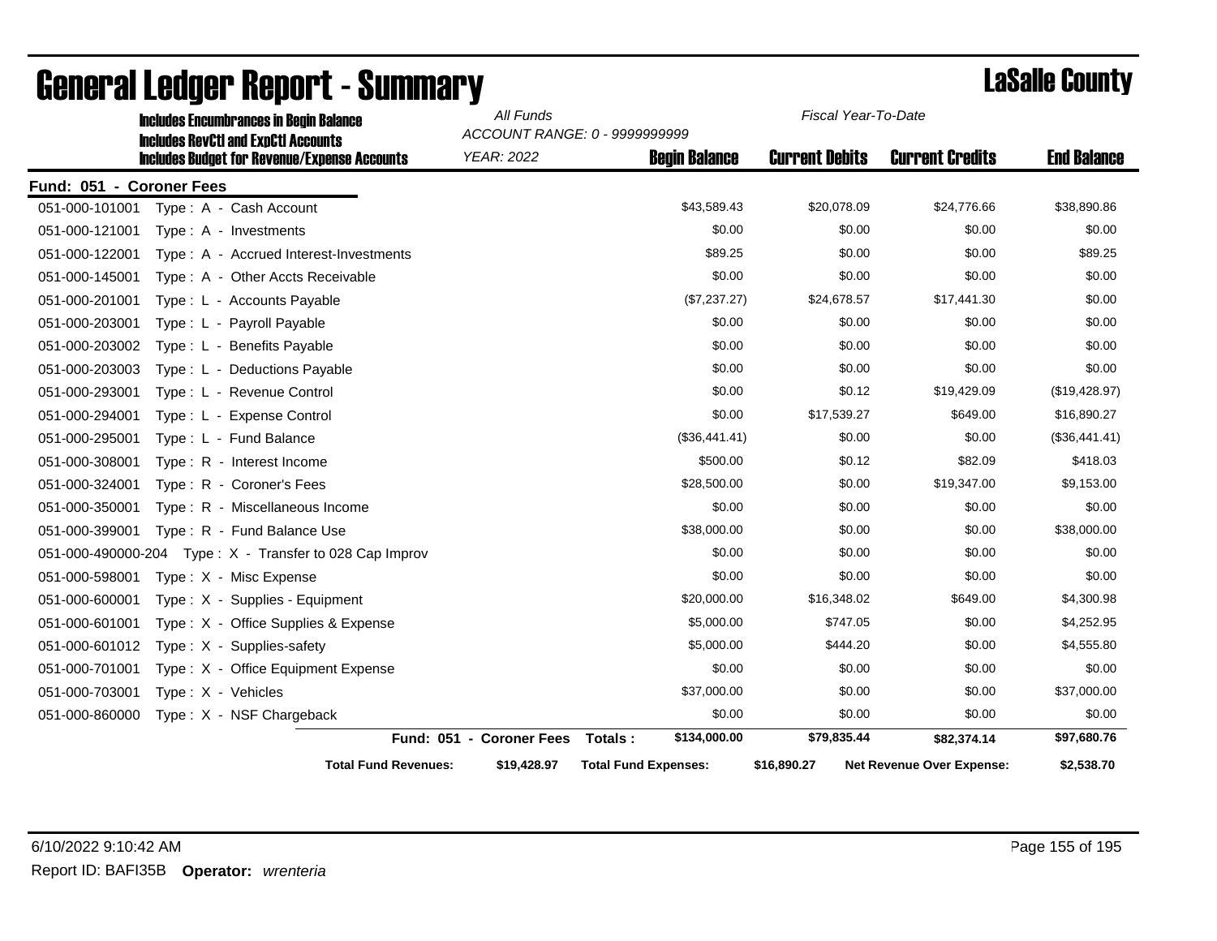# General Ledger Report - Summary

# LaSalle County

Includes Encumbrances in Begin Balance
Includes RevCtl and ExpCtl Accounts
Includes Budget for Revenue/Expense Accounts

*All Funds*
*ACCOUNT RANGE: 0 - 9999999999*
*YEAR: 2022*

*Fiscal Year-To-Date*

**Fund: 051 - Coroner Fees**

| Account | Description | Begin Balance | Current Debits | Current Credits | End Balance |
|---|---|---|---|---|---|
| 051-000-101001 | Type : A - Cash Account | $43,589.43 | $20,078.09 | $24,776.66 | $38,890.86 |
| 051-000-121001 | Type : A - Investments | $0.00 | $0.00 | $0.00 | $0.00 |
| 051-000-122001 | Type : A - Accrued Interest-Investments | $89.25 | $0.00 | $0.00 | $89.25 |
| 051-000-145001 | Type : A - Other Accts Receivable | $0.00 | $0.00 | $0.00 | $0.00 |
| 051-000-201001 | Type : L - Accounts Payable | ($7,237.27) | $24,678.57 | $17,441.30 | $0.00 |
| 051-000-203001 | Type : L - Payroll Payable | $0.00 | $0.00 | $0.00 | $0.00 |
| 051-000-203002 | Type : L - Benefits Payable | $0.00 | $0.00 | $0.00 | $0.00 |
| 051-000-203003 | Type : L - Deductions Payable | $0.00 | $0.00 | $0.00 | $0.00 |
| 051-000-293001 | Type : L - Revenue Control | $0.00 | $0.12 | $19,429.09 | ($19,428.97) |
| 051-000-294001 | Type : L - Expense Control | $0.00 | $17,539.27 | $649.00 | $16,890.27 |
| 051-000-295001 | Type : L - Fund Balance | ($36,441.41) | $0.00 | $0.00 | ($36,441.41) |
| 051-000-308001 | Type : R - Interest Income | $500.00 | $0.12 | $82.09 | $418.03 |
| 051-000-324001 | Type : R - Coroner's Fees | $28,500.00 | $0.00 | $19,347.00 | $9,153.00 |
| 051-000-350001 | Type : R - Miscellaneous Income | $0.00 | $0.00 | $0.00 | $0.00 |
| 051-000-399001 | Type : R - Fund Balance Use | $38,000.00 | $0.00 | $0.00 | $38,000.00 |
| 051-000-490000-204 | Type : X - Transfer to 028 Cap Improv | $0.00 | $0.00 | $0.00 | $0.00 |
| 051-000-598001 | Type : X - Misc Expense | $0.00 | $0.00 | $0.00 | $0.00 |
| 051-000-600001 | Type : X - Supplies - Equipment | $20,000.00 | $16,348.02 | $649.00 | $4,300.98 |
| 051-000-601001 | Type : X - Office Supplies & Expense | $5,000.00 | $747.05 | $0.00 | $4,252.95 |
| 051-000-601012 | Type : X - Supplies-safety | $5,000.00 | $444.20 | $0.00 | $4,555.80 |
| 051-000-701001 | Type : X - Office Equipment Expense | $0.00 | $0.00 | $0.00 | $0.00 |
| 051-000-703001 | Type : X - Vehicles | $37,000.00 | $0.00 | $0.00 | $37,000.00 |
| 051-000-860000 | Type : X - NSF Chargeback | $0.00 | $0.00 | $0.00 | $0.00 |
| | **Fund: 051 - Coroner Fees Totals :** | **$134,000.00** | **$79,835.44** | **$82,374.14** | **$97,680.76** |

**Total Fund Revenues:** $19,428.97 **Total Fund Expenses:** $16,890.27 **Net Revenue Over Expense:** $2,538.70

6/10/2022 9:10:42 AM
Report ID: BAFI35B **Operator:** *wrenteria*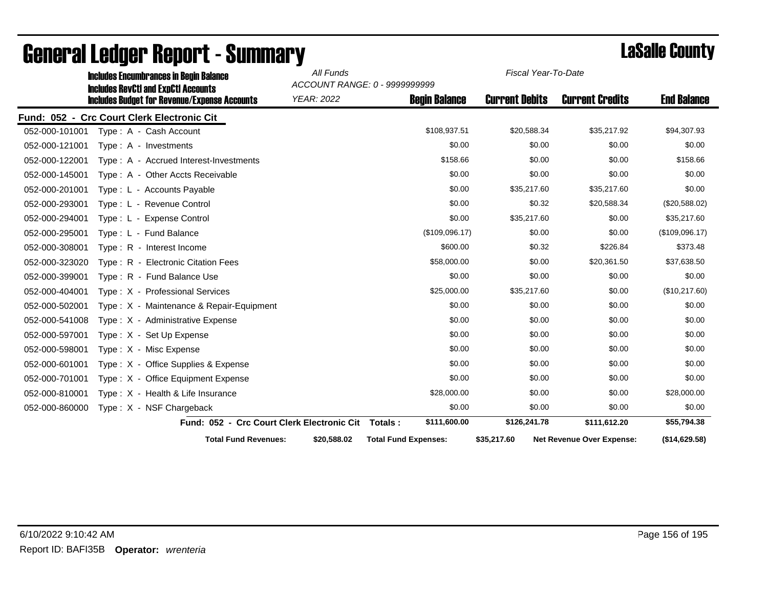# General Ledger Report - Summary

# LaSalle County

**Includes Encumbrances in Begin Balance**
**Includes RevCtl and ExpCtl Accounts**
**Includes Budget for Revenue/Expense Accounts**

*All Funds*
*ACCOUNT RANGE: 0 - 9999999999*
*YEAR: 2022*

*Fiscal Year-To-Date*

| | | Begin Balance | Current Debits | Current Credits | End Balance |
|---|---|---|---|---|---|
| **Fund: 052 - Crc Court Clerk Electronic Cit** | | | | | |
| 052-000-101001 | Type : A - Cash Account | $108,937.51 | $20,588.34 | $35,217.92 | $94,307.93 |
| 052-000-121001 | Type : A - Investments | $0.00 | $0.00 | $0.00 | $0.00 |
| 052-000-122001 | Type : A - Accrued Interest-Investments | $158.66 | $0.00 | $0.00 | $158.66 |
| 052-000-145001 | Type : A - Other Accts Receivable | $0.00 | $0.00 | $0.00 | $0.00 |
| 052-000-201001 | Type : L - Accounts Payable | $0.00 | $35,217.60 | $35,217.60 | $0.00 |
| 052-000-293001 | Type : L - Revenue Control | $0.00 | $0.32 | $20,588.34 | ($20,588.02) |
| 052-000-294001 | Type : L - Expense Control | $0.00 | $35,217.60 | $0.00 | $35,217.60 |
| 052-000-295001 | Type : L - Fund Balance | ($109,096.17) | $0.00 | $0.00 | ($109,096.17) |
| 052-000-308001 | Type : R - Interest Income | $600.00 | $0.32 | $226.84 | $373.48 |
| 052-000-323020 | Type : R - Electronic Citation Fees | $58,000.00 | $0.00 | $20,361.50 | $37,638.50 |
| 052-000-399001 | Type : R - Fund Balance Use | $0.00 | $0.00 | $0.00 | $0.00 |
| 052-000-404001 | Type : X - Professional Services | $25,000.00 | $35,217.60 | $0.00 | ($10,217.60) |
| 052-000-502001 | Type : X - Maintenance & Repair-Equipment | $0.00 | $0.00 | $0.00 | $0.00 |
| 052-000-541008 | Type : X - Administrative Expense | $0.00 | $0.00 | $0.00 | $0.00 |
| 052-000-597001 | Type : X - Set Up Expense | $0.00 | $0.00 | $0.00 | $0.00 |
| 052-000-598001 | Type : X - Misc Expense | $0.00 | $0.00 | $0.00 | $0.00 |
| 052-000-601001 | Type : X - Office Supplies & Expense | $0.00 | $0.00 | $0.00 | $0.00 |
| 052-000-701001 | Type : X - Office Equipment Expense | $0.00 | $0.00 | $0.00 | $0.00 |
| 052-000-810001 | Type : X - Health & Life Insurance | $28,000.00 | $0.00 | $0.00 | $28,000.00 |
| 052-000-860000 | Type : X - NSF Chargeback | $0.00 | $0.00 | $0.00 | $0.00 |
| | **Fund: 052 - Crc Court Clerk Electronic Cit Totals :** | **$111,600.00** | **$126,241.78** | **$111,612.20** | **$55,794.38** |

**Total Fund Revenues:** $20,588.02 **Total Fund Expenses:** $35,217.60 **Net Revenue Over Expense:** ($14,629.58)

6/10/2022 9:10:42 AM

Report ID: BAFI35B **Operator:** *wrenteria*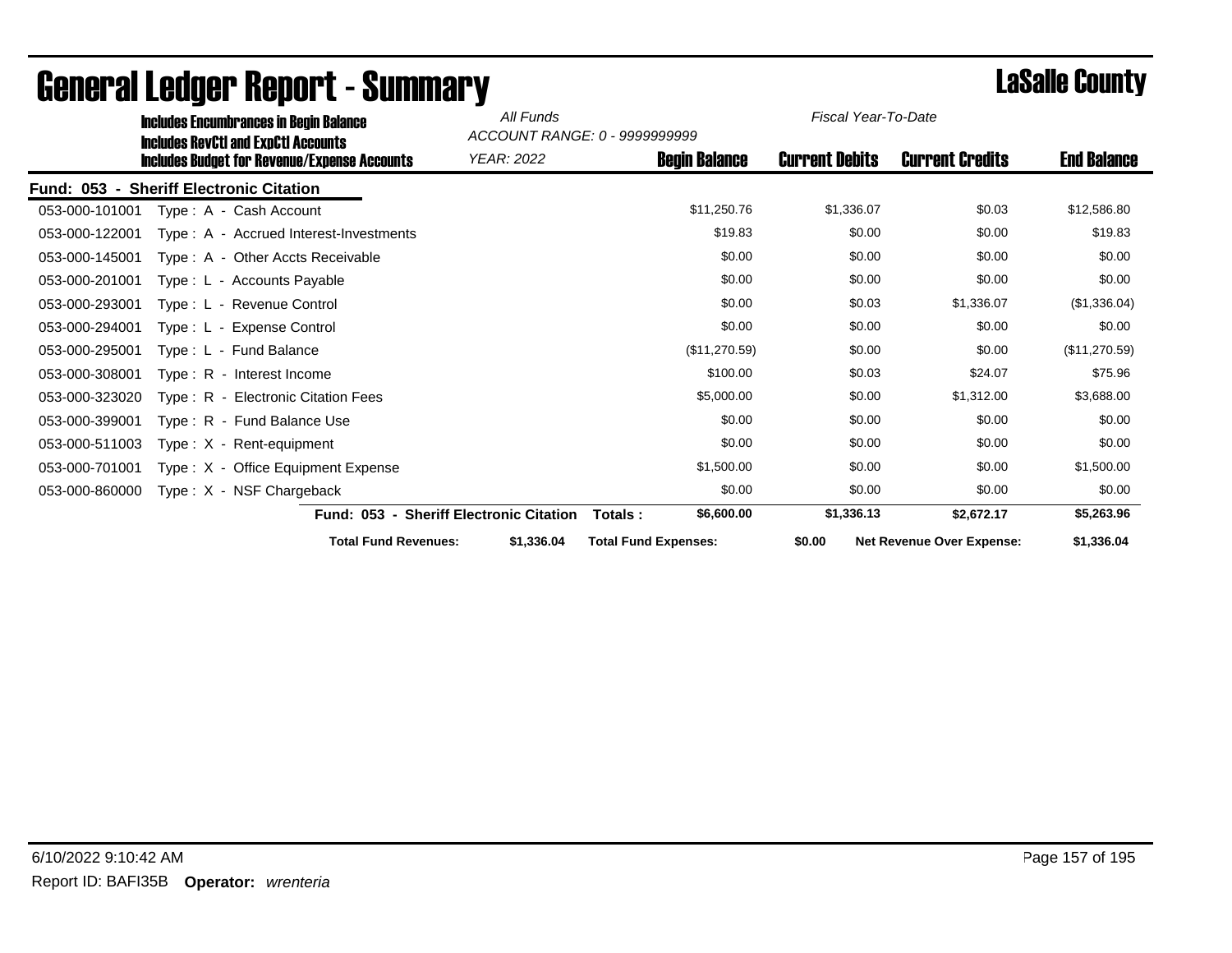# General Ledger Report - Summary

## LaSalle County

**Includes Encumbrances in Begin Balance**
**Includes RevCtl and ExpCtl Accounts**
**Includes Budget for Revenue/Expense Accounts**

*All Funds*
*ACCOUNT RANGE: 0 - 9999999999*
*YEAR: 2022*

*Fiscal Year-To-Date*

**Fund: 053 - Sheriff Electronic Citation**

| Account | Description | Begin Balance | Current Debits | Current Credits | End Balance |
|---|---|---|---|---|---|
| 053-000-101001 | Type : A - Cash Account | $11,250.76 | $1,336.07 | $0.03 | $12,586.80 |
| 053-000-122001 | Type : A - Accrued Interest-Investments | $19.83 | $0.00 | $0.00 | $19.83 |
| 053-000-145001 | Type : A - Other Accts Receivable | $0.00 | $0.00 | $0.00 | $0.00 |
| 053-000-201001 | Type : L - Accounts Payable | $0.00 | $0.00 | $0.00 | $0.00 |
| 053-000-293001 | Type : L - Revenue Control | $0.00 | $0.03 | $1,336.07 | ($1,336.04) |
| 053-000-294001 | Type : L - Expense Control | $0.00 | $0.00 | $0.00 | $0.00 |
| 053-000-295001 | Type : L - Fund Balance | ($11,270.59) | $0.00 | $0.00 | ($11,270.59) |
| 053-000-308001 | Type : R - Interest Income | $100.00 | $0.03 | $24.07 | $75.96 |
| 053-000-323020 | Type : R - Electronic Citation Fees | $5,000.00 | $0.00 | $1,312.00 | $3,688.00 |
| 053-000-399001 | Type : R - Fund Balance Use | $0.00 | $0.00 | $0.00 | $0.00 |
| 053-000-511003 | Type : X - Rent-equipment | $0.00 | $0.00 | $0.00 | $0.00 |
| 053-000-701001 | Type : X - Office Equipment Expense | $1,500.00 | $0.00 | $0.00 | $1,500.00 |
| 053-000-860000 | Type : X - NSF Chargeback | $0.00 | $0.00 | $0.00 | $0.00 |
| | **Fund: 053 - Sheriff Electronic Citation Totals :** | **$6,600.00** | **$1,336.13** | **$2,672.17** | **$5,263.96** |

**Total Fund Revenues:** $1,336.04 **Total Fund Expenses:** $0.00 **Net Revenue Over Expense:** $1,336.04

6/10/2022 9:10:42 AM

Report ID: BAFI35B **Operator:** *wrenteria*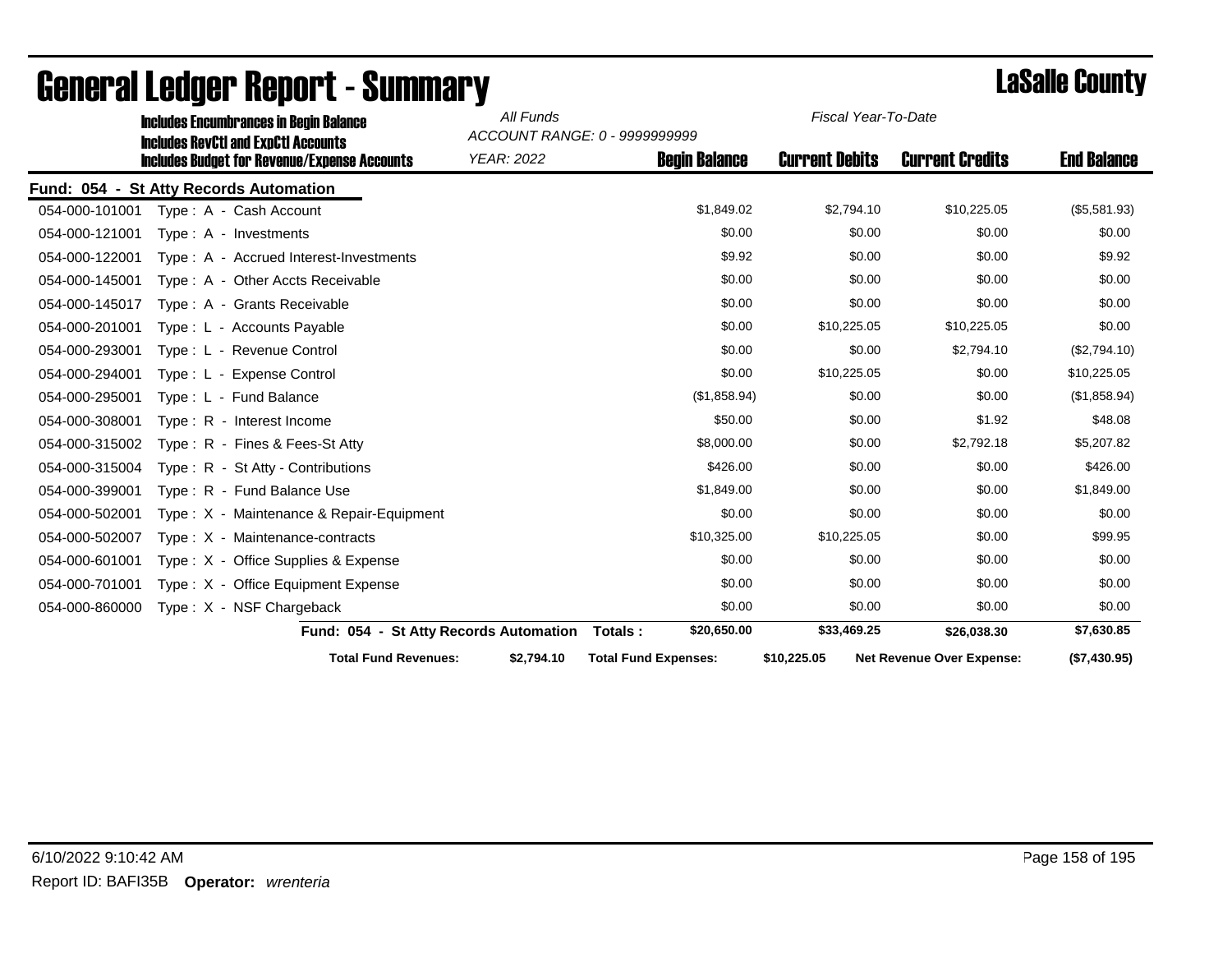# General Ledger Report - Summary

## LaSalle County

**Includes Encumbrances in Begin Balance**
**Includes RevCtl and ExpCtl Accounts**
**Includes Budget for Revenue/Expense Accounts**

*All Funds*
*ACCOUNT RANGE: 0 - 9999999999*
*YEAR: 2022*

*Fiscal Year-To-Date*

**Fund: 054 - St Atty Records Automation**

| Account | Description | Begin Balance | Current Debits | Current Credits | End Balance |
|---|---|---|---|---|---|
| 054-000-101001 | Type : A - Cash Account | $1,849.02 | $2,794.10 | $10,225.05 | ($5,581.93) |
| 054-000-121001 | Type : A - Investments | $0.00 | $0.00 | $0.00 | $0.00 |
| 054-000-122001 | Type : A - Accrued Interest-Investments | $9.92 | $0.00 | $0.00 | $9.92 |
| 054-000-145001 | Type : A - Other Accts Receivable | $0.00 | $0.00 | $0.00 | $0.00 |
| 054-000-145017 | Type : A - Grants Receivable | $0.00 | $0.00 | $0.00 | $0.00 |
| 054-000-201001 | Type : L - Accounts Payable | $0.00 | $10,225.05 | $10,225.05 | $0.00 |
| 054-000-293001 | Type : L - Revenue Control | $0.00 | $0.00 | $2,794.10 | ($2,794.10) |
| 054-000-294001 | Type : L - Expense Control | $0.00 | $10,225.05 | $0.00 | $10,225.05 |
| 054-000-295001 | Type : L - Fund Balance | ($1,858.94) | $0.00 | $0.00 | ($1,858.94) |
| 054-000-308001 | Type : R - Interest Income | $50.00 | $0.00 | $1.92 | $48.08 |
| 054-000-315002 | Type : R - Fines & Fees-St Atty | $8,000.00 | $0.00 | $2,792.18 | $5,207.82 |
| 054-000-315004 | Type : R - St Atty - Contributions | $426.00 | $0.00 | $0.00 | $426.00 |
| 054-000-399001 | Type : R - Fund Balance Use | $1,849.00 | $0.00 | $0.00 | $1,849.00 |
| 054-000-502001 | Type : X - Maintenance & Repair-Equipment | $0.00 | $0.00 | $0.00 | $0.00 |
| 054-000-502007 | Type : X - Maintenance-contracts | $10,325.00 | $10,225.05 | $0.00 | $99.95 |
| 054-000-601001 | Type : X - Office Supplies & Expense | $0.00 | $0.00 | $0.00 | $0.00 |
| 054-000-701001 | Type : X - Office Equipment Expense | $0.00 | $0.00 | $0.00 | $0.00 |
| 054-000-860000 | Type : X - NSF Chargeback | $0.00 | $0.00 | $0.00 | $0.00 |
| | **Fund: 054 - St Atty Records Automation Totals :** | **$20,650.00** | **$33,469.25** | **$26,038.30** | **$7,630.85** |

**Total Fund Revenues:** $2,794.10 **Total Fund Expenses:** $10,225.05 **Net Revenue Over Expense:** ($7,430.95)

6/10/2022 9:10:42 AM

Report ID: BAFI35B **Operator:** *wrenteria*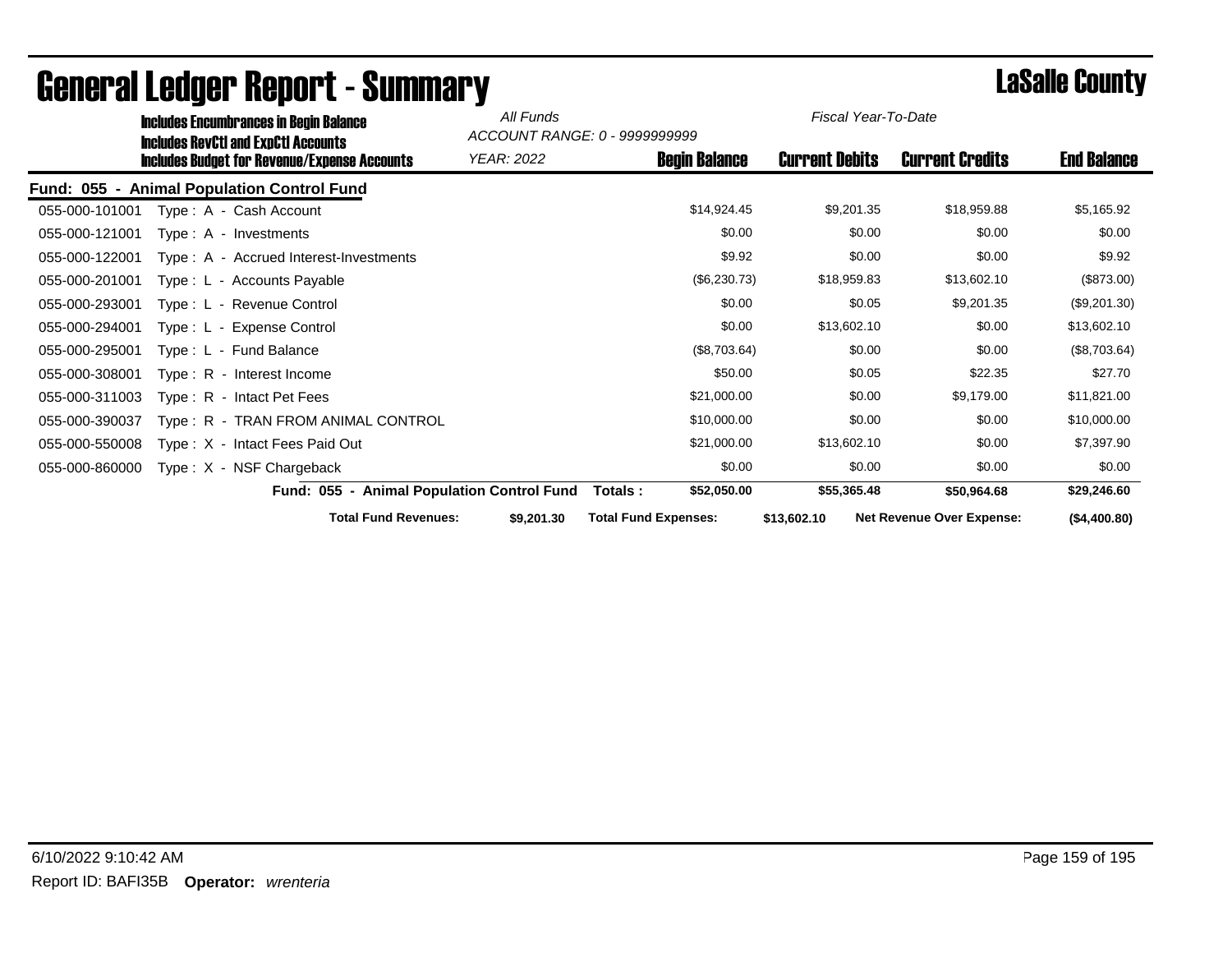# General Ledger Report - Summary

## LaSalle County

**Includes Encumbrances in Begin Balance**
**Includes RevCtl and ExpCtl Accounts**
**Includes Budget for Revenue/Expense Accounts**

*All Funds*
*ACCOUNT RANGE: 0 - 9999999999*
*YEAR: 2022*

*Fiscal Year-To-Date*

| | | Begin Balance | Current Debits | Current Credits | End Balance |
|---|---|---|---|---|---|
| **Fund: 055 - Animal Population Control Fund** | | | | | |
| 055-000-101001 | Type : A - Cash Account | $14,924.45 | $9,201.35 | $18,959.88 | $5,165.92 |
| 055-000-121001 | Type : A - Investments | $0.00 | $0.00 | $0.00 | $0.00 |
| 055-000-122001 | Type : A - Accrued Interest-Investments | $9.92 | $0.00 | $0.00 | $9.92 |
| 055-000-201001 | Type : L - Accounts Payable | ($6,230.73) | $18,959.83 | $13,602.10 | ($873.00) |
| 055-000-293001 | Type : L - Revenue Control | $0.00 | $0.05 | $9,201.35 | ($9,201.30) |
| 055-000-294001 | Type : L - Expense Control | $0.00 | $13,602.10 | $0.00 | $13,602.10 |
| 055-000-295001 | Type : L - Fund Balance | ($8,703.64) | $0.00 | $0.00 | ($8,703.64) |
| 055-000-308001 | Type : R - Interest Income | $50.00 | $0.05 | $22.35 | $27.70 |
| 055-000-311003 | Type : R - Intact Pet Fees | $21,000.00 | $0.00 | $9,179.00 | $11,821.00 |
| 055-000-390037 | Type : R - TRAN FROM ANIMAL CONTROL | $10,000.00 | $0.00 | $0.00 | $10,000.00 |
| 055-000-550008 | Type : X - Intact Fees Paid Out | $21,000.00 | $13,602.10 | $0.00 | $7,397.90 |
| 055-000-860000 | Type : X - NSF Chargeback | $0.00 | $0.00 | $0.00 | $0.00 |
| | **Fund: 055 - Animal Population Control Fund Totals :** | **$52,050.00** | **$55,365.48** | **$50,964.68** | **$29,246.60** |

**Total Fund Revenues:** $9,201.30 **Total Fund Expenses:** $13,602.10 **Net Revenue Over Expense:** ($4,400.80)

6/10/2022 9:10:42 AM

Report ID: BAFI35B **Operator:** *wrenteria*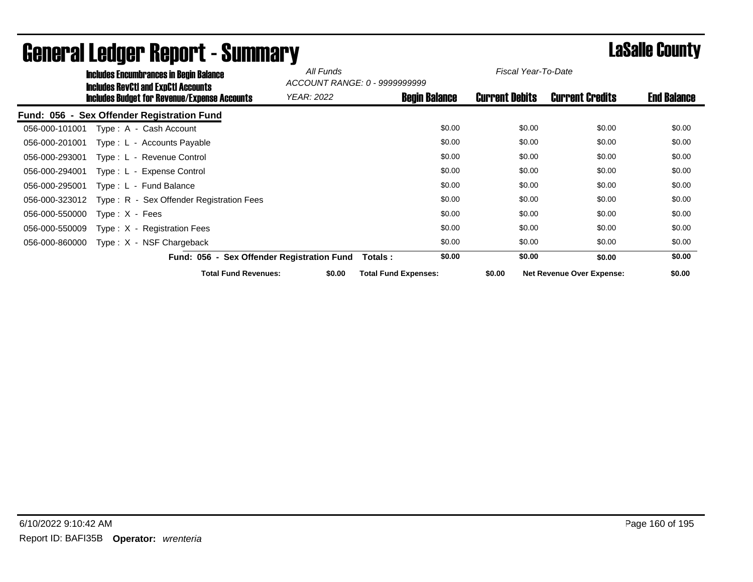# General Ledger Report - Summary

## LaSalle County

**Includes Encumbrances in Begin Balance**
**Includes RevCtl and ExpCtl Accounts**
**Includes Budget for Revenue/Expense Accounts**

*All Funds*
*ACCOUNT RANGE: 0 - 9999999999*
*YEAR: 2022*

*Fiscal Year-To-Date*

**Fund: 056 - Sex Offender Registration Fund**

| Account | Description | Begin Balance | Current Debits | Current Credits | End Balance |
|---|---|---|---|---|---|
| 056-000-101001 | Type : A - Cash Account | $0.00 | $0.00 | $0.00 | $0.00 |
| 056-000-201001 | Type : L - Accounts Payable | $0.00 | $0.00 | $0.00 | $0.00 |
| 056-000-293001 | Type : L - Revenue Control | $0.00 | $0.00 | $0.00 | $0.00 |
| 056-000-294001 | Type : L - Expense Control | $0.00 | $0.00 | $0.00 | $0.00 |
| 056-000-295001 | Type : L - Fund Balance | $0.00 | $0.00 | $0.00 | $0.00 |
| 056-000-323012 | Type : R - Sex Offender Registration Fees | $0.00 | $0.00 | $0.00 | $0.00 |
| 056-000-550000 | Type : X - Fees | $0.00 | $0.00 | $0.00 | $0.00 |
| 056-000-550009 | Type : X - Registration Fees | $0.00 | $0.00 | $0.00 | $0.00 |
| 056-000-860000 | Type : X - NSF Chargeback | $0.00 | $0.00 | $0.00 | $0.00 |
| | **Fund: 056 - Sex Offender Registration Fund Totals :** | **$0.00** | **$0.00** | **$0.00** | **$0.00** |

**Total Fund Revenues:** $0.00 **Total Fund Expenses:** $0.00 **Net Revenue Over Expense:** $0.00

6/10/2022 9:10:42 AM
Report ID: BAFI35B **Operator:** *wrenteria*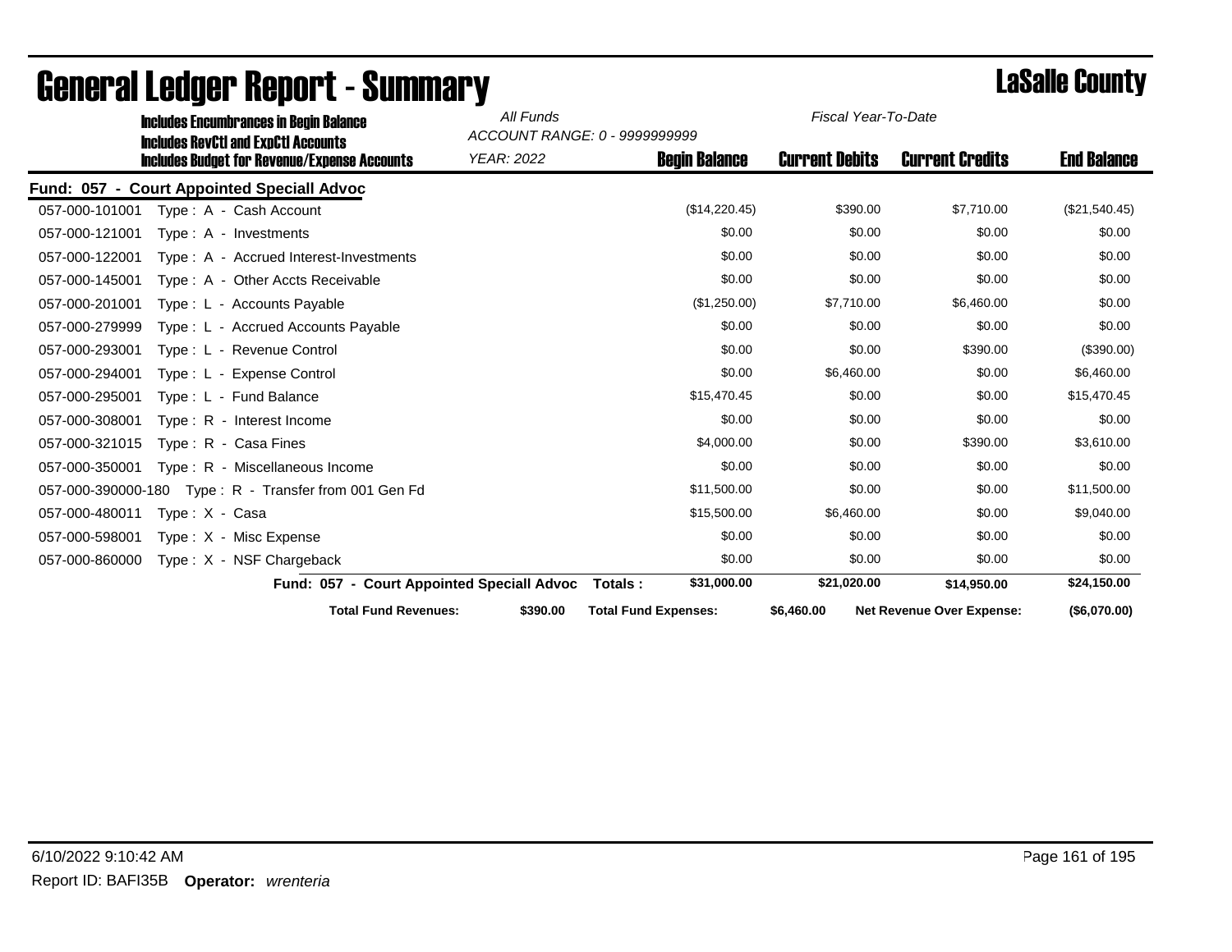# General Ledger Report - Summary

# LaSalle County

**Includes Encumbrances in Begin Balance**
**Includes RevCtl and ExpCtl Accounts**
**Includes Budget for Revenue/Expense Accounts**

*All Funds*
*ACCOUNT RANGE: 0 - 9999999999*
*YEAR: 2022*

*Fiscal Year-To-Date*

| | Begin Balance | Current Debits | Current Credits | End Balance |
|---|---|---|---|---|
| **Fund: 057 - Court Appointed Speciall Advoc** | | | | |
| 057-000-101001 Type : A - Cash Account | ($14,220.45) | $390.00 | $7,710.00 | ($21,540.45) |
| 057-000-121001 Type : A - Investments | $0.00 | $0.00 | $0.00 | $0.00 |
| 057-000-122001 Type : A - Accrued Interest-Investments | $0.00 | $0.00 | $0.00 | $0.00 |
| 057-000-145001 Type : A - Other Accts Receivable | $0.00 | $0.00 | $0.00 | $0.00 |
| 057-000-201001 Type : L - Accounts Payable | ($1,250.00) | $7,710.00 | $6,460.00 | $0.00 |
| 057-000-279999 Type : L - Accrued Accounts Payable | $0.00 | $0.00 | $0.00 | $0.00 |
| 057-000-293001 Type : L - Revenue Control | $0.00 | $0.00 | $390.00 | ($390.00) |
| 057-000-294001 Type : L - Expense Control | $0.00 | $6,460.00 | $0.00 | $6,460.00 |
| 057-000-295001 Type : L - Fund Balance | $15,470.45 | $0.00 | $0.00 | $15,470.45 |
| 057-000-308001 Type : R - Interest Income | $0.00 | $0.00 | $0.00 | $0.00 |
| 057-000-321015 Type : R - Casa Fines | $4,000.00 | $0.00 | $390.00 | $3,610.00 |
| 057-000-350001 Type : R - Miscellaneous Income | $0.00 | $0.00 | $0.00 | $0.00 |
| 057-000-390000-180 Type : R - Transfer from 001 Gen Fd | $11,500.00 | $0.00 | $0.00 | $11,500.00 |
| 057-000-480011 Type : X - Casa | $15,500.00 | $6,460.00 | $0.00 | $9,040.00 |
| 057-000-598001 Type : X - Misc Expense | $0.00 | $0.00 | $0.00 | $0.00 |
| 057-000-860000 Type : X - NSF Chargeback | $0.00 | $0.00 | $0.00 | $0.00 |
| **Fund: 057 - Court Appointed Speciall Advoc Totals :** | **$31,000.00** | **$21,020.00** | **$14,950.00** | **$24,150.00** |

**Total Fund Revenues:** **$390.00** **Total Fund Expenses:** **$6,460.00** **Net Revenue Over Expense:** **($6,070.00)**

6/10/2022 9:10:42 AM
Report ID: BAFI35B **Operator:** *wrenteria*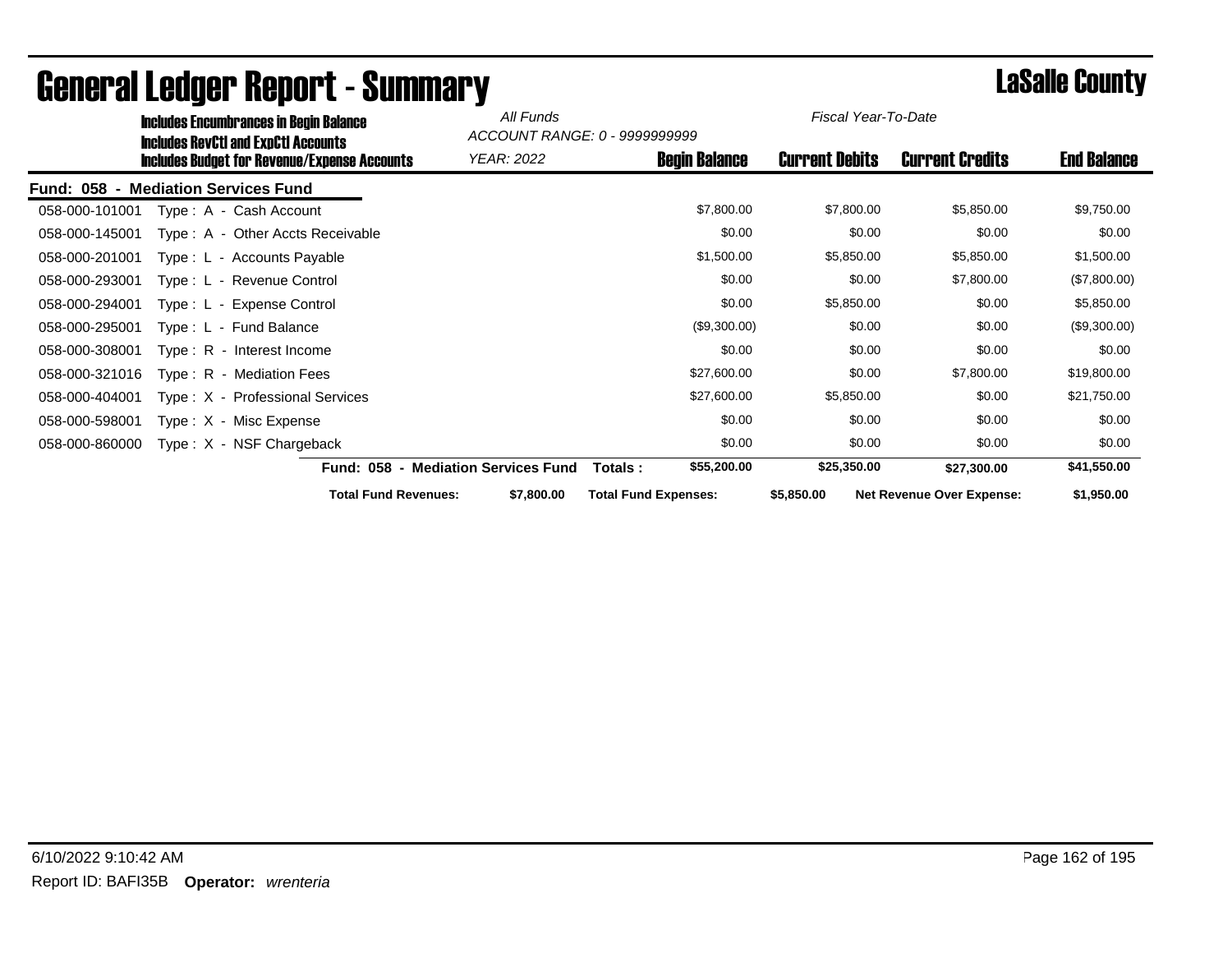# General Ledger Report - Summary

## LaSalle County

**Includes Encumbrances in Begin Balance**
**Includes RevCtl and ExpCtl Accounts**
**Includes Budget for Revenue/Expense Accounts**

*All Funds*
*ACCOUNT RANGE: 0 - 9999999999*
*YEAR: 2022*

*Fiscal Year-To-Date*

**Fund: 058 - Mediation Services Fund**

| Account | Description | Begin Balance | Current Debits | Current Credits | End Balance |
|---|---|---|---|---|---|
| 058-000-101001 | Type : A - Cash Account | $7,800.00 | $7,800.00 | $5,850.00 | $9,750.00 |
| 058-000-145001 | Type : A - Other Accts Receivable | $0.00 | $0.00 | $0.00 | $0.00 |
| 058-000-201001 | Type : L - Accounts Payable | $1,500.00 | $5,850.00 | $5,850.00 | $1,500.00 |
| 058-000-293001 | Type : L - Revenue Control | $0.00 | $0.00 | $7,800.00 | ($7,800.00) |
| 058-000-294001 | Type : L - Expense Control | $0.00 | $5,850.00 | $0.00 | $5,850.00 |
| 058-000-295001 | Type : L - Fund Balance | ($9,300.00) | $0.00 | $0.00 | ($9,300.00) |
| 058-000-308001 | Type : R - Interest Income | $0.00 | $0.00 | $0.00 | $0.00 |
| 058-000-321016 | Type : R - Mediation Fees | $27,600.00 | $0.00 | $7,800.00 | $19,800.00 |
| 058-000-404001 | Type : X - Professional Services | $27,600.00 | $5,850.00 | $0.00 | $21,750.00 |
| 058-000-598001 | Type : X - Misc Expense | $0.00 | $0.00 | $0.00 | $0.00 |
| 058-000-860000 | Type : X - NSF Chargeback | $0.00 | $0.00 | $0.00 | $0.00 |
| | **Fund: 058 - Mediation Services Fund Totals :** | **$55,200.00** | **$25,350.00** | **$27,300.00** | **$41,550.00** |

**Total Fund Revenues:** $7,800.00 **Total Fund Expenses:** $5,850.00 **Net Revenue Over Expense:** $1,950.00

6/10/2022 9:10:42 AM

Report ID: BAFI35B **Operator:** *wrenteria*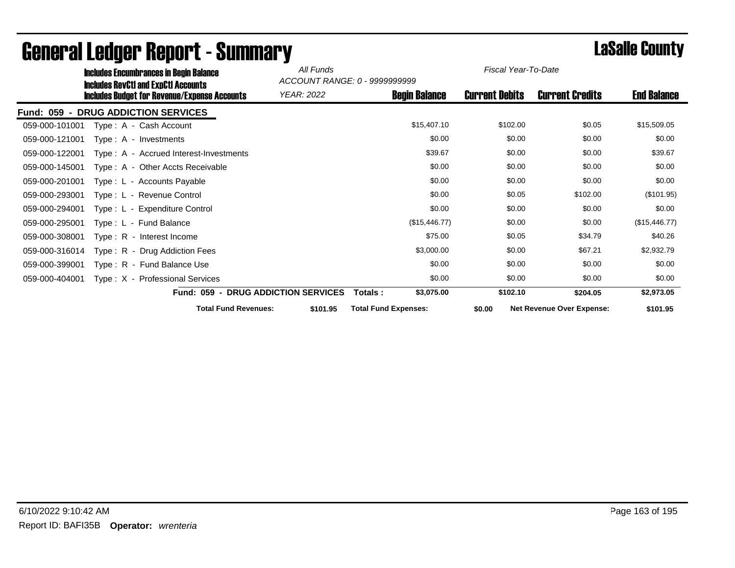# General Ledger Report - Summary

## LaSalle County

**Includes Encumbrances in Begin Balance**
**Includes RevCtl and ExpCtl Accounts**
**Includes Budget for Revenue/Expense Accounts**

*All Funds*
*ACCOUNT RANGE: 0 - 9999999999*
*YEAR: 2022*

*Fiscal Year-To-Date*

**Fund: 059 - DRUG ADDICTION SERVICES**

| Account | Description | Begin Balance | Current Debits | Current Credits | End Balance |
|---|---|---|---|---|---|
| 059-000-101001 | Type : A - Cash Account | $15,407.10 | $102.00 | $0.05 | $15,509.05 |
| 059-000-121001 | Type : A - Investments | $0.00 | $0.00 | $0.00 | $0.00 |
| 059-000-122001 | Type : A - Accrued Interest-Investments | $39.67 | $0.00 | $0.00 | $39.67 |
| 059-000-145001 | Type : A - Other Accts Receivable | $0.00 | $0.00 | $0.00 | $0.00 |
| 059-000-201001 | Type : L - Accounts Payable | $0.00 | $0.00 | $0.00 | $0.00 |
| 059-000-293001 | Type : L - Revenue Control | $0.00 | $0.05 | $102.00 | ($101.95) |
| 059-000-294001 | Type : L - Expenditure Control | $0.00 | $0.00 | $0.00 | $0.00 |
| 059-000-295001 | Type : L - Fund Balance | ($15,446.77) | $0.00 | $0.00 | ($15,446.77) |
| 059-000-308001 | Type : R - Interest Income | $75.00 | $0.05 | $34.79 | $40.26 |
| 059-000-316014 | Type : R - Drug Addiction Fees | $3,000.00 | $0.00 | $67.21 | $2,932.79 |
| 059-000-399001 | Type : R - Fund Balance Use | $0.00 | $0.00 | $0.00 | $0.00 |
| 059-000-404001 | Type : X - Professional Services | $0.00 | $0.00 | $0.00 | $0.00 |
| | **Fund: 059 - DRUG ADDICTION SERVICES Totals :** | **$3,075.00** | **$102.10** | **$204.05** | **$2,973.05** |

**Total Fund Revenues:** **$101.95** **Total Fund Expenses:** **$0.00** **Net Revenue Over Expense:** **$101.95**

6/10/2022 9:10:42 AM

Report ID: BAFI35B **Operator:** *wrenteria*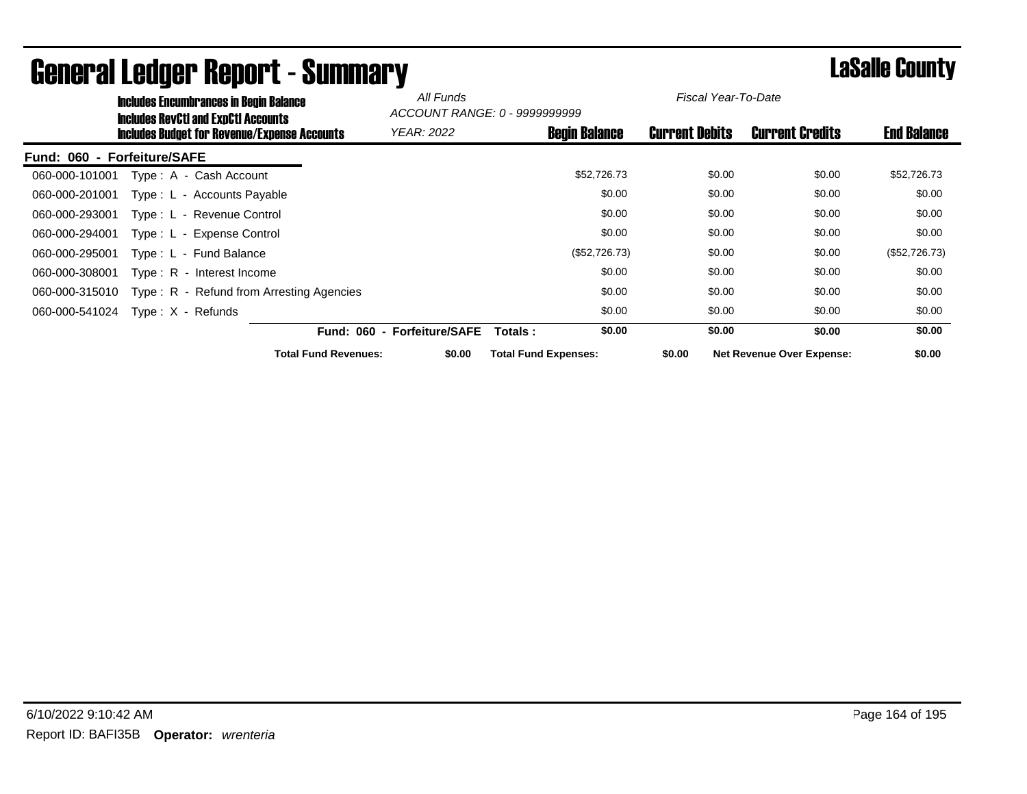# General Ledger Report - Summary

## LaSalle County

**Includes Encumbrances in Begin Balance**
**Includes RevCtl and ExpCtl Accounts**
**Includes Budget for Revenue/Expense Accounts**

*All Funds*
*ACCOUNT RANGE: 0 - 9999999999*
*YEAR: 2022*

*Fiscal Year-To-Date*

**Fund: 060 - Forfeiture/SAFE**

| Account | Description | Begin Balance | Current Debits | Current Credits | End Balance |
|---|---|---|---|---|---|
| 060-000-101001 | Type : A - Cash Account | $52,726.73 | $0.00 | $0.00 | $52,726.73 |
| 060-000-201001 | Type : L - Accounts Payable | $0.00 | $0.00 | $0.00 | $0.00 |
| 060-000-293001 | Type : L - Revenue Control | $0.00 | $0.00 | $0.00 | $0.00 |
| 060-000-294001 | Type : L - Expense Control | $0.00 | $0.00 | $0.00 | $0.00 |
| 060-000-295001 | Type : L - Fund Balance | ($52,726.73) | $0.00 | $0.00 | ($52,726.73) |
| 060-000-308001 | Type : R - Interest Income | $0.00 | $0.00 | $0.00 | $0.00 |
| 060-000-315010 | Type : R - Refund from Arresting Agencies | $0.00 | $0.00 | $0.00 | $0.00 |
| 060-000-541024 | Type : X - Refunds | $0.00 | $0.00 | $0.00 | $0.00 |
| | **Fund: 060 - Forfeiture/SAFE Totals :** | **$0.00** | **$0.00** | **$0.00** | **$0.00** |

**Total Fund Revenues:** $0.00 **Total Fund Expenses:** $0.00 **Net Revenue Over Expense:** $0.00

6/10/2022 9:10:42 AM
Report ID: BAFI35B **Operator:** *wrenteria*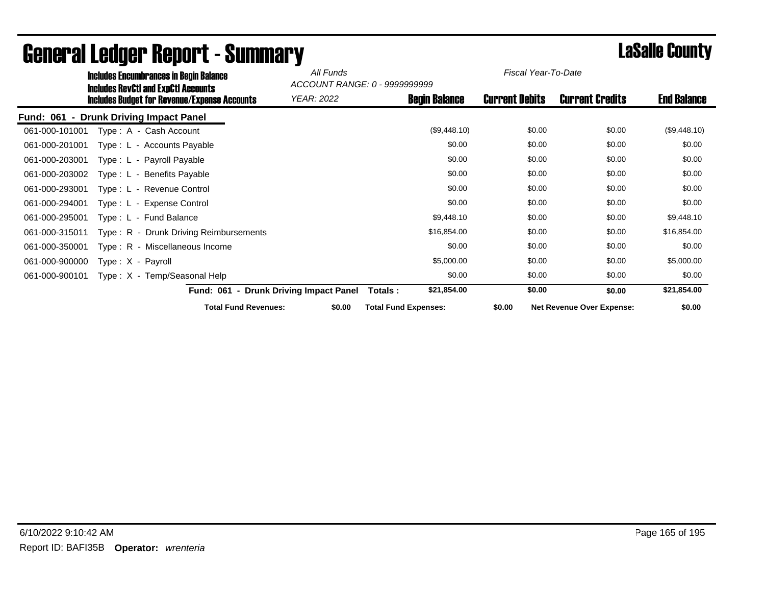# General Ledger Report - Summary

# LaSalle County

**Includes Encumbrances in Begin Balance**
**Includes RevCtl and ExpCtl Accounts**
**Includes Budget for Revenue/Expense Accounts**

*All Funds*
*ACCOUNT RANGE: 0 - 9999999999*
*YEAR: 2022*

*Fiscal Year-To-Date*

**Fund: 061 - Drunk Driving Impact Panel**

| Account | Description | Begin Balance | Current Debits | Current Credits | End Balance |
|---|---|---|---|---|---|
| 061-000-101001 | Type : A - Cash Account | ($9,448.10) | $0.00 | $0.00 | ($9,448.10) |
| 061-000-201001 | Type : L - Accounts Payable | $0.00 | $0.00 | $0.00 | $0.00 |
| 061-000-203001 | Type : L - Payroll Payable | $0.00 | $0.00 | $0.00 | $0.00 |
| 061-000-203002 | Type : L - Benefits Payable | $0.00 | $0.00 | $0.00 | $0.00 |
| 061-000-293001 | Type : L - Revenue Control | $0.00 | $0.00 | $0.00 | $0.00 |
| 061-000-294001 | Type : L - Expense Control | $0.00 | $0.00 | $0.00 | $0.00 |
| 061-000-295001 | Type : L - Fund Balance | $9,448.10 | $0.00 | $0.00 | $9,448.10 |
| 061-000-315011 | Type : R - Drunk Driving Reimbursements | $16,854.00 | $0.00 | $0.00 | $16,854.00 |
| 061-000-350001 | Type : R - Miscellaneous Income | $0.00 | $0.00 | $0.00 | $0.00 |
| 061-000-900000 | Type : X - Payroll | $5,000.00 | $0.00 | $0.00 | $5,000.00 |
| 061-000-900101 | Type : X - Temp/Seasonal Help | $0.00 | $0.00 | $0.00 | $0.00 |
| | **Fund: 061 - Drunk Driving Impact Panel Totals :** | **$21,854.00** | **$0.00** | **$0.00** | **$21,854.00** |

**Total Fund Revenues:** $0.00 **Total Fund Expenses:** $0.00 **Net Revenue Over Expense:** $0.00

6/10/2022 9:10:42 AM

Report ID: BAFI35B **Operator:** *wrenteria*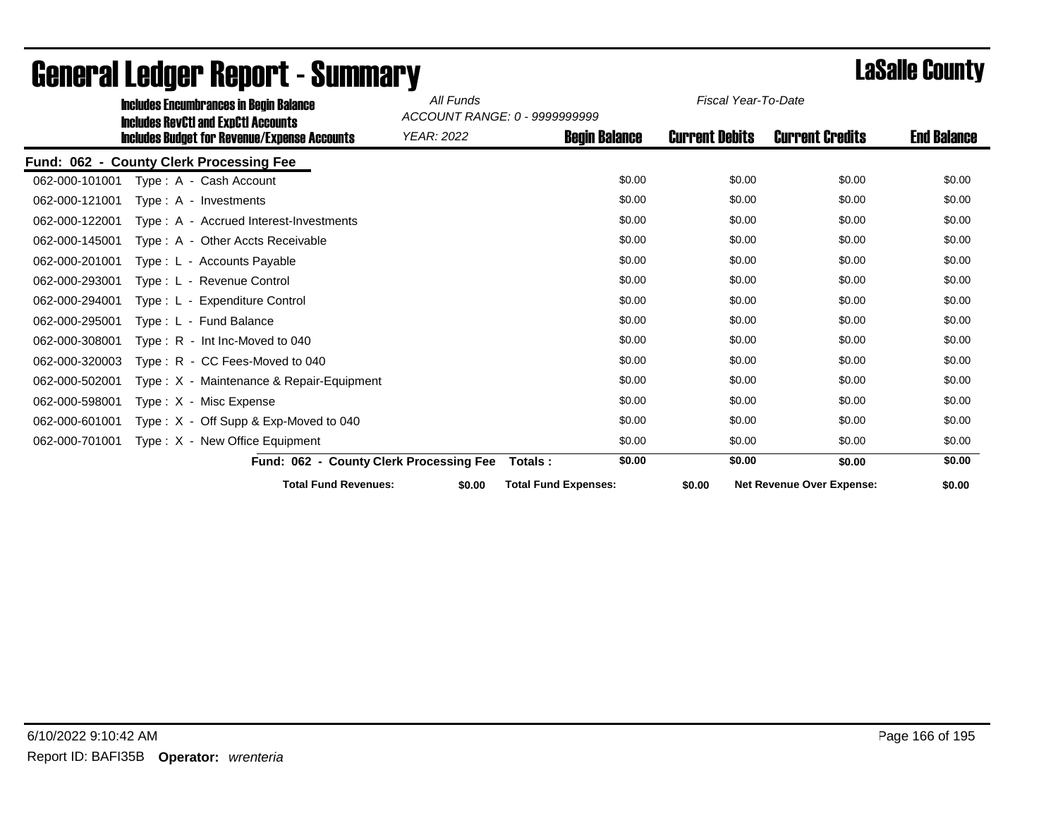# General Ledger Report - Summary

**LaSalle County**

Includes Encumbrances in Begin Balance
Includes RevCtl and ExpCtl Accounts
Includes Budget for Revenue/Expense Accounts

*All Funds*
*ACCOUNT RANGE: 0 - 9999999999*
*YEAR: 2022*

*Fiscal Year-To-Date*

**Fund: 062 - County Clerk Processing Fee**

| | | Begin Balance | Current Debits | Current Credits | End Balance |
|---|---|---|---|---|---|
| 062-000-101001 | Type : A - Cash Account | $0.00 | $0.00 | $0.00 | $0.00 |
| 062-000-121001 | Type : A - Investments | $0.00 | $0.00 | $0.00 | $0.00 |
| 062-000-122001 | Type : A - Accrued Interest-Investments | $0.00 | $0.00 | $0.00 | $0.00 |
| 062-000-145001 | Type : A - Other Accts Receivable | $0.00 | $0.00 | $0.00 | $0.00 |
| 062-000-201001 | Type : L - Accounts Payable | $0.00 | $0.00 | $0.00 | $0.00 |
| 062-000-293001 | Type : L - Revenue Control | $0.00 | $0.00 | $0.00 | $0.00 |
| 062-000-294001 | Type : L - Expenditure Control | $0.00 | $0.00 | $0.00 | $0.00 |
| 062-000-295001 | Type : L - Fund Balance | $0.00 | $0.00 | $0.00 | $0.00 |
| 062-000-308001 | Type : R - Int Inc-Moved to 040 | $0.00 | $0.00 | $0.00 | $0.00 |
| 062-000-320003 | Type : R - CC Fees-Moved to 040 | $0.00 | $0.00 | $0.00 | $0.00 |
| 062-000-502001 | Type : X - Maintenance & Repair-Equipment | $0.00 | $0.00 | $0.00 | $0.00 |
| 062-000-598001 | Type : X - Misc Expense | $0.00 | $0.00 | $0.00 | $0.00 |
| 062-000-601001 | Type : X - Off Supp & Exp-Moved to 040 | $0.00 | $0.00 | $0.00 | $0.00 |
| 062-000-701001 | Type : X - New Office Equipment | $0.00 | $0.00 | $0.00 | $0.00 |
| | **Fund: 062 - County Clerk Processing Fee Totals :** | **$0.00** | **$0.00** | **$0.00** | **$0.00** |

**Total Fund Revenues:** $0.00 **Total Fund Expenses:** $0.00 **Net Revenue Over Expense:** $0.00

6/10/2022 9:10:42 AM

Report ID: BAFI35B **Operator:** *wrenteria*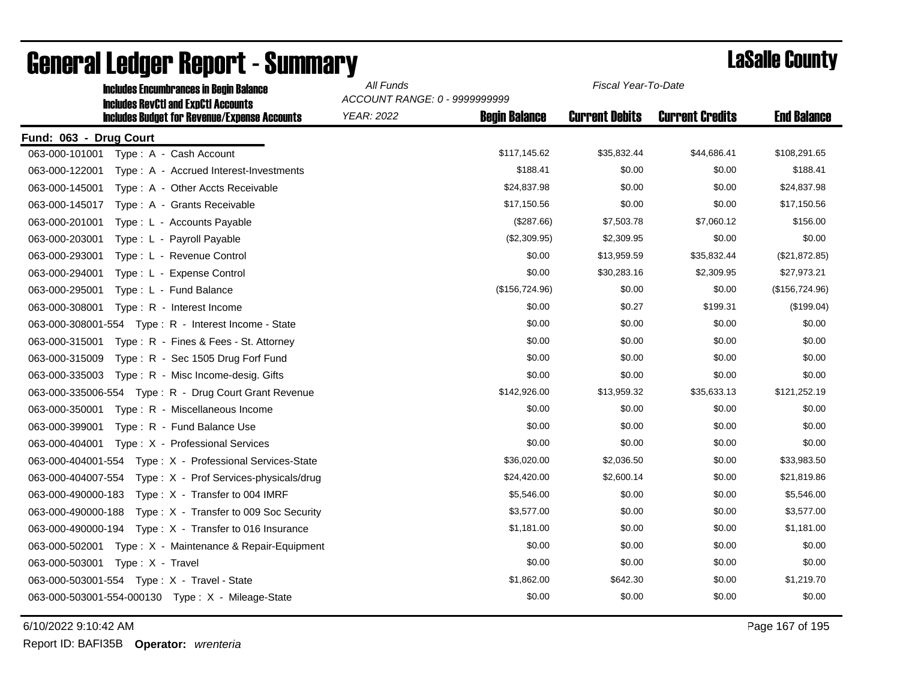# General Ledger Report - Summary

## LaSalle County

**Includes Encumbrances in Begin Balance**
**Includes RevCtl and ExpCtl Accounts**
**Includes Budget for Revenue/Expense Accounts**

*All Funds*
*ACCOUNT RANGE: 0 - 9999999999*
*YEAR: 2022*

*Fiscal Year-To-Date*

**Fund: 063 - Drug Court**

| Account | Begin Balance | Current Debits | Current Credits | End Balance |
|---|---|---|---|---|
| 063-000-101001 Type : A - Cash Account | $117,145.62 | $35,832.44 | $44,686.41 | $108,291.65 |
| 063-000-122001 Type : A - Accrued Interest-Investments | $188.41 | $0.00 | $0.00 | $188.41 |
| 063-000-145001 Type : A - Other Accts Receivable | $24,837.98 | $0.00 | $0.00 | $24,837.98 |
| 063-000-145017 Type : A - Grants Receivable | $17,150.56 | $0.00 | $0.00 | $17,150.56 |
| 063-000-201001 Type : L - Accounts Payable | ($287.66) | $7,503.78 | $7,060.12 | $156.00 |
| 063-000-203001 Type : L - Payroll Payable | ($2,309.95) | $2,309.95 | $0.00 | $0.00 |
| 063-000-293001 Type : L - Revenue Control | $0.00 | $13,959.59 | $35,832.44 | ($21,872.85) |
| 063-000-294001 Type : L - Expense Control | $0.00 | $30,283.16 | $2,309.95 | $27,973.21 |
| 063-000-295001 Type : L - Fund Balance | ($156,724.96) | $0.00 | $0.00 | ($156,724.96) |
| 063-000-308001 Type : R - Interest Income | $0.00 | $0.27 | $199.31 | ($199.04) |
| 063-000-308001-554 Type : R - Interest Income - State | $0.00 | $0.00 | $0.00 | $0.00 |
| 063-000-315001 Type : R - Fines & Fees - St. Attorney | $0.00 | $0.00 | $0.00 | $0.00 |
| 063-000-315009 Type : R - Sec 1505 Drug Forf Fund | $0.00 | $0.00 | $0.00 | $0.00 |
| 063-000-335003 Type : R - Misc Income-desig. Gifts | $0.00 | $0.00 | $0.00 | $0.00 |
| 063-000-335006-554 Type : R - Drug Court Grant Revenue | $142,926.00 | $13,959.32 | $35,633.13 | $121,252.19 |
| 063-000-350001 Type : R - Miscellaneous Income | $0.00 | $0.00 | $0.00 | $0.00 |
| 063-000-399001 Type : R - Fund Balance Use | $0.00 | $0.00 | $0.00 | $0.00 |
| 063-000-404001 Type : X - Professional Services | $0.00 | $0.00 | $0.00 | $0.00 |
| 063-000-404001-554 Type : X - Professional Services-State | $36,020.00 | $2,036.50 | $0.00 | $33,983.50 |
| 063-000-404007-554 Type : X - Prof Services-physicals/drug | $24,420.00 | $2,600.14 | $0.00 | $21,819.86 |
| 063-000-490000-183 Type : X - Transfer to 004 IMRF | $5,546.00 | $0.00 | $0.00 | $5,546.00 |
| 063-000-490000-188 Type : X - Transfer to 009 Soc Security | $3,577.00 | $0.00 | $0.00 | $3,577.00 |
| 063-000-490000-194 Type : X - Transfer to 016 Insurance | $1,181.00 | $0.00 | $0.00 | $1,181.00 |
| 063-000-502001 Type : X - Maintenance & Repair-Equipment | $0.00 | $0.00 | $0.00 | $0.00 |
| 063-000-503001 Type : X - Travel | $0.00 | $0.00 | $0.00 | $0.00 |
| 063-000-503001-554 Type : X - Travel - State | $1,862.00 | $642.30 | $0.00 | $1,219.70 |
| 063-000-503001-554-000130 Type : X - Mileage-State | $0.00 | $0.00 | $0.00 | $0.00 |

6/10/2022 9:10:42 AM

Report ID: BAFI35B **Operator:** *wrenteria*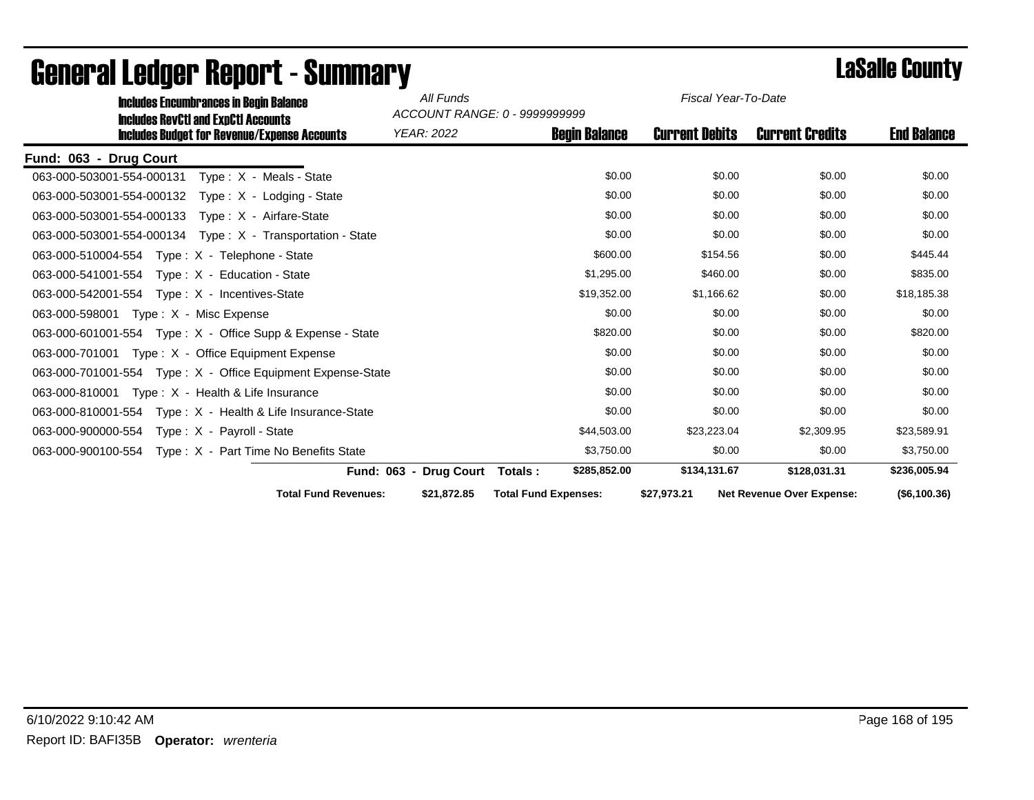# General Ledger Report - Summary

## LaSalle County

**Includes Encumbrances in Begin Balance**
**Includes RevCtl and ExpCtl Accounts**
**Includes Budget for Revenue/Expense Accounts**

*All Funds*
*ACCOUNT RANGE: 0 - 9999999999*
*YEAR: 2022*

*Fiscal Year-To-Date*

| | Begin Balance | Current Debits | Current Credits | End Balance |
|---|---|---|---|---|
| **Fund: 063 - Drug Court** | | | | |
| 063-000-503001-554-000131 Type : X - Meals - State | $0.00 | $0.00 | $0.00 | $0.00 |
| 063-000-503001-554-000132 Type : X - Lodging - State | $0.00 | $0.00 | $0.00 | $0.00 |
| 063-000-503001-554-000133 Type : X - Airfare-State | $0.00 | $0.00 | $0.00 | $0.00 |
| 063-000-503001-554-000134 Type : X - Transportation - State | $0.00 | $0.00 | $0.00 | $0.00 |
| 063-000-510004-554 Type : X - Telephone - State | $600.00 | $154.56 | $0.00 | $445.44 |
| 063-000-541001-554 Type : X - Education - State | $1,295.00 | $460.00 | $0.00 | $835.00 |
| 063-000-542001-554 Type : X - Incentives-State | $19,352.00 | $1,166.62 | $0.00 | $18,185.38 |
| 063-000-598001 Type : X - Misc Expense | $0.00 | $0.00 | $0.00 | $0.00 |
| 063-000-601001-554 Type : X - Office Supp & Expense - State | $820.00 | $0.00 | $0.00 | $820.00 |
| 063-000-701001 Type : X - Office Equipment Expense | $0.00 | $0.00 | $0.00 | $0.00 |
| 063-000-701001-554 Type : X - Office Equipment Expense-State | $0.00 | $0.00 | $0.00 | $0.00 |
| 063-000-810001 Type : X - Health & Life Insurance | $0.00 | $0.00 | $0.00 | $0.00 |
| 063-000-810001-554 Type : X - Health & Life Insurance-State | $0.00 | $0.00 | $0.00 | $0.00 |
| 063-000-900000-554 Type : X - Payroll - State | $44,503.00 | $23,223.04 | $2,309.95 | $23,589.91 |
| 063-000-900100-554 Type : X - Part Time No Benefits State | $3,750.00 | $0.00 | $0.00 | $3,750.00 |
| **Fund: 063 - Drug Court Totals :** | **$285,852.00** | **$134,131.67** | **$128,031.31** | **$236,005.94** |

**Total Fund Revenues:** $21,872.85 **Total Fund Expenses:** $27,973.21 **Net Revenue Over Expense:** ($6,100.36)

6/10/2022 9:10:42 AM

Report ID: BAFI35B **Operator:** *wrenteria*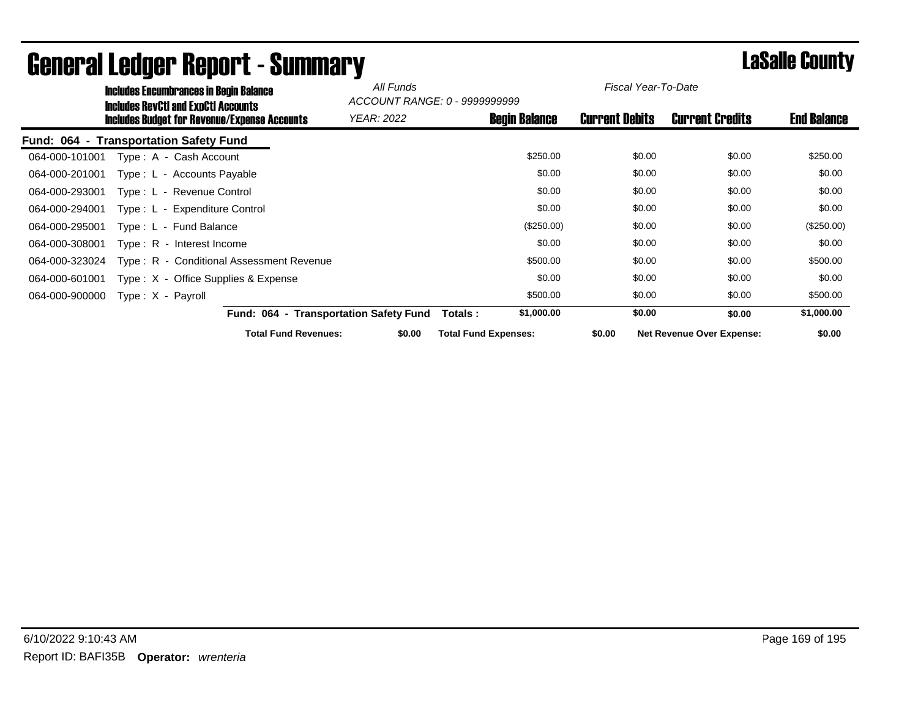# General Ledger Report - Summary

# LaSalle County

**Includes Encumbrances in Begin Balance**
**Includes RevCtl and ExpCtl Accounts**
**Includes Budget for Revenue/Expense Accounts**

*All Funds*
*ACCOUNT RANGE: 0 - 9999999999*
*YEAR: 2022*

*Fiscal Year-To-Date*

**Fund: 064 - Transportation Safety Fund**

| Account | Description | Begin Balance | Current Debits | Current Credits | End Balance |
|---|---|---|---|---|---|
| 064-000-101001 | Type : A - Cash Account | $250.00 | $0.00 | $0.00 | $250.00 |
| 064-000-201001 | Type : L - Accounts Payable | $0.00 | $0.00 | $0.00 | $0.00 |
| 064-000-293001 | Type : L - Revenue Control | $0.00 | $0.00 | $0.00 | $0.00 |
| 064-000-294001 | Type : L - Expenditure Control | $0.00 | $0.00 | $0.00 | $0.00 |
| 064-000-295001 | Type : L - Fund Balance | ($250.00) | $0.00 | $0.00 | ($250.00) |
| 064-000-308001 | Type : R - Interest Income | $0.00 | $0.00 | $0.00 | $0.00 |
| 064-000-323024 | Type : R - Conditional Assessment Revenue | $500.00 | $0.00 | $0.00 | $500.00 |
| 064-000-601001 | Type : X - Office Supplies & Expense | $0.00 | $0.00 | $0.00 | $0.00 |
| 064-000-900000 | Type : X - Payroll | $500.00 | $0.00 | $0.00 | $500.00 |
| | **Fund: 064 - Transportation Safety Fund Totals :** | **$1,000.00** | **$0.00** | **$0.00** | **$1,000.00** |

**Total Fund Revenues:** $0.00 **Total Fund Expenses:** $0.00 **Net Revenue Over Expense:** $0.00

6/10/2022 9:10:43 AM

Report ID: BAFI35B **Operator:** *wrenteria*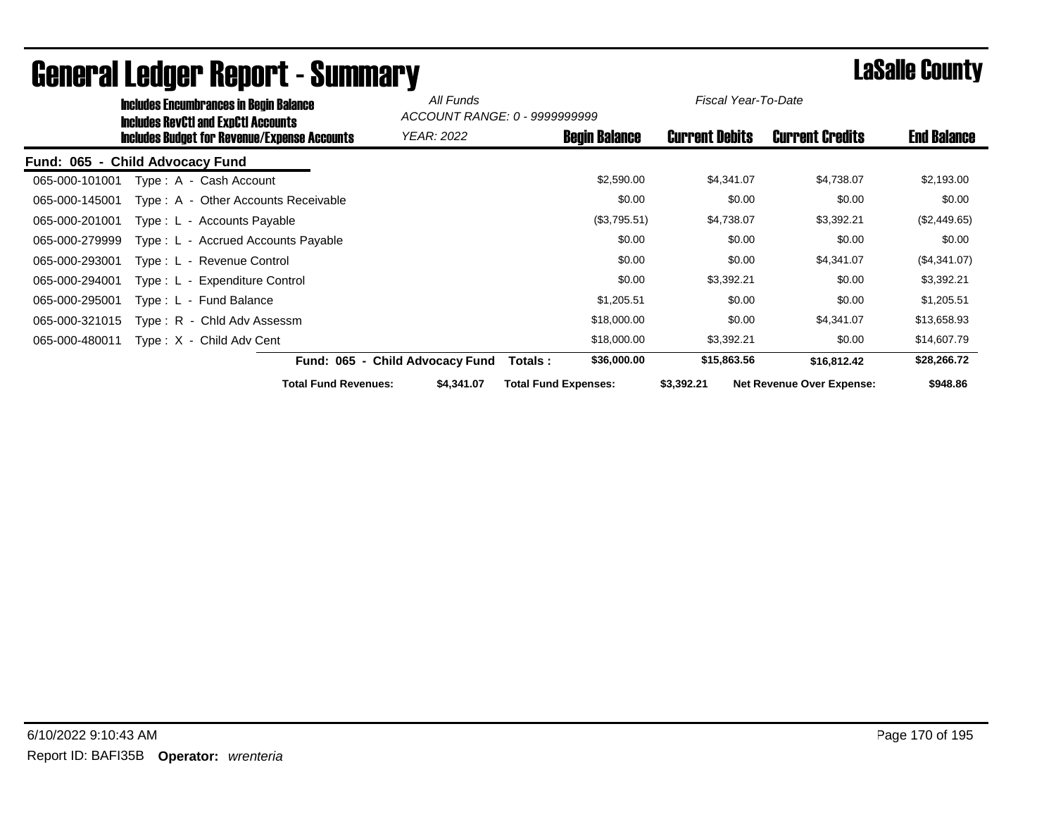# General Ledger Report - Summary

## LaSalle County

**Includes Encumbrances in Begin Balance**
**Includes RevCtl and ExpCtl Accounts**
**Includes Budget for Revenue/Expense Accounts**

*All Funds*
*ACCOUNT RANGE: 0 - 9999999999*
*YEAR: 2022*

*Fiscal Year-To-Date*

**Fund: 065 - Child Advocacy Fund**

| Account | Description | Begin Balance | Current Debits | Current Credits | End Balance |
|---|---|---|---|---|---|
| 065-000-101001 | Type : A - Cash Account | $2,590.00 | $4,341.07 | $4,738.07 | $2,193.00 |
| 065-000-145001 | Type : A - Other Accounts Receivable | $0.00 | $0.00 | $0.00 | $0.00 |
| 065-000-201001 | Type : L - Accounts Payable | ($3,795.51) | $4,738.07 | $3,392.21 | ($2,449.65) |
| 065-000-279999 | Type : L - Accrued Accounts Payable | $0.00 | $0.00 | $0.00 | $0.00 |
| 065-000-293001 | Type : L - Revenue Control | $0.00 | $0.00 | $4,341.07 | ($4,341.07) |
| 065-000-294001 | Type : L - Expenditure Control | $0.00 | $3,392.21 | $0.00 | $3,392.21 |
| 065-000-295001 | Type : L - Fund Balance | $1,205.51 | $0.00 | $0.00 | $1,205.51 |
| 065-000-321015 | Type : R - Chld Adv Assessm | $18,000.00 | $0.00 | $4,341.07 | $13,658.93 |
| 065-000-480011 | Type : X - Child Adv Cent | $18,000.00 | $3,392.21 | $0.00 | $14,607.79 |
| | **Fund: 065 - Child Advocacy Fund Totals :** | **$36,000.00** | **$15,863.56** | **$16,812.42** | **$28,266.72** |

**Total Fund Revenues:** **$4,341.07** **Total Fund Expenses:** **$3,392.21** **Net Revenue Over Expense:** **$948.86**

6/10/2022 9:10:43 AM

Report ID: BAFI35B **Operator:** *wrenteria*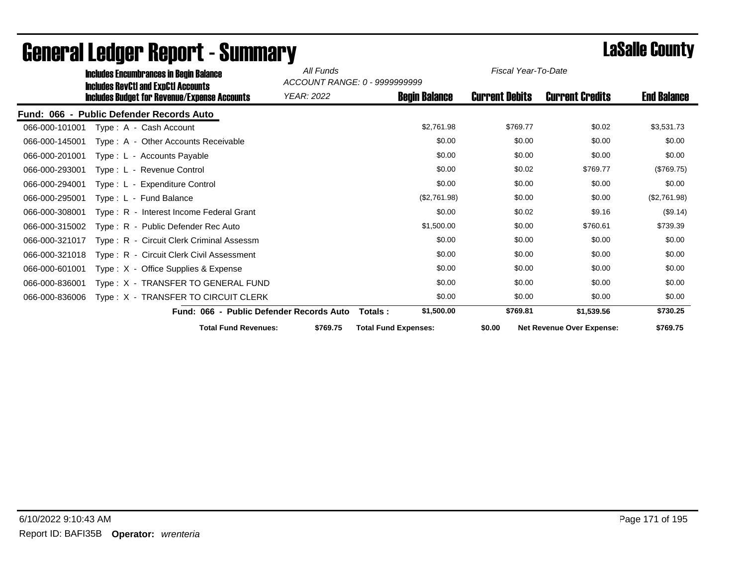# General Ledger Report - Summary

## LaSalle County

**Includes Encumbrances in Begin Balance**
**Includes RevCtl and ExpCtl Accounts**
**Includes Budget for Revenue/Expense Accounts**

*All Funds*
*ACCOUNT RANGE: 0 - 9999999999*
*YEAR: 2022*

*Fiscal Year-To-Date*

**Fund: 066 - Public Defender Records Auto**

| Account | Description | Begin Balance | Current Debits | Current Credits | End Balance |
|---|---|---|---|---|---|
| 066-000-101001 | Type : A - Cash Account | $2,761.98 | $769.77 | $0.02 | $3,531.73 |
| 066-000-145001 | Type : A - Other Accounts Receivable | $0.00 | $0.00 | $0.00 | $0.00 |
| 066-000-201001 | Type : L - Accounts Payable | $0.00 | $0.00 | $0.00 | $0.00 |
| 066-000-293001 | Type : L - Revenue Control | $0.00 | $0.02 | $769.77 | ($769.75) |
| 066-000-294001 | Type : L - Expenditure Control | $0.00 | $0.00 | $0.00 | $0.00 |
| 066-000-295001 | Type : L - Fund Balance | ($2,761.98) | $0.00 | $0.00 | ($2,761.98) |
| 066-000-308001 | Type : R - Interest Income Federal Grant | $0.00 | $0.02 | $9.16 | ($9.14) |
| 066-000-315002 | Type : R - Public Defender Rec Auto | $1,500.00 | $0.00 | $760.61 | $739.39 |
| 066-000-321017 | Type : R - Circuit Clerk Criminal Assessm | $0.00 | $0.00 | $0.00 | $0.00 |
| 066-000-321018 | Type : R - Circuit Clerk Civil Assessment | $0.00 | $0.00 | $0.00 | $0.00 |
| 066-000-601001 | Type : X - Office Supplies & Expense | $0.00 | $0.00 | $0.00 | $0.00 |
| 066-000-836001 | Type : X - TRANSFER TO GENERAL FUND | $0.00 | $0.00 | $0.00 | $0.00 |
| 066-000-836006 | Type : X - TRANSFER TO CIRCUIT CLERK | $0.00 | $0.00 | $0.00 | $0.00 |
| | **Fund: 066 - Public Defender Records Auto Totals :** | **$1,500.00** | **$769.81** | **$1,539.56** | **$730.25** |

**Total Fund Revenues:** **$769.75** **Total Fund Expenses:** **$0.00** **Net Revenue Over Expense:** **$769.75**

6/10/2022 9:10:43 AM

Report ID: BAFI35B **Operator:** *wrenteria*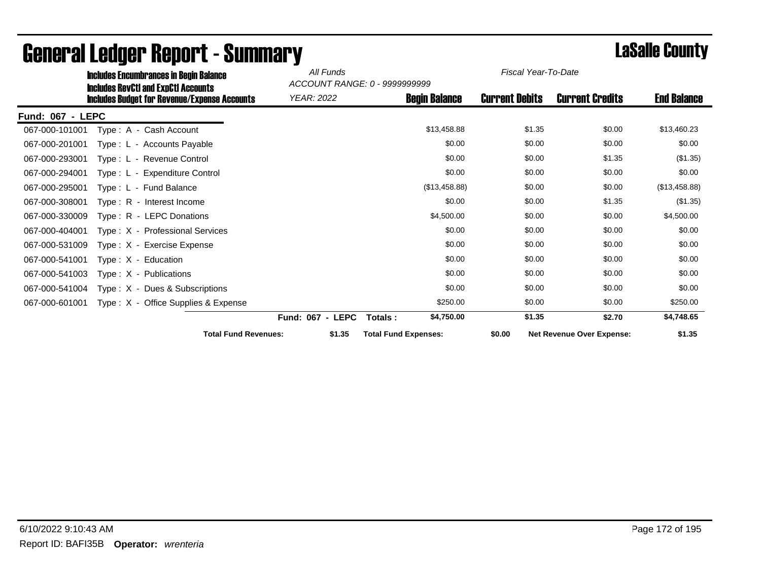# General Ledger Report - Summary

## LaSalle County

**Includes Encumbrances in Begin Balance**
**Includes RevCtl and ExpCtl Accounts**
**Includes Budget for Revenue/Expense Accounts**

*All Funds*
*ACCOUNT RANGE: 0 - 9999999999*
*YEAR: 2022*

*Fiscal Year-To-Date*

**Fund: 067 - LEPC**

| Account | Type | Begin Balance | Current Debits | Current Credits | End Balance |
|---|---|---|---|---|---|
| 067-000-101001 | Type : A - Cash Account | $13,458.88 | $1.35 | $0.00 | $13,460.23 |
| 067-000-201001 | Type : L - Accounts Payable | $0.00 | $0.00 | $0.00 | $0.00 |
| 067-000-293001 | Type : L - Revenue Control | $0.00 | $0.00 | $1.35 | ($1.35) |
| 067-000-294001 | Type : L - Expenditure Control | $0.00 | $0.00 | $0.00 | $0.00 |
| 067-000-295001 | Type : L - Fund Balance | ($13,458.88) | $0.00 | $0.00 | ($13,458.88) |
| 067-000-308001 | Type : R - Interest Income | $0.00 | $0.00 | $1.35 | ($1.35) |
| 067-000-330009 | Type : R - LEPC Donations | $4,500.00 | $0.00 | $0.00 | $4,500.00 |
| 067-000-404001 | Type : X - Professional Services | $0.00 | $0.00 | $0.00 | $0.00 |
| 067-000-531009 | Type : X - Exercise Expense | $0.00 | $0.00 | $0.00 | $0.00 |
| 067-000-541001 | Type : X - Education | $0.00 | $0.00 | $0.00 | $0.00 |
| 067-000-541003 | Type : X - Publications | $0.00 | $0.00 | $0.00 | $0.00 |
| 067-000-541004 | Type : X - Dues & Subscriptions | $0.00 | $0.00 | $0.00 | $0.00 |
| 067-000-601001 | Type : X - Office Supplies & Expense | $250.00 | $0.00 | $0.00 | $250.00 |
| | **Fund: 067 - LEPC Totals :** | **$4,750.00** | **$1.35** | **$2.70** | **$4,748.65** |

**Total Fund Revenues:** **$1.35** **Total Fund Expenses:** **$0.00** **Net Revenue Over Expense:** **$1.35**

6/10/2022 9:10:43 AM

Report ID: BAFI35B **Operator:** *wrenteria*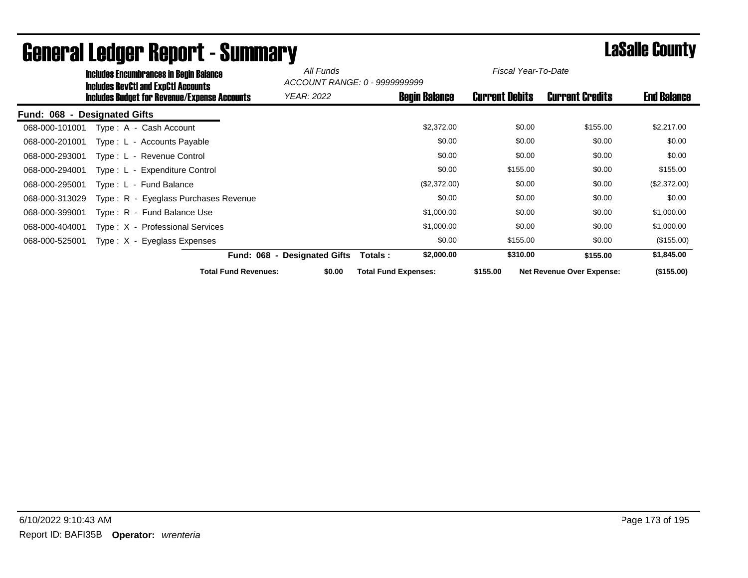# General Ledger Report - Summary

## LaSalle County

**Includes Encumbrances in Begin Balance**
**Includes RevCtl and ExpCtl Accounts**
**Includes Budget for Revenue/Expense Accounts**

*All Funds*
*ACCOUNT RANGE: 0 - 9999999999*
*YEAR: 2022*

*Fiscal Year-To-Date*

**Fund: 068 - Designated Gifts**

| Account | Description | Begin Balance | Current Debits | Current Credits | End Balance |
|---|---|---|---|---|---|
| 068-000-101001 | Type : A - Cash Account | $2,372.00 | $0.00 | $155.00 | $2,217.00 |
| 068-000-201001 | Type : L - Accounts Payable | $0.00 | $0.00 | $0.00 | $0.00 |
| 068-000-293001 | Type : L - Revenue Control | $0.00 | $0.00 | $0.00 | $0.00 |
| 068-000-294001 | Type : L - Expenditure Control | $0.00 | $155.00 | $0.00 | $155.00 |
| 068-000-295001 | Type : L - Fund Balance | ($2,372.00) | $0.00 | $0.00 | ($2,372.00) |
| 068-000-313029 | Type : R - Eyeglass Purchases Revenue | $0.00 | $0.00 | $0.00 | $0.00 |
| 068-000-399001 | Type : R - Fund Balance Use | $1,000.00 | $0.00 | $0.00 | $1,000.00 |
| 068-000-404001 | Type : X - Professional Services | $1,000.00 | $0.00 | $0.00 | $1,000.00 |
| 068-000-525001 | Type : X - Eyeglass Expenses | $0.00 | $155.00 | $0.00 | ($155.00) |
| | **Fund: 068 - Designated Gifts Totals :** | **$2,000.00** | **$310.00** | **$155.00** | **$1,845.00** |

**Total Fund Revenues:** **$0.00** **Total Fund Expenses:** **$155.00** **Net Revenue Over Expense:** **($155.00)**

6/10/2022 9:10:43 AM

Report ID: BAFI35B **Operator:** *wrenteria*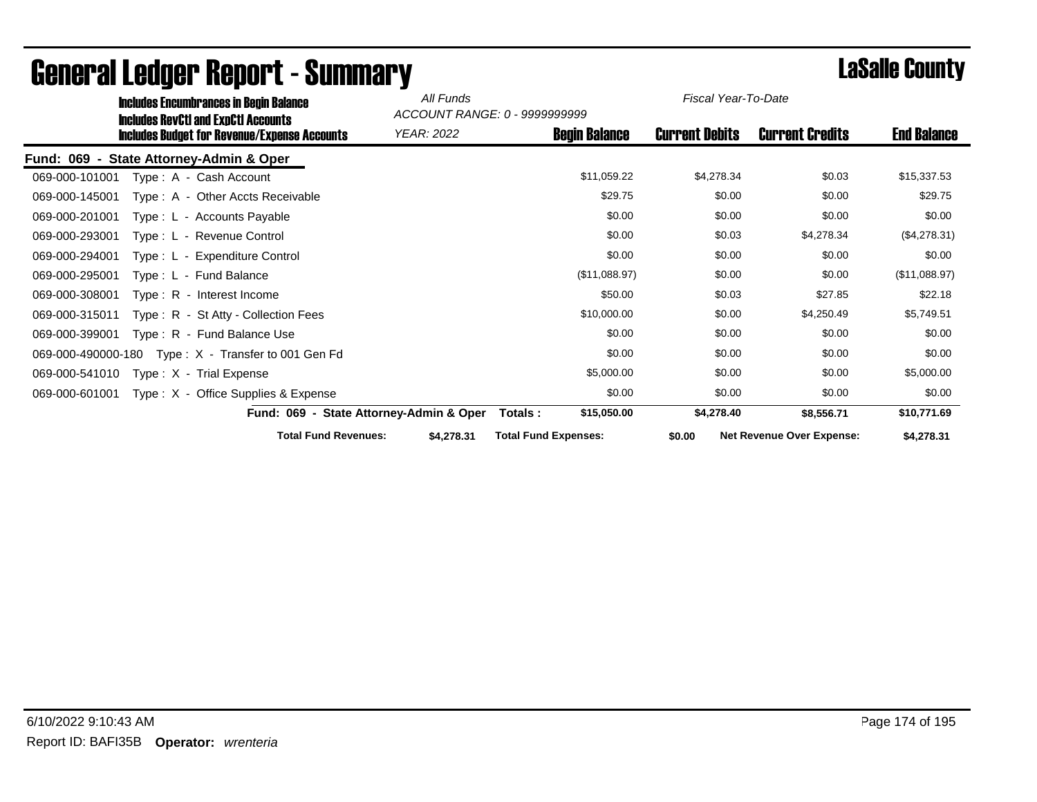# General Ledger Report - Summary

## LaSalle County

**Includes Encumbrances in Begin Balance**
**Includes RevCtl and ExpCtl Accounts**
**Includes Budget for Revenue/Expense Accounts**

*All Funds*
*ACCOUNT RANGE: 0 - 9999999999*
*YEAR: 2022*

*Fiscal Year-To-Date*

**Fund: 069 - State Attorney-Admin & Oper**

| Account | Description | Begin Balance | Current Debits | Current Credits | End Balance |
|---|---|---|---|---|---|
| 069-000-101001 | Type : A - Cash Account | $11,059.22 | $4,278.34 | $0.03 | $15,337.53 |
| 069-000-145001 | Type : A - Other Accts Receivable | $29.75 | $0.00 | $0.00 | $29.75 |
| 069-000-201001 | Type : L - Accounts Payable | $0.00 | $0.00 | $0.00 | $0.00 |
| 069-000-293001 | Type : L - Revenue Control | $0.00 | $0.03 | $4,278.34 | ($4,278.31) |
| 069-000-294001 | Type : L - Expenditure Control | $0.00 | $0.00 | $0.00 | $0.00 |
| 069-000-295001 | Type : L - Fund Balance | ($11,088.97) | $0.00 | $0.00 | ($11,088.97) |
| 069-000-308001 | Type : R - Interest Income | $50.00 | $0.03 | $27.85 | $22.18 |
| 069-000-315011 | Type : R - St Atty - Collection Fees | $10,000.00 | $0.00 | $4,250.49 | $5,749.51 |
| 069-000-399001 | Type : R - Fund Balance Use | $0.00 | $0.00 | $0.00 | $0.00 |
| 069-000-490000-180 | Type : X - Transfer to 001 Gen Fd | $0.00 | $0.00 | $0.00 | $0.00 |
| 069-000-541010 | Type : X - Trial Expense | $5,000.00 | $0.00 | $0.00 | $5,000.00 |
| 069-000-601001 | Type : X - Office Supplies & Expense | $0.00 | $0.00 | $0.00 | $0.00 |
| **Fund: 069 - State Attorney-Admin & Oper** | **Totals :** | **$15,050.00** | **$4,278.40** | **$8,556.71** | **$10,771.69** |

**Total Fund Revenues:** $4,278.31 **Total Fund Expenses:** $0.00 **Net Revenue Over Expense:** $4,278.31

6/10/2022 9:10:43 AM

Report ID: BAFI35B **Operator:** *wrenteria*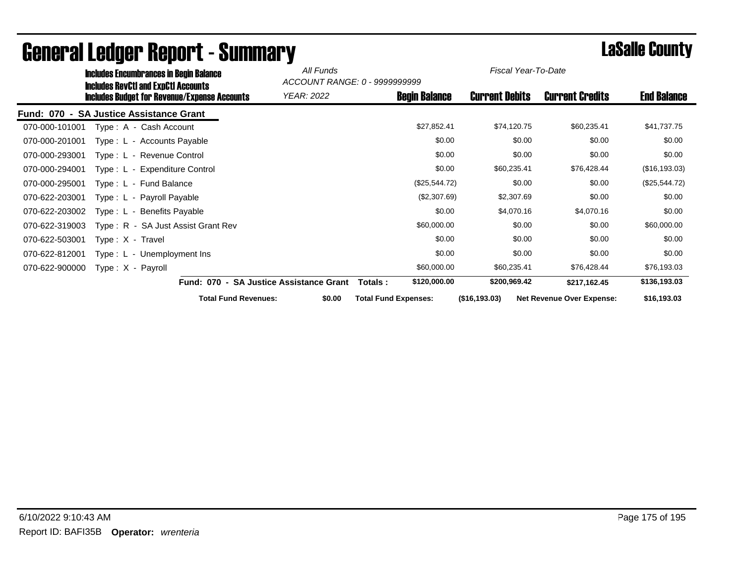# General Ledger Report - Summary

# LaSalle County

**Includes Encumbrances in Begin Balance**
**Includes RevCtl and ExpCtl Accounts**
**Includes Budget for Revenue/Expense Accounts**

*All Funds*
*ACCOUNT RANGE: 0 - 9999999999*
*YEAR: 2022*

*Fiscal Year-To-Date*

| | | Begin Balance | Current Debits | Current Credits | End Balance |
|---|---|---|---|---|---|
| **Fund: 070 - SA Justice Assistance Grant** | | | | | |
| 070-000-101001 | Type : A - Cash Account | \$27,852.41 | \$74,120.75 | \$60,235.41 | \$41,737.75 |
| 070-000-201001 | Type : L - Accounts Payable | \$0.00 | \$0.00 | \$0.00 | \$0.00 |
| 070-000-293001 | Type : L - Revenue Control | \$0.00 | \$0.00 | \$0.00 | \$0.00 |
| 070-000-294001 | Type : L - Expenditure Control | \$0.00 | \$60,235.41 | \$76,428.44 | (\$16,193.03) |
| 070-000-295001 | Type : L - Fund Balance | (\$25,544.72) | \$0.00 | \$0.00 | (\$25,544.72) |
| 070-622-203001 | Type : L - Payroll Payable | (\$2,307.69) | \$2,307.69 | \$0.00 | \$0.00 |
| 070-622-203002 | Type : L - Benefits Payable | \$0.00 | \$4,070.16 | \$4,070.16 | \$0.00 |
| 070-622-319003 | Type : R - SA Just Assist Grant Rev | \$60,000.00 | \$0.00 | \$0.00 | \$60,000.00 |
| 070-622-503001 | Type : X - Travel | \$0.00 | \$0.00 | \$0.00 | \$0.00 |
| 070-622-812001 | Type : L - Unemployment Ins | \$0.00 | \$0.00 | \$0.00 | \$0.00 |
| 070-622-900000 | Type : X - Payroll | \$60,000.00 | \$60,235.41 | \$76,428.44 | \$76,193.03 |
| | **Fund: 070 - SA Justice Assistance Grant Totals :** | **\$120,000.00** | **\$200,969.42** | **\$217,162.45** | **\$136,193.03** |

**Total Fund Revenues:** \$0.00 **Total Fund Expenses:** (\$16,193.03) **Net Revenue Over Expense:** \$16,193.03

6/10/2022 9:10:43 AM
Report ID: BAFI35B **Operator:** *wrenteria*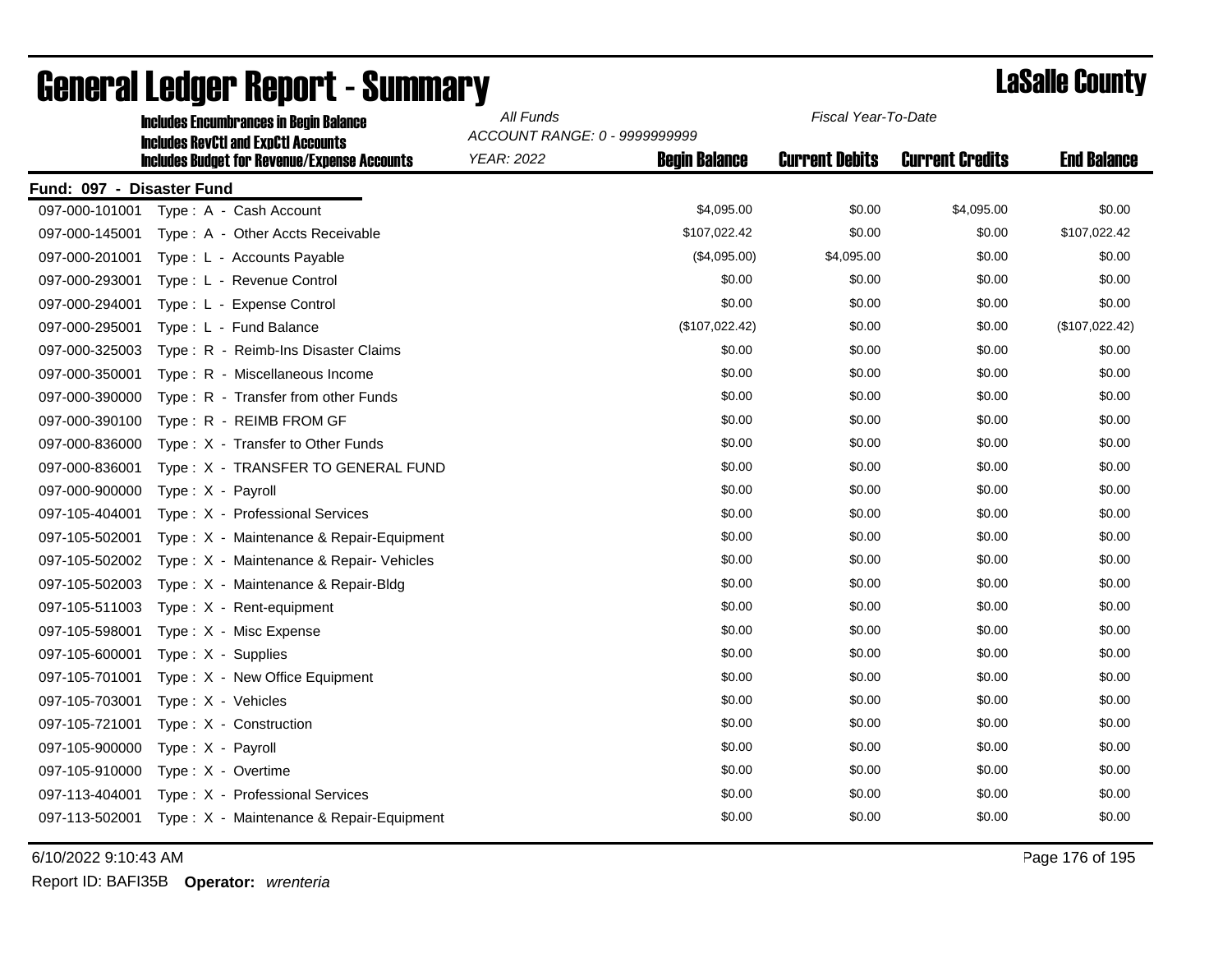# General Ledger Report - Summary

## LaSalle County

**Includes Encumbrances in Begin Balance**
**Includes RevCtl and ExpCtl Accounts**
**Includes Budget for Revenue/Expense Accounts**

*All Funds*
*ACCOUNT RANGE: 0 - 9999999999*
*YEAR: 2022*
*Fiscal Year-To-Date*

**Fund: 097 - Disaster Fund**

| Account | Description | Begin Balance | Current Debits | Current Credits | End Balance |
|---|---|---|---|---|---|
| 097-000-101001 | Type : A - Cash Account | $4,095.00 | $0.00 | $4,095.00 | $0.00 |
| 097-000-145001 | Type : A - Other Accts Receivable | $107,022.42 | $0.00 | $0.00 | $107,022.42 |
| 097-000-201001 | Type : L - Accounts Payable | ($4,095.00) | $4,095.00 | $0.00 | $0.00 |
| 097-000-293001 | Type : L - Revenue Control | $0.00 | $0.00 | $0.00 | $0.00 |
| 097-000-294001 | Type : L - Expense Control | $0.00 | $0.00 | $0.00 | $0.00 |
| 097-000-295001 | Type : L - Fund Balance | ($107,022.42) | $0.00 | $0.00 | ($107,022.42) |
| 097-000-325003 | Type : R - Reimb-Ins Disaster Claims | $0.00 | $0.00 | $0.00 | $0.00 |
| 097-000-350001 | Type : R - Miscellaneous Income | $0.00 | $0.00 | $0.00 | $0.00 |
| 097-000-390000 | Type : R - Transfer from other Funds | $0.00 | $0.00 | $0.00 | $0.00 |
| 097-000-390100 | Type : R - REIMB FROM GF | $0.00 | $0.00 | $0.00 | $0.00 |
| 097-000-836000 | Type : X - Transfer to Other Funds | $0.00 | $0.00 | $0.00 | $0.00 |
| 097-000-836001 | Type : X - TRANSFER TO GENERAL FUND | $0.00 | $0.00 | $0.00 | $0.00 |
| 097-000-900000 | Type : X - Payroll | $0.00 | $0.00 | $0.00 | $0.00 |
| 097-105-404001 | Type : X - Professional Services | $0.00 | $0.00 | $0.00 | $0.00 |
| 097-105-502001 | Type : X - Maintenance & Repair-Equipment | $0.00 | $0.00 | $0.00 | $0.00 |
| 097-105-502002 | Type : X - Maintenance & Repair- Vehicles | $0.00 | $0.00 | $0.00 | $0.00 |
| 097-105-502003 | Type : X - Maintenance & Repair-Bldg | $0.00 | $0.00 | $0.00 | $0.00 |
| 097-105-511003 | Type : X - Rent-equipment | $0.00 | $0.00 | $0.00 | $0.00 |
| 097-105-598001 | Type : X - Misc Expense | $0.00 | $0.00 | $0.00 | $0.00 |
| 097-105-600001 | Type : X - Supplies | $0.00 | $0.00 | $0.00 | $0.00 |
| 097-105-701001 | Type : X - New Office Equipment | $0.00 | $0.00 | $0.00 | $0.00 |
| 097-105-703001 | Type : X - Vehicles | $0.00 | $0.00 | $0.00 | $0.00 |
| 097-105-721001 | Type : X - Construction | $0.00 | $0.00 | $0.00 | $0.00 |
| 097-105-900000 | Type : X - Payroll | $0.00 | $0.00 | $0.00 | $0.00 |
| 097-105-910000 | Type : X - Overtime | $0.00 | $0.00 | $0.00 | $0.00 |
| 097-113-404001 | Type : X - Professional Services | $0.00 | $0.00 | $0.00 | $0.00 |
| 097-113-502001 | Type : X - Maintenance & Repair-Equipment | $0.00 | $0.00 | $0.00 | $0.00 |

6/10/2022 9:10:43 AM

Report ID: BAFI35B **Operator:** *wrenteria*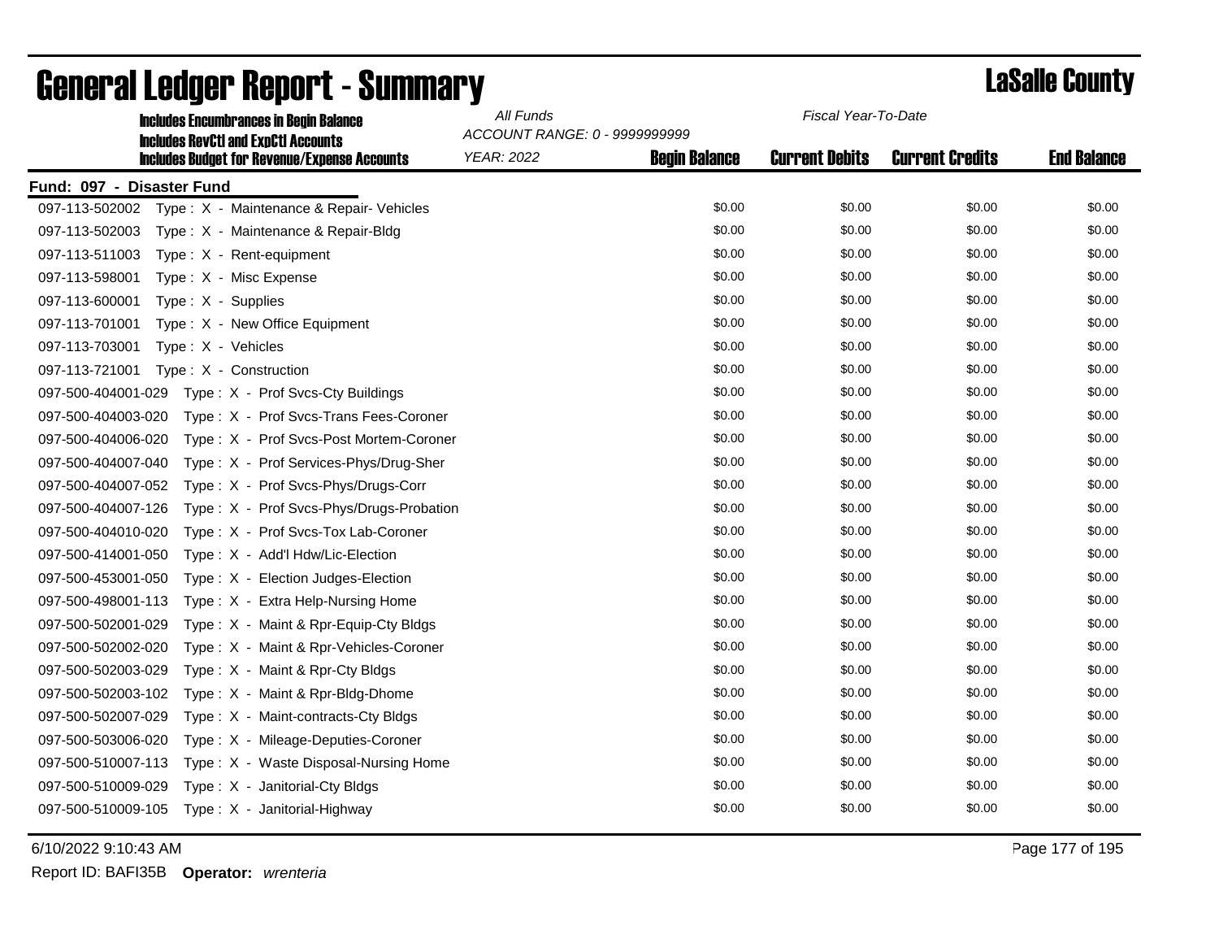# General Ledger Report - Summary

## LaSalle County

Includes Encumbrances in Begin Balance
Includes RevCtl and ExpCtl Accounts
Includes Budget for Revenue/Expense Accounts

All Funds
ACCOUNT RANGE: 0 - 9999999999
YEAR: 2022

Fiscal Year-To-Date

| | Begin Balance | Current Debits | Current Credits | End Balance |
|---|---|---|---|---|
| **Fund: 097 - Disaster Fund** | | | | |
| 097-113-502002 Type : X - Maintenance & Repair- Vehicles | $0.00 | $0.00 | $0.00 | $0.00 |
| 097-113-502003 Type : X - Maintenance & Repair-Bldg | $0.00 | $0.00 | $0.00 | $0.00 |
| 097-113-511003 Type : X - Rent-equipment | $0.00 | $0.00 | $0.00 | $0.00 |
| 097-113-598001 Type : X - Misc Expense | $0.00 | $0.00 | $0.00 | $0.00 |
| 097-113-600001 Type : X - Supplies | $0.00 | $0.00 | $0.00 | $0.00 |
| 097-113-701001 Type : X - New Office Equipment | $0.00 | $0.00 | $0.00 | $0.00 |
| 097-113-703001 Type : X - Vehicles | $0.00 | $0.00 | $0.00 | $0.00 |
| 097-113-721001 Type : X - Construction | $0.00 | $0.00 | $0.00 | $0.00 |
| 097-500-404001-029 Type : X - Prof Svcs-Cty Buildings | $0.00 | $0.00 | $0.00 | $0.00 |
| 097-500-404003-020 Type : X - Prof Svcs-Trans Fees-Coroner | $0.00 | $0.00 | $0.00 | $0.00 |
| 097-500-404006-020 Type : X - Prof Svcs-Post Mortem-Coroner | $0.00 | $0.00 | $0.00 | $0.00 |
| 097-500-404007-040 Type : X - Prof Services-Phys/Drug-Sher | $0.00 | $0.00 | $0.00 | $0.00 |
| 097-500-404007-052 Type : X - Prof Svcs-Phys/Drugs-Corr | $0.00 | $0.00 | $0.00 | $0.00 |
| 097-500-404007-126 Type : X - Prof Svcs-Phys/Drugs-Probation | $0.00 | $0.00 | $0.00 | $0.00 |
| 097-500-404010-020 Type : X - Prof Svcs-Tox Lab-Coroner | $0.00 | $0.00 | $0.00 | $0.00 |
| 097-500-414001-050 Type : X - Add'l Hdw/Lic-Election | $0.00 | $0.00 | $0.00 | $0.00 |
| 097-500-453001-050 Type : X - Election Judges-Election | $0.00 | $0.00 | $0.00 | $0.00 |
| 097-500-498001-113 Type : X - Extra Help-Nursing Home | $0.00 | $0.00 | $0.00 | $0.00 |
| 097-500-502001-029 Type : X - Maint & Rpr-Equip-Cty Bldgs | $0.00 | $0.00 | $0.00 | $0.00 |
| 097-500-502002-020 Type : X - Maint & Rpr-Vehicles-Coroner | $0.00 | $0.00 | $0.00 | $0.00 |
| 097-500-502003-029 Type : X - Maint & Rpr-Cty Bldgs | $0.00 | $0.00 | $0.00 | $0.00 |
| 097-500-502003-102 Type : X - Maint & Rpr-Bldg-Dhome | $0.00 | $0.00 | $0.00 | $0.00 |
| 097-500-502007-029 Type : X - Maint-contracts-Cty Bldgs | $0.00 | $0.00 | $0.00 | $0.00 |
| 097-500-503006-020 Type : X - Mileage-Deputies-Coroner | $0.00 | $0.00 | $0.00 | $0.00 |
| 097-500-510007-113 Type : X - Waste Disposal-Nursing Home | $0.00 | $0.00 | $0.00 | $0.00 |
| 097-500-510009-029 Type : X - Janitorial-Cty Bldgs | $0.00 | $0.00 | $0.00 | $0.00 |
| 097-500-510009-105 Type : X - Janitorial-Highway | $0.00 | $0.00 | $0.00 | $0.00 |

6/10/2022 9:10:43 AM

Report ID: BAFI35B **Operator:** *wrenteria*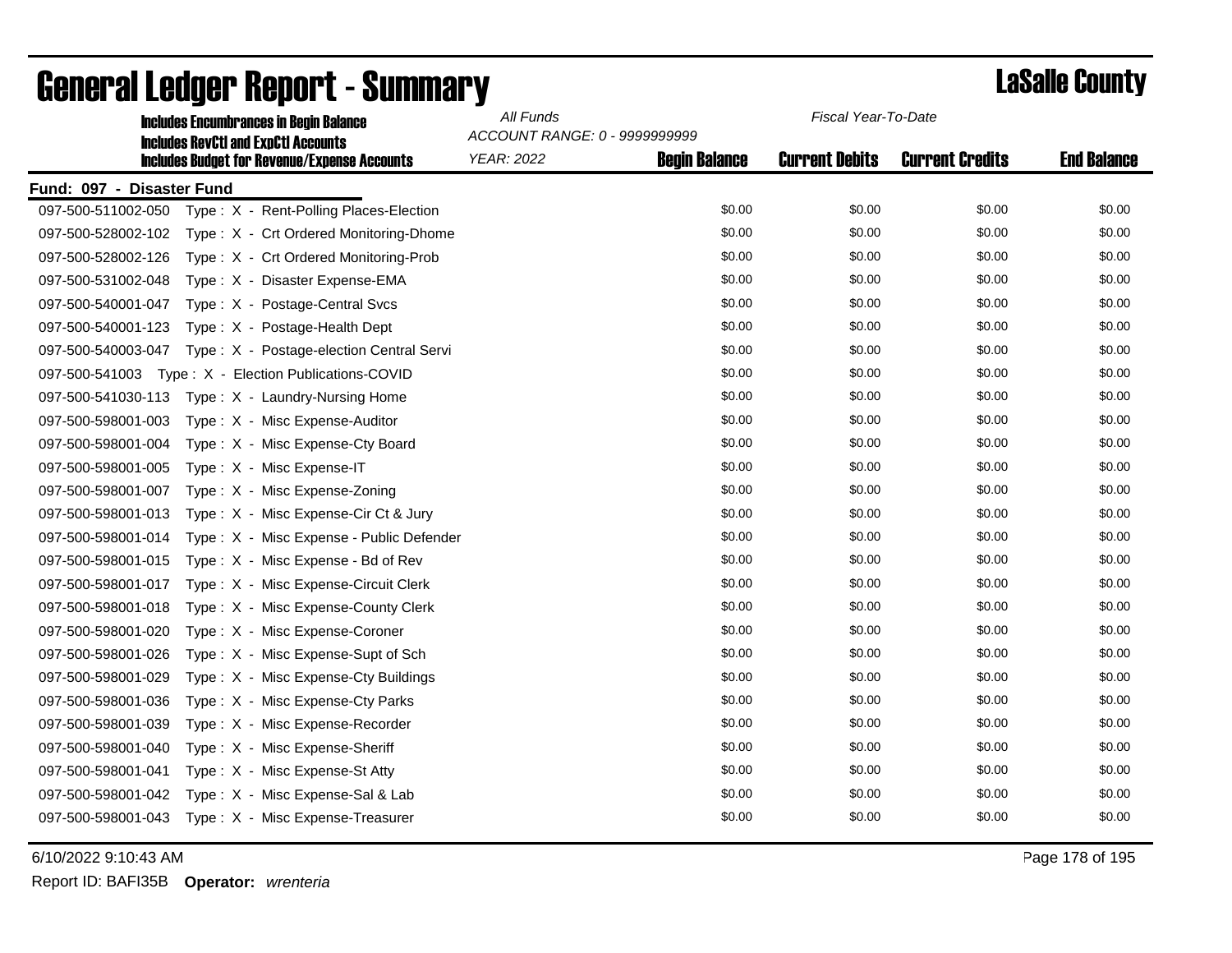# General Ledger Report - Summary

## LaSalle County

**Includes Encumbrances in Begin Balance**
**Includes RevCtl and ExpCtl Accounts**
**Includes Budget for Revenue/Expense Accounts**

*All Funds*
*ACCOUNT RANGE: 0 - 9999999999*
*YEAR: 2022*

*Fiscal Year-To-Date*

**Fund: 097 - Disaster Fund**

| Account | Begin Balance | Current Debits | Current Credits | End Balance |
|---|---|---|---|---|
| 097-500-511002-050 Type : X - Rent-Polling Places-Election | $0.00 | $0.00 | $0.00 | $0.00 |
| 097-500-528002-102 Type : X - Crt Ordered Monitoring-Dhome | $0.00 | $0.00 | $0.00 | $0.00 |
| 097-500-528002-126 Type : X - Crt Ordered Monitoring-Prob | $0.00 | $0.00 | $0.00 | $0.00 |
| 097-500-531002-048 Type : X - Disaster Expense-EMA | $0.00 | $0.00 | $0.00 | $0.00 |
| 097-500-540001-047 Type : X - Postage-Central Svcs | $0.00 | $0.00 | $0.00 | $0.00 |
| 097-500-540001-123 Type : X - Postage-Health Dept | $0.00 | $0.00 | $0.00 | $0.00 |
| 097-500-540003-047 Type : X - Postage-election Central Servi | $0.00 | $0.00 | $0.00 | $0.00 |
| 097-500-541003 Type : X - Election Publications-COVID | $0.00 | $0.00 | $0.00 | $0.00 |
| 097-500-541030-113 Type : X - Laundry-Nursing Home | $0.00 | $0.00 | $0.00 | $0.00 |
| 097-500-598001-003 Type : X - Misc Expense-Auditor | $0.00 | $0.00 | $0.00 | $0.00 |
| 097-500-598001-004 Type : X - Misc Expense-Cty Board | $0.00 | $0.00 | $0.00 | $0.00 |
| 097-500-598001-005 Type : X - Misc Expense-IT | $0.00 | $0.00 | $0.00 | $0.00 |
| 097-500-598001-007 Type : X - Misc Expense-Zoning | $0.00 | $0.00 | $0.00 | $0.00 |
| 097-500-598001-013 Type : X - Misc Expense-Cir Ct & Jury | $0.00 | $0.00 | $0.00 | $0.00 |
| 097-500-598001-014 Type : X - Misc Expense - Public Defender | $0.00 | $0.00 | $0.00 | $0.00 |
| 097-500-598001-015 Type : X - Misc Expense - Bd of Rev | $0.00 | $0.00 | $0.00 | $0.00 |
| 097-500-598001-017 Type : X - Misc Expense-Circuit Clerk | $0.00 | $0.00 | $0.00 | $0.00 |
| 097-500-598001-018 Type : X - Misc Expense-County Clerk | $0.00 | $0.00 | $0.00 | $0.00 |
| 097-500-598001-020 Type : X - Misc Expense-Coroner | $0.00 | $0.00 | $0.00 | $0.00 |
| 097-500-598001-026 Type : X - Misc Expense-Supt of Sch | $0.00 | $0.00 | $0.00 | $0.00 |
| 097-500-598001-029 Type : X - Misc Expense-Cty Buildings | $0.00 | $0.00 | $0.00 | $0.00 |
| 097-500-598001-036 Type : X - Misc Expense-Cty Parks | $0.00 | $0.00 | $0.00 | $0.00 |
| 097-500-598001-039 Type : X - Misc Expense-Recorder | $0.00 | $0.00 | $0.00 | $0.00 |
| 097-500-598001-040 Type : X - Misc Expense-Sheriff | $0.00 | $0.00 | $0.00 | $0.00 |
| 097-500-598001-041 Type : X - Misc Expense-St Atty | $0.00 | $0.00 | $0.00 | $0.00 |
| 097-500-598001-042 Type : X - Misc Expense-Sal & Lab | $0.00 | $0.00 | $0.00 | $0.00 |
| 097-500-598001-043 Type : X - Misc Expense-Treasurer | $0.00 | $0.00 | $0.00 | $0.00 |

6/10/2022 9:10:43 AM

Report ID: BAFI35B **Operator:** *wrenteria*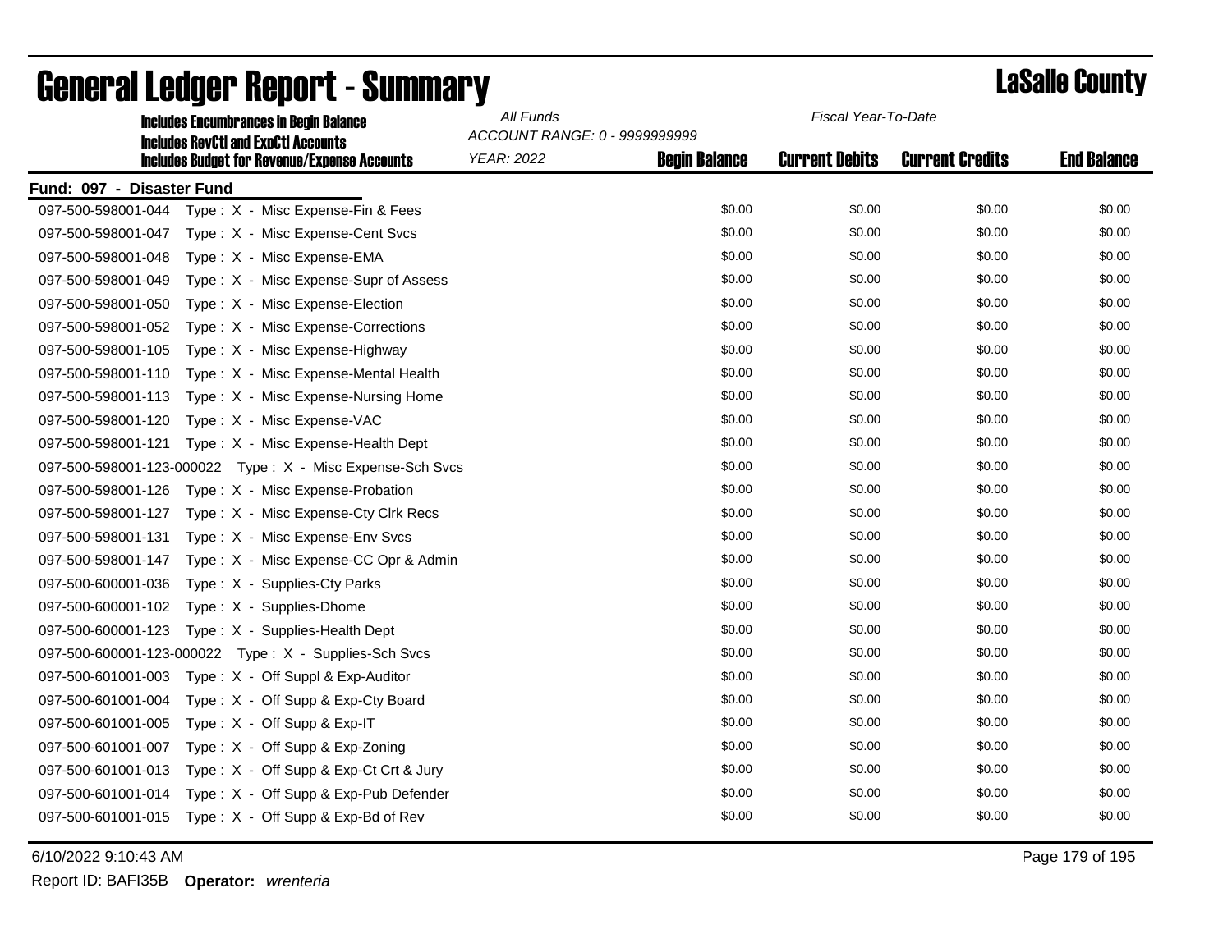# General Ledger Report - Summary

# LaSalle County

**Includes Encumbrances in Begin Balance**
**Includes RevCtl and ExpCtl Accounts**
**Includes Budget for Revenue/Expense Accounts**

*All Funds*
*ACCOUNT RANGE: 0 - 9999999999*
*YEAR: 2022*

*Fiscal Year-To-Date*

**Fund: 097 - Disaster Fund**

| Account | Begin Balance | Current Debits | Current Credits | End Balance |
|---|---|---|---|---|
| 097-500-598001-044 Type : X - Misc Expense-Fin & Fees | $0.00 | $0.00 | $0.00 | $0.00 |
| 097-500-598001-047 Type : X - Misc Expense-Cent Svcs | $0.00 | $0.00 | $0.00 | $0.00 |
| 097-500-598001-048 Type : X - Misc Expense-EMA | $0.00 | $0.00 | $0.00 | $0.00 |
| 097-500-598001-049 Type : X - Misc Expense-Supr of Assess | $0.00 | $0.00 | $0.00 | $0.00 |
| 097-500-598001-050 Type : X - Misc Expense-Election | $0.00 | $0.00 | $0.00 | $0.00 |
| 097-500-598001-052 Type : X - Misc Expense-Corrections | $0.00 | $0.00 | $0.00 | $0.00 |
| 097-500-598001-105 Type : X - Misc Expense-Highway | $0.00 | $0.00 | $0.00 | $0.00 |
| 097-500-598001-110 Type : X - Misc Expense-Mental Health | $0.00 | $0.00 | $0.00 | $0.00 |
| 097-500-598001-113 Type : X - Misc Expense-Nursing Home | $0.00 | $0.00 | $0.00 | $0.00 |
| 097-500-598001-120 Type : X - Misc Expense-VAC | $0.00 | $0.00 | $0.00 | $0.00 |
| 097-500-598001-121 Type : X - Misc Expense-Health Dept | $0.00 | $0.00 | $0.00 | $0.00 |
| 097-500-598001-123-000022 Type : X - Misc Expense-Sch Svcs | $0.00 | $0.00 | $0.00 | $0.00 |
| 097-500-598001-126 Type : X - Misc Expense-Probation | $0.00 | $0.00 | $0.00 | $0.00 |
| 097-500-598001-127 Type : X - Misc Expense-Cty Clrk Recs | $0.00 | $0.00 | $0.00 | $0.00 |
| 097-500-598001-131 Type : X - Misc Expense-Env Svcs | $0.00 | $0.00 | $0.00 | $0.00 |
| 097-500-598001-147 Type : X - Misc Expense-CC Opr & Admin | $0.00 | $0.00 | $0.00 | $0.00 |
| 097-500-600001-036 Type : X - Supplies-Cty Parks | $0.00 | $0.00 | $0.00 | $0.00 |
| 097-500-600001-102 Type : X - Supplies-Dhome | $0.00 | $0.00 | $0.00 | $0.00 |
| 097-500-600001-123 Type : X - Supplies-Health Dept | $0.00 | $0.00 | $0.00 | $0.00 |
| 097-500-600001-123-000022 Type : X - Supplies-Sch Svcs | $0.00 | $0.00 | $0.00 | $0.00 |
| 097-500-601001-003 Type : X - Off Suppl & Exp-Auditor | $0.00 | $0.00 | $0.00 | $0.00 |
| 097-500-601001-004 Type : X - Off Supp & Exp-Cty Board | $0.00 | $0.00 | $0.00 | $0.00 |
| 097-500-601001-005 Type : X - Off Supp & Exp-IT | $0.00 | $0.00 | $0.00 | $0.00 |
| 097-500-601001-007 Type : X - Off Supp & Exp-Zoning | $0.00 | $0.00 | $0.00 | $0.00 |
| 097-500-601001-013 Type : X - Off Supp & Exp-Ct Crt & Jury | $0.00 | $0.00 | $0.00 | $0.00 |
| 097-500-601001-014 Type : X - Off Supp & Exp-Pub Defender | $0.00 | $0.00 | $0.00 | $0.00 |
| 097-500-601001-015 Type : X - Off Supp & Exp-Bd of Rev | $0.00 | $0.00 | $0.00 | $0.00 |

6/10/2022 9:10:43 AM

Report ID: BAFI35B **Operator:** *wrenteria*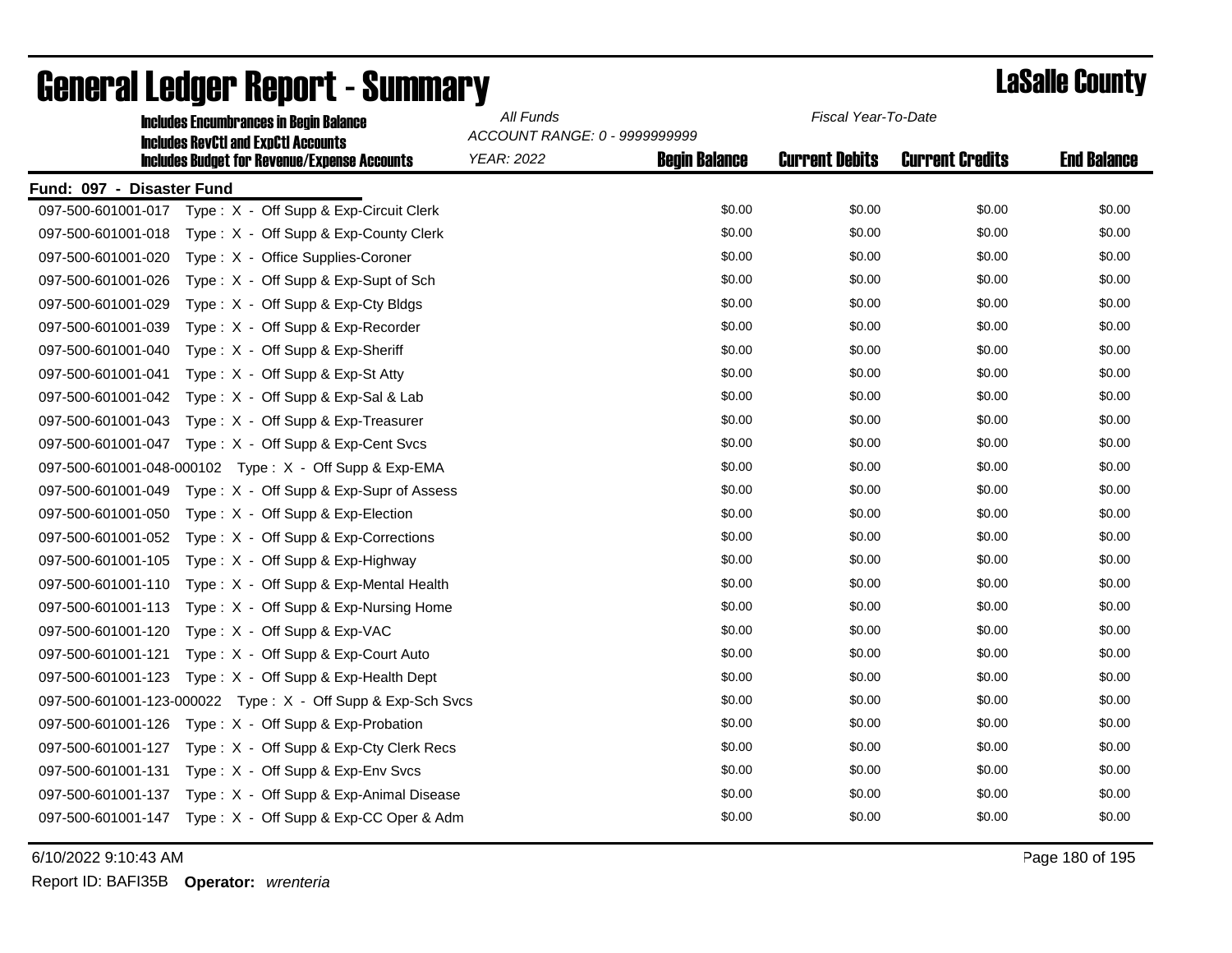# General Ledger Report - Summary

## LaSalle County

**Includes Encumbrances in Begin Balance**
**Includes RevCtl and ExpCtl Accounts**
**Includes Budget for Revenue/Expense Accounts**

*All Funds*
*ACCOUNT RANGE: 0 - 9999999999*
*YEAR: 2022*
*Fiscal Year-To-Date*

**Fund: 097 - Disaster Fund**

| Account | Begin Balance | Current Debits | Current Credits | End Balance |
|---|---|---|---|---|
| 097-500-601001-017 Type : X - Off Supp & Exp-Circuit Clerk | $0.00 | $0.00 | $0.00 | $0.00 |
| 097-500-601001-018 Type : X - Off Supp & Exp-County Clerk | $0.00 | $0.00 | $0.00 | $0.00 |
| 097-500-601001-020 Type : X - Office Supplies-Coroner | $0.00 | $0.00 | $0.00 | $0.00 |
| 097-500-601001-026 Type : X - Off Supp & Exp-Supt of Sch | $0.00 | $0.00 | $0.00 | $0.00 |
| 097-500-601001-029 Type : X - Off Supp & Exp-Cty Bldgs | $0.00 | $0.00 | $0.00 | $0.00 |
| 097-500-601001-039 Type : X - Off Supp & Exp-Recorder | $0.00 | $0.00 | $0.00 | $0.00 |
| 097-500-601001-040 Type : X - Off Supp & Exp-Sheriff | $0.00 | $0.00 | $0.00 | $0.00 |
| 097-500-601001-041 Type : X - Off Supp & Exp-St Atty | $0.00 | $0.00 | $0.00 | $0.00 |
| 097-500-601001-042 Type : X - Off Supp & Exp-Sal & Lab | $0.00 | $0.00 | $0.00 | $0.00 |
| 097-500-601001-043 Type : X - Off Supp & Exp-Treasurer | $0.00 | $0.00 | $0.00 | $0.00 |
| 097-500-601001-047 Type : X - Off Supp & Exp-Cent Svcs | $0.00 | $0.00 | $0.00 | $0.00 |
| 097-500-601001-048-000102 Type : X - Off Supp & Exp-EMA | $0.00 | $0.00 | $0.00 | $0.00 |
| 097-500-601001-049 Type : X - Off Supp & Exp-Supr of Assess | $0.00 | $0.00 | $0.00 | $0.00 |
| 097-500-601001-050 Type : X - Off Supp & Exp-Election | $0.00 | $0.00 | $0.00 | $0.00 |
| 097-500-601001-052 Type : X - Off Supp & Exp-Corrections | $0.00 | $0.00 | $0.00 | $0.00 |
| 097-500-601001-105 Type : X - Off Supp & Exp-Highway | $0.00 | $0.00 | $0.00 | $0.00 |
| 097-500-601001-110 Type : X - Off Supp & Exp-Mental Health | $0.00 | $0.00 | $0.00 | $0.00 |
| 097-500-601001-113 Type : X - Off Supp & Exp-Nursing Home | $0.00 | $0.00 | $0.00 | $0.00 |
| 097-500-601001-120 Type : X - Off Supp & Exp-VAC | $0.00 | $0.00 | $0.00 | $0.00 |
| 097-500-601001-121 Type : X - Off Supp & Exp-Court Auto | $0.00 | $0.00 | $0.00 | $0.00 |
| 097-500-601001-123 Type : X - Off Supp & Exp-Health Dept | $0.00 | $0.00 | $0.00 | $0.00 |
| 097-500-601001-123-000022 Type : X - Off Supp & Exp-Sch Svcs | $0.00 | $0.00 | $0.00 | $0.00 |
| 097-500-601001-126 Type : X - Off Supp & Exp-Probation | $0.00 | $0.00 | $0.00 | $0.00 |
| 097-500-601001-127 Type : X - Off Supp & Exp-Cty Clerk Recs | $0.00 | $0.00 | $0.00 | $0.00 |
| 097-500-601001-131 Type : X - Off Supp & Exp-Env Svcs | $0.00 | $0.00 | $0.00 | $0.00 |
| 097-500-601001-137 Type : X - Off Supp & Exp-Animal Disease | $0.00 | $0.00 | $0.00 | $0.00 |
| 097-500-601001-147 Type : X - Off Supp & Exp-CC Oper & Adm | $0.00 | $0.00 | $0.00 | $0.00 |

6/10/2022 9:10:43 AM

Report ID: BAFI35B **Operator:** *wrenteria*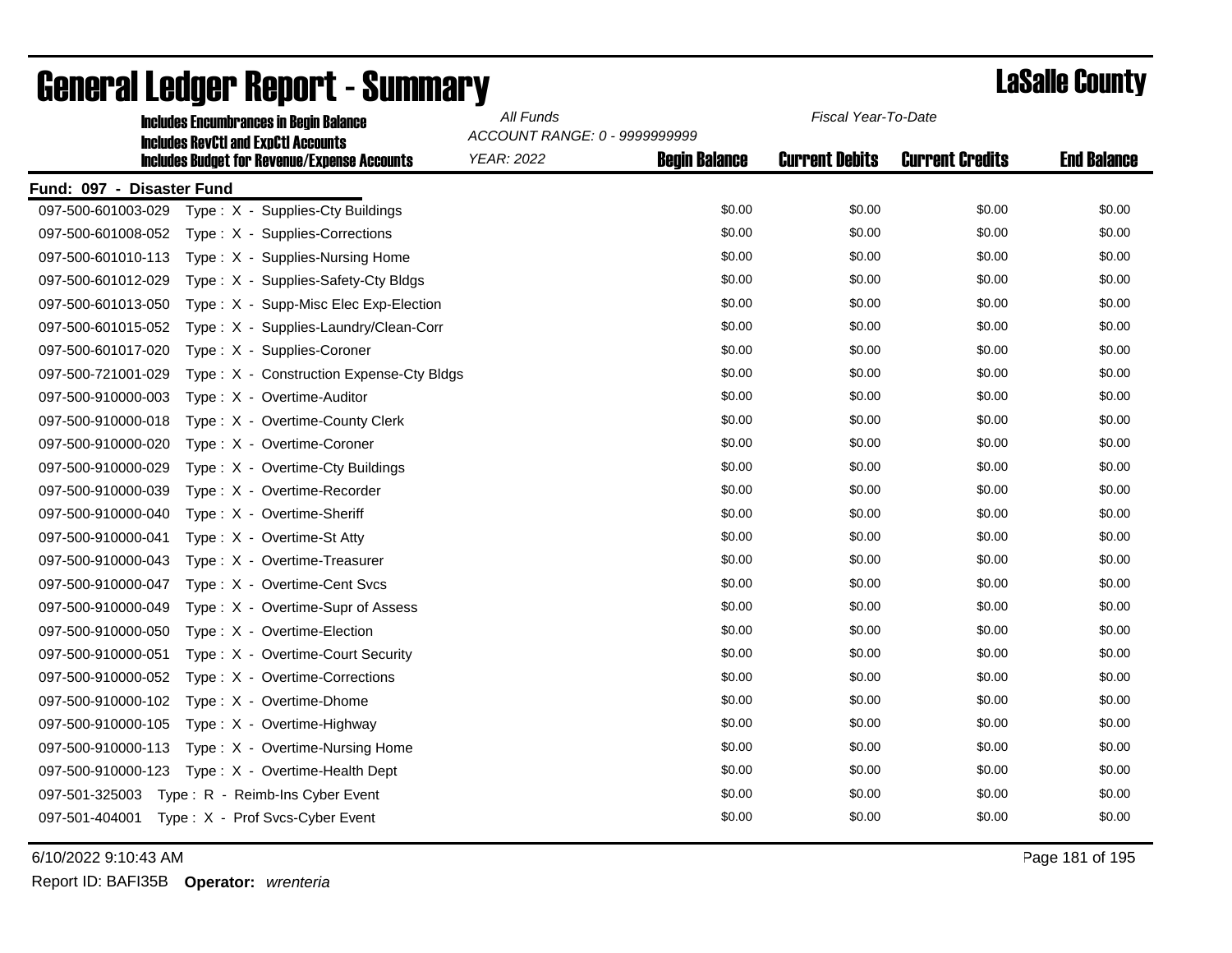# General Ledger Report - Summary

**LaSalle County**

Includes Encumbrances in Begin Balance
Includes RevCtl and ExpCtl Accounts
Includes Budget for Revenue/Expense Accounts

*All Funds*
*ACCOUNT RANGE: 0 - 9999999999*
*YEAR: 2022*

*Fiscal Year-To-Date*

**Fund: 097 - Disaster Fund**

| Account | Description | Begin Balance | Current Debits | Current Credits | End Balance |
|---|---|---|---|---|---|
| 097-500-601003-029 | Type : X - Supplies-Cty Buildings | $0.00 | $0.00 | $0.00 | $0.00 |
| 097-500-601008-052 | Type : X - Supplies-Corrections | $0.00 | $0.00 | $0.00 | $0.00 |
| 097-500-601010-113 | Type : X - Supplies-Nursing Home | $0.00 | $0.00 | $0.00 | $0.00 |
| 097-500-601012-029 | Type : X - Supplies-Safety-Cty Bldgs | $0.00 | $0.00 | $0.00 | $0.00 |
| 097-500-601013-050 | Type : X - Supp-Misc Elec Exp-Election | $0.00 | $0.00 | $0.00 | $0.00 |
| 097-500-601015-052 | Type : X - Supplies-Laundry/Clean-Corr | $0.00 | $0.00 | $0.00 | $0.00 |
| 097-500-601017-020 | Type : X - Supplies-Coroner | $0.00 | $0.00 | $0.00 | $0.00 |
| 097-500-721001-029 | Type : X - Construction Expense-Cty Bldgs | $0.00 | $0.00 | $0.00 | $0.00 |
| 097-500-910000-003 | Type : X - Overtime-Auditor | $0.00 | $0.00 | $0.00 | $0.00 |
| 097-500-910000-018 | Type : X - Overtime-County Clerk | $0.00 | $0.00 | $0.00 | $0.00 |
| 097-500-910000-020 | Type : X - Overtime-Coroner | $0.00 | $0.00 | $0.00 | $0.00 |
| 097-500-910000-029 | Type : X - Overtime-Cty Buildings | $0.00 | $0.00 | $0.00 | $0.00 |
| 097-500-910000-039 | Type : X - Overtime-Recorder | $0.00 | $0.00 | $0.00 | $0.00 |
| 097-500-910000-040 | Type : X - Overtime-Sheriff | $0.00 | $0.00 | $0.00 | $0.00 |
| 097-500-910000-041 | Type : X - Overtime-St Atty | $0.00 | $0.00 | $0.00 | $0.00 |
| 097-500-910000-043 | Type : X - Overtime-Treasurer | $0.00 | $0.00 | $0.00 | $0.00 |
| 097-500-910000-047 | Type : X - Overtime-Cent Svcs | $0.00 | $0.00 | $0.00 | $0.00 |
| 097-500-910000-049 | Type : X - Overtime-Supr of Assess | $0.00 | $0.00 | $0.00 | $0.00 |
| 097-500-910000-050 | Type : X - Overtime-Election | $0.00 | $0.00 | $0.00 | $0.00 |
| 097-500-910000-051 | Type : X - Overtime-Court Security | $0.00 | $0.00 | $0.00 | $0.00 |
| 097-500-910000-052 | Type : X - Overtime-Corrections | $0.00 | $0.00 | $0.00 | $0.00 |
| 097-500-910000-102 | Type : X - Overtime-Dhome | $0.00 | $0.00 | $0.00 | $0.00 |
| 097-500-910000-105 | Type : X - Overtime-Highway | $0.00 | $0.00 | $0.00 | $0.00 |
| 097-500-910000-113 | Type : X - Overtime-Nursing Home | $0.00 | $0.00 | $0.00 | $0.00 |
| 097-500-910000-123 | Type : X - Overtime-Health Dept | $0.00 | $0.00 | $0.00 | $0.00 |
| 097-501-325003 | Type : R - Reimb-Ins Cyber Event | $0.00 | $0.00 | $0.00 | $0.00 |
| 097-501-404001 | Type : X - Prof Svcs-Cyber Event | $0.00 | $0.00 | $0.00 | $0.00 |

6/10/2022 9:10:43 AM

Report ID: BAFI35B **Operator:** *wrenteria*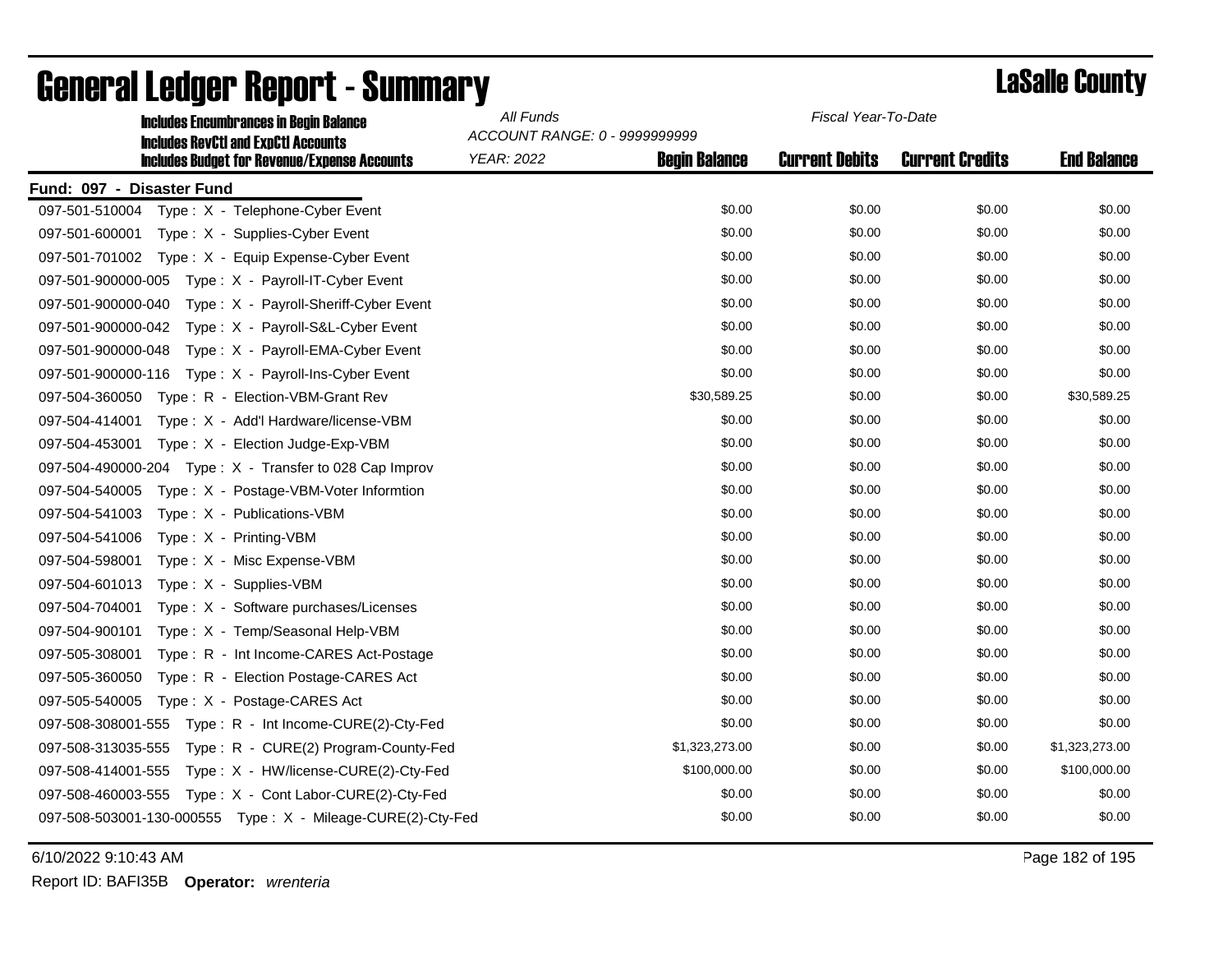# General Ledger Report - Summary

## LaSalle County

Includes Encumbrances in Begin Balance
Includes RevCtl and ExpCtl Accounts
Includes Budget for Revenue/Expense Accounts

All Funds
ACCOUNT RANGE: 0 - 9999999999
YEAR: 2022

Fiscal Year-To-Date

| Account | Begin Balance | Current Debits | Current Credits | End Balance |
|---|---|---|---|---|
| **Fund: 097 - Disaster Fund** | | | | |
| 097-501-510004 Type : X - Telephone-Cyber Event | $0.00 | $0.00 | $0.00 | $0.00 |
| 097-501-600001 Type : X - Supplies-Cyber Event | $0.00 | $0.00 | $0.00 | $0.00 |
| 097-501-701002 Type : X - Equip Expense-Cyber Event | $0.00 | $0.00 | $0.00 | $0.00 |
| 097-501-900000-005 Type : X - Payroll-IT-Cyber Event | $0.00 | $0.00 | $0.00 | $0.00 |
| 097-501-900000-040 Type : X - Payroll-Sheriff-Cyber Event | $0.00 | $0.00 | $0.00 | $0.00 |
| 097-501-900000-042 Type : X - Payroll-S&L-Cyber Event | $0.00 | $0.00 | $0.00 | $0.00 |
| 097-501-900000-048 Type : X - Payroll-EMA-Cyber Event | $0.00 | $0.00 | $0.00 | $0.00 |
| 097-501-900000-116 Type : X - Payroll-Ins-Cyber Event | $0.00 | $0.00 | $0.00 | $0.00 |
| 097-504-360050 Type : R - Election-VBM-Grant Rev | $30,589.25 | $0.00 | $0.00 | $30,589.25 |
| 097-504-414001 Type : X - Add'l Hardware/license-VBM | $0.00 | $0.00 | $0.00 | $0.00 |
| 097-504-453001 Type : X - Election Judge-Exp-VBM | $0.00 | $0.00 | $0.00 | $0.00 |
| 097-504-490000-204 Type : X - Transfer to 028 Cap Improv | $0.00 | $0.00 | $0.00 | $0.00 |
| 097-504-540005 Type : X - Postage-VBM-Voter Informtion | $0.00 | $0.00 | $0.00 | $0.00 |
| 097-504-541003 Type : X - Publications-VBM | $0.00 | $0.00 | $0.00 | $0.00 |
| 097-504-541006 Type : X - Printing-VBM | $0.00 | $0.00 | $0.00 | $0.00 |
| 097-504-598001 Type : X - Misc Expense-VBM | $0.00 | $0.00 | $0.00 | $0.00 |
| 097-504-601013 Type : X - Supplies-VBM | $0.00 | $0.00 | $0.00 | $0.00 |
| 097-504-704001 Type : X - Software purchases/Licenses | $0.00 | $0.00 | $0.00 | $0.00 |
| 097-504-900101 Type : X - Temp/Seasonal Help-VBM | $0.00 | $0.00 | $0.00 | $0.00 |
| 097-505-308001 Type : R - Int Income-CARES Act-Postage | $0.00 | $0.00 | $0.00 | $0.00 |
| 097-505-360050 Type : R - Election Postage-CARES Act | $0.00 | $0.00 | $0.00 | $0.00 |
| 097-505-540005 Type : X - Postage-CARES Act | $0.00 | $0.00 | $0.00 | $0.00 |
| 097-508-308001-555 Type : R - Int Income-CURE(2)-Cty-Fed | $0.00 | $0.00 | $0.00 | $0.00 |
| 097-508-313035-555 Type : R - CURE(2) Program-County-Fed | $1,323,273.00 | $0.00 | $0.00 | $1,323,273.00 |
| 097-508-414001-555 Type : X - HW/license-CURE(2)-Cty-Fed | $100,000.00 | $0.00 | $0.00 | $100,000.00 |
| 097-508-460003-555 Type : X - Cont Labor-CURE(2)-Cty-Fed | $0.00 | $0.00 | $0.00 | $0.00 |
| 097-508-503001-130-000555 Type : X - Mileage-CURE(2)-Cty-Fed | $0.00 | $0.00 | $0.00 | $0.00 |

6/10/2022 9:10:43 AM

Report ID: BAFI35B **Operator:** *wrenteria*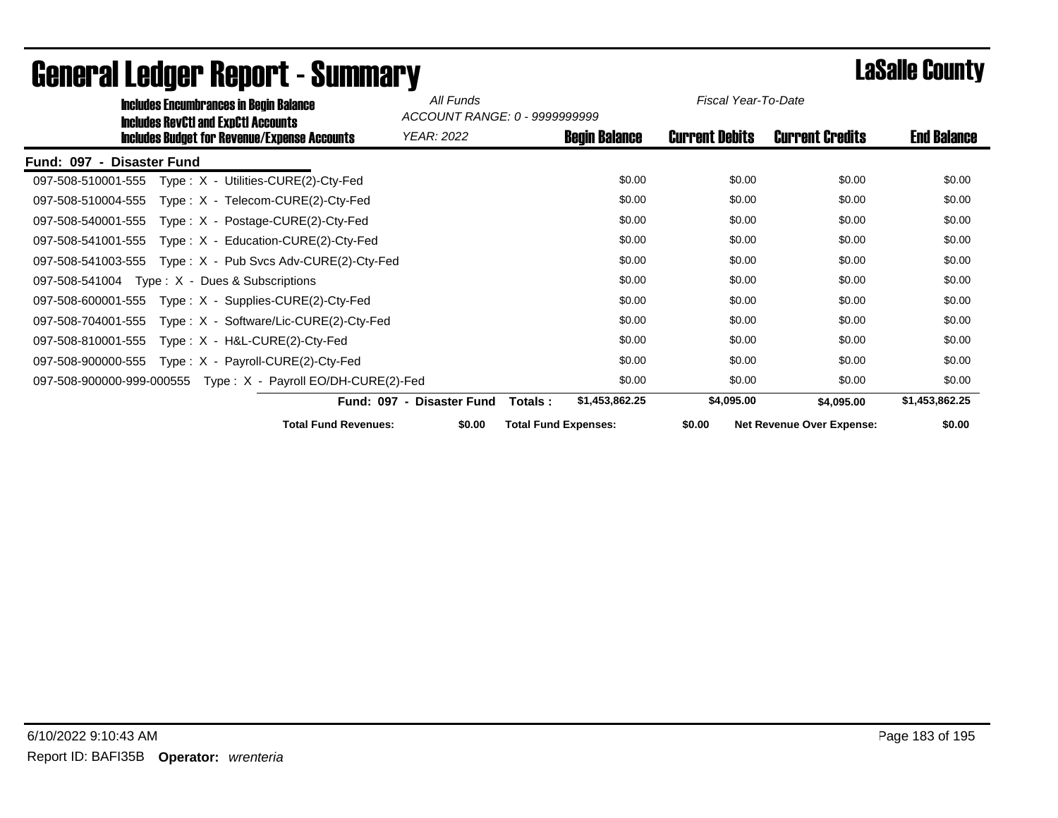# General Ledger Report - Summary

# LaSalle County

**Includes Encumbrances in Begin Balance**
**Includes RevCtl and ExpCtl Accounts**
**Includes Budget for Revenue/Expense Accounts**

*All Funds*
*ACCOUNT RANGE: 0 - 9999999999*
*YEAR: 2022*

*Fiscal Year-To-Date*

| Account | Begin Balance | Current Debits | Current Credits | End Balance |
|---|---|---|---|---|
| **Fund: 097 - Disaster Fund** | | | | |
| 097-508-510001-555 Type : X - Utilities-CURE(2)-Cty-Fed | $0.00 | $0.00 | $0.00 | $0.00 |
| 097-508-510004-555 Type : X - Telecom-CURE(2)-Cty-Fed | $0.00 | $0.00 | $0.00 | $0.00 |
| 097-508-540001-555 Type : X - Postage-CURE(2)-Cty-Fed | $0.00 | $0.00 | $0.00 | $0.00 |
| 097-508-541001-555 Type : X - Education-CURE(2)-Cty-Fed | $0.00 | $0.00 | $0.00 | $0.00 |
| 097-508-541003-555 Type : X - Pub Svcs Adv-CURE(2)-Cty-Fed | $0.00 | $0.00 | $0.00 | $0.00 |
| 097-508-541004 Type : X - Dues & Subscriptions | $0.00 | $0.00 | $0.00 | $0.00 |
| 097-508-600001-555 Type : X - Supplies-CURE(2)-Cty-Fed | $0.00 | $0.00 | $0.00 | $0.00 |
| 097-508-704001-555 Type : X - Software/Lic-CURE(2)-Cty-Fed | $0.00 | $0.00 | $0.00 | $0.00 |
| 097-508-810001-555 Type : X - H&L-CURE(2)-Cty-Fed | $0.00 | $0.00 | $0.00 | $0.00 |
| 097-508-900000-555 Type : X - Payroll-CURE(2)-Cty-Fed | $0.00 | $0.00 | $0.00 | $0.00 |
| 097-508-900000-999-000555 Type : X - Payroll EO/DH-CURE(2)-Fed | $0.00 | $0.00 | $0.00 | $0.00 |
| **Fund: 097 - Disaster Fund Totals :** | **$1,453,862.25** | **$4,095.00** | **$4,095.00** | **$1,453,862.25** |

**Total Fund Revenues:** $0.00 **Total Fund Expenses:** $0.00 **Net Revenue Over Expense:** $0.00

6/10/2022 9:10:43 AM

Report ID: BAFI35B **Operator:** *wrenteria*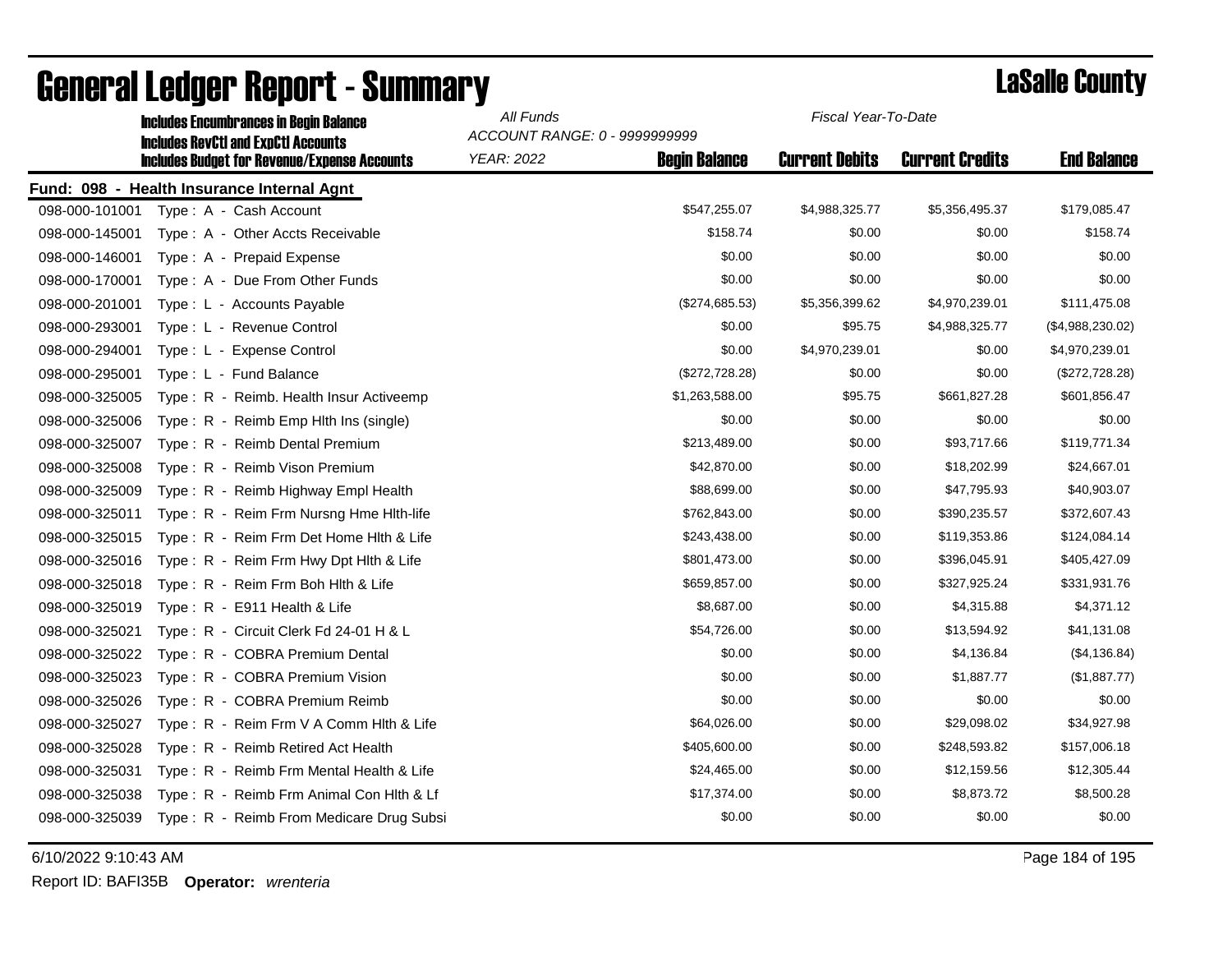# General Ledger Report - Summary

**LaSalle County**

Includes Encumbrances in Begin Balance
Includes RevCtl and ExpCtl Accounts
Includes Budget for Revenue/Expense Accounts

All Funds
ACCOUNT RANGE: 0 - 9999999999
YEAR: 2022

Fiscal Year-To-Date

| | | Begin Balance | Current Debits | Current Credits | End Balance |
|---|---|---|---|---|---|
| **Fund: 098 - Health Insurance Internal Agnt** | | | | | |
| 098-000-101001 | Type : A - Cash Account | $547,255.07 | $4,988,325.77 | $5,356,495.37 | $179,085.47 |
| 098-000-145001 | Type : A - Other Accts Receivable | $158.74 | $0.00 | $0.00 | $158.74 |
| 098-000-146001 | Type : A - Prepaid Expense | $0.00 | $0.00 | $0.00 | $0.00 |
| 098-000-170001 | Type : A - Due From Other Funds | $0.00 | $0.00 | $0.00 | $0.00 |
| 098-000-201001 | Type : L - Accounts Payable | ($274,685.53) | $5,356,399.62 | $4,970,239.01 | $111,475.08 |
| 098-000-293001 | Type : L - Revenue Control | $0.00 | $95.75 | $4,988,325.77 | ($4,988,230.02) |
| 098-000-294001 | Type : L - Expense Control | $0.00 | $4,970,239.01 | $0.00 | $4,970,239.01 |
| 098-000-295001 | Type : L - Fund Balance | ($272,728.28) | $0.00 | $0.00 | ($272,728.28) |
| 098-000-325005 | Type : R - Reimb. Health Insur Activeemp | $1,263,588.00 | $95.75 | $661,827.28 | $601,856.47 |
| 098-000-325006 | Type : R - Reimb Emp Hlth Ins (single) | $0.00 | $0.00 | $0.00 | $0.00 |
| 098-000-325007 | Type : R - Reimb Dental Premium | $213,489.00 | $0.00 | $93,717.66 | $119,771.34 |
| 098-000-325008 | Type : R - Reimb Vison Premium | $42,870.00 | $0.00 | $18,202.99 | $24,667.01 |
| 098-000-325009 | Type : R - Reimb Highway Empl Health | $88,699.00 | $0.00 | $47,795.93 | $40,903.07 |
| 098-000-325011 | Type : R - Reim Frm Nursng Hme Hlth-life | $762,843.00 | $0.00 | $390,235.57 | $372,607.43 |
| 098-000-325015 | Type : R - Reim Frm Det Home Hlth & Life | $243,438.00 | $0.00 | $119,353.86 | $124,084.14 |
| 098-000-325016 | Type : R - Reim Frm Hwy Dpt Hlth & Life | $801,473.00 | $0.00 | $396,045.91 | $405,427.09 |
| 098-000-325018 | Type : R - Reim Frm Boh Hlth & Life | $659,857.00 | $0.00 | $327,925.24 | $331,931.76 |
| 098-000-325019 | Type : R - E911 Health & Life | $8,687.00 | $0.00 | $4,315.88 | $4,371.12 |
| 098-000-325021 | Type : R - Circuit Clerk Fd 24-01 H & L | $54,726.00 | $0.00 | $13,594.92 | $41,131.08 |
| 098-000-325022 | Type : R - COBRA Premium Dental | $0.00 | $0.00 | $4,136.84 | ($4,136.84) |
| 098-000-325023 | Type : R - COBRA Premium Vision | $0.00 | $0.00 | $1,887.77 | ($1,887.77) |
| 098-000-325026 | Type : R - COBRA Premium Reimb | $0.00 | $0.00 | $0.00 | $0.00 |
| 098-000-325027 | Type : R - Reim Frm V A Comm Hlth & Life | $64,026.00 | $0.00 | $29,098.02 | $34,927.98 |
| 098-000-325028 | Type : R - Reimb Retired Act Health | $405,600.00 | $0.00 | $248,593.82 | $157,006.18 |
| 098-000-325031 | Type : R - Reimb Frm Mental Health & Life | $24,465.00 | $0.00 | $12,159.56 | $12,305.44 |
| 098-000-325038 | Type : R - Reimb Frm Animal Con Hlth & Lf | $17,374.00 | $0.00 | $8,873.72 | $8,500.28 |
| 098-000-325039 | Type : R - Reimb From Medicare Drug Subsi | $0.00 | $0.00 | $0.00 | $0.00 |

6/10/2022 9:10:43 AM

Report ID: BAFI35B **Operator:** *wrenteria*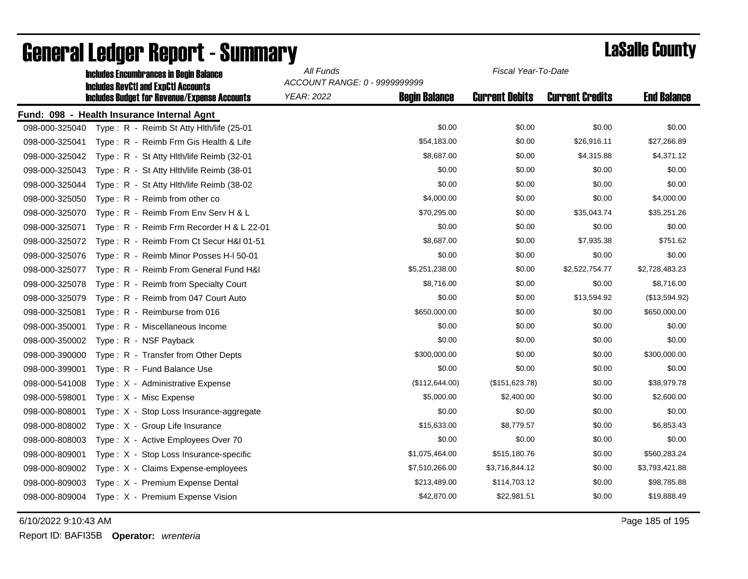# General Ledger Report - Summary

# LaSalle County

Includes Encumbrances in Begin Balance
Includes RevCtl and ExpCtl Accounts
Includes Budget for Revenue/Expense Accounts

All Funds
ACCOUNT RANGE: 0 - 9999999999
YEAR: 2022

Fiscal Year-To-Date

| | | Begin Balance | Current Debits | Current Credits | End Balance |
|---|---|---|---|---|---|
| **Fund: 098 - Health Insurance Internal Agnt** | | | | | |
| 098-000-325040 | Type : R - Reimb St Atty Hlth/life (25-01 | $0.00 | $0.00 | $0.00 | $0.00 |
| 098-000-325041 | Type : R - Reimb Frm Gis Health & Life | $54,183.00 | $0.00 | $26,916.11 | $27,266.89 |
| 098-000-325042 | Type : R - St Atty Hlth/life Reimb (32-01 | $8,687.00 | $0.00 | $4,315.88 | $4,371.12 |
| 098-000-325043 | Type : R - St Atty Hlth/life Reimb (38-01 | $0.00 | $0.00 | $0.00 | $0.00 |
| 098-000-325044 | Type : R - St Atty Hlth/life Reimb (38-02 | $0.00 | $0.00 | $0.00 | $0.00 |
| 098-000-325050 | Type : R - Reimb from other co | $4,000.00 | $0.00 | $0.00 | $4,000.00 |
| 098-000-325070 | Type : R - Reimb From Env Serv H & L | $70,295.00 | $0.00 | $35,043.74 | $35,251.26 |
| 098-000-325071 | Type : R - Reimb Frm Recorder H & L 22-01 | $0.00 | $0.00 | $0.00 | $0.00 |
| 098-000-325072 | Type : R - Reimb From Ct Secur H&l 01-51 | $8,687.00 | $0.00 | $7,935.38 | $751.62 |
| 098-000-325076 | Type : R - Reimb Minor Posses H-l 50-01 | $0.00 | $0.00 | $0.00 | $0.00 |
| 098-000-325077 | Type : R - Reimb From General Fund H&l | $5,251,238.00 | $0.00 | $2,522,754.77 | $2,728,483.23 |
| 098-000-325078 | Type : R - Reimb from Specialty Court | $8,716.00 | $0.00 | $0.00 | $8,716.00 |
| 098-000-325079 | Type : R - Reimb from 047 Court Auto | $0.00 | $0.00 | $13,594.92 | ($13,594.92) |
| 098-000-325081 | Type : R - Reimburse from 016 | $650,000.00 | $0.00 | $0.00 | $650,000.00 |
| 098-000-350001 | Type : R - Miscellaneous Income | $0.00 | $0.00 | $0.00 | $0.00 |
| 098-000-350002 | Type : R - NSF Payback | $0.00 | $0.00 | $0.00 | $0.00 |
| 098-000-390000 | Type : R - Transfer from Other Depts | $300,000.00 | $0.00 | $0.00 | $300,000.00 |
| 098-000-399001 | Type : R - Fund Balance Use | $0.00 | $0.00 | $0.00 | $0.00 |
| 098-000-541008 | Type : X - Administrative Expense | ($112,644.00) | ($151,623.78) | $0.00 | $38,979.78 |
| 098-000-598001 | Type : X - Misc Expense | $5,000.00 | $2,400.00 | $0.00 | $2,600.00 |
| 098-000-808001 | Type : X - Stop Loss Insurance-aggregate | $0.00 | $0.00 | $0.00 | $0.00 |
| 098-000-808002 | Type : X - Group Life Insurance | $15,633.00 | $8,779.57 | $0.00 | $6,853.43 |
| 098-000-808003 | Type : X - Active Employees Over 70 | $0.00 | $0.00 | $0.00 | $0.00 |
| 098-000-809001 | Type : X - Stop Loss Insurance-specific | $1,075,464.00 | $515,180.76 | $0.00 | $560,283.24 |
| 098-000-809002 | Type : X - Claims Expense-employees | $7,510,266.00 | $3,716,844.12 | $0.00 | $3,793,421.88 |
| 098-000-809003 | Type : X - Premium Expense Dental | $213,489.00 | $114,703.12 | $0.00 | $98,785.88 |
| 098-000-809004 | Type : X - Premium Expense Vision | $42,870.00 | $22,981.51 | $0.00 | $19,888.49 |

6/10/2022 9:10:43 AM

Report ID: BAFI35B **Operator:** *wrenteria*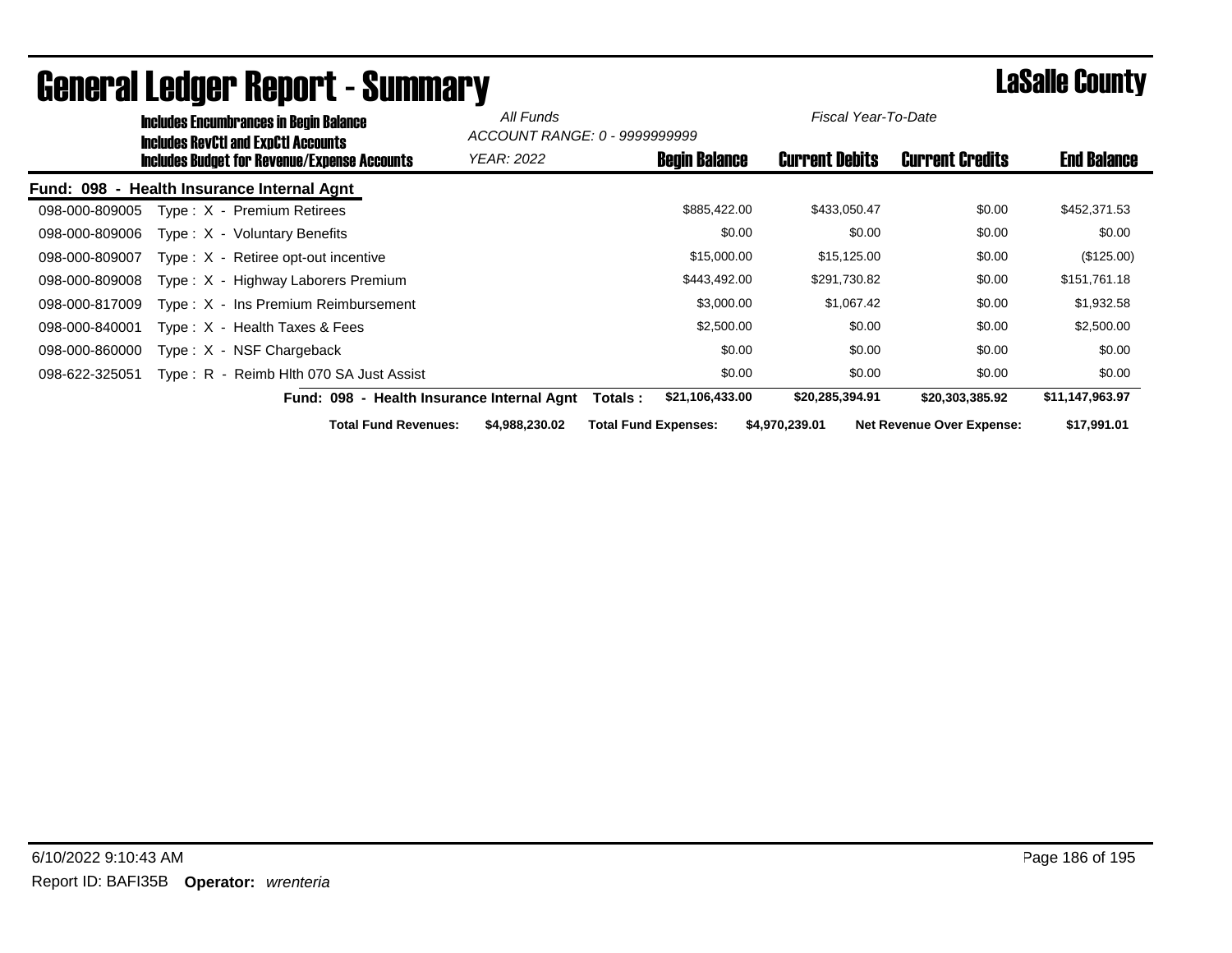# General Ledger Report - Summary

## LaSalle County

**Includes Encumbrances in Begin Balance**
**Includes RevCtl and ExpCtl Accounts**
**Includes Budget for Revenue/Expense Accounts**

*All Funds*
*ACCOUNT RANGE: 0 - 9999999999*
*YEAR: 2022*

*Fiscal Year-To-Date*

| | | Begin Balance | Current Debits | Current Credits | End Balance |
|---|---|---|---|---|---|
| **Fund: 098 - Health Insurance Internal Agnt** | | | | | |
| 098-000-809005 | Type : X - Premium Retirees | $885,422.00 | $433,050.47 | $0.00 | $452,371.53 |
| 098-000-809006 | Type : X - Voluntary Benefits | $0.00 | $0.00 | $0.00 | $0.00 |
| 098-000-809007 | Type : X - Retiree opt-out incentive | $15,000.00 | $15,125.00 | $0.00 | ($125.00) |
| 098-000-809008 | Type : X - Highway Laborers Premium | $443,492.00 | $291,730.82 | $0.00 | $151,761.18 |
| 098-000-817009 | Type : X - Ins Premium Reimbursement | $3,000.00 | $1,067.42 | $0.00 | $1,932.58 |
| 098-000-840001 | Type : X - Health Taxes & Fees | $2,500.00 | $0.00 | $0.00 | $2,500.00 |
| 098-000-860000 | Type : X - NSF Chargeback | $0.00 | $0.00 | $0.00 | $0.00 |
| 098-622-325051 | Type : R - Reimb Hlth 070 SA Just Assist | $0.00 | $0.00 | $0.00 | $0.00 |
| | **Fund: 098 - Health Insurance Internal Agnt Totals :** | **$21,106,433.00** | **$20,285,394.91** | **$20,303,385.92** | **$11,147,963.97** |

**Total Fund Revenues:** $4,988,230.02 **Total Fund Expenses:** $4,970,239.01 **Net Revenue Over Expense:** $17,991.01

6/10/2022 9:10:43 AM

Report ID: BAFI35B **Operator:** *wrenteria*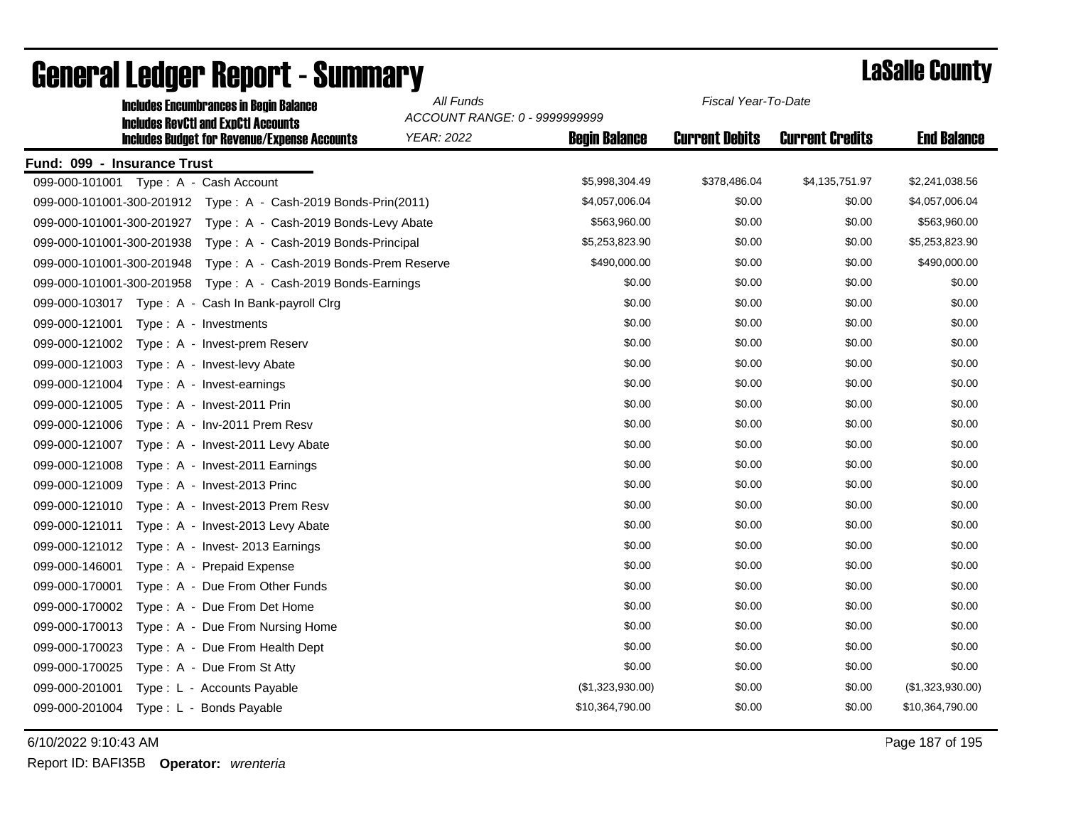# General Ledger Report - Summary

**LaSalle County**

Includes Encumbrances in Begin Balance
Includes RevCtl and ExpCtl Accounts
Includes Budget for Revenue/Expense Accounts

All Funds
ACCOUNT RANGE: 0 - 9999999999
YEAR: 2022

Fiscal Year-To-Date

| | Begin Balance | Current Debits | Current Credits | End Balance |
|---|---|---|---|---|
| **Fund: 099 - Insurance Trust** | | | | |
| 099-000-101001 Type : A - Cash Account | $5,998,304.49 | $378,486.04 | $4,135,751.97 | $2,241,038.56 |
| 099-000-101001-300-201912 Type : A - Cash-2019 Bonds-Prin(2011) | $4,057,006.04 | $0.00 | $0.00 | $4,057,006.04 |
| 099-000-101001-300-201927 Type : A - Cash-2019 Bonds-Levy Abate | $563,960.00 | $0.00 | $0.00 | $563,960.00 |
| 099-000-101001-300-201938 Type : A - Cash-2019 Bonds-Principal | $5,253,823.90 | $0.00 | $0.00 | $5,253,823.90 |
| 099-000-101001-300-201948 Type : A - Cash-2019 Bonds-Prem Reserve | $490,000.00 | $0.00 | $0.00 | $490,000.00 |
| 099-000-101001-300-201958 Type : A - Cash-2019 Bonds-Earnings | $0.00 | $0.00 | $0.00 | $0.00 |
| 099-000-103017 Type : A - Cash In Bank-payroll Clrg | $0.00 | $0.00 | $0.00 | $0.00 |
| 099-000-121001 Type : A - Investments | $0.00 | $0.00 | $0.00 | $0.00 |
| 099-000-121002 Type : A - Invest-prem Reserv | $0.00 | $0.00 | $0.00 | $0.00 |
| 099-000-121003 Type : A - Invest-levy Abate | $0.00 | $0.00 | $0.00 | $0.00 |
| 099-000-121004 Type : A - Invest-earnings | $0.00 | $0.00 | $0.00 | $0.00 |
| 099-000-121005 Type : A - Invest-2011 Prin | $0.00 | $0.00 | $0.00 | $0.00 |
| 099-000-121006 Type : A - Inv-2011 Prem Resv | $0.00 | $0.00 | $0.00 | $0.00 |
| 099-000-121007 Type : A - Invest-2011 Levy Abate | $0.00 | $0.00 | $0.00 | $0.00 |
| 099-000-121008 Type : A - Invest-2011 Earnings | $0.00 | $0.00 | $0.00 | $0.00 |
| 099-000-121009 Type : A - Invest-2013 Princ | $0.00 | $0.00 | $0.00 | $0.00 |
| 099-000-121010 Type : A - Invest-2013 Prem Resv | $0.00 | $0.00 | $0.00 | $0.00 |
| 099-000-121011 Type : A - Invest-2013 Levy Abate | $0.00 | $0.00 | $0.00 | $0.00 |
| 099-000-121012 Type : A - Invest- 2013 Earnings | $0.00 | $0.00 | $0.00 | $0.00 |
| 099-000-146001 Type : A - Prepaid Expense | $0.00 | $0.00 | $0.00 | $0.00 |
| 099-000-170001 Type : A - Due From Other Funds | $0.00 | $0.00 | $0.00 | $0.00 |
| 099-000-170002 Type : A - Due From Det Home | $0.00 | $0.00 | $0.00 | $0.00 |
| 099-000-170013 Type : A - Due From Nursing Home | $0.00 | $0.00 | $0.00 | $0.00 |
| 099-000-170023 Type : A - Due From Health Dept | $0.00 | $0.00 | $0.00 | $0.00 |
| 099-000-170025 Type : A - Due From St Atty | $0.00 | $0.00 | $0.00 | $0.00 |
| 099-000-201001 Type : L - Accounts Payable | ($1,323,930.00) | $0.00 | $0.00 | ($1,323,930.00) |
| 099-000-201004 Type : L - Bonds Payable | $10,364,790.00 | $0.00 | $0.00 | $10,364,790.00 |

6/10/2022 9:10:43 AM

Report ID: BAFI35B **Operator:** *wrenteria*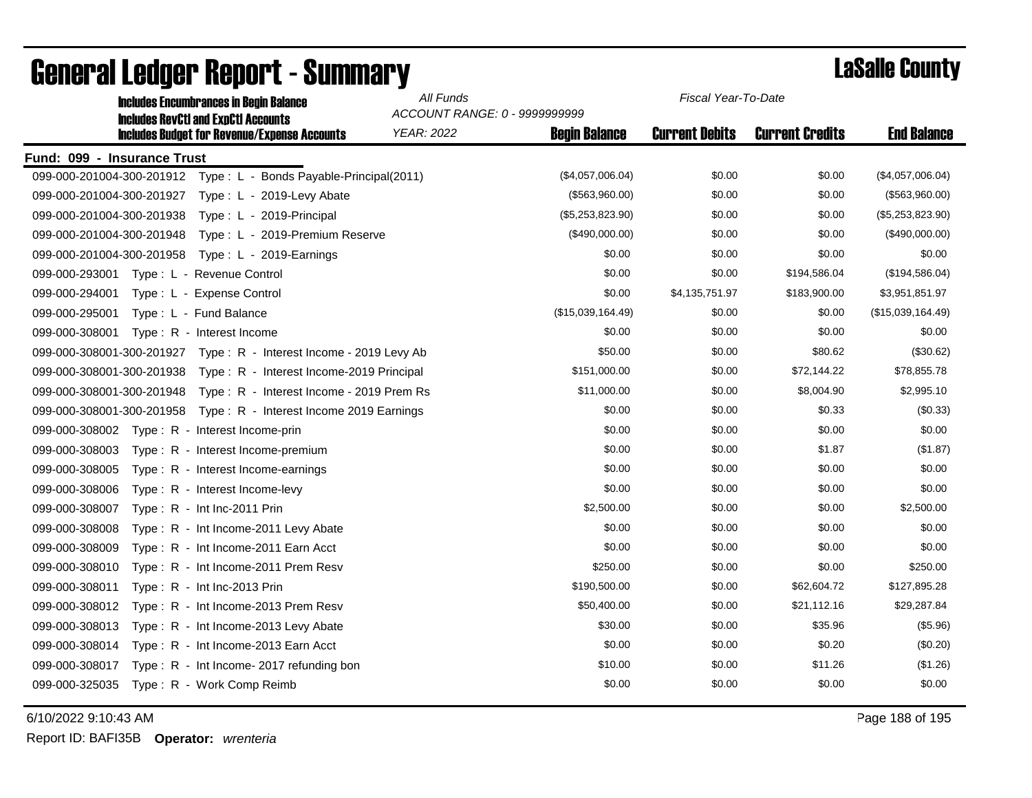# General Ledger Report - Summary

## LaSalle County

**Includes Encumbrances in Begin Balance**
**Includes RevCtl and ExpCtl Accounts**
**Includes Budget for Revenue/Expense Accounts**

*All Funds*
*ACCOUNT RANGE: 0 - 9999999999*
*YEAR: 2022*

*Fiscal Year-To-Date*

| Account | Begin Balance | Current Debits | Current Credits | End Balance |
|---|---|---|---|---|
| **Fund: 099 - Insurance Trust** | | | | |
| 099-000-201004-300-201912 Type : L - Bonds Payable-Principal(2011) | ($4,057,006.04) | $0.00 | $0.00 | ($4,057,006.04) |
| 099-000-201004-300-201927 Type : L - 2019-Levy Abate | ($563,960.00) | $0.00 | $0.00 | ($563,960.00) |
| 099-000-201004-300-201938 Type : L - 2019-Principal | ($5,253,823.90) | $0.00 | $0.00 | ($5,253,823.90) |
| 099-000-201004-300-201948 Type : L - 2019-Premium Reserve | ($490,000.00) | $0.00 | $0.00 | ($490,000.00) |
| 099-000-201004-300-201958 Type : L - 2019-Earnings | $0.00 | $0.00 | $0.00 | $0.00 |
| 099-000-293001 Type : L - Revenue Control | $0.00 | $0.00 | $194,586.04 | ($194,586.04) |
| 099-000-294001 Type : L - Expense Control | $0.00 | $4,135,751.97 | $183,900.00 | $3,951,851.97 |
| 099-000-295001 Type : L - Fund Balance | ($15,039,164.49) | $0.00 | $0.00 | ($15,039,164.49) |
| 099-000-308001 Type : R - Interest Income | $0.00 | $0.00 | $0.00 | $0.00 |
| 099-000-308001-300-201927 Type : R - Interest Income - 2019 Levy Ab | $50.00 | $0.00 | $80.62 | ($30.62) |
| 099-000-308001-300-201938 Type : R - Interest Income-2019 Principal | $151,000.00 | $0.00 | $72,144.22 | $78,855.78 |
| 099-000-308001-300-201948 Type : R - Interest Income - 2019 Prem Rs | $11,000.00 | $0.00 | $8,004.90 | $2,995.10 |
| 099-000-308001-300-201958 Type : R - Interest Income 2019 Earnings | $0.00 | $0.00 | $0.33 | ($0.33) |
| 099-000-308002 Type : R - Interest Income-prin | $0.00 | $0.00 | $0.00 | $0.00 |
| 099-000-308003 Type : R - Interest Income-premium | $0.00 | $0.00 | $1.87 | ($1.87) |
| 099-000-308005 Type : R - Interest Income-earnings | $0.00 | $0.00 | $0.00 | $0.00 |
| 099-000-308006 Type : R - Interest Income-levy | $0.00 | $0.00 | $0.00 | $0.00 |
| 099-000-308007 Type : R - Int Inc-2011 Prin | $2,500.00 | $0.00 | $0.00 | $2,500.00 |
| 099-000-308008 Type : R - Int Income-2011 Levy Abate | $0.00 | $0.00 | $0.00 | $0.00 |
| 099-000-308009 Type : R - Int Income-2011 Earn Acct | $0.00 | $0.00 | $0.00 | $0.00 |
| 099-000-308010 Type : R - Int Income-2011 Prem Resv | $250.00 | $0.00 | $0.00 | $250.00 |
| 099-000-308011 Type : R - Int Inc-2013 Prin | $190,500.00 | $0.00 | $62,604.72 | $127,895.28 |
| 099-000-308012 Type : R - Int Income-2013 Prem Resv | $50,400.00 | $0.00 | $21,112.16 | $29,287.84 |
| 099-000-308013 Type : R - Int Income-2013 Levy Abate | $30.00 | $0.00 | $35.96 | ($5.96) |
| 099-000-308014 Type : R - Int Income-2013 Earn Acct | $0.00 | $0.00 | $0.20 | ($0.20) |
| 099-000-308017 Type : R - Int Income- 2017 refunding bon | $10.00 | $0.00 | $11.26 | ($1.26) |
| 099-000-325035 Type : R - Work Comp Reimb | $0.00 | $0.00 | $0.00 | $0.00 |

6/10/2022 9:10:43 AM

Report ID: BAFI35B **Operator:** *wrenteria*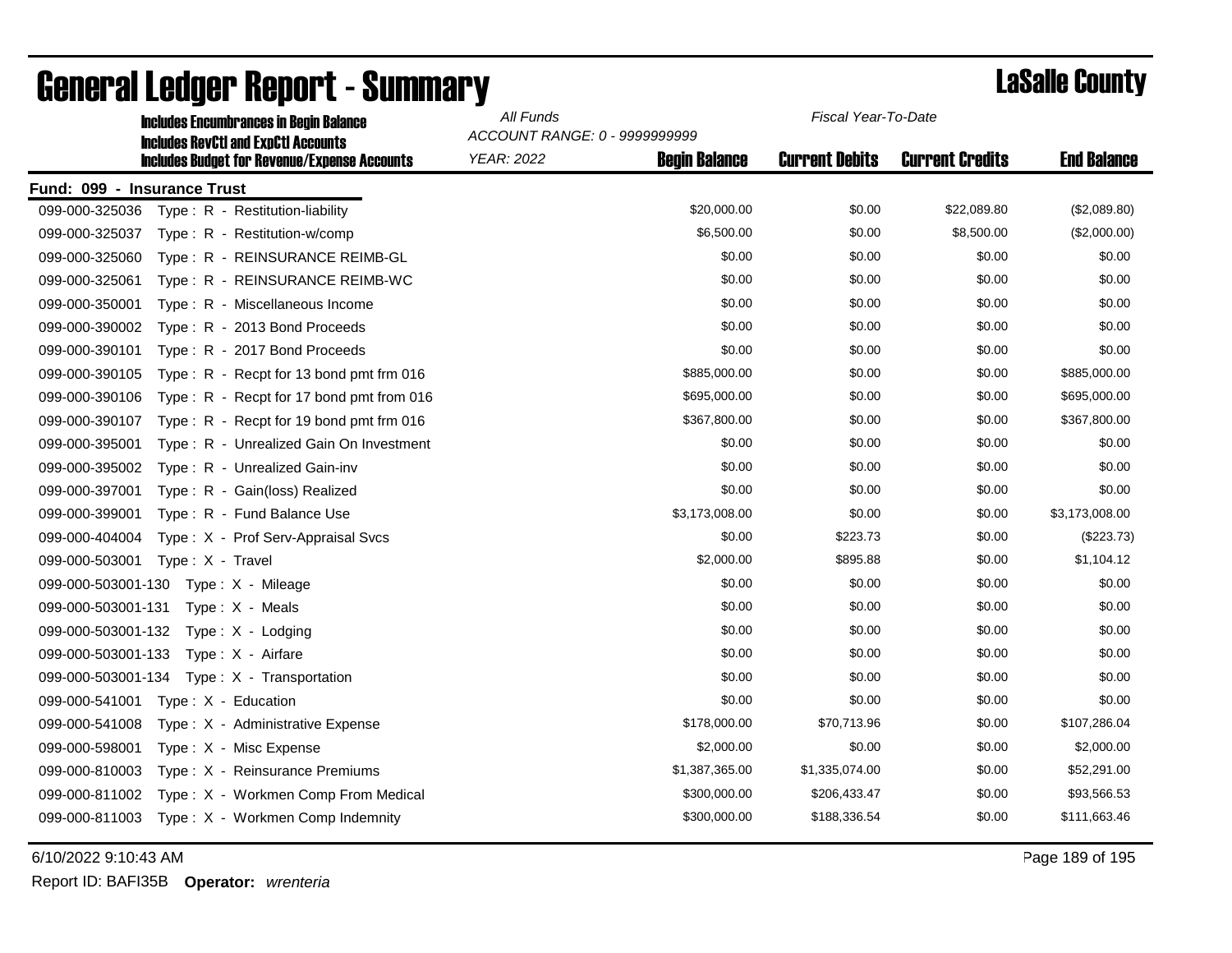# General Ledger Report - Summary

**LaSalle County**

Includes Encumbrances in Begin Balance
Includes RevCtl and ExpCtl Accounts
Includes Budget for Revenue/Expense Accounts

*All Funds*
*ACCOUNT RANGE: 0 - 9999999999*
*YEAR: 2022*

*Fiscal Year-To-Date*

**Fund: 099 - Insurance Trust**

| Account | Description | Begin Balance | Current Debits | Current Credits | End Balance |
|---|---|---|---|---|---|
| 099-000-325036 | Type : R - Restitution-liability | $20,000.00 | $0.00 | $22,089.80 | ($2,089.80) |
| 099-000-325037 | Type : R - Restitution-w/comp | $6,500.00 | $0.00 | $8,500.00 | ($2,000.00) |
| 099-000-325060 | Type : R - REINSURANCE REIMB-GL | $0.00 | $0.00 | $0.00 | $0.00 |
| 099-000-325061 | Type : R - REINSURANCE REIMB-WC | $0.00 | $0.00 | $0.00 | $0.00 |
| 099-000-350001 | Type : R - Miscellaneous Income | $0.00 | $0.00 | $0.00 | $0.00 |
| 099-000-390002 | Type : R - 2013 Bond Proceeds | $0.00 | $0.00 | $0.00 | $0.00 |
| 099-000-390101 | Type : R - 2017 Bond Proceeds | $0.00 | $0.00 | $0.00 | $0.00 |
| 099-000-390105 | Type : R - Recpt for 13 bond pmt frm 016 | $885,000.00 | $0.00 | $0.00 | $885,000.00 |
| 099-000-390106 | Type : R - Recpt for 17 bond pmt from 016 | $695,000.00 | $0.00 | $0.00 | $695,000.00 |
| 099-000-390107 | Type : R - Recpt for 19 bond pmt frm 016 | $367,800.00 | $0.00 | $0.00 | $367,800.00 |
| 099-000-395001 | Type : R - Unrealized Gain On Investment | $0.00 | $0.00 | $0.00 | $0.00 |
| 099-000-395002 | Type : R - Unrealized Gain-inv | $0.00 | $0.00 | $0.00 | $0.00 |
| 099-000-397001 | Type : R - Gain(loss) Realized | $0.00 | $0.00 | $0.00 | $0.00 |
| 099-000-399001 | Type : R - Fund Balance Use | $3,173,008.00 | $0.00 | $0.00 | $3,173,008.00 |
| 099-000-404004 | Type : X - Prof Serv-Appraisal Svcs | $0.00 | $223.73 | $0.00 | ($223.73) |
| 099-000-503001 | Type : X - Travel | $2,000.00 | $895.88 | $0.00 | $1,104.12 |
| 099-000-503001-130 | Type : X - Mileage | $0.00 | $0.00 | $0.00 | $0.00 |
| 099-000-503001-131 | Type : X - Meals | $0.00 | $0.00 | $0.00 | $0.00 |
| 099-000-503001-132 | Type : X - Lodging | $0.00 | $0.00 | $0.00 | $0.00 |
| 099-000-503001-133 | Type : X - Airfare | $0.00 | $0.00 | $0.00 | $0.00 |
| 099-000-503001-134 | Type : X - Transportation | $0.00 | $0.00 | $0.00 | $0.00 |
| 099-000-541001 | Type : X - Education | $0.00 | $0.00 | $0.00 | $0.00 |
| 099-000-541008 | Type : X - Administrative Expense | $178,000.00 | $70,713.96 | $0.00 | $107,286.04 |
| 099-000-598001 | Type : X - Misc Expense | $2,000.00 | $0.00 | $0.00 | $2,000.00 |
| 099-000-810003 | Type : X - Reinsurance Premiums | $1,387,365.00 | $1,335,074.00 | $0.00 | $52,291.00 |
| 099-000-811002 | Type : X - Workmen Comp From Medical | $300,000.00 | $206,433.47 | $0.00 | $93,566.53 |
| 099-000-811003 | Type : X - Workmen Comp Indemnity | $300,000.00 | $188,336.54 | $0.00 | $111,663.46 |

6/10/2022 9:10:43 AM

Report ID: BAFI35B **Operator:** *wrenteria*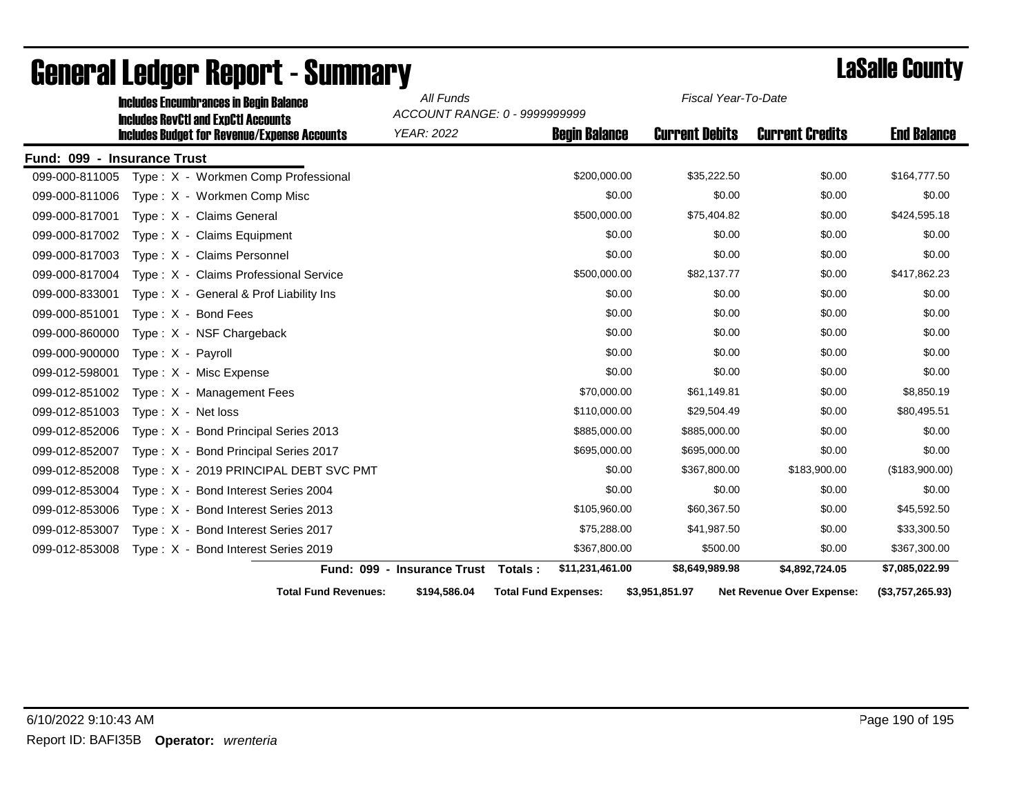# General Ledger Report - Summary

# LaSalle County

Includes Encumbrances in Begin Balance
Includes RevCtl and ExpCtl Accounts
Includes Budget for Revenue/Expense Accounts

*All Funds*
*ACCOUNT RANGE: 0 - 9999999999*
*YEAR: 2022*

*Fiscal Year-To-Date*

**Fund: 099 - Insurance Trust**

| | | Begin Balance | Current Debits | Current Credits | End Balance |
|---|---|---|---|---|---|
| 099-000-811005 | Type : X - Workmen Comp Professional | $200,000.00 | $35,222.50 | $0.00 | $164,777.50 |
| 099-000-811006 | Type : X - Workmen Comp Misc | $0.00 | $0.00 | $0.00 | $0.00 |
| 099-000-817001 | Type : X - Claims General | $500,000.00 | $75,404.82 | $0.00 | $424,595.18 |
| 099-000-817002 | Type : X - Claims Equipment | $0.00 | $0.00 | $0.00 | $0.00 |
| 099-000-817003 | Type : X - Claims Personnel | $0.00 | $0.00 | $0.00 | $0.00 |
| 099-000-817004 | Type : X - Claims Professional Service | $500,000.00 | $82,137.77 | $0.00 | $417,862.23 |
| 099-000-833001 | Type : X - General & Prof Liability Ins | $0.00 | $0.00 | $0.00 | $0.00 |
| 099-000-851001 | Type : X - Bond Fees | $0.00 | $0.00 | $0.00 | $0.00 |
| 099-000-860000 | Type : X - NSF Chargeback | $0.00 | $0.00 | $0.00 | $0.00 |
| 099-000-900000 | Type : X - Payroll | $0.00 | $0.00 | $0.00 | $0.00 |
| 099-012-598001 | Type : X - Misc Expense | $0.00 | $0.00 | $0.00 | $0.00 |
| 099-012-851002 | Type : X - Management Fees | $70,000.00 | $61,149.81 | $0.00 | $8,850.19 |
| 099-012-851003 | Type : X - Net loss | $110,000.00 | $29,504.49 | $0.00 | $80,495.51 |
| 099-012-852006 | Type : X - Bond Principal Series 2013 | $885,000.00 | $885,000.00 | $0.00 | $0.00 |
| 099-012-852007 | Type : X - Bond Principal Series 2017 | $695,000.00 | $695,000.00 | $0.00 | $0.00 |
| 099-012-852008 | Type : X - 2019 PRINCIPAL DEBT SVC PMT | $0.00 | $367,800.00 | $183,900.00 | ($183,900.00) |
| 099-012-853004 | Type : X - Bond Interest Series 2004 | $0.00 | $0.00 | $0.00 | $0.00 |
| 099-012-853006 | Type : X - Bond Interest Series 2013 | $105,960.00 | $60,367.50 | $0.00 | $45,592.50 |
| 099-012-853007 | Type : X - Bond Interest Series 2017 | $75,288.00 | $41,987.50 | $0.00 | $33,300.50 |
| 099-012-853008 | Type : X - Bond Interest Series 2019 | $367,800.00 | $500.00 | $0.00 | $367,300.00 |
| | **Fund: 099 - Insurance Trust Totals :** | **$11,231,461.00** | **$8,649,989.98** | **$4,892,724.05** | **$7,085,022.99** |

**Total Fund Revenues:** $194,586.04 **Total Fund Expenses:** $3,951,851.97 **Net Revenue Over Expense:** ($3,757,265.93)

6/10/2022 9:10:43 AM
Report ID: BAFI35B **Operator:** *wrenteria*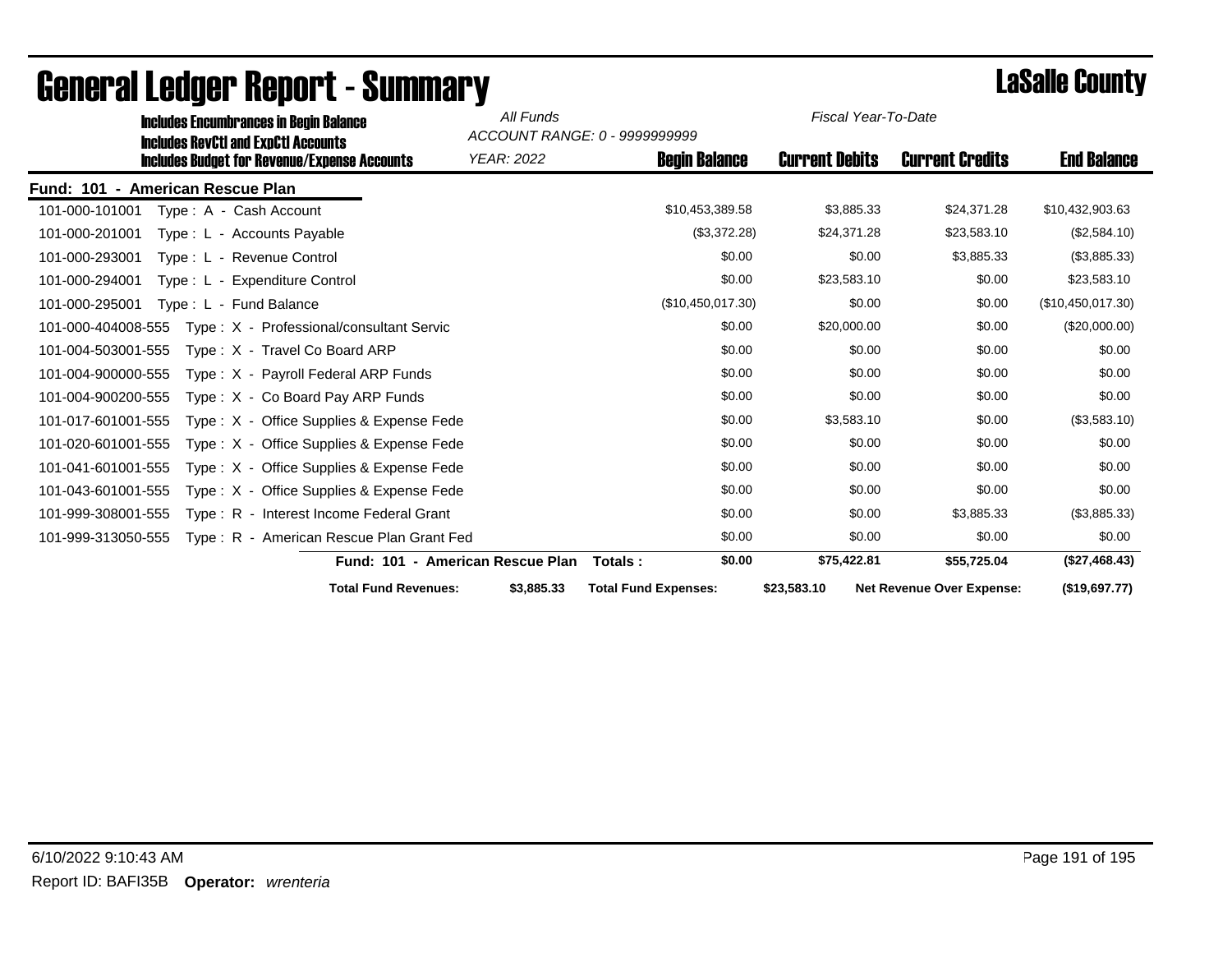# General Ledger Report - Summary

# LaSalle County

Includes Encumbrances in Begin Balance
Includes RevCtl and ExpCtl Accounts
Includes Budget for Revenue/Expense Accounts

*All Funds*
*ACCOUNT RANGE: 0 - 9999999999*
*YEAR: 2022*

*Fiscal Year-To-Date*

| Account | Description | Begin Balance | Current Debits | Current Credits | End Balance |
|---|---|---|---|---|---|
| **Fund: 101 - American Rescue Plan** | | | | | |
| 101-000-101001 | Type : A - Cash Account | $10,453,389.58 | $3,885.33 | $24,371.28 | $10,432,903.63 |
| 101-000-201001 | Type : L - Accounts Payable | ($3,372.28) | $24,371.28 | $23,583.10 | ($2,584.10) |
| 101-000-293001 | Type : L - Revenue Control | $0.00 | $0.00 | $3,885.33 | ($3,885.33) |
| 101-000-294001 | Type : L - Expenditure Control | $0.00 | $23,583.10 | $0.00 | $23,583.10 |
| 101-000-295001 | Type : L - Fund Balance | ($10,450,017.30) | $0.00 | $0.00 | ($10,450,017.30) |
| 101-000-404008-555 | Type : X - Professional/consultant Servic | $0.00 | $20,000.00 | $0.00 | ($20,000.00) |
| 101-004-503001-555 | Type : X - Travel Co Board ARP | $0.00 | $0.00 | $0.00 | $0.00 |
| 101-004-900000-555 | Type : X - Payroll Federal ARP Funds | $0.00 | $0.00 | $0.00 | $0.00 |
| 101-004-900200-555 | Type : X - Co Board Pay ARP Funds | $0.00 | $0.00 | $0.00 | $0.00 |
| 101-017-601001-555 | Type : X - Office Supplies & Expense Fede | $0.00 | $3,583.10 | $0.00 | ($3,583.10) |
| 101-020-601001-555 | Type : X - Office Supplies & Expense Fede | $0.00 | $0.00 | $0.00 | $0.00 |
| 101-041-601001-555 | Type : X - Office Supplies & Expense Fede | $0.00 | $0.00 | $0.00 | $0.00 |
| 101-043-601001-555 | Type : X - Office Supplies & Expense Fede | $0.00 | $0.00 | $0.00 | $0.00 |
| 101-999-308001-555 | Type : R - Interest Income Federal Grant | $0.00 | $0.00 | $3,885.33 | ($3,885.33) |
| 101-999-313050-555 | Type : R - American Rescue Plan Grant Fed | $0.00 | $0.00 | $0.00 | $0.00 |
| | **Fund: 101 - American Rescue Plan Totals :** | **$0.00** | **$75,422.81** | **$55,725.04** | **($27,468.43)** |

**Total Fund Revenues:** $3,885.33 **Total Fund Expenses:** $23,583.10 **Net Revenue Over Expense:** ($19,697.77)

6/10/2022 9:10:43 AM

Report ID: BAFI35B **Operator:** *wrenteria*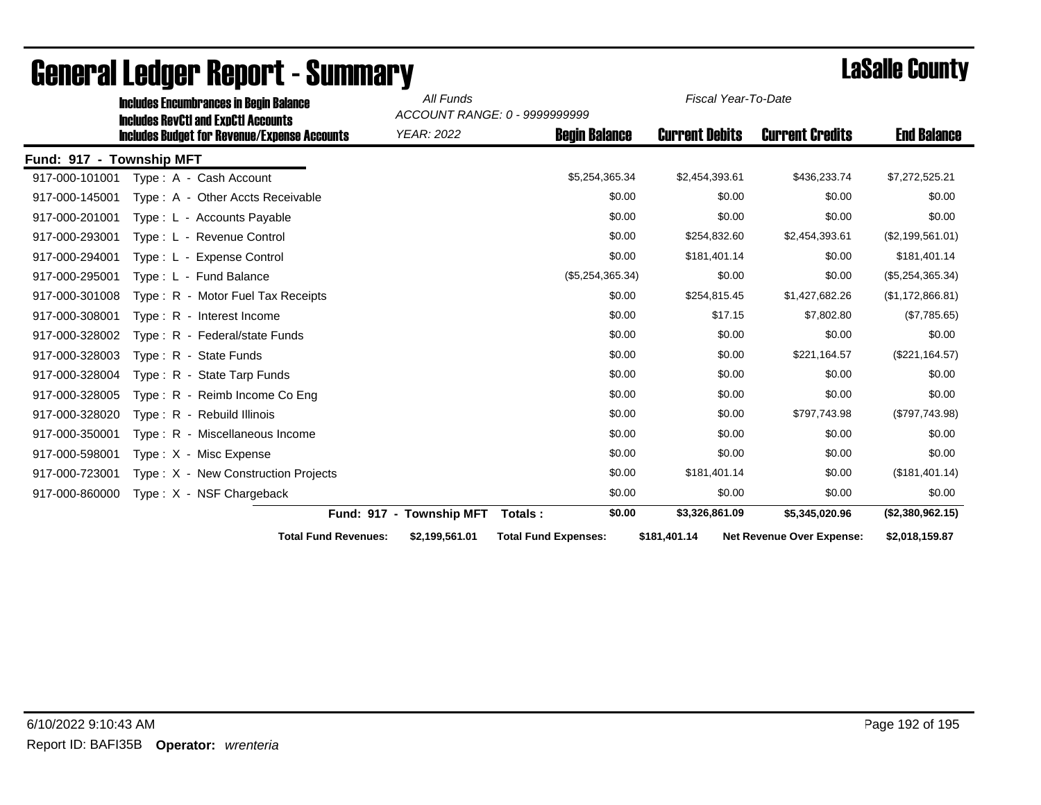# General Ledger Report - Summary

**LaSalle County**

Includes Encumbrances in Begin Balance
Includes RevCtl and ExpCtl Accounts
Includes Budget for Revenue/Expense Accounts

*All Funds*
*ACCOUNT RANGE: 0 - 9999999999*
*YEAR: 2022*

*Fiscal Year-To-Date*

**Fund: 917 - Township MFT**

| Account | Description | Begin Balance | Current Debits | Current Credits | End Balance |
|---|---|---|---|---|---|
| 917-000-101001 | Type : A - Cash Account | $5,254,365.34 | $2,454,393.61 | $436,233.74 | $7,272,525.21 |
| 917-000-145001 | Type : A - Other Accts Receivable | $0.00 | $0.00 | $0.00 | $0.00 |
| 917-000-201001 | Type : L - Accounts Payable | $0.00 | $0.00 | $0.00 | $0.00 |
| 917-000-293001 | Type : L - Revenue Control | $0.00 | $254,832.60 | $2,454,393.61 | ($2,199,561.01) |
| 917-000-294001 | Type : L - Expense Control | $0.00 | $181,401.14 | $0.00 | $181,401.14 |
| 917-000-295001 | Type : L - Fund Balance | ($5,254,365.34) | $0.00 | $0.00 | ($5,254,365.34) |
| 917-000-301008 | Type : R - Motor Fuel Tax Receipts | $0.00 | $254,815.45 | $1,427,682.26 | ($1,172,866.81) |
| 917-000-308001 | Type : R - Interest Income | $0.00 | $17.15 | $7,802.80 | ($7,785.65) |
| 917-000-328002 | Type : R - Federal/state Funds | $0.00 | $0.00 | $0.00 | $0.00 |
| 917-000-328003 | Type : R - State Funds | $0.00 | $0.00 | $221,164.57 | ($221,164.57) |
| 917-000-328004 | Type : R - State Tarp Funds | $0.00 | $0.00 | $0.00 | $0.00 |
| 917-000-328005 | Type : R - Reimb Income Co Eng | $0.00 | $0.00 | $0.00 | $0.00 |
| 917-000-328020 | Type : R - Rebuild Illinois | $0.00 | $0.00 | $797,743.98 | ($797,743.98) |
| 917-000-350001 | Type : R - Miscellaneous Income | $0.00 | $0.00 | $0.00 | $0.00 |
| 917-000-598001 | Type : X - Misc Expense | $0.00 | $0.00 | $0.00 | $0.00 |
| 917-000-723001 | Type : X - New Construction Projects | $0.00 | $181,401.14 | $0.00 | ($181,401.14) |
| 917-000-860000 | Type : X - NSF Chargeback | $0.00 | $0.00 | $0.00 | $0.00 |
| | **Fund: 917 - Township MFT Totals :** | **$0.00** | **$3,326,861.09** | **$5,345,020.96** | **($2,380,962.15)** |

**Total Fund Revenues:** $2,199,561.01 **Total Fund Expenses:** $181,401.14 **Net Revenue Over Expense:** $2,018,159.87

6/10/2022 9:10:43 AM

Report ID: BAFI35B **Operator:** *wrenteria*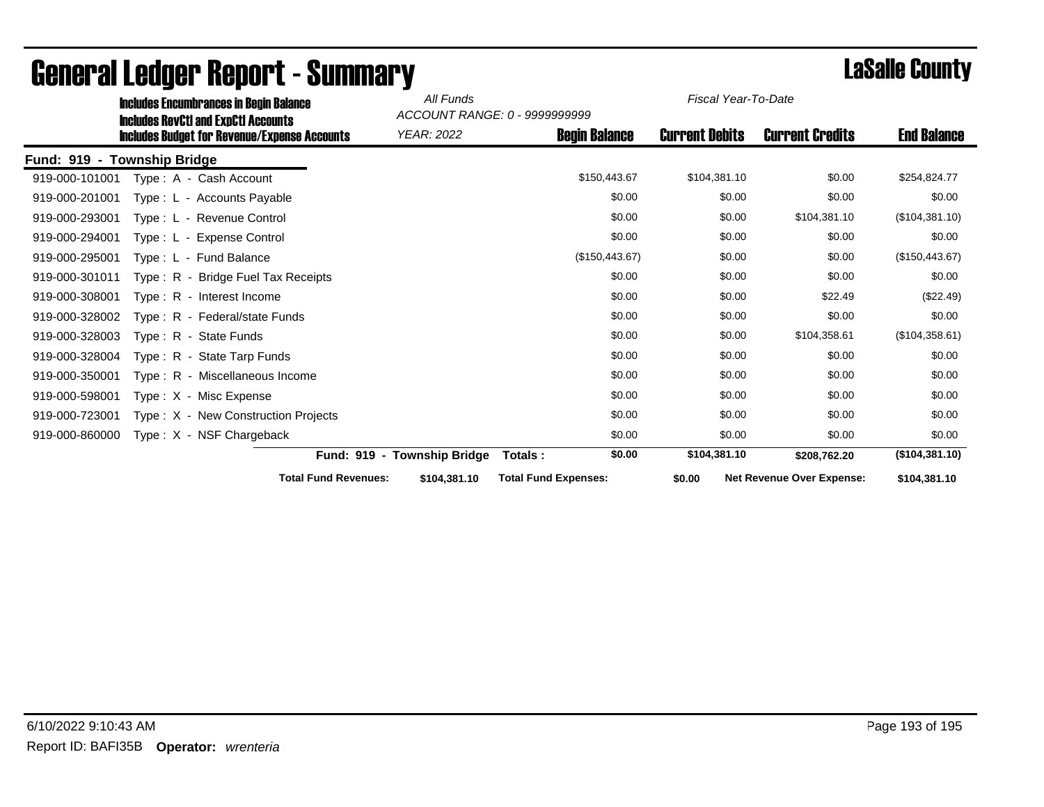# General Ledger Report - Summary

## LaSalle County

**Includes Encumbrances in Begin Balance**
**Includes RevCtl and ExpCtl Accounts**
**Includes Budget for Revenue/Expense Accounts**

*All Funds*
*ACCOUNT RANGE: 0 - 9999999999*
*YEAR: 2022*

*Fiscal Year-To-Date*

**Fund: 919 - Township Bridge**

| Account | Description | Begin Balance | Current Debits | Current Credits | End Balance |
|---|---|---|---|---|---|
| 919-000-101001 | Type : A - Cash Account | $150,443.67 | $104,381.10 | $0.00 | $254,824.77 |
| 919-000-201001 | Type : L - Accounts Payable | $0.00 | $0.00 | $0.00 | $0.00 |
| 919-000-293001 | Type : L - Revenue Control | $0.00 | $0.00 | $104,381.10 | ($104,381.10) |
| 919-000-294001 | Type : L - Expense Control | $0.00 | $0.00 | $0.00 | $0.00 |
| 919-000-295001 | Type : L - Fund Balance | ($150,443.67) | $0.00 | $0.00 | ($150,443.67) |
| 919-000-301011 | Type : R - Bridge Fuel Tax Receipts | $0.00 | $0.00 | $0.00 | $0.00 |
| 919-000-308001 | Type : R - Interest Income | $0.00 | $0.00 | $22.49 | ($22.49) |
| 919-000-328002 | Type : R - Federal/state Funds | $0.00 | $0.00 | $0.00 | $0.00 |
| 919-000-328003 | Type : R - State Funds | $0.00 | $0.00 | $104,358.61 | ($104,358.61) |
| 919-000-328004 | Type : R - State Tarp Funds | $0.00 | $0.00 | $0.00 | $0.00 |
| 919-000-350001 | Type : R - Miscellaneous Income | $0.00 | $0.00 | $0.00 | $0.00 |
| 919-000-598001 | Type : X - Misc Expense | $0.00 | $0.00 | $0.00 | $0.00 |
| 919-000-723001 | Type : X - New Construction Projects | $0.00 | $0.00 | $0.00 | $0.00 |
| 919-000-860000 | Type : X - NSF Chargeback | $0.00 | $0.00 | $0.00 | $0.00 |
| | **Fund: 919 - Township Bridge Totals :** | **$0.00** | **$104,381.10** | **$208,762.20** | **($104,381.10)** |

**Total Fund Revenues:** $104,381.10 **Total Fund Expenses:** $0.00 **Net Revenue Over Expense:** $104,381.10

6/10/2022 9:10:43 AM

Report ID: BAFI35B **Operator:** *wrenteria*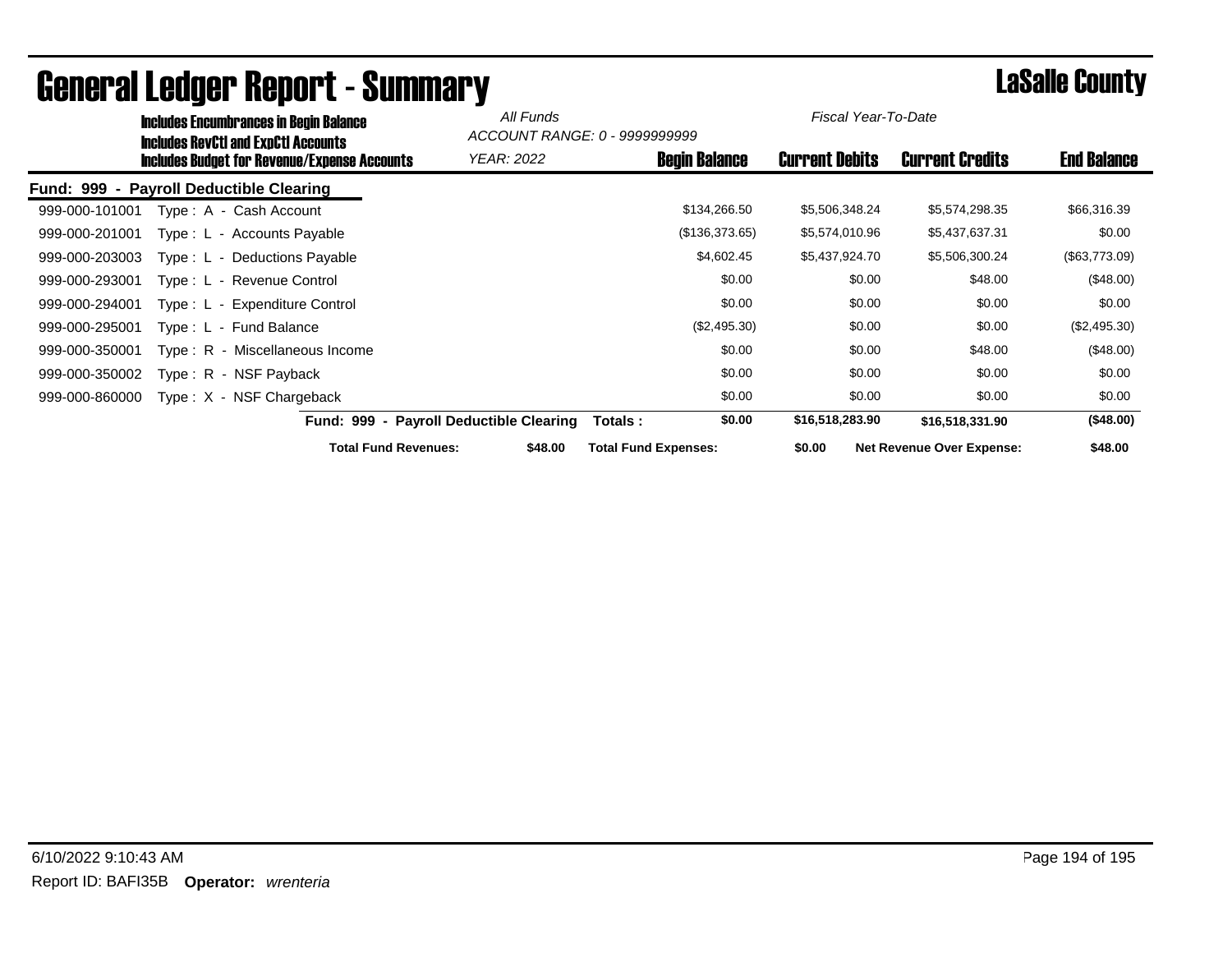# General Ledger Report - Summary

# LaSalle County

**Includes Encumbrances in Begin Balance**
**Includes RevCtl and ExpCtl Accounts**
**Includes Budget for Revenue/Expense Accounts**

*All Funds*
*ACCOUNT RANGE: 0 - 9999999999*
*YEAR: 2022*

*Fiscal Year-To-Date*

**Fund: 999 - Payroll Deductible Clearing**

| Account | Description | Begin Balance | Current Debits | Current Credits | End Balance |
|---|---|---|---|---|---|
| 999-000-101001 | Type : A - Cash Account | $134,266.50 | $5,506,348.24 | $5,574,298.35 | $66,316.39 |
| 999-000-201001 | Type : L - Accounts Payable | ($136,373.65) | $5,574,010.96 | $5,437,637.31 | $0.00 |
| 999-000-203003 | Type : L - Deductions Payable | $4,602.45 | $5,437,924.70 | $5,506,300.24 | ($63,773.09) |
| 999-000-293001 | Type : L - Revenue Control | $0.00 | $0.00 | $48.00 | ($48.00) |
| 999-000-294001 | Type : L - Expenditure Control | $0.00 | $0.00 | $0.00 | $0.00 |
| 999-000-295001 | Type : L - Fund Balance | ($2,495.30) | $0.00 | $0.00 | ($2,495.30) |
| 999-000-350001 | Type : R - Miscellaneous Income | $0.00 | $0.00 | $48.00 | ($48.00) |
| 999-000-350002 | Type : R - NSF Payback | $0.00 | $0.00 | $0.00 | $0.00 |
| 999-000-860000 | Type : X - NSF Chargeback | $0.00 | $0.00 | $0.00 | $0.00 |
| | **Fund: 999 - Payroll Deductible Clearing Totals :** | **$0.00** | **$16,518,283.90** | **$16,518,331.90** | **($48.00)** |

**Total Fund Revenues:** **$48.00** **Total Fund Expenses:** **$0.00** **Net Revenue Over Expense:** **$48.00**

6/10/2022 9:10:43 AM

Report ID: BAFI35B **Operator:** *wrenteria*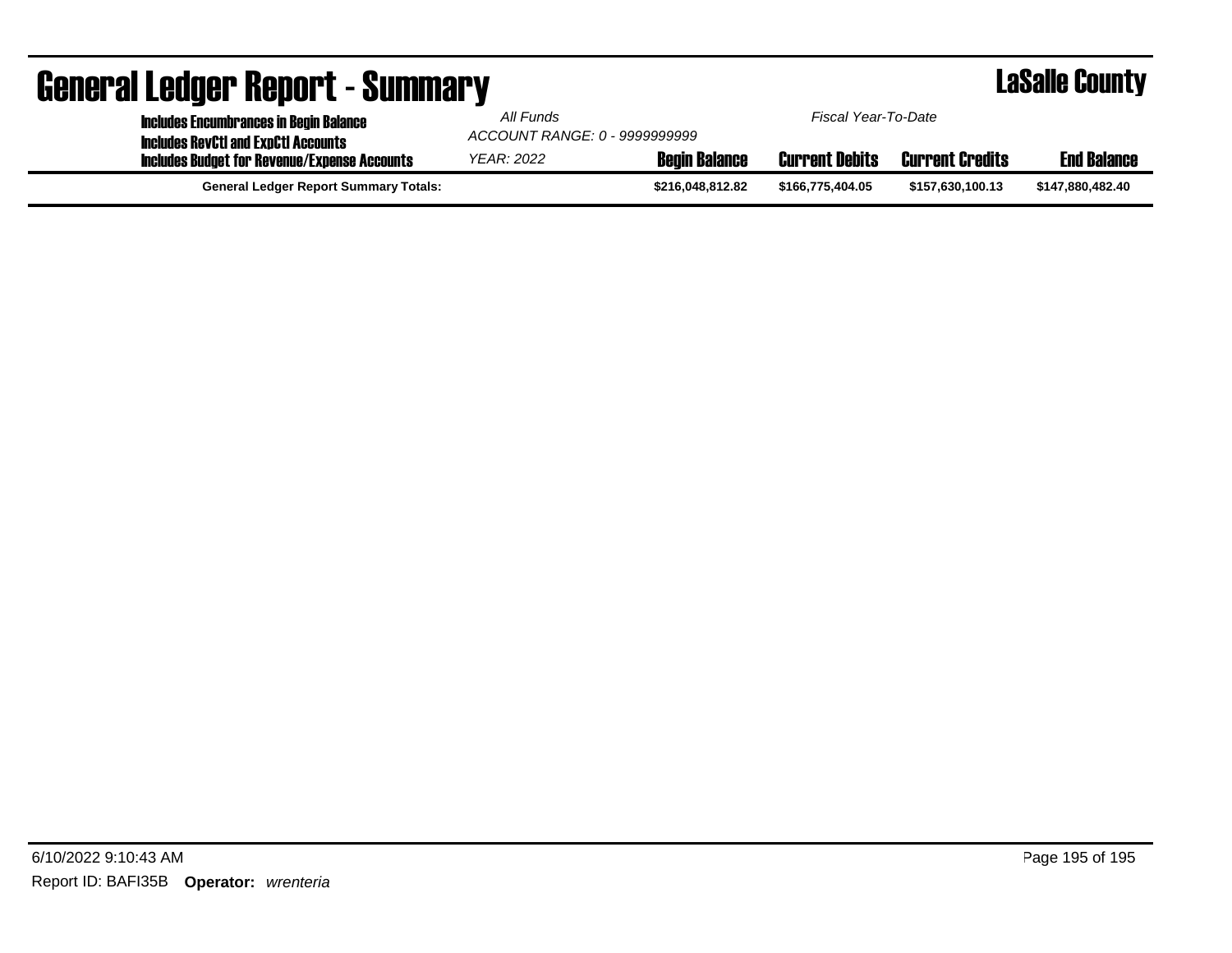# General Ledger Report - Summary

## LaSalle County

**Includes Encumbrances in Begin Balance**
**Includes RevCtl and ExpCtl Accounts**
**Includes Budget for Revenue/Expense Accounts**

*All Funds*
*ACCOUNT RANGE: 0 - 9999999999*
*YEAR: 2022*

*Fiscal Year-To-Date*

| | Begin Balance | Current Debits | Current Credits | End Balance |
|---|---|---|---|---|
| **General Ledger Report Summary Totals:** | **$216,048,812.82** | **$166,775,404.05** | **$157,630,100.13** | **$147,880,482.40** |

6/10/2022 9:10:43 AM

Report ID: BAFI35B **Operator:** *wrenteria*